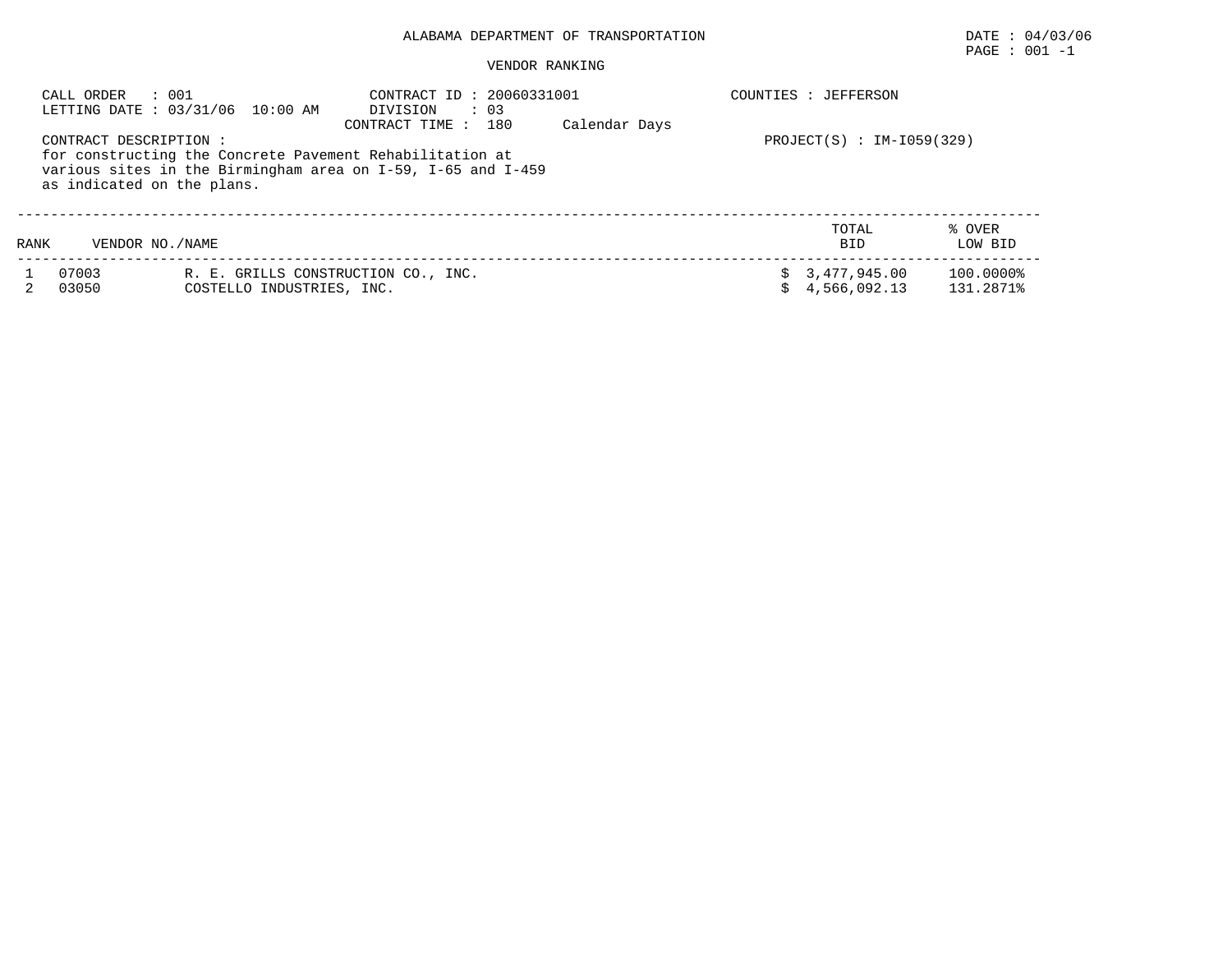# ALABAMA DEPARTMENT OF TRANSPORTATION

DATE : 04/03/06

## VENDOR RANKING

CALL ORDER : 001
LETTING DATE : 03/31/06 10:00 AM

CONTRACT ID : 20060331001
DIVISION : 03
CONTRACT TIME : 180 Calendar Days

COUNTIES : JEFFERSON

PROJECT(S) : IM-I059(329)

CONTRACT DESCRIPTION :
for constructing the Concrete Pavement Rehabilitation at various sites in the Birmingham area on I-59, I-65 and I-459 as indicated on the plans.

| RANK | VENDOR NO. | NAME | TOTAL BID | % OVER LOW BID |
|---|---|---|---|---|
| 1 | 07003 | R. E. GRILLS CONSTRUCTION CO., INC. | $ 3,477,945.00 | 100.0000% |
| 2 | 03050 | COSTELLO INDUSTRIES, INC. | $ 4,566,092.13 | 131.2871% |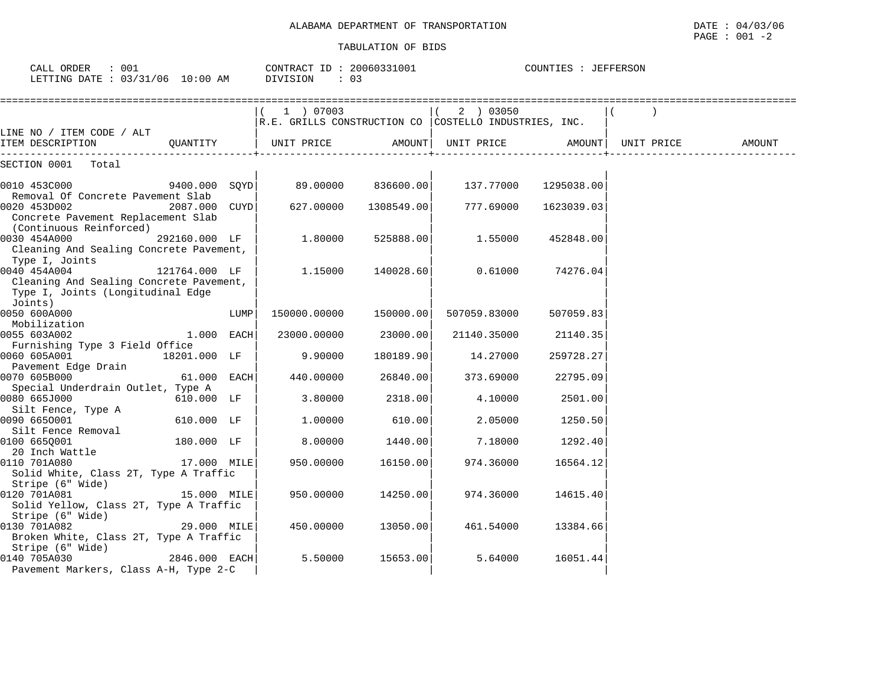# ALABAMA DEPARTMENT OF TRANSPORTATION

DATE : 04/03/06

## TABULATION OF BIDS

CALL ORDER : 001  
LETTING DATE : 03/31/06 10:00 AM

CONTRACT ID : 20060331001  
DIVISION : 03

COUNTIES : JEFFERSON

| LINE NO / ITEM CODE / ALT ITEM DESCRIPTION | QUANTITY | | ( 1 ) 07003 R.E. GRILLS CONSTRUCTION CO UNIT PRICE | AMOUNT | ( 2 ) 03050 COSTELLO INDUSTRIES, INC. UNIT PRICE | AMOUNT | ( ) UNIT PRICE | AMOUNT |
|---|---|---|---|---|---|---|---|---|
| SECTION 0001 Total | | | | | | | | |
| 0010 453C000 Removal Of Concrete Pavement Slab | 9400.000 | SQYD | 89.00000 | 836600.00 | 137.77000 | 1295038.00 | | |
| 0020 453D002 Concrete Pavement Replacement Slab (Continuous Reinforced) | 2087.000 | CUYD | 627.00000 | 1308549.00 | 777.69000 | 1623039.03 | | |
| 0030 454A000 Cleaning And Sealing Concrete Pavement, Type I, Joints | 292160.000 | LF | 1.80000 | 525888.00 | 1.55000 | 452848.00 | | |
| 0040 454A004 Cleaning And Sealing Concrete Pavement, Type I, Joints (Longitudinal Edge Joints) | 121764.000 | LF | 1.15000 | 140028.60 | 0.61000 | 74276.04 | | |
| 0050 600A000 Mobilization | | LUMP | 150000.00000 | 150000.00 | 507059.83000 | 507059.83 | | |
| 0055 603A002 Furnishing Type 3 Field Office | 1.000 | EACH | 23000.00000 | 23000.00 | 21140.35000 | 21140.35 | | |
| 0060 605A001 Pavement Edge Drain | 18201.000 | LF | 9.90000 | 180189.90 | 14.27000 | 259728.27 | | |
| 0070 605B000 Special Underdrain Outlet, Type A | 61.000 | EACH | 440.00000 | 26840.00 | 373.69000 | 22795.09 | | |
| 0080 665J000 Silt Fence, Type A | 610.000 | LF | 3.80000 | 2318.00 | 4.10000 | 2501.00 | | |
| 0090 665O001 Silt Fence Removal | 610.000 | LF | 1.00000 | 610.00 | 2.05000 | 1250.50 | | |
| 0100 665Q001 20 Inch Wattle | 180.000 | LF | 8.00000 | 1440.00 | 7.18000 | 1292.40 | | |
| 0110 701A080 Solid White, Class 2T, Type A Traffic Stripe (6" Wide) | 17.000 | MILE | 950.00000 | 16150.00 | 974.36000 | 16564.12 | | |
| 0120 701A081 Solid Yellow, Class 2T, Type A Traffic Stripe (6" Wide) | 15.000 | MILE | 950.00000 | 14250.00 | 974.36000 | 14615.40 | | |
| 0130 701A082 Broken White, Class 2T, Type A Traffic Stripe (6" Wide) | 29.000 | MILE | 450.00000 | 13050.00 | 461.54000 | 13384.66 | | |
| 0140 705A030 Pavement Markers, Class A-H, Type 2-C | 2846.000 | EACH | 5.50000 | 15653.00 | 5.64000 | 16051.44 | | |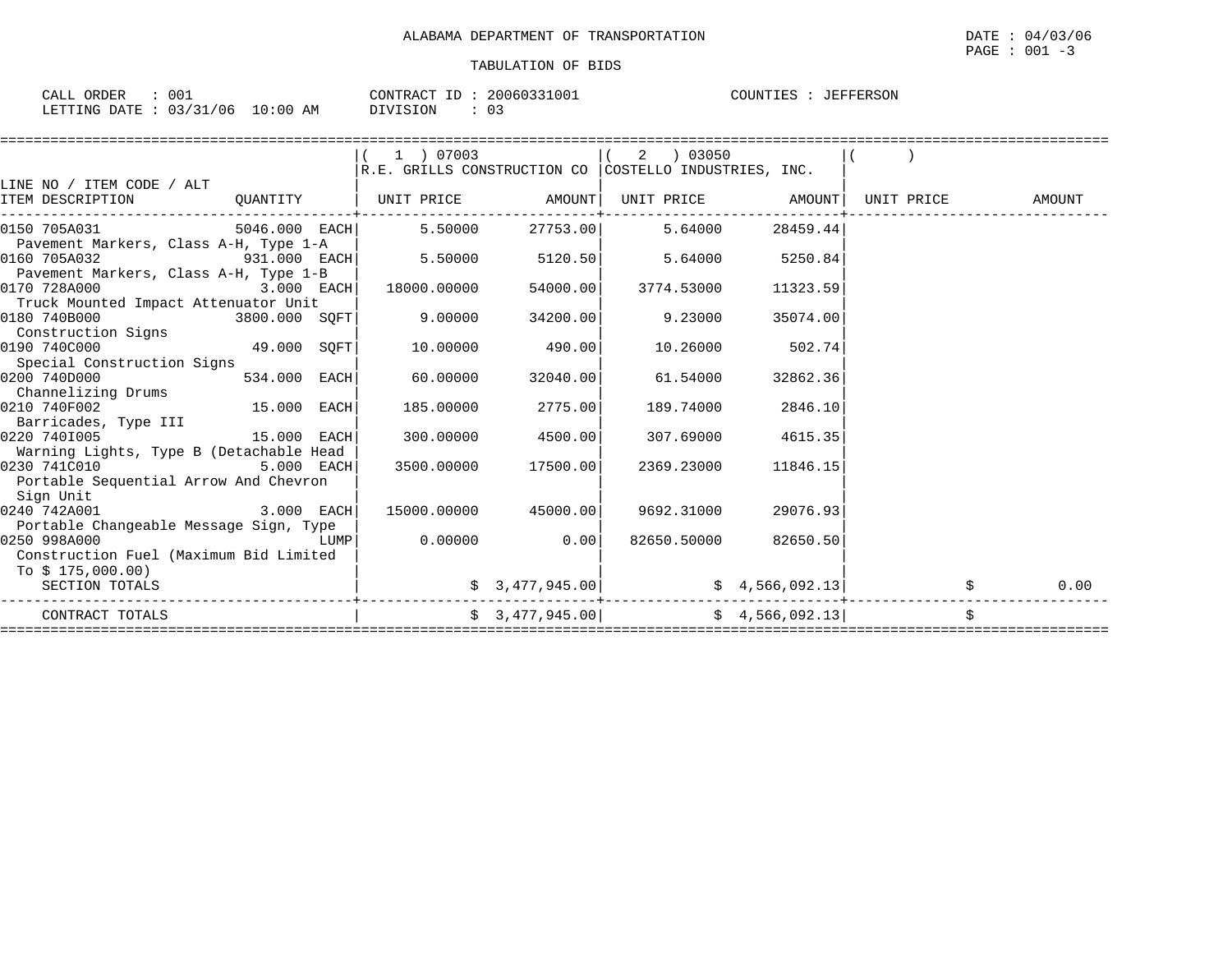ALABAMA DEPARTMENT OF TRANSPORTATION

DATE : 04/03/06

TABULATION OF BIDS

CALL ORDER : 001 CONTRACT ID : 20060331001 COUNTIES : JEFFERSON
LETTING DATE : 03/31/06 10:00 AM DIVISION : 03

| LINE NO / ITEM CODE / ALT ITEM DESCRIPTION | QUANTITY | ( 1 ) 07003 R.E. GRILLS CONSTRUCTION CO UNIT PRICE | AMOUNT | ( 2 ) 03050 COSTELLO INDUSTRIES, INC. UNIT PRICE | AMOUNT | ( ) UNIT PRICE | AMOUNT |
|---|---|---|---|---|---|---|---|
| 0150 705A031 Pavement Markers, Class A-H, Type 1-A | 5046.000 EACH | 5.50000 | 27753.00 | 5.64000 | 28459.44 | | |
| 0160 705A032 Pavement Markers, Class A-H, Type 1-B | 931.000 EACH | 5.50000 | 5120.50 | 5.64000 | 5250.84 | | |
| 0170 728A000 Truck Mounted Impact Attenuator Unit | 3.000 EACH | 18000.00000 | 54000.00 | 3774.53000 | 11323.59 | | |
| 0180 740B000 Construction Signs | 3800.000 SQFT | 9.00000 | 34200.00 | 9.23000 | 35074.00 | | |
| 0190 740C000 Special Construction Signs | 49.000 SQFT | 10.00000 | 490.00 | 10.26000 | 502.74 | | |
| 0200 740D000 Channelizing Drums | 534.000 EACH | 60.00000 | 32040.00 | 61.54000 | 32862.36 | | |
| 0210 740F002 Barricades, Type III | 15.000 EACH | 185.00000 | 2775.00 | 189.74000 | 2846.10 | | |
| 0220 740I005 Warning Lights, Type B (Detachable Head | 15.000 EACH | 300.00000 | 4500.00 | 307.69000 | 4615.35 | | |
| 0230 741C010 Portable Sequential Arrow And Chevron Sign Unit | 5.000 EACH | 3500.00000 | 17500.00 | 2369.23000 | 11846.15 | | |
| 0240 742A001 Portable Changeable Message Sign, Type | 3.000 EACH | 15000.00000 | 45000.00 | 9692.31000 | 29076.93 | | |
| 0250 998A000 Construction Fuel (Maximum Bid Limited To $ 175,000.00) | LUMP | 0.00000 | 0.00 | 82650.50000 | 82650.50 | | |
| SECTION TOTALS | | | $ 3,477,945.00 | | $ 4,566,092.13 | | $ 0.00 |
| CONTRACT TOTALS | | | $ 3,477,945.00 | | $ 4,566,092.13 | | $ |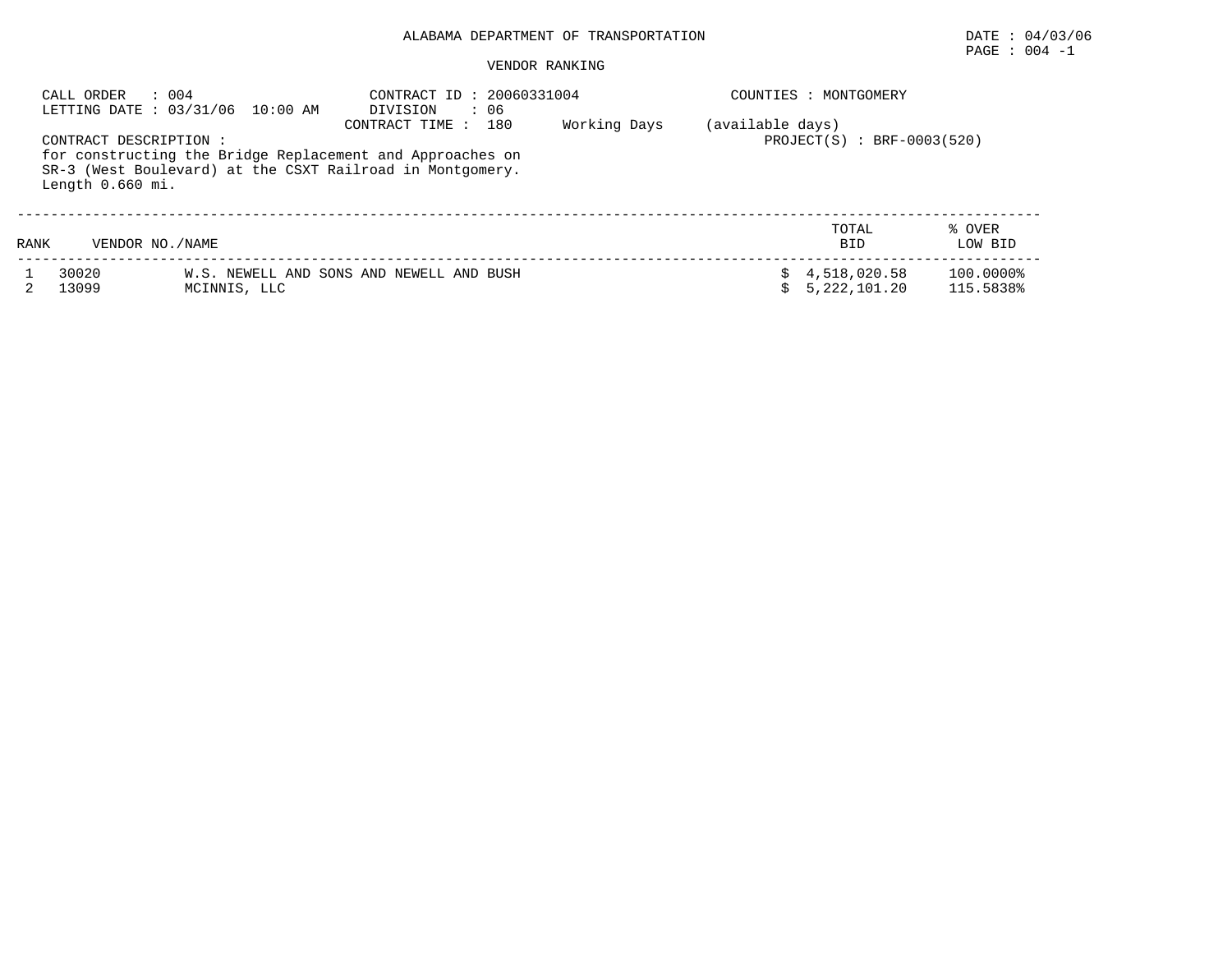ALABAMA DEPARTMENT OF TRANSPORTATION

DATE : 04/03/06

PAGE : 004 -1

VENDOR RANKING

CALL ORDER : 004
LETTING DATE : 03/31/06 10:00 AM

CONTRACT ID : 20060331004
DIVISION : 06
CONTRACT TIME : 180 Working Days (available days)

COUNTIES : MONTGOMERY

PROJECT(S) : BRF-0003(520)

CONTRACT DESCRIPTION :
for constructing the Bridge Replacement and Approaches on SR-3 (West Boulevard) at the CSXT Railroad in Montgomery. Length 0.660 mi.

| RANK | VENDOR NO./NAME | | TOTAL BID | % OVER LOW BID |
|---|---|---|---|---|
| 1 | 30020 | W.S. NEWELL AND SONS AND NEWELL AND BUSH | $ 4,518,020.58 | 100.0000% |
| 2 | 13099 | MCINNIS, LLC | $ 5,222,101.20 | 115.5838% |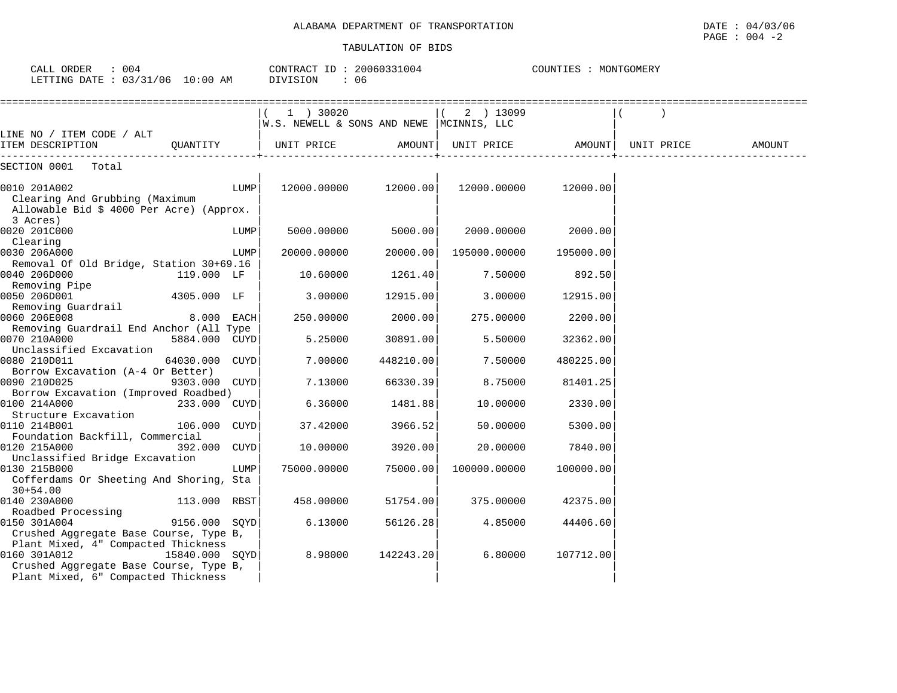ALABAMA DEPARTMENT OF TRANSPORTATION

TABULATION OF BIDS

DATE : 04/03/06
PAGE : 004 -2

CALL ORDER : 004
LETTING DATE : 03/31/06 10:00 AM

CONTRACT ID : 20060331004
DIVISION : 06

COUNTIES : MONTGOMERY

| LINE NO / ITEM CODE / ALT ITEM DESCRIPTION | QUANTITY | ( 1 ) 30020 W.S. NEWELL & SONS AND NEWE UNIT PRICE | AMOUNT | ( 2 ) 13099 MCINNIS, LLC UNIT PRICE | AMOUNT | ( ) UNIT PRICE | AMOUNT |
|---|---|---|---|---|---|---|---|
| SECTION 0001 Total | | | | | | | |
| 0010 201A002 Clearing And Grubbing (Maximum Allowable Bid $ 4000 Per Acre) (Approx. 3 Acres) | LUMP | 12000.00000 | 12000.00 | 12000.00000 | 12000.00 | | |
| 0020 201C000 Clearing | LUMP | 5000.00000 | 5000.00 | 2000.00000 | 2000.00 | | |
| 0030 206A000 Removal Of Old Bridge, Station 30+69.16 | LUMP | 20000.00000 | 20000.00 | 195000.00000 | 195000.00 | | |
| 0040 206D000 Removing Pipe | 119.000 LF | 10.60000 | 1261.40 | 7.50000 | 892.50 | | |
| 0050 206D001 Removing Guardrail | 4305.000 LF | 3.00000 | 12915.00 | 3.00000 | 12915.00 | | |
| 0060 206E008 Removing Guardrail End Anchor (All Type | 8.000 EACH | 250.00000 | 2000.00 | 275.00000 | 2200.00 | | |
| 0070 210A000 Unclassified Excavation | 5884.000 CUYD | 5.25000 | 30891.00 | 5.50000 | 32362.00 | | |
| 0080 210D011 Borrow Excavation (A-4 Or Better) | 64030.000 CUYD | 7.00000 | 448210.00 | 7.50000 | 480225.00 | | |
| 0090 210D025 Borrow Excavation (Improved Roadbed) | 9303.000 CUYD | 7.13000 | 66330.39 | 8.75000 | 81401.25 | | |
| 0100 214A000 Structure Excavation | 233.000 CUYD | 6.36000 | 1481.88 | 10.00000 | 2330.00 | | |
| 0110 214B001 Foundation Backfill, Commercial | 106.000 CUYD | 37.42000 | 3966.52 | 50.00000 | 5300.00 | | |
| 0120 215A000 Unclassified Bridge Excavation | 392.000 CUYD | 10.00000 | 3920.00 | 20.00000 | 7840.00 | | |
| 0130 215B000 Cofferdams Or Sheeting And Shoring, Sta 30+54.00 | LUMP | 75000.00000 | 75000.00 | 100000.00000 | 100000.00 | | |
| 0140 230A000 Roadbed Processing | 113.000 RBST | 458.00000 | 51754.00 | 375.00000 | 42375.00 | | |
| 0150 301A004 Crushed Aggregate Base Course, Type B, Plant Mixed, 4" Compacted Thickness | 9156.000 SQYD | 6.13000 | 56126.28 | 4.85000 | 44406.60 | | |
| 0160 301A012 Crushed Aggregate Base Course, Type B, Plant Mixed, 6" Compacted Thickness | 15840.000 SQYD | 8.98000 | 142243.20 | 6.80000 | 107712.00 | | |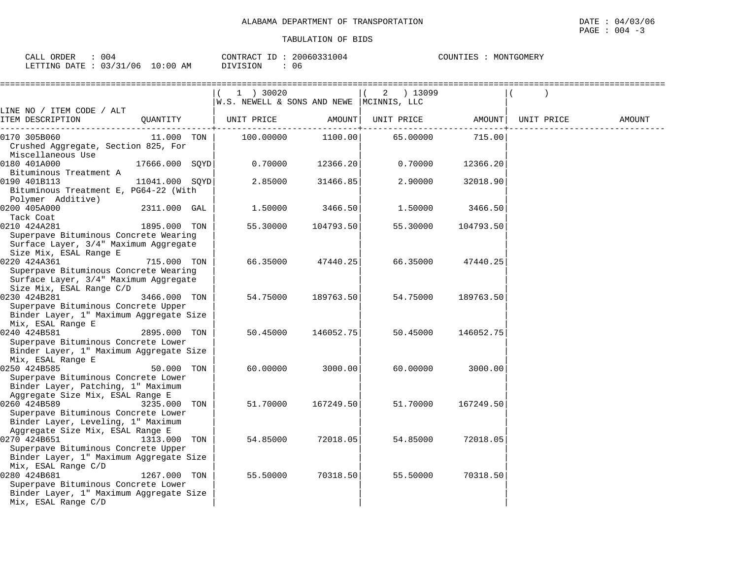ALABAMA DEPARTMENT OF TRANSPORTATION

DATE : 04/03/06

TABULATION OF BIDS

CALL ORDER : 004 CONTRACT ID : 20060331004 COUNTIES : MONTGOMERY
LETTING DATE : 03/31/06 10:00 AM DIVISION : 06

| LINE NO / ITEM CODE / ALT<br>ITEM DESCRIPTION | QUANTITY | ( 1 ) 30020<br>W.S. NEWELL & SONS AND NEWE<br>UNIT PRICE | AMOUNT | ( 2 ) 13099<br>MCINNIS, LLC<br>UNIT PRICE | AMOUNT | ( )<br>UNIT PRICE | AMOUNT |
|---|---|---|---|---|---|---|---|
| 0170 305B060<br>Crushed Aggregate, Section 825, For Miscellaneous Use | 11.000 TON | 100.00000 | 1100.00 | 65.00000 | 715.00 | | |
| 0180 401A000<br>Bituminous Treatment A | 17666.000 SQYD | 0.70000 | 12366.20 | 0.70000 | 12366.20 | | |
| 0190 401B113<br>Bituminous Treatment E, PG64-22 (With Polymer Additive) | 11041.000 SQYD | 2.85000 | 31466.85 | 2.90000 | 32018.90 | | |
| 0200 405A000<br>Tack Coat | 2311.000 GAL | 1.50000 | 3466.50 | 1.50000 | 3466.50 | | |
| 0210 424A281<br>Superpave Bituminous Concrete Wearing Surface Layer, 3/4" Maximum Aggregate Size Mix, ESAL Range E | 1895.000 TON | 55.30000 | 104793.50 | 55.30000 | 104793.50 | | |
| 0220 424A361<br>Superpave Bituminous Concrete Wearing Surface Layer, 3/4" Maximum Aggregate Size Mix, ESAL Range C/D | 715.000 TON | 66.35000 | 47440.25 | 66.35000 | 47440.25 | | |
| 0230 424B281<br>Superpave Bituminous Concrete Upper Binder Layer, 1" Maximum Aggregate Size Mix, ESAL Range E | 3466.000 TON | 54.75000 | 189763.50 | 54.75000 | 189763.50 | | |
| 0240 424B581<br>Superpave Bituminous Concrete Lower Binder Layer, 1" Maximum Aggregate Size Mix, ESAL Range E | 2895.000 TON | 50.45000 | 146052.75 | 50.45000 | 146052.75 | | |
| 0250 424B585<br>Superpave Bituminous Concrete Lower Binder Layer, Patching, 1" Maximum Aggregate Size Mix, ESAL Range E | 50.000 TON | 60.00000 | 3000.00 | 60.00000 | 3000.00 | | |
| 0260 424B589<br>Superpave Bituminous Concrete Lower Binder Layer, Leveling, 1" Maximum Aggregate Size Mix, ESAL Range E | 3235.000 TON | 51.70000 | 167249.50 | 51.70000 | 167249.50 | | |
| 0270 424B651<br>Superpave Bituminous Concrete Upper Binder Layer, 1" Maximum Aggregate Size Mix, ESAL Range C/D | 1313.000 TON | 54.85000 | 72018.05 | 54.85000 | 72018.05 | | |
| 0280 424B681<br>Superpave Bituminous Concrete Lower Binder Layer, 1" Maximum Aggregate Size Mix, ESAL Range C/D | 1267.000 TON | 55.50000 | 70318.50 | 55.50000 | 70318.50 | | |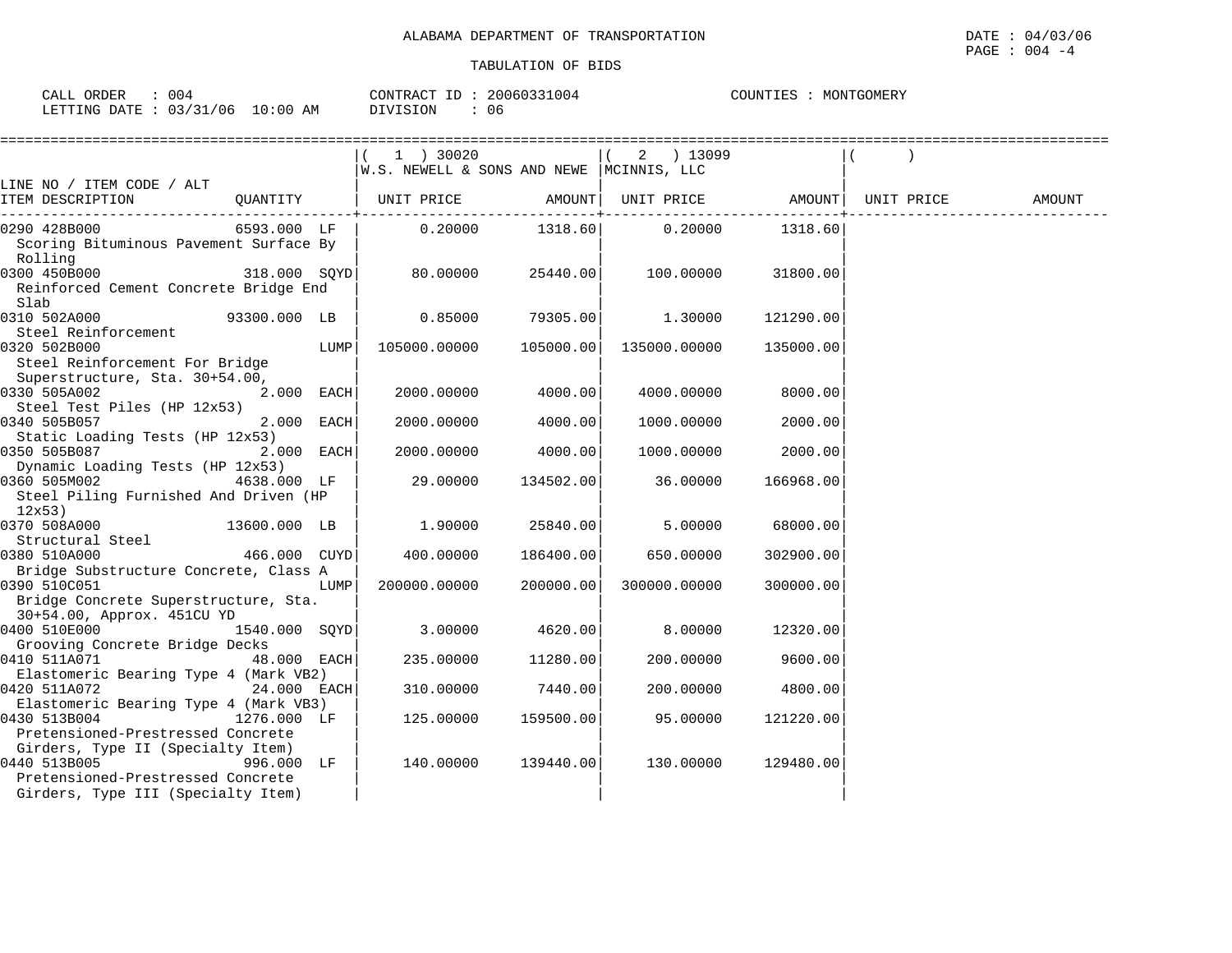ALABAMA DEPARTMENT OF TRANSPORTATION

TABULATION OF BIDS

DATE : 04/03/06
PAGE : 004 -4

CALL ORDER : 004  CONTRACT ID : 20060331004  COUNTIES : MONTGOMERY
LETTING DATE : 03/31/06 10:00 AM  DIVISION : 06

| LINE NO / ITEM CODE / ALT | | ( 1 ) 30020 W.S. NEWELL & SONS AND NEWE | | ( 2 ) 13099 MCINNIS, LLC | | ( ) | |
|---|---|---|---|---|---|---|---|
| ITEM DESCRIPTION | QUANTITY | UNIT PRICE | AMOUNT | UNIT PRICE | AMOUNT | UNIT PRICE | AMOUNT |
| 0290 428B000 Scoring Bituminous Pavement Surface By Rolling | 6593.000 LF | 0.20000 | 1318.60 | 0.20000 | 1318.60 | | |
| 0300 450B000 Reinforced Cement Concrete Bridge End Slab | 318.000 SQYD | 80.00000 | 25440.00 | 100.00000 | 31800.00 | | |
| 0310 502A000 Steel Reinforcement | 93300.000 LB | 0.85000 | 79305.00 | 1.30000 | 121290.00 | | |
| 0320 502B000 Steel Reinforcement For Bridge Superstructure, Sta. 30+54.00, | LUMP | 105000.00000 | 105000.00 | 135000.00000 | 135000.00 | | |
| 0330 505A002 Steel Test Piles (HP 12x53) | 2.000 EACH | 2000.00000 | 4000.00 | 4000.00000 | 8000.00 | | |
| 0340 505B057 Static Loading Tests (HP 12x53) | 2.000 EACH | 2000.00000 | 4000.00 | 1000.00000 | 2000.00 | | |
| 0350 505B087 Dynamic Loading Tests (HP 12x53) | 2.000 EACH | 2000.00000 | 4000.00 | 1000.00000 | 2000.00 | | |
| 0360 505M002 Steel Piling Furnished And Driven (HP 12x53) | 4638.000 LF | 29.00000 | 134502.00 | 36.00000 | 166968.00 | | |
| 0370 508A000 Structural Steel | 13600.000 LB | 1.90000 | 25840.00 | 5.00000 | 68000.00 | | |
| 0380 510A000 Bridge Substructure Concrete, Class A | 466.000 CUYD | 400.00000 | 186400.00 | 650.00000 | 302900.00 | | |
| 0390 510C051 Bridge Concrete Superstructure, Sta. 30+54.00, Approx. 451CU YD | LUMP | 200000.00000 | 200000.00 | 300000.00000 | 300000.00 | | |
| 0400 510E000 Grooving Concrete Bridge Decks | 1540.000 SQYD | 3.00000 | 4620.00 | 8.00000 | 12320.00 | | |
| 0410 511A071 Elastomeric Bearing Type 4 (Mark VB2) | 48.000 EACH | 235.00000 | 11280.00 | 200.00000 | 9600.00 | | |
| 0420 511A072 Elastomeric Bearing Type 4 (Mark VB3) | 24.000 EACH | 310.00000 | 7440.00 | 200.00000 | 4800.00 | | |
| 0430 513B004 Pretensioned-Prestressed Concrete Girders, Type II (Specialty Item) | 1276.000 LF | 125.00000 | 159500.00 | 95.00000 | 121220.00 | | |
| 0440 513B005 Pretensioned-Prestressed Concrete Girders, Type III (Specialty Item) | 996.000 LF | 140.00000 | 139440.00 | 130.00000 | 129480.00 | | |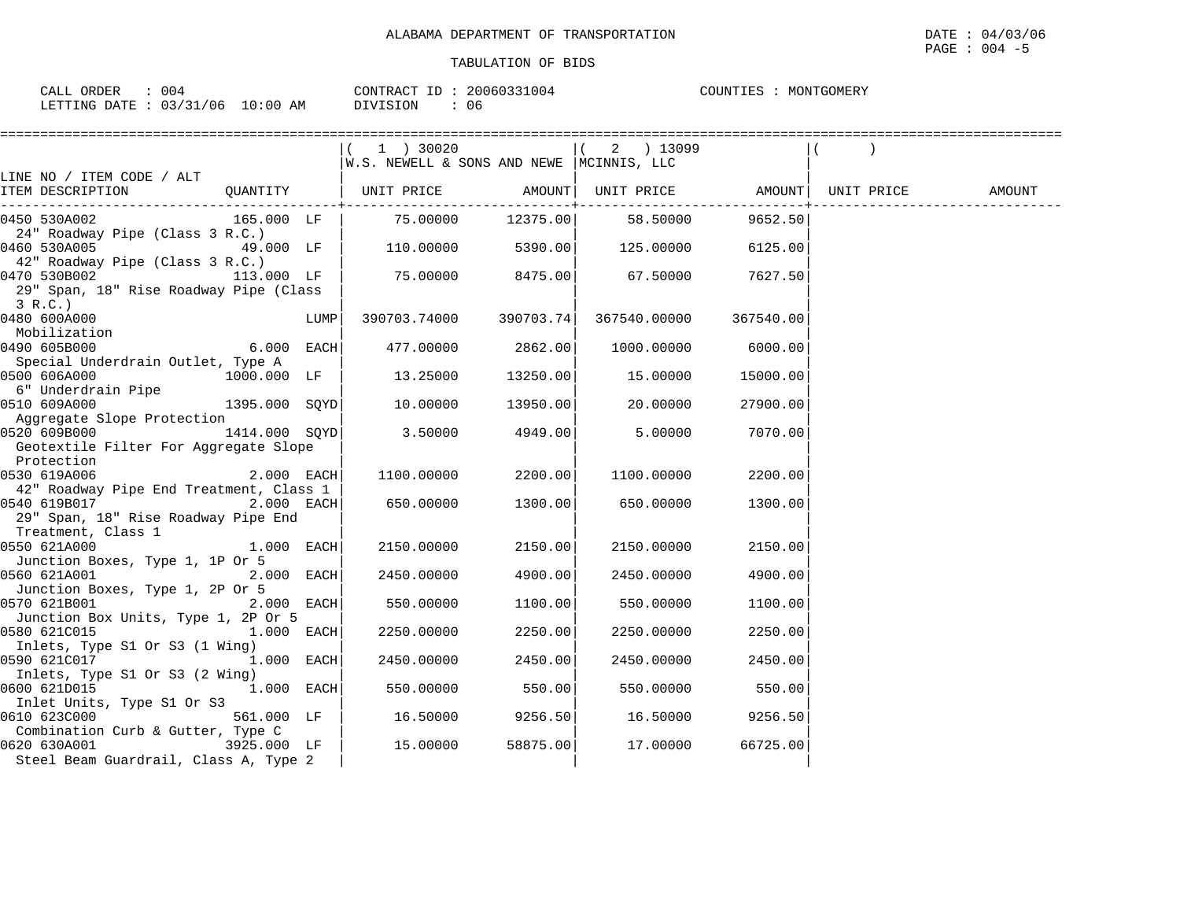ALABAMA DEPARTMENT OF TRANSPORTATION

TABULATION OF BIDS

CALL ORDER : 004 CONTRACT ID : 20060331004 COUNTIES : MONTGOMERY
LETTING DATE : 03/31/06 10:00 AM DIVISION : 06

| LINE NO / ITEM CODE / ALT ITEM DESCRIPTION | QUANTITY | (1) 30020 W.S. NEWELL & SONS AND NEWE UNIT PRICE | AMOUNT | (2) 13099 MCINNIS, LLC UNIT PRICE | AMOUNT | ( ) UNIT PRICE | AMOUNT |
|---|---|---|---|---|---|---|---|
| 0450 530A002 24" Roadway Pipe (Class 3 R.C.) | 165.000 LF | 75.00000 | 12375.00 | 58.50000 | 9652.50 | | |
| 0460 530A005 42" Roadway Pipe (Class 3 R.C.) | 49.000 LF | 110.00000 | 5390.00 | 125.00000 | 6125.00 | | |
| 0470 530B002 29" Span, 18" Rise Roadway Pipe (Class 3 R.C.) | 113.000 LF | 75.00000 | 8475.00 | 67.50000 | 7627.50 | | |
| 0480 600A000 Mobilization | LUMP | 390703.74000 | 390703.74 | 367540.00000 | 367540.00 | | |
| 0490 605B000 Special Underdrain Outlet, Type A | 6.000 EACH | 477.00000 | 2862.00 | 1000.00000 | 6000.00 | | |
| 0500 606A000 6" Underdrain Pipe | 1000.000 LF | 13.25000 | 13250.00 | 15.00000 | 15000.00 | | |
| 0510 609A000 Aggregate Slope Protection | 1395.000 SQYD | 10.00000 | 13950.00 | 20.00000 | 27900.00 | | |
| 0520 609B000 Geotextile Filter For Aggregate Slope Protection | 1414.000 SQYD | 3.50000 | 4949.00 | 5.00000 | 7070.00 | | |
| 0530 619A006 42" Roadway Pipe End Treatment, Class 1 | 2.000 EACH | 1100.00000 | 2200.00 | 1100.00000 | 2200.00 | | |
| 0540 619B017 29" Span, 18" Rise Roadway Pipe End Treatment, Class 1 | 2.000 EACH | 650.00000 | 1300.00 | 650.00000 | 1300.00 | | |
| 0550 621A000 Junction Boxes, Type 1, 1P Or 5 | 1.000 EACH | 2150.00000 | 2150.00 | 2150.00000 | 2150.00 | | |
| 0560 621A001 Junction Boxes, Type 1, 2P Or 5 | 2.000 EACH | 2450.00000 | 4900.00 | 2450.00000 | 4900.00 | | |
| 0570 621B001 Junction Box Units, Type 1, 2P Or 5 | 2.000 EACH | 550.00000 | 1100.00 | 550.00000 | 1100.00 | | |
| 0580 621C015 Inlets, Type S1 Or S3 (1 Wing) | 1.000 EACH | 2250.00000 | 2250.00 | 2250.00000 | 2250.00 | | |
| 0590 621C017 Inlets, Type S1 Or S3 (2 Wing) | 1.000 EACH | 2450.00000 | 2450.00 | 2450.00000 | 2450.00 | | |
| 0600 621D015 Inlet Units, Type S1 Or S3 | 1.000 EACH | 550.00000 | 550.00 | 550.00000 | 550.00 | | |
| 0610 623C000 Combination Curb & Gutter, Type C | 561.000 LF | 16.50000 | 9256.50 | 16.50000 | 9256.50 | | |
| 0620 630A001 Steel Beam Guardrail, Class A, Type 2 | 3925.000 LF | 15.00000 | 58875.00 | 17.00000 | 66725.00 | | |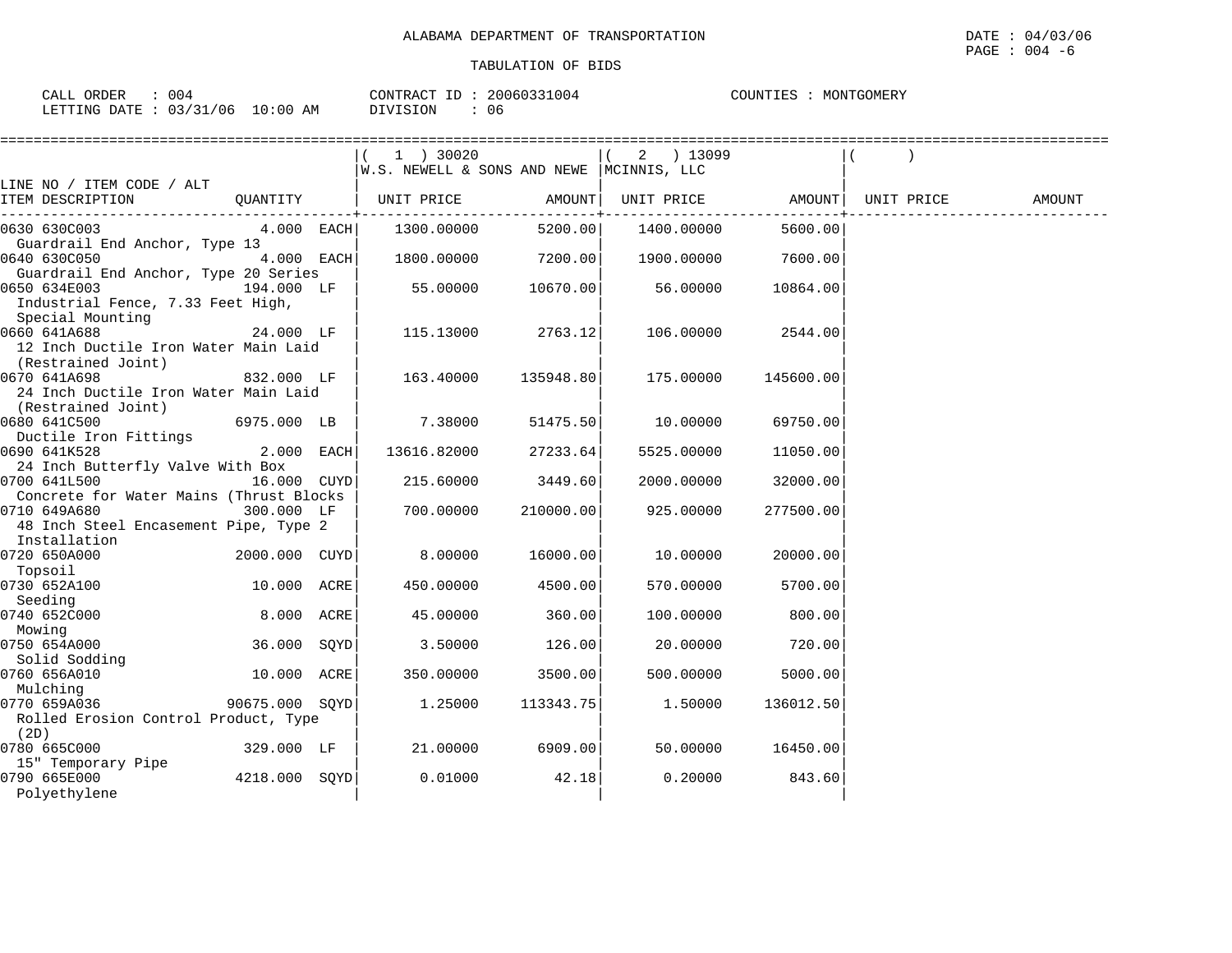ALABAMA DEPARTMENT OF TRANSPORTATION

TABULATION OF BIDS

DATE : 04/03/06

CALL ORDER : 004    CONTRACT ID : 20060331004    COUNTIES : MONTGOMERY

LETTING DATE : 03/31/06 10:00 AM    DIVISION : 06

| LINE NO / ITEM CODE / ALT ITEM DESCRIPTION | QUANTITY | (1) 30020 W.S. NEWELL & SONS AND NEWE UNIT PRICE | AMOUNT | (2) 13099 MCINNIS, LLC UNIT PRICE | AMOUNT | ( ) UNIT PRICE | AMOUNT |
|---|---|---|---|---|---|---|---|
| 0630 630C003 Guardrail End Anchor, Type 13 | 4.000 EACH | 1300.00000 | 5200.00 | 1400.00000 | 5600.00 | | |
| 0640 630C050 Guardrail End Anchor, Type 20 Series | 4.000 EACH | 1800.00000 | 7200.00 | 1900.00000 | 7600.00 | | |
| 0650 634E003 Industrial Fence, 7.33 Feet High, Special Mounting | 194.000 LF | 55.00000 | 10670.00 | 56.00000 | 10864.00 | | |
| 0660 641A688 12 Inch Ductile Iron Water Main Laid (Restrained Joint) | 24.000 LF | 115.13000 | 2763.12 | 106.00000 | 2544.00 | | |
| 0670 641A698 24 Inch Ductile Iron Water Main Laid (Restrained Joint) | 832.000 LF | 163.40000 | 135948.80 | 175.00000 | 145600.00 | | |
| 0680 641C500 Ductile Iron Fittings | 6975.000 LB | 7.38000 | 51475.50 | 10.00000 | 69750.00 | | |
| 0690 641K528 24 Inch Butterfly Valve With Box | 2.000 EACH | 13616.82000 | 27233.64 | 5525.00000 | 11050.00 | | |
| 0700 641L500 Concrete for Water Mains (Thrust Blocks | 16.000 CUYD | 215.60000 | 3449.60 | 2000.00000 | 32000.00 | | |
| 0710 649A680 48 Inch Steel Encasement Pipe, Type 2 Installation | 300.000 LF | 700.00000 | 210000.00 | 925.00000 | 277500.00 | | |
| 0720 650A000 Topsoil | 2000.000 CUYD | 8.00000 | 16000.00 | 10.00000 | 20000.00 | | |
| 0730 652A100 Seeding | 10.000 ACRE | 450.00000 | 4500.00 | 570.00000 | 5700.00 | | |
| 0740 652C000 Mowing | 8.000 ACRE | 45.00000 | 360.00 | 100.00000 | 800.00 | | |
| 0750 654A000 Solid Sodding | 36.000 SQYD | 3.50000 | 126.00 | 20.00000 | 720.00 | | |
| 0760 656A010 Mulching | 10.000 ACRE | 350.00000 | 3500.00 | 500.00000 | 5000.00 | | |
| 0770 659A036 Rolled Erosion Control Product, Type (2D) | 90675.000 SQYD | 1.25000 | 113343.75 | 1.50000 | 136012.50 | | |
| 0780 665C000 15" Temporary Pipe | 329.000 LF | 21.00000 | 6909.00 | 50.00000 | 16450.00 | | |
| 0790 665E000 Polyethylene | 4218.000 SQYD | 0.01000 | 42.18 | 0.20000 | 843.60 | | |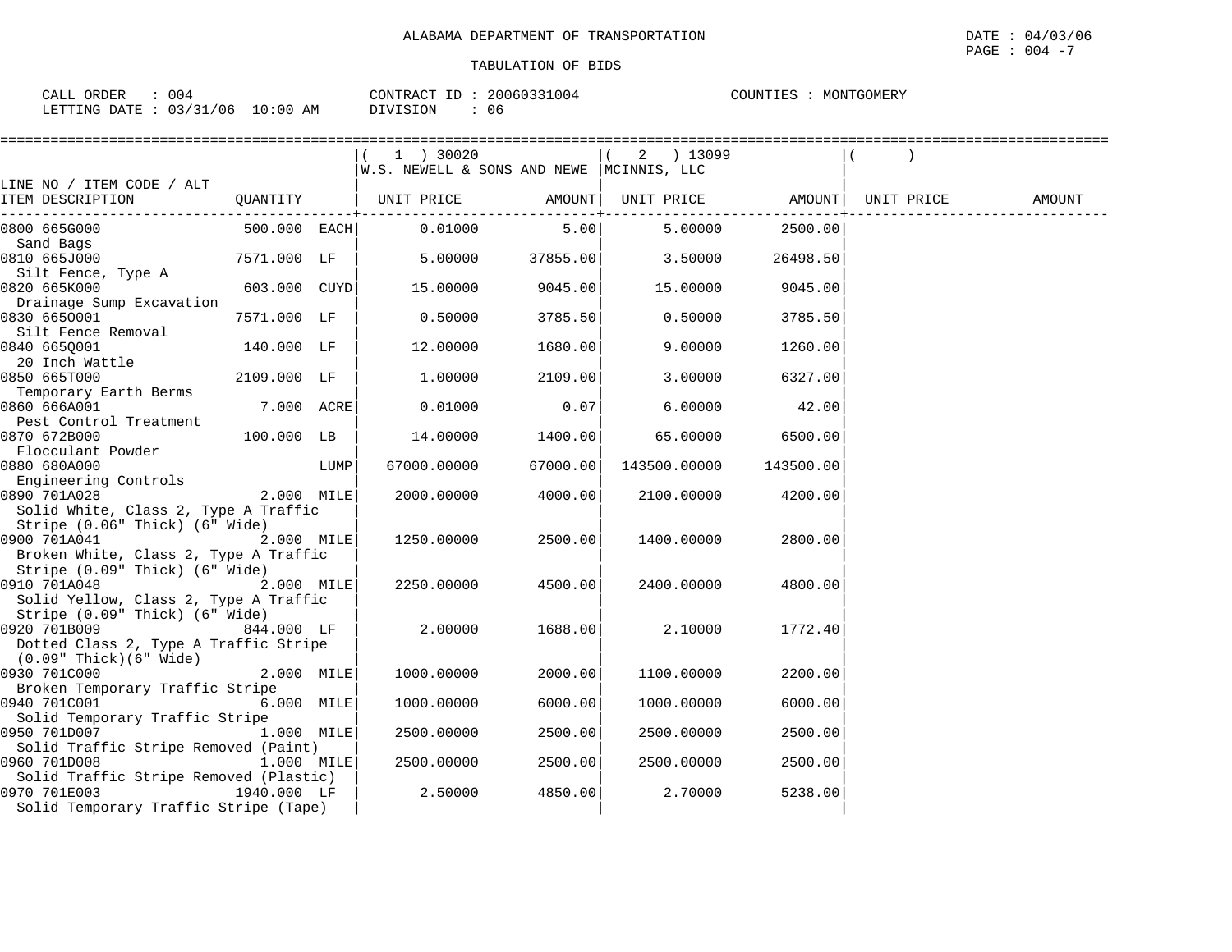ALABAMA DEPARTMENT OF TRANSPORTATION

TABULATION OF BIDS

DATE : 04/03/06
PAGE : 004 -7

CALL ORDER : 004
LETTING DATE : 03/31/06 10:00 AM

CONTRACT ID : 20060331004
DIVISION : 06

COUNTIES : MONTGOMERY

| LINE NO / ITEM CODE / ALT ITEM DESCRIPTION | QUANTITY | | ( 1 ) 30020 W.S. NEWELL & SONS AND NEWE UNIT PRICE | AMOUNT | ( 2 ) 13099 MCINNIS, LLC UNIT PRICE | AMOUNT | ( ) UNIT PRICE | AMOUNT |
|---|---|---|---|---|---|---|---|---|
| 0800 665G000 Sand Bags | 500.000 | EACH | 0.01000 | 5.00 | 5.00000 | 2500.00 | | |
| 0810 665J000 Silt Fence, Type A | 7571.000 | LF | 5.00000 | 37855.00 | 3.50000 | 26498.50 | | |
| 0820 665K000 Drainage Sump Excavation | 603.000 | CUYD | 15.00000 | 9045.00 | 15.00000 | 9045.00 | | |
| 0830 665O001 Silt Fence Removal | 7571.000 | LF | 0.50000 | 3785.50 | 0.50000 | 3785.50 | | |
| 0840 665Q001 20 Inch Wattle | 140.000 | LF | 12.00000 | 1680.00 | 9.00000 | 1260.00 | | |
| 0850 665T000 Temporary Earth Berms | 2109.000 | LF | 1.00000 | 2109.00 | 3.00000 | 6327.00 | | |
| 0860 666A001 Pest Control Treatment | 7.000 | ACRE | 0.01000 | 0.07 | 6.00000 | 42.00 | | |
| 0870 672B000 Flocculant Powder | 100.000 | LB | 14.00000 | 1400.00 | 65.00000 | 6500.00 | | |
| 0880 680A000 Engineering Controls | | LUMP | 67000.00000 | 67000.00 | 143500.00000 | 143500.00 | | |
| 0890 701A028 Solid White, Class 2, Type A Traffic Stripe (0.06" Thick) (6" Wide) | 2.000 | MILE | 2000.00000 | 4000.00 | 2100.00000 | 4200.00 | | |
| 0900 701A041 Broken White, Class 2, Type A Traffic Stripe (0.09" Thick) (6" Wide) | 2.000 | MILE | 1250.00000 | 2500.00 | 1400.00000 | 2800.00 | | |
| 0910 701A048 Solid Yellow, Class 2, Type A Traffic Stripe (0.09" Thick) (6" Wide) | 2.000 | MILE | 2250.00000 | 4500.00 | 2400.00000 | 4800.00 | | |
| 0920 701B009 Dotted Class 2, Type A Traffic Stripe (0.09" Thick)(6" Wide) | 844.000 | LF | 2.00000 | 1688.00 | 2.10000 | 1772.40 | | |
| 0930 701C000 Broken Temporary Traffic Stripe | 2.000 | MILE | 1000.00000 | 2000.00 | 1100.00000 | 2200.00 | | |
| 0940 701C001 Solid Temporary Traffic Stripe | 6.000 | MILE | 1000.00000 | 6000.00 | 1000.00000 | 6000.00 | | |
| 0950 701D007 Solid Traffic Stripe Removed (Paint) | 1.000 | MILE | 2500.00000 | 2500.00 | 2500.00000 | 2500.00 | | |
| 0960 701D008 Solid Traffic Stripe Removed (Plastic) | 1.000 | MILE | 2500.00000 | 2500.00 | 2500.00000 | 2500.00 | | |
| 0970 701E003 Solid Temporary Traffic Stripe (Tape) | 1940.000 | LF | 2.50000 | 4850.00 | 2.70000 | 5238.00 | | |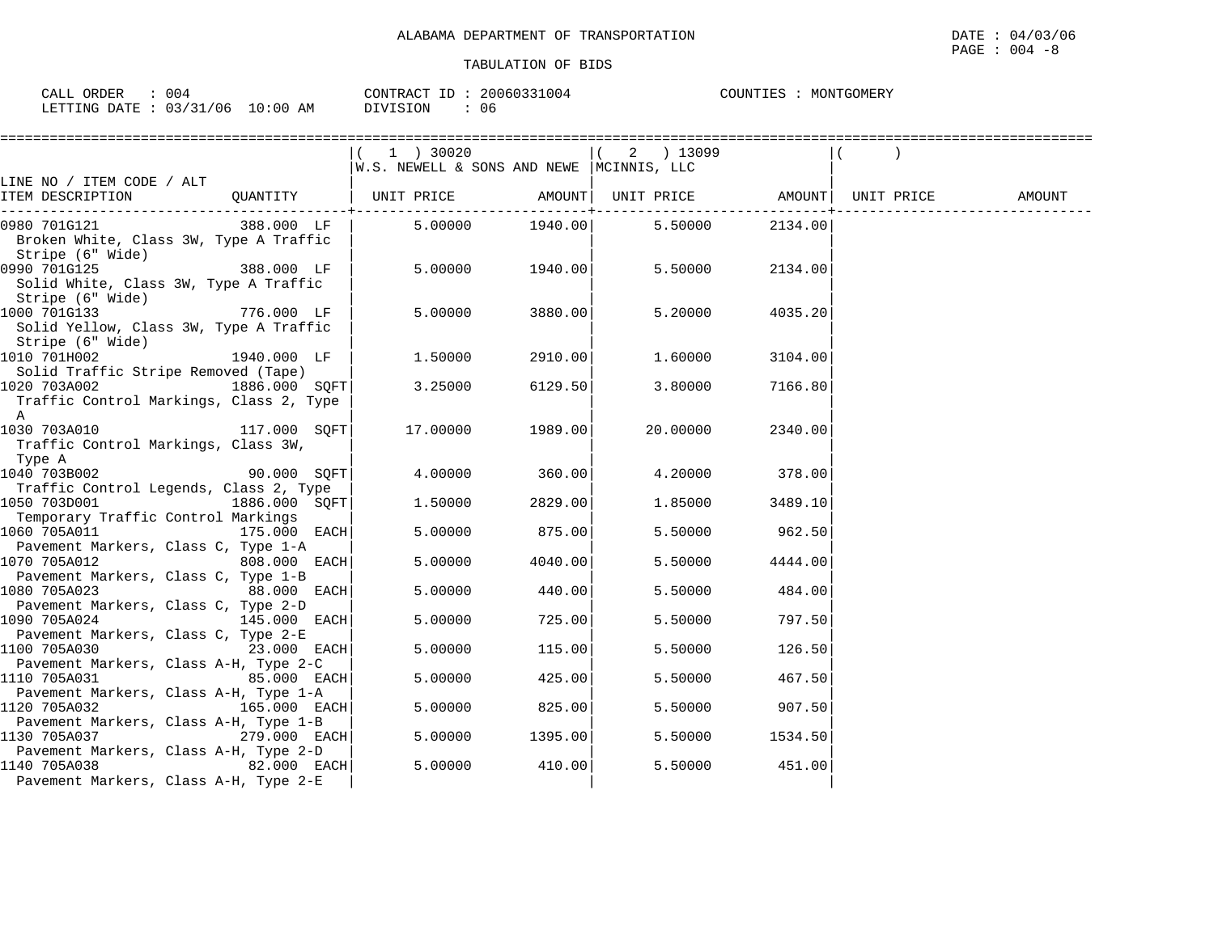ALABAMA DEPARTMENT OF TRANSPORTATION

TABULATION OF BIDS

CALL ORDER : 004　　CONTRACT ID : 20060331004　　COUNTIES : MONTGOMERY
LETTING DATE : 03/31/06 10:00 AM　　DIVISION : 06

DATE : 04/03/06

| LINE NO / ITEM CODE / ALT ITEM DESCRIPTION | QUANTITY | ( 1 ) 30020 W.S. NEWELL & SONS AND NEWE UNIT PRICE | AMOUNT | ( 2 ) 13099 MCINNIS, LLC UNIT PRICE | AMOUNT | ( ) UNIT PRICE | AMOUNT |
|---|---|---|---|---|---|---|---|
| 0980 701G121 Broken White, Class 3W, Type A Traffic Stripe (6" Wide) | 388.000 LF | 5.00000 | 1940.00 | 5.50000 | 2134.00 | | |
| 0990 701G125 Solid White, Class 3W, Type A Traffic Stripe (6" Wide) | 388.000 LF | 5.00000 | 1940.00 | 5.50000 | 2134.00 | | |
| 1000 701G133 Solid Yellow, Class 3W, Type A Traffic Stripe (6" Wide) | 776.000 LF | 5.00000 | 3880.00 | 5.20000 | 4035.20 | | |
| 1010 701H002 Solid Traffic Stripe Removed (Tape) | 1940.000 LF | 1.50000 | 2910.00 | 1.60000 | 3104.00 | | |
| 1020 703A002 Traffic Control Markings, Class 2, Type A | 1886.000 SQFT | 3.25000 | 6129.50 | 3.80000 | 7166.80 | | |
| 1030 703A010 Traffic Control Markings, Class 3W, Type A | 117.000 SQFT | 17.00000 | 1989.00 | 20.00000 | 2340.00 | | |
| 1040 703B002 Traffic Control Legends, Class 2, Type | 90.000 SQFT | 4.00000 | 360.00 | 4.20000 | 378.00 | | |
| 1050 703D001 Temporary Traffic Control Markings | 1886.000 SQFT | 1.50000 | 2829.00 | 1.85000 | 3489.10 | | |
| 1060 705A011 Pavement Markers, Class C, Type 1-A | 175.000 EACH | 5.00000 | 875.00 | 5.50000 | 962.50 | | |
| 1070 705A012 Pavement Markers, Class C, Type 1-B | 808.000 EACH | 5.00000 | 4040.00 | 5.50000 | 4444.00 | | |
| 1080 705A023 Pavement Markers, Class C, Type 2-D | 88.000 EACH | 5.00000 | 440.00 | 5.50000 | 484.00 | | |
| 1090 705A024 Pavement Markers, Class C, Type 2-E | 145.000 EACH | 5.00000 | 725.00 | 5.50000 | 797.50 | | |
| 1100 705A030 Pavement Markers, Class A-H, Type 2-C | 23.000 EACH | 5.00000 | 115.00 | 5.50000 | 126.50 | | |
| 1110 705A031 Pavement Markers, Class A-H, Type 1-A | 85.000 EACH | 5.00000 | 425.00 | 5.50000 | 467.50 | | |
| 1120 705A032 Pavement Markers, Class A-H, Type 1-B | 165.000 EACH | 5.00000 | 825.00 | 5.50000 | 907.50 | | |
| 1130 705A037 Pavement Markers, Class A-H, Type 2-D | 279.000 EACH | 5.00000 | 1395.00 | 5.50000 | 1534.50 | | |
| 1140 705A038 Pavement Markers, Class A-H, Type 2-E | 82.000 EACH | 5.00000 | 410.00 | 5.50000 | 451.00 | | |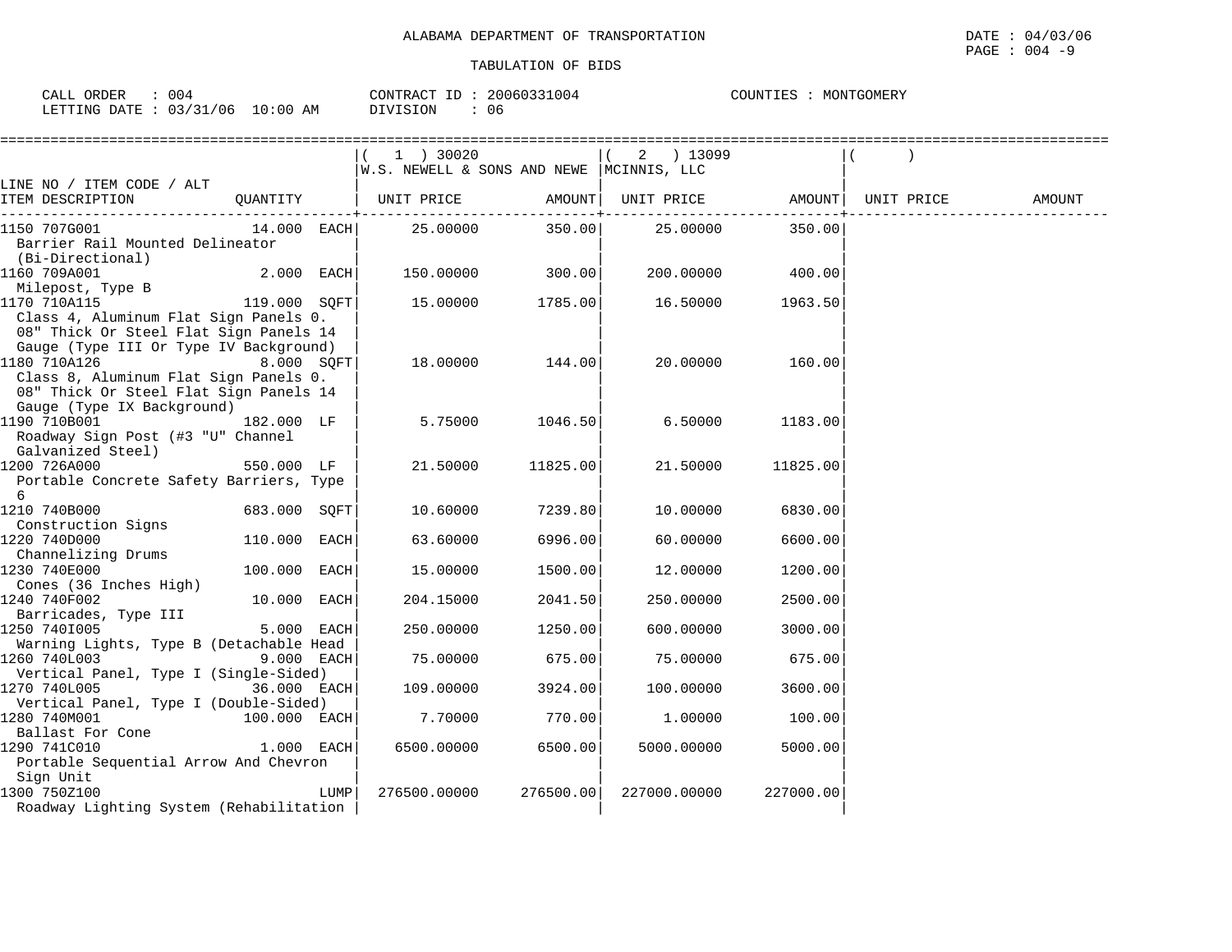ALABAMA DEPARTMENT OF TRANSPORTATION

TABULATION OF BIDS

DATE : 04/03/06
PAGE : 004 -9

CALL ORDER : 004
LETTING DATE : 03/31/06 10:00 AM

CONTRACT ID : 20060331004
DIVISION : 06

COUNTIES : MONTGOMERY

| LINE NO / ITEM CODE / ALT ITEM DESCRIPTION | QUANTITY | (1) 30020 W.S. NEWELL & SONS AND NEWE UNIT PRICE | AMOUNT | (2) 13099 MCINNIS, LLC UNIT PRICE | AMOUNT | ( ) UNIT PRICE | AMOUNT |
|---|---|---|---|---|---|---|---|
| 1150 707G001 Barrier Rail Mounted Delineator (Bi-Directional) | 14.000 EACH | 25.00000 | 350.00 | 25.00000 | 350.00 | | |
| 1160 709A001 Milepost, Type B | 2.000 EACH | 150.00000 | 300.00 | 200.00000 | 400.00 | | |
| 1170 710A115 Class 4, Aluminum Flat Sign Panels 0.08" Thick Or Steel Flat Sign Panels 14 Gauge (Type III Or Type IV Background) | 119.000 SQFT | 15.00000 | 1785.00 | 16.50000 | 1963.50 | | |
| 1180 710A126 Class 8, Aluminum Flat Sign Panels 0.08" Thick Or Steel Flat Sign Panels 14 Gauge (Type IX Background) | 8.000 SQFT | 18.00000 | 144.00 | 20.00000 | 160.00 | | |
| 1190 710B001 Roadway Sign Post (#3 "U" Channel Galvanized Steel) | 182.000 LF | 5.75000 | 1046.50 | 6.50000 | 1183.00 | | |
| 1200 726A000 Portable Concrete Safety Barriers, Type 6 | 550.000 LF | 21.50000 | 11825.00 | 21.50000 | 11825.00 | | |
| 1210 740B000 Construction Signs | 683.000 SQFT | 10.60000 | 7239.80 | 10.00000 | 6830.00 | | |
| 1220 740D000 Channelizing Drums | 110.000 EACH | 63.60000 | 6996.00 | 60.00000 | 6600.00 | | |
| 1230 740E000 Cones (36 Inches High) | 100.000 EACH | 15.00000 | 1500.00 | 12.00000 | 1200.00 | | |
| 1240 740F002 Barricades, Type III | 10.000 EACH | 204.15000 | 2041.50 | 250.00000 | 2500.00 | | |
| 1250 740I005 Warning Lights, Type B (Detachable Head | 5.000 EACH | 250.00000 | 1250.00 | 600.00000 | 3000.00 | | |
| 1260 740L003 Vertical Panel, Type I (Single-Sided) | 9.000 EACH | 75.00000 | 675.00 | 75.00000 | 675.00 | | |
| 1270 740L005 Vertical Panel, Type I (Double-Sided) | 36.000 EACH | 109.00000 | 3924.00 | 100.00000 | 3600.00 | | |
| 1280 740M001 Ballast For Cone | 100.000 EACH | 7.70000 | 770.00 | 1.00000 | 100.00 | | |
| 1290 741C010 Portable Sequential Arrow And Chevron Sign Unit | 1.000 EACH | 6500.00000 | 6500.00 | 5000.00000 | 5000.00 | | |
| 1300 750Z100 Roadway Lighting System (Rehabilitation | LUMP | 276500.00000 | 276500.00 | 227000.00000 | 227000.00 | | |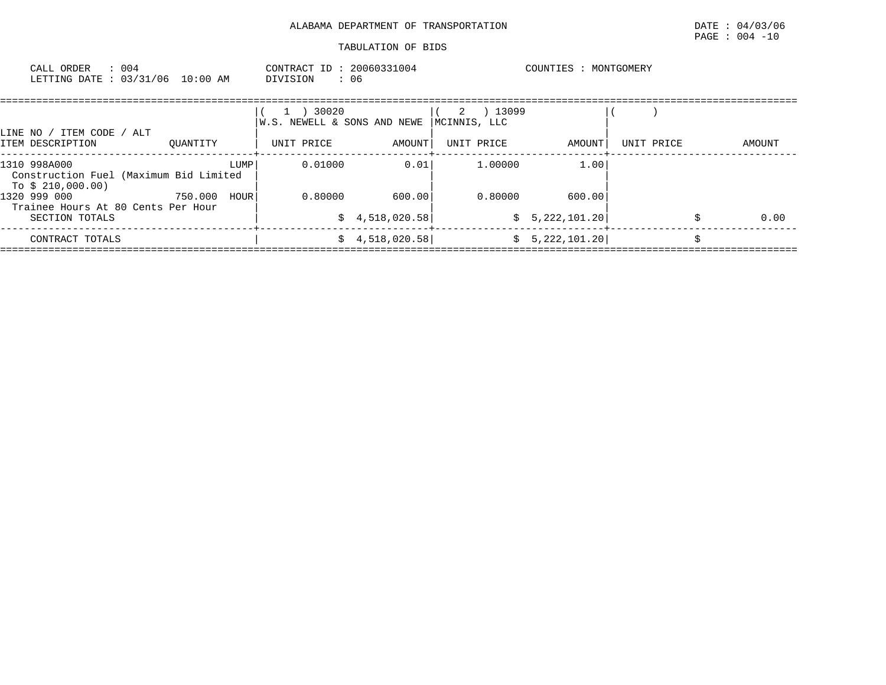ALABAMA DEPARTMENT OF TRANSPORTATION

TABULATION OF BIDS

DATE : 04/03/06
PAGE : 004 -10

CALL ORDER : 004
LETTING DATE : 03/31/06 10:00 AM

CONTRACT ID : 20060331004
DIVISION : 06

COUNTIES : MONTGOMERY

| LINE NO / ITEM CODE / ALT<br>ITEM DESCRIPTION | QUANTITY | ( 1 ) 30020<br>W.S. NEWELL & SONS AND NEWE<br>UNIT PRICE | <br><br>AMOUNT | ( 2 ) 13099<br>MCINNIS, LLC<br>UNIT PRICE | <br><br>AMOUNT | ( )<br><br>UNIT PRICE | <br><br>AMOUNT |
|---|---|---|---|---|---|---|---|
| 1310 998A000<br>Construction Fuel (Maximum Bid Limited To $ 210,000.00) | LUMP | 0.01000 | 0.01 | 1.00000 | 1.00 | | |
| 1320 999 000<br>Trainee Hours At 80 Cents Per Hour | 750.000 HOUR | 0.80000 | 600.00 | 0.80000 | 600.00 | | |
| SECTION TOTALS | | | $ 4,518,020.58 | | $ 5,222,101.20 | | $ 0.00 |
| CONTRACT TOTALS | | | $ 4,518,020.58 | | $ 5,222,101.20 | | $ |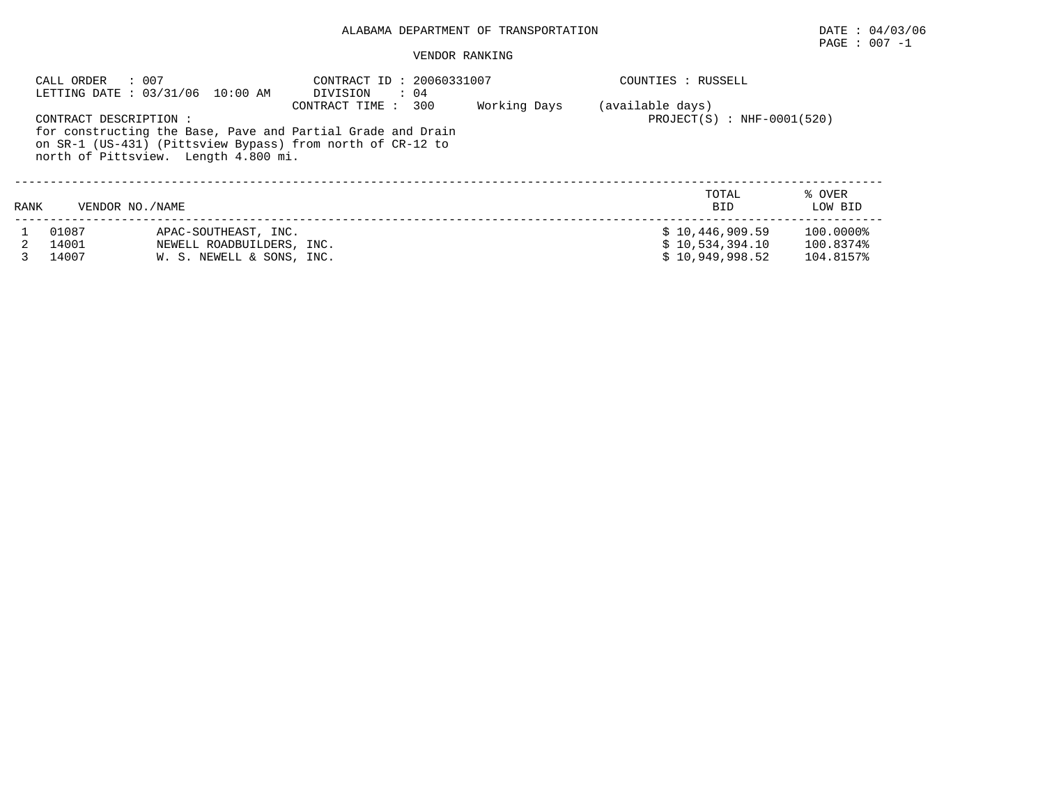ALABAMA DEPARTMENT OF TRANSPORTATION

DATE : 04/03/06

VENDOR RANKING

CALL ORDER : 007
LETTING DATE : 03/31/06 10:00 AM

CONTRACT ID : 20060331007
DIVISION : 04
CONTRACT TIME : 300 Working Days (available days)

COUNTIES : RUSSELL

PROJECT(S) : NHF-0001(520)

CONTRACT DESCRIPTION :
for constructing the Base, Pave and Partial Grade and Drain on SR-1 (US-431) (Pittsview Bypass) from north of CR-12 to north of Pittsview. Length 4.800 mi.

| RANK | VENDOR NO. | NAME | TOTAL BID | % OVER LOW BID |
|---|---|---|---|---|
| 1 | 01087 | APAC-SOUTHEAST, INC. | $ 10,446,909.59 | 100.0000% |
| 2 | 14001 | NEWELL ROADBUILDERS, INC. | $ 10,534,394.10 | 100.8374% |
| 3 | 14007 | W. S. NEWELL & SONS, INC. | $ 10,949,998.52 | 104.8157% |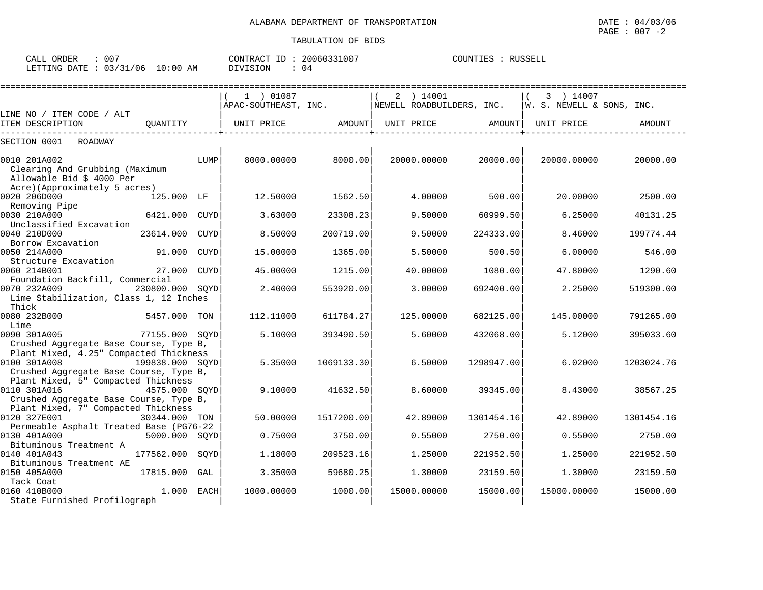ALABAMA DEPARTMENT OF TRANSPORTATION

TABULATION OF BIDS

DATE : 04/03/06
PAGE : 007 -2

CALL ORDER : 007 CONTRACT ID : 20060331007 COUNTIES : RUSSELL
LETTING DATE : 03/31/06 10:00 AM DIVISION : 04

| LINE NO / ITEM CODE / ALT ITEM DESCRIPTION | QUANTITY | | ( 1 ) 01087 APAC-SOUTHEAST, INC. UNIT PRICE | AMOUNT | ( 2 ) 14001 NEWELL ROADBUILDERS, INC. UNIT PRICE | AMOUNT | ( 3 ) 14007 W. S. NEWELL & SONS, INC. UNIT PRICE | AMOUNT |
|---|---|---|---|---|---|---|---|---|
| SECTION 0001 ROADWAY | | | | | | | | |
| 0010 201A002 Clearing And Grubbing (Maximum Allowable Bid $ 4000 Per Acre)(Approximately 5 acres) | | LUMP | 8000.00000 | 8000.00 | 20000.00000 | 20000.00 | 20000.00000 | 20000.00 |
| 0020 206D000 Removing Pipe | 125.000 | LF | 12.50000 | 1562.50 | 4.00000 | 500.00 | 20.00000 | 2500.00 |
| 0030 210A000 Unclassified Excavation | 6421.000 | CUYD | 3.63000 | 23308.23 | 9.50000 | 60999.50 | 6.25000 | 40131.25 |
| 0040 210D000 Borrow Excavation | 23614.000 | CUYD | 8.50000 | 200719.00 | 9.50000 | 224333.00 | 8.46000 | 199774.44 |
| 0050 214A000 Structure Excavation | 91.000 | CUYD | 15.00000 | 1365.00 | 5.50000 | 500.50 | 6.00000 | 546.00 |
| 0060 214B001 Foundation Backfill, Commercial | 27.000 | CUYD | 45.00000 | 1215.00 | 40.00000 | 1080.00 | 47.80000 | 1290.60 |
| 0070 232A009 Lime Stabilization, Class 1, 12 Inches Thick | 230800.000 | SQYD | 2.40000 | 553920.00 | 3.00000 | 692400.00 | 2.25000 | 519300.00 |
| 0080 232B000 Lime | 5457.000 | TON | 112.11000 | 611784.27 | 125.00000 | 682125.00 | 145.00000 | 791265.00 |
| 0090 301A005 Crushed Aggregate Base Course, Type B, Plant Mixed, 4.25" Compacted Thickness | 77155.000 | SQYD | 5.10000 | 393490.50 | 5.60000 | 432068.00 | 5.12000 | 395033.60 |
| 0100 301A008 Crushed Aggregate Base Course, Type B, Plant Mixed, 5" Compacted Thickness | 199838.000 | SQYD | 5.35000 | 1069133.30 | 6.50000 | 1298947.00 | 6.02000 | 1203024.76 |
| 0110 301A016 Crushed Aggregate Base Course, Type B, Plant Mixed, 7" Compacted Thickness | 4575.000 | SQYD | 9.10000 | 41632.50 | 8.60000 | 39345.00 | 8.43000 | 38567.25 |
| 0120 327E001 Permeable Asphalt Treated Base (PG76-22 | 30344.000 | TON | 50.00000 | 1517200.00 | 42.89000 | 1301454.16 | 42.89000 | 1301454.16 |
| 0130 401A000 Bituminous Treatment A | 5000.000 | SQYD | 0.75000 | 3750.00 | 0.55000 | 2750.00 | 0.55000 | 2750.00 |
| 0140 401A043 Bituminous Treatment AE | 177562.000 | SQYD | 1.18000 | 209523.16 | 1.25000 | 221952.50 | 1.25000 | 221952.50 |
| 0150 405A000 Tack Coat | 17815.000 | GAL | 3.35000 | 59680.25 | 1.30000 | 23159.50 | 1.30000 | 23159.50 |
| 0160 410B000 State Furnished Profilograph | 1.000 | EACH | 1000.00000 | 1000.00 | 15000.00000 | 15000.00 | 15000.00000 | 15000.00 |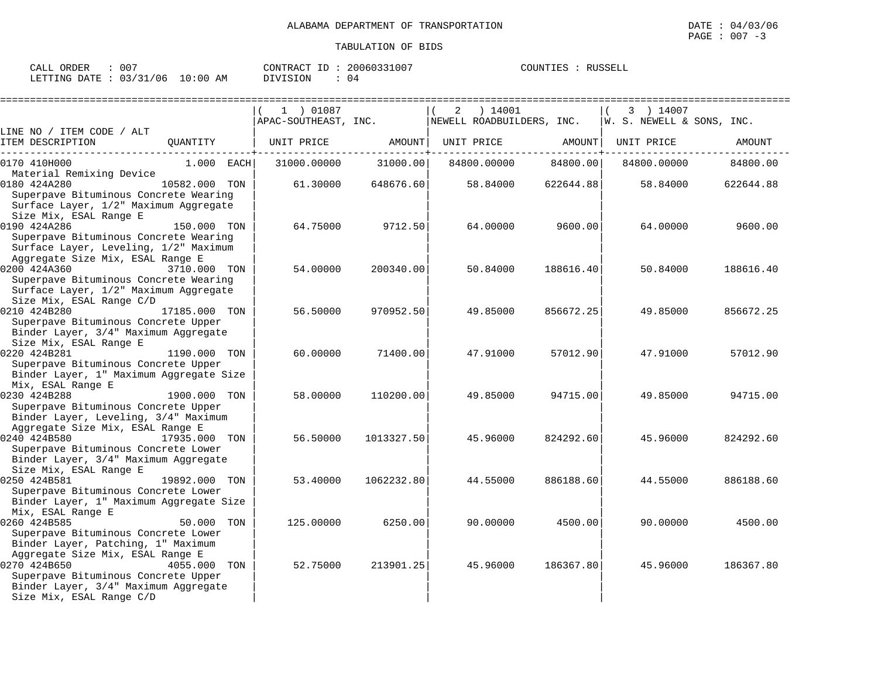ALABAMA DEPARTMENT OF TRANSPORTATION

TABULATION OF BIDS

DATE : 04/03/06
PAGE : 007 -3

CALL ORDER : 007
LETTING DATE : 03/31/06 10:00 AM

CONTRACT ID : 20060331007
DIVISION : 04

COUNTIES : RUSSELL

| LINE NO / ITEM CODE / ALT ITEM DESCRIPTION | QUANTITY | ( 1 ) 01087 APAC-SOUTHEAST, INC. UNIT PRICE | AMOUNT | ( 2 ) 14001 NEWELL ROADBUILDERS, INC. UNIT PRICE | AMOUNT | ( 3 ) 14007 W. S. NEWELL & SONS, INC. UNIT PRICE | AMOUNT |
|---|---|---|---|---|---|---|---|
| 0170 410H000 Material Remixing Device | 1.000 EACH | 31000.00000 | 31000.00 | 84800.00000 | 84800.00 | 84800.00000 | 84800.00 |
| 0180 424A280 Superpave Bituminous Concrete Wearing Surface Layer, 1/2" Maximum Aggregate Size Mix, ESAL Range E | 10582.000 TON | 61.30000 | 648676.60 | 58.84000 | 622644.88 | 58.84000 | 622644.88 |
| 0190 424A286 Superpave Bituminous Concrete Wearing Surface Layer, Leveling, 1/2" Maximum Aggregate Size Mix, ESAL Range E | 150.000 TON | 64.75000 | 9712.50 | 64.00000 | 9600.00 | 64.00000 | 9600.00 |
| 0200 424A360 Superpave Bituminous Concrete Wearing Surface Layer, 1/2" Maximum Aggregate Size Mix, ESAL Range C/D | 3710.000 TON | 54.00000 | 200340.00 | 50.84000 | 188616.40 | 50.84000 | 188616.40 |
| 0210 424B280 Superpave Bituminous Concrete Upper Binder Layer, 3/4" Maximum Aggregate Size Mix, ESAL Range E | 17185.000 TON | 56.50000 | 970952.50 | 49.85000 | 856672.25 | 49.85000 | 856672.25 |
| 0220 424B281 Superpave Bituminous Concrete Upper Binder Layer, 1" Maximum Aggregate Size Mix, ESAL Range E | 1190.000 TON | 60.00000 | 71400.00 | 47.91000 | 57012.90 | 47.91000 | 57012.90 |
| 0230 424B288 Superpave Bituminous Concrete Upper Binder Layer, Leveling, 3/4" Maximum Aggregate Size Mix, ESAL Range E | 1900.000 TON | 58.00000 | 110200.00 | 49.85000 | 94715.00 | 49.85000 | 94715.00 |
| 0240 424B580 Superpave Bituminous Concrete Lower Binder Layer, 3/4" Maximum Aggregate Size Mix, ESAL Range E | 17935.000 TON | 56.50000 | 1013327.50 | 45.96000 | 824292.60 | 45.96000 | 824292.60 |
| 0250 424B581 Superpave Bituminous Concrete Lower Binder Layer, 1" Maximum Aggregate Size Mix, ESAL Range E | 19892.000 TON | 53.40000 | 1062232.80 | 44.55000 | 886188.60 | 44.55000 | 886188.60 |
| 0260 424B585 Superpave Bituminous Concrete Lower Binder Layer, Patching, 1" Maximum Aggregate Size Mix, ESAL Range E | 50.000 TON | 125.00000 | 6250.00 | 90.00000 | 4500.00 | 90.00000 | 4500.00 |
| 0270 424B650 Superpave Bituminous Concrete Upper Binder Layer, 3/4" Maximum Aggregate Size Mix, ESAL Range C/D | 4055.000 TON | 52.75000 | 213901.25 | 45.96000 | 186367.80 | 45.96000 | 186367.80 |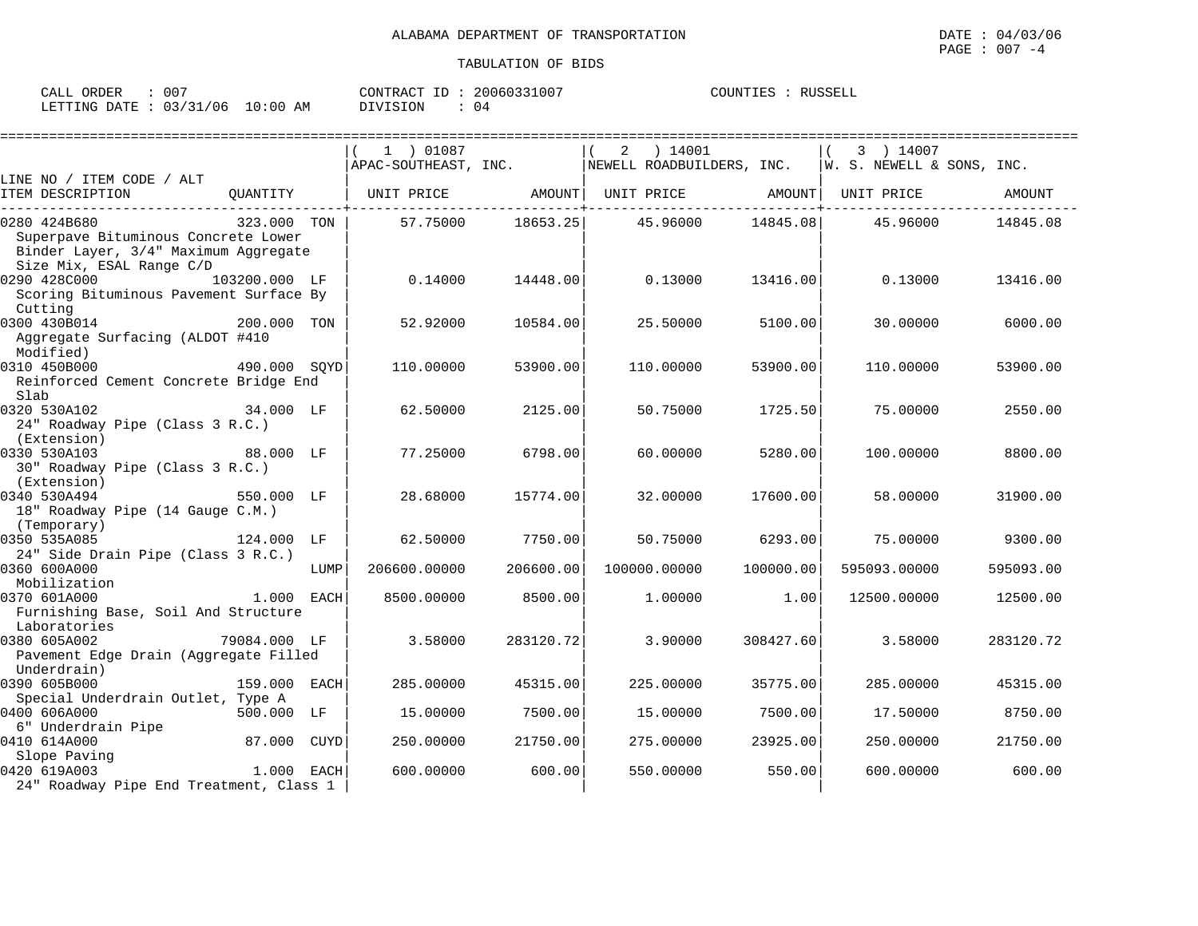ALABAMA DEPARTMENT OF TRANSPORTATION

TABULATION OF BIDS

DATE : 04/03/06
PAGE : 007 -4

CALL ORDER : 007
LETTING DATE : 03/31/06 10:00 AM

CONTRACT ID : 20060331007
DIVISION : 04

COUNTIES : RUSSELL

| LINE NO / ITEM CODE / ALT ITEM DESCRIPTION | QUANTITY | ( 1 ) 01087 APAC-SOUTHEAST, INC. UNIT PRICE | AMOUNT | ( 2 ) 14001 NEWELL ROADBUILDERS, INC. UNIT PRICE | AMOUNT | ( 3 ) 14007 W. S. NEWELL & SONS, INC. UNIT PRICE | AMOUNT |
|---|---|---|---|---|---|---|---|
| 0280 424B680 Superpave Bituminous Concrete Lower Binder Layer, 3/4" Maximum Aggregate Size Mix, ESAL Range C/D | 323.000 TON | 57.75000 | 18653.25 | 45.96000 | 14845.08 | 45.96000 | 14845.08 |
| 0290 428C000 Scoring Bituminous Pavement Surface By Cutting | 103200.000 LF | 0.14000 | 14448.00 | 0.13000 | 13416.00 | 0.13000 | 13416.00 |
| 0300 430B014 Aggregate Surfacing (ALDOT #410 Modified) | 200.000 TON | 52.92000 | 10584.00 | 25.50000 | 5100.00 | 30.00000 | 6000.00 |
| 0310 450B000 Reinforced Cement Concrete Bridge End Slab | 490.000 SQYD | 110.00000 | 53900.00 | 110.00000 | 53900.00 | 110.00000 | 53900.00 |
| 0320 530A102 24" Roadway Pipe (Class 3 R.C.) (Extension) | 34.000 LF | 62.50000 | 2125.00 | 50.75000 | 1725.50 | 75.00000 | 2550.00 |
| 0330 530A103 30" Roadway Pipe (Class 3 R.C.) (Extension) | 88.000 LF | 77.25000 | 6798.00 | 60.00000 | 5280.00 | 100.00000 | 8800.00 |
| 0340 530A494 18" Roadway Pipe (14 Gauge C.M.) (Temporary) | 550.000 LF | 28.68000 | 15774.00 | 32.00000 | 17600.00 | 58.00000 | 31900.00 |
| 0350 535A085 24" Side Drain Pipe (Class 3 R.C.) | 124.000 LF | 62.50000 | 7750.00 | 50.75000 | 6293.00 | 75.00000 | 9300.00 |
| 0360 600A000 Mobilization | LUMP | 206600.00000 | 206600.00 | 100000.00000 | 100000.00 | 595093.00000 | 595093.00 |
| 0370 601A000 Furnishing Base, Soil And Structure Laboratories | 1.000 EACH | 8500.00000 | 8500.00 | 1.00000 | 1.00 | 12500.00000 | 12500.00 |
| 0380 605A002 Pavement Edge Drain (Aggregate Filled Underdrain) | 79084.000 LF | 3.58000 | 283120.72 | 3.90000 | 308427.60 | 3.58000 | 283120.72 |
| 0390 605B000 Special Underdrain Outlet, Type A | 159.000 EACH | 285.00000 | 45315.00 | 225.00000 | 35775.00 | 285.00000 | 45315.00 |
| 0400 606A000 6" Underdrain Pipe | 500.000 LF | 15.00000 | 7500.00 | 15.00000 | 7500.00 | 17.50000 | 8750.00 |
| 0410 614A000 Slope Paving | 87.000 CUYD | 250.00000 | 21750.00 | 275.00000 | 23925.00 | 250.00000 | 21750.00 |
| 0420 619A003 24" Roadway Pipe End Treatment, Class 1 | 1.000 EACH | 600.00000 | 600.00 | 550.00000 | 550.00 | 600.00000 | 600.00 |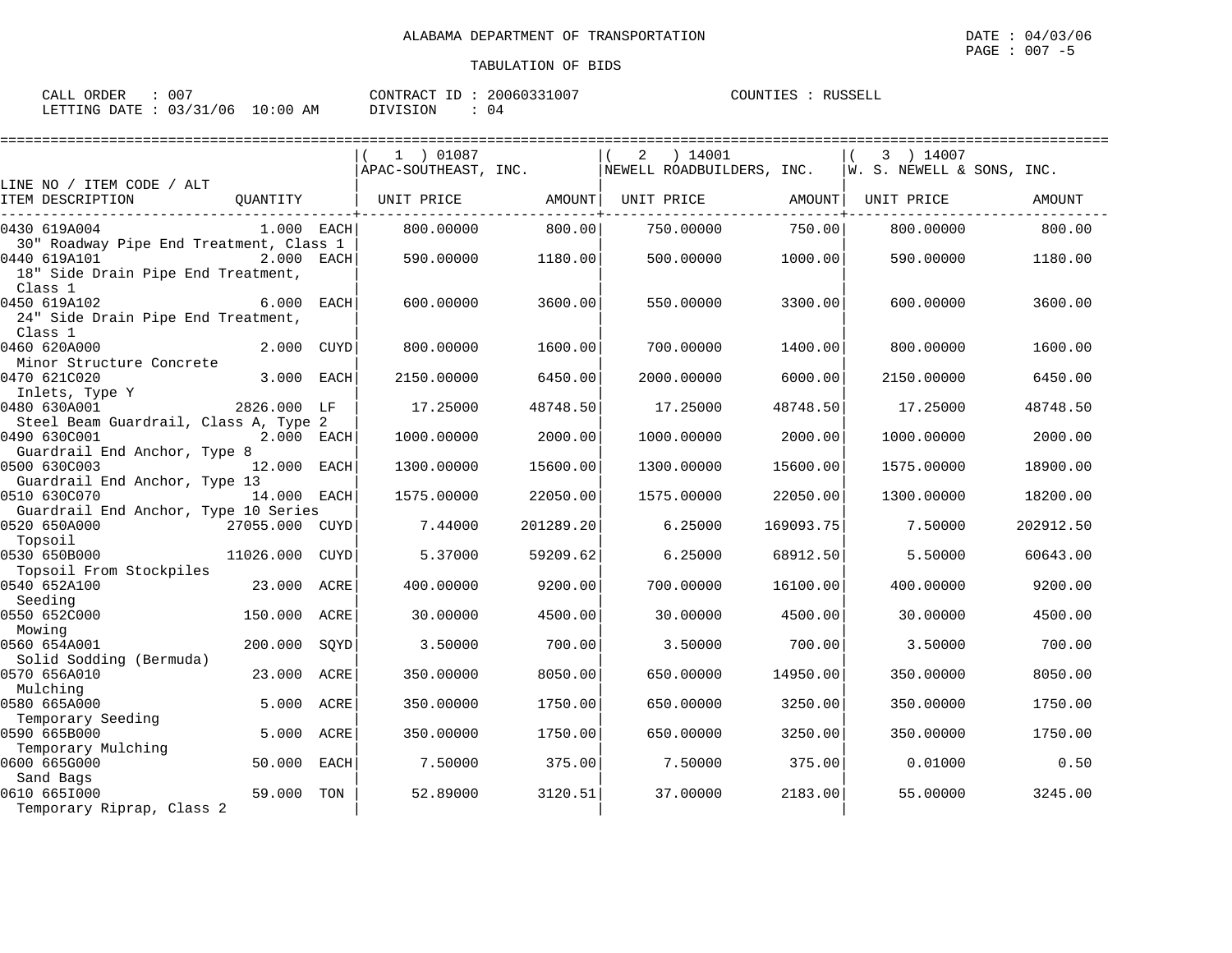ALABAMA DEPARTMENT OF TRANSPORTATION

TABULATION OF BIDS

DATE : 04/03/06
PAGE : 007 -5

CALL ORDER : 007
LETTING DATE : 03/31/06 10:00 AM

CONTRACT ID : 20060331007
DIVISION : 04

COUNTIES : RUSSELL

| LINE NO / ITEM CODE / ALT ITEM DESCRIPTION | QUANTITY | ( 1 ) 01087 APAC-SOUTHEAST, INC. UNIT PRICE | AMOUNT | ( 2 ) 14001 NEWELL ROADBUILDERS, INC. UNIT PRICE | AMOUNT | ( 3 ) 14007 W. S. NEWELL & SONS, INC. UNIT PRICE | AMOUNT |
|---|---|---|---|---|---|---|---|
| 0430 619A004 30" Roadway Pipe End Treatment, Class 1 | 1.000 EACH | 800.00000 | 800.00 | 750.00000 | 750.00 | 800.00000 | 800.00 |
| 0440 619A101 18" Side Drain Pipe End Treatment, Class 1 | 2.000 EACH | 590.00000 | 1180.00 | 500.00000 | 1000.00 | 590.00000 | 1180.00 |
| 0450 619A102 24" Side Drain Pipe End Treatment, Class 1 | 6.000 EACH | 600.00000 | 3600.00 | 550.00000 | 3300.00 | 600.00000 | 3600.00 |
| 0460 620A000 Minor Structure Concrete | 2.000 CUYD | 800.00000 | 1600.00 | 700.00000 | 1400.00 | 800.00000 | 1600.00 |
| 0470 621C020 Inlets, Type Y | 3.000 EACH | 2150.00000 | 6450.00 | 2000.00000 | 6000.00 | 2150.00000 | 6450.00 |
| 0480 630A001 Steel Beam Guardrail, Class A, Type 2 | 2826.000 LF | 17.25000 | 48748.50 | 17.25000 | 48748.50 | 17.25000 | 48748.50 |
| 0490 630C001 Guardrail End Anchor, Type 8 | 2.000 EACH | 1000.00000 | 2000.00 | 1000.00000 | 2000.00 | 1000.00000 | 2000.00 |
| 0500 630C003 Guardrail End Anchor, Type 13 | 12.000 EACH | 1300.00000 | 15600.00 | 1300.00000 | 15600.00 | 1575.00000 | 18900.00 |
| 0510 630C070 Guardrail End Anchor, Type 10 Series | 14.000 EACH | 1575.00000 | 22050.00 | 1575.00000 | 22050.00 | 1300.00000 | 18200.00 |
| 0520 650A000 Topsoil | 27055.000 CUYD | 7.44000 | 201289.20 | 6.25000 | 169093.75 | 7.50000 | 202912.50 |
| 0530 650B000 Topsoil From Stockpiles | 11026.000 CUYD | 5.37000 | 59209.62 | 6.25000 | 68912.50 | 5.50000 | 60643.00 |
| 0540 652A100 Seeding | 23.000 ACRE | 400.00000 | 9200.00 | 700.00000 | 16100.00 | 400.00000 | 9200.00 |
| 0550 652C000 Mowing | 150.000 ACRE | 30.00000 | 4500.00 | 30.00000 | 4500.00 | 30.00000 | 4500.00 |
| 0560 654A001 Solid Sodding (Bermuda) | 200.000 SQYD | 3.50000 | 700.00 | 3.50000 | 700.00 | 3.50000 | 700.00 |
| 0570 656A010 Mulching | 23.000 ACRE | 350.00000 | 8050.00 | 650.00000 | 14950.00 | 350.00000 | 8050.00 |
| 0580 665A000 Temporary Seeding | 5.000 ACRE | 350.00000 | 1750.00 | 650.00000 | 3250.00 | 350.00000 | 1750.00 |
| 0590 665B000 Temporary Mulching | 5.000 ACRE | 350.00000 | 1750.00 | 650.00000 | 3250.00 | 350.00000 | 1750.00 |
| 0600 665G000 Sand Bags | 50.000 EACH | 7.50000 | 375.00 | 7.50000 | 375.00 | 0.01000 | 0.50 |
| 0610 665I000 Temporary Riprap, Class 2 | 59.000 TON | 52.89000 | 3120.51 | 37.00000 | 2183.00 | 55.00000 | 3245.00 |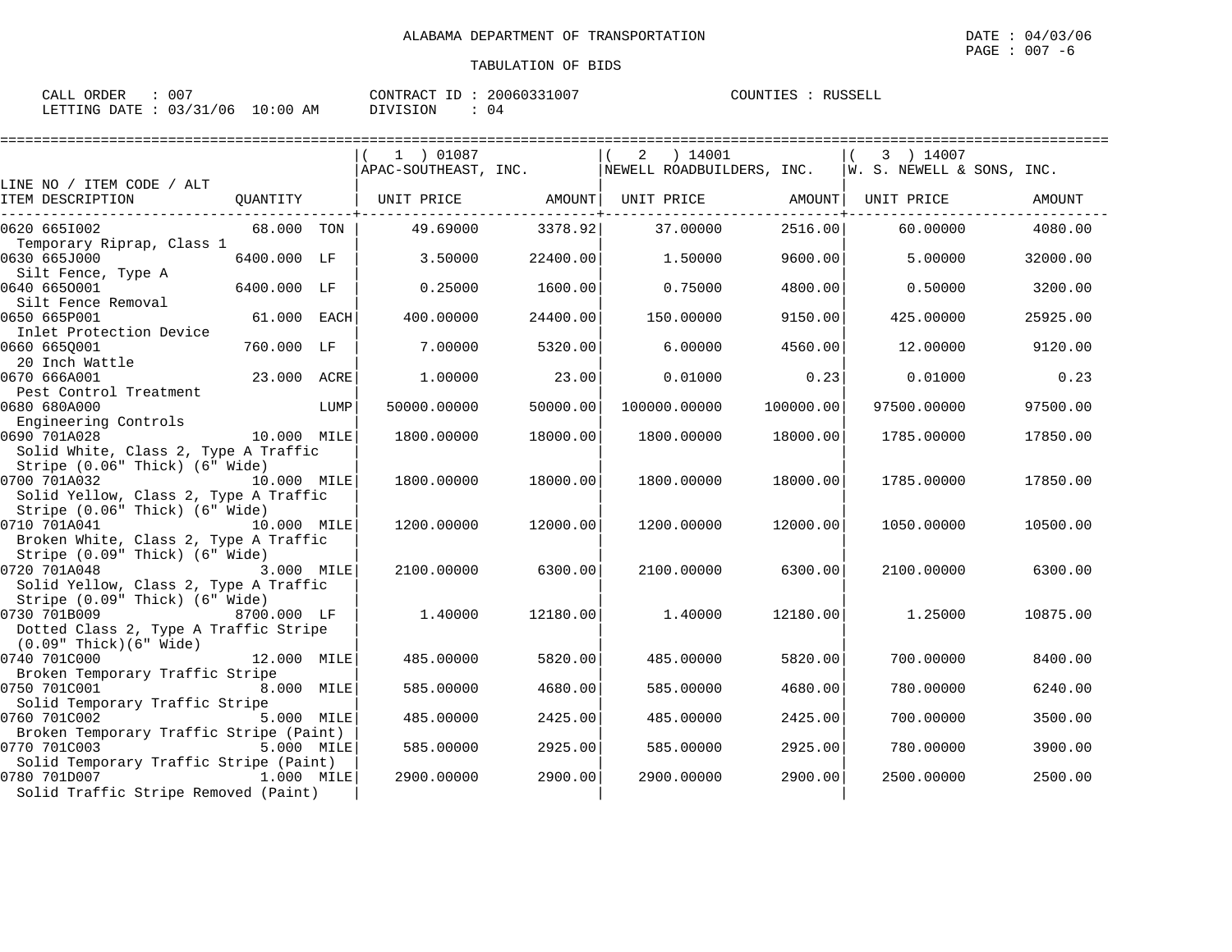ALABAMA DEPARTMENT OF TRANSPORTATION

TABULATION OF BIDS

DATE : 04/03/06
PAGE : 007 -6

CALL ORDER : 007 CONTRACT ID : 20060331007 COUNTIES : RUSSELL
LETTING DATE : 03/31/06 10:00 AM DIVISION : 04

| LINE NO / ITEM CODE / ALT ITEM DESCRIPTION | QUANTITY | | ( 1 ) 01087 APAC-SOUTHEAST, INC. UNIT PRICE | AMOUNT | ( 2 ) 14001 NEWELL ROADBUILDERS, INC. UNIT PRICE | AMOUNT | ( 3 ) 14007 W. S. NEWELL & SONS, INC. UNIT PRICE | AMOUNT |
|---|---|---|---|---|---|---|---|---|
| 0620 665I002 Temporary Riprap, Class 1 | 68.000 | TON | 49.69000 | 3378.92 | 37.00000 | 2516.00 | 60.00000 | 4080.00 |
| 0630 665J000 Silt Fence, Type A | 6400.000 | LF | 3.50000 | 22400.00 | 1.50000 | 9600.00 | 5.00000 | 32000.00 |
| 0640 665O001 Silt Fence Removal | 6400.000 | LF | 0.25000 | 1600.00 | 0.75000 | 4800.00 | 0.50000 | 3200.00 |
| 0650 665P001 Inlet Protection Device | 61.000 | EACH | 400.00000 | 24400.00 | 150.00000 | 9150.00 | 425.00000 | 25925.00 |
| 0660 665Q001 20 Inch Wattle | 760.000 | LF | 7.00000 | 5320.00 | 6.00000 | 4560.00 | 12.00000 | 9120.00 |
| 0670 666A001 Pest Control Treatment | 23.000 | ACRE | 1.00000 | 23.00 | 0.01000 | 0.23 | 0.01000 | 0.23 |
| 0680 680A000 Engineering Controls | | LUMP | 50000.00000 | 50000.00 | 100000.00000 | 100000.00 | 97500.00000 | 97500.00 |
| 0690 701A028 Solid White, Class 2, Type A Traffic Stripe (0.06" Thick) (6" Wide) | 10.000 | MILE | 1800.00000 | 18000.00 | 1800.00000 | 18000.00 | 1785.00000 | 17850.00 |
| 0700 701A032 Solid Yellow, Class 2, Type A Traffic Stripe (0.06" Thick) (6" Wide) | 10.000 | MILE | 1800.00000 | 18000.00 | 1800.00000 | 18000.00 | 1785.00000 | 17850.00 |
| 0710 701A041 Broken White, Class 2, Type A Traffic Stripe (0.09" Thick) (6" Wide) | 10.000 | MILE | 1200.00000 | 12000.00 | 1200.00000 | 12000.00 | 1050.00000 | 10500.00 |
| 0720 701A048 Solid Yellow, Class 2, Type A Traffic Stripe (0.09" Thick) (6" Wide) | 3.000 | MILE | 2100.00000 | 6300.00 | 2100.00000 | 6300.00 | 2100.00000 | 6300.00 |
| 0730 701B009 Dotted Class 2, Type A Traffic Stripe (0.09" Thick)(6" Wide) | 8700.000 | LF | 1.40000 | 12180.00 | 1.40000 | 12180.00 | 1.25000 | 10875.00 |
| 0740 701C000 Broken Temporary Traffic Stripe | 12.000 | MILE | 485.00000 | 5820.00 | 485.00000 | 5820.00 | 700.00000 | 8400.00 |
| 0750 701C001 Solid Temporary Traffic Stripe | 8.000 | MILE | 585.00000 | 4680.00 | 585.00000 | 4680.00 | 780.00000 | 6240.00 |
| 0760 701C002 Broken Temporary Traffic Stripe (Paint) | 5.000 | MILE | 485.00000 | 2425.00 | 485.00000 | 2425.00 | 700.00000 | 3500.00 |
| 0770 701C003 Solid Temporary Traffic Stripe (Paint) | 5.000 | MILE | 585.00000 | 2925.00 | 585.00000 | 2925.00 | 780.00000 | 3900.00 |
| 0780 701D007 Solid Traffic Stripe Removed (Paint) | 1.000 | MILE | 2900.00000 | 2900.00 | 2900.00000 | 2900.00 | 2500.00000 | 2500.00 |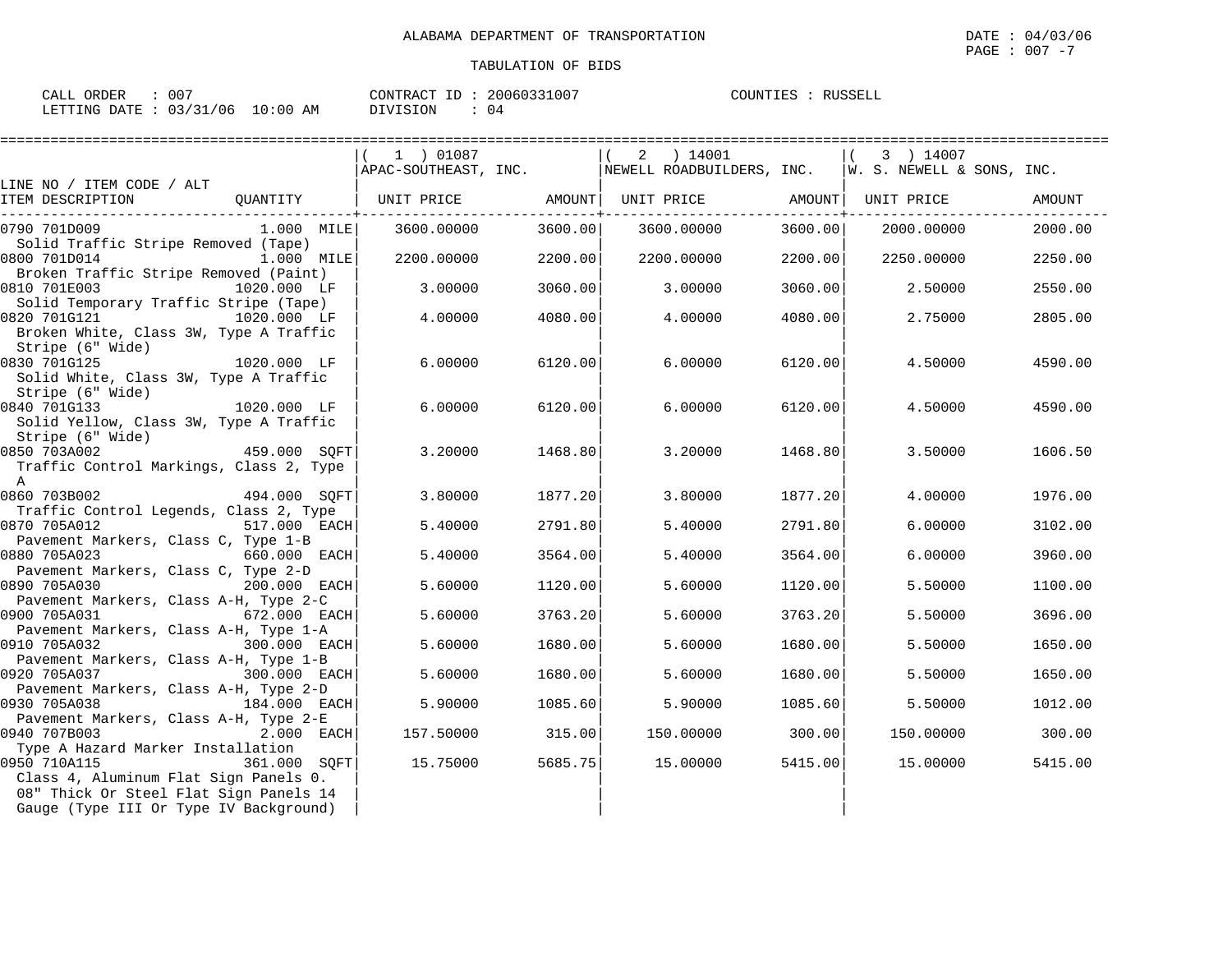ALABAMA DEPARTMENT OF TRANSPORTATION

TABULATION OF BIDS

DATE : 04/03/06

CALL ORDER : 007 | CONTRACT ID : 20060331007 | COUNTIES : RUSSELL
LETTING DATE : 03/31/06 10:00 AM | DIVISION : 04

| LINE NO / ITEM CODE / ALT<br>ITEM DESCRIPTION | QUANTITY | ( 1 ) 01087<br>APAC-SOUTHEAST, INC.<br>UNIT PRICE | AMOUNT | ( 2 ) 14001<br>NEWELL ROADBUILDERS, INC.<br>UNIT PRICE | AMOUNT | ( 3 ) 14007<br>W. S. NEWELL & SONS, INC.<br>UNIT PRICE | AMOUNT |
|---|---|---|---|---|---|---|---|
| 0790 701D009<br>Solid Traffic Stripe Removed (Tape) | 1.000 MILE | 3600.00000 | 3600.00 | 3600.00000 | 3600.00 | 2000.00000 | 2000.00 |
| 0800 701D014<br>Broken Traffic Stripe Removed (Paint) | 1.000 MILE | 2200.00000 | 2200.00 | 2200.00000 | 2200.00 | 2250.00000 | 2250.00 |
| 0810 701E003<br>Solid Temporary Traffic Stripe (Tape) | 1020.000 LF | 3.00000 | 3060.00 | 3.00000 | 3060.00 | 2.50000 | 2550.00 |
| 0820 701G121<br>Broken White, Class 3W, Type A Traffic Stripe (6" Wide) | 1020.000 LF | 4.00000 | 4080.00 | 4.00000 | 4080.00 | 2.75000 | 2805.00 |
| 0830 701G125<br>Solid White, Class 3W, Type A Traffic Stripe (6" Wide) | 1020.000 LF | 6.00000 | 6120.00 | 6.00000 | 6120.00 | 4.50000 | 4590.00 |
| 0840 701G133<br>Solid Yellow, Class 3W, Type A Traffic Stripe (6" Wide) | 1020.000 LF | 6.00000 | 6120.00 | 6.00000 | 6120.00 | 4.50000 | 4590.00 |
| 0850 703A002<br>Traffic Control Markings, Class 2, Type A | 459.000 SQFT | 3.20000 | 1468.80 | 3.20000 | 1468.80 | 3.50000 | 1606.50 |
| 0860 703B002<br>Traffic Control Legends, Class 2, Type | 494.000 SQFT | 3.80000 | 1877.20 | 3.80000 | 1877.20 | 4.00000 | 1976.00 |
| 0870 705A012<br>Pavement Markers, Class C, Type 1-B | 517.000 EACH | 5.40000 | 2791.80 | 5.40000 | 2791.80 | 6.00000 | 3102.00 |
| 0880 705A023<br>Pavement Markers, Class C, Type 2-D | 660.000 EACH | 5.40000 | 3564.00 | 5.40000 | 3564.00 | 6.00000 | 3960.00 |
| 0890 705A030<br>Pavement Markers, Class A-H, Type 2-C | 200.000 EACH | 5.60000 | 1120.00 | 5.60000 | 1120.00 | 5.50000 | 1100.00 |
| 0900 705A031<br>Pavement Markers, Class A-H, Type 1-A | 672.000 EACH | 5.60000 | 3763.20 | 5.60000 | 3763.20 | 5.50000 | 3696.00 |
| 0910 705A032<br>Pavement Markers, Class A-H, Type 1-B | 300.000 EACH | 5.60000 | 1680.00 | 5.60000 | 1680.00 | 5.50000 | 1650.00 |
| 0920 705A037<br>Pavement Markers, Class A-H, Type 2-D | 300.000 EACH | 5.60000 | 1680.00 | 5.60000 | 1680.00 | 5.50000 | 1650.00 |
| 0930 705A038<br>Pavement Markers, Class A-H, Type 2-E | 184.000 EACH | 5.90000 | 1085.60 | 5.90000 | 1085.60 | 5.50000 | 1012.00 |
| 0940 707B003<br>Type A Hazard Marker Installation | 2.000 EACH | 157.50000 | 315.00 | 150.00000 | 300.00 | 150.00000 | 300.00 |
| 0950 710A115<br>Class 4, Aluminum Flat Sign Panels 0.08" Thick Or Steel Flat Sign Panels 14 Gauge (Type III Or Type IV Background) | 361.000 SQFT | 15.75000 | 5685.75 | 15.00000 | 5415.00 | 15.00000 | 5415.00 |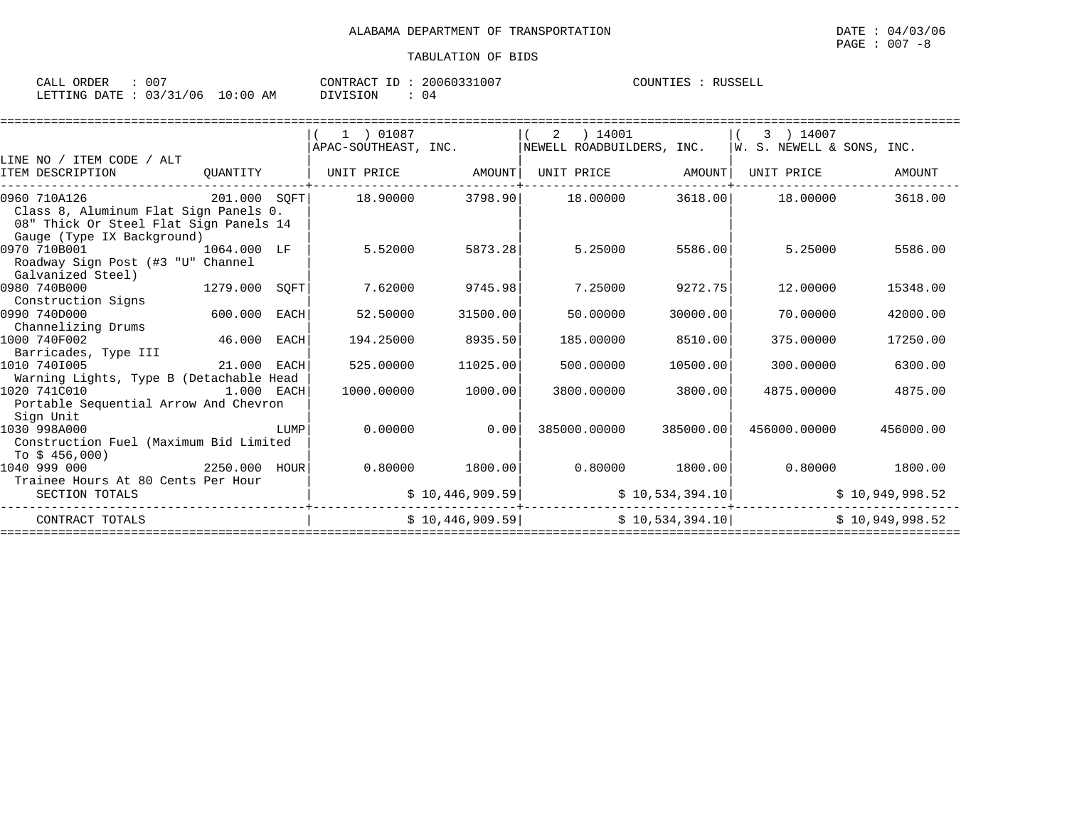ALABAMA DEPARTMENT OF TRANSPORTATION

DATE : 04/03/06
PAGE : 007 -8

TABULATION OF BIDS

CALL ORDER : 007
LETTING DATE : 03/31/06 10:00 AM

CONTRACT ID : 20060331007
DIVISION : 04

COUNTIES : RUSSELL

| LINE NO / ITEM CODE / ALT ITEM DESCRIPTION | QUANTITY | ( 1 ) 01087 APAC-SOUTHEAST, INC. UNIT PRICE | AMOUNT | ( 2 ) 14001 NEWELL ROADBUILDERS, INC. UNIT PRICE | AMOUNT | ( 3 ) 14007 W. S. NEWELL & SONS, INC. UNIT PRICE | AMOUNT |
|---|---|---|---|---|---|---|---|
| 0960 710A126 Class 8, Aluminum Flat Sign Panels 0. 08" Thick Or Steel Flat Sign Panels 14 Gauge (Type IX Background) | 201.000 SQFT | 18.90000 | 3798.90 | 18.00000 | 3618.00 | 18.00000 | 3618.00 |
| 0970 710B001 Roadway Sign Post (#3 "U" Channel Galvanized Steel) | 1064.000 LF | 5.52000 | 5873.28 | 5.25000 | 5586.00 | 5.25000 | 5586.00 |
| 0980 740B000 Construction Signs | 1279.000 SQFT | 7.62000 | 9745.98 | 7.25000 | 9272.75 | 12.00000 | 15348.00 |
| 0990 740D000 Channelizing Drums | 600.000 EACH | 52.50000 | 31500.00 | 50.00000 | 30000.00 | 70.00000 | 42000.00 |
| 1000 740F002 Barricades, Type III | 46.000 EACH | 194.25000 | 8935.50 | 185.00000 | 8510.00 | 375.00000 | 17250.00 |
| 1010 740I005 Warning Lights, Type B (Detachable Head | 21.000 EACH | 525.00000 | 11025.00 | 500.00000 | 10500.00 | 300.00000 | 6300.00 |
| 1020 741C010 Portable Sequential Arrow And Chevron Sign Unit | 1.000 EACH | 1000.00000 | 1000.00 | 3800.00000 | 3800.00 | 4875.00000 | 4875.00 |
| 1030 998A000 Construction Fuel (Maximum Bid Limited To $ 456,000) | LUMP | 0.00000 | 0.00 | 385000.00000 | 385000.00 | 456000.00000 | 456000.00 |
| 1040 999 000 Trainee Hours At 80 Cents Per Hour | 2250.000 HOUR | 0.80000 | 1800.00 | 0.80000 | 1800.00 | 0.80000 | 1800.00 |
| SECTION TOTALS | | | $ 10,446,909.59 | | $ 10,534,394.10 | | $ 10,949,998.52 |
| CONTRACT TOTALS | | | $ 10,446,909.59 | | $ 10,534,394.10 | | $ 10,949,998.52 |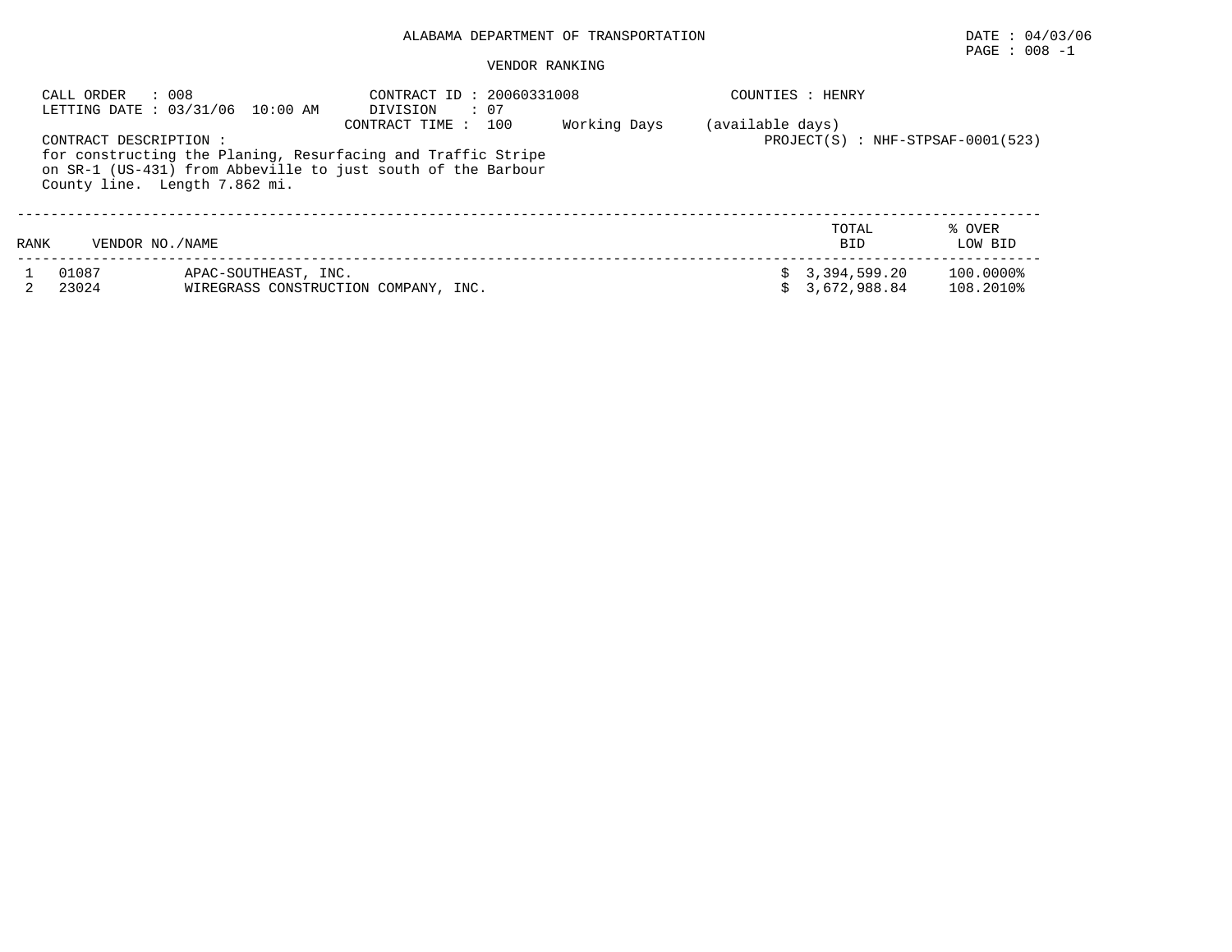ALABAMA DEPARTMENT OF TRANSPORTATION

DATE : 04/03/06
PAGE : 008 -1

VENDOR RANKING

CALL ORDER : 008
LETTING DATE : 03/31/06 10:00 AM

CONTRACT ID : 20060331008
DIVISION : 07
CONTRACT TIME : 100 Working Days (available days)

COUNTIES : HENRY

PROJECT(S) : NHF-STPSAF-0001(523)

CONTRACT DESCRIPTION :
for constructing the Planing, Resurfacing and Traffic Stripe on SR-1 (US-431) from Abbeville to just south of the Barbour County line. Length 7.862 mi.

| RANK | VENDOR NO./NAME | | TOTAL BID | % OVER LOW BID |
|---|---|---|---|---|
| 1 | 01087 | APAC-SOUTHEAST, INC. | $ 3,394,599.20 | 100.0000% |
| 2 | 23024 | WIREGRASS CONSTRUCTION COMPANY, INC. | $ 3,672,988.84 | 108.2010% |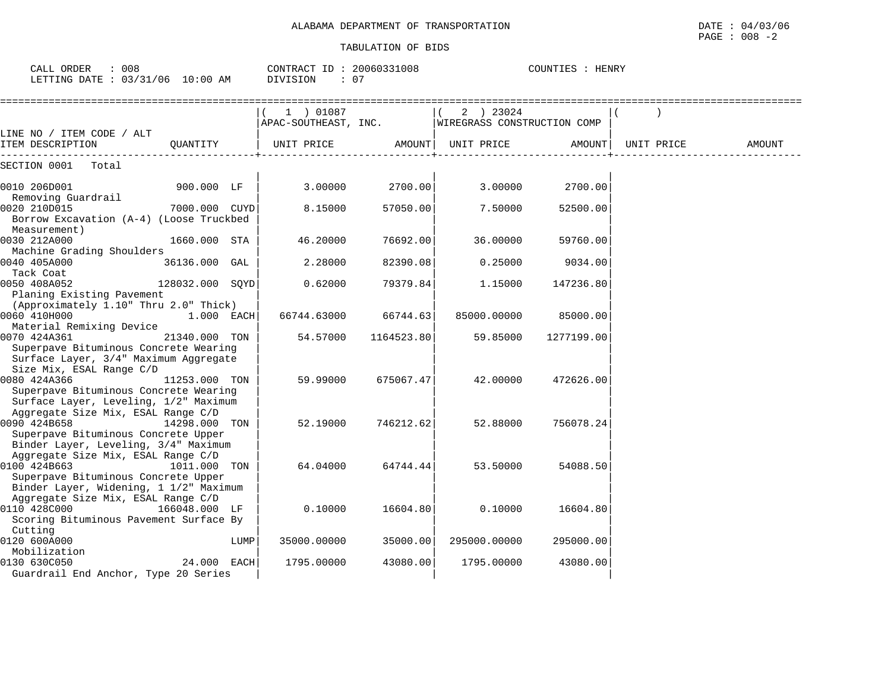ALABAMA DEPARTMENT OF TRANSPORTATION

TABULATION OF BIDS

DATE : 04/03/06
PAGE : 008 -2

CALL ORDER : 008 CONTRACT ID : 20060331008 COUNTIES : HENRY
LETTING DATE : 03/31/06 10:00 AM DIVISION : 07

| LINE NO / ITEM CODE / ALT ITEM DESCRIPTION | QUANTITY | (1) 01087 APAC-SOUTHEAST, INC. UNIT PRICE | AMOUNT | (2) 23024 WIREGRASS CONSTRUCTION COMP UNIT PRICE | AMOUNT | ( ) UNIT PRICE | AMOUNT |
|---|---|---|---|---|---|---|---|
| SECTION 0001 Total | | | | | | | |
| 0010 206D001 Removing Guardrail | 900.000 LF | 3.00000 | 2700.00 | 3.00000 | 2700.00 | | |
| 0020 210D015 Borrow Excavation (A-4) (Loose Truckbed Measurement) | 7000.000 CUYD | 8.15000 | 57050.00 | 7.50000 | 52500.00 | | |
| 0030 212A000 Machine Grading Shoulders | 1660.000 STA | 46.20000 | 76692.00 | 36.00000 | 59760.00 | | |
| 0040 405A000 Tack Coat | 36136.000 GAL | 2.28000 | 82390.08 | 0.25000 | 9034.00 | | |
| 0050 408A052 Planing Existing Pavement (Approximately 1.10" Thru 2.0" Thick) | 128032.000 SQYD | 0.62000 | 79379.84 | 1.15000 | 147236.80 | | |
| 0060 410H000 Material Remixing Device | 1.000 EACH | 66744.63000 | 66744.63 | 85000.00000 | 85000.00 | | |
| 0070 424A361 Superpave Bituminous Concrete Wearing Surface Layer, 3/4" Maximum Aggregate Size Mix, ESAL Range C/D | 21340.000 TON | 54.57000 | 1164523.80 | 59.85000 | 1277199.00 | | |
| 0080 424A366 Superpave Bituminous Concrete Wearing Surface Layer, Leveling, 1/2" Maximum Aggregate Size Mix, ESAL Range C/D | 11253.000 TON | 59.99000 | 675067.47 | 42.00000 | 472626.00 | | |
| 0090 424B658 Superpave Bituminous Concrete Upper Binder Layer, Leveling, 3/4" Maximum Aggregate Size Mix, ESAL Range C/D | 14298.000 TON | 52.19000 | 746212.62 | 52.88000 | 756078.24 | | |
| 0100 424B663 Superpave Bituminous Concrete Upper Binder Layer, Widening, 1 1/2" Maximum Aggregate Size Mix, ESAL Range C/D | 1011.000 TON | 64.04000 | 64744.44 | 53.50000 | 54088.50 | | |
| 0110 428C000 Scoring Bituminous Pavement Surface By Cutting | 166048.000 LF | 0.10000 | 16604.80 | 0.10000 | 16604.80 | | |
| 0120 600A000 Mobilization | LUMP | 35000.00000 | 35000.00 | 295000.00000 | 295000.00 | | |
| 0130 630C050 Guardrail End Anchor, Type 20 Series | 24.000 EACH | 1795.00000 | 43080.00 | 1795.00000 | 43080.00 | | |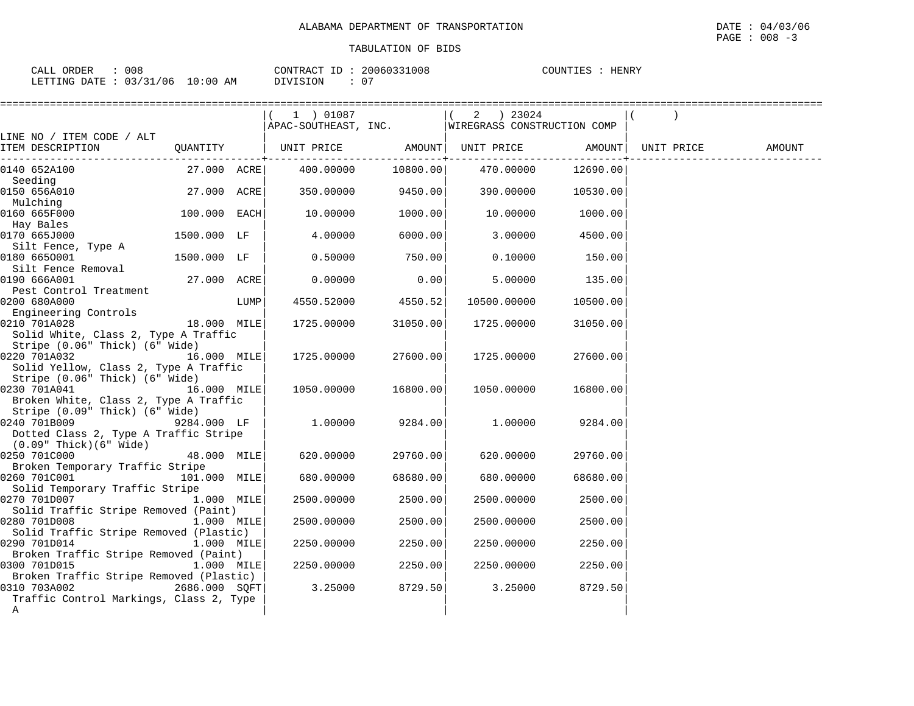ALABAMA DEPARTMENT OF TRANSPORTATION

TABULATION OF BIDS

DATE : 04/03/06
PAGE : 008 -3

CALL ORDER : 008
LETTING DATE : 03/31/06 10:00 AM

CONTRACT ID : 20060331008
DIVISION : 07

COUNTIES : HENRY

| LINE NO / ITEM CODE / ALT ITEM DESCRIPTION | QUANTITY | ( 1 ) 01087 APAC-SOUTHEAST, INC. UNIT PRICE | AMOUNT | ( 2 ) 23024 WIREGRASS CONSTRUCTION COMP UNIT PRICE | AMOUNT | ( ) UNIT PRICE | AMOUNT |
|---|---|---|---|---|---|---|---|
| 0140 652A100 Seeding | 27.000 ACRE | 400.00000 | 10800.00 | 470.00000 | 12690.00 | | |
| 0150 656A010 Mulching | 27.000 ACRE | 350.00000 | 9450.00 | 390.00000 | 10530.00 | | |
| 0160 665F000 Hay Bales | 100.000 EACH | 10.00000 | 1000.00 | 10.00000 | 1000.00 | | |
| 0170 665J000 Silt Fence, Type A | 1500.000 LF | 4.00000 | 6000.00 | 3.00000 | 4500.00 | | |
| 0180 665O001 Silt Fence Removal | 1500.000 LF | 0.50000 | 750.00 | 0.10000 | 150.00 | | |
| 0190 666A001 Pest Control Treatment | 27.000 ACRE | 0.00000 | 0.00 | 5.00000 | 135.00 | | |
| 0200 680A000 Engineering Controls | LUMP | 4550.52000 | 4550.52 | 10500.00000 | 10500.00 | | |
| 0210 701A028 Solid White, Class 2, Type A Traffic Stripe (0.06" Thick) (6" Wide) | 18.000 MILE | 1725.00000 | 31050.00 | 1725.00000 | 31050.00 | | |
| 0220 701A032 Solid Yellow, Class 2, Type A Traffic Stripe (0.06" Thick) (6" Wide) | 16.000 MILE | 1725.00000 | 27600.00 | 1725.00000 | 27600.00 | | |
| 0230 701A041 Broken White, Class 2, Type A Traffic Stripe (0.09" Thick) (6" Wide) | 16.000 MILE | 1050.00000 | 16800.00 | 1050.00000 | 16800.00 | | |
| 0240 701B009 Dotted Class 2, Type A Traffic Stripe (0.09" Thick)(6" Wide) | 9284.000 LF | 1.00000 | 9284.00 | 1.00000 | 9284.00 | | |
| 0250 701C000 Broken Temporary Traffic Stripe | 48.000 MILE | 620.00000 | 29760.00 | 620.00000 | 29760.00 | | |
| 0260 701C001 Solid Temporary Traffic Stripe | 101.000 MILE | 680.00000 | 68680.00 | 680.00000 | 68680.00 | | |
| 0270 701D007 Solid Traffic Stripe Removed (Paint) | 1.000 MILE | 2500.00000 | 2500.00 | 2500.00000 | 2500.00 | | |
| 0280 701D008 Solid Traffic Stripe Removed (Plastic) | 1.000 MILE | 2500.00000 | 2500.00 | 2500.00000 | 2500.00 | | |
| 0290 701D014 Broken Traffic Stripe Removed (Paint) | 1.000 MILE | 2250.00000 | 2250.00 | 2250.00000 | 2250.00 | | |
| 0300 701D015 Broken Traffic Stripe Removed (Plastic) | 1.000 MILE | 2250.00000 | 2250.00 | 2250.00000 | 2250.00 | | |
| 0310 703A002 Traffic Control Markings, Class 2, Type A | 2686.000 SQFT | 3.25000 | 8729.50 | 3.25000 | 8729.50 | | |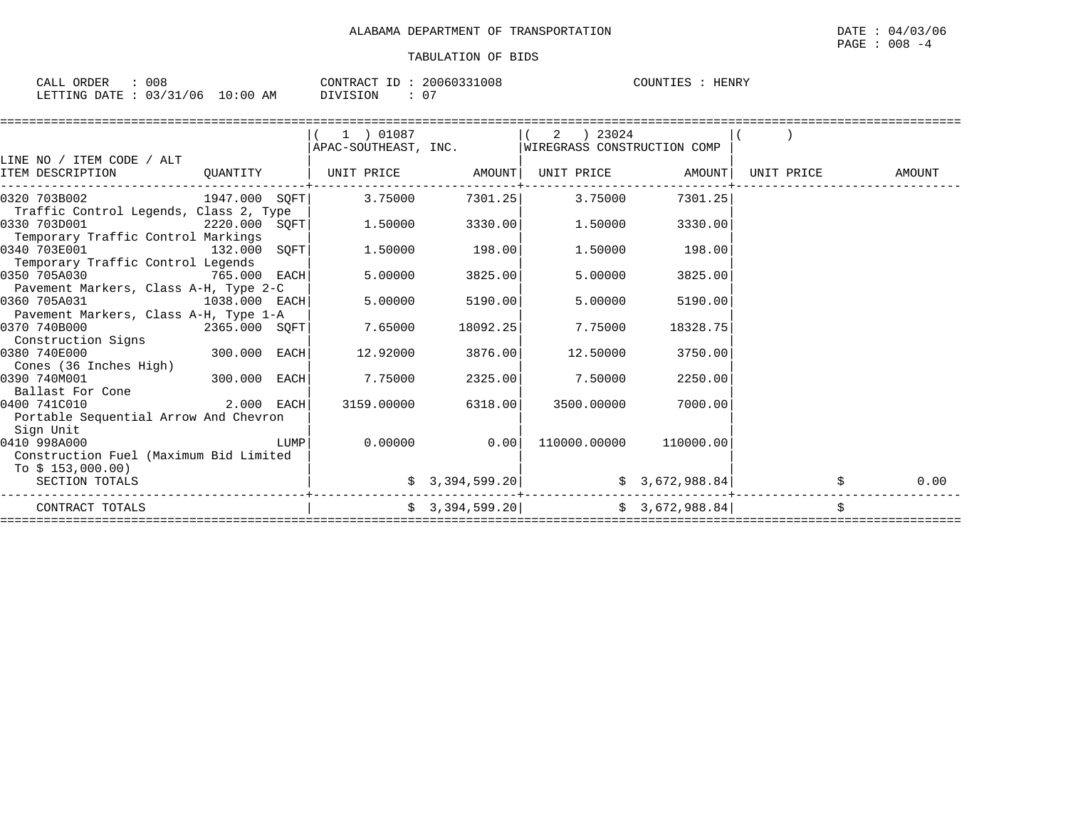ALABAMA DEPARTMENT OF TRANSPORTATION

TABULATION OF BIDS

DATE : 04/03/06
PAGE : 008 -4

CALL ORDER : 008
LETTING DATE : 03/31/06 10:00 AM

CONTRACT ID : 20060331008
DIVISION : 07

COUNTIES : HENRY

| LINE NO / ITEM CODE / ALT ITEM DESCRIPTION | QUANTITY | ( 1 ) 01087 APAC-SOUTHEAST, INC. UNIT PRICE | AMOUNT | ( 2 ) 23024 WIREGRASS CONSTRUCTION COMP UNIT PRICE | AMOUNT | ( ) UNIT PRICE | AMOUNT |
|---|---|---|---|---|---|---|---|
| 0320 703B002 Traffic Control Legends, Class 2, Type | 1947.000 SQFT | 3.75000 | 7301.25 | 3.75000 | 7301.25 | | |
| 0330 703D001 Temporary Traffic Control Markings | 2220.000 SQFT | 1.50000 | 3330.00 | 1.50000 | 3330.00 | | |
| 0340 703E001 Temporary Traffic Control Legends | 132.000 SQFT | 1.50000 | 198.00 | 1.50000 | 198.00 | | |
| 0350 705A030 Pavement Markers, Class A-H, Type 2-C | 765.000 EACH | 5.00000 | 3825.00 | 5.00000 | 3825.00 | | |
| 0360 705A031 Pavement Markers, Class A-H, Type 1-A | 1038.000 EACH | 5.00000 | 5190.00 | 5.00000 | 5190.00 | | |
| 0370 740B000 Construction Signs | 2365.000 SQFT | 7.65000 | 18092.25 | 7.75000 | 18328.75 | | |
| 0380 740E000 Cones (36 Inches High) | 300.000 EACH | 12.92000 | 3876.00 | 12.50000 | 3750.00 | | |
| 0390 740M001 Ballast For Cone | 300.000 EACH | 7.75000 | 2325.00 | 7.50000 | 2250.00 | | |
| 0400 741C010 Portable Sequential Arrow And Chevron Sign Unit | 2.000 EACH | 3159.00000 | 6318.00 | 3500.00000 | 7000.00 | | |
| 0410 998A000 Construction Fuel (Maximum Bid Limited To $ 153,000.00) | LUMP | 0.00000 | 0.00 | 110000.00000 | 110000.00 | | |
| SECTION TOTALS | | | $ 3,394,599.20 | | $ 3,672,988.84 | | $ 0.00 |
| CONTRACT TOTALS | | | $ 3,394,599.20 | | $ 3,672,988.84 | | $ |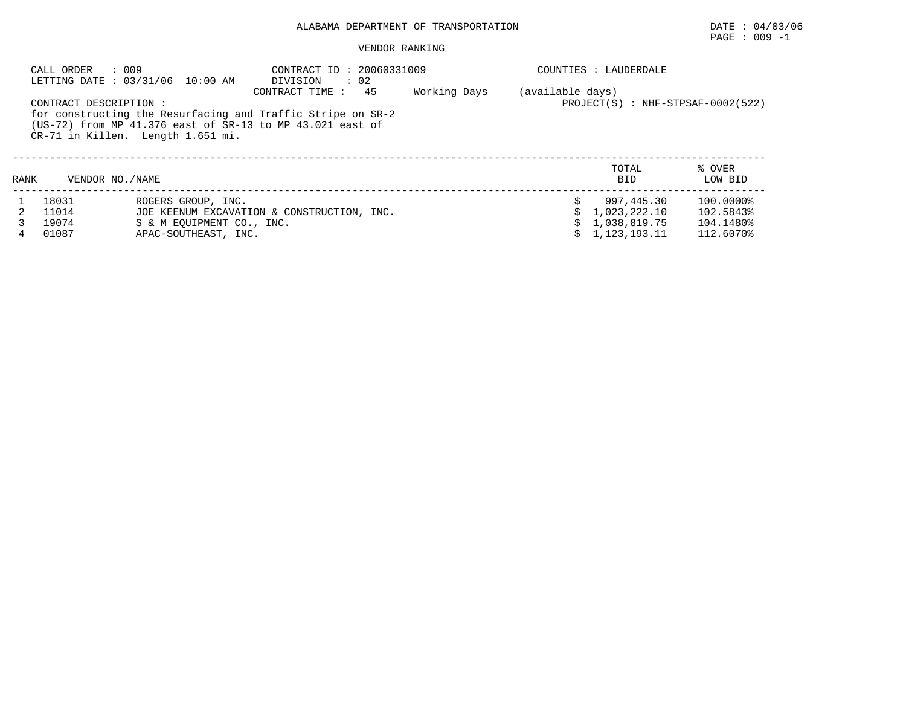ALABAMA DEPARTMENT OF TRANSPORTATION

DATE : 04/03/06

PAGE : 009 -1

VENDOR RANKING

CALL ORDER : 009
LETTING DATE : 03/31/06 10:00 AM

CONTRACT ID : 20060331009
DIVISION : 02
CONTRACT TIME : 45 Working Days (available days)

COUNTIES : LAUDERDALE

PROJECT(S) : NHF-STPSAF-0002(522)

CONTRACT DESCRIPTION :
for constructing the Resurfacing and Traffic Stripe on SR-2 (US-72) from MP 41.376 east of SR-13 to MP 43.021 east of CR-71 in Killen. Length 1.651 mi.

| RANK | VENDOR NO./NAME | | TOTAL BID | % OVER LOW BID |
|---|---|---|---|---|
| 1 | 18031 | ROGERS GROUP, INC. | $ 997,445.30 | 100.0000% |
| 2 | 11014 | JOE KEENUM EXCAVATION & CONSTRUCTION, INC. | $ 1,023,222.10 | 102.5843% |
| 3 | 19074 | S & M EQUIPMENT CO., INC. | $ 1,038,819.75 | 104.1480% |
| 4 | 01087 | APAC-SOUTHEAST, INC. | $ 1,123,193.11 | 112.6070% |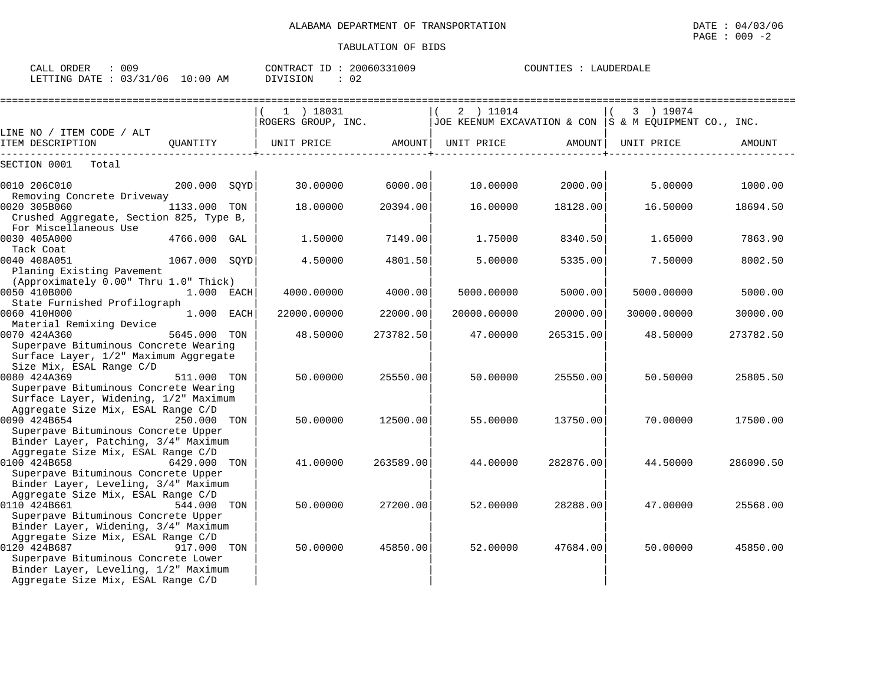ALABAMA DEPARTMENT OF TRANSPORTATION

TABULATION OF BIDS

CALL ORDER : 009
LETTING DATE : 03/31/06 10:00 AM

CONTRACT ID : 20060331009
DIVISION : 02

COUNTIES : LAUDERDALE

| LINE NO / ITEM CODE / ALT ITEM DESCRIPTION | QUANTITY | ( 1 ) 18031 ROGERS GROUP, INC. UNIT PRICE | AMOUNT | ( 2 ) 11014 JOE KEENUM EXCAVATION & CON UNIT PRICE | AMOUNT | ( 3 ) 19074 S & M EQUIPMENT CO., INC. UNIT PRICE | AMOUNT |
|---|---|---|---|---|---|---|---|
| SECTION 0001 Total | | | | | | | |
| 0010 206C010 Removing Concrete Driveway | 200.000 SQYD | 30.00000 | 6000.00 | 10.00000 | 2000.00 | 5.00000 | 1000.00 |
| 0020 305B060 Crushed Aggregate, Section 825, Type B, For Miscellaneous Use | 1133.000 TON | 18.00000 | 20394.00 | 16.00000 | 18128.00 | 16.50000 | 18694.50 |
| 0030 405A000 Tack Coat | 4766.000 GAL | 1.50000 | 7149.00 | 1.75000 | 8340.50 | 1.65000 | 7863.90 |
| 0040 408A051 Planing Existing Pavement (Approximately 0.00" Thru 1.0" Thick) | 1067.000 SQYD | 4.50000 | 4801.50 | 5.00000 | 5335.00 | 7.50000 | 8002.50 |
| 0050 410B000 State Furnished Profilograph | 1.000 EACH | 4000.00000 | 4000.00 | 5000.00000 | 5000.00 | 5000.00000 | 5000.00 |
| 0060 410H000 Material Remixing Device | 1.000 EACH | 22000.00000 | 22000.00 | 20000.00000 | 20000.00 | 30000.00000 | 30000.00 |
| 0070 424A360 Superpave Bituminous Concrete Wearing Surface Layer, 1/2" Maximum Aggregate Size Mix, ESAL Range C/D | 5645.000 TON | 48.50000 | 273782.50 | 47.00000 | 265315.00 | 48.50000 | 273782.50 |
| 0080 424A369 Superpave Bituminous Concrete Wearing Surface Layer, Widening, 1/2" Maximum Aggregate Size Mix, ESAL Range C/D | 511.000 TON | 50.00000 | 25550.00 | 50.00000 | 25550.00 | 50.50000 | 25805.50 |
| 0090 424B654 Superpave Bituminous Concrete Upper Binder Layer, Patching, 3/4" Maximum Aggregate Size Mix, ESAL Range C/D | 250.000 TON | 50.00000 | 12500.00 | 55.00000 | 13750.00 | 70.00000 | 17500.00 |
| 0100 424B658 Superpave Bituminous Concrete Upper Binder Layer, Leveling, 3/4" Maximum Aggregate Size Mix, ESAL Range C/D | 6429.000 TON | 41.00000 | 263589.00 | 44.00000 | 282876.00 | 44.50000 | 286090.50 |
| 0110 424B661 Superpave Bituminous Concrete Upper Binder Layer, Widening, 3/4" Maximum Aggregate Size Mix, ESAL Range C/D | 544.000 TON | 50.00000 | 27200.00 | 52.00000 | 28288.00 | 47.00000 | 25568.00 |
| 0120 424B687 Superpave Bituminous Concrete Lower Binder Layer, Leveling, 1/2" Maximum Aggregate Size Mix, ESAL Range C/D | 917.000 TON | 50.00000 | 45850.00 | 52.00000 | 47684.00 | 50.00000 | 45850.00 |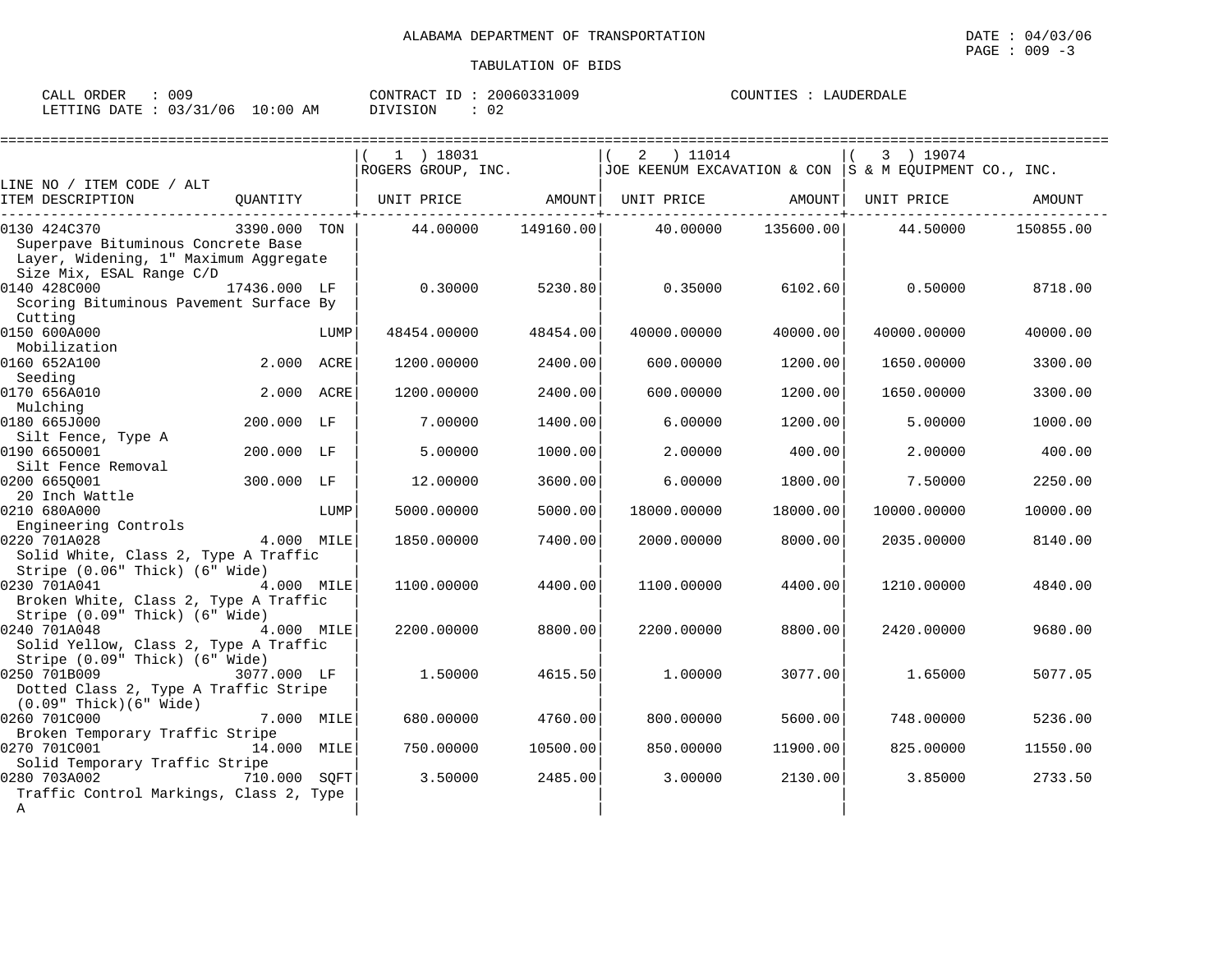ALABAMA DEPARTMENT OF TRANSPORTATION

TABULATION OF BIDS

DATE : 04/03/06
PAGE : 009 -3

CALL ORDER : 009
LETTING DATE : 03/31/06 10:00 AM

CONTRACT ID : 20060331009
DIVISION : 02

COUNTIES : LAUDERDALE

| LINE NO / ITEM CODE / ALT ITEM DESCRIPTION | QUANTITY | UNIT | (1) 18031 ROGERS GROUP, INC. UNIT PRICE | AMOUNT | (2) 11014 JOE KEENUM EXCAVATION & CON UNIT PRICE | AMOUNT | (3) 19074 S & M EQUIPMENT CO., INC. UNIT PRICE | AMOUNT |
|---|---|---|---|---|---|---|---|---|
| 0130 424C370 Superpave Bituminous Concrete Base Layer, Widening, 1" Maximum Aggregate Size Mix, ESAL Range C/D | 3390.000 | TON | 44.00000 | 149160.00 | 40.00000 | 135600.00 | 44.50000 | 150855.00 |
| 0140 428C000 Scoring Bituminous Pavement Surface By Cutting | 17436.000 | LF | 0.30000 | 5230.80 | 0.35000 | 6102.60 | 0.50000 | 8718.00 |
| 0150 600A000 Mobilization | | LUMP | 48454.00000 | 48454.00 | 40000.00000 | 40000.00 | 40000.00000 | 40000.00 |
| 0160 652A100 Seeding | 2.000 | ACRE | 1200.00000 | 2400.00 | 600.00000 | 1200.00 | 1650.00000 | 3300.00 |
| 0170 656A010 Mulching | 2.000 | ACRE | 1200.00000 | 2400.00 | 600.00000 | 1200.00 | 1650.00000 | 3300.00 |
| 0180 665J000 Silt Fence, Type A | 200.000 | LF | 7.00000 | 1400.00 | 6.00000 | 1200.00 | 5.00000 | 1000.00 |
| 0190 665O001 Silt Fence Removal | 200.000 | LF | 5.00000 | 1000.00 | 2.00000 | 400.00 | 2.00000 | 400.00 |
| 0200 665Q001 20 Inch Wattle | 300.000 | LF | 12.00000 | 3600.00 | 6.00000 | 1800.00 | 7.50000 | 2250.00 |
| 0210 680A000 Engineering Controls | | LUMP | 5000.00000 | 5000.00 | 18000.00000 | 18000.00 | 10000.00000 | 10000.00 |
| 0220 701A028 Solid White, Class 2, Type A Traffic Stripe (0.06" Thick) (6" Wide) | 4.000 | MILE | 1850.00000 | 7400.00 | 2000.00000 | 8000.00 | 2035.00000 | 8140.00 |
| 0230 701A041 Broken White, Class 2, Type A Traffic Stripe (0.09" Thick) (6" Wide) | 4.000 | MILE | 1100.00000 | 4400.00 | 1100.00000 | 4400.00 | 1210.00000 | 4840.00 |
| 0240 701A048 Solid Yellow, Class 2, Type A Traffic Stripe (0.09" Thick) (6" Wide) | 4.000 | MILE | 2200.00000 | 8800.00 | 2200.00000 | 8800.00 | 2420.00000 | 9680.00 |
| 0250 701B009 Dotted Class 2, Type A Traffic Stripe (0.09" Thick)(6" Wide) | 3077.000 | LF | 1.50000 | 4615.50 | 1.00000 | 3077.00 | 1.65000 | 5077.05 |
| 0260 701C000 Broken Temporary Traffic Stripe | 7.000 | MILE | 680.00000 | 4760.00 | 800.00000 | 5600.00 | 748.00000 | 5236.00 |
| 0270 701C001 Solid Temporary Traffic Stripe | 14.000 | MILE | 750.00000 | 10500.00 | 850.00000 | 11900.00 | 825.00000 | 11550.00 |
| 0280 703A002 Traffic Control Markings, Class 2, Type A | 710.000 | SQFT | 3.50000 | 2485.00 | 3.00000 | 2130.00 | 3.85000 | 2733.50 |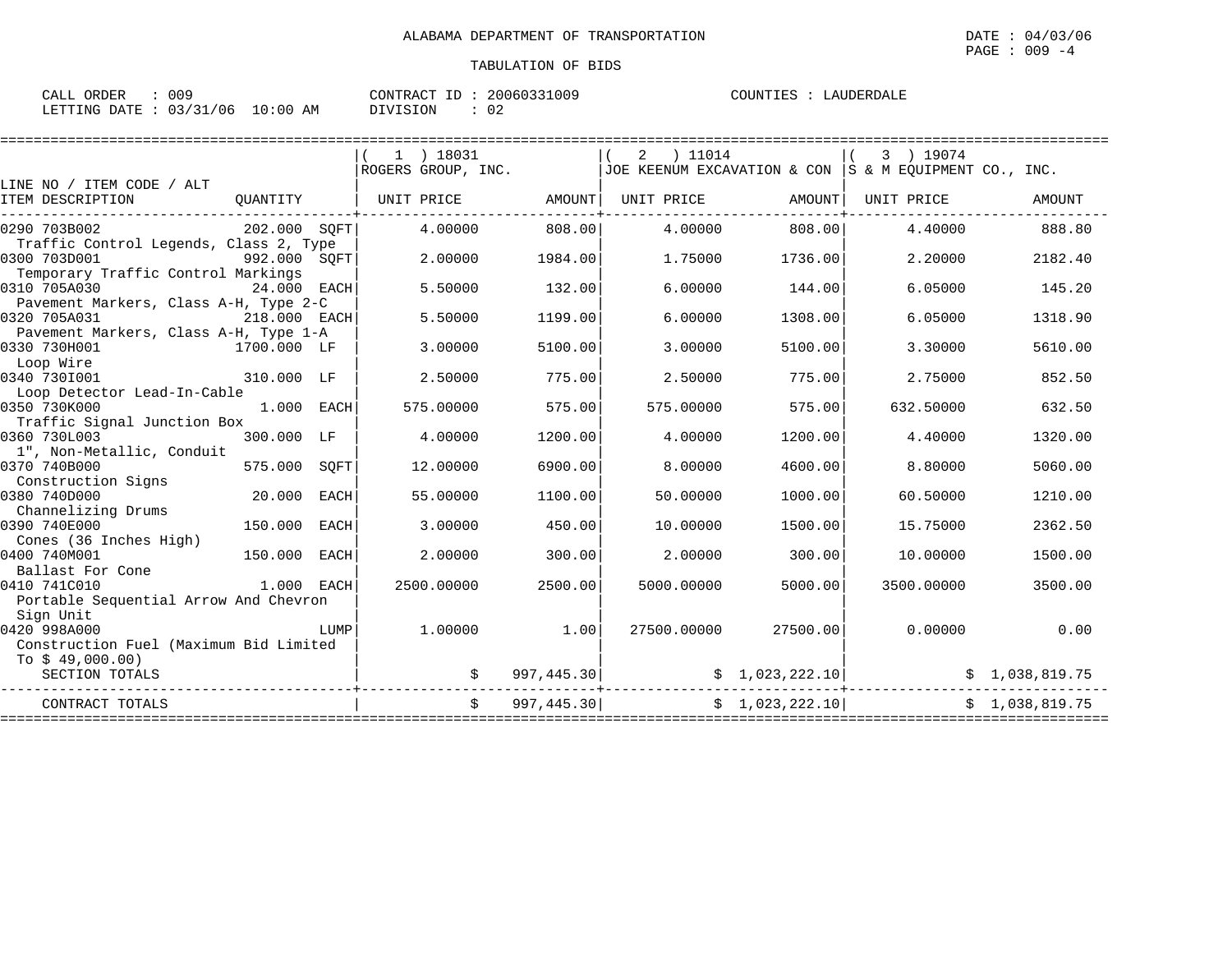ALABAMA DEPARTMENT OF TRANSPORTATION

DATE : 04/03/06

TABULATION OF BIDS

CALL ORDER : 009
LETTING DATE : 03/31/06 10:00 AM

CONTRACT ID : 20060331009
DIVISION : 02

COUNTIES : LAUDERDALE

| LINE NO / ITEM CODE / ALT ITEM DESCRIPTION | QUANTITY | ( 1 ) 18031 ROGERS GROUP, INC. UNIT PRICE | AMOUNT | ( 2 ) 11014 JOE KEENUM EXCAVATION & CON UNIT PRICE | AMOUNT | ( 3 ) 19074 S & M EQUIPMENT CO., INC. UNIT PRICE | AMOUNT |
|---|---|---|---|---|---|---|---|
| 0290 703B002 Traffic Control Legends, Class 2, Type | 202.000 SQFT | 4.00000 | 808.00 | 4.00000 | 808.00 | 4.40000 | 888.80 |
| 0300 703D001 Temporary Traffic Control Markings | 992.000 SQFT | 2.00000 | 1984.00 | 1.75000 | 1736.00 | 2.20000 | 2182.40 |
| 0310 705A030 Pavement Markers, Class A-H, Type 2-C | 24.000 EACH | 5.50000 | 132.00 | 6.00000 | 144.00 | 6.05000 | 145.20 |
| 0320 705A031 Pavement Markers, Class A-H, Type 1-A | 218.000 EACH | 5.50000 | 1199.00 | 6.00000 | 1308.00 | 6.05000 | 1318.90 |
| 0330 730H001 Loop Wire | 1700.000 LF | 3.00000 | 5100.00 | 3.00000 | 5100.00 | 3.30000 | 5610.00 |
| 0340 730I001 Loop Detector Lead-In-Cable | 310.000 LF | 2.50000 | 775.00 | 2.50000 | 775.00 | 2.75000 | 852.50 |
| 0350 730K000 Traffic Signal Junction Box | 1.000 EACH | 575.00000 | 575.00 | 575.00000 | 575.00 | 632.50000 | 632.50 |
| 0360 730L003 1", Non-Metallic, Conduit | 300.000 LF | 4.00000 | 1200.00 | 4.00000 | 1200.00 | 4.40000 | 1320.00 |
| 0370 740B000 Construction Signs | 575.000 SQFT | 12.00000 | 6900.00 | 8.00000 | 4600.00 | 8.80000 | 5060.00 |
| 0380 740D000 Channelizing Drums | 20.000 EACH | 55.00000 | 1100.00 | 50.00000 | 1000.00 | 60.50000 | 1210.00 |
| 0390 740E000 Cones (36 Inches High) | 150.000 EACH | 3.00000 | 450.00 | 10.00000 | 1500.00 | 15.75000 | 2362.50 |
| 0400 740M001 Ballast For Cone | 150.000 EACH | 2.00000 | 300.00 | 2.00000 | 300.00 | 10.00000 | 1500.00 |
| 0410 741C010 Portable Sequential Arrow And Chevron Sign Unit | 1.000 EACH | 2500.00000 | 2500.00 | 5000.00000 | 5000.00 | 3500.00000 | 3500.00 |
| 0420 998A000 Construction Fuel (Maximum Bid Limited To $ 49,000.00) | LUMP | 1.00000 | 1.00 | 27500.00000 | 27500.00 | 0.00000 | 0.00 |
| SECTION TOTALS | | | $ 997,445.30 | | $ 1,023,222.10 | | $ 1,038,819.75 |
| CONTRACT TOTALS | | | $ 997,445.30 | | $ 1,023,222.10 | | $ 1,038,819.75 |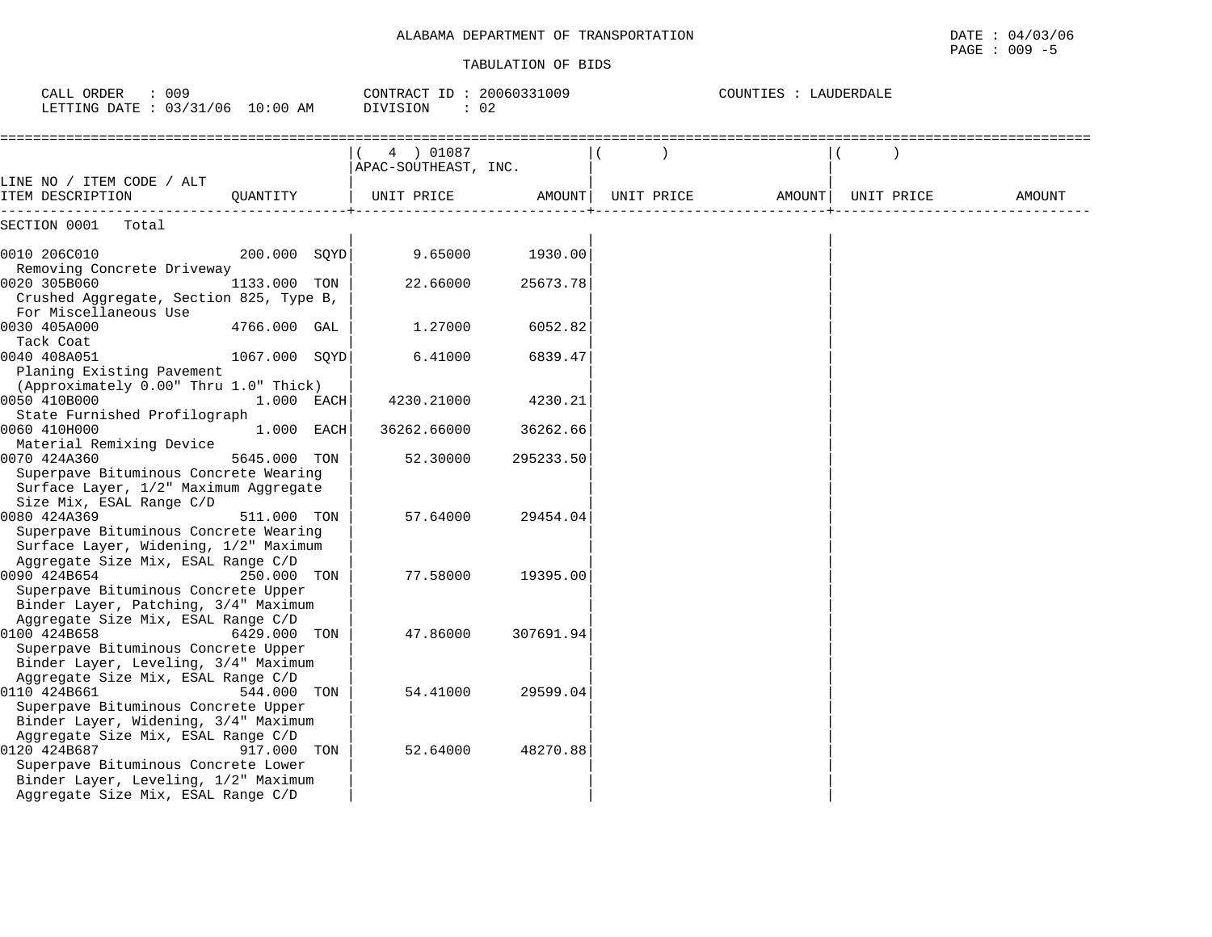ALABAMA DEPARTMENT OF TRANSPORTATION

DATE : 04/03/06

TABULATION OF BIDS

CALL ORDER : 009    CONTRACT ID : 20060331009    COUNTIES : LAUDERDALE
LETTING DATE : 03/31/06 10:00 AM    DIVISION : 02

| LINE NO / ITEM CODE / ALT ITEM DESCRIPTION | QUANTITY | ( 4 ) 01087 APAC-SOUTHEAST, INC. UNIT PRICE | AMOUNT | ( ) UNIT PRICE | AMOUNT | ( ) UNIT PRICE | AMOUNT |
|---|---|---|---|---|---|---|---|
| SECTION 0001 Total | | | | | | | |
| 0010 206C010 Removing Concrete Driveway | 200.000 SQYD | 9.65000 | 1930.00 | | | | |
| 0020 305B060 Crushed Aggregate, Section 825, Type B, For Miscellaneous Use | 1133.000 TON | 22.66000 | 25673.78 | | | | |
| 0030 405A000 Tack Coat | 4766.000 GAL | 1.27000 | 6052.82 | | | | |
| 0040 408A051 Planing Existing Pavement (Approximately 0.00" Thru 1.0" Thick) | 1067.000 SQYD | 6.41000 | 6839.47 | | | | |
| 0050 410B000 State Furnished Profilograph | 1.000 EACH | 4230.21000 | 4230.21 | | | | |
| 0060 410H000 Material Remixing Device | 1.000 EACH | 36262.66000 | 36262.66 | | | | |
| 0070 424A360 Superpave Bituminous Concrete Wearing Surface Layer, 1/2" Maximum Aggregate Size Mix, ESAL Range C/D | 5645.000 TON | 52.30000 | 295233.50 | | | | |
| 0080 424A369 Superpave Bituminous Concrete Wearing Surface Layer, Widening, 1/2" Maximum Aggregate Size Mix, ESAL Range C/D | 511.000 TON | 57.64000 | 29454.04 | | | | |
| 0090 424B654 Superpave Bituminous Concrete Upper Binder Layer, Patching, 3/4" Maximum Aggregate Size Mix, ESAL Range C/D | 250.000 TON | 77.58000 | 19395.00 | | | | |
| 0100 424B658 Superpave Bituminous Concrete Upper Binder Layer, Leveling, 3/4" Maximum Aggregate Size Mix, ESAL Range C/D | 6429.000 TON | 47.86000 | 307691.94 | | | | |
| 0110 424B661 Superpave Bituminous Concrete Upper Binder Layer, Widening, 3/4" Maximum Aggregate Size Mix, ESAL Range C/D | 544.000 TON | 54.41000 | 29599.04 | | | | |
| 0120 424B687 Superpave Bituminous Concrete Lower Binder Layer, Leveling, 1/2" Maximum Aggregate Size Mix, ESAL Range C/D | 917.000 TON | 52.64000 | 48270.88 | | | | |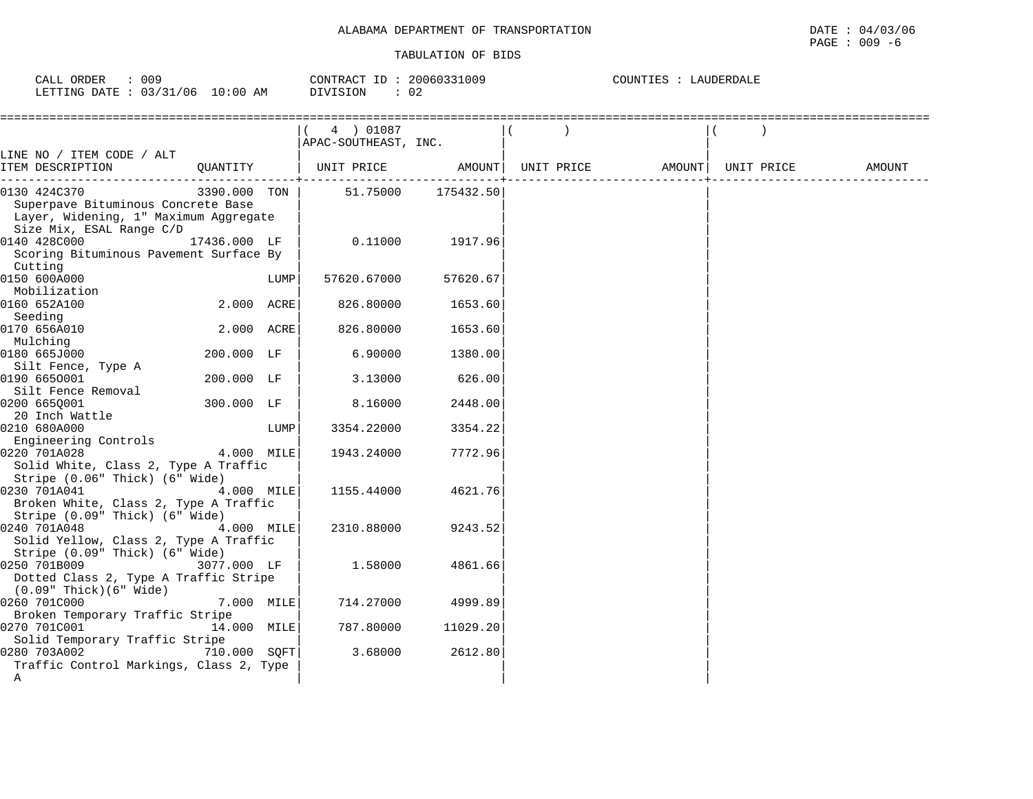ALABAMA DEPARTMENT OF TRANSPORTATION

TABULATION OF BIDS

CALL ORDER : 009 CONTRACT ID : 20060331009 COUNTIES : LAUDERDALE
LETTING DATE : 03/31/06 10:00 AM DIVISION : 02

| LINE NO / ITEM CODE / ALT ITEM DESCRIPTION | QUANTITY | ( 4 ) 01087 APAC-SOUTHEAST, INC. UNIT PRICE | AMOUNT | ( ) UNIT PRICE | AMOUNT | ( ) UNIT PRICE | AMOUNT |
|---|---|---|---|---|---|---|---|
| 0130 424C370 Superpave Bituminous Concrete Base Layer, Widening, 1" Maximum Aggregate Size Mix, ESAL Range C/D | 3390.000 TON | 51.75000 | 175432.50 | | | | |
| 0140 428C000 Scoring Bituminous Pavement Surface By Cutting | 17436.000 LF | 0.11000 | 1917.96 | | | | |
| 0150 600A000 Mobilization | LUMP | 57620.67000 | 57620.67 | | | | |
| 0160 652A100 Seeding | 2.000 ACRE | 826.80000 | 1653.60 | | | | |
| 0170 656A010 Mulching | 2.000 ACRE | 826.80000 | 1653.60 | | | | |
| 0180 665J000 Silt Fence, Type A | 200.000 LF | 6.90000 | 1380.00 | | | | |
| 0190 665O001 Silt Fence Removal | 200.000 LF | 3.13000 | 626.00 | | | | |
| 0200 665Q001 20 Inch Wattle | 300.000 LF | 8.16000 | 2448.00 | | | | |
| 0210 680A000 Engineering Controls | LUMP | 3354.22000 | 3354.22 | | | | |
| 0220 701A028 Solid White, Class 2, Type A Traffic Stripe (0.06" Thick) (6" Wide) | 4.000 MILE | 1943.24000 | 7772.96 | | | | |
| 0230 701A041 Broken White, Class 2, Type A Traffic Stripe (0.09" Thick) (6" Wide) | 4.000 MILE | 1155.44000 | 4621.76 | | | | |
| 0240 701A048 Solid Yellow, Class 2, Type A Traffic Stripe (0.09" Thick) (6" Wide) | 4.000 MILE | 2310.88000 | 9243.52 | | | | |
| 0250 701B009 Dotted Class 2, Type A Traffic Stripe (0.09" Thick)(6" Wide) | 3077.000 LF | 1.58000 | 4861.66 | | | | |
| 0260 701C000 Broken Temporary Traffic Stripe | 7.000 MILE | 714.27000 | 4999.89 | | | | |
| 0270 701C001 Solid Temporary Traffic Stripe | 14.000 MILE | 787.80000 | 11029.20 | | | | |
| 0280 703A002 Traffic Control Markings, Class 2, Type A | 710.000 SQFT | 3.68000 | 2612.80 | | | | |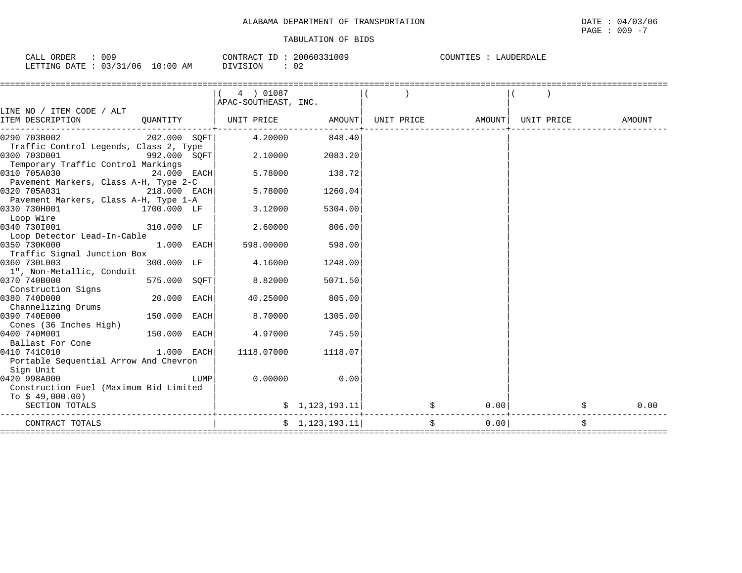ALABAMA DEPARTMENT OF TRANSPORTATION

DATE : 04/03/06

TABULATION OF BIDS

CALL ORDER : 009 CONTRACT ID : 20060331009 COUNTIES : LAUDERDALE
LETTING DATE : 03/31/06 10:00 AM DIVISION : 02

| LINE NO / ITEM CODE / ALT<br>ITEM DESCRIPTION | QUANTITY | ( 4 ) 01087<br>APAC-SOUTHEAST, INC.<br>UNIT PRICE | AMOUNT | ( )<br>UNIT PRICE | AMOUNT | ( )<br>UNIT PRICE | AMOUNT |
|---|---|---|---|---|---|---|---|
| 0290 703B002<br>Traffic Control Legends, Class 2, Type | 202.000 SQFT | 4.20000 | 848.40 | | | | |
| 0300 703D001<br>Temporary Traffic Control Markings | 992.000 SQFT | 2.10000 | 2083.20 | | | | |
| 0310 705A030<br>Pavement Markers, Class A-H, Type 2-C | 24.000 EACH | 5.78000 | 138.72 | | | | |
| 0320 705A031<br>Pavement Markers, Class A-H, Type 1-A | 218.000 EACH | 5.78000 | 1260.04 | | | | |
| 0330 730H001<br>Loop Wire | 1700.000 LF | 3.12000 | 5304.00 | | | | |
| 0340 730I001<br>Loop Detector Lead-In-Cable | 310.000 LF | 2.60000 | 806.00 | | | | |
| 0350 730K000<br>Traffic Signal Junction Box | 1.000 EACH | 598.00000 | 598.00 | | | | |
| 0360 730L003<br>1", Non-Metallic, Conduit | 300.000 LF | 4.16000 | 1248.00 | | | | |
| 0370 740B000<br>Construction Signs | 575.000 SQFT | 8.82000 | 5071.50 | | | | |
| 0380 740D000<br>Channelizing Drums | 20.000 EACH | 40.25000 | 805.00 | | | | |
| 0390 740E000<br>Cones (36 Inches High) | 150.000 EACH | 8.70000 | 1305.00 | | | | |
| 0400 740M001<br>Ballast For Cone | 150.000 EACH | 4.97000 | 745.50 | | | | |
| 0410 741C010<br>Portable Sequential Arrow And Chevron Sign Unit | 1.000 EACH | 1118.07000 | 1118.07 | | | | |
| 0420 998A000<br>Construction Fuel (Maximum Bid Limited To $ 49,000.00) | LUMP | 0.00000 | 0.00 | | | | |
| SECTION TOTALS | | | $ 1,123,193.11 | | $ 0.00 | | $ 0.00 |
| CONTRACT TOTALS | | | $ 1,123,193.11 | | $ 0.00 | | $ |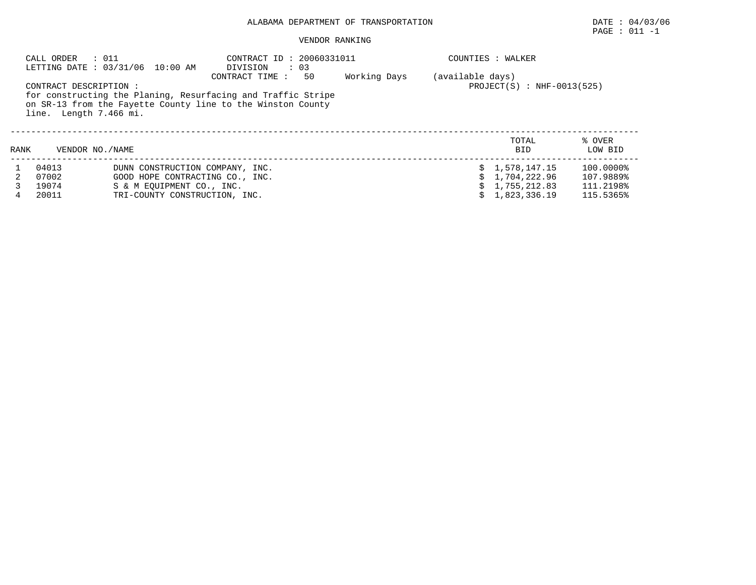ALABAMA DEPARTMENT OF TRANSPORTATION

DATE : 04/03/06

PAGE : 011 -1

VENDOR RANKING

CALL ORDER : 011
LETTING DATE : 03/31/06 10:00 AM

CONTRACT ID : 20060331011
DIVISION : 03
CONTRACT TIME : 50 Working Days (available days)

COUNTIES : WALKER

PROJECT(S) : NHF-0013(525)

CONTRACT DESCRIPTION :
for constructing the Planing, Resurfacing and Traffic Stripe on SR-13 from the Fayette County line to the Winston County line. Length 7.466 mi.

| RANK | VENDOR NO./NAME | | TOTAL BID | % OVER LOW BID |
|---|---|---|---|---|
| 1 | 04013 | DUNN CONSTRUCTION COMPANY, INC. | $ 1,578,147.15 | 100.0000% |
| 2 | 07002 | GOOD HOPE CONTRACTING CO., INC. | $ 1,704,222.96 | 107.9889% |
| 3 | 19074 | S & M EQUIPMENT CO., INC. | $ 1,755,212.83 | 111.2198% |
| 4 | 20011 | TRI-COUNTY CONSTRUCTION, INC. | $ 1,823,336.19 | 115.5365% |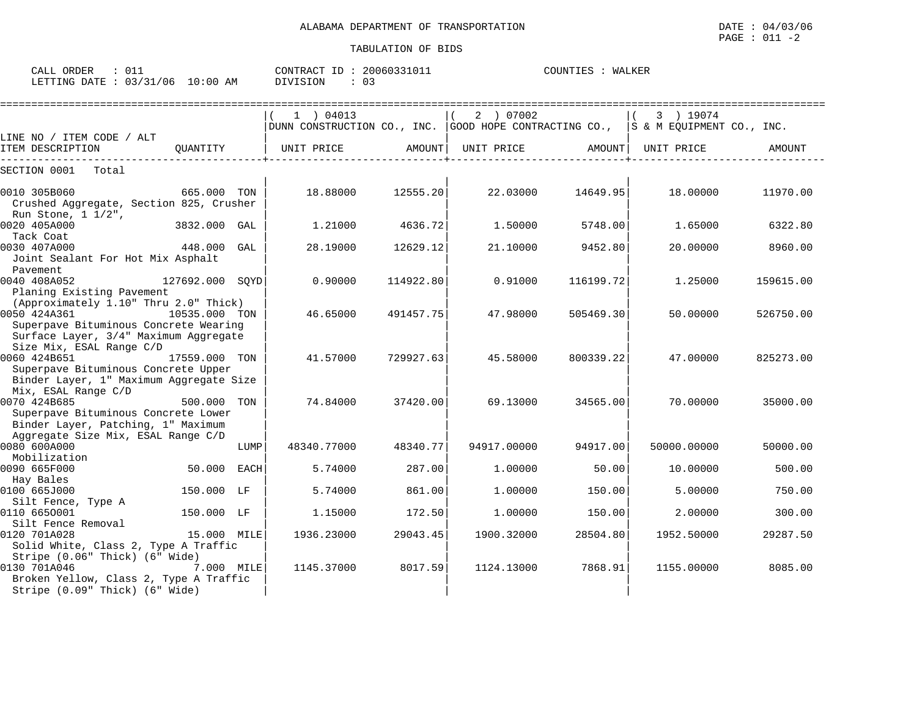ALABAMA DEPARTMENT OF TRANSPORTATION

DATE : 04/03/06

PAGE : 011 -2

TABULATION OF BIDS

CALL ORDER : 011 CONTRACT ID : 20060331011 COUNTIES : WALKER

LETTING DATE : 03/31/06 10:00 AM DIVISION : 03

| LINE NO / ITEM CODE / ALT ITEM DESCRIPTION | QUANTITY | ( 1 ) 04013 DUNN CONSTRUCTION CO., INC. UNIT PRICE | AMOUNT | ( 2 ) 07002 GOOD HOPE CONTRACTING CO., UNIT PRICE | AMOUNT | ( 3 ) 19074 S & M EQUIPMENT CO., INC. UNIT PRICE | AMOUNT |
|---|---|---|---|---|---|---|---|
| SECTION 0001 Total | | | | | | | |
| 0010 305B060 Crushed Aggregate, Section 825, Crusher Run Stone, 1 1/2", | 665.000 TON | 18.88000 | 12555.20 | 22.03000 | 14649.95 | 18.00000 | 11970.00 |
| 0020 405A000 Tack Coat | 3832.000 GAL | 1.21000 | 4636.72 | 1.50000 | 5748.00 | 1.65000 | 6322.80 |
| 0030 407A000 Joint Sealant For Hot Mix Asphalt Pavement | 448.000 GAL | 28.19000 | 12629.12 | 21.10000 | 9452.80 | 20.00000 | 8960.00 |
| 0040 408A052 Planing Existing Pavement (Approximately 1.10" Thru 2.0" Thick) | 127692.000 SQYD | 0.90000 | 114922.80 | 0.91000 | 116199.72 | 1.25000 | 159615.00 |
| 0050 424A361 Superpave Bituminous Concrete Wearing Surface Layer, 3/4" Maximum Aggregate Size Mix, ESAL Range C/D | 10535.000 TON | 46.65000 | 491457.75 | 47.98000 | 505469.30 | 50.00000 | 526750.00 |
| 0060 424B651 Superpave Bituminous Concrete Upper Binder Layer, 1" Maximum Aggregate Size Mix, ESAL Range C/D | 17559.000 TON | 41.57000 | 729927.63 | 45.58000 | 800339.22 | 47.00000 | 825273.00 |
| 0070 424B685 Superpave Bituminous Concrete Lower Binder Layer, Patching, 1" Maximum Aggregate Size Mix, ESAL Range C/D | 500.000 TON | 74.84000 | 37420.00 | 69.13000 | 34565.00 | 70.00000 | 35000.00 |
| 0080 600A000 Mobilization | LUMP | 48340.77000 | 48340.77 | 94917.00000 | 94917.00 | 50000.00000 | 50000.00 |
| 0090 665F000 Hay Bales | 50.000 EACH | 5.74000 | 287.00 | 1.00000 | 50.00 | 10.00000 | 500.00 |
| 0100 665J000 Silt Fence, Type A | 150.000 LF | 5.74000 | 861.00 | 1.00000 | 150.00 | 5.00000 | 750.00 |
| 0110 665O001 Silt Fence Removal | 150.000 LF | 1.15000 | 172.50 | 1.00000 | 150.00 | 2.00000 | 300.00 |
| 0120 701A028 Solid White, Class 2, Type A Traffic Stripe (0.06" Thick) (6" Wide) | 15.000 MILE | 1936.23000 | 29043.45 | 1900.32000 | 28504.80 | 1952.50000 | 29287.50 |
| 0130 701A046 Broken Yellow, Class 2, Type A Traffic Stripe (0.09" Thick) (6" Wide) | 7.000 MILE | 1145.37000 | 8017.59 | 1124.13000 | 7868.91 | 1155.00000 | 8085.00 |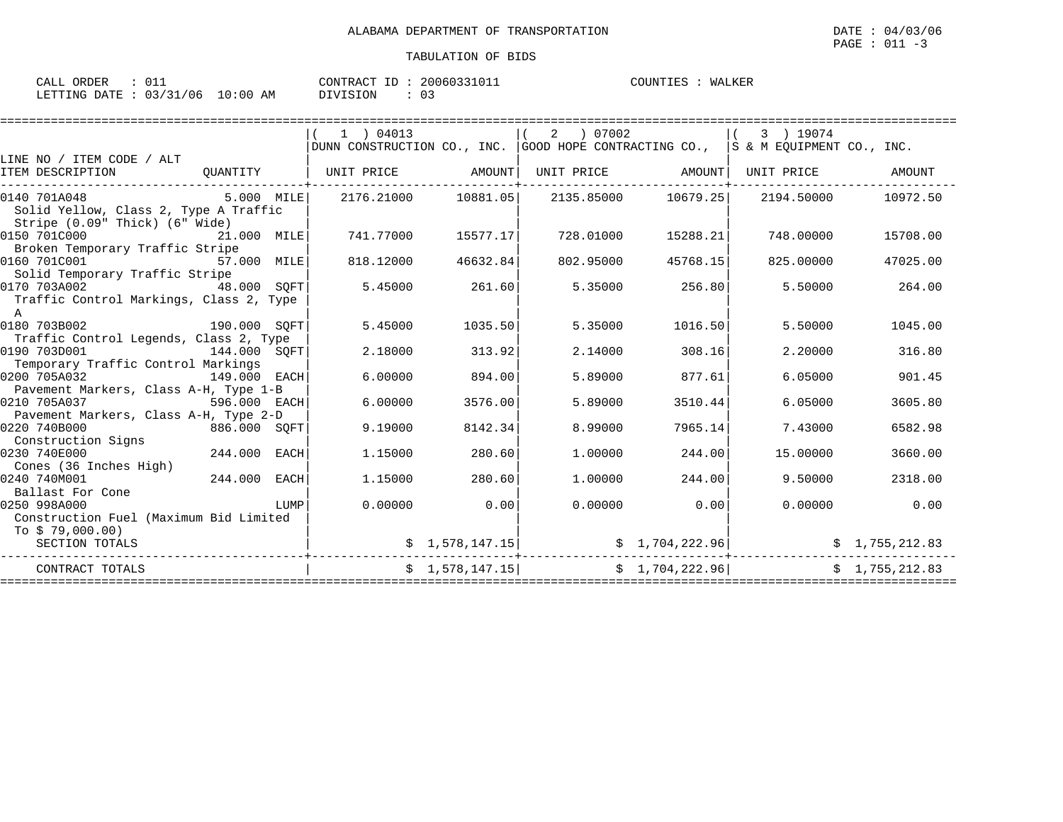ALABAMA DEPARTMENT OF TRANSPORTATION

TABULATION OF BIDS

DATE : 04/03/06
PAGE : 011 -3

CALL ORDER : 011
LETTING DATE : 03/31/06 10:00 AM

CONTRACT ID : 20060331011
DIVISION : 03

COUNTIES : WALKER

| LINE NO / ITEM CODE / ALT ITEM DESCRIPTION | QUANTITY | ( 1 ) 04013 DUNN CONSTRUCTION CO., INC. UNIT PRICE | AMOUNT | ( 2 ) 07002 GOOD HOPE CONTRACTING CO., UNIT PRICE | AMOUNT | ( 3 ) 19074 S & M EQUIPMENT CO., INC. UNIT PRICE | AMOUNT |
|---|---|---|---|---|---|---|---|
| 0140 701A048 Solid Yellow, Class 2, Type A Traffic Stripe (0.09" Thick) (6" Wide) | 5.000 MILE | 2176.21000 | 10881.05 | 2135.85000 | 10679.25 | 2194.50000 | 10972.50 |
| 0150 701C000 Broken Temporary Traffic Stripe | 21.000 MILE | 741.77000 | 15577.17 | 728.01000 | 15288.21 | 748.00000 | 15708.00 |
| 0160 701C001 Solid Temporary Traffic Stripe | 57.000 MILE | 818.12000 | 46632.84 | 802.95000 | 45768.15 | 825.00000 | 47025.00 |
| 0170 703A002 Traffic Control Markings, Class 2, Type A | 48.000 SQFT | 5.45000 | 261.60 | 5.35000 | 256.80 | 5.50000 | 264.00 |
| 0180 703B002 Traffic Control Legends, Class 2, Type | 190.000 SQFT | 5.45000 | 1035.50 | 5.35000 | 1016.50 | 5.50000 | 1045.00 |
| 0190 703D001 Temporary Traffic Control Markings | 144.000 SQFT | 2.18000 | 313.92 | 2.14000 | 308.16 | 2.20000 | 316.80 |
| 0200 705A032 Pavement Markers, Class A-H, Type 1-B | 149.000 EACH | 6.00000 | 894.00 | 5.89000 | 877.61 | 6.05000 | 901.45 |
| 0210 705A037 Pavement Markers, Class A-H, Type 2-D | 596.000 EACH | 6.00000 | 3576.00 | 5.89000 | 3510.44 | 6.05000 | 3605.80 |
| 0220 740B000 Construction Signs | 886.000 SQFT | 9.19000 | 8142.34 | 8.99000 | 7965.14 | 7.43000 | 6582.98 |
| 0230 740E000 Cones (36 Inches High) | 244.000 EACH | 1.15000 | 280.60 | 1.00000 | 244.00 | 15.00000 | 3660.00 |
| 0240 740M001 Ballast For Cone | 244.000 EACH | 1.15000 | 280.60 | 1.00000 | 244.00 | 9.50000 | 2318.00 |
| 0250 998A000 Construction Fuel (Maximum Bid Limited To $ 79,000.00) | LUMP | 0.00000 | 0.00 | 0.00000 | 0.00 | 0.00000 | 0.00 |
| SECTION TOTALS | | | $ 1,578,147.15 | | $ 1,704,222.96 | | $ 1,755,212.83 |
| CONTRACT TOTALS | | | $ 1,578,147.15 | | $ 1,704,222.96 | | $ 1,755,212.83 |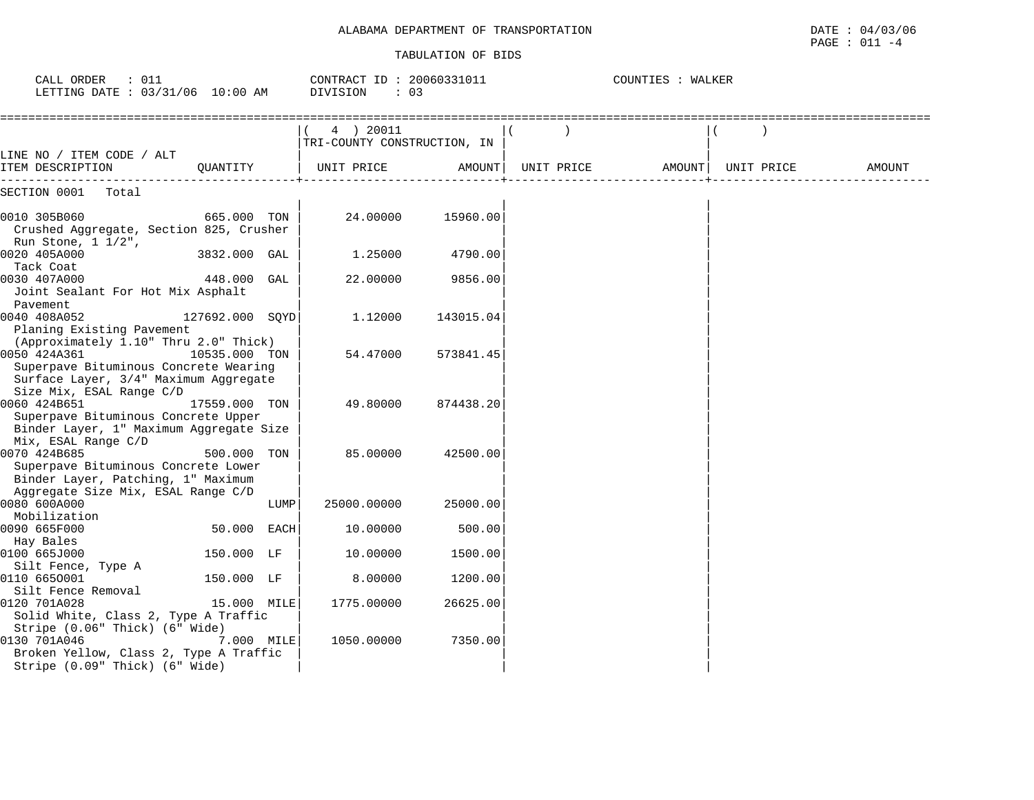ALABAMA DEPARTMENT OF TRANSPORTATION

TABULATION OF BIDS

DATE : 04/03/06
PAGE : 011 -4

CALL ORDER : 011
LETTING DATE : 03/31/06 10:00 AM

CONTRACT ID : 20060331011
DIVISION : 03

COUNTIES : WALKER

| LINE NO / ITEM CODE / ALT ITEM DESCRIPTION | QUANTITY | ( 4 ) 20011 TRI-COUNTY CONSTRUCTION, IN UNIT PRICE | AMOUNT | ( ) UNIT PRICE | AMOUNT | ( ) UNIT PRICE | AMOUNT |
|---|---|---|---|---|---|---|---|
| SECTION 0001 Total | | | | | | | |
| 0010 305B060 Crushed Aggregate, Section 825, Crusher Run Stone, 1 1/2", | 665.000 TON | 24.00000 | 15960.00 | | | | |
| 0020 405A000 Tack Coat | 3832.000 GAL | 1.25000 | 4790.00 | | | | |
| 0030 407A000 Joint Sealant For Hot Mix Asphalt Pavement | 448.000 GAL | 22.00000 | 9856.00 | | | | |
| 0040 408A052 Planing Existing Pavement (Approximately 1.10" Thru 2.0" Thick) | 127692.000 SQYD | 1.12000 | 143015.04 | | | | |
| 0050 424A361 Superpave Bituminous Concrete Wearing Surface Layer, 3/4" Maximum Aggregate Size Mix, ESAL Range C/D | 10535.000 TON | 54.47000 | 573841.45 | | | | |
| 0060 424B651 Superpave Bituminous Concrete Upper Binder Layer, 1" Maximum Aggregate Size Mix, ESAL Range C/D | 17559.000 TON | 49.80000 | 874438.20 | | | | |
| 0070 424B685 Superpave Bituminous Concrete Lower Binder Layer, Patching, 1" Maximum Aggregate Size Mix, ESAL Range C/D | 500.000 TON | 85.00000 | 42500.00 | | | | |
| 0080 600A000 Mobilization | LUMP | 25000.00000 | 25000.00 | | | | |
| 0090 665F000 Hay Bales | 50.000 EACH | 10.00000 | 500.00 | | | | |
| 0100 665J000 Silt Fence, Type A | 150.000 LF | 10.00000 | 1500.00 | | | | |
| 0110 665O001 Silt Fence Removal | 150.000 LF | 8.00000 | 1200.00 | | | | |
| 0120 701A028 Solid White, Class 2, Type A Traffic Stripe (0.06" Thick) (6" Wide) | 15.000 MILE | 1775.00000 | 26625.00 | | | | |
| 0130 701A046 Broken Yellow, Class 2, Type A Traffic Stripe (0.09" Thick) (6" Wide) | 7.000 MILE | 1050.00000 | 7350.00 | | | | |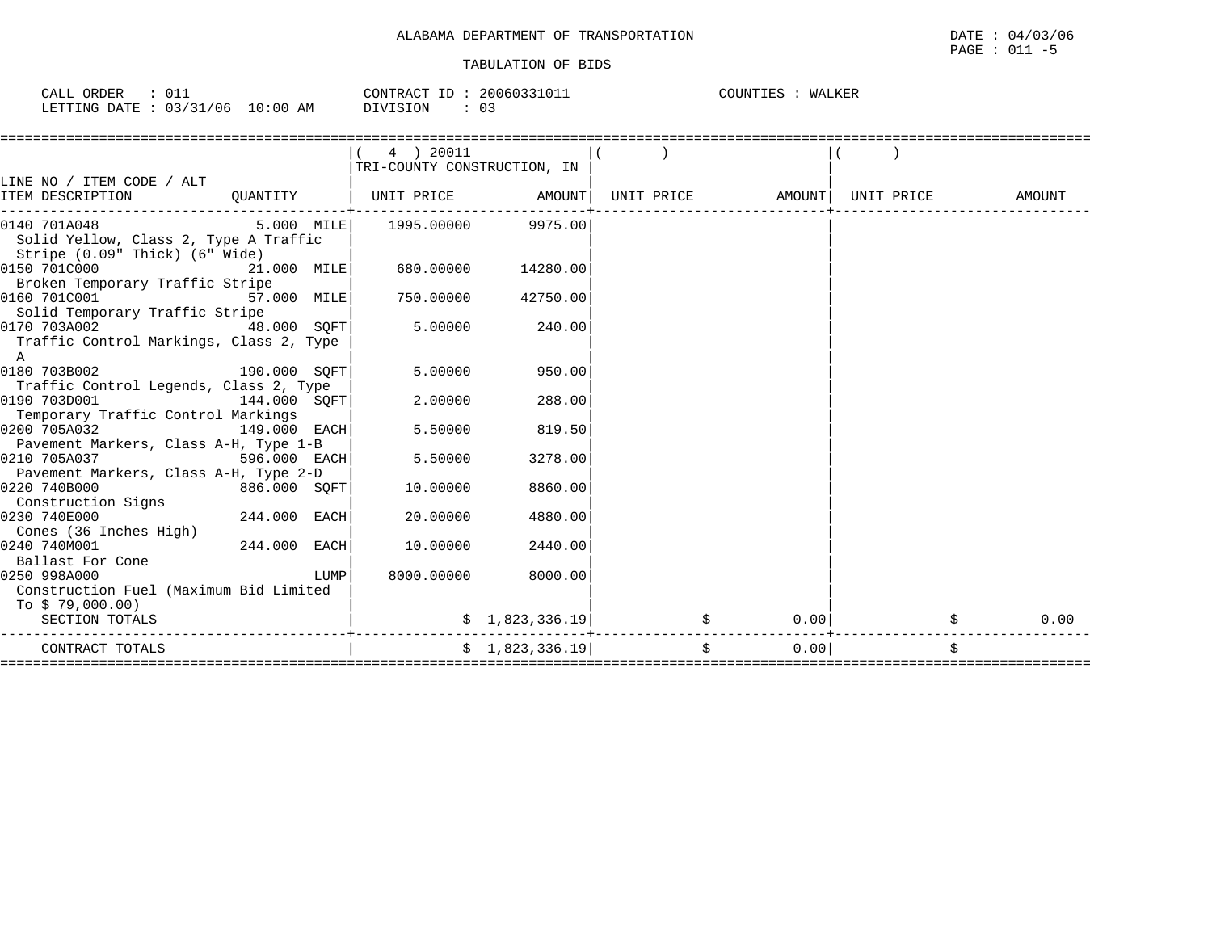ALABAMA DEPARTMENT OF TRANSPORTATION

DATE : 04/03/06

PAGE : 011 -5

TABULATION OF BIDS

CALL ORDER : 011  CONTRACT ID : 20060331011  COUNTIES : WALKER

LETTING DATE : 03/31/06 10:00 AM  DIVISION : 03

| LINE NO / ITEM CODE / ALT ITEM DESCRIPTION | QUANTITY | ( 4 ) 20011 TRI-COUNTY CONSTRUCTION, IN UNIT PRICE | AMOUNT | ( ) UNIT PRICE | AMOUNT | ( ) UNIT PRICE | AMOUNT |
|---|---|---|---|---|---|---|---|
| 0140 701A048 Solid Yellow, Class 2, Type A Traffic Stripe (0.09" Thick) (6" Wide) | 5.000 MILE | 1995.00000 | 9975.00 | | | | |
| 0150 701C000 Broken Temporary Traffic Stripe | 21.000 MILE | 680.00000 | 14280.00 | | | | |
| 0160 701C001 Solid Temporary Traffic Stripe | 57.000 MILE | 750.00000 | 42750.00 | | | | |
| 0170 703A002 Traffic Control Markings, Class 2, Type A | 48.000 SQFT | 5.00000 | 240.00 | | | | |
| 0180 703B002 Traffic Control Legends, Class 2, Type | 190.000 SQFT | 5.00000 | 950.00 | | | | |
| 0190 703D001 Temporary Traffic Control Markings | 144.000 SQFT | 2.00000 | 288.00 | | | | |
| 0200 705A032 Pavement Markers, Class A-H, Type 1-B | 149.000 EACH | 5.50000 | 819.50 | | | | |
| 0210 705A037 Pavement Markers, Class A-H, Type 2-D | 596.000 EACH | 5.50000 | 3278.00 | | | | |
| 0220 740B000 Construction Signs | 886.000 SQFT | 10.00000 | 8860.00 | | | | |
| 0230 740E000 Cones (36 Inches High) | 244.000 EACH | 20.00000 | 4880.00 | | | | |
| 0240 740M001 Ballast For Cone | 244.000 EACH | 10.00000 | 2440.00 | | | | |
| 0250 998A000 Construction Fuel (Maximum Bid Limited To $ 79,000.00) | LUMP | 8000.00000 | 8000.00 | | | | |
| SECTION TOTALS | | | $ 1,823,336.19 | | $ 0.00 | | $ 0.00 |
| CONTRACT TOTALS | | | $ 1,823,336.19 | | $ 0.00 | | $ |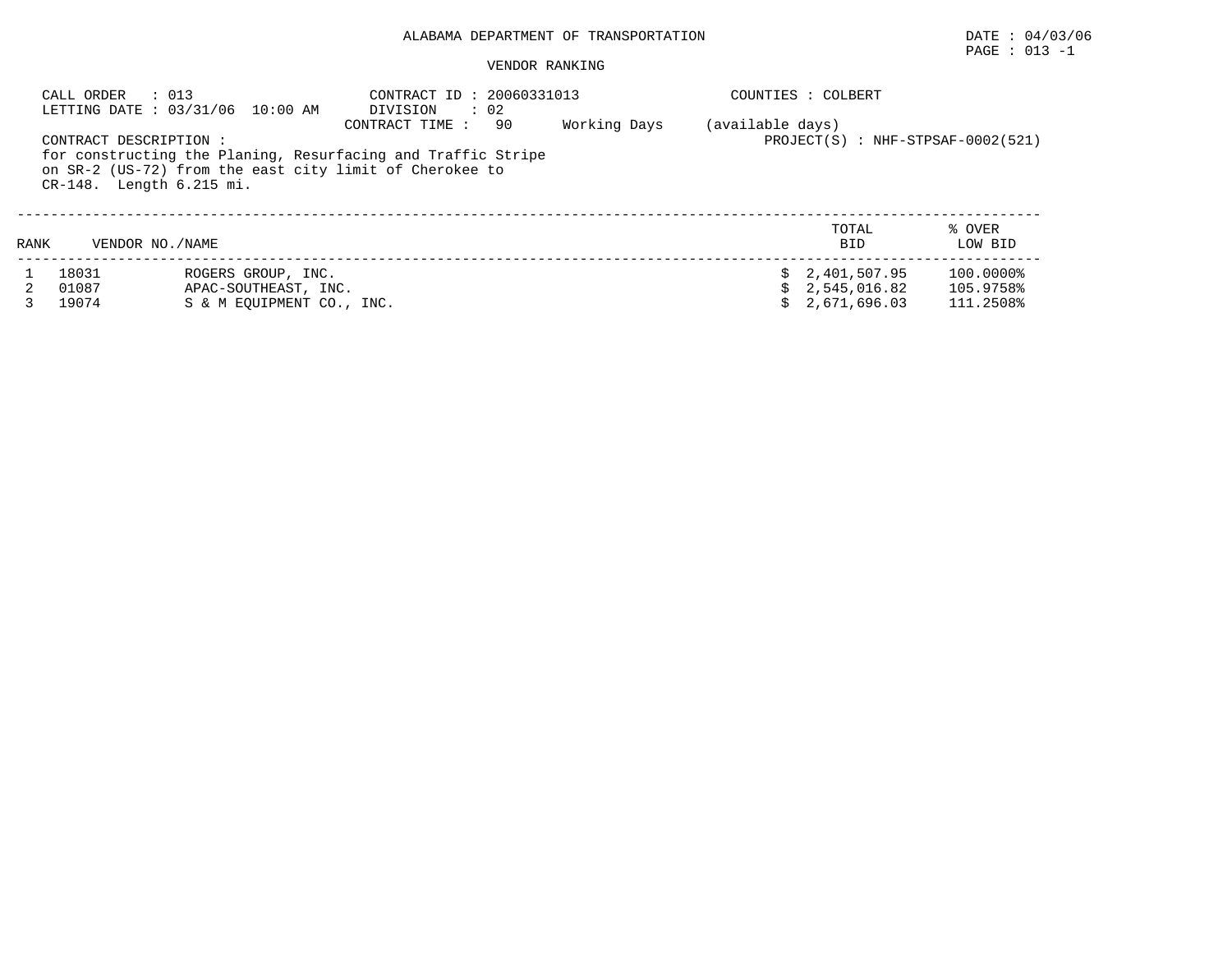# ALABAMA DEPARTMENT OF TRANSPORTATION

DATE : 04/03/06

PAGE : 013 -1

## VENDOR RANKING

CALL ORDER : 013
LETTING DATE : 03/31/06 10:00 AM

CONTRACT ID : 20060331013
DIVISION : 02
CONTRACT TIME : 90 Working Days (available days)

COUNTIES : COLBERT

PROJECT(S) : NHF-STPSAF-0002(521)

CONTRACT DESCRIPTION :
for constructing the Planing, Resurfacing and Traffic Stripe on SR-2 (US-72) from the east city limit of Cherokee to CR-148. Length 6.215 mi.

| RANK | VENDOR NO./NAME | | TOTAL BID | % OVER LOW BID |
|---|---|---|---|---|
| 1 | 18031 | ROGERS GROUP, INC. | $ 2,401,507.95 | 100.0000% |
| 2 | 01087 | APAC-SOUTHEAST, INC. | $ 2,545,016.82 | 105.9758% |
| 3 | 19074 | S & M EQUIPMENT CO., INC. | $ 2,671,696.03 | 111.2508% |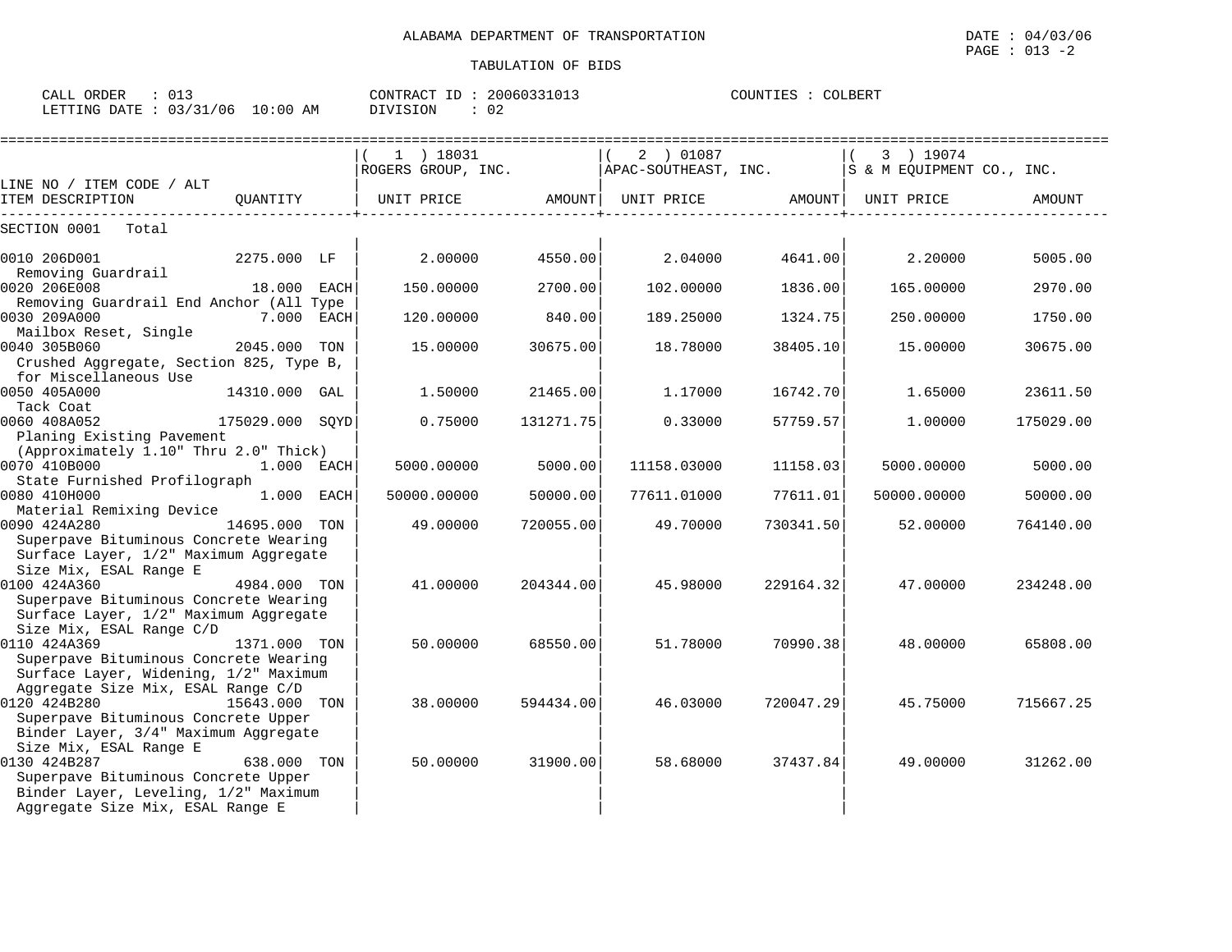ALABAMA DEPARTMENT OF TRANSPORTATION

DATE : 04/03/06

PAGE : 013 -2

TABULATION OF BIDS

CALL ORDER : 013 | CONTRACT ID : 20060331013 | COUNTIES : COLBERT

LETTING DATE : 03/31/06 10:00 AM | DIVISION : 02

| LINE NO / ITEM CODE / ALT ITEM DESCRIPTION | QUANTITY | ( 1 ) 18031 ROGERS GROUP, INC. UNIT PRICE | AMOUNT | ( 2 ) 01087 APAC-SOUTHEAST, INC. UNIT PRICE | AMOUNT | ( 3 ) 19074 S & M EQUIPMENT CO., INC. UNIT PRICE | AMOUNT |
|---|---|---|---|---|---|---|---|
| SECTION 0001 Total | | | | | | | |
| 0010 206D001 Removing Guardrail | 2275.000 LF | 2.00000 | 4550.00 | 2.04000 | 4641.00 | 2.20000 | 5005.00 |
| 0020 206E008 Removing Guardrail End Anchor (All Type | 18.000 EACH | 150.00000 | 2700.00 | 102.00000 | 1836.00 | 165.00000 | 2970.00 |
| 0030 209A000 Mailbox Reset, Single | 7.000 EACH | 120.00000 | 840.00 | 189.25000 | 1324.75 | 250.00000 | 1750.00 |
| 0040 305B060 Crushed Aggregate, Section 825, Type B, for Miscellaneous Use | 2045.000 TON | 15.00000 | 30675.00 | 18.78000 | 38405.10 | 15.00000 | 30675.00 |
| 0050 405A000 Tack Coat | 14310.000 GAL | 1.50000 | 21465.00 | 1.17000 | 16742.70 | 1.65000 | 23611.50 |
| 0060 408A052 Planing Existing Pavement (Approximately 1.10" Thru 2.0" Thick) | 175029.000 SQYD | 0.75000 | 131271.75 | 0.33000 | 57759.57 | 1.00000 | 175029.00 |
| 0070 410B000 State Furnished Profilograph | 1.000 EACH | 5000.00000 | 5000.00 | 11158.03000 | 11158.03 | 5000.00000 | 5000.00 |
| 0080 410H000 Material Remixing Device | 1.000 EACH | 50000.00000 | 50000.00 | 77611.01000 | 77611.01 | 50000.00000 | 50000.00 |
| 0090 424A280 Superpave Bituminous Concrete Wearing Surface Layer, 1/2" Maximum Aggregate Size Mix, ESAL Range E | 14695.000 TON | 49.00000 | 720055.00 | 49.70000 | 730341.50 | 52.00000 | 764140.00 |
| 0100 424A360 Superpave Bituminous Concrete Wearing Surface Layer, 1/2" Maximum Aggregate Size Mix, ESAL Range C/D | 4984.000 TON | 41.00000 | 204344.00 | 45.98000 | 229164.32 | 47.00000 | 234248.00 |
| 0110 424A369 Superpave Bituminous Concrete Wearing Surface Layer, Widening, 1/2" Maximum Aggregate Size Mix, ESAL Range C/D | 1371.000 TON | 50.00000 | 68550.00 | 51.78000 | 70990.38 | 48.00000 | 65808.00 |
| 0120 424B280 Superpave Bituminous Concrete Upper Binder Layer, 3/4" Maximum Aggregate Size Mix, ESAL Range E | 15643.000 TON | 38.00000 | 594434.00 | 46.03000 | 720047.29 | 45.75000 | 715667.25 |
| 0130 424B287 Superpave Bituminous Concrete Upper Binder Layer, Leveling, 1/2" Maximum Aggregate Size Mix, ESAL Range E | 638.000 TON | 50.00000 | 31900.00 | 58.68000 | 37437.84 | 49.00000 | 31262.00 |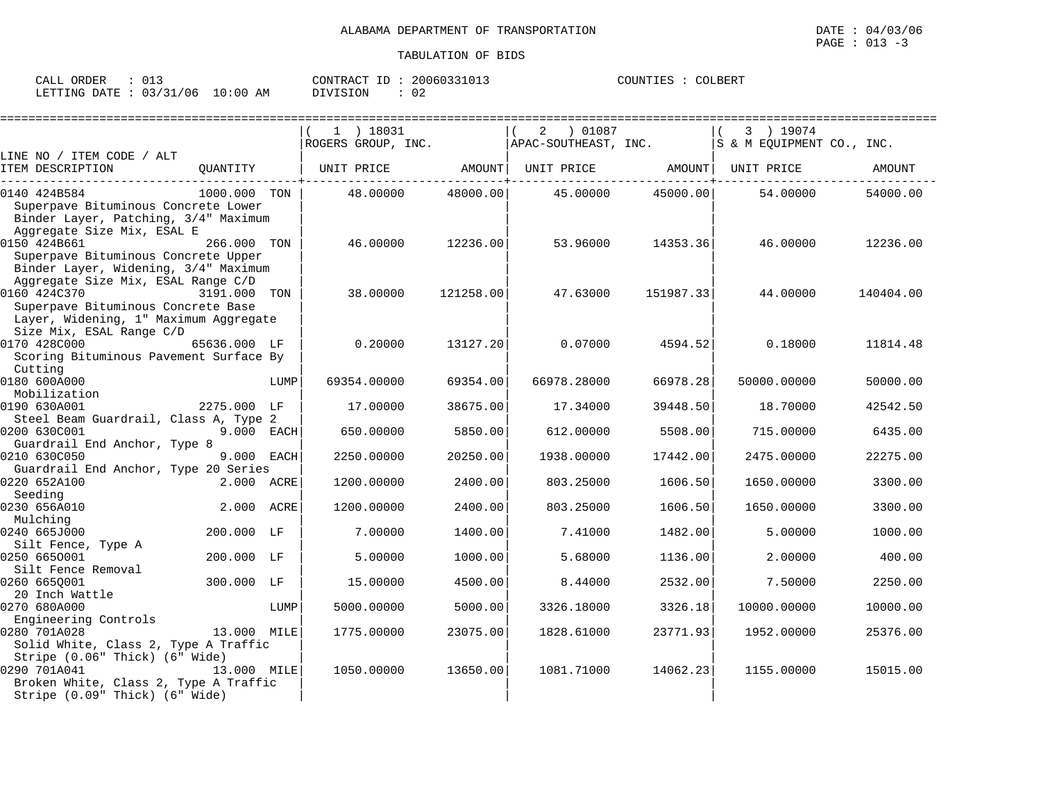ALABAMA DEPARTMENT OF TRANSPORTATION

TABULATION OF BIDS

DATE : 04/03/06
PAGE : 013 -3

CALL ORDER : 013
LETTING DATE : 03/31/06 10:00 AM

CONTRACT ID : 20060331013
DIVISION : 02

COUNTIES : COLBERT

| LINE NO / ITEM CODE / ALT ITEM DESCRIPTION | QUANTITY | (1) 18031 ROGERS GROUP, INC. UNIT PRICE | AMOUNT | (2) 01087 APAC-SOUTHEAST, INC. UNIT PRICE | AMOUNT | (3) 19074 S & M EQUIPMENT CO., INC. UNIT PRICE | AMOUNT |
|---|---|---|---|---|---|---|---|
| 0140 424B584 Superpave Bituminous Concrete Lower Binder Layer, Patching, 3/4" Maximum Aggregate Size Mix, ESAL E | 1000.000 TON | 48.00000 | 48000.00 | 45.00000 | 45000.00 | 54.00000 | 54000.00 |
| 0150 424B661 Superpave Bituminous Concrete Upper Binder Layer, Widening, 3/4" Maximum Aggregate Size Mix, ESAL Range C/D | 266.000 TON | 46.00000 | 12236.00 | 53.96000 | 14353.36 | 46.00000 | 12236.00 |
| 0160 424C370 Superpave Bituminous Concrete Base Layer, Widening, 1" Maximum Aggregate Size Mix, ESAL Range C/D | 3191.000 TON | 38.00000 | 121258.00 | 47.63000 | 151987.33 | 44.00000 | 140404.00 |
| 0170 428C000 Scoring Bituminous Pavement Surface By Cutting | 65636.000 LF | 0.20000 | 13127.20 | 0.07000 | 4594.52 | 0.18000 | 11814.48 |
| 0180 600A000 Mobilization | LUMP | 69354.00000 | 69354.00 | 66978.28000 | 66978.28 | 50000.00000 | 50000.00 |
| 0190 630A001 Steel Beam Guardrail, Class A, Type 2 | 2275.000 LF | 17.00000 | 38675.00 | 17.34000 | 39448.50 | 18.70000 | 42542.50 |
| 0200 630C001 Guardrail End Anchor, Type 8 | 9.000 EACH | 650.00000 | 5850.00 | 612.00000 | 5508.00 | 715.00000 | 6435.00 |
| 0210 630C050 Guardrail End Anchor, Type 20 Series | 9.000 EACH | 2250.00000 | 20250.00 | 1938.00000 | 17442.00 | 2475.00000 | 22275.00 |
| 0220 652A100 Seeding | 2.000 ACRE | 1200.00000 | 2400.00 | 803.25000 | 1606.50 | 1650.00000 | 3300.00 |
| 0230 656A010 Mulching | 2.000 ACRE | 1200.00000 | 2400.00 | 803.25000 | 1606.50 | 1650.00000 | 3300.00 |
| 0240 665J000 Silt Fence, Type A | 200.000 LF | 7.00000 | 1400.00 | 7.41000 | 1482.00 | 5.00000 | 1000.00 |
| 0250 665O001 Silt Fence Removal | 200.000 LF | 5.00000 | 1000.00 | 5.68000 | 1136.00 | 2.00000 | 400.00 |
| 0260 665Q001 20 Inch Wattle | 300.000 LF | 15.00000 | 4500.00 | 8.44000 | 2532.00 | 7.50000 | 2250.00 |
| 0270 680A000 Engineering Controls | LUMP | 5000.00000 | 5000.00 | 3326.18000 | 3326.18 | 10000.00000 | 10000.00 |
| 0280 701A028 Solid White, Class 2, Type A Traffic Stripe (0.06" Thick) (6" Wide) | 13.000 MILE | 1775.00000 | 23075.00 | 1828.61000 | 23771.93 | 1952.00000 | 25376.00 |
| 0290 701A041 Broken White, Class 2, Type A Traffic Stripe (0.09" Thick) (6" Wide) | 13.000 MILE | 1050.00000 | 13650.00 | 1081.71000 | 14062.23 | 1155.00000 | 15015.00 |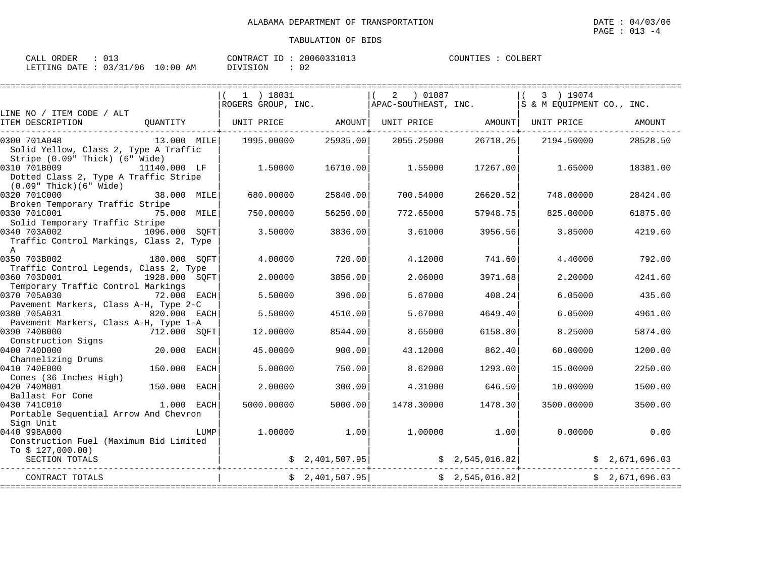ALABAMA DEPARTMENT OF TRANSPORTATION

DATE : 04/03/06
PAGE : 013 -4

TABULATION OF BIDS

CALL ORDER : 013
LETTING DATE : 03/31/06 10:00 AM
CONTRACT ID : 20060331013
DIVISION : 02
COUNTIES : COLBERT

| LINE NO / ITEM CODE / ALT / ITEM DESCRIPTION | QUANTITY | (1) 18031 ROGERS GROUP, INC. UNIT PRICE | AMOUNT | (2) 01087 APAC-SOUTHEAST, INC. UNIT PRICE | AMOUNT | (3) 19074 S & M EQUIPMENT CO., INC. UNIT PRICE | AMOUNT |
|---|---|---|---|---|---|---|---|
| 0300 701A048 Solid Yellow, Class 2, Type A Traffic Stripe (0.09" Thick) (6" Wide) | 13.000 MILE | 1995.00000 | 25935.00 | 2055.25000 | 26718.25 | 2194.50000 | 28528.50 |
| 0310 701B009 Dotted Class 2, Type A Traffic Stripe (0.09" Thick)(6" Wide) | 11140.000 LF | 1.50000 | 16710.00 | 1.55000 | 17267.00 | 1.65000 | 18381.00 |
| 0320 701C000 Broken Temporary Traffic Stripe | 38.000 MILE | 680.00000 | 25840.00 | 700.54000 | 26620.52 | 748.00000 | 28424.00 |
| 0330 701C001 Solid Temporary Traffic Stripe | 75.000 MILE | 750.00000 | 56250.00 | 772.65000 | 57948.75 | 825.00000 | 61875.00 |
| 0340 703A002 Traffic Control Markings, Class 2, Type A | 1096.000 SQFT | 3.50000 | 3836.00 | 3.61000 | 3956.56 | 3.85000 | 4219.60 |
| 0350 703B002 Traffic Control Legends, Class 2, Type | 180.000 SQFT | 4.00000 | 720.00 | 4.12000 | 741.60 | 4.40000 | 792.00 |
| 0360 703D001 Temporary Traffic Control Markings | 1928.000 SQFT | 2.00000 | 3856.00 | 2.06000 | 3971.68 | 2.20000 | 4241.60 |
| 0370 705A030 Pavement Markers, Class A-H, Type 2-C | 72.000 EACH | 5.50000 | 396.00 | 5.67000 | 408.24 | 6.05000 | 435.60 |
| 0380 705A031 Pavement Markers, Class A-H, Type 1-A | 820.000 EACH | 5.50000 | 4510.00 | 5.67000 | 4649.40 | 6.05000 | 4961.00 |
| 0390 740B000 Construction Signs | 712.000 SQFT | 12.00000 | 8544.00 | 8.65000 | 6158.80 | 8.25000 | 5874.00 |
| 0400 740D000 Channelizing Drums | 20.000 EACH | 45.00000 | 900.00 | 43.12000 | 862.40 | 60.00000 | 1200.00 |
| 0410 740E000 Cones (36 Inches High) | 150.000 EACH | 5.00000 | 750.00 | 8.62000 | 1293.00 | 15.00000 | 2250.00 |
| 0420 740M001 Ballast For Cone | 150.000 EACH | 2.00000 | 300.00 | 4.31000 | 646.50 | 10.00000 | 1500.00 |
| 0430 741C010 Portable Sequential Arrow And Chevron Sign Unit | 1.000 EACH | 5000.00000 | 5000.00 | 1478.30000 | 1478.30 | 3500.00000 | 3500.00 |
| 0440 998A000 Construction Fuel (Maximum Bid Limited To $ 127,000.00) | LUMP | 1.00000 | 1.00 | 1.00000 | 1.00 | 0.00000 | 0.00 |
| SECTION TOTALS | | | $ 2,401,507.95 | | $ 2,545,016.82 | | $ 2,671,696.03 |
| CONTRACT TOTALS | | | $ 2,401,507.95 | | $ 2,545,016.82 | | $ 2,671,696.03 |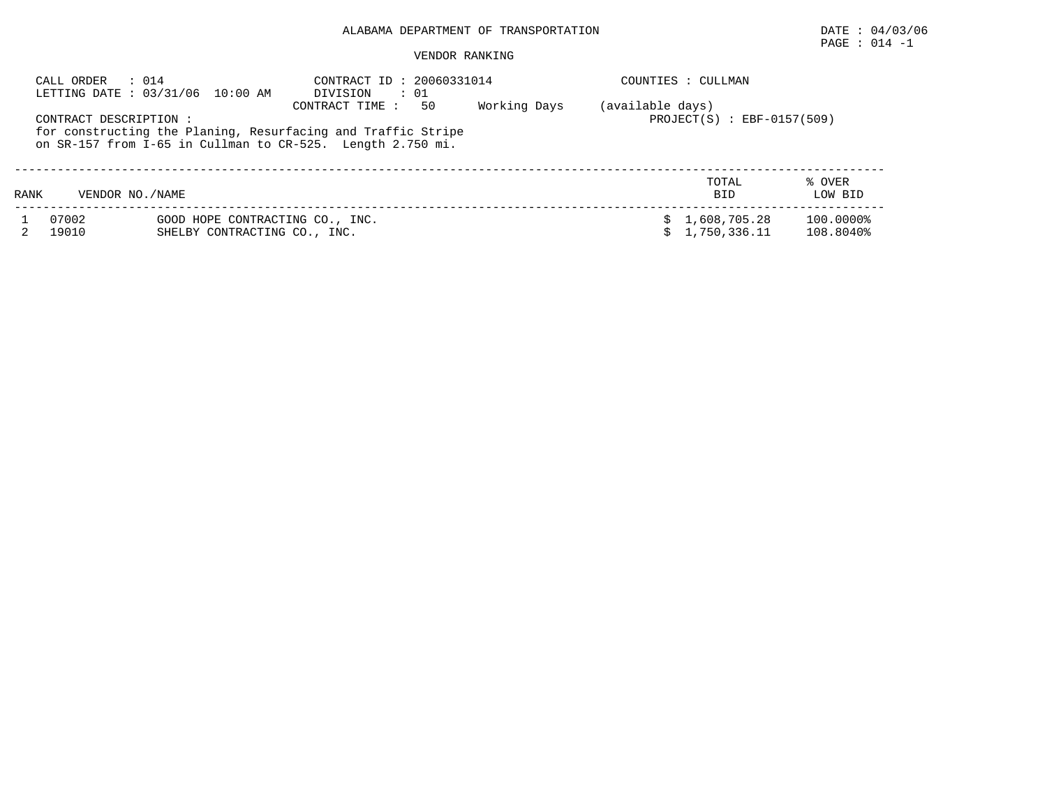ALABAMA DEPARTMENT OF TRANSPORTATION

DATE : 04/03/06

VENDOR RANKING

CALL ORDER : 014
LETTING DATE : 03/31/06 10:00 AM
CONTRACT ID : 20060331014
DIVISION : 01
CONTRACT TIME : 50 Working Days (available days)
COUNTIES : CULLMAN
PROJECT(S) : EBF-0157(509)

CONTRACT DESCRIPTION :
for constructing the Planing, Resurfacing and Traffic Stripe
on SR-157 from I-65 in Cullman to CR-525. Length 2.750 mi.

| RANK | VENDOR NO./NAME | | TOTAL BID | % OVER LOW BID |
|---|---|---|---|---|
| 1 | 07002 | GOOD HOPE CONTRACTING CO., INC. | $ 1,608,705.28 | 100.0000% |
| 2 | 19010 | SHELBY CONTRACTING CO., INC. | $ 1,750,336.11 | 108.8040% |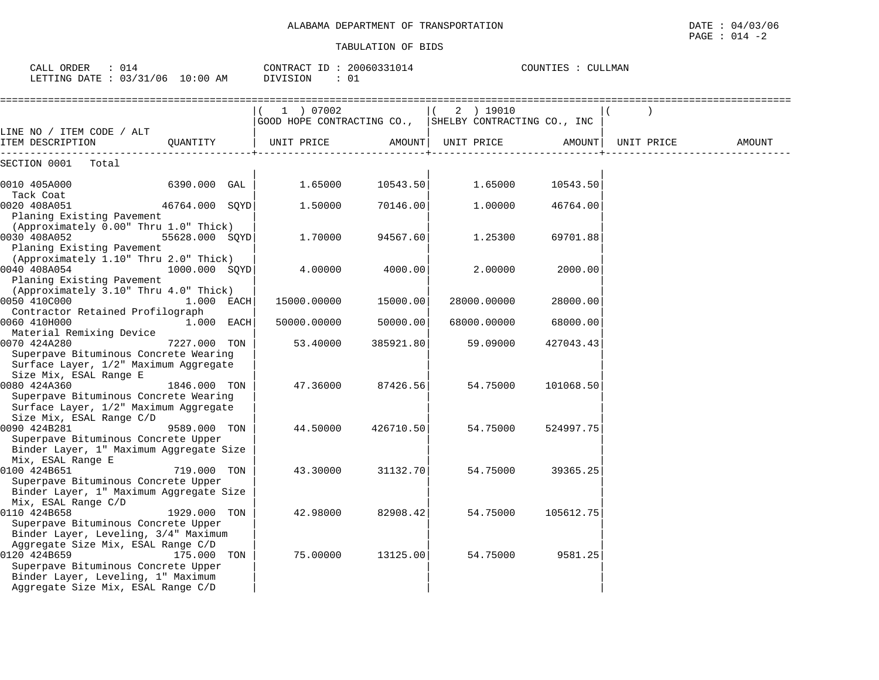ALABAMA DEPARTMENT OF TRANSPORTATION

DATE : 04/03/06

TABULATION OF BIDS

CALL ORDER : 014
LETTING DATE : 03/31/06 10:00 AM

CONTRACT ID : 20060331014
DIVISION : 01

COUNTIES : CULLMAN

| LINE NO / ITEM CODE / ALT<br>ITEM DESCRIPTION | QUANTITY | ( 1 ) 07002<br>GOOD HOPE CONTRACTING CO.,<br>UNIT PRICE | <br><br>AMOUNT | ( 2 ) 19010<br>SHELBY CONTRACTING CO., INC<br>UNIT PRICE | <br><br>AMOUNT | ( )<br><br>UNIT PRICE | <br><br>AMOUNT |
|---|---|---|---|---|---|---|---|
| SECTION 0001 Total | | | | | | | |
| 0010 405A000<br>Tack Coat | 6390.000 GAL | 1.65000 | 10543.50 | 1.65000 | 10543.50 | | |
| 0020 408A051<br>Planing Existing Pavement<br>(Approximately 0.00" Thru 1.0" Thick) | 46764.000 SQYD | 1.50000 | 70146.00 | 1.00000 | 46764.00 | | |
| 0030 408A052<br>Planing Existing Pavement<br>(Approximately 1.10" Thru 2.0" Thick) | 55628.000 SQYD | 1.70000 | 94567.60 | 1.25300 | 69701.88 | | |
| 0040 408A054<br>Planing Existing Pavement<br>(Approximately 3.10" Thru 4.0" Thick) | 1000.000 SQYD | 4.00000 | 4000.00 | 2.00000 | 2000.00 | | |
| 0050 410C000<br>Contractor Retained Profilograph | 1.000 EACH | 15000.00000 | 15000.00 | 28000.00000 | 28000.00 | | |
| 0060 410H000<br>Material Remixing Device | 1.000 EACH | 50000.00000 | 50000.00 | 68000.00000 | 68000.00 | | |
| 0070 424A280<br>Superpave Bituminous Concrete Wearing Surface Layer, 1/2" Maximum Aggregate Size Mix, ESAL Range E | 7227.000 TON | 53.40000 | 385921.80 | 59.09000 | 427043.43 | | |
| 0080 424A360<br>Superpave Bituminous Concrete Wearing Surface Layer, 1/2" Maximum Aggregate Size Mix, ESAL Range C/D | 1846.000 TON | 47.36000 | 87426.56 | 54.75000 | 101068.50 | | |
| 0090 424B281<br>Superpave Bituminous Concrete Upper Binder Layer, 1" Maximum Aggregate Size Mix, ESAL Range E | 9589.000 TON | 44.50000 | 426710.50 | 54.75000 | 524997.75 | | |
| 0100 424B651<br>Superpave Bituminous Concrete Upper Binder Layer, 1" Maximum Aggregate Size Mix, ESAL Range C/D | 719.000 TON | 43.30000 | 31132.70 | 54.75000 | 39365.25 | | |
| 0110 424B658<br>Superpave Bituminous Concrete Upper Binder Layer, Leveling, 3/4" Maximum Aggregate Size Mix, ESAL Range C/D | 1929.000 TON | 42.98000 | 82908.42 | 54.75000 | 105612.75 | | |
| 0120 424B659<br>Superpave Bituminous Concrete Upper Binder Layer, Leveling, 1" Maximum Aggregate Size Mix, ESAL Range C/D | 175.000 TON | 75.00000 | 13125.00 | 54.75000 | 9581.25 | | |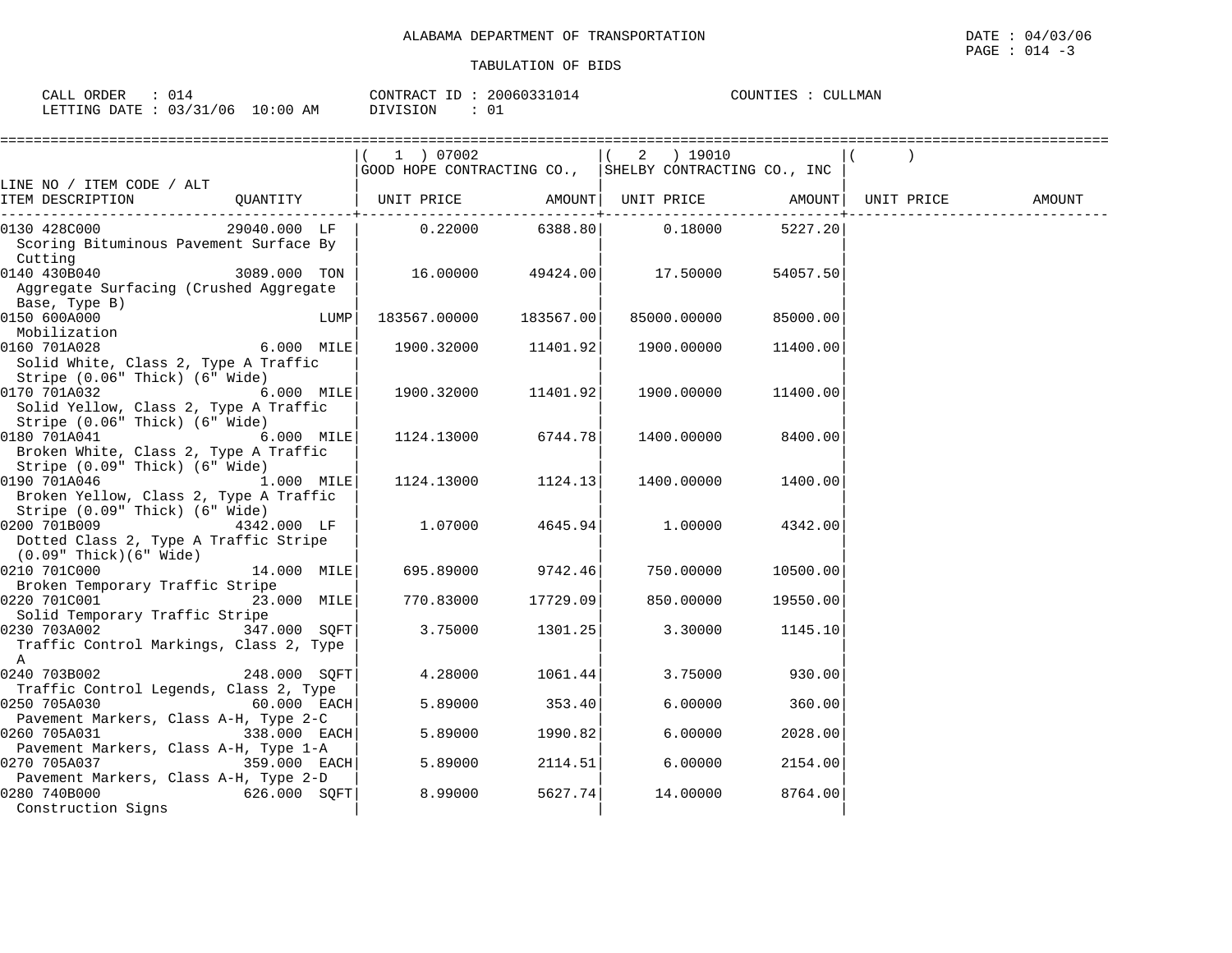ALABAMA DEPARTMENT OF TRANSPORTATION

DATE : 04/03/06

TABULATION OF BIDS

CALL ORDER : 014
LETTING DATE : 03/31/06 10:00 AM

CONTRACT ID : 20060331014
DIVISION : 01

COUNTIES : CULLMAN

| LINE NO / ITEM CODE / ALT ITEM DESCRIPTION | QUANTITY | ( 1 ) 07002 GOOD HOPE CONTRACTING CO., UNIT PRICE | AMOUNT | ( 2 ) 19010 SHELBY CONTRACTING CO., INC UNIT PRICE | AMOUNT | ( ) UNIT PRICE | AMOUNT |
|---|---|---|---|---|---|---|---|
| 0130 428C000 Scoring Bituminous Pavement Surface By Cutting | 29040.000 LF | 0.22000 | 6388.80 | 0.18000 | 5227.20 | | |
| 0140 430B040 Aggregate Surfacing (Crushed Aggregate Base, Type B) | 3089.000 TON | 16.00000 | 49424.00 | 17.50000 | 54057.50 | | |
| 0150 600A000 Mobilization | LUMP | 183567.00000 | 183567.00 | 85000.00000 | 85000.00 | | |
| 0160 701A028 Solid White, Class 2, Type A Traffic Stripe (0.06" Thick) (6" Wide) | 6.000 MILE | 1900.32000 | 11401.92 | 1900.00000 | 11400.00 | | |
| 0170 701A032 Solid Yellow, Class 2, Type A Traffic Stripe (0.06" Thick) (6" Wide) | 6.000 MILE | 1900.32000 | 11401.92 | 1900.00000 | 11400.00 | | |
| 0180 701A041 Broken White, Class 2, Type A Traffic Stripe (0.09" Thick) (6" Wide) | 6.000 MILE | 1124.13000 | 6744.78 | 1400.00000 | 8400.00 | | |
| 0190 701A046 Broken Yellow, Class 2, Type A Traffic Stripe (0.09" Thick) (6" Wide) | 1.000 MILE | 1124.13000 | 1124.13 | 1400.00000 | 1400.00 | | |
| 0200 701B009 Dotted Class 2, Type A Traffic Stripe (0.09" Thick)(6" Wide) | 4342.000 LF | 1.07000 | 4645.94 | 1.00000 | 4342.00 | | |
| 0210 701C000 Broken Temporary Traffic Stripe | 14.000 MILE | 695.89000 | 9742.46 | 750.00000 | 10500.00 | | |
| 0220 701C001 Solid Temporary Traffic Stripe | 23.000 MILE | 770.83000 | 17729.09 | 850.00000 | 19550.00 | | |
| 0230 703A002 Traffic Control Markings, Class 2, Type A | 347.000 SQFT | 3.75000 | 1301.25 | 3.30000 | 1145.10 | | |
| 0240 703B002 Traffic Control Legends, Class 2, Type | 248.000 SQFT | 4.28000 | 1061.44 | 3.75000 | 930.00 | | |
| 0250 705A030 Pavement Markers, Class A-H, Type 2-C | 60.000 EACH | 5.89000 | 353.40 | 6.00000 | 360.00 | | |
| 0260 705A031 Pavement Markers, Class A-H, Type 1-A | 338.000 EACH | 5.89000 | 1990.82 | 6.00000 | 2028.00 | | |
| 0270 705A037 Pavement Markers, Class A-H, Type 2-D | 359.000 EACH | 5.89000 | 2114.51 | 6.00000 | 2154.00 | | |
| 0280 740B000 Construction Signs | 626.000 SQFT | 8.99000 | 5627.74 | 14.00000 | 8764.00 | | |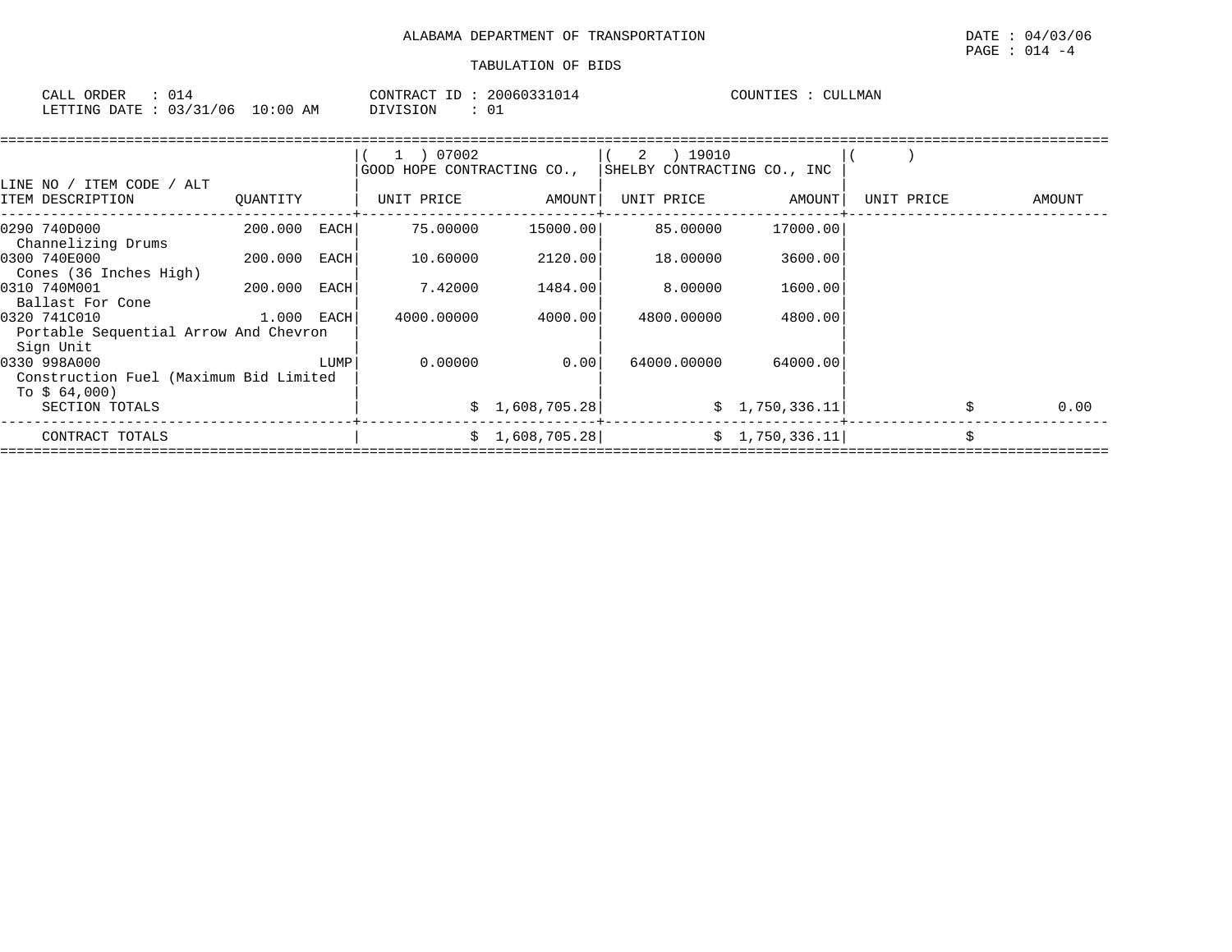ALABAMA DEPARTMENT OF TRANSPORTATION

DATE : 04/03/06

PAGE : 014 -4

TABULATION OF BIDS

CALL ORDER : 014 CONTRACT ID : 20060331014 COUNTIES : CULLMAN

LETTING DATE : 03/31/06 10:00 AM DIVISION : 01

| LINE NO / ITEM CODE / ALT ITEM DESCRIPTION | QUANTITY | ( 1 ) 07002 GOOD HOPE CONTRACTING CO., UNIT PRICE | AMOUNT | ( 2 ) 19010 SHELBY CONTRACTING CO., INC UNIT PRICE | AMOUNT | ( ) UNIT PRICE | AMOUNT |
|---|---|---|---|---|---|---|---|
| 0290 740D000 Channelizing Drums | 200.000 EACH | 75.00000 | 15000.00 | 85.00000 | 17000.00 | | |
| 0300 740E000 Cones (36 Inches High) | 200.000 EACH | 10.60000 | 2120.00 | 18.00000 | 3600.00 | | |
| 0310 740M001 Ballast For Cone | 200.000 EACH | 7.42000 | 1484.00 | 8.00000 | 1600.00 | | |
| 0320 741C010 Portable Sequential Arrow And Chevron Sign Unit | 1.000 EACH | 4000.00000 | 4000.00 | 4800.00000 | 4800.00 | | |
| 0330 998A000 Construction Fuel (Maximum Bid Limited To $ 64,000) | LUMP | 0.00000 | 0.00 | 64000.00000 | 64000.00 | | |
| SECTION TOTALS | | | $ 1,608,705.28 | | $ 1,750,336.11 | | $ 0.00 |
| CONTRACT TOTALS | | | $ 1,608,705.28 | | $ 1,750,336.11 | | $ |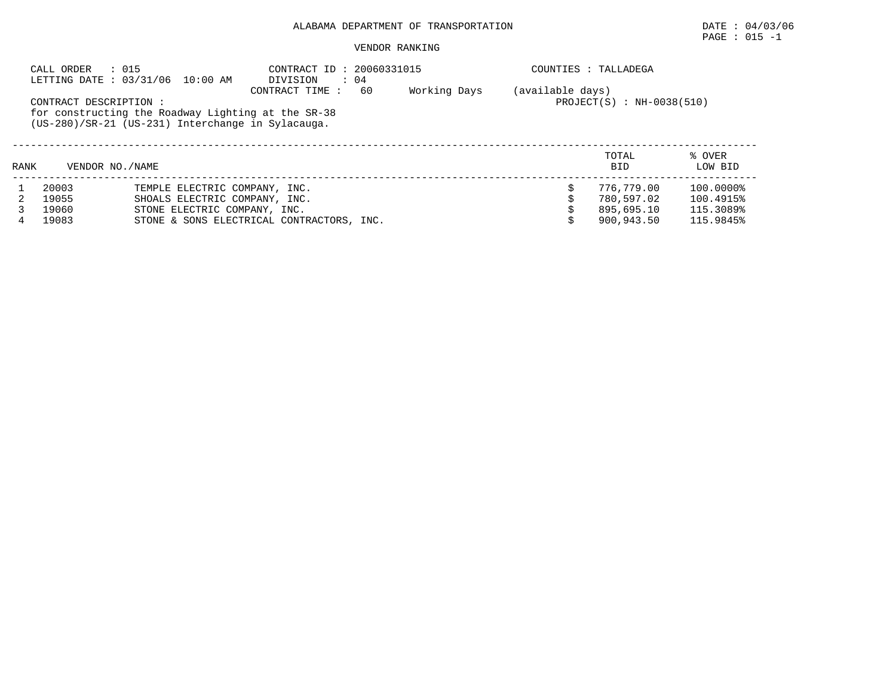ALABAMA DEPARTMENT OF TRANSPORTATION

DATE : 04/03/06

PAGE : 015 -1

VENDOR RANKING

CALL ORDER : 015
LETTING DATE : 03/31/06 10:00 AM

CONTRACT ID : 20060331015
DIVISION : 04
CONTRACT TIME : 60 Working Days (available days)

COUNTIES : TALLADEGA

PROJECT(S) : NH-0038(510)

CONTRACT DESCRIPTION :
for constructing the Roadway Lighting at the SR-38 (US-280)/SR-21 (US-231) Interchange in Sylacauga.

| RANK | VENDOR NO. | NAME | TOTAL BID | % OVER LOW BID |
|---|---|---|---|---|
| 1 | 20003 | TEMPLE ELECTRIC COMPANY, INC. | $ 776,779.00 | 100.0000% |
| 2 | 19055 | SHOALS ELECTRIC COMPANY, INC. | $ 780,597.02 | 100.4915% |
| 3 | 19060 | STONE ELECTRIC COMPANY, INC. | $ 895,695.10 | 115.3089% |
| 4 | 19083 | STONE & SONS ELECTRICAL CONTRACTORS, INC. | $ 900,943.50 | 115.9845% |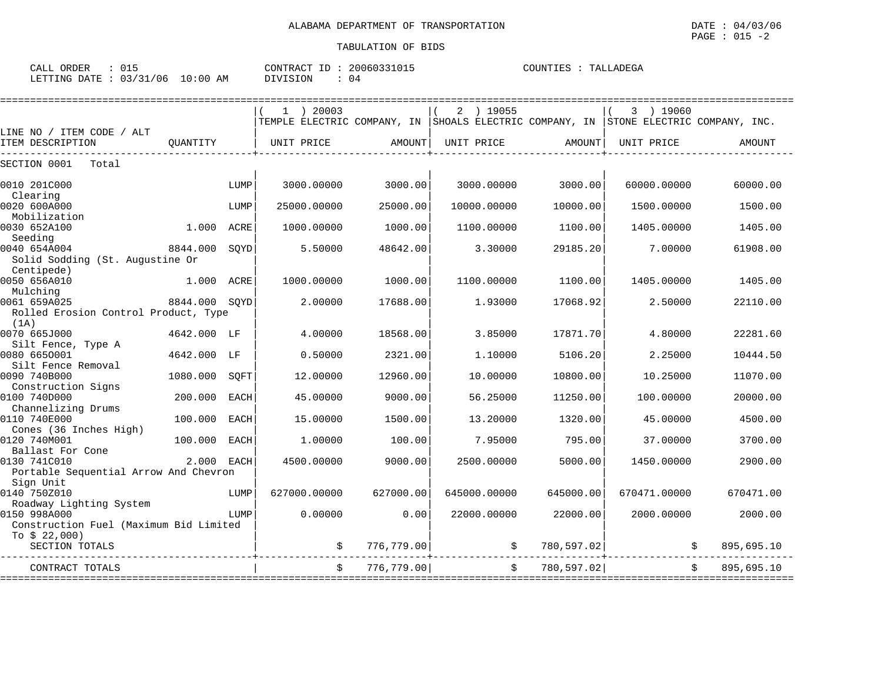ALABAMA DEPARTMENT OF TRANSPORTATION

DATE : 04/03/06

PAGE : 015 -2

TABULATION OF BIDS

CALL ORDER : 015 CONTRACT ID : 20060331015 COUNTIES : TALLADEGA

LETTING DATE : 03/31/06 10:00 AM DIVISION : 04

| LINE NO / ITEM CODE / ALT ITEM DESCRIPTION | QUANTITY | | ( 1 ) 20003 TEMPLE ELECTRIC COMPANY, IN UNIT PRICE | AMOUNT | ( 2 ) 19055 SHOALS ELECTRIC COMPANY, IN UNIT PRICE | AMOUNT | ( 3 ) 19060 STONE ELECTRIC COMPANY, INC. UNIT PRICE | AMOUNT |
|---|---|---|---|---|---|---|---|---|
| SECTION 0001 Total | | | | | | | | |
| 0010 201C000 Clearing | | LUMP | 3000.00000 | 3000.00 | 3000.00000 | 3000.00 | 60000.00000 | 60000.00 |
| 0020 600A000 Mobilization | | LUMP | 25000.00000 | 25000.00 | 10000.00000 | 10000.00 | 1500.00000 | 1500.00 |
| 0030 652A100 Seeding | 1.000 | ACRE | 1000.00000 | 1000.00 | 1100.00000 | 1100.00 | 1405.00000 | 1405.00 |
| 0040 654A004 Solid Sodding (St. Augustine Or Centipede) | 8844.000 | SQYD | 5.50000 | 48642.00 | 3.30000 | 29185.20 | 7.00000 | 61908.00 |
| 0050 656A010 Mulching | 1.000 | ACRE | 1000.00000 | 1000.00 | 1100.00000 | 1100.00 | 1405.00000 | 1405.00 |
| 0061 659A025 Rolled Erosion Control Product, Type (1A) | 8844.000 | SQYD | 2.00000 | 17688.00 | 1.93000 | 17068.92 | 2.50000 | 22110.00 |
| 0070 665J000 Silt Fence, Type A | 4642.000 | LF | 4.00000 | 18568.00 | 3.85000 | 17871.70 | 4.80000 | 22281.60 |
| 0080 665O001 Silt Fence Removal | 4642.000 | LF | 0.50000 | 2321.00 | 1.10000 | 5106.20 | 2.25000 | 10444.50 |
| 0090 740B000 Construction Signs | 1080.000 | SQFT | 12.00000 | 12960.00 | 10.00000 | 10800.00 | 10.25000 | 11070.00 |
| 0100 740D000 Channelizing Drums | 200.000 | EACH | 45.00000 | 9000.00 | 56.25000 | 11250.00 | 100.00000 | 20000.00 |
| 0110 740E000 Cones (36 Inches High) | 100.000 | EACH | 15.00000 | 1500.00 | 13.20000 | 1320.00 | 45.00000 | 4500.00 |
| 0120 740M001 Ballast For Cone | 100.000 | EACH | 1.00000 | 100.00 | 7.95000 | 795.00 | 37.00000 | 3700.00 |
| 0130 741C010 Portable Sequential Arrow And Chevron Sign Unit | 2.000 | EACH | 4500.00000 | 9000.00 | 2500.00000 | 5000.00 | 1450.00000 | 2900.00 |
| 0140 750Z010 Roadway Lighting System | | LUMP | 627000.00000 | 627000.00 | 645000.00000 | 645000.00 | 670471.00000 | 670471.00 |
| 0150 998A000 Construction Fuel (Maximum Bid Limited To $ 22,000) | | LUMP | 0.00000 | 0.00 | 22000.00000 | 22000.00 | 2000.00000 | 2000.00 |
| SECTION TOTALS | | | | $ 776,779.00 | | $ 780,597.02 | | $ 895,695.10 |
| CONTRACT TOTALS | | | | $ 776,779.00 | | $ 780,597.02 | | $ 895,695.10 |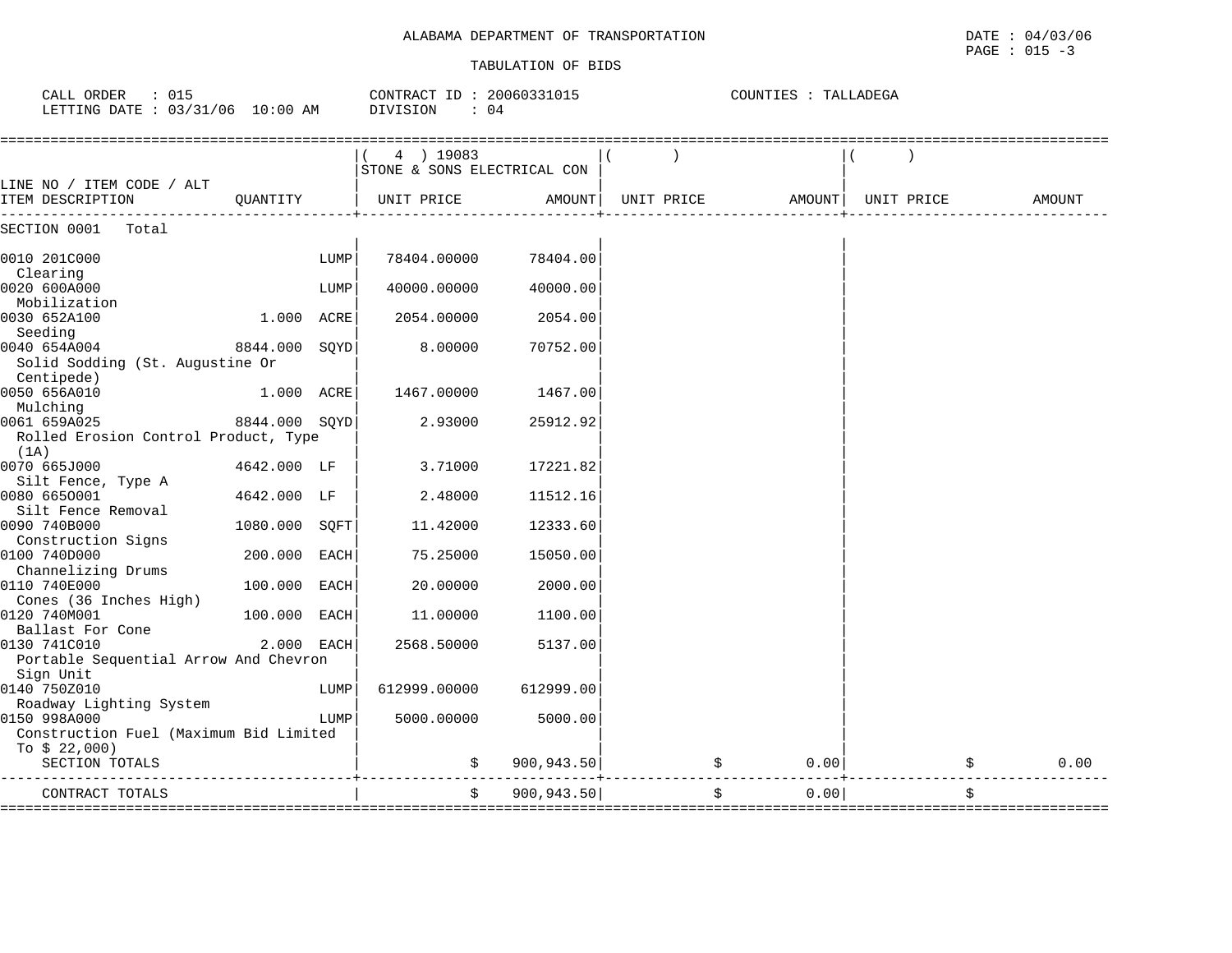ALABAMA DEPARTMENT OF TRANSPORTATION

TABULATION OF BIDS

CALL ORDER : 015
LETTING DATE : 03/31/06 10:00 AM

CONTRACT ID : 20060331015
DIVISION : 04

COUNTIES : TALLADEGA

| LINE NO / ITEM CODE / ALT ITEM DESCRIPTION | QUANTITY | ( 4 ) 19083 STONE & SONS ELECTRICAL CON UNIT PRICE | AMOUNT | ( ) UNIT PRICE | AMOUNT | ( ) UNIT PRICE | AMOUNT |
|---|---|---|---|---|---|---|---|
| SECTION 0001 Total | | | | | | | |
| 0010 201C000 Clearing | LUMP | 78404.00000 | 78404.00 | | | | |
| 0020 600A000 Mobilization | LUMP | 40000.00000 | 40000.00 | | | | |
| 0030 652A100 Seeding | 1.000 ACRE | 2054.00000 | 2054.00 | | | | |
| 0040 654A004 Solid Sodding (St. Augustine Or Centipede) | 8844.000 SQYD | 8.00000 | 70752.00 | | | | |
| 0050 656A010 Mulching | 1.000 ACRE | 1467.00000 | 1467.00 | | | | |
| 0061 659A025 Rolled Erosion Control Product, Type (1A) | 8844.000 SQYD | 2.93000 | 25912.92 | | | | |
| 0070 665J000 Silt Fence, Type A | 4642.000 LF | 3.71000 | 17221.82 | | | | |
| 0080 665O001 Silt Fence Removal | 4642.000 LF | 2.48000 | 11512.16 | | | | |
| 0090 740B000 Construction Signs | 1080.000 SQFT | 11.42000 | 12333.60 | | | | |
| 0100 740D000 Channelizing Drums | 200.000 EACH | 75.25000 | 15050.00 | | | | |
| 0110 740E000 Cones (36 Inches High) | 100.000 EACH | 20.00000 | 2000.00 | | | | |
| 0120 740M001 Ballast For Cone | 100.000 EACH | 11.00000 | 1100.00 | | | | |
| 0130 741C010 Portable Sequential Arrow And Chevron Sign Unit | 2.000 EACH | 2568.50000 | 5137.00 | | | | |
| 0140 750Z010 Roadway Lighting System | LUMP | 612999.00000 | 612999.00 | | | | |
| 0150 998A000 Construction Fuel (Maximum Bid Limited To $ 22,000) | LUMP | 5000.00000 | 5000.00 | | | | |
| SECTION TOTALS | | $ | 900,943.50 | $ | 0.00 | $ | 0.00 |
| CONTRACT TOTALS | | $ | 900,943.50 | $ | 0.00 | $ | |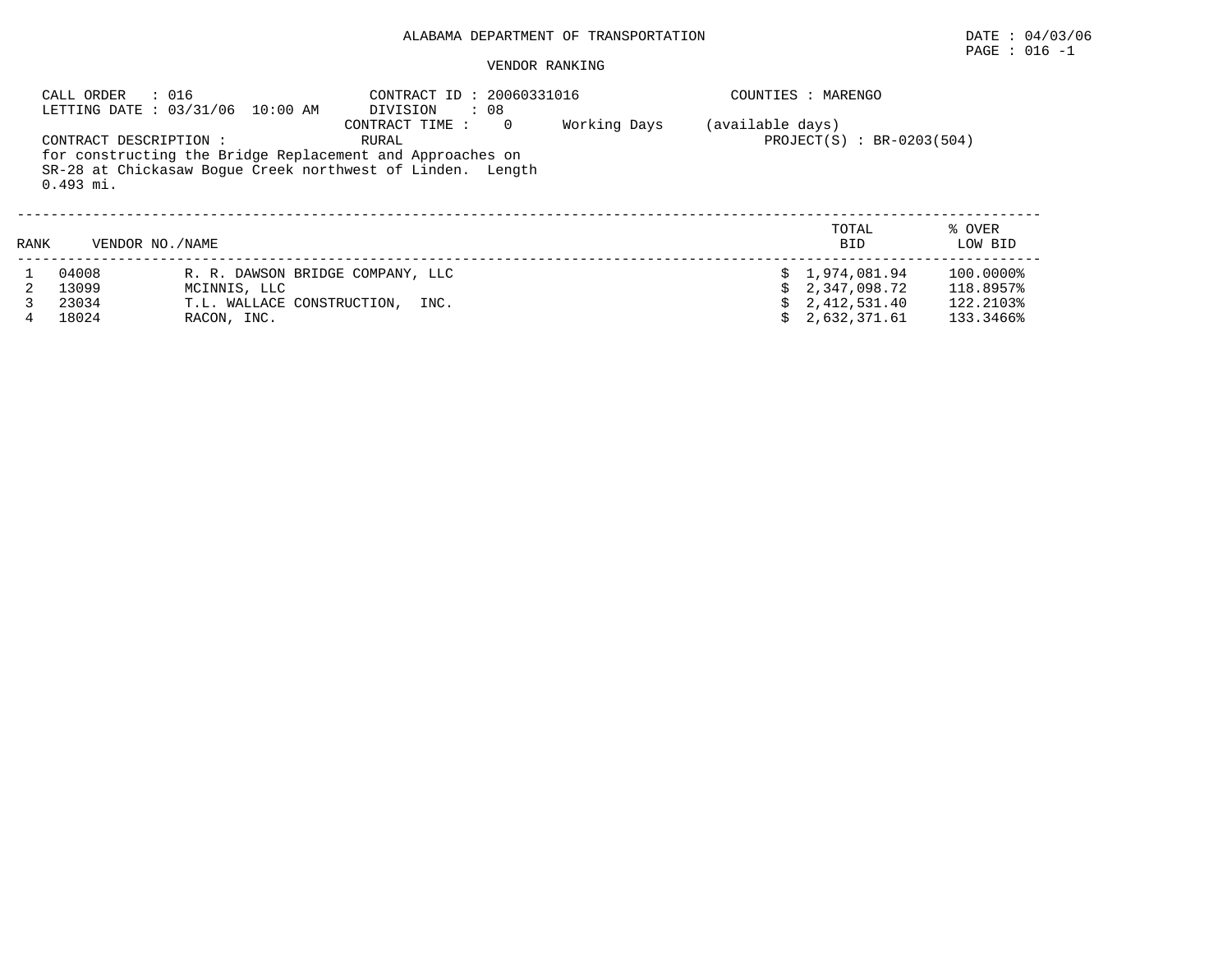ALABAMA DEPARTMENT OF TRANSPORTATION

DATE : 04/03/06

PAGE : 016 -1

VENDOR RANKING

CALL ORDER : 016
LETTING DATE : 03/31/06 10:00 AM

CONTRACT ID : 20060331016
DIVISION : 08
CONTRACT TIME : 0 Working Days (available days)

COUNTIES : MARENGO

CONTRACT DESCRIPTION : RURAL

PROJECT(S) : BR-0203(504)

for constructing the Bridge Replacement and Approaches on SR-28 at Chickasaw Bogue Creek northwest of Linden. Length 0.493 mi.

| RANK | VENDOR NO. | NAME | TOTAL BID | % OVER LOW BID |
|---|---|---|---|---|
| 1 | 04008 | R. R. DAWSON BRIDGE COMPANY, LLC | $ 1,974,081.94 | 100.0000% |
| 2 | 13099 | MCINNIS, LLC | $ 2,347,098.72 | 118.8957% |
| 3 | 23034 | T.L. WALLACE CONSTRUCTION, INC. | $ 2,412,531.40 | 122.2103% |
| 4 | 18024 | RACON, INC. | $ 2,632,371.61 | 133.3466% |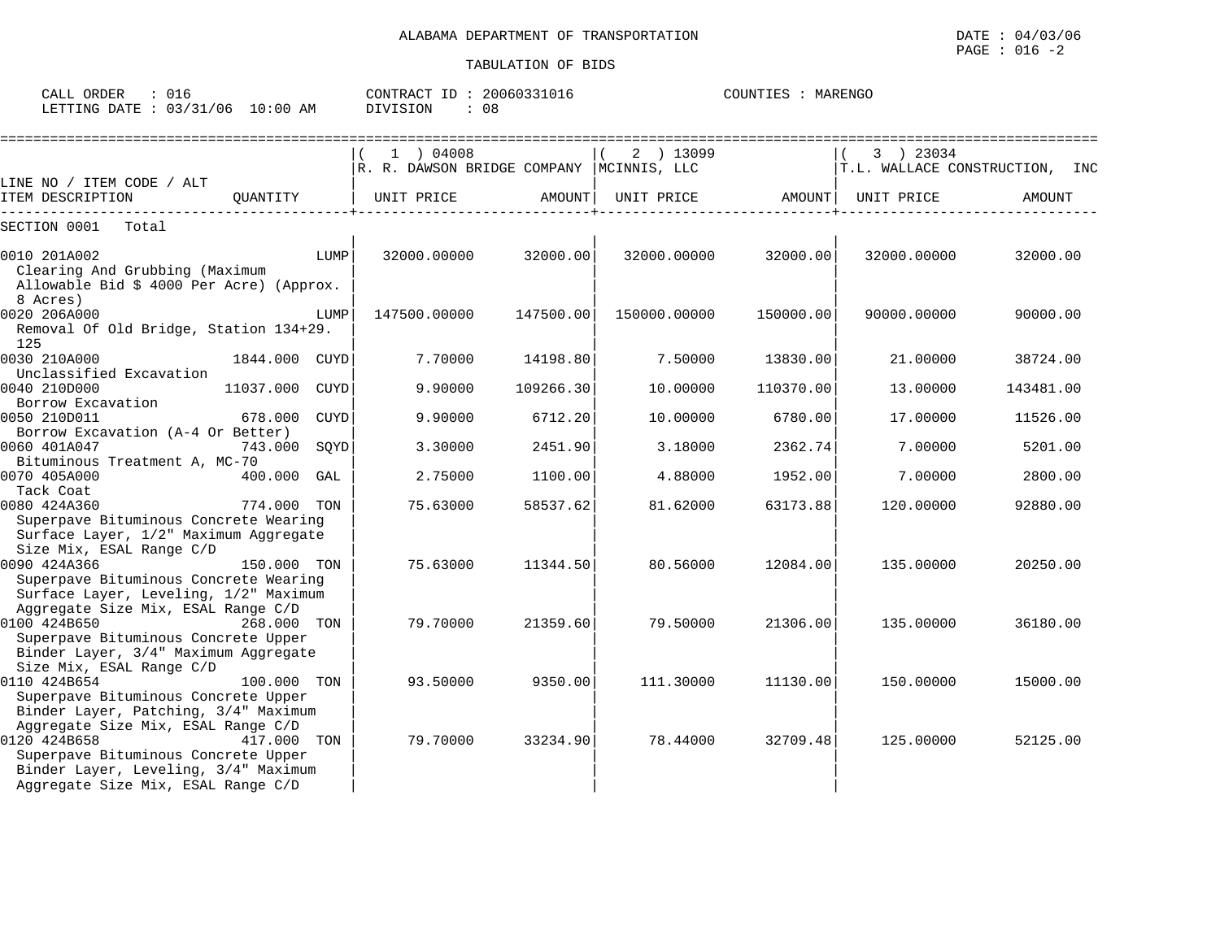ALABAMA DEPARTMENT OF TRANSPORTATION

TABULATION OF BIDS

DATE : 04/03/06
PAGE : 016 -2

CALL ORDER : 016
LETTING DATE : 03/31/06 10:00 AM

CONTRACT ID : 20060331016
DIVISION : 08

COUNTIES : MARENGO

| LINE NO / ITEM CODE / ALT<br>ITEM DESCRIPTION | QUANTITY | ( 1 ) 04008 R. R. DAWSON BRIDGE COMPANY<br>UNIT PRICE | AMOUNT | ( 2 ) 13099 MCINNIS, LLC<br>UNIT PRICE | AMOUNT | ( 3 ) 23034 T.L. WALLACE CONSTRUCTION, INC<br>UNIT PRICE | AMOUNT |
|---|---|---|---|---|---|---|---|
| SECTION 0001 Total | | | | | | | |
| 0010 201A002<br>Clearing And Grubbing (Maximum Allowable Bid $ 4000 Per Acre) (Approx. 8 Acres) | LUMP | 32000.00000 | 32000.00 | 32000.00000 | 32000.00 | 32000.00000 | 32000.00 |
| 0020 206A000<br>Removal Of Old Bridge, Station 134+29.125 | LUMP | 147500.00000 | 147500.00 | 150000.00000 | 150000.00 | 90000.00000 | 90000.00 |
| 0030 210A000<br>Unclassified Excavation | 1844.000 CUYD | 7.70000 | 14198.80 | 7.50000 | 13830.00 | 21.00000 | 38724.00 |
| 0040 210D000<br>Borrow Excavation | 11037.000 CUYD | 9.90000 | 109266.30 | 10.00000 | 110370.00 | 13.00000 | 143481.00 |
| 0050 210D011<br>Borrow Excavation (A-4 Or Better) | 678.000 CUYD | 9.90000 | 6712.20 | 10.00000 | 6780.00 | 17.00000 | 11526.00 |
| 0060 401A047<br>Bituminous Treatment A, MC-70 | 743.000 SQYD | 3.30000 | 2451.90 | 3.18000 | 2362.74 | 7.00000 | 5201.00 |
| 0070 405A000<br>Tack Coat | 400.000 GAL | 2.75000 | 1100.00 | 4.88000 | 1952.00 | 7.00000 | 2800.00 |
| 0080 424A360<br>Superpave Bituminous Concrete Wearing Surface Layer, 1/2" Maximum Aggregate Size Mix, ESAL Range C/D | 774.000 TON | 75.63000 | 58537.62 | 81.62000 | 63173.88 | 120.00000 | 92880.00 |
| 0090 424A366<br>Superpave Bituminous Concrete Wearing Surface Layer, Leveling, 1/2" Maximum Aggregate Size Mix, ESAL Range C/D | 150.000 TON | 75.63000 | 11344.50 | 80.56000 | 12084.00 | 135.00000 | 20250.00 |
| 0100 424B650<br>Superpave Bituminous Concrete Upper Binder Layer, 3/4" Maximum Aggregate Size Mix, ESAL Range C/D | 268.000 TON | 79.70000 | 21359.60 | 79.50000 | 21306.00 | 135.00000 | 36180.00 |
| 0110 424B654<br>Superpave Bituminous Concrete Upper Binder Layer, Patching, 3/4" Maximum Aggregate Size Mix, ESAL Range C/D | 100.000 TON | 93.50000 | 9350.00 | 111.30000 | 11130.00 | 150.00000 | 15000.00 |
| 0120 424B658<br>Superpave Bituminous Concrete Upper Binder Layer, Leveling, 3/4" Maximum Aggregate Size Mix, ESAL Range C/D | 417.000 TON | 79.70000 | 33234.90 | 78.44000 | 32709.48 | 125.00000 | 52125.00 |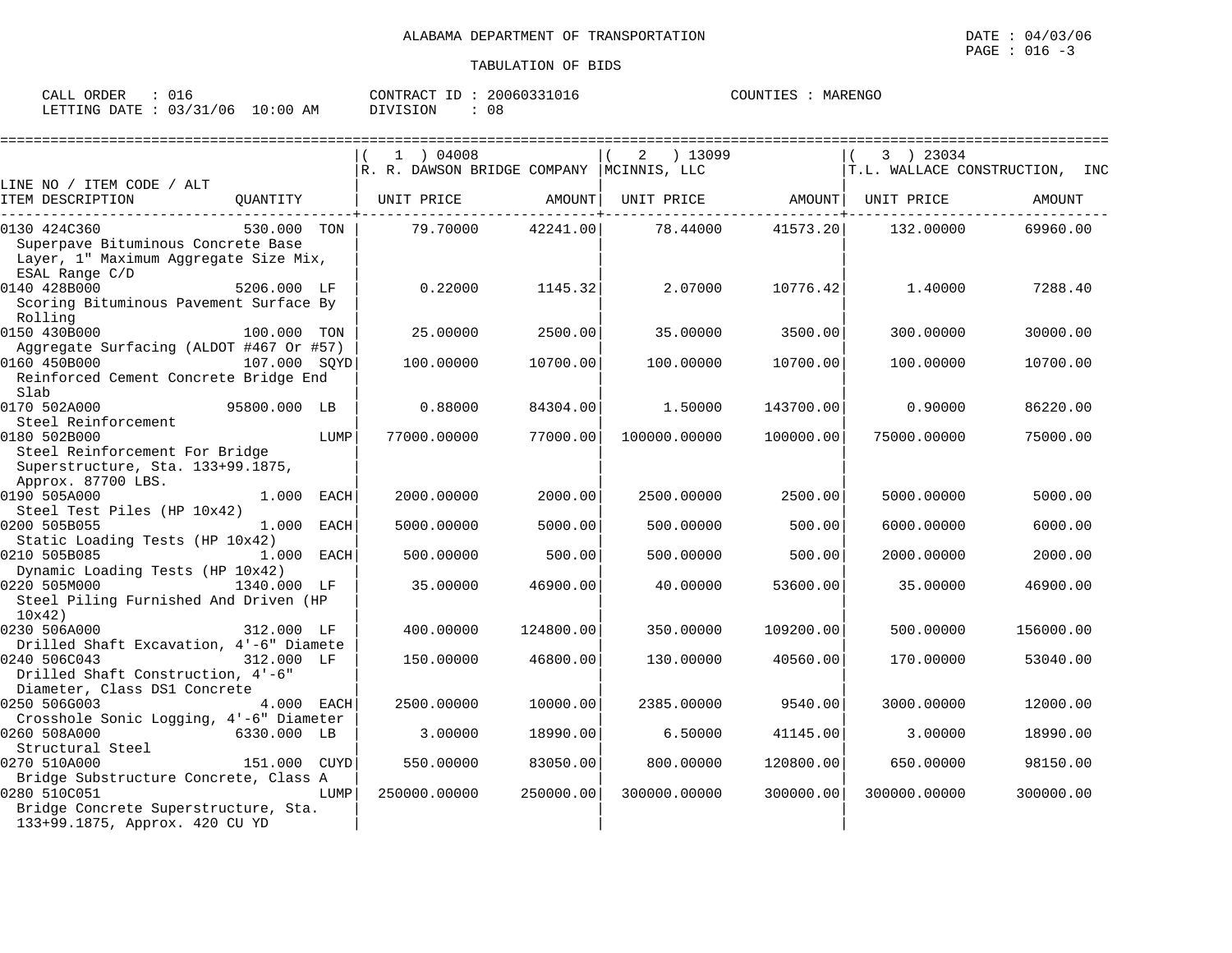ALABAMA DEPARTMENT OF TRANSPORTATION

DATE : 04/03/06

PAGE : 016 -3

TABULATION OF BIDS

CALL ORDER : 016 &nbsp;&nbsp;&nbsp; CONTRACT ID : 20060331016 &nbsp;&nbsp;&nbsp; COUNTIES : MARENGO

LETTING DATE : 03/31/06 10:00 AM &nbsp;&nbsp;&nbsp; DIVISION : 08

| LINE NO / ITEM CODE / ALT ITEM DESCRIPTION | QUANTITY | ( 1 ) 04008 R. R. DAWSON BRIDGE COMPANY UNIT PRICE | AMOUNT | ( 2 ) 13099 MCINNIS, LLC UNIT PRICE | AMOUNT | ( 3 ) 23034 T.L. WALLACE CONSTRUCTION, INC UNIT PRICE | AMOUNT |
|---|---|---|---|---|---|---|---|
| 0130 424C360 Superpave Bituminous Concrete Base Layer, 1" Maximum Aggregate Size Mix, ESAL Range C/D | 530.000 TON | 79.70000 | 42241.00 | 78.44000 | 41573.20 | 132.00000 | 69960.00 |
| 0140 428B000 Scoring Bituminous Pavement Surface By Rolling | 5206.000 LF | 0.22000 | 1145.32 | 2.07000 | 10776.42 | 1.40000 | 7288.40 |
| 0150 430B000 Aggregate Surfacing (ALDOT #467 Or #57) | 100.000 TON | 25.00000 | 2500.00 | 35.00000 | 3500.00 | 300.00000 | 30000.00 |
| 0160 450B000 Reinforced Cement Concrete Bridge End Slab | 107.000 SQYD | 100.00000 | 10700.00 | 100.00000 | 10700.00 | 100.00000 | 10700.00 |
| 0170 502A000 Steel Reinforcement | 95800.000 LB | 0.88000 | 84304.00 | 1.50000 | 143700.00 | 0.90000 | 86220.00 |
| 0180 502B000 Steel Reinforcement For Bridge Superstructure, Sta. 133+99.1875, Approx. 87700 LBS. | LUMP | 77000.00000 | 77000.00 | 100000.00000 | 100000.00 | 75000.00000 | 75000.00 |
| 0190 505A000 Steel Test Piles (HP 10x42) | 1.000 EACH | 2000.00000 | 2000.00 | 2500.00000 | 2500.00 | 5000.00000 | 5000.00 |
| 0200 505B055 Static Loading Tests (HP 10x42) | 1.000 EACH | 5000.00000 | 5000.00 | 500.00000 | 500.00 | 6000.00000 | 6000.00 |
| 0210 505B085 Dynamic Loading Tests (HP 10x42) | 1.000 EACH | 500.00000 | 500.00 | 500.00000 | 500.00 | 2000.00000 | 2000.00 |
| 0220 505M000 Steel Piling Furnished And Driven (HP 10x42) | 1340.000 LF | 35.00000 | 46900.00 | 40.00000 | 53600.00 | 35.00000 | 46900.00 |
| 0230 506A000 Drilled Shaft Excavation, 4'-6" Diamete | 312.000 LF | 400.00000 | 124800.00 | 350.00000 | 109200.00 | 500.00000 | 156000.00 |
| 0240 506C043 Drilled Shaft Construction, 4'-6" Diameter, Class DS1 Concrete | 312.000 LF | 150.00000 | 46800.00 | 130.00000 | 40560.00 | 170.00000 | 53040.00 |
| 0250 506G003 Crosshole Sonic Logging, 4'-6" Diameter | 4.000 EACH | 2500.00000 | 10000.00 | 2385.00000 | 9540.00 | 3000.00000 | 12000.00 |
| 0260 508A000 Structural Steel | 6330.000 LB | 3.00000 | 18990.00 | 6.50000 | 41145.00 | 3.00000 | 18990.00 |
| 0270 510A000 Bridge Substructure Concrete, Class A | 151.000 CUYD | 550.00000 | 83050.00 | 800.00000 | 120800.00 | 650.00000 | 98150.00 |
| 0280 510C051 Bridge Concrete Superstructure, Sta. 133+99.1875, Approx. 420 CU YD | LUMP | 250000.00000 | 250000.00 | 300000.00000 | 300000.00 | 300000.00000 | 300000.00 |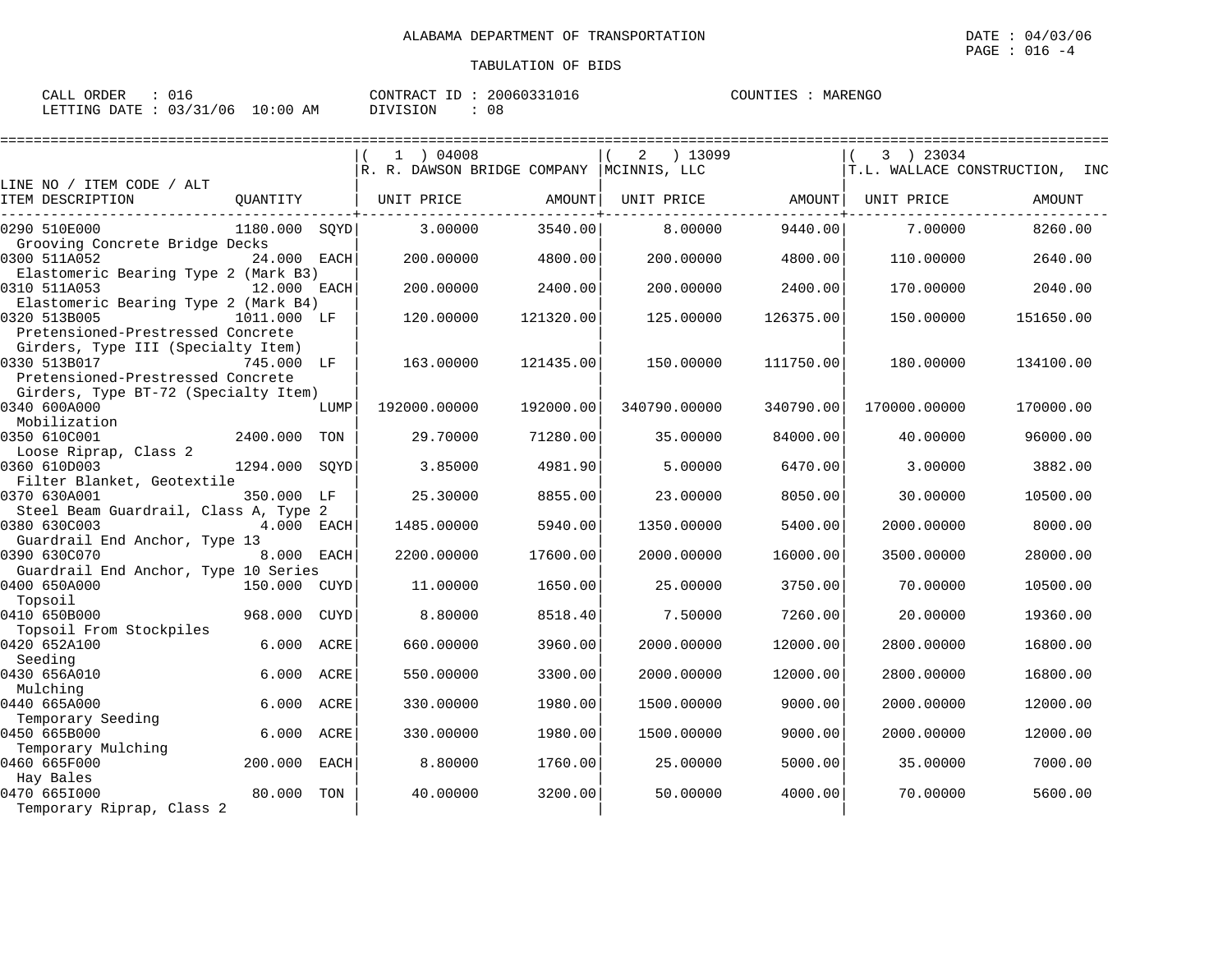ALABAMA DEPARTMENT OF TRANSPORTATION

TABULATION OF BIDS

DATE : 04/03/06
PAGE : 016 -4

CALL ORDER : 016
LETTING DATE : 03/31/06 10:00 AM

CONTRACT ID : 20060331016
DIVISION : 08

COUNTIES : MARENGO

| LINE NO / ITEM CODE / ALT | | | ( 1 ) 04008 R. R. DAWSON BRIDGE COMPANY | | ( 2 ) 13099 MCINNIS, LLC | | ( 3 ) 23034 T.L. WALLACE CONSTRUCTION, INC | |
|---|---|---|---|---|---|---|---|---|
| ITEM DESCRIPTION | QUANTITY | | UNIT PRICE | AMOUNT | UNIT PRICE | AMOUNT | UNIT PRICE | AMOUNT |
| 0290 510E000 Grooving Concrete Bridge Decks | 1180.000 | SQYD | 3.00000 | 3540.00 | 8.00000 | 9440.00 | 7.00000 | 8260.00 |
| 0300 511A052 Elastomeric Bearing Type 2 (Mark B3) | 24.000 | EACH | 200.00000 | 4800.00 | 200.00000 | 4800.00 | 110.00000 | 2640.00 |
| 0310 511A053 Elastomeric Bearing Type 2 (Mark B4) | 12.000 | EACH | 200.00000 | 2400.00 | 200.00000 | 2400.00 | 170.00000 | 2040.00 |
| 0320 513B005 Pretensioned-Prestressed Concrete Girders, Type III (Specialty Item) | 1011.000 | LF | 120.00000 | 121320.00 | 125.00000 | 126375.00 | 150.00000 | 151650.00 |
| 0330 513B017 Pretensioned-Prestressed Concrete Girders, Type BT-72 (Specialty Item) | 745.000 | LF | 163.00000 | 121435.00 | 150.00000 | 111750.00 | 180.00000 | 134100.00 |
| 0340 600A000 Mobilization | | LUMP | 192000.00000 | 192000.00 | 340790.00000 | 340790.00 | 170000.00000 | 170000.00 |
| 0350 610C001 Loose Riprap, Class 2 | 2400.000 | TON | 29.70000 | 71280.00 | 35.00000 | 84000.00 | 40.00000 | 96000.00 |
| 0360 610D003 Filter Blanket, Geotextile | 1294.000 | SQYD | 3.85000 | 4981.90 | 5.00000 | 6470.00 | 3.00000 | 3882.00 |
| 0370 630A001 Steel Beam Guardrail, Class A, Type 2 | 350.000 | LF | 25.30000 | 8855.00 | 23.00000 | 8050.00 | 30.00000 | 10500.00 |
| 0380 630C003 Guardrail End Anchor, Type 13 | 4.000 | EACH | 1485.00000 | 5940.00 | 1350.00000 | 5400.00 | 2000.00000 | 8000.00 |
| 0390 630C070 Guardrail End Anchor, Type 10 Series | 8.000 | EACH | 2200.00000 | 17600.00 | 2000.00000 | 16000.00 | 3500.00000 | 28000.00 |
| 0400 650A000 Topsoil | 150.000 | CUYD | 11.00000 | 1650.00 | 25.00000 | 3750.00 | 70.00000 | 10500.00 |
| 0410 650B000 Topsoil From Stockpiles | 968.000 | CUYD | 8.80000 | 8518.40 | 7.50000 | 7260.00 | 20.00000 | 19360.00 |
| 0420 652A100 Seeding | 6.000 | ACRE | 660.00000 | 3960.00 | 2000.00000 | 12000.00 | 2800.00000 | 16800.00 |
| 0430 656A010 Mulching | 6.000 | ACRE | 550.00000 | 3300.00 | 2000.00000 | 12000.00 | 2800.00000 | 16800.00 |
| 0440 665A000 Temporary Seeding | 6.000 | ACRE | 330.00000 | 1980.00 | 1500.00000 | 9000.00 | 2000.00000 | 12000.00 |
| 0450 665B000 Temporary Mulching | 6.000 | ACRE | 330.00000 | 1980.00 | 1500.00000 | 9000.00 | 2000.00000 | 12000.00 |
| 0460 665F000 Hay Bales | 200.000 | EACH | 8.80000 | 1760.00 | 25.00000 | 5000.00 | 35.00000 | 7000.00 |
| 0470 665I000 Temporary Riprap, Class 2 | 80.000 | TON | 40.00000 | 3200.00 | 50.00000 | 4000.00 | 70.00000 | 5600.00 |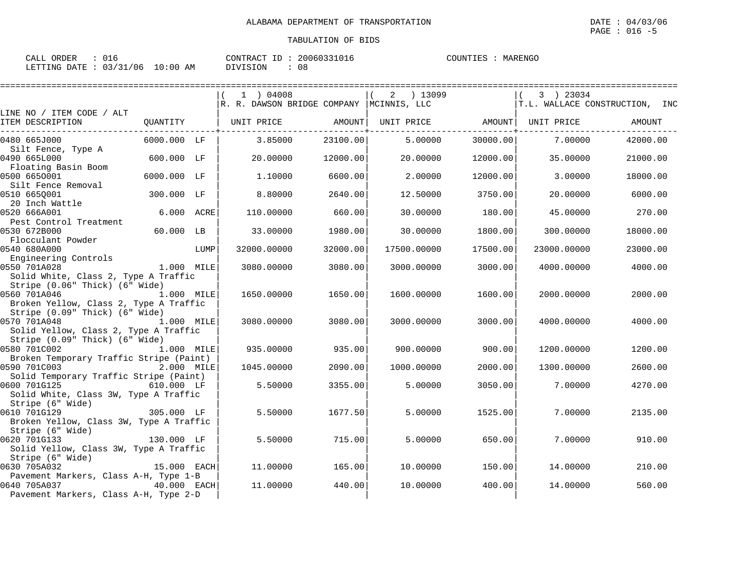ALABAMA DEPARTMENT OF TRANSPORTATION

DATE : 04/03/06

TABULATION OF BIDS

CALL ORDER : 016 CONTRACT ID : 20060331016 COUNTIES : MARENGO
LETTING DATE : 03/31/06 10:00 AM DIVISION : 08

| LINE NO / ITEM CODE / ALT ITEM DESCRIPTION | QUANTITY | ( 1 ) 04008 R. R. DAWSON BRIDGE COMPANY UNIT PRICE | AMOUNT | ( 2 ) 13099 MCINNIS, LLC UNIT PRICE | AMOUNT | ( 3 ) 23034 T.L. WALLACE CONSTRUCTION, INC UNIT PRICE | AMOUNT |
|---|---|---|---|---|---|---|---|
| 0480 665J000 Silt Fence, Type A | 6000.000 LF | 3.85000 | 23100.00 | 5.00000 | 30000.00 | 7.00000 | 42000.00 |
| 0490 665L000 Floating Basin Boom | 600.000 LF | 20.00000 | 12000.00 | 20.00000 | 12000.00 | 35.00000 | 21000.00 |
| 0500 665O001 Silt Fence Removal | 6000.000 LF | 1.10000 | 6600.00 | 2.00000 | 12000.00 | 3.00000 | 18000.00 |
| 0510 665Q001 20 Inch Wattle | 300.000 LF | 8.80000 | 2640.00 | 12.50000 | 3750.00 | 20.00000 | 6000.00 |
| 0520 666A001 Pest Control Treatment | 6.000 ACRE | 110.00000 | 660.00 | 30.00000 | 180.00 | 45.00000 | 270.00 |
| 0530 672B000 Flocculant Powder | 60.000 LB | 33.00000 | 1980.00 | 30.00000 | 1800.00 | 300.00000 | 18000.00 |
| 0540 680A000 Engineering Controls | LUMP | 32000.00000 | 32000.00 | 17500.00000 | 17500.00 | 23000.00000 | 23000.00 |
| 0550 701A028 Solid White, Class 2, Type A Traffic Stripe (0.06" Thick) (6" Wide) | 1.000 MILE | 3080.00000 | 3080.00 | 3000.00000 | 3000.00 | 4000.00000 | 4000.00 |
| 0560 701A046 Broken Yellow, Class 2, Type A Traffic Stripe (0.09" Thick) (6" Wide) | 1.000 MILE | 1650.00000 | 1650.00 | 1600.00000 | 1600.00 | 2000.00000 | 2000.00 |
| 0570 701A048 Solid Yellow, Class 2, Type A Traffic Stripe (0.09" Thick) (6" Wide) | 1.000 MILE | 3080.00000 | 3080.00 | 3000.00000 | 3000.00 | 4000.00000 | 4000.00 |
| 0580 701C002 Broken Temporary Traffic Stripe (Paint) | 1.000 MILE | 935.00000 | 935.00 | 900.00000 | 900.00 | 1200.00000 | 1200.00 |
| 0590 701C003 Solid Temporary Traffic Stripe (Paint) | 2.000 MILE | 1045.00000 | 2090.00 | 1000.00000 | 2000.00 | 1300.00000 | 2600.00 |
| 0600 701G125 Solid White, Class 3W, Type A Traffic Stripe (6" Wide) | 610.000 LF | 5.50000 | 3355.00 | 5.00000 | 3050.00 | 7.00000 | 4270.00 |
| 0610 701G129 Broken Yellow, Class 3W, Type A Traffic Stripe (6" Wide) | 305.000 LF | 5.50000 | 1677.50 | 5.00000 | 1525.00 | 7.00000 | 2135.00 |
| 0620 701G133 Solid Yellow, Class 3W, Type A Traffic Stripe (6" Wide) | 130.000 LF | 5.50000 | 715.00 | 5.00000 | 650.00 | 7.00000 | 910.00 |
| 0630 705A032 Pavement Markers, Class A-H, Type 1-B | 15.000 EACH | 11.00000 | 165.00 | 10.00000 | 150.00 | 14.00000 | 210.00 |
| 0640 705A037 Pavement Markers, Class A-H, Type 2-D | 40.000 EACH | 11.00000 | 440.00 | 10.00000 | 400.00 | 14.00000 | 560.00 |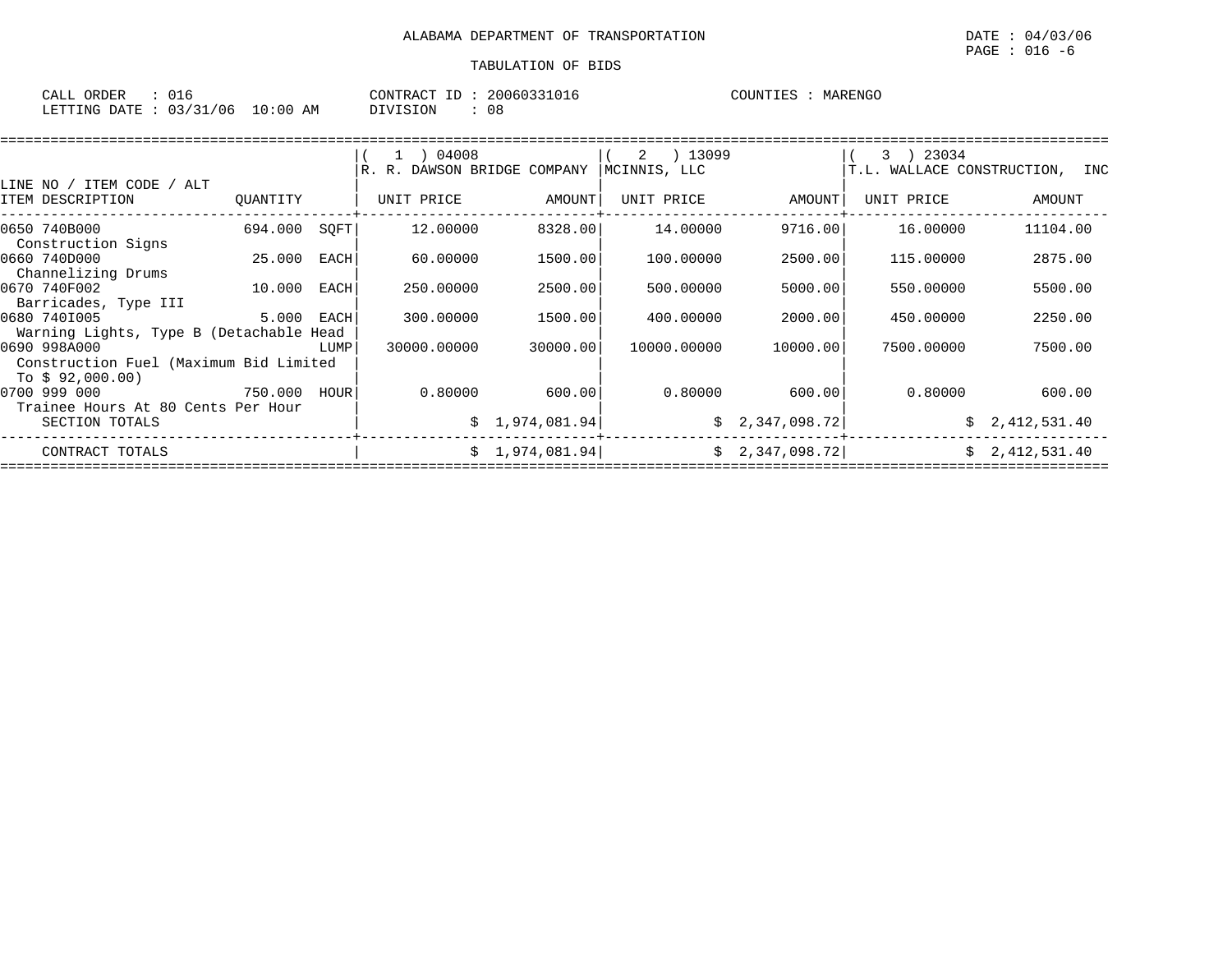ALABAMA DEPARTMENT OF TRANSPORTATION

DATE : 04/03/06

TABULATION OF BIDS

CALL ORDER : 016
LETTING DATE : 03/31/06 10:00 AM

CONTRACT ID : 20060331016
DIVISION : 08

COUNTIES : MARENGO

| LINE NO / ITEM CODE / ALT ITEM DESCRIPTION | QUANTITY | | ( 1 ) 04008 R. R. DAWSON BRIDGE COMPANY UNIT PRICE | AMOUNT | ( 2 ) 13099 MCINNIS, LLC UNIT PRICE | AMOUNT | ( 3 ) 23034 T.L. WALLACE CONSTRUCTION, INC UNIT PRICE | AMOUNT |
|---|---|---|---|---|---|---|---|---|
| 0650 740B000 Construction Signs | 694.000 | SQFT | 12.00000 | 8328.00 | 14.00000 | 9716.00 | 16.00000 | 11104.00 |
| 0660 740D000 Channelizing Drums | 25.000 | EACH | 60.00000 | 1500.00 | 100.00000 | 2500.00 | 115.00000 | 2875.00 |
| 0670 740F002 Barricades, Type III | 10.000 | EACH | 250.00000 | 2500.00 | 500.00000 | 5000.00 | 550.00000 | 5500.00 |
| 0680 740I005 Warning Lights, Type B (Detachable Head | 5.000 | EACH | 300.00000 | 1500.00 | 400.00000 | 2000.00 | 450.00000 | 2250.00 |
| 0690 998A000 Construction Fuel (Maximum Bid Limited To $ 92,000.00) | | LUMP | 30000.00000 | 30000.00 | 10000.00000 | 10000.00 | 7500.00000 | 7500.00 |
| 0700 999 000 Trainee Hours At 80 Cents Per Hour | 750.000 | HOUR | 0.80000 | 600.00 | 0.80000 | 600.00 | 0.80000 | 600.00 |
| SECTION TOTALS | | | | $ 1,974,081.94 | | $ 2,347,098.72 | | $ 2,412,531.40 |
| CONTRACT TOTALS | | | | $ 1,974,081.94 | | $ 2,347,098.72 | | $ 2,412,531.40 |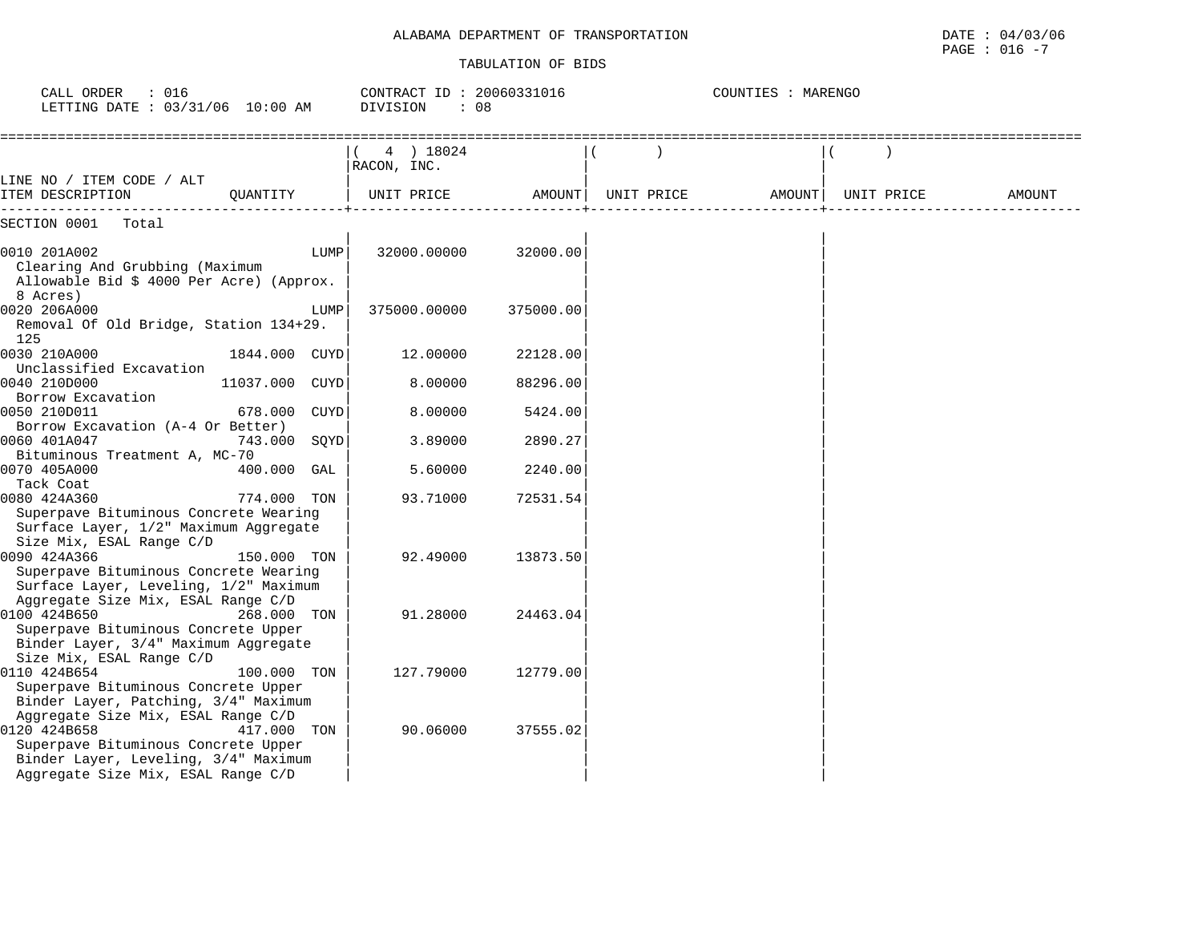ALABAMA DEPARTMENT OF TRANSPORTATION

DATE : 04/03/06

TABULATION OF BIDS

CALL ORDER : 016 CONTRACT ID : 20060331016 COUNTIES : MARENGO
LETTING DATE : 03/31/06 10:00 AM DIVISION : 08

| LINE NO / ITEM CODE / ALT ITEM DESCRIPTION | QUANTITY | ( 4 ) 18024 RACON, INC. UNIT PRICE | AMOUNT | ( ) UNIT PRICE | AMOUNT | ( ) UNIT PRICE | AMOUNT |
|---|---|---|---|---|---|---|---|
| SECTION 0001 Total | | | | | | | |
| 0010 201A002 Clearing And Grubbing (Maximum Allowable Bid $ 4000 Per Acre) (Approx. 8 Acres) | LUMP | 32000.00000 | 32000.00 | | | | |
| 0020 206A000 Removal Of Old Bridge, Station 134+29.125 | LUMP | 375000.00000 | 375000.00 | | | | |
| 0030 210A000 Unclassified Excavation | 1844.000 CUYD | 12.00000 | 22128.00 | | | | |
| 0040 210D000 Borrow Excavation | 11037.000 CUYD | 8.00000 | 88296.00 | | | | |
| 0050 210D011 Borrow Excavation (A-4 Or Better) | 678.000 CUYD | 8.00000 | 5424.00 | | | | |
| 0060 401A047 Bituminous Treatment A, MC-70 | 743.000 SQYD | 3.89000 | 2890.27 | | | | |
| 0070 405A000 Tack Coat | 400.000 GAL | 5.60000 | 2240.00 | | | | |
| 0080 424A360 Superpave Bituminous Concrete Wearing Surface Layer, 1/2" Maximum Aggregate Size Mix, ESAL Range C/D | 774.000 TON | 93.71000 | 72531.54 | | | | |
| 0090 424A366 Superpave Bituminous Concrete Wearing Surface Layer, Leveling, 1/2" Maximum Aggregate Size Mix, ESAL Range C/D | 150.000 TON | 92.49000 | 13873.50 | | | | |
| 0100 424B650 Superpave Bituminous Concrete Upper Binder Layer, 3/4" Maximum Aggregate Size Mix, ESAL Range C/D | 268.000 TON | 91.28000 | 24463.04 | | | | |
| 0110 424B654 Superpave Bituminous Concrete Upper Binder Layer, Patching, 3/4" Maximum Aggregate Size Mix, ESAL Range C/D | 100.000 TON | 127.79000 | 12779.00 | | | | |
| 0120 424B658 Superpave Bituminous Concrete Upper Binder Layer, Leveling, 3/4" Maximum Aggregate Size Mix, ESAL Range C/D | 417.000 TON | 90.06000 | 37555.02 | | | | |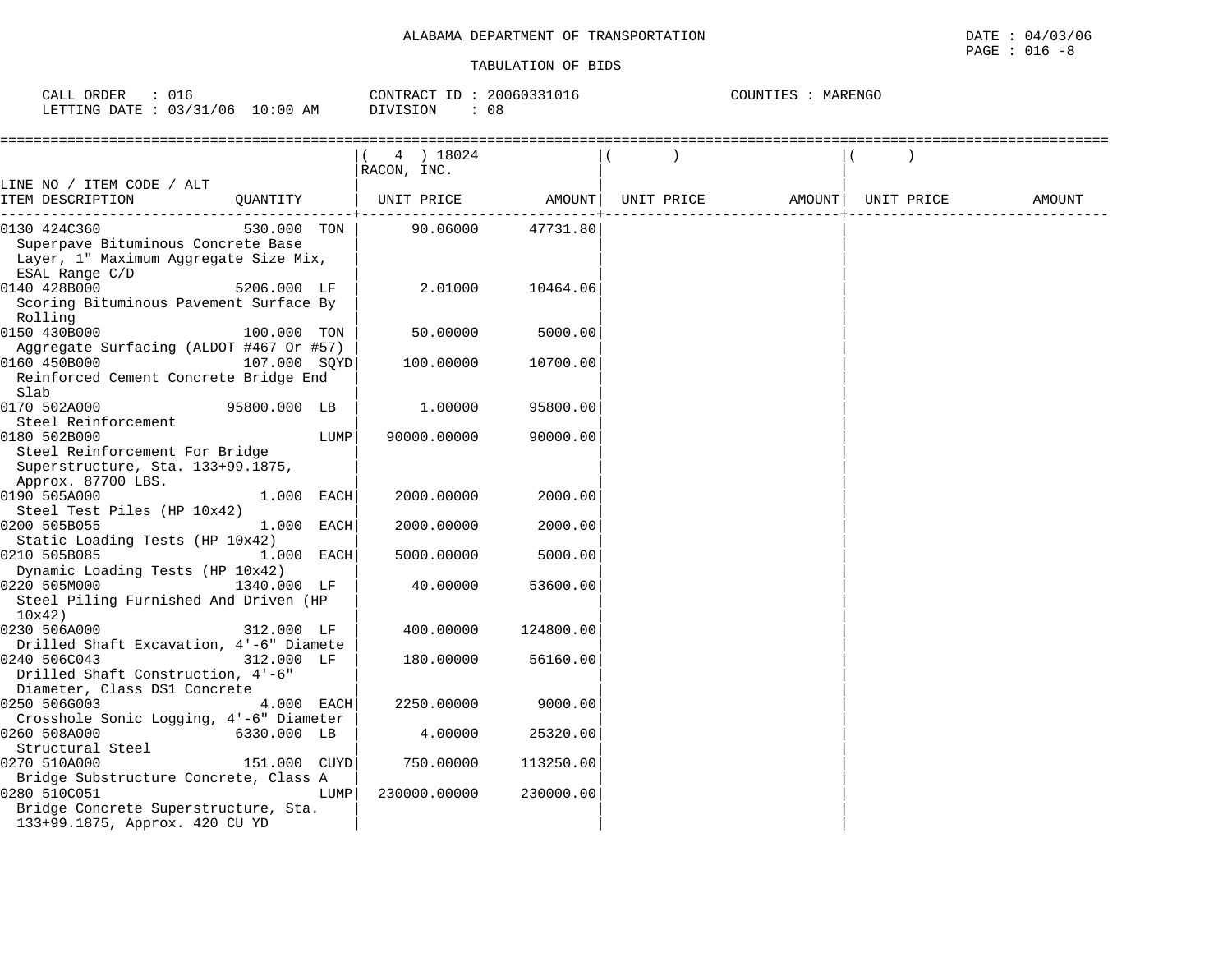ALABAMA DEPARTMENT OF TRANSPORTATION

TABULATION OF BIDS

CALL ORDER : 016 &nbsp;&nbsp;&nbsp;&nbsp; CONTRACT ID : 20060331016 &nbsp;&nbsp;&nbsp;&nbsp; COUNTIES : MARENGO
LETTING DATE : 03/31/06 10:00 AM &nbsp;&nbsp;&nbsp;&nbsp; DIVISION : 08

| LINE NO / ITEM CODE / ALT ITEM DESCRIPTION | QUANTITY | ( 4 ) 18024 RACON, INC. UNIT PRICE | AMOUNT | ( ) UNIT PRICE | AMOUNT | ( ) UNIT PRICE | AMOUNT |
|---|---|---|---|---|---|---|---|
| 0130 424C360 Superpave Bituminous Concrete Base Layer, 1" Maximum Aggregate Size Mix, ESAL Range C/D | 530.000 TON | 90.06000 | 47731.80 | | | | |
| 0140 428B000 Scoring Bituminous Pavement Surface By Rolling | 5206.000 LF | 2.01000 | 10464.06 | | | | |
| 0150 430B000 Aggregate Surfacing (ALDOT #467 Or #57) | 100.000 TON | 50.00000 | 5000.00 | | | | |
| 0160 450B000 Reinforced Cement Concrete Bridge End Slab | 107.000 SQYD | 100.00000 | 10700.00 | | | | |
| 0170 502A000 Steel Reinforcement | 95800.000 LB | 1.00000 | 95800.00 | | | | |
| 0180 502B000 Steel Reinforcement For Bridge Superstructure, Sta. 133+99.1875, Approx. 87700 LBS. | LUMP | 90000.00000 | 90000.00 | | | | |
| 0190 505A000 Steel Test Piles (HP 10x42) | 1.000 EACH | 2000.00000 | 2000.00 | | | | |
| 0200 505B055 Static Loading Tests (HP 10x42) | 1.000 EACH | 2000.00000 | 2000.00 | | | | |
| 0210 505B085 Dynamic Loading Tests (HP 10x42) | 1.000 EACH | 5000.00000 | 5000.00 | | | | |
| 0220 505M000 Steel Piling Furnished And Driven (HP 10x42) | 1340.000 LF | 40.00000 | 53600.00 | | | | |
| 0230 506A000 Drilled Shaft Excavation, 4'-6" Diamete | 312.000 LF | 400.00000 | 124800.00 | | | | |
| 0240 506C043 Drilled Shaft Construction, 4'-6" Diameter, Class DS1 Concrete | 312.000 LF | 180.00000 | 56160.00 | | | | |
| 0250 506G003 Crosshole Sonic Logging, 4'-6" Diameter | 4.000 EACH | 2250.00000 | 9000.00 | | | | |
| 0260 508A000 Structural Steel | 6330.000 LB | 4.00000 | 25320.00 | | | | |
| 0270 510A000 Bridge Substructure Concrete, Class A | 151.000 CUYD | 750.00000 | 113250.00 | | | | |
| 0280 510C051 Bridge Concrete Superstructure, Sta. 133+99.1875, Approx. 420 CU YD | LUMP | 230000.00000 | 230000.00 | | | | |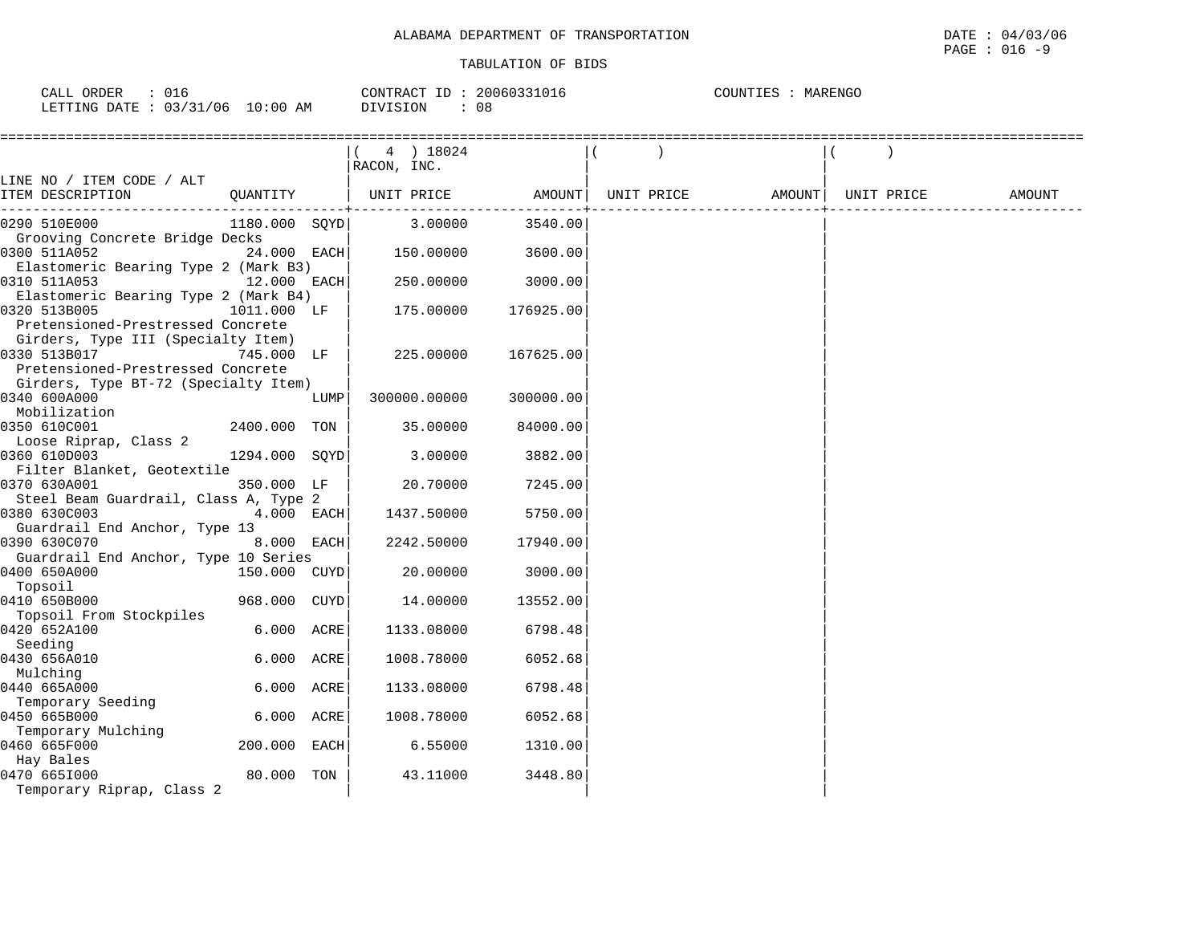ALABAMA DEPARTMENT OF TRANSPORTATION

TABULATION OF BIDS

CALL ORDER : 016
LETTING DATE : 03/31/06 10:00 AM

CONTRACT ID : 20060331016
DIVISION : 08

COUNTIES : MARENGO

| LINE NO / ITEM CODE / ALT ITEM DESCRIPTION | QUANTITY | ( 4 ) 18024 RACON, INC. UNIT PRICE | AMOUNT | ( ) UNIT PRICE | AMOUNT | ( ) UNIT PRICE | AMOUNT |
|---|---|---|---|---|---|---|---|
| 0290 510E000 Grooving Concrete Bridge Decks | 1180.000 SQYD | 3.00000 | 3540.00 | | | | |
| 0300 511A052 Elastomeric Bearing Type 2 (Mark B3) | 24.000 EACH | 150.00000 | 3600.00 | | | | |
| 0310 511A053 Elastomeric Bearing Type 2 (Mark B4) | 12.000 EACH | 250.00000 | 3000.00 | | | | |
| 0320 513B005 Pretensioned-Prestressed Concrete Girders, Type III (Specialty Item) | 1011.000 LF | 175.00000 | 176925.00 | | | | |
| 0330 513B017 Pretensioned-Prestressed Concrete Girders, Type BT-72 (Specialty Item) | 745.000 LF | 225.00000 | 167625.00 | | | | |
| 0340 600A000 Mobilization | LUMP | 300000.00000 | 300000.00 | | | | |
| 0350 610C001 Loose Riprap, Class 2 | 2400.000 TON | 35.00000 | 84000.00 | | | | |
| 0360 610D003 Filter Blanket, Geotextile | 1294.000 SQYD | 3.00000 | 3882.00 | | | | |
| 0370 630A001 Steel Beam Guardrail, Class A, Type 2 | 350.000 LF | 20.70000 | 7245.00 | | | | |
| 0380 630C003 Guardrail End Anchor, Type 13 | 4.000 EACH | 1437.50000 | 5750.00 | | | | |
| 0390 630C070 Guardrail End Anchor, Type 10 Series | 8.000 EACH | 2242.50000 | 17940.00 | | | | |
| 0400 650A000 Topsoil | 150.000 CUYD | 20.00000 | 3000.00 | | | | |
| 0410 650B000 Topsoil From Stockpiles | 968.000 CUYD | 14.00000 | 13552.00 | | | | |
| 0420 652A100 Seeding | 6.000 ACRE | 1133.08000 | 6798.48 | | | | |
| 0430 656A010 Mulching | 6.000 ACRE | 1008.78000 | 6052.68 | | | | |
| 0440 665A000 Temporary Seeding | 6.000 ACRE | 1133.08000 | 6798.48 | | | | |
| 0450 665B000 Temporary Mulching | 6.000 ACRE | 1008.78000 | 6052.68 | | | | |
| 0460 665F000 Hay Bales | 200.000 EACH | 6.55000 | 1310.00 | | | | |
| 0470 665I000 Temporary Riprap, Class 2 | 80.000 TON | 43.11000 | 3448.80 | | | | |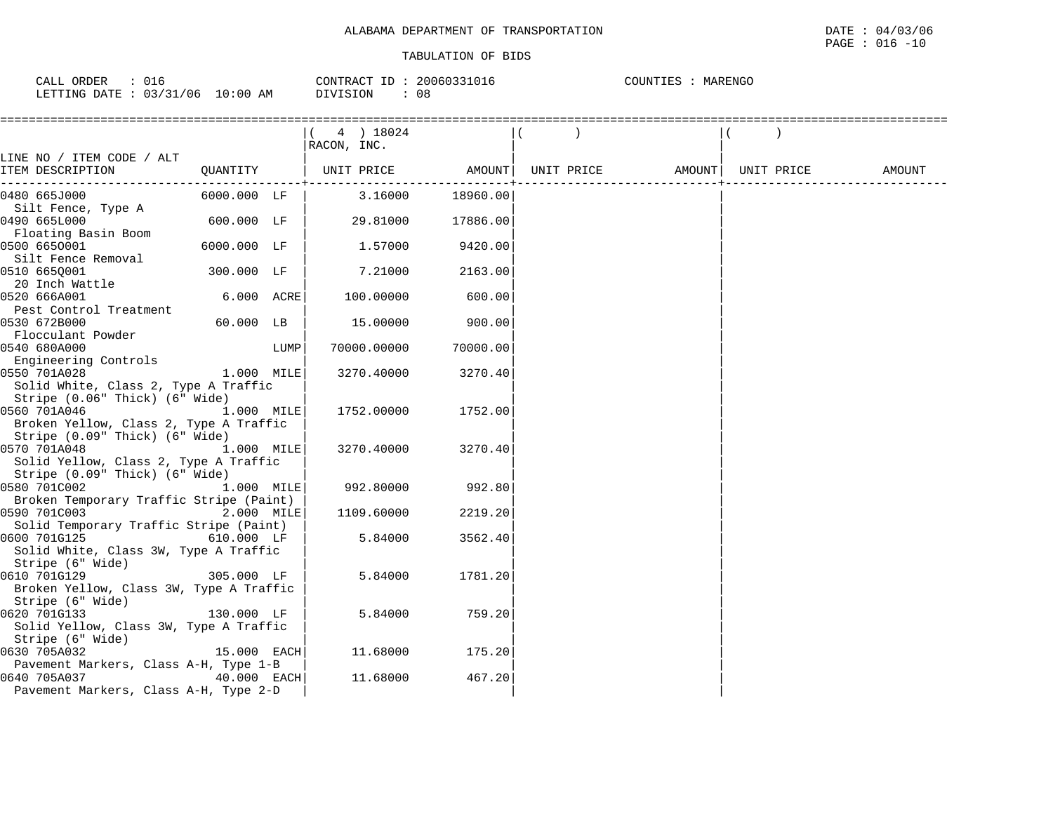ALABAMA DEPARTMENT OF TRANSPORTATION

TABULATION OF BIDS

DATE : 04/03/06
PAGE : 016 -10

CALL ORDER : 016
LETTING DATE : 03/31/06 10:00 AM

CONTRACT ID : 20060331016
DIVISION : 08

COUNTIES : MARENGO

| LINE NO / ITEM CODE / ALT ITEM DESCRIPTION | QUANTITY | ( 4 ) 18024 RACON, INC. UNIT PRICE | AMOUNT | ( ) UNIT PRICE | AMOUNT | ( ) UNIT PRICE | AMOUNT |
|---|---|---|---|---|---|---|---|
| 0480 665J000 Silt Fence, Type A | 6000.000 LF | 3.16000 | 18960.00 | | | | |
| 0490 665L000 Floating Basin Boom | 600.000 LF | 29.81000 | 17886.00 | | | | |
| 0500 665O001 Silt Fence Removal | 6000.000 LF | 1.57000 | 9420.00 | | | | |
| 0510 665Q001 20 Inch Wattle | 300.000 LF | 7.21000 | 2163.00 | | | | |
| 0520 666A001 Pest Control Treatment | 6.000 ACRE | 100.00000 | 600.00 | | | | |
| 0530 672B000 Flocculant Powder | 60.000 LB | 15.00000 | 900.00 | | | | |
| 0540 680A000 Engineering Controls | LUMP | 70000.00000 | 70000.00 | | | | |
| 0550 701A028 Solid White, Class 2, Type A Traffic Stripe (0.06" Thick) (6" Wide) | 1.000 MILE | 3270.40000 | 3270.40 | | | | |
| 0560 701A046 Broken Yellow, Class 2, Type A Traffic Stripe (0.09" Thick) (6" Wide) | 1.000 MILE | 1752.00000 | 1752.00 | | | | |
| 0570 701A048 Solid Yellow, Class 2, Type A Traffic Stripe (0.09" Thick) (6" Wide) | 1.000 MILE | 3270.40000 | 3270.40 | | | | |
| 0580 701C002 Broken Temporary Traffic Stripe (Paint) | 1.000 MILE | 992.80000 | 992.80 | | | | |
| 0590 701C003 Solid Temporary Traffic Stripe (Paint) | 2.000 MILE | 1109.60000 | 2219.20 | | | | |
| 0600 701G125 Solid White, Class 3W, Type A Traffic Stripe (6" Wide) | 610.000 LF | 5.84000 | 3562.40 | | | | |
| 0610 701G129 Broken Yellow, Class 3W, Type A Traffic Stripe (6" Wide) | 305.000 LF | 5.84000 | 1781.20 | | | | |
| 0620 701G133 Solid Yellow, Class 3W, Type A Traffic Stripe (6" Wide) | 130.000 LF | 5.84000 | 759.20 | | | | |
| 0630 705A032 Pavement Markers, Class A-H, Type 1-B | 15.000 EACH | 11.68000 | 175.20 | | | | |
| 0640 705A037 Pavement Markers, Class A-H, Type 2-D | 40.000 EACH | 11.68000 | 467.20 | | | | |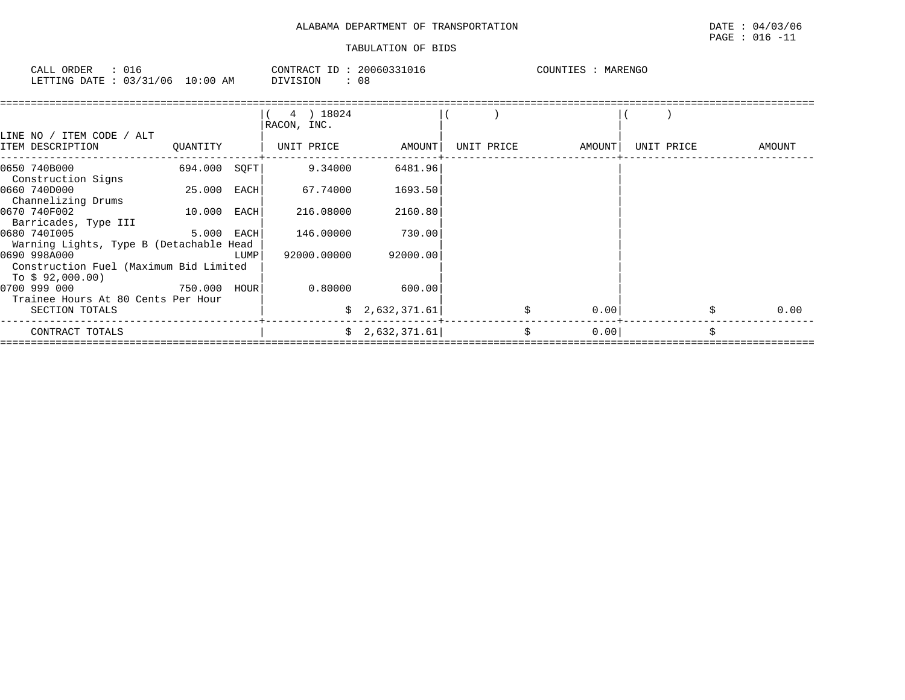ALABAMA DEPARTMENT OF TRANSPORTATION

TABULATION OF BIDS

DATE : 04/03/06

CALL ORDER : 016    CONTRACT ID : 20060331016    COUNTIES : MARENGO
LETTING DATE : 03/31/06 10:00 AM    DIVISION : 08

| LINE NO / ITEM CODE / ALT ITEM DESCRIPTION | QUANTITY | | ( 4 ) 18024 RACON, INC. UNIT PRICE | AMOUNT | ( ) UNIT PRICE | AMOUNT | ( ) UNIT PRICE | AMOUNT |
|---|---|---|---|---|---|---|---|---|
| 0650 740B000 Construction Signs | 694.000 | SQFT | 9.34000 | 6481.96 | | | | |
| 0660 740D000 Channelizing Drums | 25.000 | EACH | 67.74000 | 1693.50 | | | | |
| 0670 740F002 Barricades, Type III | 10.000 | EACH | 216.08000 | 2160.80 | | | | |
| 0680 740I005 Warning Lights, Type B (Detachable Head | 5.000 | EACH | 146.00000 | 730.00 | | | | |
| 0690 998A000 Construction Fuel (Maximum Bid Limited To $ 92,000.00) | | LUMP | 92000.00000 | 92000.00 | | | | |
| 0700 999 000 Trainee Hours At 80 Cents Per Hour | 750.000 | HOUR | 0.80000 | 600.00 | | | | |
| SECTION TOTALS | | | | $ 2,632,371.61 | | $ 0.00 | | $ 0.00 |
| CONTRACT TOTALS | | | | $ 2,632,371.61 | | $ 0.00 | | $ |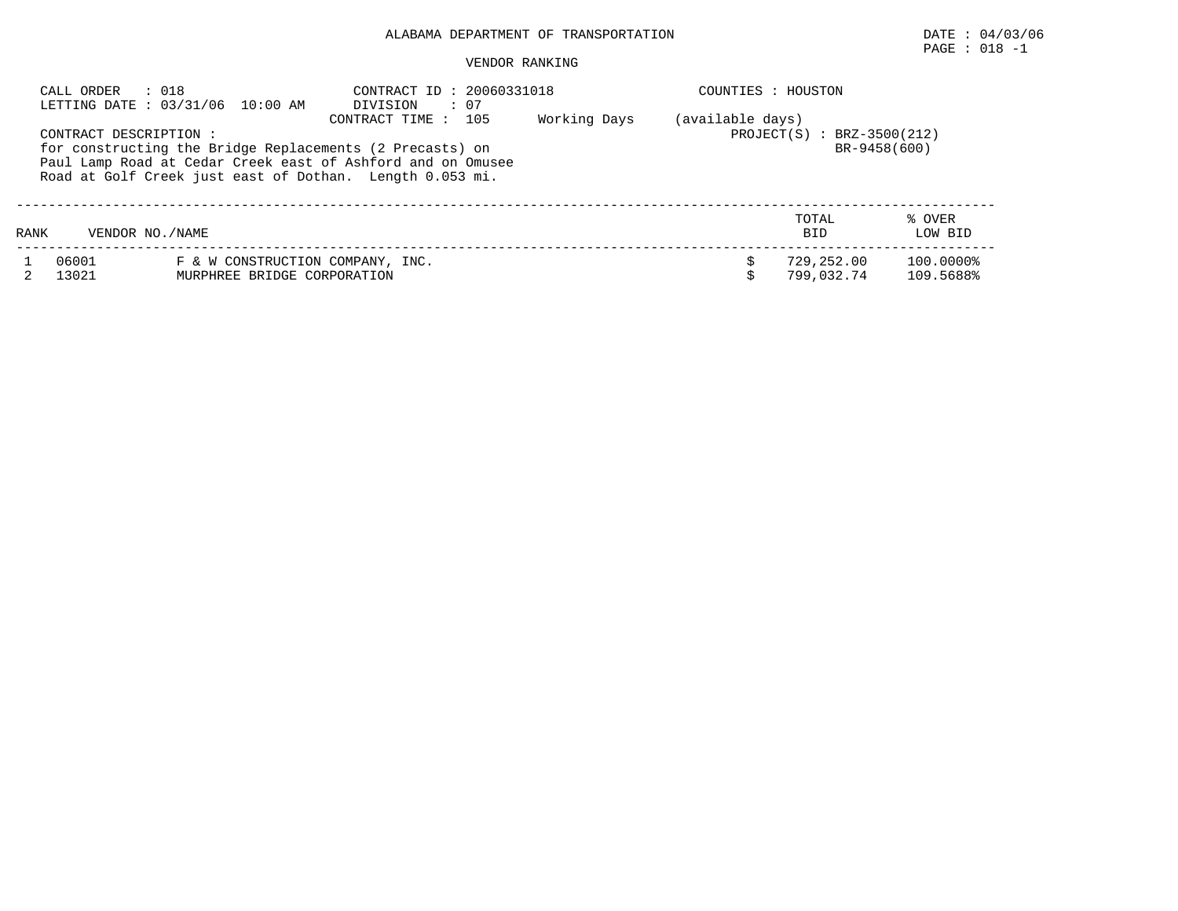ALABAMA DEPARTMENT OF TRANSPORTATION

DATE : 04/03/06
PAGE : 018 -1

VENDOR RANKING

CALL ORDER : 018
LETTING DATE : 03/31/06 10:00 AM

CONTRACT ID : 20060331018
DIVISION : 07
CONTRACT TIME : 105 Working Days (available days)

COUNTIES : HOUSTON

PROJECT(S) : BRZ-3500(212)
BR-9458(600)

CONTRACT DESCRIPTION :
for constructing the Bridge Replacements (2 Precasts) on Paul Lamp Road at Cedar Creek east of Ashford and on Omusee Road at Golf Creek just east of Dothan. Length 0.053 mi.

| RANK | VENDOR NO./NAME | | TOTAL BID | % OVER LOW BID |
|---|---|---|---|---|
| 1 | 06001 | F & W CONSTRUCTION COMPANY, INC. | $ 729,252.00 | 100.0000% |
| 2 | 13021 | MURPHREE BRIDGE CORPORATION | $ 799,032.74 | 109.5688% |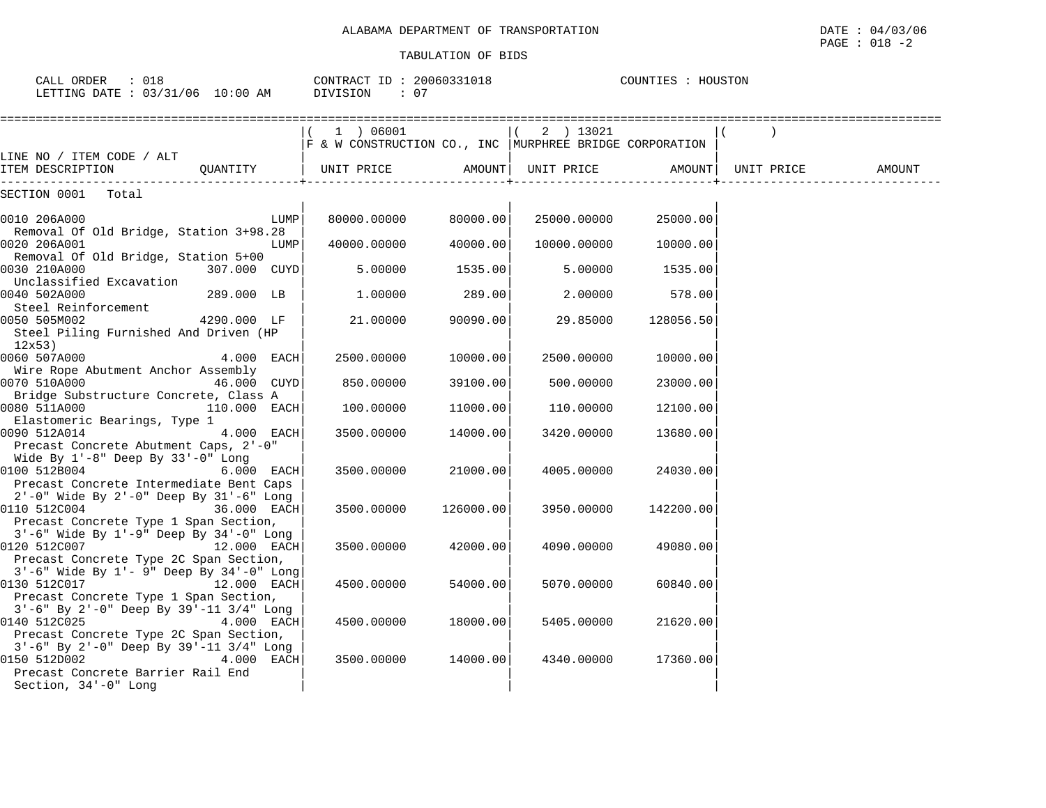ALABAMA DEPARTMENT OF TRANSPORTATION

TABULATION OF BIDS

DATE : 04/03/06
PAGE : 018 -2

CALL ORDER : 018 CONTRACT ID : 20060331018 COUNTIES : HOUSTON
LETTING DATE : 03/31/06 10:00 AM DIVISION : 07

| LINE NO / ITEM CODE / ALT ITEM DESCRIPTION | QUANTITY | ( 1 ) 06001 F & W CONSTRUCTION CO., INC UNIT PRICE | AMOUNT | ( 2 ) 13021 MURPHREE BRIDGE CORPORATION UNIT PRICE | AMOUNT | ( ) UNIT PRICE | AMOUNT |
|---|---|---|---|---|---|---|---|
| SECTION 0001 Total | | | | | | | |
| 0010 206A000 Removal Of Old Bridge, Station 3+98.28 | LUMP | 80000.00000 | 80000.00 | 25000.00000 | 25000.00 | | |
| 0020 206A001 Removal Of Old Bridge, Station 5+00 | LUMP | 40000.00000 | 40000.00 | 10000.00000 | 10000.00 | | |
| 0030 210A000 Unclassified Excavation | 307.000 CUYD | 5.00000 | 1535.00 | 5.00000 | 1535.00 | | |
| 0040 502A000 Steel Reinforcement | 289.000 LB | 1.00000 | 289.00 | 2.00000 | 578.00 | | |
| 0050 505M002 Steel Piling Furnished And Driven (HP 12x53) | 4290.000 LF | 21.00000 | 90090.00 | 29.85000 | 128056.50 | | |
| 0060 507A000 Wire Rope Abutment Anchor Assembly | 4.000 EACH | 2500.00000 | 10000.00 | 2500.00000 | 10000.00 | | |
| 0070 510A000 Bridge Substructure Concrete, Class A | 46.000 CUYD | 850.00000 | 39100.00 | 500.00000 | 23000.00 | | |
| 0080 511A000 Elastomeric Bearings, Type 1 | 110.000 EACH | 100.00000 | 11000.00 | 110.00000 | 12100.00 | | |
| 0090 512A014 Precast Concrete Abutment Caps, 2'-0" Wide By 1'-8" Deep By 33'-0" Long | 4.000 EACH | 3500.00000 | 14000.00 | 3420.00000 | 13680.00 | | |
| 0100 512B004 Precast Concrete Intermediate Bent Caps 2'-0" Wide By 2'-0" Deep By 31'-6" Long | 6.000 EACH | 3500.00000 | 21000.00 | 4005.00000 | 24030.00 | | |
| 0110 512C004 Precast Concrete Type 1 Span Section, 3'-6" Wide By 1'-9" Deep By 34'-0" Long | 36.000 EACH | 3500.00000 | 126000.00 | 3950.00000 | 142200.00 | | |
| 0120 512C007 Precast Concrete Type 2C Span Section, 3'-6" Wide By 1'- 9" Deep By 34'-0" Long | 12.000 EACH | 3500.00000 | 42000.00 | 4090.00000 | 49080.00 | | |
| 0130 512C017 Precast Concrete Type 1 Span Section, 3'-6" By 2'-0" Deep By 39'-11 3/4" Long | 12.000 EACH | 4500.00000 | 54000.00 | 5070.00000 | 60840.00 | | |
| 0140 512C025 Precast Concrete Type 2C Span Section, 3'-6" By 2'-0" Deep By 39'-11 3/4" Long | 4.000 EACH | 4500.00000 | 18000.00 | 5405.00000 | 21620.00 | | |
| 0150 512D002 Precast Concrete Barrier Rail End Section, 34'-0" Long | 4.000 EACH | 3500.00000 | 14000.00 | 4340.00000 | 17360.00 | | |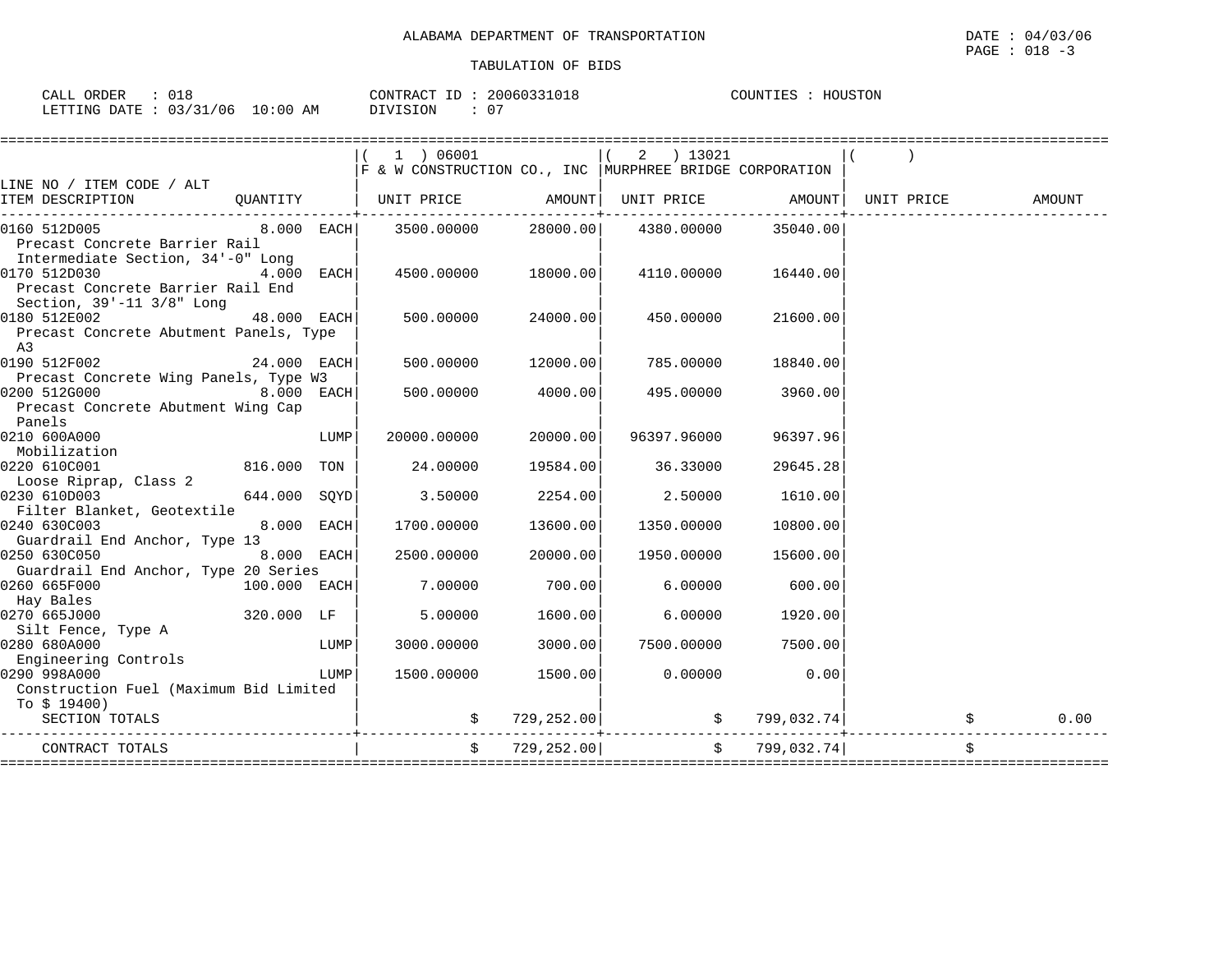ALABAMA DEPARTMENT OF TRANSPORTATION

DATE : 04/03/06

TABULATION OF BIDS

CALL ORDER : 018 CONTRACT ID : 20060331018 COUNTIES : HOUSTON
LETTING DATE : 03/31/06 10:00 AM DIVISION : 07

| LINE NO / ITEM CODE / ALT<br>ITEM DESCRIPTION | QUANTITY | (1) 06001<br>F & W CONSTRUCTION CO., INC<br>UNIT PRICE | AMOUNT | (2) 13021<br>MURPHREE BRIDGE CORPORATION<br>UNIT PRICE | AMOUNT | ( )<br>UNIT PRICE | AMOUNT |
|---|---|---|---|---|---|---|---|
| 0160 512D005<br>Precast Concrete Barrier Rail Intermediate Section, 34'-0" Long | 8.000 EACH | 3500.00000 | 28000.00 | 4380.00000 | 35040.00 | | |
| 0170 512D030<br>Precast Concrete Barrier Rail End Section, 39'-11 3/8" Long | 4.000 EACH | 4500.00000 | 18000.00 | 4110.00000 | 16440.00 | | |
| 0180 512E002<br>Precast Concrete Abutment Panels, Type A3 | 48.000 EACH | 500.00000 | 24000.00 | 450.00000 | 21600.00 | | |
| 0190 512F002<br>Precast Concrete Wing Panels, Type W3 | 24.000 EACH | 500.00000 | 12000.00 | 785.00000 | 18840.00 | | |
| 0200 512G000<br>Precast Concrete Abutment Wing Cap Panels | 8.000 EACH | 500.00000 | 4000.00 | 495.00000 | 3960.00 | | |
| 0210 600A000<br>Mobilization | LUMP | 20000.00000 | 20000.00 | 96397.96000 | 96397.96 | | |
| 0220 610C001<br>Loose Riprap, Class 2 | 816.000 TON | 24.00000 | 19584.00 | 36.33000 | 29645.28 | | |
| 0230 610D003<br>Filter Blanket, Geotextile | 644.000 SQYD | 3.50000 | 2254.00 | 2.50000 | 1610.00 | | |
| 0240 630C003<br>Guardrail End Anchor, Type 13 | 8.000 EACH | 1700.00000 | 13600.00 | 1350.00000 | 10800.00 | | |
| 0250 630C050<br>Guardrail End Anchor, Type 20 Series | 8.000 EACH | 2500.00000 | 20000.00 | 1950.00000 | 15600.00 | | |
| 0260 665F000<br>Hay Bales | 100.000 EACH | 7.00000 | 700.00 | 6.00000 | 600.00 | | |
| 0270 665J000<br>Silt Fence, Type A | 320.000 LF | 5.00000 | 1600.00 | 6.00000 | 1920.00 | | |
| 0280 680A000<br>Engineering Controls | LUMP | 3000.00000 | 3000.00 | 7500.00000 | 7500.00 | | |
| 0290 998A000<br>Construction Fuel (Maximum Bid Limited To $ 19400) | LUMP | 1500.00000 | 1500.00 | 0.00000 | 0.00 | | |
| SECTION TOTALS | | | $ 729,252.00 | | $ 799,032.74 | | $ 0.00 |
| CONTRACT TOTALS | | | $ 729,252.00 | | $ 799,032.74 | | $ |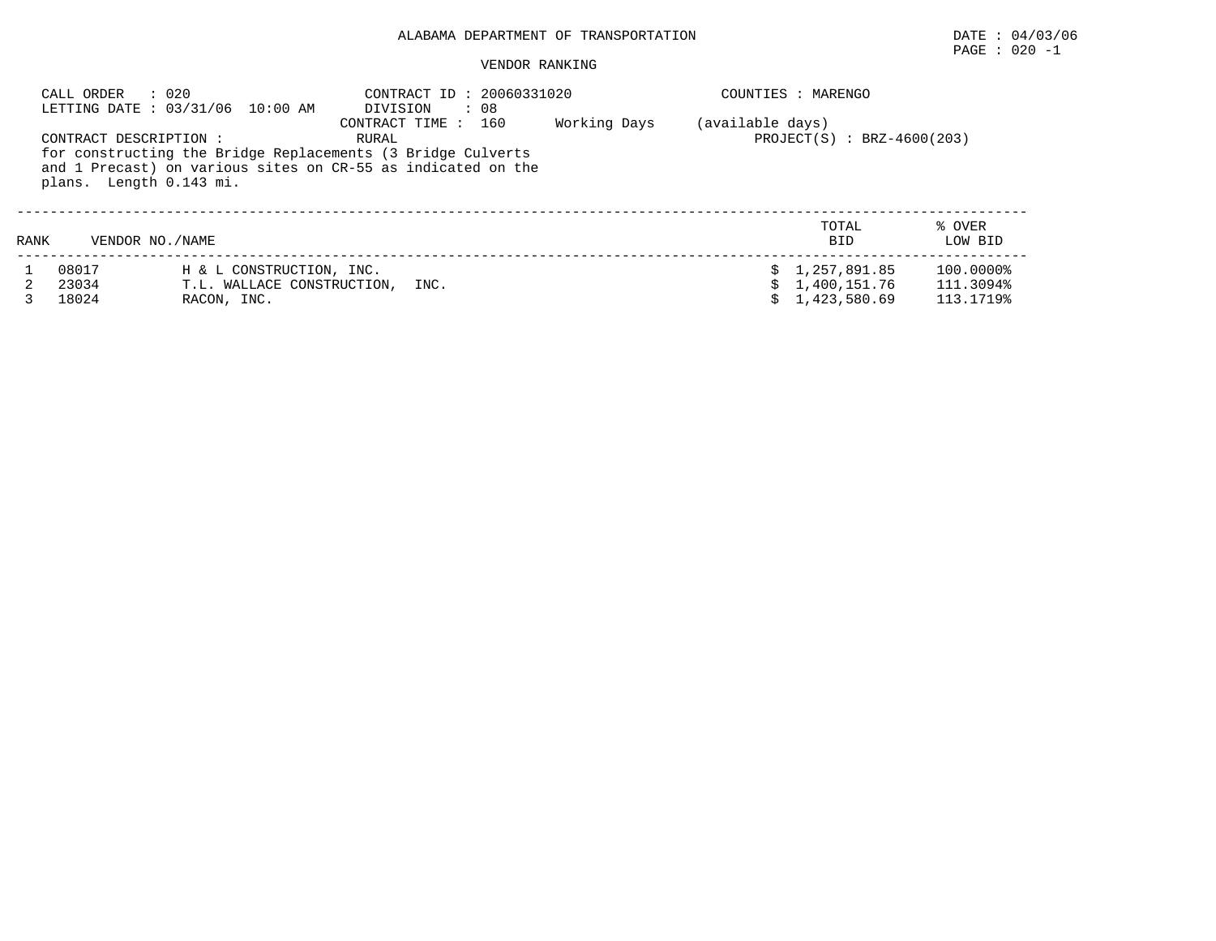ALABAMA DEPARTMENT OF TRANSPORTATION

DATE : 04/03/06
PAGE : 020 -1

VENDOR RANKING

CALL ORDER : 020
LETTING DATE : 03/31/06 10:00 AM
CONTRACT ID : 20060331020
DIVISION : 08
CONTRACT TIME : 160 Working Days (available days)
COUNTIES : MARENGO
PROJECT(S) : BRZ-4600(203)

CONTRACT DESCRIPTION : RURAL
for constructing the Bridge Replacements (3 Bridge Culverts and 1 Precast) on various sites on CR-55 as indicated on the plans. Length 0.143 mi.

| RANK | VENDOR NO. | NAME | TOTAL BID | % OVER LOW BID |
|---|---|---|---|---|
| 1 | 08017 | H & L CONSTRUCTION, INC. | $ 1,257,891.85 | 100.0000% |
| 2 | 23034 | T.L. WALLACE CONSTRUCTION, INC. | $ 1,400,151.76 | 111.3094% |
| 3 | 18024 | RACON, INC. | $ 1,423,580.69 | 113.1719% |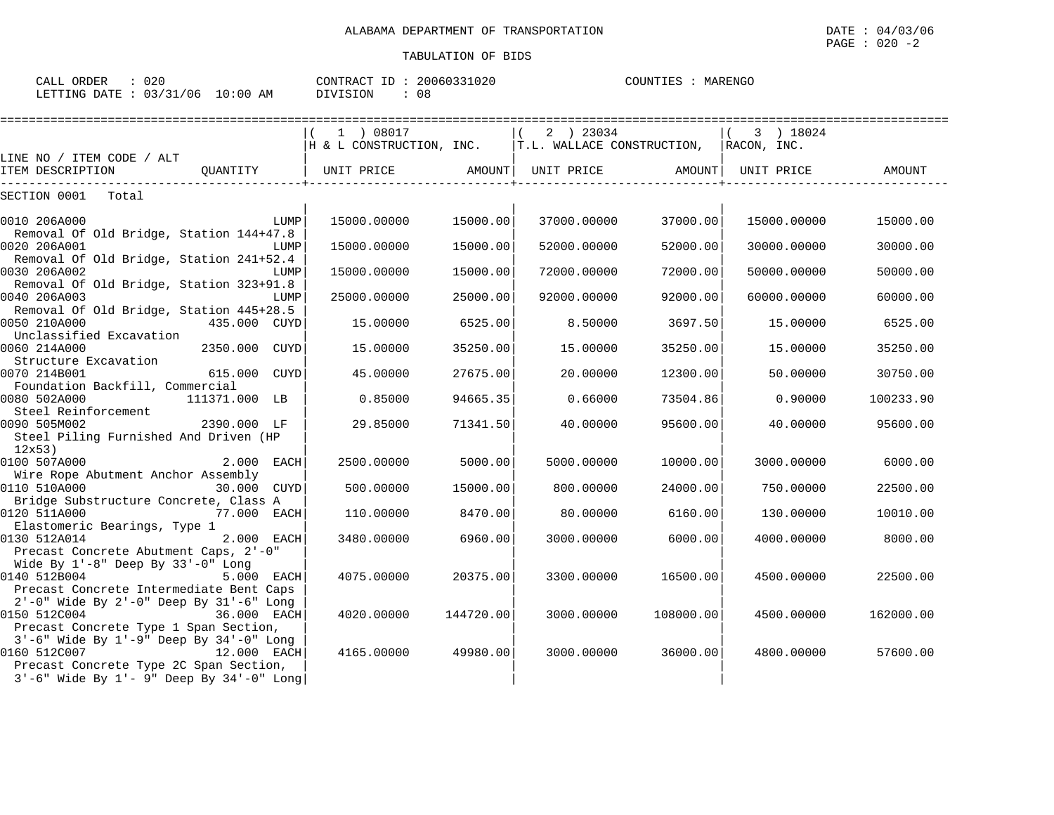ALABAMA DEPARTMENT OF TRANSPORTATION

DATE : 04/03/06

PAGE : 020 -2

TABULATION OF BIDS

CALL ORDER : 020
LETTING DATE : 03/31/06 10:00 AM

CONTRACT ID : 20060331020
DIVISION : 08

COUNTIES : MARENGO

| LINE NO / ITEM CODE / ALT | | (1) 08017 H & L CONSTRUCTION, INC. | | (2) 23034 T.L. WALLACE CONSTRUCTION, | | (3) 18024 RACON, INC. | |
|---|---|---|---|---|---|---|---|
| ITEM DESCRIPTION | QUANTITY | UNIT PRICE | AMOUNT | UNIT PRICE | AMOUNT | UNIT PRICE | AMOUNT |
| SECTION 0001 Total | | | | | | | |
| 0010 206A000 Removal Of Old Bridge, Station 144+47.8 | LUMP | 15000.00000 | 15000.00 | 37000.00000 | 37000.00 | 15000.00000 | 15000.00 |
| 0020 206A001 Removal Of Old Bridge, Station 241+52.4 | LUMP | 15000.00000 | 15000.00 | 52000.00000 | 52000.00 | 30000.00000 | 30000.00 |
| 0030 206A002 Removal Of Old Bridge, Station 323+91.8 | LUMP | 15000.00000 | 15000.00 | 72000.00000 | 72000.00 | 50000.00000 | 50000.00 |
| 0040 206A003 Removal Of Old Bridge, Station 445+28.5 | LUMP | 25000.00000 | 25000.00 | 92000.00000 | 92000.00 | 60000.00000 | 60000.00 |
| 0050 210A000 Unclassified Excavation | 435.000 CUYD | 15.00000 | 6525.00 | 8.50000 | 3697.50 | 15.00000 | 6525.00 |
| 0060 214A000 Structure Excavation | 2350.000 CUYD | 15.00000 | 35250.00 | 15.00000 | 35250.00 | 15.00000 | 35250.00 |
| 0070 214B001 Foundation Backfill, Commercial | 615.000 CUYD | 45.00000 | 27675.00 | 20.00000 | 12300.00 | 50.00000 | 30750.00 |
| 0080 502A000 Steel Reinforcement | 111371.000 LB | 0.85000 | 94665.35 | 0.66000 | 73504.86 | 0.90000 | 100233.90 |
| 0090 505M002 Steel Piling Furnished And Driven (HP 12x53) | 2390.000 LF | 29.85000 | 71341.50 | 40.00000 | 95600.00 | 40.00000 | 95600.00 |
| 0100 507A000 Wire Rope Abutment Anchor Assembly | 2.000 EACH | 2500.00000 | 5000.00 | 5000.00000 | 10000.00 | 3000.00000 | 6000.00 |
| 0110 510A000 Bridge Substructure Concrete, Class A | 30.000 CUYD | 500.00000 | 15000.00 | 800.00000 | 24000.00 | 750.00000 | 22500.00 |
| 0120 511A000 Elastomeric Bearings, Type 1 | 77.000 EACH | 110.00000 | 8470.00 | 80.00000 | 6160.00 | 130.00000 | 10010.00 |
| 0130 512A014 Precast Concrete Abutment Caps, 2'-0" Wide By 1'-8" Deep By 33'-0" Long | 2.000 EACH | 3480.00000 | 6960.00 | 3000.00000 | 6000.00 | 4000.00000 | 8000.00 |
| 0140 512B004 Precast Concrete Intermediate Bent Caps 2'-0" Wide By 2'-0" Deep By 31'-6" Long | 5.000 EACH | 4075.00000 | 20375.00 | 3300.00000 | 16500.00 | 4500.00000 | 22500.00 |
| 0150 512C004 Precast Concrete Type 1 Span Section, 3'-6" Wide By 1'-9" Deep By 34'-0" Long | 36.000 EACH | 4020.00000 | 144720.00 | 3000.00000 | 108000.00 | 4500.00000 | 162000.00 |
| 0160 512C007 Precast Concrete Type 2C Span Section, 3'-6" Wide By 1'- 9" Deep By 34'-0" Long | 12.000 EACH | 4165.00000 | 49980.00 | 3000.00000 | 36000.00 | 4800.00000 | 57600.00 |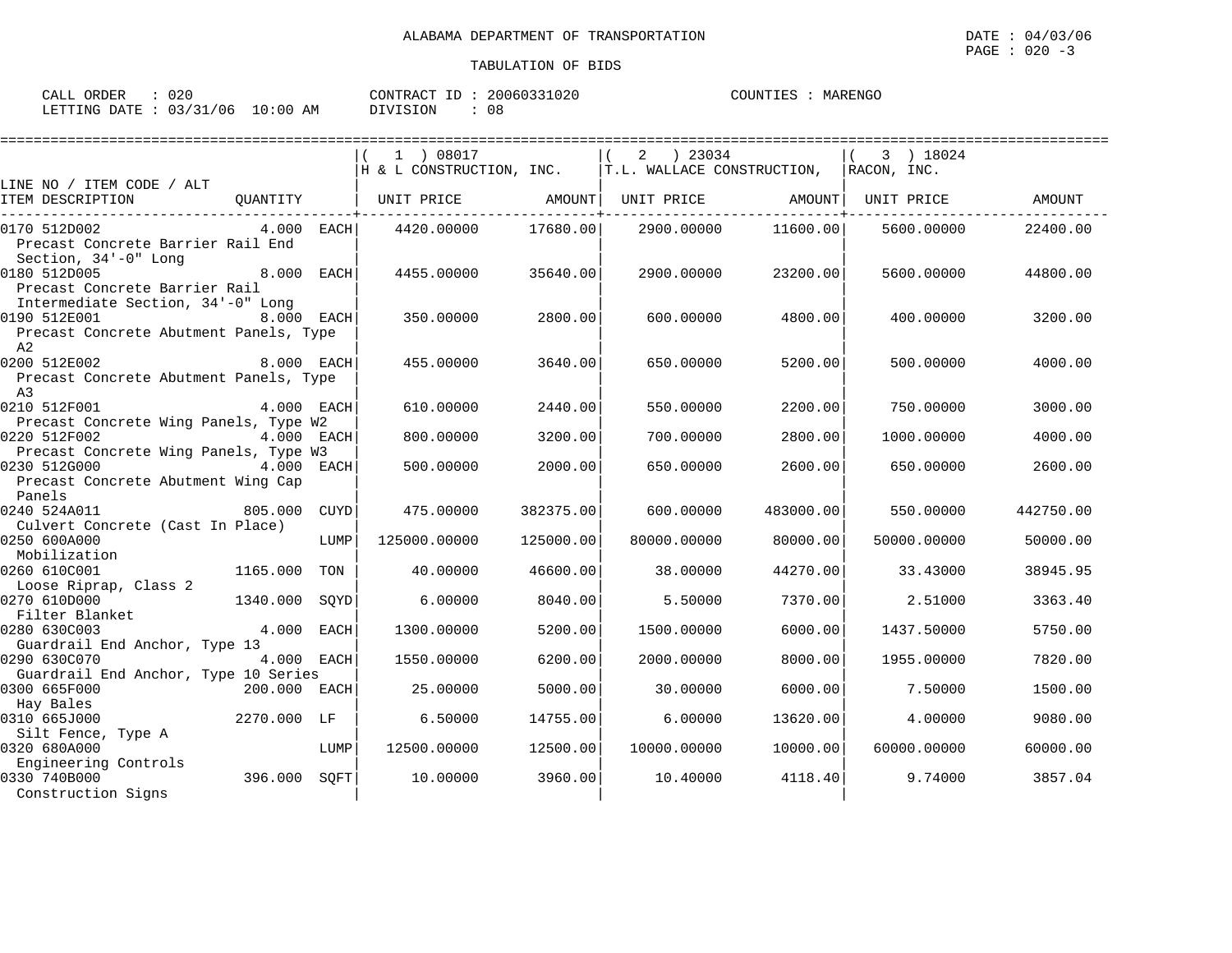ALABAMA DEPARTMENT OF TRANSPORTATION

TABULATION OF BIDS

DATE : 04/03/06
PAGE : 020 -3

CALL ORDER : 020
LETTING DATE : 03/31/06 10:00 AM

CONTRACT ID : 20060331020
DIVISION : 08

COUNTIES : MARENGO

| LINE NO / ITEM CODE / ALT / ITEM DESCRIPTION | QUANTITY | ( 1 ) 08017 H & L CONSTRUCTION, INC. UNIT PRICE | AMOUNT | ( 2 ) 23034 T.L. WALLACE CONSTRUCTION, UNIT PRICE | AMOUNT | ( 3 ) 18024 RACON, INC. UNIT PRICE | AMOUNT |
|---|---|---|---|---|---|---|---|
| 0170 512D002 Precast Concrete Barrier Rail End Section, 34'-0" Long | 4.000 EACH | 4420.00000 | 17680.00 | 2900.00000 | 11600.00 | 5600.00000 | 22400.00 |
| 0180 512D005 Precast Concrete Barrier Rail Intermediate Section, 34'-0" Long | 8.000 EACH | 4455.00000 | 35640.00 | 2900.00000 | 23200.00 | 5600.00000 | 44800.00 |
| 0190 512E001 Precast Concrete Abutment Panels, Type A2 | 8.000 EACH | 350.00000 | 2800.00 | 600.00000 | 4800.00 | 400.00000 | 3200.00 |
| 0200 512E002 Precast Concrete Abutment Panels, Type A3 | 8.000 EACH | 455.00000 | 3640.00 | 650.00000 | 5200.00 | 500.00000 | 4000.00 |
| 0210 512F001 Precast Concrete Wing Panels, Type W2 | 4.000 EACH | 610.00000 | 2440.00 | 550.00000 | 2200.00 | 750.00000 | 3000.00 |
| 0220 512F002 Precast Concrete Wing Panels, Type W3 | 4.000 EACH | 800.00000 | 3200.00 | 700.00000 | 2800.00 | 1000.00000 | 4000.00 |
| 0230 512G000 Precast Concrete Abutment Wing Cap Panels | 4.000 EACH | 500.00000 | 2000.00 | 650.00000 | 2600.00 | 650.00000 | 2600.00 |
| 0240 524A011 Culvert Concrete (Cast In Place) | 805.000 CUYD | 475.00000 | 382375.00 | 600.00000 | 483000.00 | 550.00000 | 442750.00 |
| 0250 600A000 Mobilization | LUMP | 125000.00000 | 125000.00 | 80000.00000 | 80000.00 | 50000.00000 | 50000.00 |
| 0260 610C001 Loose Riprap, Class 2 | 1165.000 TON | 40.00000 | 46600.00 | 38.00000 | 44270.00 | 33.43000 | 38945.95 |
| 0270 610D000 Filter Blanket | 1340.000 SQYD | 6.00000 | 8040.00 | 5.50000 | 7370.00 | 2.51000 | 3363.40 |
| 0280 630C003 Guardrail End Anchor, Type 13 | 4.000 EACH | 1300.00000 | 5200.00 | 1500.00000 | 6000.00 | 1437.50000 | 5750.00 |
| 0290 630C070 Guardrail End Anchor, Type 10 Series | 4.000 EACH | 1550.00000 | 6200.00 | 2000.00000 | 8000.00 | 1955.00000 | 7820.00 |
| 0300 665F000 Hay Bales | 200.000 EACH | 25.00000 | 5000.00 | 30.00000 | 6000.00 | 7.50000 | 1500.00 |
| 0310 665J000 Silt Fence, Type A | 2270.000 LF | 6.50000 | 14755.00 | 6.00000 | 13620.00 | 4.00000 | 9080.00 |
| 0320 680A000 Engineering Controls | LUMP | 12500.00000 | 12500.00 | 10000.00000 | 10000.00 | 60000.00000 | 60000.00 |
| 0330 740B000 Construction Signs | 396.000 SQFT | 10.00000 | 3960.00 | 10.40000 | 4118.40 | 9.74000 | 3857.04 |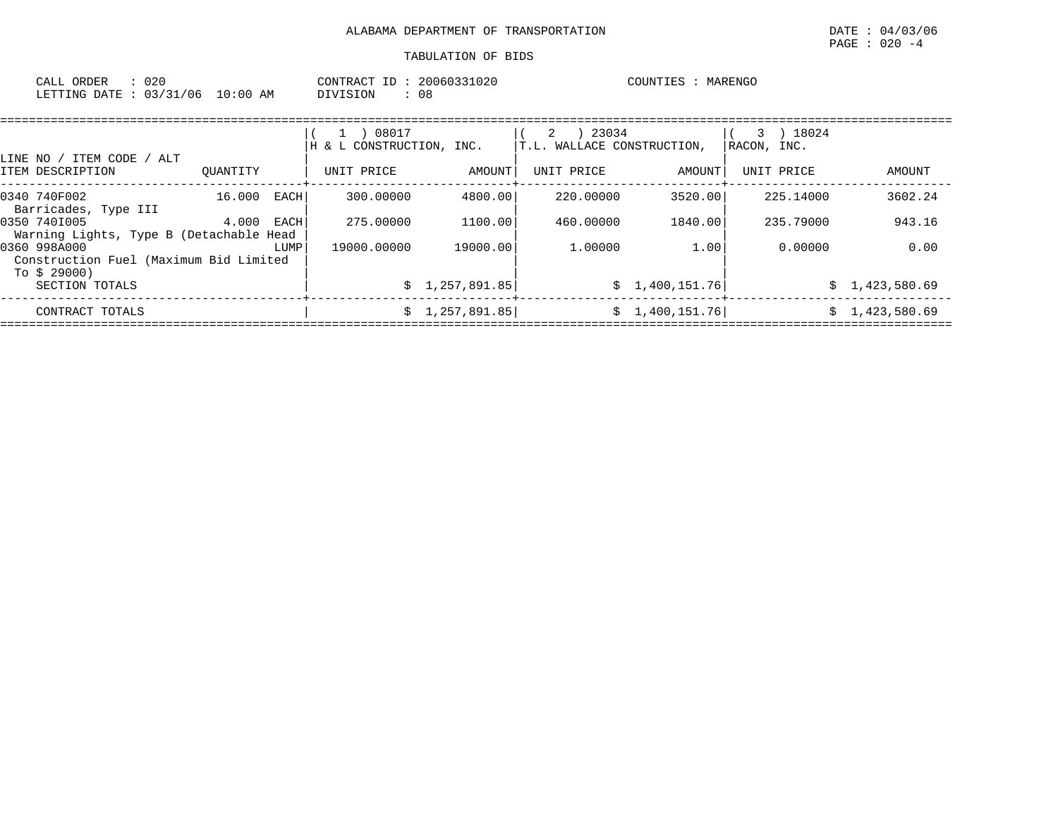ALABAMA DEPARTMENT OF TRANSPORTATION

DATE : 04/03/06

PAGE : 020 -4

TABULATION OF BIDS

CALL ORDER : 020
LETTING DATE : 03/31/06 10:00 AM

CONTRACT ID : 20060331020
DIVISION : 08

COUNTIES : MARENGO

| LINE NO / ITEM CODE / ALT ITEM DESCRIPTION | QUANTITY | ( 1 ) 08017 H & L CONSTRUCTION, INC. UNIT PRICE | AMOUNT | ( 2 ) 23034 T.L. WALLACE CONSTRUCTION, UNIT PRICE | AMOUNT | ( 3 ) 18024 RACON, INC. UNIT PRICE | AMOUNT |
|---|---|---|---|---|---|---|---|
| 0340 740F002 Barricades, Type III | 16.000 EACH | 300.00000 | 4800.00 | 220.00000 | 3520.00 | 225.14000 | 3602.24 |
| 0350 740I005 Warning Lights, Type B (Detachable Head | 4.000 EACH | 275.00000 | 1100.00 | 460.00000 | 1840.00 | 235.79000 | 943.16 |
| 0360 998A000 Construction Fuel (Maximum Bid Limited To $ 29000) | LUMP | 19000.00000 | 19000.00 | 1.00000 | 1.00 | 0.00000 | 0.00 |
| SECTION TOTALS | | | $ 1,257,891.85 | | $ 1,400,151.76 | | $ 1,423,580.69 |
| CONTRACT TOTALS | | | $ 1,257,891.85 | | $ 1,400,151.76 | | $ 1,423,580.69 |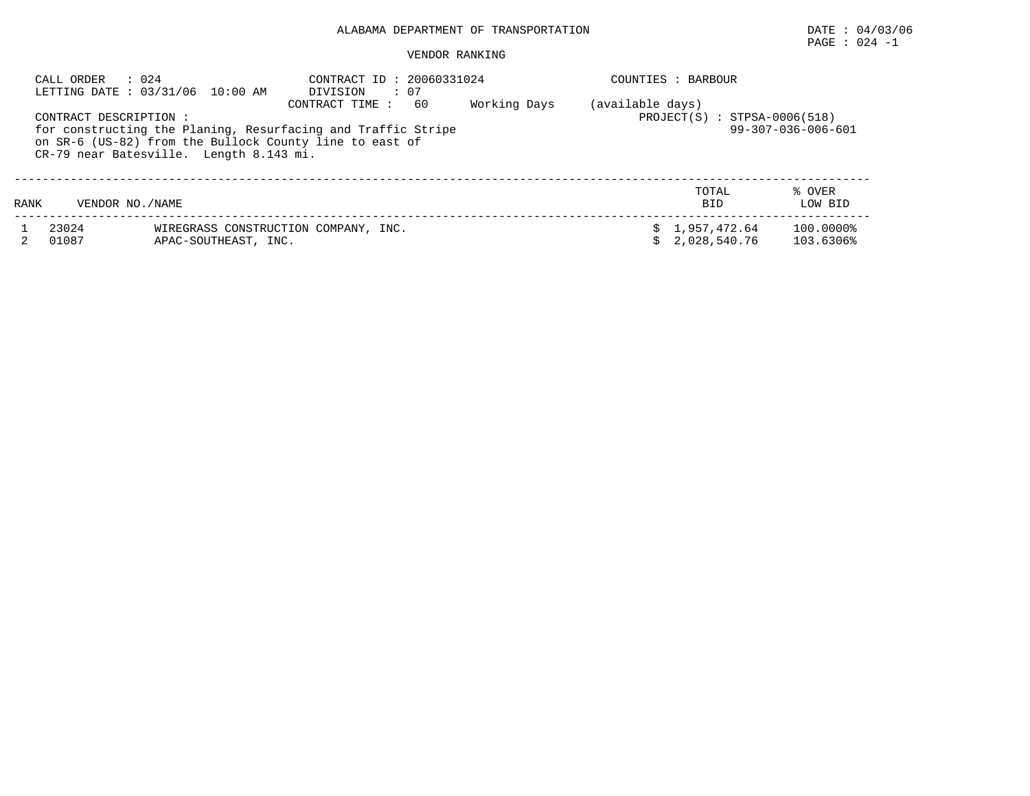ALABAMA DEPARTMENT OF TRANSPORTATION

DATE : 04/03/06
PAGE : 024 -1

VENDOR RANKING

CALL ORDER : 024
LETTING DATE : 03/31/06 10:00 AM
CONTRACT ID : 20060331024
DIVISION : 07
CONTRACT TIME : 60 Working Days (available days)
COUNTIES : BARBOUR
PROJECT(S) : STPSA-0006(518)
99-307-036-006-601

CONTRACT DESCRIPTION :
for constructing the Planing, Resurfacing and Traffic Stripe on SR-6 (US-82) from the Bullock County line to east of CR-79 near Batesville. Length 8.143 mi.

| RANK | VENDOR NO./NAME | | TOTAL BID | % OVER LOW BID |
|---|---|---|---|---|
| 1 | 23024 | WIREGRASS CONSTRUCTION COMPANY, INC. | $ 1,957,472.64 | 100.0000% |
| 2 | 01087 | APAC-SOUTHEAST, INC. | $ 2,028,540.76 | 103.6306% |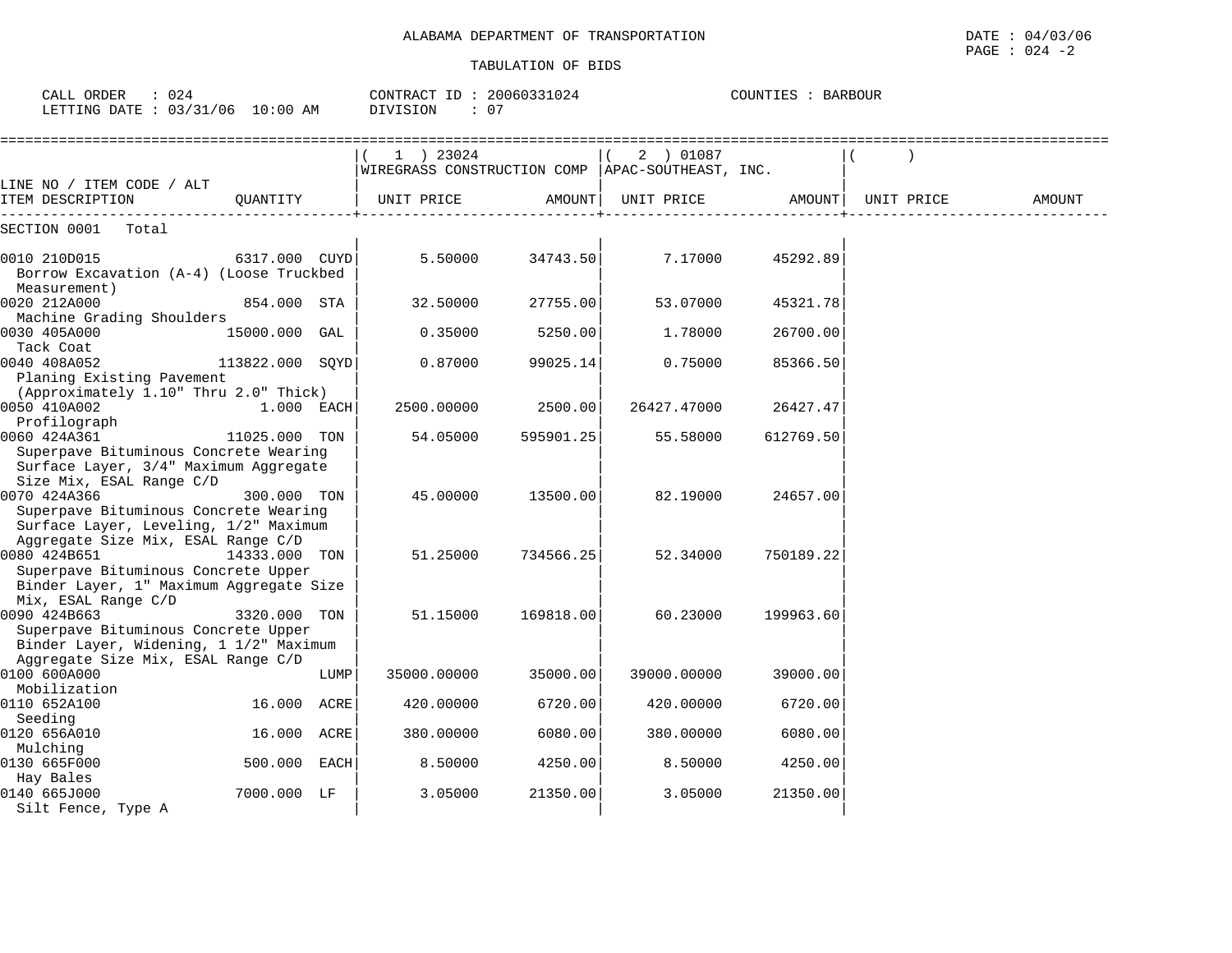ALABAMA DEPARTMENT OF TRANSPORTATION

DATE : 04/03/06

PAGE : 024 -2

TABULATION OF BIDS

CALL ORDER : 024  CONTRACT ID : 20060331024  COUNTIES : BARBOUR

LETTING DATE : 03/31/06 10:00 AM  DIVISION : 07

| LINE NO / ITEM CODE / ALT ITEM DESCRIPTION | QUANTITY | ( 1 ) 23024 WIREGRASS CONSTRUCTION COMP UNIT PRICE | AMOUNT | ( 2 ) 01087 APAC-SOUTHEAST, INC. UNIT PRICE | AMOUNT | ( ) UNIT PRICE | AMOUNT |
|---|---|---|---|---|---|---|---|
| SECTION 0001 Total | | | | | | | |
| 0010 210D015 Borrow Excavation (A-4) (Loose Truckbed Measurement) | 6317.000 CUYD | 5.50000 | 34743.50 | 7.17000 | 45292.89 | | |
| 0020 212A000 Machine Grading Shoulders | 854.000 STA | 32.50000 | 27755.00 | 53.07000 | 45321.78 | | |
| 0030 405A000 Tack Coat | 15000.000 GAL | 0.35000 | 5250.00 | 1.78000 | 26700.00 | | |
| 0040 408A052 Planing Existing Pavement (Approximately 1.10" Thru 2.0" Thick) | 113822.000 SQYD | 0.87000 | 99025.14 | 0.75000 | 85366.50 | | |
| 0050 410A002 Profilograph | 1.000 EACH | 2500.00000 | 2500.00 | 26427.47000 | 26427.47 | | |
| 0060 424A361 Superpave Bituminous Concrete Wearing Surface Layer, 3/4" Maximum Aggregate Size Mix, ESAL Range C/D | 11025.000 TON | 54.05000 | 595901.25 | 55.58000 | 612769.50 | | |
| 0070 424A366 Superpave Bituminous Concrete Wearing Surface Layer, Leveling, 1/2" Maximum Aggregate Size Mix, ESAL Range C/D | 300.000 TON | 45.00000 | 13500.00 | 82.19000 | 24657.00 | | |
| 0080 424B651 Superpave Bituminous Concrete Upper Binder Layer, 1" Maximum Aggregate Size Mix, ESAL Range C/D | 14333.000 TON | 51.25000 | 734566.25 | 52.34000 | 750189.22 | | |
| 0090 424B663 Superpave Bituminous Concrete Upper Binder Layer, Widening, 1 1/2" Maximum Aggregate Size Mix, ESAL Range C/D | 3320.000 TON | 51.15000 | 169818.00 | 60.23000 | 199963.60 | | |
| 0100 600A000 Mobilization | LUMP | 35000.00000 | 35000.00 | 39000.00000 | 39000.00 | | |
| 0110 652A100 Seeding | 16.000 ACRE | 420.00000 | 6720.00 | 420.00000 | 6720.00 | | |
| 0120 656A010 Mulching | 16.000 ACRE | 380.00000 | 6080.00 | 380.00000 | 6080.00 | | |
| 0130 665F000 Hay Bales | 500.000 EACH | 8.50000 | 4250.00 | 8.50000 | 4250.00 | | |
| 0140 665J000 Silt Fence, Type A | 7000.000 LF | 3.05000 | 21350.00 | 3.05000 | 21350.00 | | |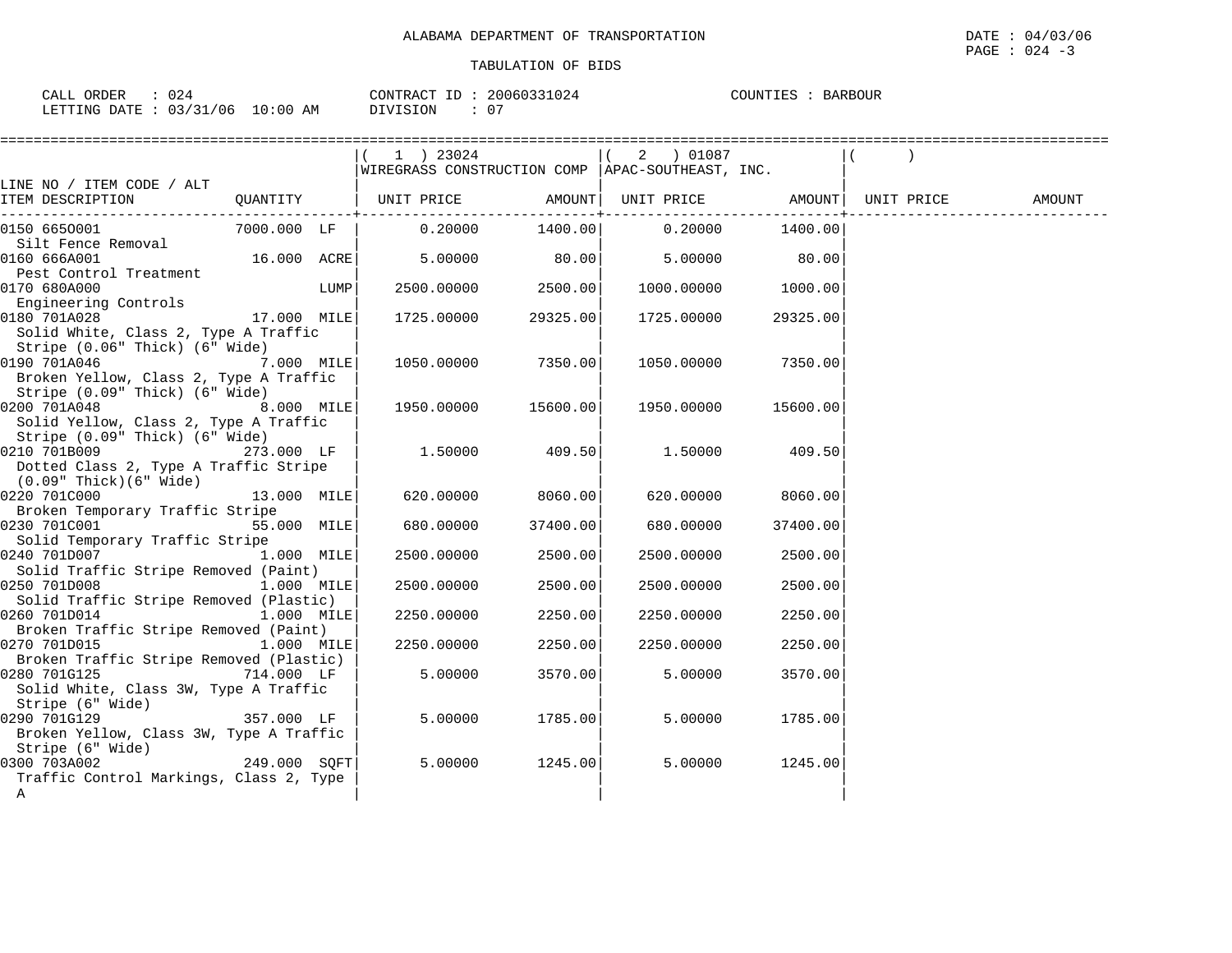ALABAMA DEPARTMENT OF TRANSPORTATION

DATE : 04/03/06

PAGE : 024 -3

TABULATION OF BIDS

CALL ORDER : 024 CONTRACT ID : 20060331024 COUNTIES : BARBOUR

LETTING DATE : 03/31/06 10:00 AM DIVISION : 07

| LINE NO / ITEM CODE / ALT<br>ITEM DESCRIPTION | QUANTITY | ( 1 ) 23024<br>WIREGRASS CONSTRUCTION COMP<br>UNIT PRICE | AMOUNT | ( 2 ) 01087<br>APAC-SOUTHEAST, INC.<br>UNIT PRICE | AMOUNT | ( )<br>UNIT PRICE | AMOUNT |
|---|---|---|---|---|---|---|---|
| 0150 665O001<br>Silt Fence Removal | 7000.000 LF | 0.20000 | 1400.00 | 0.20000 | 1400.00 | | |
| 0160 666A001<br>Pest Control Treatment | 16.000 ACRE | 5.00000 | 80.00 | 5.00000 | 80.00 | | |
| 0170 680A000<br>Engineering Controls | LUMP | 2500.00000 | 2500.00 | 1000.00000 | 1000.00 | | |
| 0180 701A028<br>Solid White, Class 2, Type A Traffic Stripe (0.06" Thick) (6" Wide) | 17.000 MILE | 1725.00000 | 29325.00 | 1725.00000 | 29325.00 | | |
| 0190 701A046<br>Broken Yellow, Class 2, Type A Traffic Stripe (0.09" Thick) (6" Wide) | 7.000 MILE | 1050.00000 | 7350.00 | 1050.00000 | 7350.00 | | |
| 0200 701A048<br>Solid Yellow, Class 2, Type A Traffic Stripe (0.09" Thick) (6" Wide) | 8.000 MILE | 1950.00000 | 15600.00 | 1950.00000 | 15600.00 | | |
| 0210 701B009<br>Dotted Class 2, Type A Traffic Stripe (0.09" Thick)(6" Wide) | 273.000 LF | 1.50000 | 409.50 | 1.50000 | 409.50 | | |
| 0220 701C000<br>Broken Temporary Traffic Stripe | 13.000 MILE | 620.00000 | 8060.00 | 620.00000 | 8060.00 | | |
| 0230 701C001<br>Solid Temporary Traffic Stripe | 55.000 MILE | 680.00000 | 37400.00 | 680.00000 | 37400.00 | | |
| 0240 701D007<br>Solid Traffic Stripe Removed (Paint) | 1.000 MILE | 2500.00000 | 2500.00 | 2500.00000 | 2500.00 | | |
| 0250 701D008<br>Solid Traffic Stripe Removed (Plastic) | 1.000 MILE | 2500.00000 | 2500.00 | 2500.00000 | 2500.00 | | |
| 0260 701D014<br>Broken Traffic Stripe Removed (Paint) | 1.000 MILE | 2250.00000 | 2250.00 | 2250.00000 | 2250.00 | | |
| 0270 701D015<br>Broken Traffic Stripe Removed (Plastic) | 1.000 MILE | 2250.00000 | 2250.00 | 2250.00000 | 2250.00 | | |
| 0280 701G125<br>Solid White, Class 3W, Type A Traffic Stripe (6" Wide) | 714.000 LF | 5.00000 | 3570.00 | 5.00000 | 3570.00 | | |
| 0290 701G129<br>Broken Yellow, Class 3W, Type A Traffic Stripe (6" Wide) | 357.000 LF | 5.00000 | 1785.00 | 5.00000 | 1785.00 | | |
| 0300 703A002<br>Traffic Control Markings, Class 2, Type A | 249.000 SQFT | 5.00000 | 1245.00 | 5.00000 | 1245.00 | | |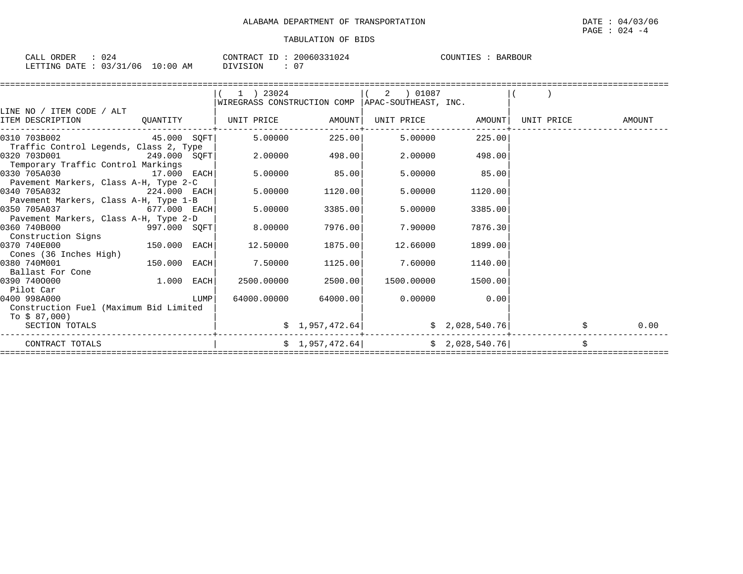ALABAMA DEPARTMENT OF TRANSPORTATION

DATE : 04/03/06
PAGE : 024 -4

TABULATION OF BIDS

CALL ORDER : 024 CONTRACT ID : 20060331024 COUNTIES : BARBOUR
LETTING DATE : 03/31/06 10:00 AM DIVISION : 07

| LINE NO / ITEM CODE / ALT ITEM DESCRIPTION | QUANTITY | (1) 23024 WIREGRASS CONSTRUCTION COMP UNIT PRICE | AMOUNT | (2) 01087 APAC-SOUTHEAST, INC. UNIT PRICE | AMOUNT | ( ) UNIT PRICE | AMOUNT |
|---|---|---|---|---|---|---|---|
| 0310 703B002 Traffic Control Legends, Class 2, Type | 45.000 SQFT | 5.00000 | 225.00 | 5.00000 | 225.00 | | |
| 0320 703D001 Temporary Traffic Control Markings | 249.000 SQFT | 2.00000 | 498.00 | 2.00000 | 498.00 | | |
| 0330 705A030 Pavement Markers, Class A-H, Type 2-C | 17.000 EACH | 5.00000 | 85.00 | 5.00000 | 85.00 | | |
| 0340 705A032 Pavement Markers, Class A-H, Type 1-B | 224.000 EACH | 5.00000 | 1120.00 | 5.00000 | 1120.00 | | |
| 0350 705A037 Pavement Markers, Class A-H, Type 2-D | 677.000 EACH | 5.00000 | 3385.00 | 5.00000 | 3385.00 | | |
| 0360 740B000 Construction Signs | 997.000 SQFT | 8.00000 | 7976.00 | 7.90000 | 7876.30 | | |
| 0370 740E000 Cones (36 Inches High) | 150.000 EACH | 12.50000 | 1875.00 | 12.66000 | 1899.00 | | |
| 0380 740M001 Ballast For Cone | 150.000 EACH | 7.50000 | 1125.00 | 7.60000 | 1140.00 | | |
| 0390 740O000 Pilot Car | 1.000 EACH | 2500.00000 | 2500.00 | 1500.00000 | 1500.00 | | |
| 0400 998A000 Construction Fuel (Maximum Bid Limited To $ 87,000) | LUMP | 64000.00000 | 64000.00 | 0.00000 | 0.00 | | |
| SECTION TOTALS | | | $ 1,957,472.64 | | $ 2,028,540.76 | | $ 0.00 |
| CONTRACT TOTALS | | | $ 1,957,472.64 | | $ 2,028,540.76 | | $ |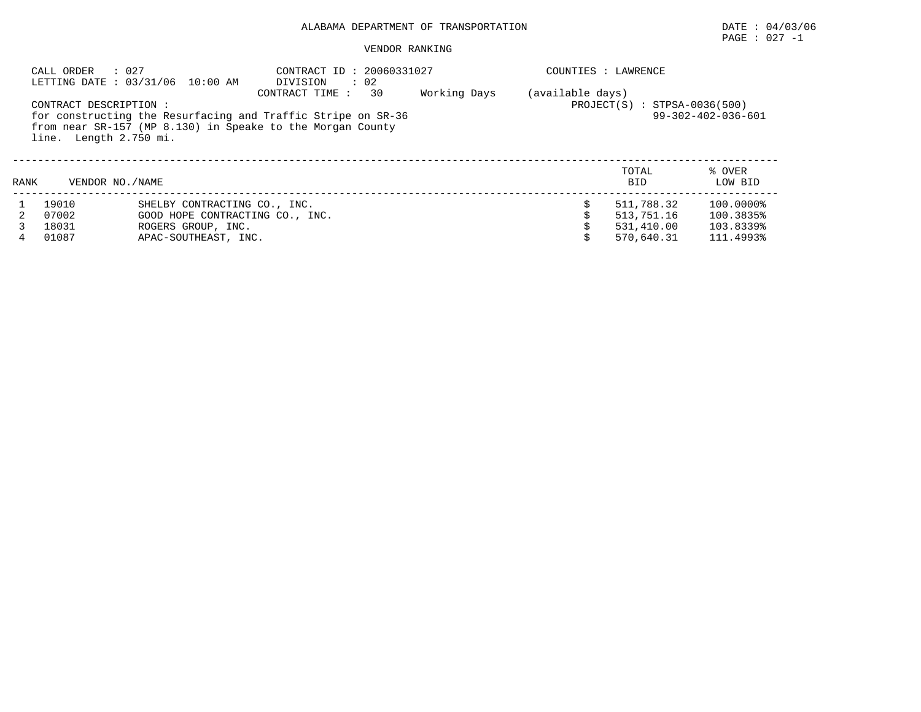ALABAMA DEPARTMENT OF TRANSPORTATION

DATE : 04/03/06

PAGE : 027 -1

VENDOR RANKING

CALL ORDER : 027
LETTING DATE : 03/31/06 10:00 AM

CONTRACT ID : 20060331027
DIVISION : 02
CONTRACT TIME : 30 Working Days (available days)

COUNTIES : LAWRENCE

PROJECT(S) : STPSA-0036(500)
99-302-402-036-601

CONTRACT DESCRIPTION :
for constructing the Resurfacing and Traffic Stripe on SR-36 from near SR-157 (MP 8.130) in Speake to the Morgan County line. Length 2.750 mi.

| RANK | VENDOR NO./NAME | | TOTAL BID | % OVER LOW BID |
|---|---|---|---|---|
| 1 | 19010 | SHELBY CONTRACTING CO., INC. | $ 511,788.32 | 100.0000% |
| 2 | 07002 | GOOD HOPE CONTRACTING CO., INC. | $ 513,751.16 | 100.3835% |
| 3 | 18031 | ROGERS GROUP, INC. | $ 531,410.00 | 103.8339% |
| 4 | 01087 | APAC-SOUTHEAST, INC. | $ 570,640.31 | 111.4993% |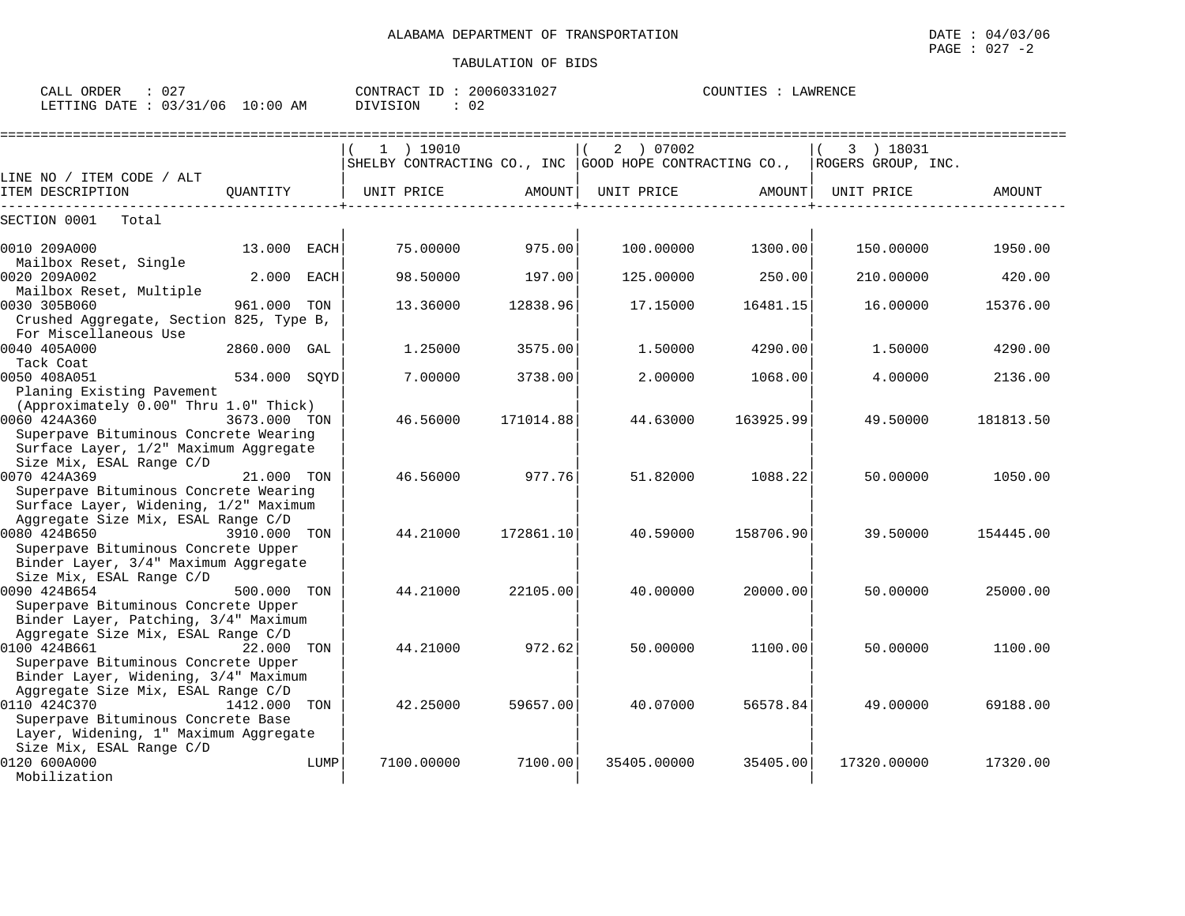ALABAMA DEPARTMENT OF TRANSPORTATION

DATE : 04/03/06

PAGE : 027 -2

TABULATION OF BIDS

CALL ORDER : 027    CONTRACT ID : 20060331027    COUNTIES : LAWRENCE

LETTING DATE : 03/31/06 10:00 AM    DIVISION : 02

| LINE NO / ITEM CODE / ALT ITEM DESCRIPTION | QUANTITY | ( 1 ) 19010 SHELBY CONTRACTING CO., INC UNIT PRICE | AMOUNT | ( 2 ) 07002 GOOD HOPE CONTRACTING CO., UNIT PRICE | AMOUNT | ( 3 ) 18031 ROGERS GROUP, INC. UNIT PRICE | AMOUNT |
|---|---|---|---|---|---|---|---|
| SECTION 0001 Total | | | | | | | |
| 0010 209A000 Mailbox Reset, Single | 13.000 EACH | 75.00000 | 975.00 | 100.00000 | 1300.00 | 150.00000 | 1950.00 |
| 0020 209A002 Mailbox Reset, Multiple | 2.000 EACH | 98.50000 | 197.00 | 125.00000 | 250.00 | 210.00000 | 420.00 |
| 0030 305B060 Crushed Aggregate, Section 825, Type B, For Miscellaneous Use | 961.000 TON | 13.36000 | 12838.96 | 17.15000 | 16481.15 | 16.00000 | 15376.00 |
| 0040 405A000 Tack Coat | 2860.000 GAL | 1.25000 | 3575.00 | 1.50000 | 4290.00 | 1.50000 | 4290.00 |
| 0050 408A051 Planing Existing Pavement (Approximately 0.00" Thru 1.0" Thick) | 534.000 SQYD | 7.00000 | 3738.00 | 2.00000 | 1068.00 | 4.00000 | 2136.00 |
| 0060 424A360 Superpave Bituminous Concrete Wearing Surface Layer, 1/2" Maximum Aggregate Size Mix, ESAL Range C/D | 3673.000 TON | 46.56000 | 171014.88 | 44.63000 | 163925.99 | 49.50000 | 181813.50 |
| 0070 424A369 Superpave Bituminous Concrete Wearing Surface Layer, Widening, 1/2" Maximum Aggregate Size Mix, ESAL Range C/D | 21.000 TON | 46.56000 | 977.76 | 51.82000 | 1088.22 | 50.00000 | 1050.00 |
| 0080 424B650 Superpave Bituminous Concrete Upper Binder Layer, 3/4" Maximum Aggregate Size Mix, ESAL Range C/D | 3910.000 TON | 44.21000 | 172861.10 | 40.59000 | 158706.90 | 39.50000 | 154445.00 |
| 0090 424B654 Superpave Bituminous Concrete Upper Binder Layer, Patching, 3/4" Maximum Aggregate Size Mix, ESAL Range C/D | 500.000 TON | 44.21000 | 22105.00 | 40.00000 | 20000.00 | 50.00000 | 25000.00 |
| 0100 424B661 Superpave Bituminous Concrete Upper Binder Layer, Widening, 3/4" Maximum Aggregate Size Mix, ESAL Range C/D | 22.000 TON | 44.21000 | 972.62 | 50.00000 | 1100.00 | 50.00000 | 1100.00 |
| 0110 424C370 Superpave Bituminous Concrete Base Layer, Widening, 1" Maximum Aggregate Size Mix, ESAL Range C/D | 1412.000 TON | 42.25000 | 59657.00 | 40.07000 | 56578.84 | 49.00000 | 69188.00 |
| 0120 600A000 Mobilization | LUMP | 7100.00000 | 7100.00 | 35405.00000 | 35405.00 | 17320.00000 | 17320.00 |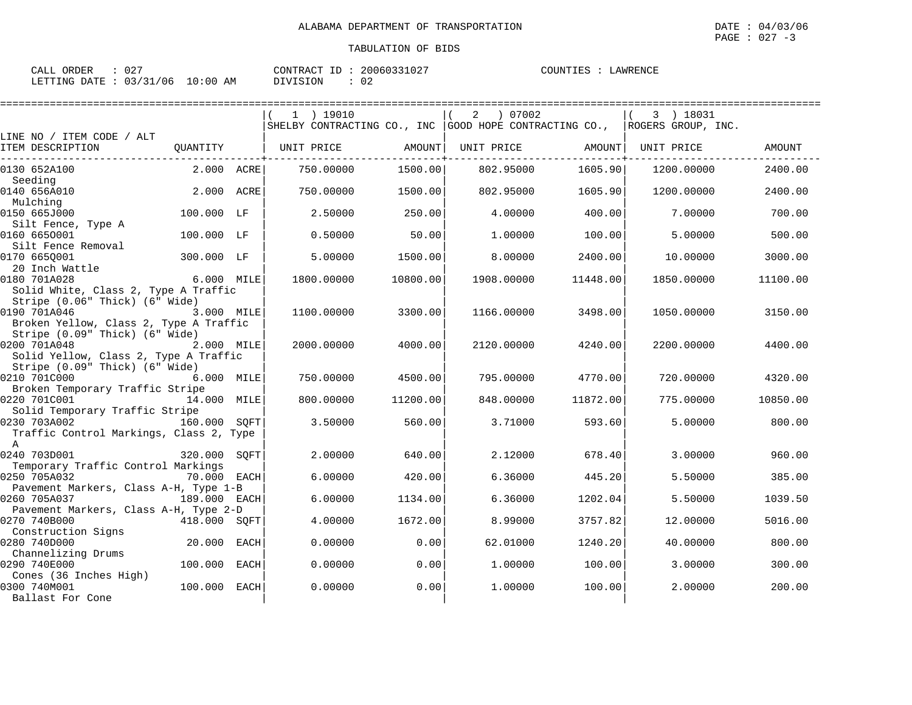ALABAMA DEPARTMENT OF TRANSPORTATION

TABULATION OF BIDS

DATE : 04/03/06
PAGE : 027 -3

CALL ORDER : 027
LETTING DATE : 03/31/06 10:00 AM

CONTRACT ID : 20060331027
DIVISION : 02

COUNTIES : LAWRENCE

| LINE NO / ITEM CODE / ALT ITEM DESCRIPTION | QUANTITY | (1) 19010 SHELBY CONTRACTING CO., INC UNIT PRICE | AMOUNT | (2) 07002 GOOD HOPE CONTRACTING CO., UNIT PRICE | AMOUNT | (3) 18031 ROGERS GROUP, INC. UNIT PRICE | AMOUNT |
|---|---|---|---|---|---|---|---|
| 0130 652A100 Seeding | 2.000 ACRE | 750.00000 | 1500.00 | 802.95000 | 1605.90 | 1200.00000 | 2400.00 |
| 0140 656A010 Mulching | 2.000 ACRE | 750.00000 | 1500.00 | 802.95000 | 1605.90 | 1200.00000 | 2400.00 |
| 0150 665J000 Silt Fence, Type A | 100.000 LF | 2.50000 | 250.00 | 4.00000 | 400.00 | 7.00000 | 700.00 |
| 0160 665O001 Silt Fence Removal | 100.000 LF | 0.50000 | 50.00 | 1.00000 | 100.00 | 5.00000 | 500.00 |
| 0170 665Q001 20 Inch Wattle | 300.000 LF | 5.00000 | 1500.00 | 8.00000 | 2400.00 | 10.00000 | 3000.00 |
| 0180 701A028 Solid White, Class 2, Type A Traffic Stripe (0.06" Thick) (6" Wide) | 6.000 MILE | 1800.00000 | 10800.00 | 1908.00000 | 11448.00 | 1850.00000 | 11100.00 |
| 0190 701A046 Broken Yellow, Class 2, Type A Traffic Stripe (0.09" Thick) (6" Wide) | 3.000 MILE | 1100.00000 | 3300.00 | 1166.00000 | 3498.00 | 1050.00000 | 3150.00 |
| 0200 701A048 Solid Yellow, Class 2, Type A Traffic Stripe (0.09" Thick) (6" Wide) | 2.000 MILE | 2000.00000 | 4000.00 | 2120.00000 | 4240.00 | 2200.00000 | 4400.00 |
| 0210 701C000 Broken Temporary Traffic Stripe | 6.000 MILE | 750.00000 | 4500.00 | 795.00000 | 4770.00 | 720.00000 | 4320.00 |
| 0220 701C001 Solid Temporary Traffic Stripe | 14.000 MILE | 800.00000 | 11200.00 | 848.00000 | 11872.00 | 775.00000 | 10850.00 |
| 0230 703A002 Traffic Control Markings, Class 2, Type A | 160.000 SQFT | 3.50000 | 560.00 | 3.71000 | 593.60 | 5.00000 | 800.00 |
| 0240 703D001 Temporary Traffic Control Markings | 320.000 SQFT | 2.00000 | 640.00 | 2.12000 | 678.40 | 3.00000 | 960.00 |
| 0250 705A032 Pavement Markers, Class A-H, Type 1-B | 70.000 EACH | 6.00000 | 420.00 | 6.36000 | 445.20 | 5.50000 | 385.00 |
| 0260 705A037 Pavement Markers, Class A-H, Type 2-D | 189.000 EACH | 6.00000 | 1134.00 | 6.36000 | 1202.04 | 5.50000 | 1039.50 |
| 0270 740B000 Construction Signs | 418.000 SQFT | 4.00000 | 1672.00 | 8.99000 | 3757.82 | 12.00000 | 5016.00 |
| 0280 740D000 Channelizing Drums | 20.000 EACH | 0.00000 | 0.00 | 62.01000 | 1240.20 | 40.00000 | 800.00 |
| 0290 740E000 Cones (36 Inches High) | 100.000 EACH | 0.00000 | 0.00 | 1.00000 | 100.00 | 3.00000 | 300.00 |
| 0300 740M001 Ballast For Cone | 100.000 EACH | 0.00000 | 0.00 | 1.00000 | 100.00 | 2.00000 | 200.00 |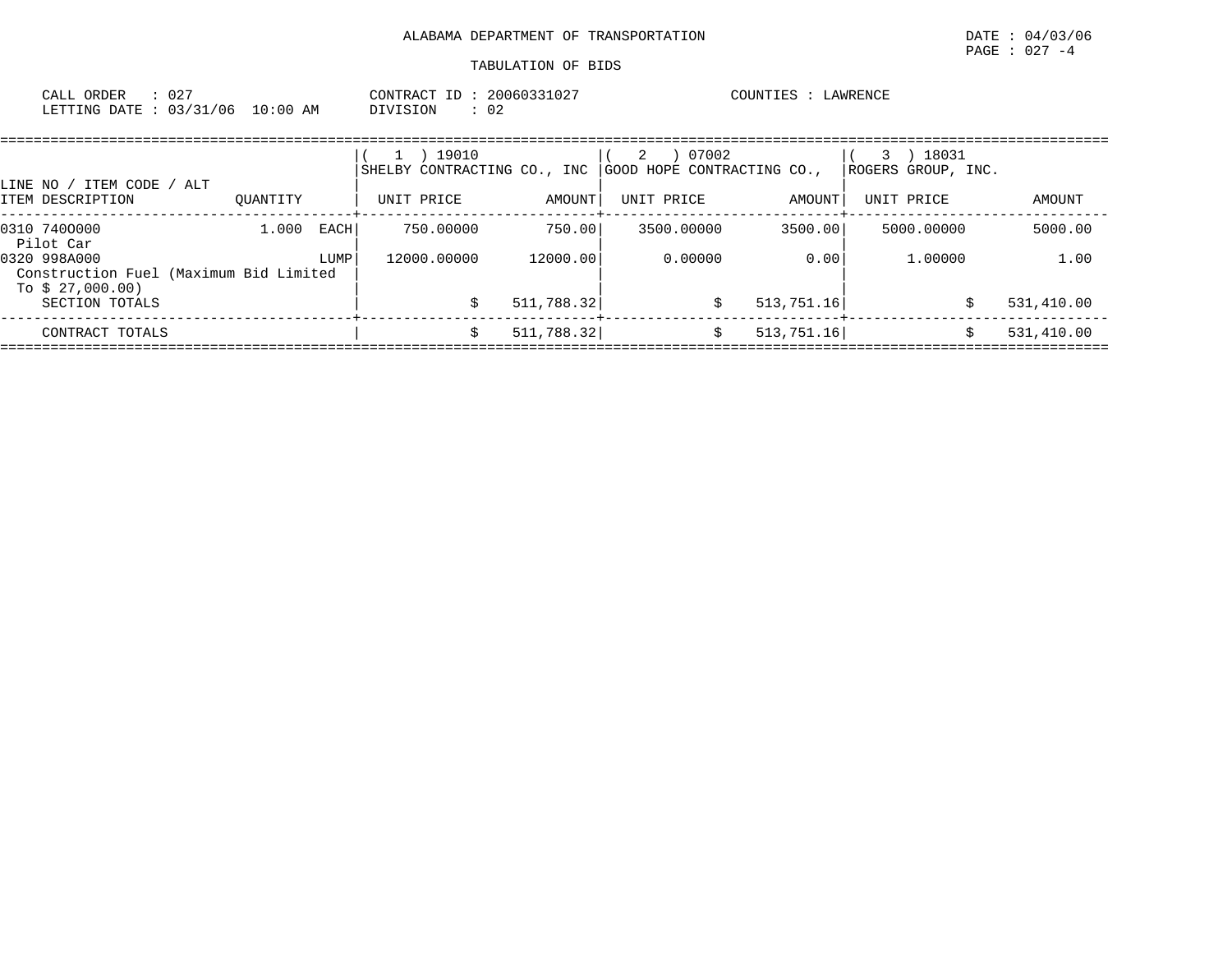ALABAMA DEPARTMENT OF TRANSPORTATION

DATE : 04/03/06

PAGE : 027 -4

TABULATION OF BIDS

CALL ORDER : 027 &nbsp;&nbsp;&nbsp; CONTRACT ID : 20060331027 &nbsp;&nbsp;&nbsp; COUNTIES : LAWRENCE

LETTING DATE : 03/31/06 10:00 AM &nbsp;&nbsp;&nbsp; DIVISION : 02

| LINE NO / ITEM CODE / ALT ITEM DESCRIPTION | QUANTITY | ( 1 ) 19010 SHELBY CONTRACTING CO., INC UNIT PRICE | AMOUNT | ( 2 ) 07002 GOOD HOPE CONTRACTING CO., UNIT PRICE | AMOUNT | ( 3 ) 18031 ROGERS GROUP, INC. UNIT PRICE | AMOUNT |
|---|---|---|---|---|---|---|---|
| 0310 7400000 Pilot Car | 1.000 EACH | 750.00000 | 750.00 | 3500.00000 | 3500.00 | 5000.00000 | 5000.00 |
| 0320 998A000 Construction Fuel (Maximum Bid Limited To $ 27,000.00) | LUMP | 12000.00000 | 12000.00 | 0.00000 | 0.00 | 1.00000 | 1.00 |
| SECTION TOTALS | | | $ 511,788.32 | | $ 513,751.16 | | $ 531,410.00 |
| CONTRACT TOTALS | | | $ 511,788.32 | | $ 513,751.16 | | $ 531,410.00 |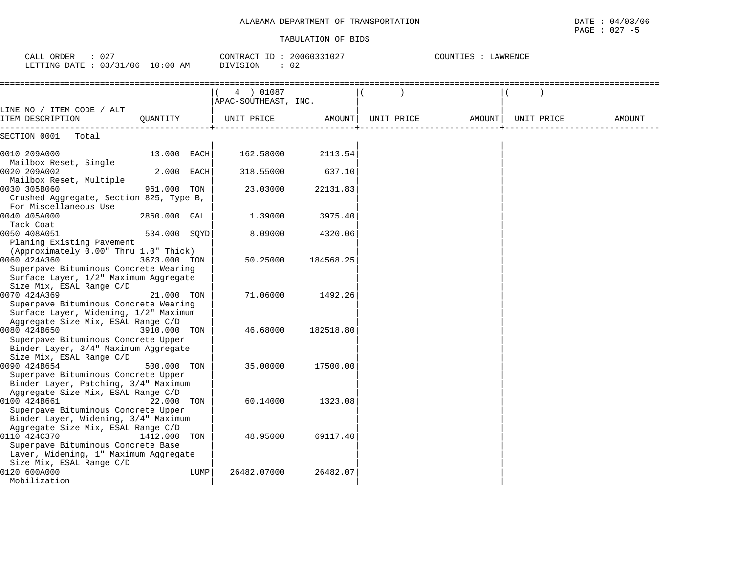ALABAMA DEPARTMENT OF TRANSPORTATION

DATE : 04/03/06

PAGE : 027 -5

TABULATION OF BIDS

CALL ORDER : 027 CONTRACT ID : 20060331027 COUNTIES : LAWRENCE

LETTING DATE : 03/31/06 10:00 AM DIVISION : 02

| LINE NO / ITEM CODE / ALT ITEM DESCRIPTION | QUANTITY | ( 4 ) 01087 APAC-SOUTHEAST, INC. UNIT PRICE | AMOUNT | ( ) UNIT PRICE | AMOUNT | ( ) UNIT PRICE | AMOUNT |
|---|---|---|---|---|---|---|---|
| SECTION 0001 Total | | | | | | | |
| 0010 209A000 Mailbox Reset, Single | 13.000 EACH | 162.58000 | 2113.54 | | | | |
| 0020 209A002 Mailbox Reset, Multiple | 2.000 EACH | 318.55000 | 637.10 | | | | |
| 0030 305B060 Crushed Aggregate, Section 825, Type B, For Miscellaneous Use | 961.000 TON | 23.03000 | 22131.83 | | | | |
| 0040 405A000 Tack Coat | 2860.000 GAL | 1.39000 | 3975.40 | | | | |
| 0050 408A051 Planing Existing Pavement (Approximately 0.00" Thru 1.0" Thick) | 534.000 SQYD | 8.09000 | 4320.06 | | | | |
| 0060 424A360 Superpave Bituminous Concrete Wearing Surface Layer, 1/2" Maximum Aggregate Size Mix, ESAL Range C/D | 3673.000 TON | 50.25000 | 184568.25 | | | | |
| 0070 424A369 Superpave Bituminous Concrete Wearing Surface Layer, Widening, 1/2" Maximum Aggregate Size Mix, ESAL Range C/D | 21.000 TON | 71.06000 | 1492.26 | | | | |
| 0080 424B650 Superpave Bituminous Concrete Upper Binder Layer, 3/4" Maximum Aggregate Size Mix, ESAL Range C/D | 3910.000 TON | 46.68000 | 182518.80 | | | | |
| 0090 424B654 Superpave Bituminous Concrete Upper Binder Layer, Patching, 3/4" Maximum Aggregate Size Mix, ESAL Range C/D | 500.000 TON | 35.00000 | 17500.00 | | | | |
| 0100 424B661 Superpave Bituminous Concrete Upper Binder Layer, Widening, 3/4" Maximum Aggregate Size Mix, ESAL Range C/D | 22.000 TON | 60.14000 | 1323.08 | | | | |
| 0110 424C370 Superpave Bituminous Concrete Base Layer, Widening, 1" Maximum Aggregate Size Mix, ESAL Range C/D | 1412.000 TON | 48.95000 | 69117.40 | | | | |
| 0120 600A000 Mobilization | LUMP | 26482.07000 | 26482.07 | | | | |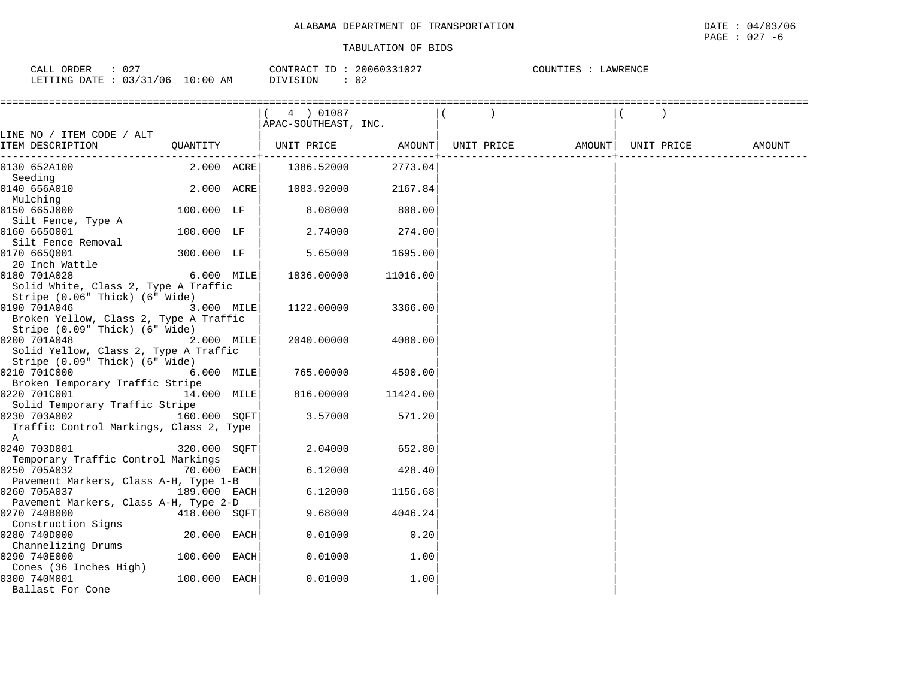ALABAMA DEPARTMENT OF TRANSPORTATION

TABULATION OF BIDS

CALL ORDER : 027 CONTRACT ID : 20060331027 COUNTIES : LAWRENCE
LETTING DATE : 03/31/06 10:00 AM DIVISION : 02

| LINE NO / ITEM CODE / ALT ITEM DESCRIPTION | QUANTITY | ( 4 ) 01087 APAC-SOUTHEAST, INC. UNIT PRICE | AMOUNT | ( ) UNIT PRICE | AMOUNT | ( ) UNIT PRICE | AMOUNT |
|---|---|---|---|---|---|---|---|
| 0130 652A100 Seeding | 2.000 ACRE | 1386.52000 | 2773.04 | | | | |
| 0140 656A010 Mulching | 2.000 ACRE | 1083.92000 | 2167.84 | | | | |
| 0150 665J000 Silt Fence, Type A | 100.000 LF | 8.08000 | 808.00 | | | | |
| 0160 665O001 Silt Fence Removal | 100.000 LF | 2.74000 | 274.00 | | | | |
| 0170 665Q001 20 Inch Wattle | 300.000 LF | 5.65000 | 1695.00 | | | | |
| 0180 701A028 Solid White, Class 2, Type A Traffic Stripe (0.06" Thick) (6" Wide) | 6.000 MILE | 1836.00000 | 11016.00 | | | | |
| 0190 701A046 Broken Yellow, Class 2, Type A Traffic Stripe (0.09" Thick) (6" Wide) | 3.000 MILE | 1122.00000 | 3366.00 | | | | |
| 0200 701A048 Solid Yellow, Class 2, Type A Traffic Stripe (0.09" Thick) (6" Wide) | 2.000 MILE | 2040.00000 | 4080.00 | | | | |
| 0210 701C000 Broken Temporary Traffic Stripe | 6.000 MILE | 765.00000 | 4590.00 | | | | |
| 0220 701C001 Solid Temporary Traffic Stripe | 14.000 MILE | 816.00000 | 11424.00 | | | | |
| 0230 703A002 Traffic Control Markings, Class 2, Type A | 160.000 SQFT | 3.57000 | 571.20 | | | | |
| 0240 703D001 Temporary Traffic Control Markings | 320.000 SQFT | 2.04000 | 652.80 | | | | |
| 0250 705A032 Pavement Markers, Class A-H, Type 1-B | 70.000 EACH | 6.12000 | 428.40 | | | | |
| 0260 705A037 Pavement Markers, Class A-H, Type 2-D | 189.000 EACH | 6.12000 | 1156.68 | | | | |
| 0270 740B000 Construction Signs | 418.000 SQFT | 9.68000 | 4046.24 | | | | |
| 0280 740D000 Channelizing Drums | 20.000 EACH | 0.01000 | 0.20 | | | | |
| 0290 740E000 Cones (36 Inches High) | 100.000 EACH | 0.01000 | 1.00 | | | | |
| 0300 740M001 Ballast For Cone | 100.000 EACH | 0.01000 | 1.00 | | | | |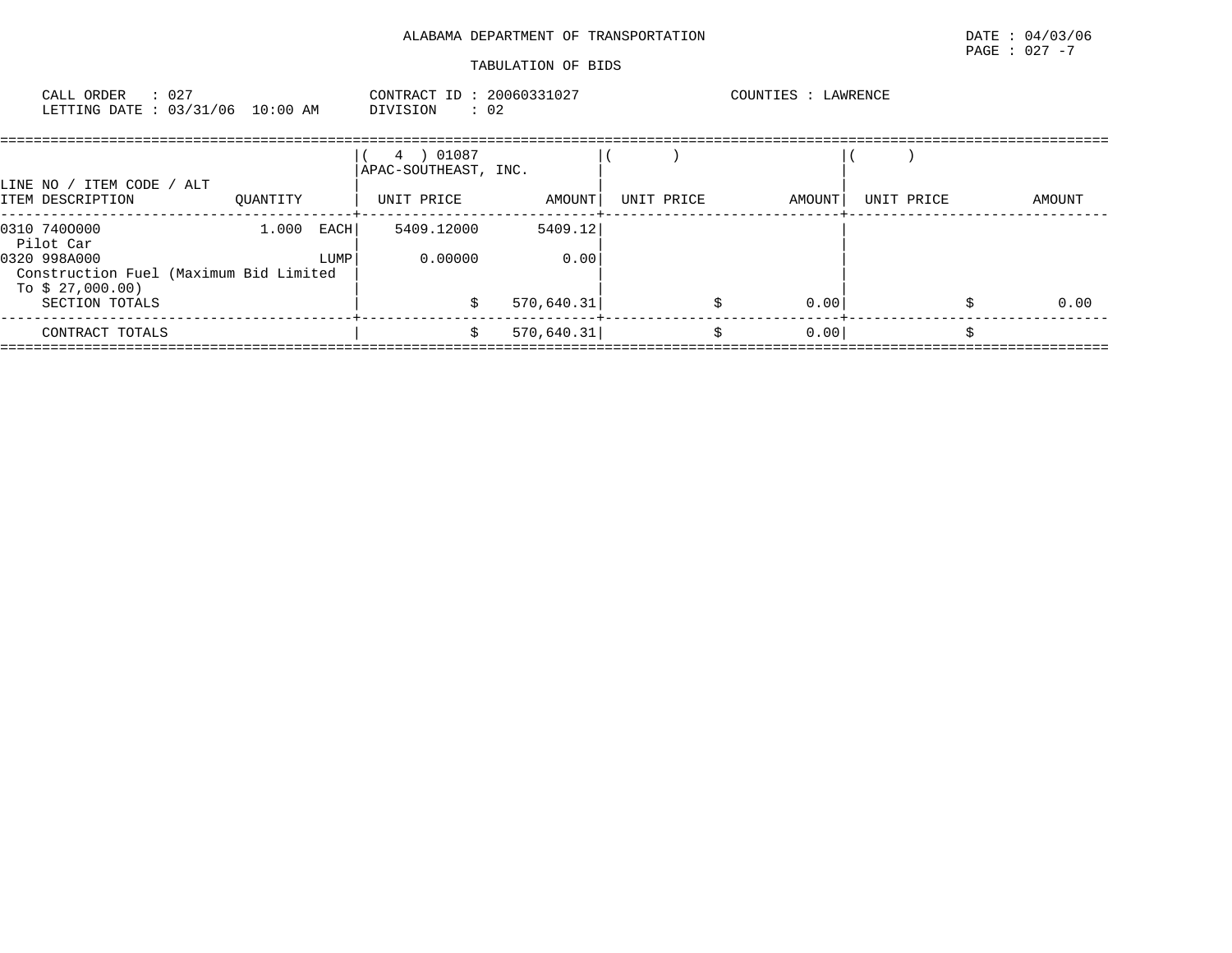ALABAMA DEPARTMENT OF TRANSPORTATION

TABULATION OF BIDS

CALL ORDER : 027
LETTING DATE : 03/31/06 10:00 AM

CONTRACT ID : 20060331027
DIVISION : 02

COUNTIES : LAWRENCE

| LINE NO / ITEM CODE / ALT ITEM DESCRIPTION | QUANTITY | ( 4 ) 01087 APAC-SOUTHEAST, INC. UNIT PRICE | AMOUNT | ( ) UNIT PRICE | AMOUNT | ( ) UNIT PRICE | AMOUNT |
|---|---|---|---|---|---|---|---|
| 0310 7400000 Pilot Car | 1.000 EACH | 5409.12000 | 5409.12 | | | | |
| 0320 998A000 Construction Fuel (Maximum Bid Limited To $ 27,000.00) | LUMP | 0.00000 | 0.00 | | | | |
| SECTION TOTALS | | $ | 570,640.31 | $ | 0.00 | $ | 0.00 |
| CONTRACT TOTALS | | $ | 570,640.31 | $ | 0.00 | $ | |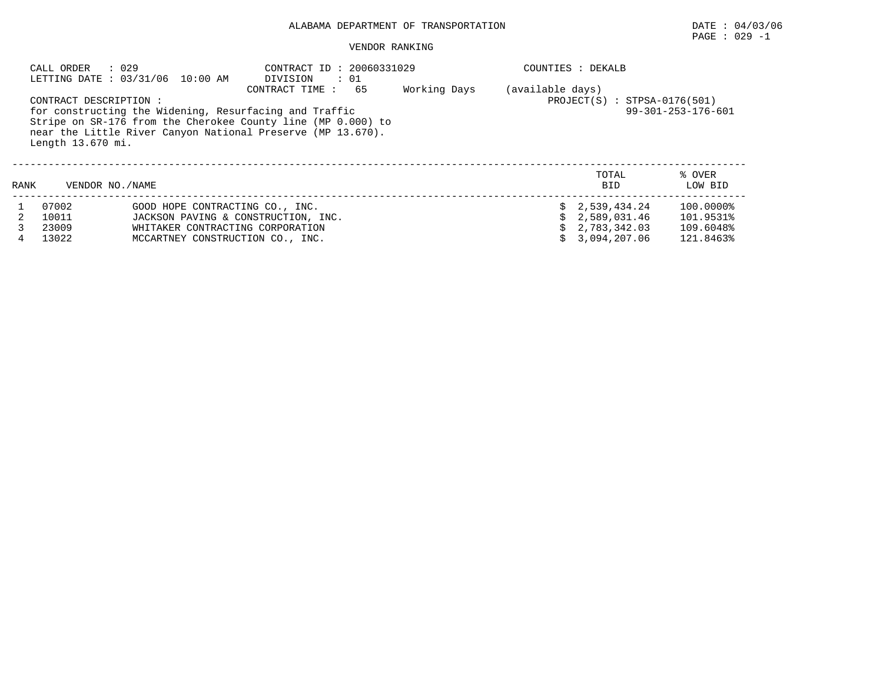ALABAMA DEPARTMENT OF TRANSPORTATION

DATE : 04/03/06

PAGE : 029 -1

VENDOR RANKING

CALL ORDER : 029
LETTING DATE : 03/31/06 10:00 AM

CONTRACT ID : 20060331029
DIVISION : 01
CONTRACT TIME : 65 Working Days (available days)

COUNTIES : DEKALB

PROJECT(S) : STPSA-0176(501)
99-301-253-176-601

CONTRACT DESCRIPTION :
for constructing the Widening, Resurfacing and Traffic Stripe on SR-176 from the Cherokee County line (MP 0.000) to near the Little River Canyon National Preserve (MP 13.670). Length 13.670 mi.

| RANK | VENDOR NO. | NAME | TOTAL BID | % OVER LOW BID |
|---|---|---|---|---|
| 1 | 07002 | GOOD HOPE CONTRACTING CO., INC. | $ 2,539,434.24 | 100.0000% |
| 2 | 10011 | JACKSON PAVING & CONSTRUCTION, INC. | $ 2,589,031.46 | 101.9531% |
| 3 | 23009 | WHITAKER CONTRACTING CORPORATION | $ 2,783,342.03 | 109.6048% |
| 4 | 13022 | MCCARTNEY CONSTRUCTION CO., INC. | $ 3,094,207.06 | 121.8463% |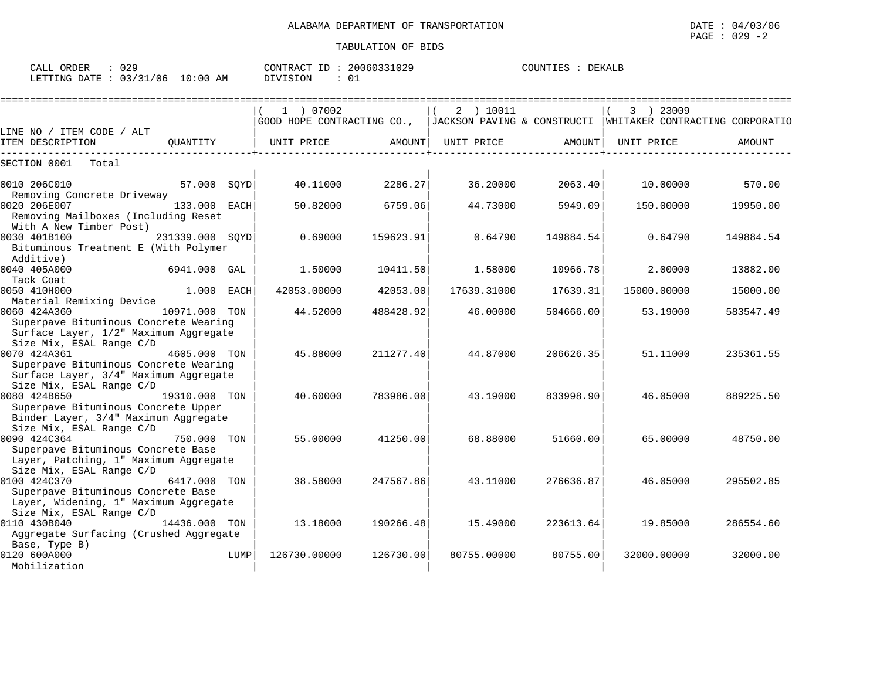ALABAMA DEPARTMENT OF TRANSPORTATION

TABULATION OF BIDS

DATE : 04/03/06
PAGE : 029 -2

CALL ORDER : 029
LETTING DATE : 03/31/06 10:00 AM

CONTRACT ID : 20060331029
DIVISION : 01

COUNTIES : DEKALB

| LINE NO / ITEM CODE / ALT ITEM DESCRIPTION | QUANTITY | ( 1 ) 07002 GOOD HOPE CONTRACTING CO., UNIT PRICE | AMOUNT | ( 2 ) 10011 JACKSON PAVING & CONSTRUCTI UNIT PRICE | AMOUNT | ( 3 ) 23009 WHITAKER CONTRACTING CORPORATIO UNIT PRICE | AMOUNT |
|---|---|---|---|---|---|---|---|
| SECTION 0001 Total | | | | | | | |
| 0010 206C010 Removing Concrete Driveway | 57.000 SQYD | 40.11000 | 2286.27 | 36.20000 | 2063.40 | 10.00000 | 570.00 |
| 0020 206E007 Removing Mailboxes (Including Reset With A New Timber Post) | 133.000 EACH | 50.82000 | 6759.06 | 44.73000 | 5949.09 | 150.00000 | 19950.00 |
| 0030 401B100 Bituminous Treatment E (With Polymer Additive) | 231339.000 SQYD | 0.69000 | 159623.91 | 0.64790 | 149884.54 | 0.64790 | 149884.54 |
| 0040 405A000 Tack Coat | 6941.000 GAL | 1.50000 | 10411.50 | 1.58000 | 10966.78 | 2.00000 | 13882.00 |
| 0050 410H000 Material Remixing Device | 1.000 EACH | 42053.00000 | 42053.00 | 17639.31000 | 17639.31 | 15000.00000 | 15000.00 |
| 0060 424A360 Superpave Bituminous Concrete Wearing Surface Layer, 1/2" Maximum Aggregate Size Mix, ESAL Range C/D | 10971.000 TON | 44.52000 | 488428.92 | 46.00000 | 504666.00 | 53.19000 | 583547.49 |
| 0070 424A361 Superpave Bituminous Concrete Wearing Surface Layer, 3/4" Maximum Aggregate Size Mix, ESAL Range C/D | 4605.000 TON | 45.88000 | 211277.40 | 44.87000 | 206626.35 | 51.11000 | 235361.55 |
| 0080 424B650 Superpave Bituminous Concrete Upper Binder Layer, 3/4" Maximum Aggregate Size Mix, ESAL Range C/D | 19310.000 TON | 40.60000 | 783986.00 | 43.19000 | 833998.90 | 46.05000 | 889225.50 |
| 0090 424C364 Superpave Bituminous Concrete Base Layer, Patching, 1" Maximum Aggregate Size Mix, ESAL Range C/D | 750.000 TON | 55.00000 | 41250.00 | 68.88000 | 51660.00 | 65.00000 | 48750.00 |
| 0100 424C370 Superpave Bituminous Concrete Base Layer, Widening, 1" Maximum Aggregate Size Mix, ESAL Range C/D | 6417.000 TON | 38.58000 | 247567.86 | 43.11000 | 276636.87 | 46.05000 | 295502.85 |
| 0110 430B040 Aggregate Surfacing (Crushed Aggregate Base, Type B) | 14436.000 TON | 13.18000 | 190266.48 | 15.49000 | 223613.64 | 19.85000 | 286554.60 |
| 0120 600A000 Mobilization | LUMP | 126730.00000 | 126730.00 | 80755.00000 | 80755.00 | 32000.00000 | 32000.00 |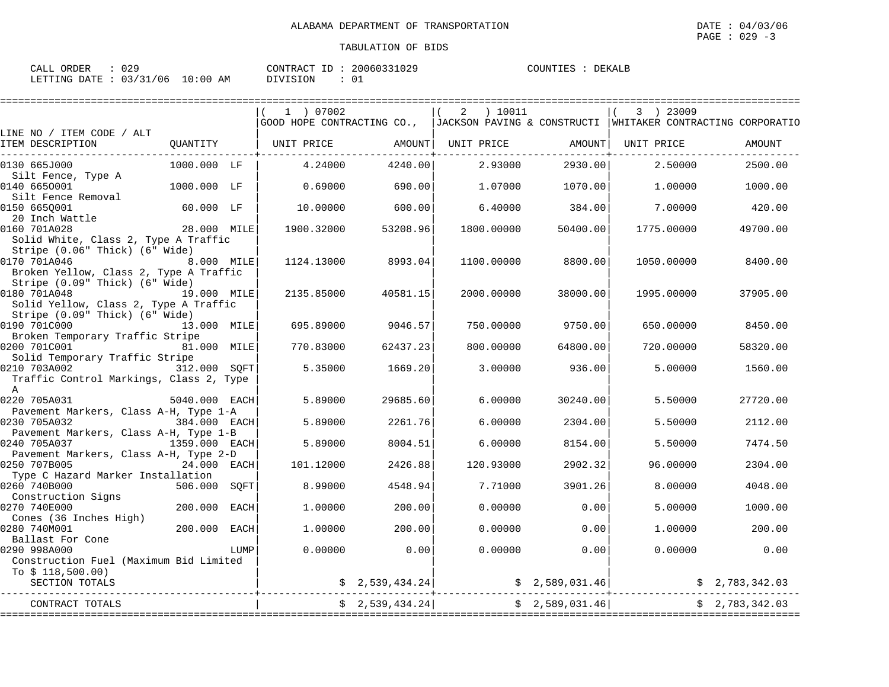ALABAMA DEPARTMENT OF TRANSPORTATION

DATE : 04/03/06

TABULATION OF BIDS

CALL ORDER : 029 CONTRACT ID : 20060331029 COUNTIES : DEKALB
LETTING DATE : 03/31/06 10:00 AM DIVISION : 01

| LINE NO / ITEM CODE / ALT ITEM DESCRIPTION | QUANTITY | ( 1 ) 07002 GOOD HOPE CONTRACTING CO., UNIT PRICE | AMOUNT | ( 2 ) 10011 JACKSON PAVING & CONSTRUCTI UNIT PRICE | AMOUNT | ( 3 ) 23009 WHITAKER CONTRACTING CORPORATIO UNIT PRICE | AMOUNT |
|---|---|---|---|---|---|---|---|
| 0130 665J000 Silt Fence, Type A | 1000.000 LF | 4.24000 | 4240.00 | 2.93000 | 2930.00 | 2.50000 | 2500.00 |
| 0140 665O001 Silt Fence Removal | 1000.000 LF | 0.69000 | 690.00 | 1.07000 | 1070.00 | 1.00000 | 1000.00 |
| 0150 665Q001 20 Inch Wattle | 60.000 LF | 10.00000 | 600.00 | 6.40000 | 384.00 | 7.00000 | 420.00 |
| 0160 701A028 Solid White, Class 2, Type A Traffic Stripe (0.06" Thick) (6" Wide) | 28.000 MILE | 1900.32000 | 53208.96 | 1800.00000 | 50400.00 | 1775.00000 | 49700.00 |
| 0170 701A046 Broken Yellow, Class 2, Type A Traffic Stripe (0.09" Thick) (6" Wide) | 8.000 MILE | 1124.13000 | 8993.04 | 1100.00000 | 8800.00 | 1050.00000 | 8400.00 |
| 0180 701A048 Solid Yellow, Class 2, Type A Traffic Stripe (0.09" Thick) (6" Wide) | 19.000 MILE | 2135.85000 | 40581.15 | 2000.00000 | 38000.00 | 1995.00000 | 37905.00 |
| 0190 701C000 Broken Temporary Traffic Stripe | 13.000 MILE | 695.89000 | 9046.57 | 750.00000 | 9750.00 | 650.00000 | 8450.00 |
| 0200 701C001 Solid Temporary Traffic Stripe | 81.000 MILE | 770.83000 | 62437.23 | 800.00000 | 64800.00 | 720.00000 | 58320.00 |
| 0210 703A002 Traffic Control Markings, Class 2, Type A | 312.000 SQFT | 5.35000 | 1669.20 | 3.00000 | 936.00 | 5.00000 | 1560.00 |
| 0220 705A031 Pavement Markers, Class A-H, Type 1-A | 5040.000 EACH | 5.89000 | 29685.60 | 6.00000 | 30240.00 | 5.50000 | 27720.00 |
| 0230 705A032 Pavement Markers, Class A-H, Type 1-B | 384.000 EACH | 5.89000 | 2261.76 | 6.00000 | 2304.00 | 5.50000 | 2112.00 |
| 0240 705A037 Pavement Markers, Class A-H, Type 2-D | 1359.000 EACH | 5.89000 | 8004.51 | 6.00000 | 8154.00 | 5.50000 | 7474.50 |
| 0250 707B005 Type C Hazard Marker Installation | 24.000 EACH | 101.12000 | 2426.88 | 120.93000 | 2902.32 | 96.00000 | 2304.00 |
| 0260 740B000 Construction Signs | 506.000 SQFT | 8.99000 | 4548.94 | 7.71000 | 3901.26 | 8.00000 | 4048.00 |
| 0270 740E000 Cones (36 Inches High) | 200.000 EACH | 1.00000 | 200.00 | 0.00000 | 0.00 | 5.00000 | 1000.00 |
| 0280 740M001 Ballast For Cone | 200.000 EACH | 1.00000 | 200.00 | 0.00000 | 0.00 | 1.00000 | 200.00 |
| 0290 998A000 Construction Fuel (Maximum Bid Limited To $ 118,500.00) | LUMP | 0.00000 | 0.00 | 0.00000 | 0.00 | 0.00000 | 0.00 |
| SECTION TOTALS | | | $ 2,539,434.24 | | $ 2,589,031.46 | | $ 2,783,342.03 |
| CONTRACT TOTALS | | | $ 2,539,434.24 | | $ 2,589,031.46 | | $ 2,783,342.03 |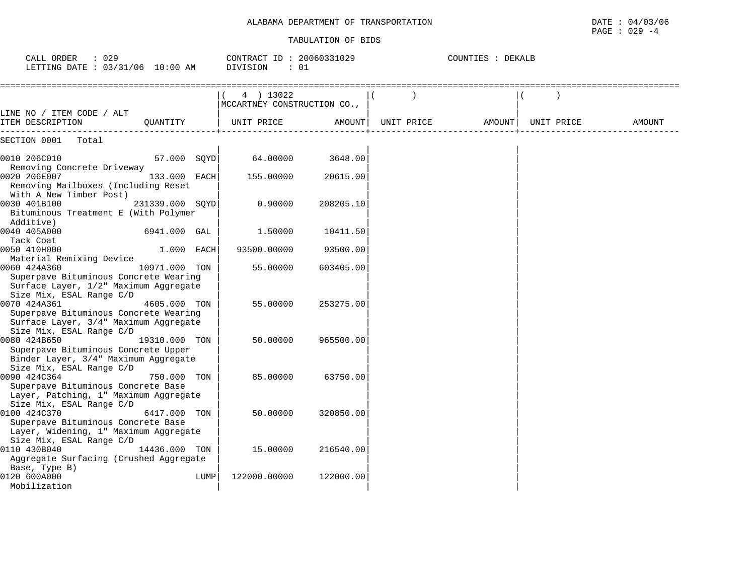ALABAMA DEPARTMENT OF TRANSPORTATION

DATE : 04/03/06

TABULATION OF BIDS

CALL ORDER : 029　　CONTRACT ID : 20060331029　　COUNTIES : DEKALB

LETTING DATE : 03/31/06 10:00 AM　　DIVISION : 01

| LINE NO / ITEM CODE / ALT ITEM DESCRIPTION | QUANTITY | ( 4 ) 13022 MCCARTNEY CONSTRUCTION CO., UNIT PRICE | AMOUNT | ( ) UNIT PRICE | AMOUNT | ( ) UNIT PRICE | AMOUNT |
|---|---|---|---|---|---|---|---|
| SECTION 0001 Total | | | | | | | |
| 0010 206C010 Removing Concrete Driveway | 57.000 SQYD | 64.00000 | 3648.00 | | | | |
| 0020 206E007 Removing Mailboxes (Including Reset With A New Timber Post) | 133.000 EACH | 155.00000 | 20615.00 | | | | |
| 0030 401B100 Bituminous Treatment E (With Polymer Additive) | 231339.000 SQYD | 0.90000 | 208205.10 | | | | |
| 0040 405A000 Tack Coat | 6941.000 GAL | 1.50000 | 10411.50 | | | | |
| 0050 410H000 Material Remixing Device | 1.000 EACH | 93500.00000 | 93500.00 | | | | |
| 0060 424A360 Superpave Bituminous Concrete Wearing Surface Layer, 1/2" Maximum Aggregate Size Mix, ESAL Range C/D | 10971.000 TON | 55.00000 | 603405.00 | | | | |
| 0070 424A361 Superpave Bituminous Concrete Wearing Surface Layer, 3/4" Maximum Aggregate Size Mix, ESAL Range C/D | 4605.000 TON | 55.00000 | 253275.00 | | | | |
| 0080 424B650 Superpave Bituminous Concrete Upper Binder Layer, 3/4" Maximum Aggregate Size Mix, ESAL Range C/D | 19310.000 TON | 50.00000 | 965500.00 | | | | |
| 0090 424C364 Superpave Bituminous Concrete Base Layer, Patching, 1" Maximum Aggregate Size Mix, ESAL Range C/D | 750.000 TON | 85.00000 | 63750.00 | | | | |
| 0100 424C370 Superpave Bituminous Concrete Base Layer, Widening, 1" Maximum Aggregate Size Mix, ESAL Range C/D | 6417.000 TON | 50.00000 | 320850.00 | | | | |
| 0110 430B040 Aggregate Surfacing (Crushed Aggregate Base, Type B) | 14436.000 TON | 15.00000 | 216540.00 | | | | |
| 0120 600A000 Mobilization | LUMP | 122000.00000 | 122000.00 | | | | |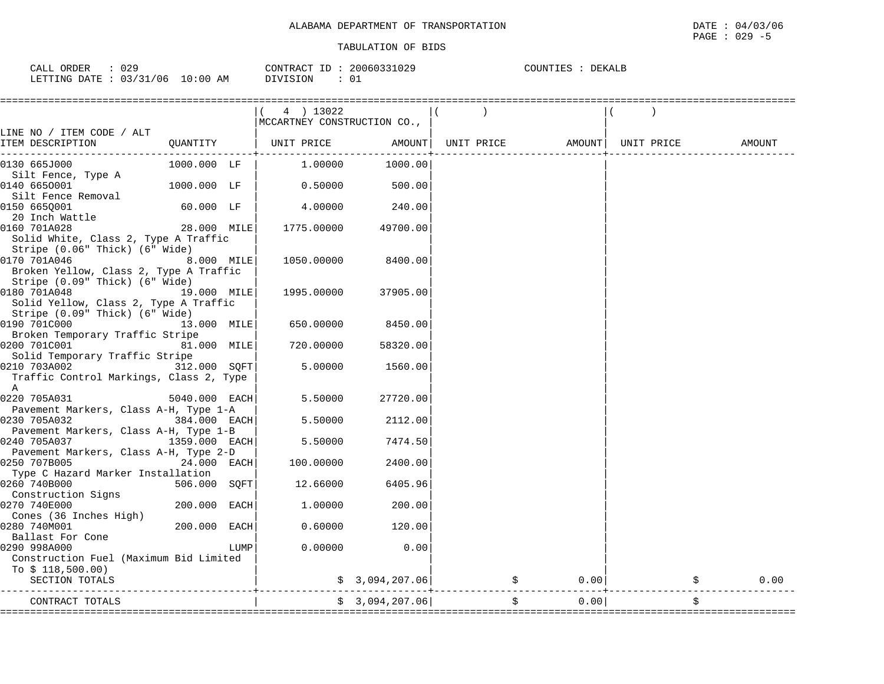ALABAMA DEPARTMENT OF TRANSPORTATION

DATE : 04/03/06

PAGE : 029 -5

TABULATION OF BIDS

CALL ORDER : 029 | CONTRACT ID : 20060331029 | COUNTIES : DEKALB

LETTING DATE : 03/31/06 10:00 AM | DIVISION : 01

| LINE NO / ITEM CODE / ALT ITEM DESCRIPTION | QUANTITY | ( 4 ) 13022 MCCARTNEY CONSTRUCTION CO., UNIT PRICE | AMOUNT | ( ) UNIT PRICE | AMOUNT | ( ) UNIT PRICE | AMOUNT |
|---|---|---|---|---|---|---|---|
| 0130 665J000 Silt Fence, Type A | 1000.000 LF | 1.00000 | 1000.00 | | | | |
| 0140 665O001 Silt Fence Removal | 1000.000 LF | 0.50000 | 500.00 | | | | |
| 0150 665Q001 20 Inch Wattle | 60.000 LF | 4.00000 | 240.00 | | | | |
| 0160 701A028 Solid White, Class 2, Type A Traffic Stripe (0.06" Thick) (6" Wide) | 28.000 MILE | 1775.00000 | 49700.00 | | | | |
| 0170 701A046 Broken Yellow, Class 2, Type A Traffic Stripe (0.09" Thick) (6" Wide) | 8.000 MILE | 1050.00000 | 8400.00 | | | | |
| 0180 701A048 Solid Yellow, Class 2, Type A Traffic Stripe (0.09" Thick) (6" Wide) | 19.000 MILE | 1995.00000 | 37905.00 | | | | |
| 0190 701C000 Broken Temporary Traffic Stripe | 13.000 MILE | 650.00000 | 8450.00 | | | | |
| 0200 701C001 Solid Temporary Traffic Stripe | 81.000 MILE | 720.00000 | 58320.00 | | | | |
| 0210 703A002 Traffic Control Markings, Class 2, Type A | 312.000 SQFT | 5.00000 | 1560.00 | | | | |
| 0220 705A031 Pavement Markers, Class A-H, Type 1-A | 5040.000 EACH | 5.50000 | 27720.00 | | | | |
| 0230 705A032 Pavement Markers, Class A-H, Type 1-B | 384.000 EACH | 5.50000 | 2112.00 | | | | |
| 0240 705A037 Pavement Markers, Class A-H, Type 2-D | 1359.000 EACH | 5.50000 | 7474.50 | | | | |
| 0250 707B005 Type C Hazard Marker Installation | 24.000 EACH | 100.00000 | 2400.00 | | | | |
| 0260 740B000 Construction Signs | 506.000 SQFT | 12.66000 | 6405.96 | | | | |
| 0270 740E000 Cones (36 Inches High) | 200.000 EACH | 1.00000 | 200.00 | | | | |
| 0280 740M001 Ballast For Cone | 200.000 EACH | 0.60000 | 120.00 | | | | |
| 0290 998A000 Construction Fuel (Maximum Bid Limited To $ 118,500.00) | LUMP | 0.00000 | 0.00 | | | | |
| SECTION TOTALS | | | $ 3,094,207.06 | | $ 0.00 | | $ 0.00 |
| CONTRACT TOTALS | | | $ 3,094,207.06 | | $ 0.00 | | $ |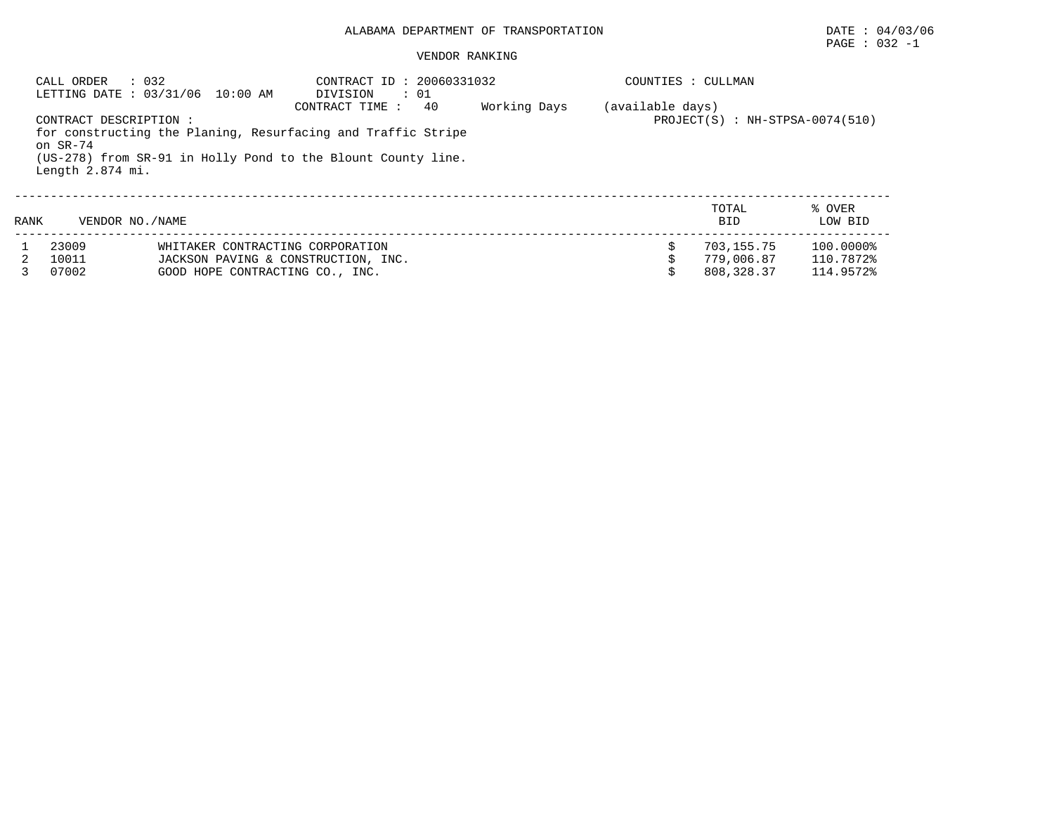ALABAMA DEPARTMENT OF TRANSPORTATION

DATE : 04/03/06

PAGE : 032 -1

VENDOR RANKING

CALL ORDER : 032
LETTING DATE : 03/31/06 10:00 AM
CONTRACT ID : 20060331032
DIVISION : 01
CONTRACT TIME : 40 Working Days (available days)
COUNTIES : CULLMAN
PROJECT(S) : NH-STPSA-0074(510)

CONTRACT DESCRIPTION :
for constructing the Planing, Resurfacing and Traffic Stripe on SR-74 (US-278) from SR-91 in Holly Pond to the Blount County line. Length 2.874 mi.

| RANK | VENDOR NO./NAME | | TOTAL BID | % OVER LOW BID |
|---|---|---|---|---|
| 1 | 23009 | WHITAKER CONTRACTING CORPORATION | $ 703,155.75 | 100.0000% |
| 2 | 10011 | JACKSON PAVING & CONSTRUCTION, INC. | $ 779,006.87 | 110.7872% |
| 3 | 07002 | GOOD HOPE CONTRACTING CO., INC. | $ 808,328.37 | 114.9572% |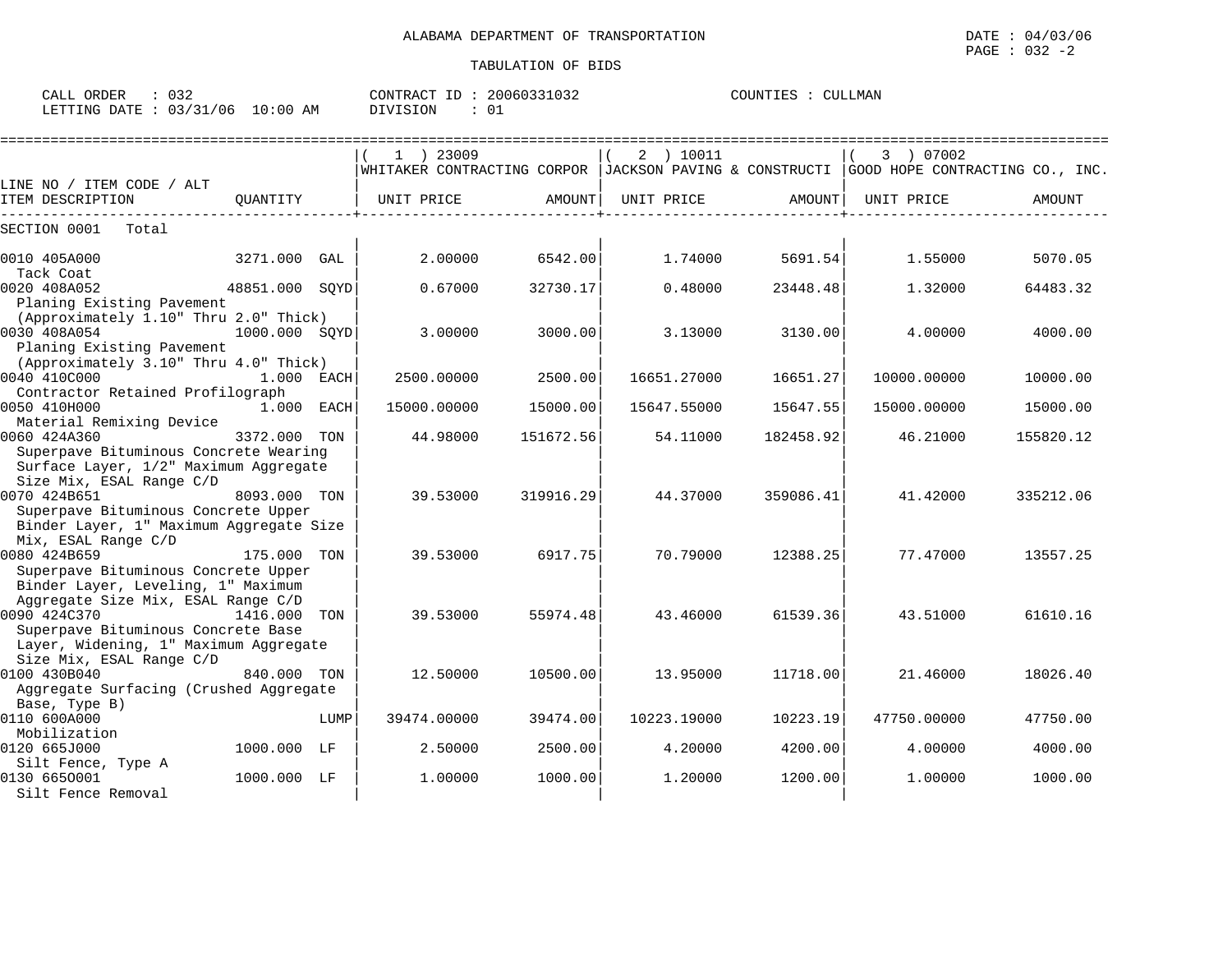ALABAMA DEPARTMENT OF TRANSPORTATION

DATE : 04/03/06
PAGE : 032 -2

TABULATION OF BIDS

CALL ORDER : 032
LETTING DATE : 03/31/06 10:00 AM

CONTRACT ID : 20060331032
DIVISION : 01

COUNTIES : CULLMAN

| LINE NO / ITEM CODE / ALT ITEM DESCRIPTION | QUANTITY | ( 1 ) 23009 WHITAKER CONTRACTING CORPOR UNIT PRICE | AMOUNT | ( 2 ) 10011 JACKSON PAVING & CONSTRUCTI UNIT PRICE | AMOUNT | ( 3 ) 07002 GOOD HOPE CONTRACTING CO., INC. UNIT PRICE | AMOUNT |
|---|---|---|---|---|---|---|---|
| SECTION 0001 Total | | | | | | | |
| 0010 405A000 Tack Coat | 3271.000 GAL | 2.00000 | 6542.00 | 1.74000 | 5691.54 | 1.55000 | 5070.05 |
| 0020 408A052 Planing Existing Pavement (Approximately 1.10" Thru 2.0" Thick) | 48851.000 SQYD | 0.67000 | 32730.17 | 0.48000 | 23448.48 | 1.32000 | 64483.32 |
| 0030 408A054 Planing Existing Pavement (Approximately 3.10" Thru 4.0" Thick) | 1000.000 SQYD | 3.00000 | 3000.00 | 3.13000 | 3130.00 | 4.00000 | 4000.00 |
| 0040 410C000 Contractor Retained Profilograph | 1.000 EACH | 2500.00000 | 2500.00 | 16651.27000 | 16651.27 | 10000.00000 | 10000.00 |
| 0050 410H000 Material Remixing Device | 1.000 EACH | 15000.00000 | 15000.00 | 15647.55000 | 15647.55 | 15000.00000 | 15000.00 |
| 0060 424A360 Superpave Bituminous Concrete Wearing Surface Layer, 1/2" Maximum Aggregate Size Mix, ESAL Range C/D | 3372.000 TON | 44.98000 | 151672.56 | 54.11000 | 182458.92 | 46.21000 | 155820.12 |
| 0070 424B651 Superpave Bituminous Concrete Upper Binder Layer, 1" Maximum Aggregate Size Mix, ESAL Range C/D | 8093.000 TON | 39.53000 | 319916.29 | 44.37000 | 359086.41 | 41.42000 | 335212.06 |
| 0080 424B659 Superpave Bituminous Concrete Upper Binder Layer, Leveling, 1" Maximum Aggregate Size Mix, ESAL Range C/D | 175.000 TON | 39.53000 | 6917.75 | 70.79000 | 12388.25 | 77.47000 | 13557.25 |
| 0090 424C370 Superpave Bituminous Concrete Base Layer, Widening, 1" Maximum Aggregate Size Mix, ESAL Range C/D | 1416.000 TON | 39.53000 | 55974.48 | 43.46000 | 61539.36 | 43.51000 | 61610.16 |
| 0100 430B040 Aggregate Surfacing (Crushed Aggregate Base, Type B) | 840.000 TON | 12.50000 | 10500.00 | 13.95000 | 11718.00 | 21.46000 | 18026.40 |
| 0110 600A000 Mobilization | LUMP | 39474.00000 | 39474.00 | 10223.19000 | 10223.19 | 47750.00000 | 47750.00 |
| 0120 665J000 Silt Fence, Type A | 1000.000 LF | 2.50000 | 2500.00 | 4.20000 | 4200.00 | 4.00000 | 4000.00 |
| 0130 665O001 Silt Fence Removal | 1000.000 LF | 1.00000 | 1000.00 | 1.20000 | 1200.00 | 1.00000 | 1000.00 |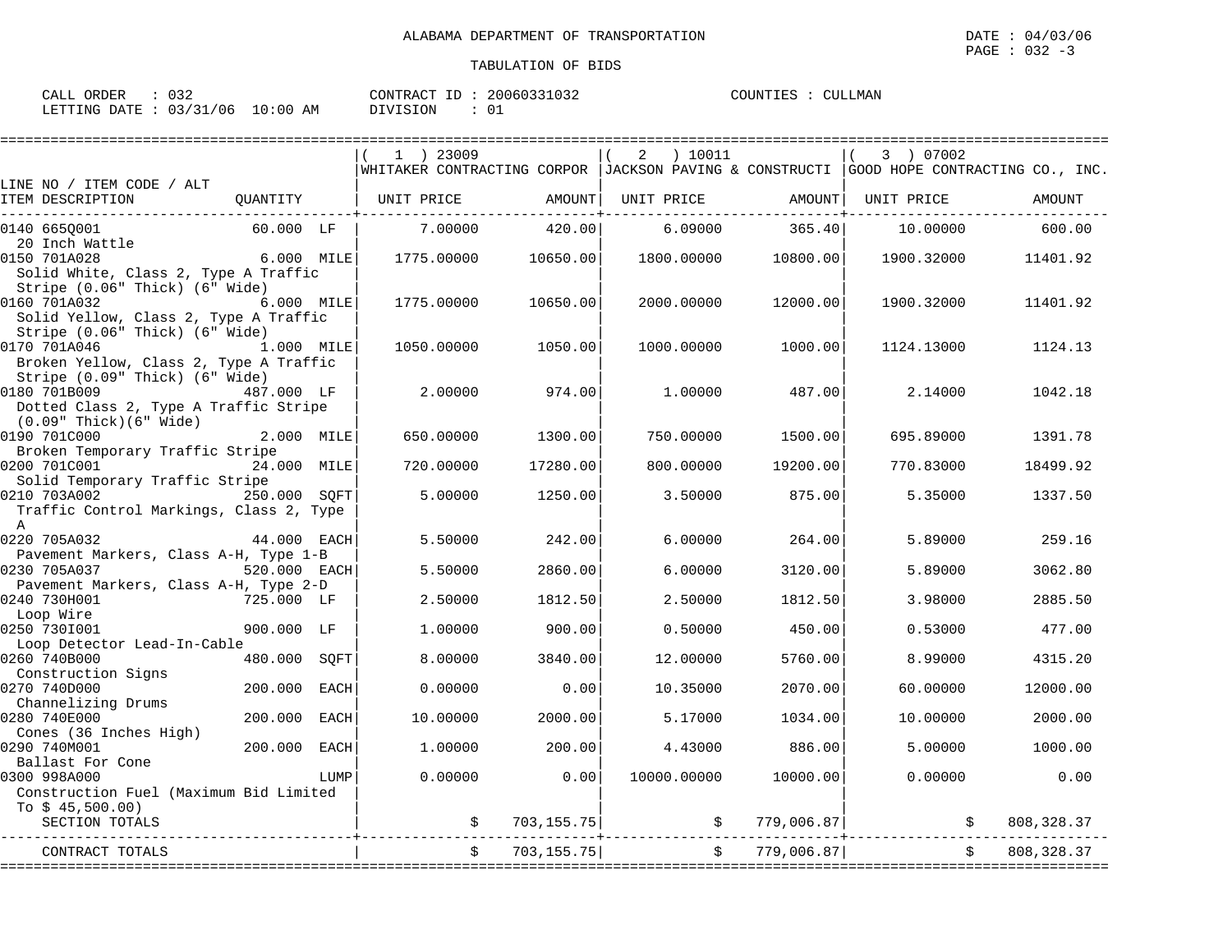ALABAMA DEPARTMENT OF TRANSPORTATION

DATE : 04/03/06

PAGE : 032 -3

TABULATION OF BIDS

CALL ORDER : 032 CONTRACT ID : 20060331032 COUNTIES : CULLMAN

LETTING DATE : 03/31/06 10:00 AM DIVISION : 01

| LINE NO / ITEM CODE / ALT ITEM DESCRIPTION | QUANTITY | ( 1 ) 23009 WHITAKER CONTRACTING CORPOR UNIT PRICE | AMOUNT | ( 2 ) 10011 JACKSON PAVING & CONSTRUCTI UNIT PRICE | AMOUNT | ( 3 ) 07002 GOOD HOPE CONTRACTING CO., INC. UNIT PRICE | AMOUNT |
|---|---|---|---|---|---|---|---|
| 0140 665Q001 20 Inch Wattle | 60.000 LF | 7.00000 | 420.00 | 6.09000 | 365.40 | 10.00000 | 600.00 |
| 0150 701A028 Solid White, Class 2, Type A Traffic Stripe (0.06" Thick) (6" Wide) | 6.000 MILE | 1775.00000 | 10650.00 | 1800.00000 | 10800.00 | 1900.32000 | 11401.92 |
| 0160 701A032 Solid Yellow, Class 2, Type A Traffic Stripe (0.06" Thick) (6" Wide) | 6.000 MILE | 1775.00000 | 10650.00 | 2000.00000 | 12000.00 | 1900.32000 | 11401.92 |
| 0170 701A046 Broken Yellow, Class 2, Type A Traffic Stripe (0.09" Thick) (6" Wide) | 1.000 MILE | 1050.00000 | 1050.00 | 1000.00000 | 1000.00 | 1124.13000 | 1124.13 |
| 0180 701B009 Dotted Class 2, Type A Traffic Stripe (0.09" Thick)(6" Wide) | 487.000 LF | 2.00000 | 974.00 | 1.00000 | 487.00 | 2.14000 | 1042.18 |
| 0190 701C000 Broken Temporary Traffic Stripe | 2.000 MILE | 650.00000 | 1300.00 | 750.00000 | 1500.00 | 695.89000 | 1391.78 |
| 0200 701C001 Solid Temporary Traffic Stripe | 24.000 MILE | 720.00000 | 17280.00 | 800.00000 | 19200.00 | 770.83000 | 18499.92 |
| 0210 703A002 Traffic Control Markings, Class 2, Type A | 250.000 SQFT | 5.00000 | 1250.00 | 3.50000 | 875.00 | 5.35000 | 1337.50 |
| 0220 705A032 Pavement Markers, Class A-H, Type 1-B | 44.000 EACH | 5.50000 | 242.00 | 6.00000 | 264.00 | 5.89000 | 259.16 |
| 0230 705A037 Pavement Markers, Class A-H, Type 2-D | 520.000 EACH | 5.50000 | 2860.00 | 6.00000 | 3120.00 | 5.89000 | 3062.80 |
| 0240 730H001 Loop Wire | 725.000 LF | 2.50000 | 1812.50 | 2.50000 | 1812.50 | 3.98000 | 2885.50 |
| 0250 730I001 Loop Detector Lead-In-Cable | 900.000 LF | 1.00000 | 900.00 | 0.50000 | 450.00 | 0.53000 | 477.00 |
| 0260 740B000 Construction Signs | 480.000 SQFT | 8.00000 | 3840.00 | 12.00000 | 5760.00 | 8.99000 | 4315.20 |
| 0270 740D000 Channelizing Drums | 200.000 EACH | 0.00000 | 0.00 | 10.35000 | 2070.00 | 60.00000 | 12000.00 |
| 0280 740E000 Cones (36 Inches High) | 200.000 EACH | 10.00000 | 2000.00 | 5.17000 | 1034.00 | 10.00000 | 2000.00 |
| 0290 740M001 Ballast For Cone | 200.000 EACH | 1.00000 | 200.00 | 4.43000 | 886.00 | 5.00000 | 1000.00 |
| 0300 998A000 Construction Fuel (Maximum Bid Limited To $ 45,500.00) | LUMP | 0.00000 | 0.00 | 10000.00000 | 10000.00 | 0.00000 | 0.00 |
| SECTION TOTALS | | | $ 703,155.75 | | $ 779,006.87 | | $ 808,328.37 |
| CONTRACT TOTALS | | | $ 703,155.75 | | $ 779,006.87 | | $ 808,328.37 |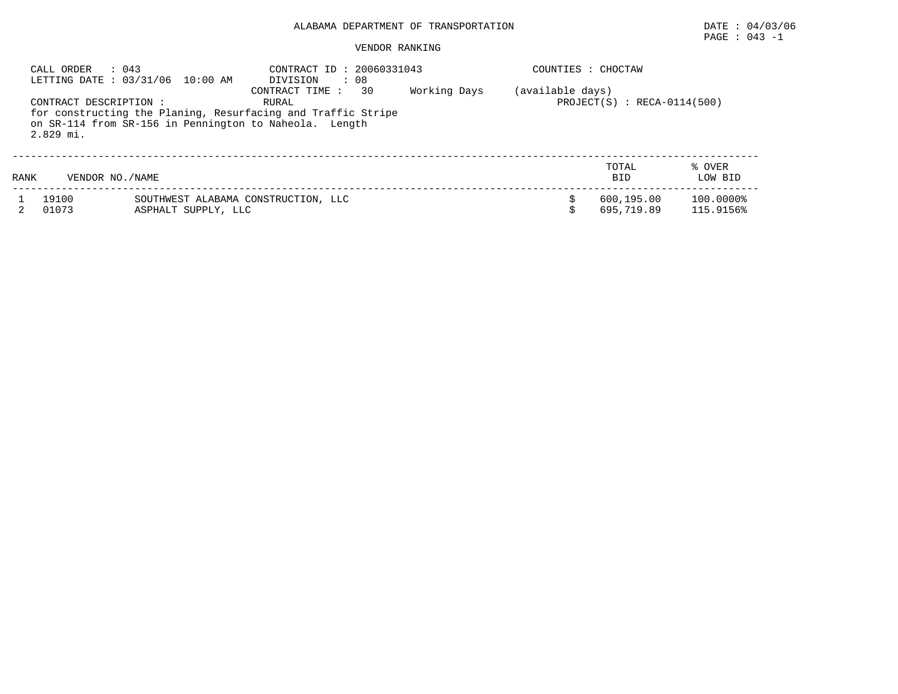ALABAMA DEPARTMENT OF TRANSPORTATION

DATE : 04/03/06

PAGE : 043 -1

VENDOR RANKING

CALL ORDER : 043
LETTING DATE : 03/31/06 10:00 AM

CONTRACT ID : 20060331043
DIVISION : 08
CONTRACT TIME : 30 Working Days (available days)

COUNTIES : CHOCTAW

CONTRACT DESCRIPTION : RURAL

PROJECT(S) : RECA-0114(500)

for constructing the Planing, Resurfacing and Traffic Stripe on SR-114 from SR-156 in Pennington to Naheola. Length 2.829 mi.

| RANK | VENDOR NO./NAME | | TOTAL BID | % OVER LOW BID |
|---|---|---|---|---|
| 1 | 19100 | SOUTHWEST ALABAMA CONSTRUCTION, LLC | $ 600,195.00 | 100.0000% |
| 2 | 01073 | ASPHALT SUPPLY, LLC | $ 695,719.89 | 115.9156% |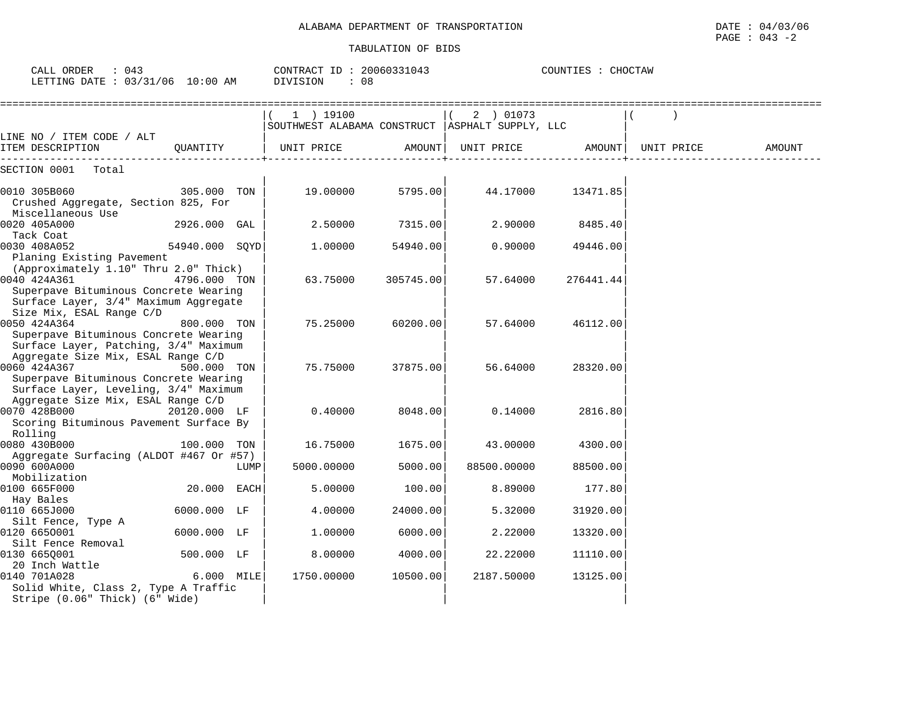ALABAMA DEPARTMENT OF TRANSPORTATION

TABULATION OF BIDS

DATE : 04/03/06
PAGE : 043 -2

CALL ORDER : 043
LETTING DATE : 03/31/06 10:00 AM

CONTRACT ID : 20060331043
DIVISION : 08

COUNTIES : CHOCTAW

| LINE NO / ITEM CODE / ALT ITEM DESCRIPTION | QUANTITY | (1) 19100 SOUTHWEST ALABAMA CONSTRUCT UNIT PRICE | AMOUNT | (2) 01073 ASPHALT SUPPLY, LLC UNIT PRICE | AMOUNT | ( ) UNIT PRICE | AMOUNT |
|---|---|---|---|---|---|---|---|
| **SECTION 0001 Total** | | | | | | | |
| 0010 305B060 Crushed Aggregate, Section 825, For Miscellaneous Use | 305.000 TON | 19.00000 | 5795.00 | 44.17000 | 13471.85 | | |
| 0020 405A000 Tack Coat | 2926.000 GAL | 2.50000 | 7315.00 | 2.90000 | 8485.40 | | |
| 0030 408A052 Planing Existing Pavement (Approximately 1.10" Thru 2.0" Thick) | 54940.000 SQYD | 1.00000 | 54940.00 | 0.90000 | 49446.00 | | |
| 0040 424A361 Superpave Bituminous Concrete Wearing Surface Layer, 3/4" Maximum Aggregate Size Mix, ESAL Range C/D | 4796.000 TON | 63.75000 | 305745.00 | 57.64000 | 276441.44 | | |
| 0050 424A364 Superpave Bituminous Concrete Wearing Surface Layer, Patching, 3/4" Maximum Aggregate Size Mix, ESAL Range C/D | 800.000 TON | 75.25000 | 60200.00 | 57.64000 | 46112.00 | | |
| 0060 424A367 Superpave Bituminous Concrete Wearing Surface Layer, Leveling, 3/4" Maximum Aggregate Size Mix, ESAL Range C/D | 500.000 TON | 75.75000 | 37875.00 | 56.64000 | 28320.00 | | |
| 0070 428B000 Scoring Bituminous Pavement Surface By Rolling | 20120.000 LF | 0.40000 | 8048.00 | 0.14000 | 2816.80 | | |
| 0080 430B000 Aggregate Surfacing (ALDOT #467 Or #57) | 100.000 TON | 16.75000 | 1675.00 | 43.00000 | 4300.00 | | |
| 0090 600A000 Mobilization | LUMP | 5000.00000 | 5000.00 | 88500.00000 | 88500.00 | | |
| 0100 665F000 Hay Bales | 20.000 EACH | 5.00000 | 100.00 | 8.89000 | 177.80 | | |
| 0110 665J000 Silt Fence, Type A | 6000.000 LF | 4.00000 | 24000.00 | 5.32000 | 31920.00 | | |
| 0120 665O001 Silt Fence Removal | 6000.000 LF | 1.00000 | 6000.00 | 2.22000 | 13320.00 | | |
| 0130 665Q001 20 Inch Wattle | 500.000 LF | 8.00000 | 4000.00 | 22.22000 | 11110.00 | | |
| 0140 701A028 Solid White, Class 2, Type A Traffic Stripe (0.06" Thick) (6" Wide) | 6.000 MILE | 1750.00000 | 10500.00 | 2187.50000 | 13125.00 | | |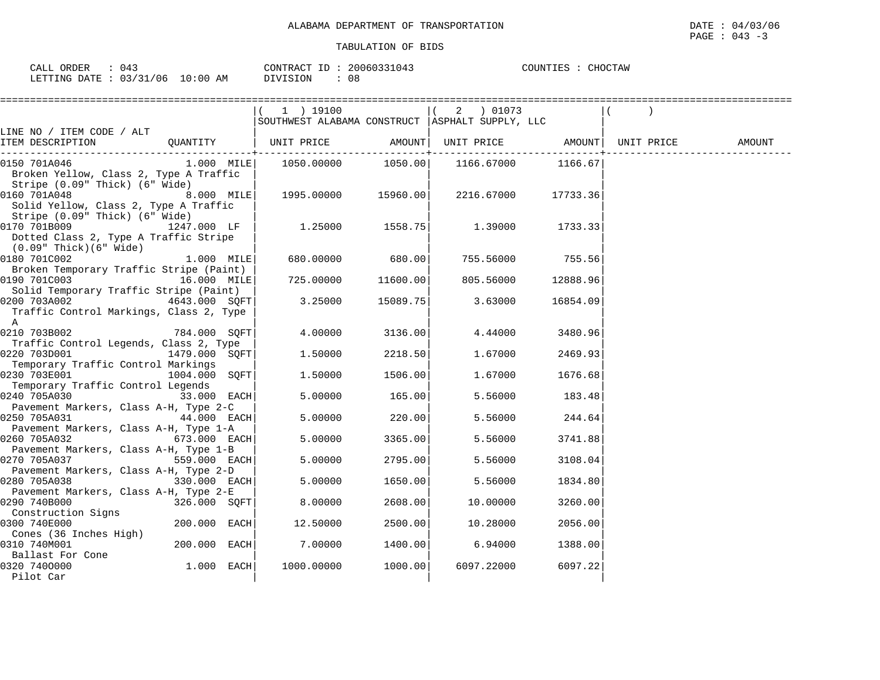ALABAMA DEPARTMENT OF TRANSPORTATION

TABULATION OF BIDS

DATE : 04/03/06
PAGE : 043 -3

CALL ORDER : 043
LETTING DATE : 03/31/06 10:00 AM

CONTRACT ID : 20060331043
DIVISION : 08

COUNTIES : CHOCTAW

| LINE NO / ITEM CODE / ALT ITEM DESCRIPTION | QUANTITY | ( 1 ) 19100 SOUTHWEST ALABAMA CONSTRUCT UNIT PRICE | AMOUNT | ( 2 ) 01073 ASPHALT SUPPLY, LLC UNIT PRICE | AMOUNT | ( ) UNIT PRICE | AMOUNT |
|---|---|---|---|---|---|---|---|
| 0150 701A046 Broken Yellow, Class 2, Type A Traffic Stripe (0.09" Thick) (6" Wide) | 1.000 MILE | 1050.00000 | 1050.00 | 1166.67000 | 1166.67 | | |
| 0160 701A048 Solid Yellow, Class 2, Type A Traffic Stripe (0.09" Thick) (6" Wide) | 8.000 MILE | 1995.00000 | 15960.00 | 2216.67000 | 17733.36 | | |
| 0170 701B009 Dotted Class 2, Type A Traffic Stripe (0.09" Thick)(6" Wide) | 1247.000 LF | 1.25000 | 1558.75 | 1.39000 | 1733.33 | | |
| 0180 701C002 Broken Temporary Traffic Stripe (Paint) | 1.000 MILE | 680.00000 | 680.00 | 755.56000 | 755.56 | | |
| 0190 701C003 Solid Temporary Traffic Stripe (Paint) | 16.000 MILE | 725.00000 | 11600.00 | 805.56000 | 12888.96 | | |
| 0200 703A002 Traffic Control Markings, Class 2, Type A | 4643.000 SQFT | 3.25000 | 15089.75 | 3.63000 | 16854.09 | | |
| 0210 703B002 Traffic Control Legends, Class 2, Type | 784.000 SQFT | 4.00000 | 3136.00 | 4.44000 | 3480.96 | | |
| 0220 703D001 Temporary Traffic Control Markings | 1479.000 SQFT | 1.50000 | 2218.50 | 1.67000 | 2469.93 | | |
| 0230 703E001 Temporary Traffic Control Legends | 1004.000 SQFT | 1.50000 | 1506.00 | 1.67000 | 1676.68 | | |
| 0240 705A030 Pavement Markers, Class A-H, Type 2-C | 33.000 EACH | 5.00000 | 165.00 | 5.56000 | 183.48 | | |
| 0250 705A031 Pavement Markers, Class A-H, Type 1-A | 44.000 EACH | 5.00000 | 220.00 | 5.56000 | 244.64 | | |
| 0260 705A032 Pavement Markers, Class A-H, Type 1-B | 673.000 EACH | 5.00000 | 3365.00 | 5.56000 | 3741.88 | | |
| 0270 705A037 Pavement Markers, Class A-H, Type 2-D | 559.000 EACH | 5.00000 | 2795.00 | 5.56000 | 3108.04 | | |
| 0280 705A038 Pavement Markers, Class A-H, Type 2-E | 330.000 EACH | 5.00000 | 1650.00 | 5.56000 | 1834.80 | | |
| 0290 740B000 Construction Signs | 326.000 SQFT | 8.00000 | 2608.00 | 10.00000 | 3260.00 | | |
| 0300 740E000 Cones (36 Inches High) | 200.000 EACH | 12.50000 | 2500.00 | 10.28000 | 2056.00 | | |
| 0310 740M001 Ballast For Cone | 200.000 EACH | 7.00000 | 1400.00 | 6.94000 | 1388.00 | | |
| 0320 740O000 Pilot Car | 1.000 EACH | 1000.00000 | 1000.00 | 6097.22000 | 6097.22 | | |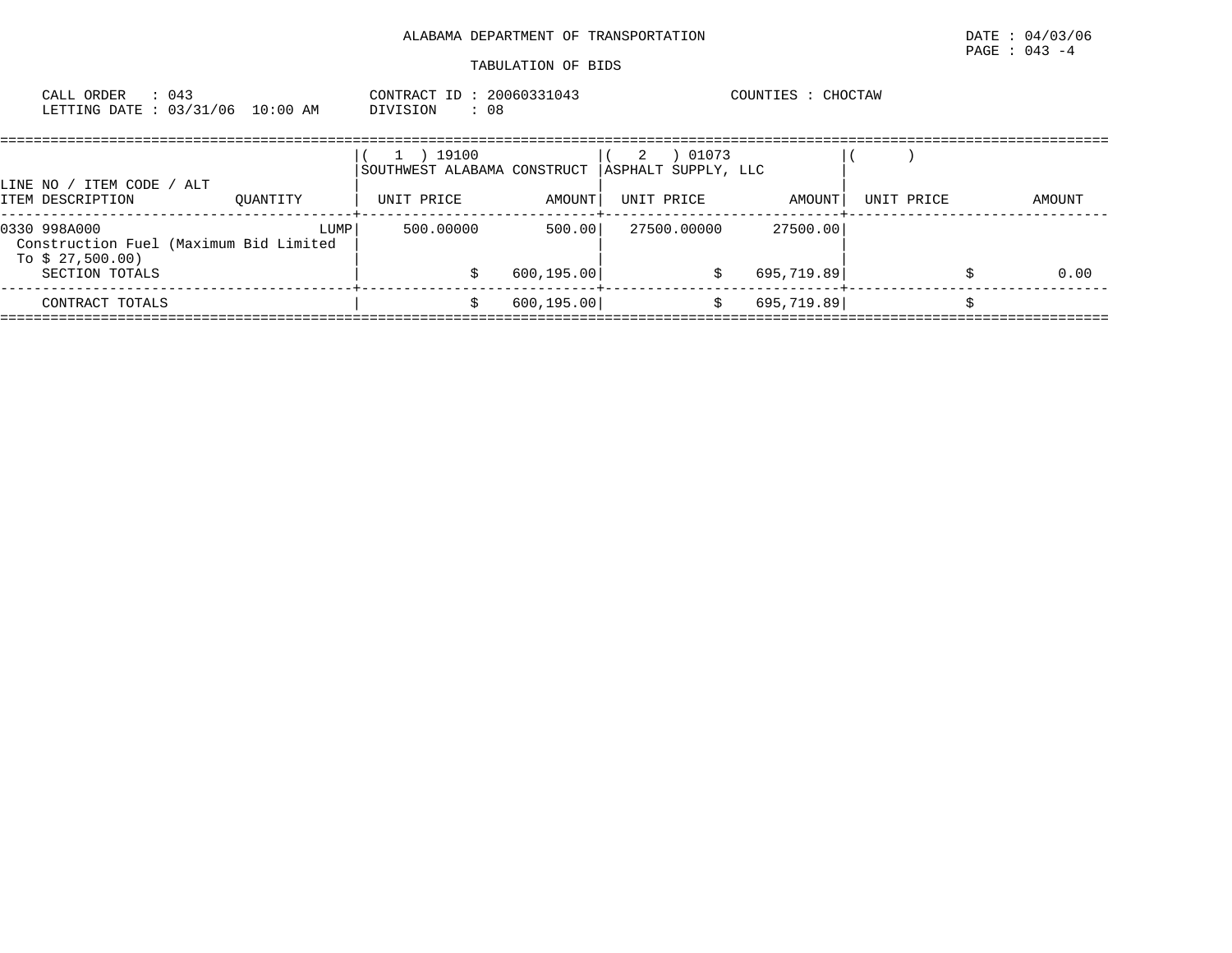ALABAMA DEPARTMENT OF TRANSPORTATION

DATE : 04/03/06
PAGE : 043 -4

TABULATION OF BIDS

CALL ORDER : 043
LETTING DATE : 03/31/06 10:00 AM

CONTRACT ID : 20060331043
DIVISION : 08

COUNTIES : CHOCTAW

| LINE NO / ITEM CODE / ALT<br>ITEM DESCRIPTION | QUANTITY | ( 1 ) 19100<br>SOUTHWEST ALABAMA CONSTRUCT<br>UNIT PRICE | AMOUNT | ( 2 ) 01073<br>ASPHALT SUPPLY, LLC<br>UNIT PRICE | AMOUNT | ( )<br>UNIT PRICE | AMOUNT |
|---|---|---|---|---|---|---|---|
| 0330 998A000<br>Construction Fuel (Maximum Bid Limited To $ 27,500.00) | LUMP | 500.00000 | 500.00 | 27500.00000 | 27500.00 | | |
| SECTION TOTALS | | | $ 600,195.00 | | $ 695,719.89 | | $ 0.00 |
| CONTRACT TOTALS | | | $ 600,195.00 | | $ 695,719.89 | | $ |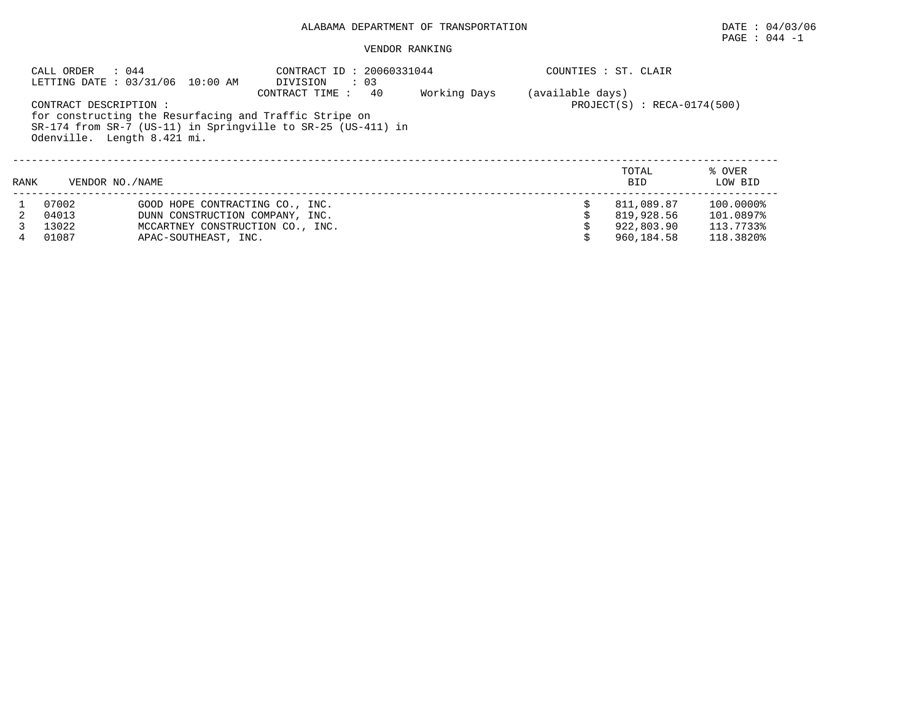ALABAMA DEPARTMENT OF TRANSPORTATION

DATE : 04/03/06

PAGE : 044 -1

VENDOR RANKING

CALL ORDER : 044
LETTING DATE : 03/31/06 10:00 AM

CONTRACT ID : 20060331044
DIVISION : 03
CONTRACT TIME : 40 Working Days (available days)

COUNTIES : ST. CLAIR

PROJECT(S) : RECA-0174(500)

CONTRACT DESCRIPTION :
for constructing the Resurfacing and Traffic Stripe on SR-174 from SR-7 (US-11) in Springville to SR-25 (US-411) in Odenville. Length 8.421 mi.

| RANK | VENDOR NO./NAME | | TOTAL BID | % OVER LOW BID |
|---|---|---|---|---|
| 1 | 07002 | GOOD HOPE CONTRACTING CO., INC. | $ 811,089.87 | 100.0000% |
| 2 | 04013 | DUNN CONSTRUCTION COMPANY, INC. | $ 819,928.56 | 101.0897% |
| 3 | 13022 | MCCARTNEY CONSTRUCTION CO., INC. | $ 922,803.90 | 113.7733% |
| 4 | 01087 | APAC-SOUTHEAST, INC. | $ 960,184.58 | 118.3820% |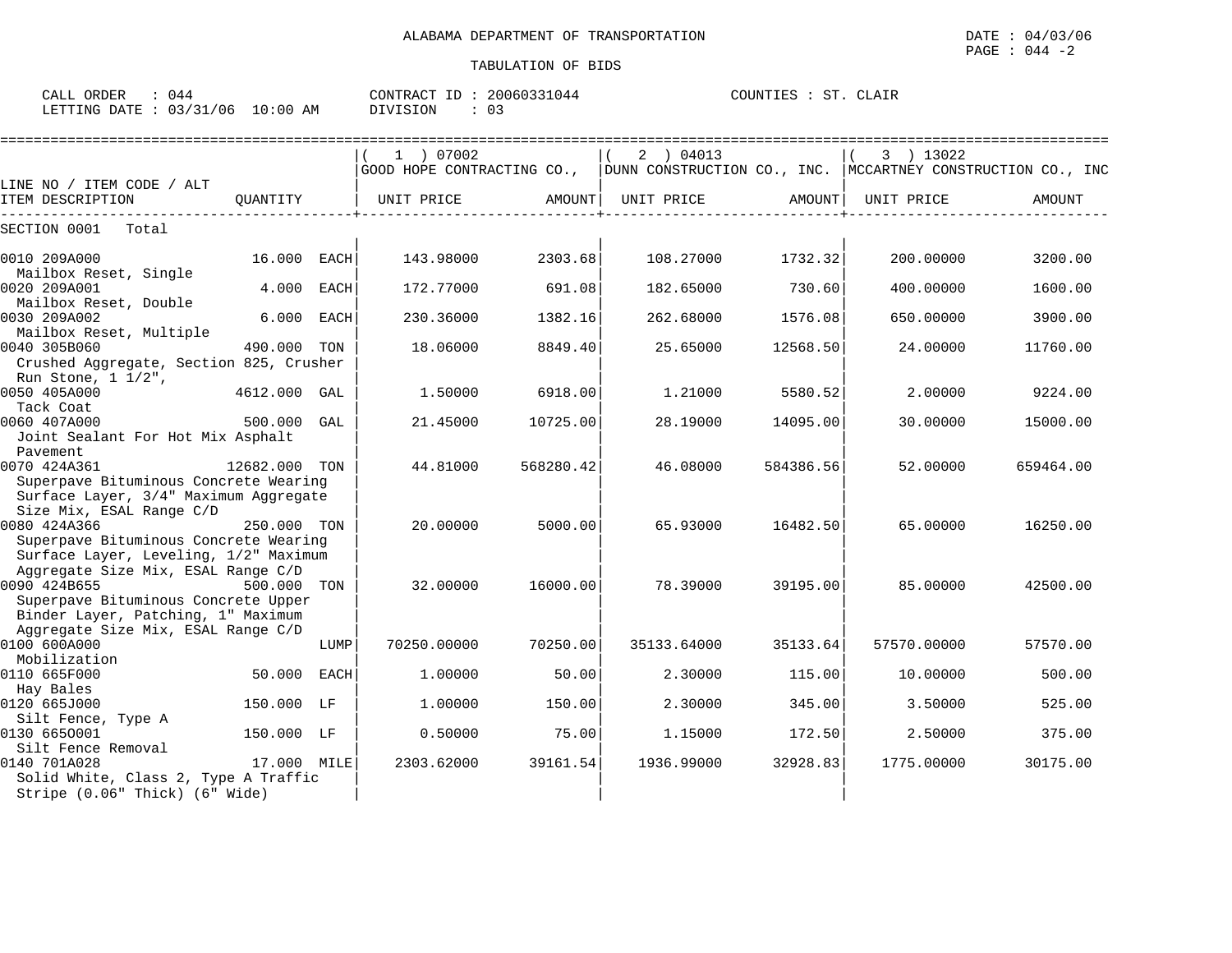ALABAMA DEPARTMENT OF TRANSPORTATION

TABULATION OF BIDS

DATE : 04/03/06
PAGE : 044 -2

CALL ORDER : 044
LETTING DATE : 03/31/06 10:00 AM

CONTRACT ID : 20060331044
DIVISION : 03

COUNTIES : ST. CLAIR

| LINE NO / ITEM CODE / ALT ITEM DESCRIPTION | QUANTITY | ( 1 ) 07002 GOOD HOPE CONTRACTING CO., UNIT PRICE | AMOUNT | ( 2 ) 04013 DUNN CONSTRUCTION CO., INC. UNIT PRICE | AMOUNT | ( 3 ) 13022 MCCARTNEY CONSTRUCTION CO., INC UNIT PRICE | AMOUNT |
|---|---|---|---|---|---|---|---|
| SECTION 0001 Total | | | | | | | |
| 0010 209A000 Mailbox Reset, Single | 16.000 EACH | 143.98000 | 2303.68 | 108.27000 | 1732.32 | 200.00000 | 3200.00 |
| 0020 209A001 Mailbox Reset, Double | 4.000 EACH | 172.77000 | 691.08 | 182.65000 | 730.60 | 400.00000 | 1600.00 |
| 0030 209A002 Mailbox Reset, Multiple | 6.000 EACH | 230.36000 | 1382.16 | 262.68000 | 1576.08 | 650.00000 | 3900.00 |
| 0040 305B060 Crushed Aggregate, Section 825, Crusher Run Stone, 1 1/2", | 490.000 TON | 18.06000 | 8849.40 | 25.65000 | 12568.50 | 24.00000 | 11760.00 |
| 0050 405A000 Tack Coat | 4612.000 GAL | 1.50000 | 6918.00 | 1.21000 | 5580.52 | 2.00000 | 9224.00 |
| 0060 407A000 Joint Sealant For Hot Mix Asphalt Pavement | 500.000 GAL | 21.45000 | 10725.00 | 28.19000 | 14095.00 | 30.00000 | 15000.00 |
| 0070 424A361 Superpave Bituminous Concrete Wearing Surface Layer, 3/4" Maximum Aggregate Size Mix, ESAL Range C/D | 12682.000 TON | 44.81000 | 568280.42 | 46.08000 | 584386.56 | 52.00000 | 659464.00 |
| 0080 424A366 Superpave Bituminous Concrete Wearing Surface Layer, Leveling, 1/2" Maximum Aggregate Size Mix, ESAL Range C/D | 250.000 TON | 20.00000 | 5000.00 | 65.93000 | 16482.50 | 65.00000 | 16250.00 |
| 0090 424B655 Superpave Bituminous Concrete Upper Binder Layer, Patching, 1" Maximum Aggregate Size Mix, ESAL Range C/D | 500.000 TON | 32.00000 | 16000.00 | 78.39000 | 39195.00 | 85.00000 | 42500.00 |
| 0100 600A000 Mobilization | LUMP | 70250.00000 | 70250.00 | 35133.64000 | 35133.64 | 57570.00000 | 57570.00 |
| 0110 665F000 Hay Bales | 50.000 EACH | 1.00000 | 50.00 | 2.30000 | 115.00 | 10.00000 | 500.00 |
| 0120 665J000 Silt Fence, Type A | 150.000 LF | 1.00000 | 150.00 | 2.30000 | 345.00 | 3.50000 | 525.00 |
| 0130 665O001 Silt Fence Removal | 150.000 LF | 0.50000 | 75.00 | 1.15000 | 172.50 | 2.50000 | 375.00 |
| 0140 701A028 Solid White, Class 2, Type A Traffic Stripe (0.06" Thick) (6" Wide) | 17.000 MILE | 2303.62000 | 39161.54 | 1936.99000 | 32928.83 | 1775.00000 | 30175.00 |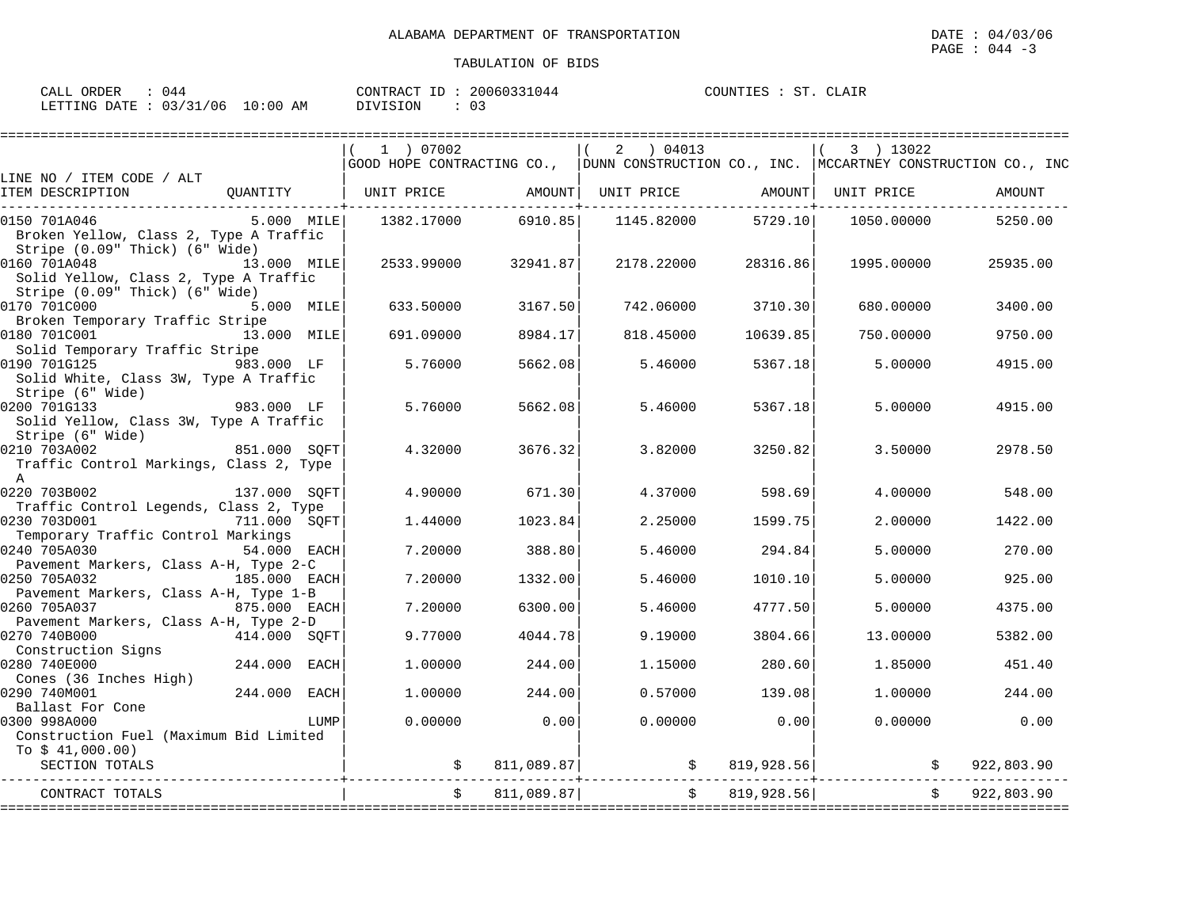ALABAMA DEPARTMENT OF TRANSPORTATION

DATE : 04/03/06

TABULATION OF BIDS

CALL ORDER : 044 &nbsp;&nbsp;&nbsp; CONTRACT ID : 20060331044 &nbsp;&nbsp;&nbsp; COUNTIES : ST. CLAIR
LETTING DATE : 03/31/06 10:00 AM &nbsp;&nbsp;&nbsp; DIVISION : 03

| LINE NO / ITEM CODE / ALT ITEM DESCRIPTION | QUANTITY | ( 1 ) 07002 GOOD HOPE CONTRACTING CO., UNIT PRICE | AMOUNT | ( 2 ) 04013 DUNN CONSTRUCTION CO., INC. UNIT PRICE | AMOUNT | ( 3 ) 13022 MCCARTNEY CONSTRUCTION CO., INC UNIT PRICE | AMOUNT |
|---|---|---|---|---|---|---|---|
| 0150 701A046 Broken Yellow, Class 2, Type A Traffic Stripe (0.09" Thick) (6" Wide) | 5.000 MILE | 1382.17000 | 6910.85 | 1145.82000 | 5729.10 | 1050.00000 | 5250.00 |
| 0160 701A048 Solid Yellow, Class 2, Type A Traffic Stripe (0.09" Thick) (6" Wide) | 13.000 MILE | 2533.99000 | 32941.87 | 2178.22000 | 28316.86 | 1995.00000 | 25935.00 |
| 0170 701C000 Broken Temporary Traffic Stripe | 5.000 MILE | 633.50000 | 3167.50 | 742.06000 | 3710.30 | 680.00000 | 3400.00 |
| 0180 701C001 Solid Temporary Traffic Stripe | 13.000 MILE | 691.09000 | 8984.17 | 818.45000 | 10639.85 | 750.00000 | 9750.00 |
| 0190 701G125 Solid White, Class 3W, Type A Traffic Stripe (6" Wide) | 983.000 LF | 5.76000 | 5662.08 | 5.46000 | 5367.18 | 5.00000 | 4915.00 |
| 0200 701G133 Solid Yellow, Class 3W, Type A Traffic Stripe (6" Wide) | 983.000 LF | 5.76000 | 5662.08 | 5.46000 | 5367.18 | 5.00000 | 4915.00 |
| 0210 703A002 Traffic Control Markings, Class 2, Type A | 851.000 SQFT | 4.32000 | 3676.32 | 3.82000 | 3250.82 | 3.50000 | 2978.50 |
| 0220 703B002 Traffic Control Legends, Class 2, Type | 137.000 SQFT | 4.90000 | 671.30 | 4.37000 | 598.69 | 4.00000 | 548.00 |
| 0230 703D001 Temporary Traffic Control Markings | 711.000 SQFT | 1.44000 | 1023.84 | 2.25000 | 1599.75 | 2.00000 | 1422.00 |
| 0240 705A030 Pavement Markers, Class A-H, Type 2-C | 54.000 EACH | 7.20000 | 388.80 | 5.46000 | 294.84 | 5.00000 | 270.00 |
| 0250 705A032 Pavement Markers, Class A-H, Type 1-B | 185.000 EACH | 7.20000 | 1332.00 | 5.46000 | 1010.10 | 5.00000 | 925.00 |
| 0260 705A037 Pavement Markers, Class A-H, Type 2-D | 875.000 EACH | 7.20000 | 6300.00 | 5.46000 | 4777.50 | 5.00000 | 4375.00 |
| 0270 740B000 Construction Signs | 414.000 SQFT | 9.77000 | 4044.78 | 9.19000 | 3804.66 | 13.00000 | 5382.00 |
| 0280 740E000 Cones (36 Inches High) | 244.000 EACH | 1.00000 | 244.00 | 1.15000 | 280.60 | 1.85000 | 451.40 |
| 0290 740M001 Ballast For Cone | 244.000 EACH | 1.00000 | 244.00 | 0.57000 | 139.08 | 1.00000 | 244.00 |
| 0300 998A000 Construction Fuel (Maximum Bid Limited To $ 41,000.00) | LUMP | 0.00000 | 0.00 | 0.00000 | 0.00 | 0.00000 | 0.00 |
| SECTION TOTALS | | | $ 811,089.87 | | $ 819,928.56 | | $ 922,803.90 |
| CONTRACT TOTALS | | | $ 811,089.87 | | $ 819,928.56 | | $ 922,803.90 |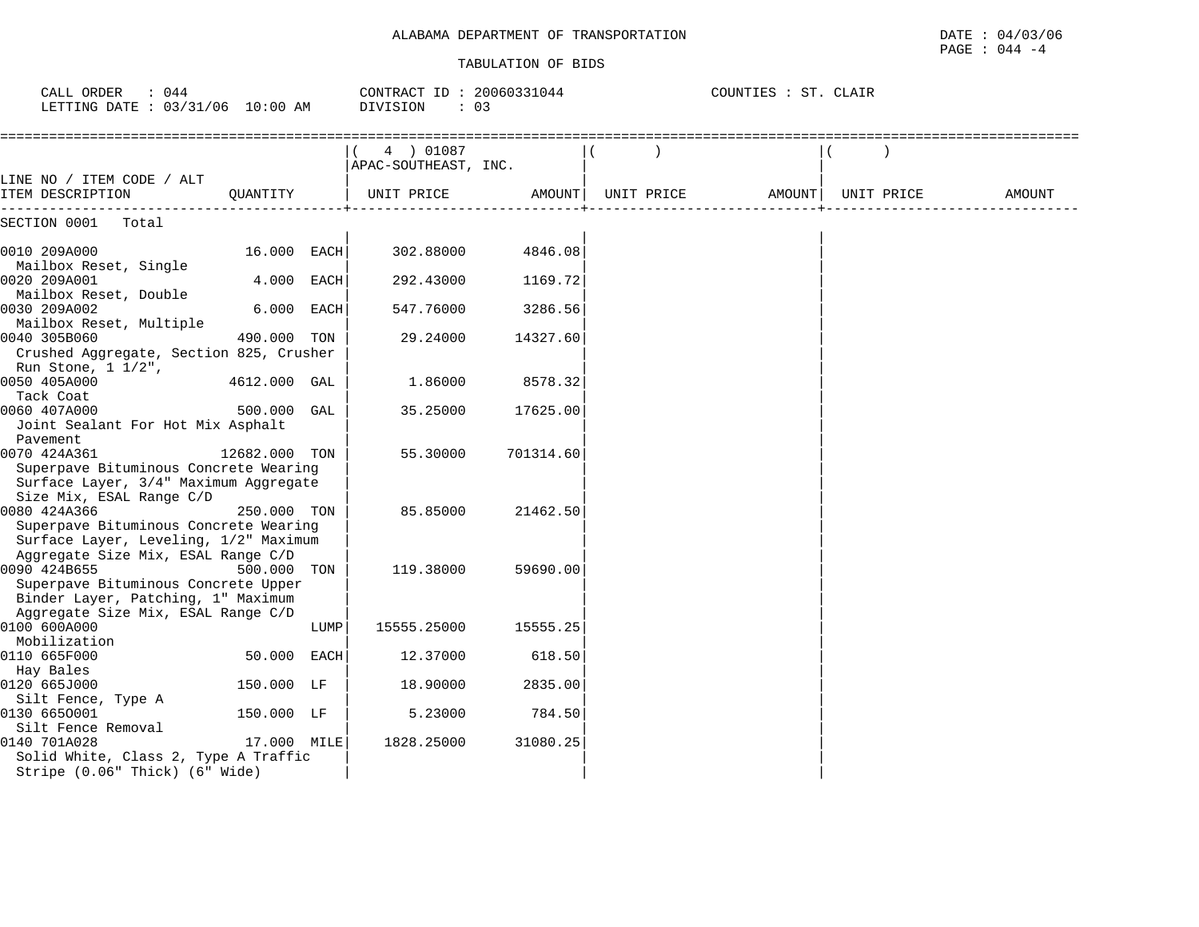ALABAMA DEPARTMENT OF TRANSPORTATION

DATE : 04/03/06

PAGE : 044 -4

TABULATION OF BIDS

CALL ORDER : 044 CONTRACT ID : 20060331044 COUNTIES : ST. CLAIR

LETTING DATE : 03/31/06 10:00 AM DIVISION : 03

| LINE NO / ITEM CODE / ALT ITEM DESCRIPTION | QUANTITY | ( 4 ) 01087 APAC-SOUTHEAST, INC. UNIT PRICE | AMOUNT | ( ) UNIT PRICE | AMOUNT | ( ) UNIT PRICE | AMOUNT |
|---|---|---|---|---|---|---|---|
| SECTION 0001 Total | | | | | | | |
| 0010 209A000 Mailbox Reset, Single | 16.000 EACH | 302.88000 | 4846.08 | | | | |
| 0020 209A001 Mailbox Reset, Double | 4.000 EACH | 292.43000 | 1169.72 | | | | |
| 0030 209A002 Mailbox Reset, Multiple | 6.000 EACH | 547.76000 | 3286.56 | | | | |
| 0040 305B060 Crushed Aggregate, Section 825, Crusher Run Stone, 1 1/2", | 490.000 TON | 29.24000 | 14327.60 | | | | |
| 0050 405A000 Tack Coat | 4612.000 GAL | 1.86000 | 8578.32 | | | | |
| 0060 407A000 Joint Sealant For Hot Mix Asphalt Pavement | 500.000 GAL | 35.25000 | 17625.00 | | | | |
| 0070 424A361 Superpave Bituminous Concrete Wearing Surface Layer, 3/4" Maximum Aggregate Size Mix, ESAL Range C/D | 12682.000 TON | 55.30000 | 701314.60 | | | | |
| 0080 424A366 Superpave Bituminous Concrete Wearing Surface Layer, Leveling, 1/2" Maximum Aggregate Size Mix, ESAL Range C/D | 250.000 TON | 85.85000 | 21462.50 | | | | |
| 0090 424B655 Superpave Bituminous Concrete Upper Binder Layer, Patching, 1" Maximum Aggregate Size Mix, ESAL Range C/D | 500.000 TON | 119.38000 | 59690.00 | | | | |
| 0100 600A000 Mobilization | LUMP | 15555.25000 | 15555.25 | | | | |
| 0110 665F000 Hay Bales | 50.000 EACH | 12.37000 | 618.50 | | | | |
| 0120 665J000 Silt Fence, Type A | 150.000 LF | 18.90000 | 2835.00 | | | | |
| 0130 665O001 Silt Fence Removal | 150.000 LF | 5.23000 | 784.50 | | | | |
| 0140 701A028 Solid White, Class 2, Type A Traffic Stripe (0.06" Thick) (6" Wide) | 17.000 MILE | 1828.25000 | 31080.25 | | | | |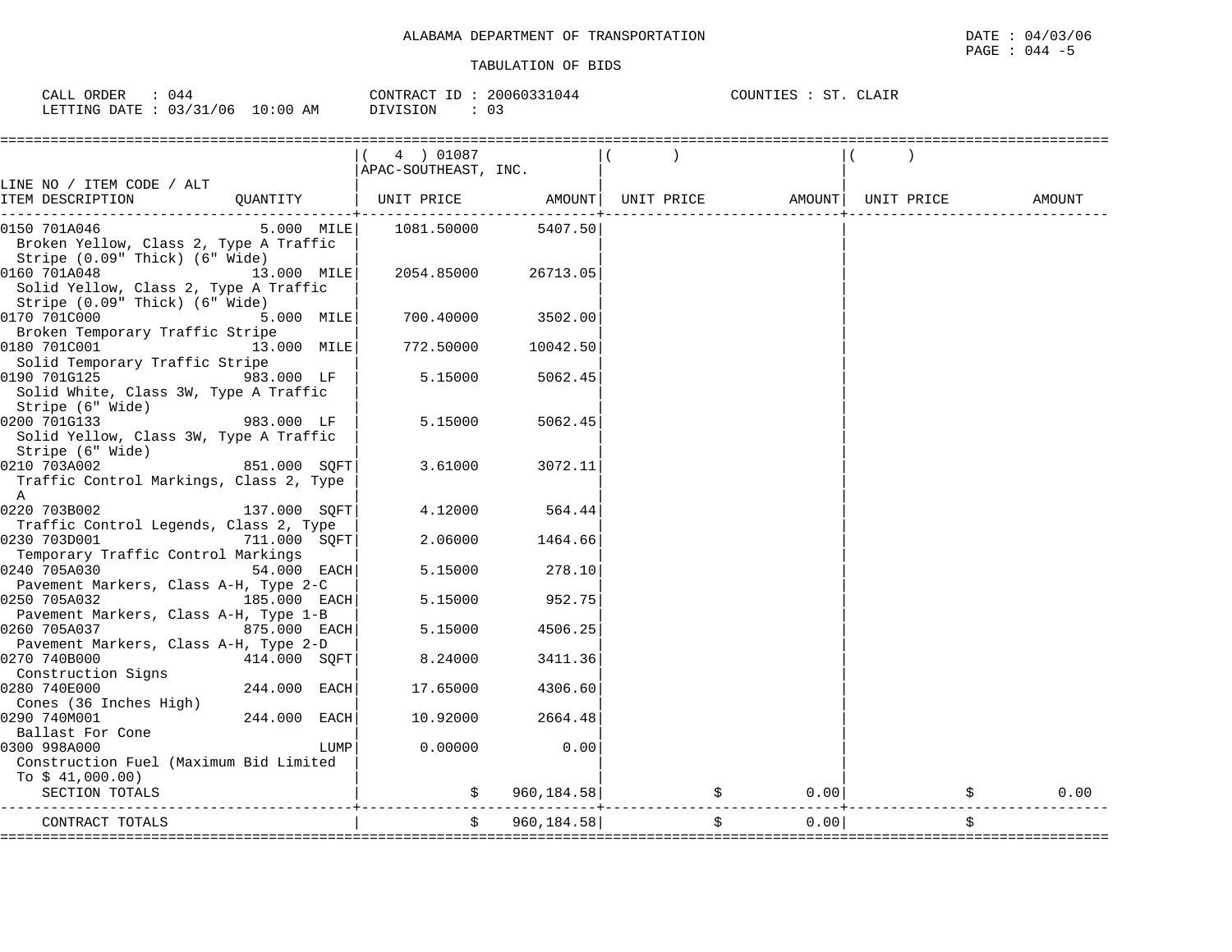ALABAMA DEPARTMENT OF TRANSPORTATION

TABULATION OF BIDS

DATE : 04/03/06
PAGE : 044 -5

CALL ORDER : 044 CONTRACT ID : 20060331044 COUNTIES : ST. CLAIR
LETTING DATE : 03/31/06 10:00 AM DIVISION : 03

| LINE NO / ITEM CODE / ALT ITEM DESCRIPTION | QUANTITY | ( 4 ) 01087 APAC-SOUTHEAST, INC. UNIT PRICE | AMOUNT | ( ) UNIT PRICE | AMOUNT | ( ) UNIT PRICE | AMOUNT |
|---|---|---|---|---|---|---|---|
| 0150 701A046 Broken Yellow, Class 2, Type A Traffic Stripe (0.09" Thick) (6" Wide) | 5.000 MILE | 1081.50000 | 5407.50 | | | | |
| 0160 701A048 Solid Yellow, Class 2, Type A Traffic Stripe (0.09" Thick) (6" Wide) | 13.000 MILE | 2054.85000 | 26713.05 | | | | |
| 0170 701C000 Broken Temporary Traffic Stripe | 5.000 MILE | 700.40000 | 3502.00 | | | | |
| 0180 701C001 Solid Temporary Traffic Stripe | 13.000 MILE | 772.50000 | 10042.50 | | | | |
| 0190 701G125 Solid White, Class 3W, Type A Traffic Stripe (6" Wide) | 983.000 LF | 5.15000 | 5062.45 | | | | |
| 0200 701G133 Solid Yellow, Class 3W, Type A Traffic Stripe (6" Wide) | 983.000 LF | 5.15000 | 5062.45 | | | | |
| 0210 703A002 Traffic Control Markings, Class 2, Type A | 851.000 SQFT | 3.61000 | 3072.11 | | | | |
| 0220 703B002 Traffic Control Legends, Class 2, Type | 137.000 SQFT | 4.12000 | 564.44 | | | | |
| 0230 703D001 Temporary Traffic Control Markings | 711.000 SQFT | 2.06000 | 1464.66 | | | | |
| 0240 705A030 Pavement Markers, Class A-H, Type 2-C | 54.000 EACH | 5.15000 | 278.10 | | | | |
| 0250 705A032 Pavement Markers, Class A-H, Type 1-B | 185.000 EACH | 5.15000 | 952.75 | | | | |
| 0260 705A037 Pavement Markers, Class A-H, Type 2-D | 875.000 EACH | 5.15000 | 4506.25 | | | | |
| 0270 740B000 Construction Signs | 414.000 SQFT | 8.24000 | 3411.36 | | | | |
| 0280 740E000 Cones (36 Inches High) | 244.000 EACH | 17.65000 | 4306.60 | | | | |
| 0290 740M001 Ballast For Cone | 244.000 EACH | 10.92000 | 2664.48 | | | | |
| 0300 998A000 Construction Fuel (Maximum Bid Limited To $ 41,000.00) | LUMP | 0.00000 | 0.00 | | | | |
| SECTION TOTALS | | $ | 960,184.58 | $ | 0.00 | $ | 0.00 |
| CONTRACT TOTALS | | $ | 960,184.58 | $ | 0.00 | $ | |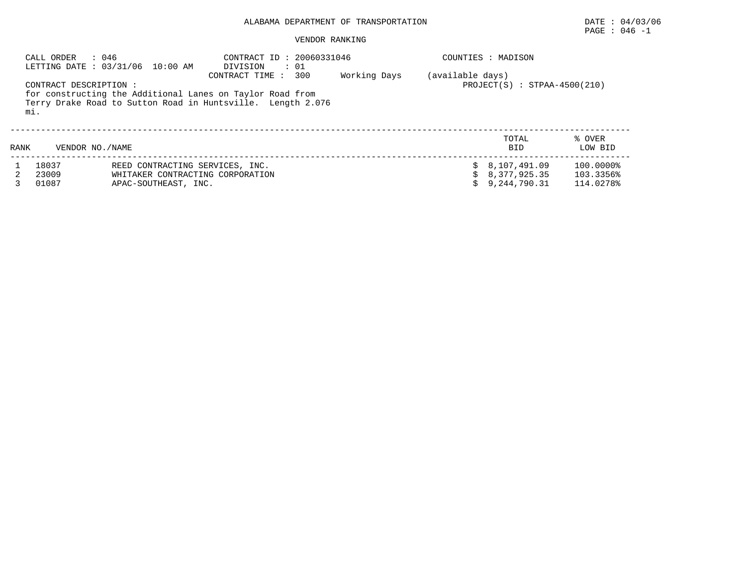ALABAMA DEPARTMENT OF TRANSPORTATION

DATE : 04/03/06

PAGE : 046 -1

VENDOR RANKING

CALL ORDER : 046
LETTING DATE : 03/31/06 10:00 AM

CONTRACT ID : 20060331046
DIVISION : 01
CONTRACT TIME : 300 Working Days (available days)

COUNTIES : MADISON

PROJECT(S) : STPAA-4500(210)

CONTRACT DESCRIPTION :
for constructing the Additional Lanes on Taylor Road from Terry Drake Road to Sutton Road in Huntsville. Length 2.076 mi.

| RANK | VENDOR NO./NAME | | TOTAL BID | % OVER LOW BID |
|---|---|---|---|---|
| 1 | 18037 | REED CONTRACTING SERVICES, INC. | $ 8,107,491.09 | 100.0000% |
| 2 | 23009 | WHITAKER CONTRACTING CORPORATION | $ 8,377,925.35 | 103.3356% |
| 3 | 01087 | APAC-SOUTHEAST, INC. | $ 9,244,790.31 | 114.0278% |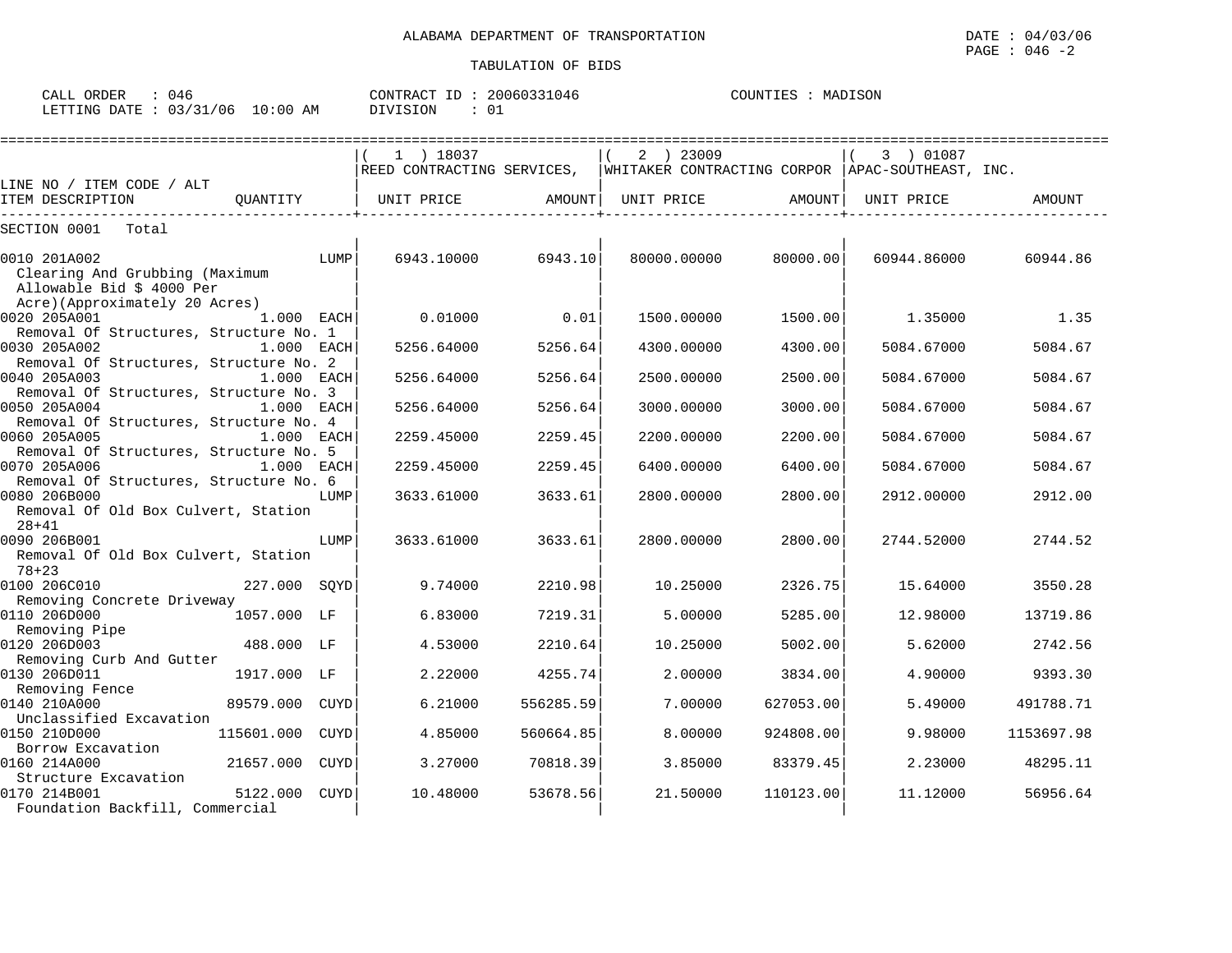ALABAMA DEPARTMENT OF TRANSPORTATION

TABULATION OF BIDS

DATE : 04/03/06
PAGE : 046 -2

CALL ORDER : 046
LETTING DATE : 03/31/06 10:00 AM

CONTRACT ID : 20060331046
DIVISION : 01

COUNTIES : MADISON

| LINE NO / ITEM CODE / ALT ITEM DESCRIPTION | QUANTITY | (1) 18037 REED CONTRACTING SERVICES, UNIT PRICE | AMOUNT | (2) 23009 WHITAKER CONTRACTING CORPOR UNIT PRICE | AMOUNT | (3) 01087 APAC-SOUTHEAST, INC. UNIT PRICE | AMOUNT |
|---|---|---|---|---|---|---|---|
| SECTION 0001 Total | | | | | | | |
| 0010 201A002 Clearing And Grubbing (Maximum Allowable Bid $ 4000 Per Acre)(Approximately 20 Acres) | LUMP | 6943.10000 | 6943.10 | 80000.00000 | 80000.00 | 60944.86000 | 60944.86 |
| 0020 205A001 Removal Of Structures, Structure No. 1 | 1.000 EACH | 0.01000 | 0.01 | 1500.00000 | 1500.00 | 1.35000 | 1.35 |
| 0030 205A002 Removal Of Structures, Structure No. 2 | 1.000 EACH | 5256.64000 | 5256.64 | 4300.00000 | 4300.00 | 5084.67000 | 5084.67 |
| 0040 205A003 Removal Of Structures, Structure No. 3 | 1.000 EACH | 5256.64000 | 5256.64 | 2500.00000 | 2500.00 | 5084.67000 | 5084.67 |
| 0050 205A004 Removal Of Structures, Structure No. 4 | 1.000 EACH | 5256.64000 | 5256.64 | 3000.00000 | 3000.00 | 5084.67000 | 5084.67 |
| 0060 205A005 Removal Of Structures, Structure No. 5 | 1.000 EACH | 2259.45000 | 2259.45 | 2200.00000 | 2200.00 | 5084.67000 | 5084.67 |
| 0070 205A006 Removal Of Structures, Structure No. 6 | 1.000 EACH | 2259.45000 | 2259.45 | 6400.00000 | 6400.00 | 5084.67000 | 5084.67 |
| 0080 206B000 Removal Of Old Box Culvert, Station 28+41 | LUMP | 3633.61000 | 3633.61 | 2800.00000 | 2800.00 | 2912.00000 | 2912.00 |
| 0090 206B001 Removal Of Old Box Culvert, Station 78+23 | LUMP | 3633.61000 | 3633.61 | 2800.00000 | 2800.00 | 2744.52000 | 2744.52 |
| 0100 206C010 Removing Concrete Driveway | 227.000 SQYD | 9.74000 | 2210.98 | 10.25000 | 2326.75 | 15.64000 | 3550.28 |
| 0110 206D000 Removing Pipe | 1057.000 LF | 6.83000 | 7219.31 | 5.00000 | 5285.00 | 12.98000 | 13719.86 |
| 0120 206D003 Removing Curb And Gutter | 488.000 LF | 4.53000 | 2210.64 | 10.25000 | 5002.00 | 5.62000 | 2742.56 |
| 0130 206D011 Removing Fence | 1917.000 LF | 2.22000 | 4255.74 | 2.00000 | 3834.00 | 4.90000 | 9393.30 |
| 0140 210A000 Unclassified Excavation | 89579.000 CUYD | 6.21000 | 556285.59 | 7.00000 | 627053.00 | 5.49000 | 491788.71 |
| 0150 210D000 Borrow Excavation | 115601.000 CUYD | 4.85000 | 560664.85 | 8.00000 | 924808.00 | 9.98000 | 1153697.98 |
| 0160 214A000 Structure Excavation | 21657.000 CUYD | 3.27000 | 70818.39 | 3.85000 | 83379.45 | 2.23000 | 48295.11 |
| 0170 214B001 Foundation Backfill, Commercial | 5122.000 CUYD | 10.48000 | 53678.56 | 21.50000 | 110123.00 | 11.12000 | 56956.64 |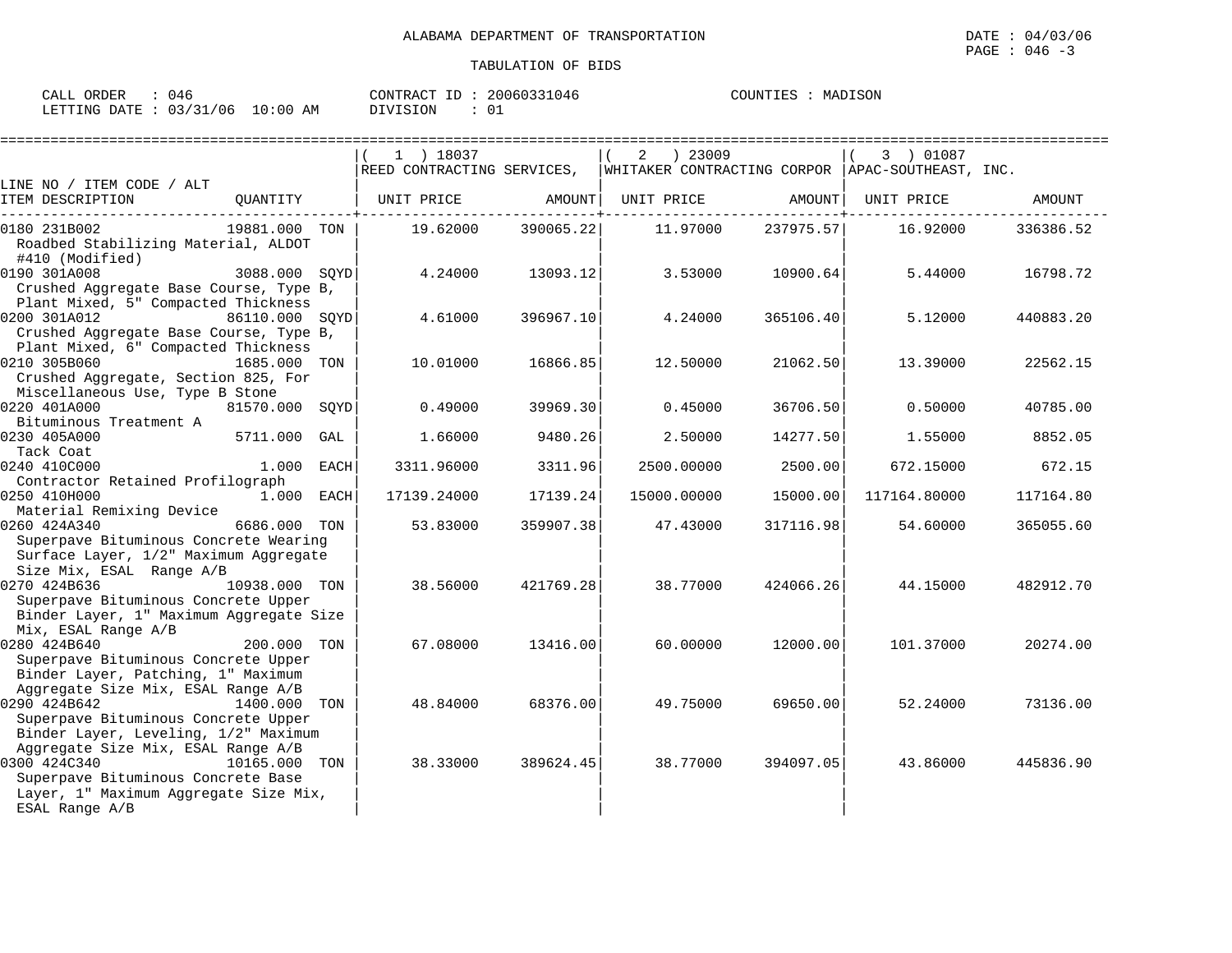ALABAMA DEPARTMENT OF TRANSPORTATION

TABULATION OF BIDS

DATE : 04/03/06

CALL ORDER : 046 CONTRACT ID : 20060331046 COUNTIES : MADISON
LETTING DATE : 03/31/06 10:00 AM DIVISION : 01

| LINE NO / ITEM CODE / ALT ITEM DESCRIPTION | QUANTITY | (1) 18037 REED CONTRACTING SERVICES, UNIT PRICE | AMOUNT | (2) 23009 WHITAKER CONTRACTING CORPOR UNIT PRICE | AMOUNT | (3) 01087 APAC-SOUTHEAST, INC. UNIT PRICE | AMOUNT |
|---|---|---|---|---|---|---|---|
| 0180 231B002 Roadbed Stabilizing Material, ALDOT #410 (Modified) | 19881.000 TON | 19.62000 | 390065.22 | 11.97000 | 237975.57 | 16.92000 | 336386.52 |
| 0190 301A008 Crushed Aggregate Base Course, Type B, Plant Mixed, 5" Compacted Thickness | 3088.000 SQYD | 4.24000 | 13093.12 | 3.53000 | 10900.64 | 5.44000 | 16798.72 |
| 0200 301A012 Crushed Aggregate Base Course, Type B, Plant Mixed, 6" Compacted Thickness | 86110.000 SQYD | 4.61000 | 396967.10 | 4.24000 | 365106.40 | 5.12000 | 440883.20 |
| 0210 305B060 Crushed Aggregate, Section 825, For Miscellaneous Use, Type B Stone | 1685.000 TON | 10.01000 | 16866.85 | 12.50000 | 21062.50 | 13.39000 | 22562.15 |
| 0220 401A000 Bituminous Treatment A | 81570.000 SQYD | 0.49000 | 39969.30 | 0.45000 | 36706.50 | 0.50000 | 40785.00 |
| 0230 405A000 Tack Coat | 5711.000 GAL | 1.66000 | 9480.26 | 2.50000 | 14277.50 | 1.55000 | 8852.05 |
| 0240 410C000 Contractor Retained Profilograph | 1.000 EACH | 3311.96000 | 3311.96 | 2500.00000 | 2500.00 | 672.15000 | 672.15 |
| 0250 410H000 Material Remixing Device | 1.000 EACH | 17139.24000 | 17139.24 | 15000.00000 | 15000.00 | 117164.80000 | 117164.80 |
| 0260 424A340 Superpave Bituminous Concrete Wearing Surface Layer, 1/2" Maximum Aggregate Size Mix, ESAL Range A/B | 6686.000 TON | 53.83000 | 359907.38 | 47.43000 | 317116.98 | 54.60000 | 365055.60 |
| 0270 424B636 Superpave Bituminous Concrete Upper Binder Layer, 1" Maximum Aggregate Size Mix, ESAL Range A/B | 10938.000 TON | 38.56000 | 421769.28 | 38.77000 | 424066.26 | 44.15000 | 482912.70 |
| 0280 424B640 Superpave Bituminous Concrete Upper Binder Layer, Patching, 1" Maximum Aggregate Size Mix, ESAL Range A/B | 200.000 TON | 67.08000 | 13416.00 | 60.00000 | 12000.00 | 101.37000 | 20274.00 |
| 0290 424B642 Superpave Bituminous Concrete Upper Binder Layer, Leveling, 1/2" Maximum Aggregate Size Mix, ESAL Range A/B | 1400.000 TON | 48.84000 | 68376.00 | 49.75000 | 69650.00 | 52.24000 | 73136.00 |
| 0300 424C340 Superpave Bituminous Concrete Base Layer, 1" Maximum Aggregate Size Mix, ESAL Range A/B | 10165.000 TON | 38.33000 | 389624.45 | 38.77000 | 394097.05 | 43.86000 | 445836.90 |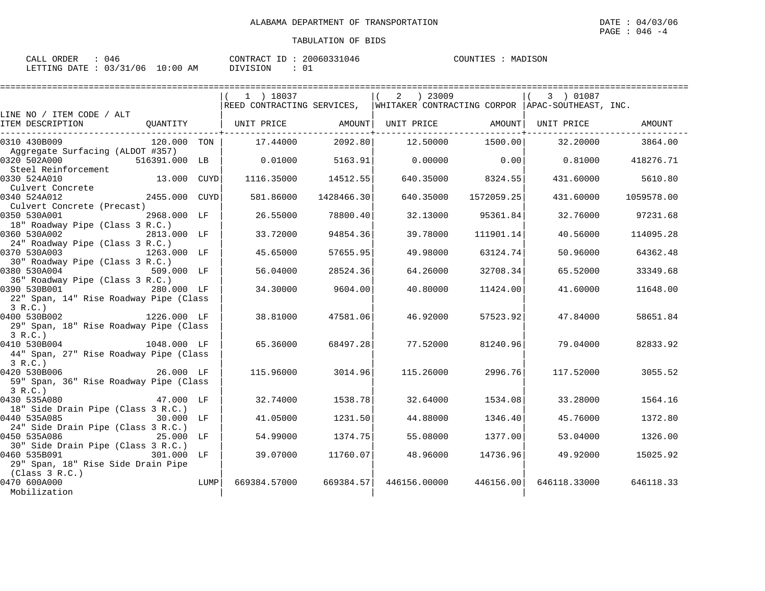ALABAMA DEPARTMENT OF TRANSPORTATION

DATE : 04/03/06

PAGE : 046 -4

TABULATION OF BIDS

CALL ORDER : 046 CONTRACT ID : 20060331046 COUNTIES : MADISON

LETTING DATE : 03/31/06 10:00 AM DIVISION : 01

| LINE NO / ITEM CODE / ALT ITEM DESCRIPTION | QUANTITY | | ( 1 ) 18037 REED CONTRACTING SERVICES, UNIT PRICE | AMOUNT | ( 2 ) 23009 WHITAKER CONTRACTING CORPOR UNIT PRICE | AMOUNT | ( 3 ) 01087 APAC-SOUTHEAST, INC. UNIT PRICE | AMOUNT |
|---|---|---|---|---|---|---|---|---|
| 0310 430B009 Aggregate Surfacing (ALDOT #357) | 120.000 | TON | 17.44000 | 2092.80 | 12.50000 | 1500.00 | 32.20000 | 3864.00 |
| 0320 502A000 Steel Reinforcement | 516391.000 | LB | 0.01000 | 5163.91 | 0.00000 | 0.00 | 0.81000 | 418276.71 |
| 0330 524A010 Culvert Concrete | 13.000 | CUYD | 1116.35000 | 14512.55 | 640.35000 | 8324.55 | 431.60000 | 5610.80 |
| 0340 524A012 Culvert Concrete (Precast) | 2455.000 | CUYD | 581.86000 | 1428466.30 | 640.35000 | 1572059.25 | 431.60000 | 1059578.00 |
| 0350 530A001 18" Roadway Pipe (Class 3 R.C.) | 2968.000 | LF | 26.55000 | 78800.40 | 32.13000 | 95361.84 | 32.76000 | 97231.68 |
| 0360 530A002 24" Roadway Pipe (Class 3 R.C.) | 2813.000 | LF | 33.72000 | 94854.36 | 39.78000 | 111901.14 | 40.56000 | 114095.28 |
| 0370 530A003 30" Roadway Pipe (Class 3 R.C.) | 1263.000 | LF | 45.65000 | 57655.95 | 49.98000 | 63124.74 | 50.96000 | 64362.48 |
| 0380 530A004 36" Roadway Pipe (Class 3 R.C.) | 509.000 | LF | 56.04000 | 28524.36 | 64.26000 | 32708.34 | 65.52000 | 33349.68 |
| 0390 530B001 22" Span, 14" Rise Roadway Pipe (Class 3 R.C.) | 280.000 | LF | 34.30000 | 9604.00 | 40.80000 | 11424.00 | 41.60000 | 11648.00 |
| 0400 530B002 29" Span, 18" Rise Roadway Pipe (Class 3 R.C.) | 1226.000 | LF | 38.81000 | 47581.06 | 46.92000 | 57523.92 | 47.84000 | 58651.84 |
| 0410 530B004 44" Span, 27" Rise Roadway Pipe (Class 3 R.C.) | 1048.000 | LF | 65.36000 | 68497.28 | 77.52000 | 81240.96 | 79.04000 | 82833.92 |
| 0420 530B006 59" Span, 36" Rise Roadway Pipe (Class 3 R.C.) | 26.000 | LF | 115.96000 | 3014.96 | 115.26000 | 2996.76 | 117.52000 | 3055.52 |
| 0430 535A080 18" Side Drain Pipe (Class 3 R.C.) | 47.000 | LF | 32.74000 | 1538.78 | 32.64000 | 1534.08 | 33.28000 | 1564.16 |
| 0440 535A085 24" Side Drain Pipe (Class 3 R.C.) | 30.000 | LF | 41.05000 | 1231.50 | 44.88000 | 1346.40 | 45.76000 | 1372.80 |
| 0450 535A086 30" Side Drain Pipe (Class 3 R.C.) | 25.000 | LF | 54.99000 | 1374.75 | 55.08000 | 1377.00 | 53.04000 | 1326.00 |
| 0460 535B091 29" Span, 18" Rise Side Drain Pipe (Class 3 R.C.) | 301.000 | LF | 39.07000 | 11760.07 | 48.96000 | 14736.96 | 49.92000 | 15025.92 |
| 0470 600A000 Mobilization | | LUMP | 669384.57000 | 669384.57 | 446156.00000 | 446156.00 | 646118.33000 | 646118.33 |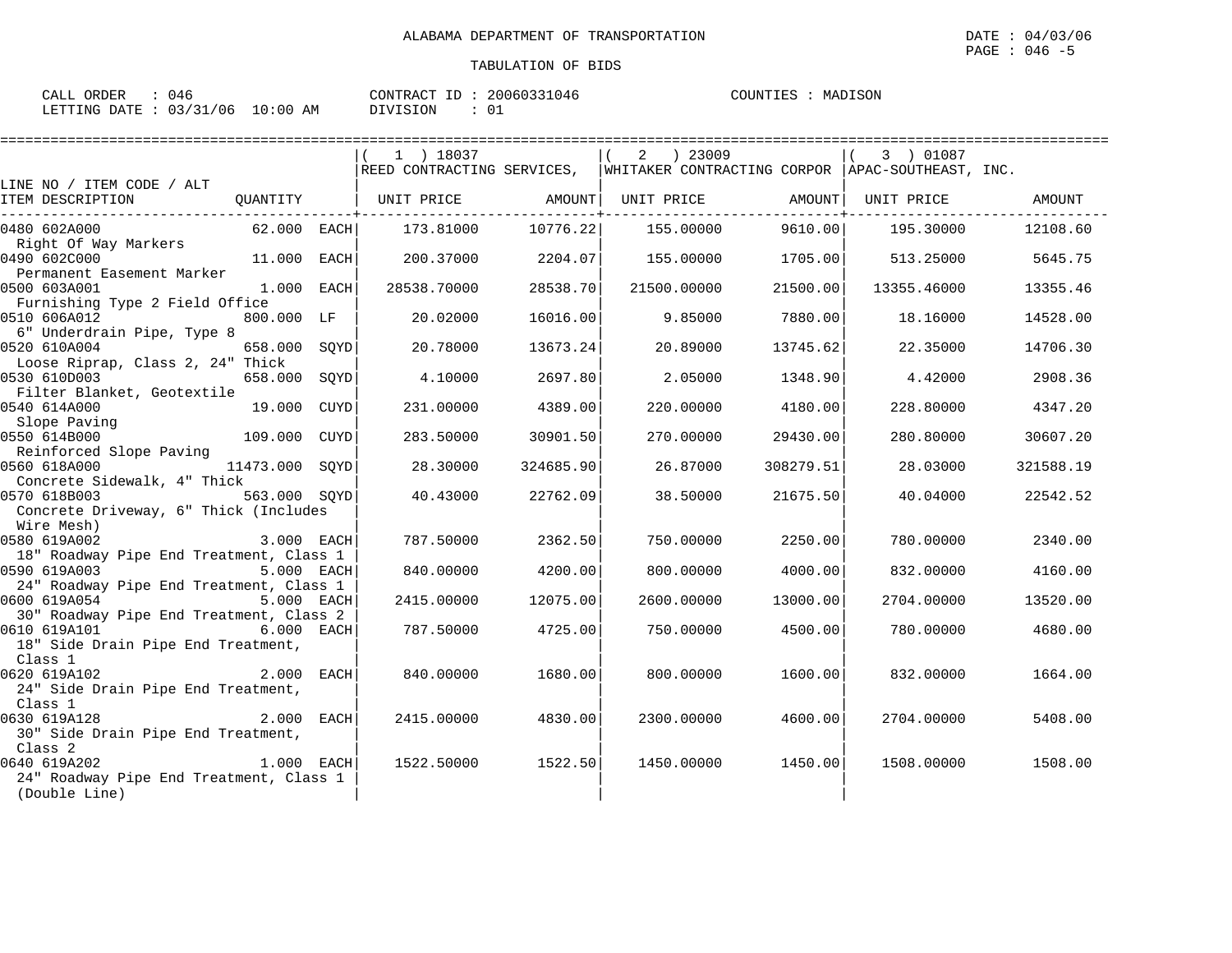ALABAMA DEPARTMENT OF TRANSPORTATION

DATE : 04/03/06

TABULATION OF BIDS

CALL ORDER : 046 &nbsp;&nbsp;&nbsp; CONTRACT ID : 20060331046 &nbsp;&nbsp;&nbsp; COUNTIES : MADISON

LETTING DATE : 03/31/06 10:00 AM &nbsp;&nbsp;&nbsp; DIVISION : 01

| LINE NO / ITEM CODE / ALT ITEM DESCRIPTION | QUANTITY | ( 1 ) 18037 REED CONTRACTING SERVICES, UNIT PRICE | AMOUNT | ( 2 ) 23009 WHITAKER CONTRACTING CORPOR UNIT PRICE | AMOUNT | ( 3 ) 01087 APAC-SOUTHEAST, INC. UNIT PRICE | AMOUNT |
|---|---|---|---|---|---|---|---|
| 0480 602A000 Right Of Way Markers | 62.000 EACH | 173.81000 | 10776.22 | 155.00000 | 9610.00 | 195.30000 | 12108.60 |
| 0490 602C000 Permanent Easement Marker | 11.000 EACH | 200.37000 | 2204.07 | 155.00000 | 1705.00 | 513.25000 | 5645.75 |
| 0500 603A001 Furnishing Type 2 Field Office | 1.000 EACH | 28538.70000 | 28538.70 | 21500.00000 | 21500.00 | 13355.46000 | 13355.46 |
| 0510 606A012 6" Underdrain Pipe, Type 8 | 800.000 LF | 20.02000 | 16016.00 | 9.85000 | 7880.00 | 18.16000 | 14528.00 |
| 0520 610A004 Loose Riprap, Class 2, 24" Thick | 658.000 SQYD | 20.78000 | 13673.24 | 20.89000 | 13745.62 | 22.35000 | 14706.30 |
| 0530 610D003 Filter Blanket, Geotextile | 658.000 SQYD | 4.10000 | 2697.80 | 2.05000 | 1348.90 | 4.42000 | 2908.36 |
| 0540 614A000 Slope Paving | 19.000 CUYD | 231.00000 | 4389.00 | 220.00000 | 4180.00 | 228.80000 | 4347.20 |
| 0550 614B000 Reinforced Slope Paving | 109.000 CUYD | 283.50000 | 30901.50 | 270.00000 | 29430.00 | 280.80000 | 30607.20 |
| 0560 618A000 Concrete Sidewalk, 4" Thick | 11473.000 SQYD | 28.30000 | 324685.90 | 26.87000 | 308279.51 | 28.03000 | 321588.19 |
| 0570 618B003 Concrete Driveway, 6" Thick (Includes Wire Mesh) | 563.000 SQYD | 40.43000 | 22762.09 | 38.50000 | 21675.50 | 40.04000 | 22542.52 |
| 0580 619A002 18" Roadway Pipe End Treatment, Class 1 | 3.000 EACH | 787.50000 | 2362.50 | 750.00000 | 2250.00 | 780.00000 | 2340.00 |
| 0590 619A003 24" Roadway Pipe End Treatment, Class 1 | 5.000 EACH | 840.00000 | 4200.00 | 800.00000 | 4000.00 | 832.00000 | 4160.00 |
| 0600 619A054 30" Roadway Pipe End Treatment, Class 2 | 5.000 EACH | 2415.00000 | 12075.00 | 2600.00000 | 13000.00 | 2704.00000 | 13520.00 |
| 0610 619A101 18" Side Drain Pipe End Treatment, Class 1 | 6.000 EACH | 787.50000 | 4725.00 | 750.00000 | 4500.00 | 780.00000 | 4680.00 |
| 0620 619A102 24" Side Drain Pipe End Treatment, Class 1 | 2.000 EACH | 840.00000 | 1680.00 | 800.00000 | 1600.00 | 832.00000 | 1664.00 |
| 0630 619A128 30" Side Drain Pipe End Treatment, Class 2 | 2.000 EACH | 2415.00000 | 4830.00 | 2300.00000 | 4600.00 | 2704.00000 | 5408.00 |
| 0640 619A202 24" Roadway Pipe End Treatment, Class 1 (Double Line) | 1.000 EACH | 1522.50000 | 1522.50 | 1450.00000 | 1450.00 | 1508.00000 | 1508.00 |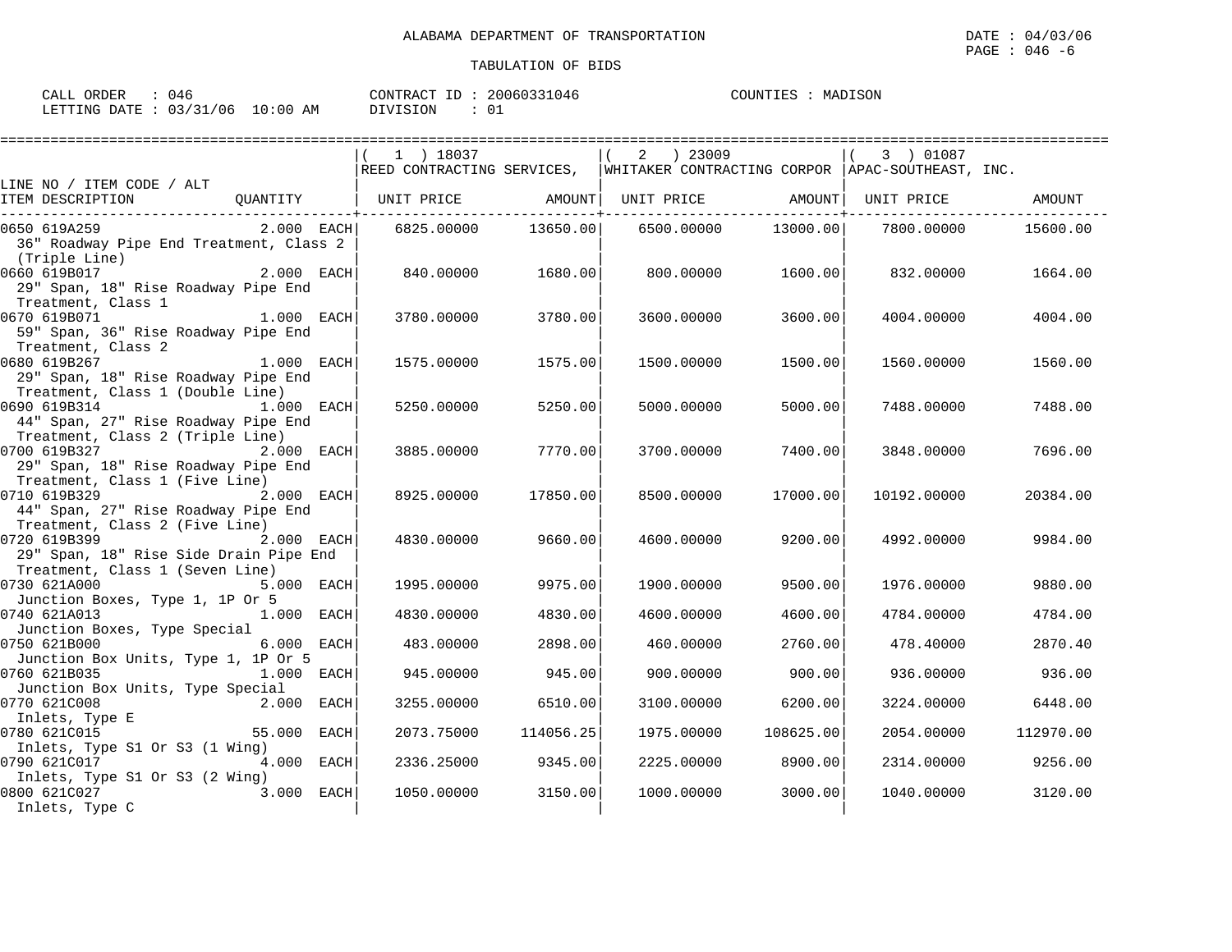ALABAMA DEPARTMENT OF TRANSPORTATION

TABULATION OF BIDS

DATE : 04/03/06
PAGE : 046 -6

CALL ORDER : 046
LETTING DATE : 03/31/06 10:00 AM

CONTRACT ID : 20060331046
DIVISION : 01

COUNTIES : MADISON

| LINE NO / ITEM CODE / ALT ITEM DESCRIPTION | QUANTITY | ( 1 ) 18037 REED CONTRACTING SERVICES, UNIT PRICE | AMOUNT | ( 2 ) 23009 WHITAKER CONTRACTING CORPOR UNIT PRICE | AMOUNT | ( 3 ) 01087 APAC-SOUTHEAST, INC. UNIT PRICE | AMOUNT |
|---|---|---|---|---|---|---|---|
| 0650 619A259 36" Roadway Pipe End Treatment, Class 2 (Triple Line) | 2.000 EACH | 6825.00000 | 13650.00 | 6500.00000 | 13000.00 | 7800.00000 | 15600.00 |
| 0660 619B017 29" Span, 18" Rise Roadway Pipe End Treatment, Class 1 | 2.000 EACH | 840.00000 | 1680.00 | 800.00000 | 1600.00 | 832.00000 | 1664.00 |
| 0670 619B071 59" Span, 36" Rise Roadway Pipe End Treatment, Class 2 | 1.000 EACH | 3780.00000 | 3780.00 | 3600.00000 | 3600.00 | 4004.00000 | 4004.00 |
| 0680 619B267 29" Span, 18" Rise Roadway Pipe End Treatment, Class 1 (Double Line) | 1.000 EACH | 1575.00000 | 1575.00 | 1500.00000 | 1500.00 | 1560.00000 | 1560.00 |
| 0690 619B314 44" Span, 27" Rise Roadway Pipe End Treatment, Class 2 (Triple Line) | 1.000 EACH | 5250.00000 | 5250.00 | 5000.00000 | 5000.00 | 7488.00000 | 7488.00 |
| 0700 619B327 29" Span, 18" Rise Roadway Pipe End Treatment, Class 1 (Five Line) | 2.000 EACH | 3885.00000 | 7770.00 | 3700.00000 | 7400.00 | 3848.00000 | 7696.00 |
| 0710 619B329 44" Span, 27" Rise Roadway Pipe End Treatment, Class 2 (Five Line) | 2.000 EACH | 8925.00000 | 17850.00 | 8500.00000 | 17000.00 | 10192.00000 | 20384.00 |
| 0720 619B399 29" Span, 18" Rise Side Drain Pipe End Treatment, Class 1 (Seven Line) | 2.000 EACH | 4830.00000 | 9660.00 | 4600.00000 | 9200.00 | 4992.00000 | 9984.00 |
| 0730 621A000 Junction Boxes, Type 1, 1P Or 5 | 5.000 EACH | 1995.00000 | 9975.00 | 1900.00000 | 9500.00 | 1976.00000 | 9880.00 |
| 0740 621A013 Junction Boxes, Type Special | 1.000 EACH | 4830.00000 | 4830.00 | 4600.00000 | 4600.00 | 4784.00000 | 4784.00 |
| 0750 621B000 Junction Box Units, Type 1, 1P Or 5 | 6.000 EACH | 483.00000 | 2898.00 | 460.00000 | 2760.00 | 478.40000 | 2870.40 |
| 0760 621B035 Junction Box Units, Type Special | 1.000 EACH | 945.00000 | 945.00 | 900.00000 | 900.00 | 936.00000 | 936.00 |
| 0770 621C008 Inlets, Type E | 2.000 EACH | 3255.00000 | 6510.00 | 3100.00000 | 6200.00 | 3224.00000 | 6448.00 |
| 0780 621C015 Inlets, Type S1 Or S3 (1 Wing) | 55.000 EACH | 2073.75000 | 114056.25 | 1975.00000 | 108625.00 | 2054.00000 | 112970.00 |
| 0790 621C017 Inlets, Type S1 Or S3 (2 Wing) | 4.000 EACH | 2336.25000 | 9345.00 | 2225.00000 | 8900.00 | 2314.00000 | 9256.00 |
| 0800 621C027 Inlets, Type C | 3.000 EACH | 1050.00000 | 3150.00 | 1000.00000 | 3000.00 | 1040.00000 | 3120.00 |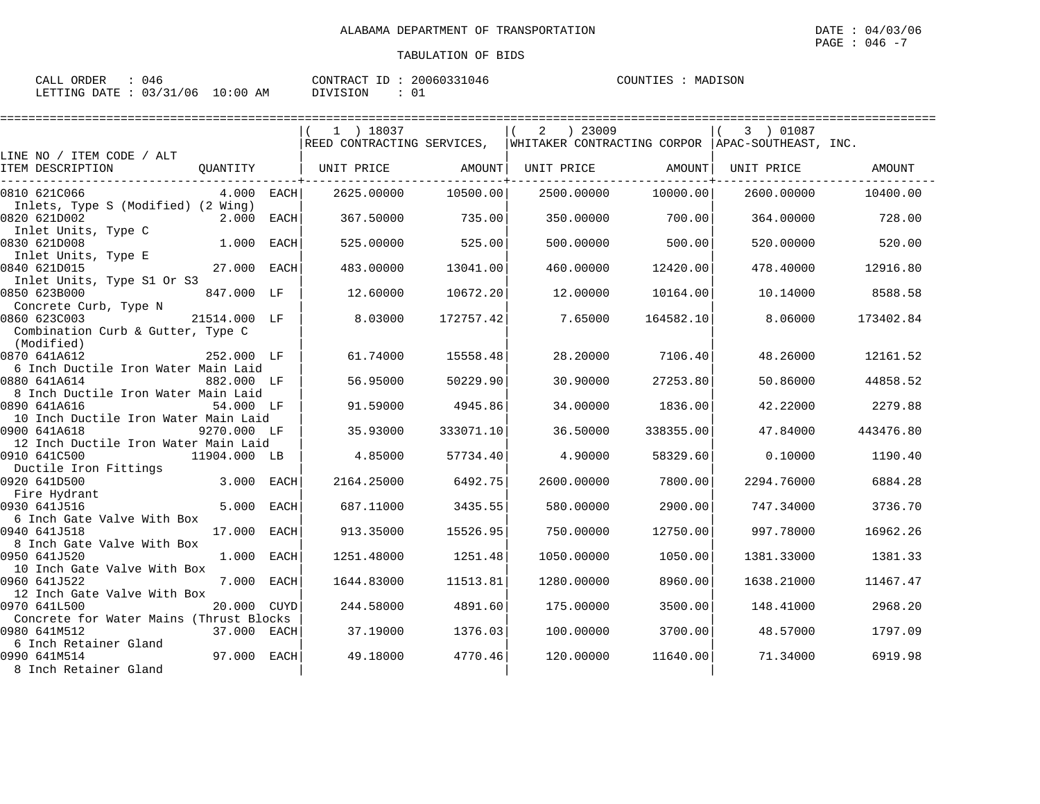ALABAMA DEPARTMENT OF TRANSPORTATION

TABULATION OF BIDS

DATE : 04/03/06
PAGE : 046 -7

CALL ORDER : 046
LETTING DATE : 03/31/06 10:00 AM

CONTRACT ID : 20060331046
DIVISION : 01

COUNTIES : MADISON

| LINE NO / ITEM CODE / ALT ITEM DESCRIPTION | QUANTITY | | (1) 18037 REED CONTRACTING SERVICES, UNIT PRICE | AMOUNT | (2) 23009 WHITAKER CONTRACTING CORPOR UNIT PRICE | AMOUNT | (3) 01087 APAC-SOUTHEAST, INC. UNIT PRICE | AMOUNT |
|---|---|---|---|---|---|---|---|---|
| 0810 621C066 Inlets, Type S (Modified) (2 Wing) | 4.000 | EACH | 2625.00000 | 10500.00 | 2500.00000 | 10000.00 | 2600.00000 | 10400.00 |
| 0820 621D002 Inlet Units, Type C | 2.000 | EACH | 367.50000 | 735.00 | 350.00000 | 700.00 | 364.00000 | 728.00 |
| 0830 621D008 Inlet Units, Type E | 1.000 | EACH | 525.00000 | 525.00 | 500.00000 | 500.00 | 520.00000 | 520.00 |
| 0840 621D015 Inlet Units, Type S1 Or S3 | 27.000 | EACH | 483.00000 | 13041.00 | 460.00000 | 12420.00 | 478.40000 | 12916.80 |
| 0850 623B000 Concrete Curb, Type N | 847.000 | LF | 12.60000 | 10672.20 | 12.00000 | 10164.00 | 10.14000 | 8588.58 |
| 0860 623C003 Combination Curb & Gutter, Type C (Modified) | 21514.000 | LF | 8.03000 | 172757.42 | 7.65000 | 164582.10 | 8.06000 | 173402.84 |
| 0870 641A612 6 Inch Ductile Iron Water Main Laid | 252.000 | LF | 61.74000 | 15558.48 | 28.20000 | 7106.40 | 48.26000 | 12161.52 |
| 0880 641A614 8 Inch Ductile Iron Water Main Laid | 882.000 | LF | 56.95000 | 50229.90 | 30.90000 | 27253.80 | 50.86000 | 44858.52 |
| 0890 641A616 10 Inch Ductile Iron Water Main Laid | 54.000 | LF | 91.59000 | 4945.86 | 34.00000 | 1836.00 | 42.22000 | 2279.88 |
| 0900 641A618 12 Inch Ductile Iron Water Main Laid | 9270.000 | LF | 35.93000 | 333071.10 | 36.50000 | 338355.00 | 47.84000 | 443476.80 |
| 0910 641C500 Ductile Iron Fittings | 11904.000 | LB | 4.85000 | 57734.40 | 4.90000 | 58329.60 | 0.10000 | 1190.40 |
| 0920 641D500 Fire Hydrant | 3.000 | EACH | 2164.25000 | 6492.75 | 2600.00000 | 7800.00 | 2294.76000 | 6884.28 |
| 0930 641J516 6 Inch Gate Valve With Box | 5.000 | EACH | 687.11000 | 3435.55 | 580.00000 | 2900.00 | 747.34000 | 3736.70 |
| 0940 641J518 8 Inch Gate Valve With Box | 17.000 | EACH | 913.35000 | 15526.95 | 750.00000 | 12750.00 | 997.78000 | 16962.26 |
| 0950 641J520 10 Inch Gate Valve With Box | 1.000 | EACH | 1251.48000 | 1251.48 | 1050.00000 | 1050.00 | 1381.33000 | 1381.33 |
| 0960 641J522 12 Inch Gate Valve With Box | 7.000 | EACH | 1644.83000 | 11513.81 | 1280.00000 | 8960.00 | 1638.21000 | 11467.47 |
| 0970 641L500 Concrete for Water Mains (Thrust Blocks | 20.000 | CUYD | 244.58000 | 4891.60 | 175.00000 | 3500.00 | 148.41000 | 2968.20 |
| 0980 641M512 6 Inch Retainer Gland | 37.000 | EACH | 37.19000 | 1376.03 | 100.00000 | 3700.00 | 48.57000 | 1797.09 |
| 0990 641M514 8 Inch Retainer Gland | 97.000 | EACH | 49.18000 | 4770.46 | 120.00000 | 11640.00 | 71.34000 | 6919.98 |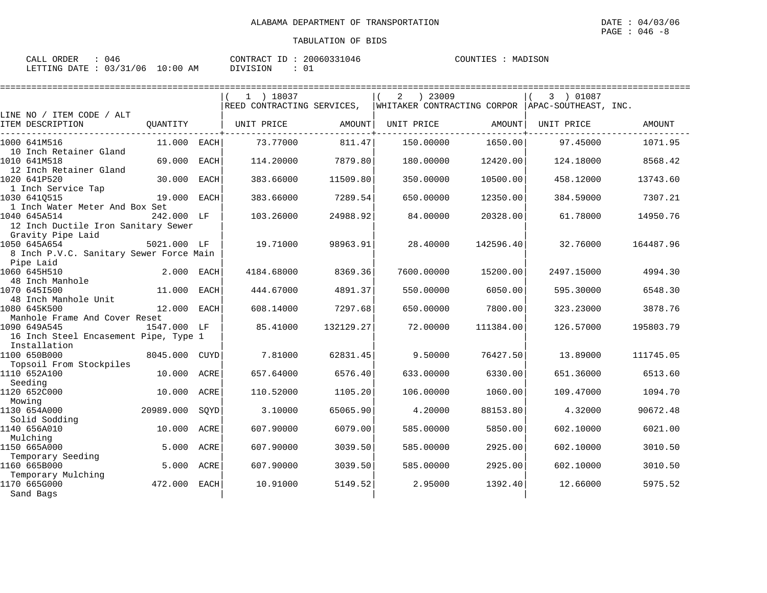ALABAMA DEPARTMENT OF TRANSPORTATION

DATE : 04/03/06
PAGE : 046 -8

TABULATION OF BIDS

CALL ORDER : 046
LETTING DATE : 03/31/06 10:00 AM

CONTRACT ID : 20060331046
DIVISION : 01

COUNTIES : MADISON

| LINE NO / ITEM CODE / ALT ITEM DESCRIPTION | QUANTITY | ( 1 ) 18037 REED CONTRACTING SERVICES, UNIT PRICE | AMOUNT | ( 2 ) 23009 WHITAKER CONTRACTING CORPOR UNIT PRICE | AMOUNT | ( 3 ) 01087 APAC-SOUTHEAST, INC. UNIT PRICE | AMOUNT |
|---|---|---|---|---|---|---|---|
| 1000 641M516 10 Inch Retainer Gland | 11.000 EACH | 73.77000 | 811.47 | 150.00000 | 1650.00 | 97.45000 | 1071.95 |
| 1010 641M518 12 Inch Retainer Gland | 69.000 EACH | 114.20000 | 7879.80 | 180.00000 | 12420.00 | 124.18000 | 8568.42 |
| 1020 641P520 1 Inch Service Tap | 30.000 EACH | 383.66000 | 11509.80 | 350.00000 | 10500.00 | 458.12000 | 13743.60 |
| 1030 641Q515 1 Inch Water Meter And Box Set | 19.000 EACH | 383.66000 | 7289.54 | 650.00000 | 12350.00 | 384.59000 | 7307.21 |
| 1040 645A514 12 Inch Ductile Iron Sanitary Sewer Gravity Pipe Laid | 242.000 LF | 103.26000 | 24988.92 | 84.00000 | 20328.00 | 61.78000 | 14950.76 |
| 1050 645A654 8 Inch P.V.C. Sanitary Sewer Force Main Pipe Laid | 5021.000 LF | 19.71000 | 98963.91 | 28.40000 | 142596.40 | 32.76000 | 164487.96 |
| 1060 645H510 48 Inch Manhole | 2.000 EACH | 4184.68000 | 8369.36 | 7600.00000 | 15200.00 | 2497.15000 | 4994.30 |
| 1070 645I500 48 Inch Manhole Unit | 11.000 EACH | 444.67000 | 4891.37 | 550.00000 | 6050.00 | 595.30000 | 6548.30 |
| 1080 645K500 Manhole Frame And Cover Reset | 12.000 EACH | 608.14000 | 7297.68 | 650.00000 | 7800.00 | 323.23000 | 3878.76 |
| 1090 649A545 16 Inch Steel Encasement Pipe, Type 1 Installation | 1547.000 LF | 85.41000 | 132129.27 | 72.00000 | 111384.00 | 126.57000 | 195803.79 |
| 1100 650B000 Topsoil From Stockpiles | 8045.000 CUYD | 7.81000 | 62831.45 | 9.50000 | 76427.50 | 13.89000 | 111745.05 |
| 1110 652A100 Seeding | 10.000 ACRE | 657.64000 | 6576.40 | 633.00000 | 6330.00 | 651.36000 | 6513.60 |
| 1120 652C000 Mowing | 10.000 ACRE | 110.52000 | 1105.20 | 106.00000 | 1060.00 | 109.47000 | 1094.70 |
| 1130 654A000 Solid Sodding | 20989.000 SQYD | 3.10000 | 65065.90 | 4.20000 | 88153.80 | 4.32000 | 90672.48 |
| 1140 656A010 Mulching | 10.000 ACRE | 607.90000 | 6079.00 | 585.00000 | 5850.00 | 602.10000 | 6021.00 |
| 1150 665A000 Temporary Seeding | 5.000 ACRE | 607.90000 | 3039.50 | 585.00000 | 2925.00 | 602.10000 | 3010.50 |
| 1160 665B000 Temporary Mulching | 5.000 ACRE | 607.90000 | 3039.50 | 585.00000 | 2925.00 | 602.10000 | 3010.50 |
| 1170 665G000 Sand Bags | 472.000 EACH | 10.91000 | 5149.52 | 2.95000 | 1392.40 | 12.66000 | 5975.52 |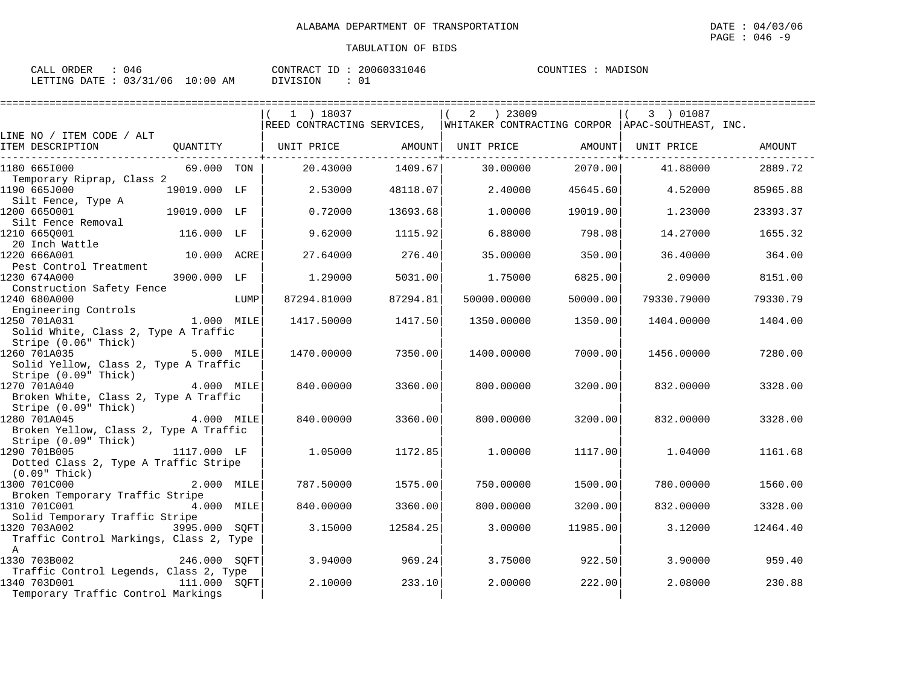ALABAMA DEPARTMENT OF TRANSPORTATION

DATE : 04/03/06

TABULATION OF BIDS

CALL ORDER : 046 CONTRACT ID : 20060331046 COUNTIES : MADISON
LETTING DATE : 03/31/06 10:00 AM DIVISION : 01

| LINE NO / ITEM CODE / ALT ITEM DESCRIPTION | QUANTITY | (1) 18037 REED CONTRACTING SERVICES, UNIT PRICE | AMOUNT | (2) 23009 WHITAKER CONTRACTING CORPOR UNIT PRICE | AMOUNT | (3) 01087 APAC-SOUTHEAST, INC. UNIT PRICE | AMOUNT |
|---|---|---|---|---|---|---|---|
| 1180 665I000 Temporary Riprap, Class 2 | 69.000 TON | 20.43000 | 1409.67 | 30.00000 | 2070.00 | 41.88000 | 2889.72 |
| 1190 665J000 Silt Fence, Type A | 19019.000 LF | 2.53000 | 48118.07 | 2.40000 | 45645.60 | 4.52000 | 85965.88 |
| 1200 665O001 Silt Fence Removal | 19019.000 LF | 0.72000 | 13693.68 | 1.00000 | 19019.00 | 1.23000 | 23393.37 |
| 1210 665Q001 20 Inch Wattle | 116.000 LF | 9.62000 | 1115.92 | 6.88000 | 798.08 | 14.27000 | 1655.32 |
| 1220 666A001 Pest Control Treatment | 10.000 ACRE | 27.64000 | 276.40 | 35.00000 | 350.00 | 36.40000 | 364.00 |
| 1230 674A000 Construction Safety Fence | 3900.000 LF | 1.29000 | 5031.00 | 1.75000 | 6825.00 | 2.09000 | 8151.00 |
| 1240 680A000 Engineering Controls | LUMP | 87294.81000 | 87294.81 | 50000.00000 | 50000.00 | 79330.79000 | 79330.79 |
| 1250 701A031 Solid White, Class 2, Type A Traffic Stripe (0.06" Thick) | 1.000 MILE | 1417.50000 | 1417.50 | 1350.00000 | 1350.00 | 1404.00000 | 1404.00 |
| 1260 701A035 Solid Yellow, Class 2, Type A Traffic Stripe (0.09" Thick) | 5.000 MILE | 1470.00000 | 7350.00 | 1400.00000 | 7000.00 | 1456.00000 | 7280.00 |
| 1270 701A040 Broken White, Class 2, Type A Traffic Stripe (0.09" Thick) | 4.000 MILE | 840.00000 | 3360.00 | 800.00000 | 3200.00 | 832.00000 | 3328.00 |
| 1280 701A045 Broken Yellow, Class 2, Type A Traffic Stripe (0.09" Thick) | 4.000 MILE | 840.00000 | 3360.00 | 800.00000 | 3200.00 | 832.00000 | 3328.00 |
| 1290 701B005 Dotted Class 2, Type A Traffic Stripe (0.09" Thick) | 1117.000 LF | 1.05000 | 1172.85 | 1.00000 | 1117.00 | 1.04000 | 1161.68 |
| 1300 701C000 Broken Temporary Traffic Stripe | 2.000 MILE | 787.50000 | 1575.00 | 750.00000 | 1500.00 | 780.00000 | 1560.00 |
| 1310 701C001 Solid Temporary Traffic Stripe | 4.000 MILE | 840.00000 | 3360.00 | 800.00000 | 3200.00 | 832.00000 | 3328.00 |
| 1320 703A002 Traffic Control Markings, Class 2, Type A | 3995.000 SQFT | 3.15000 | 12584.25 | 3.00000 | 11985.00 | 3.12000 | 12464.40 |
| 1330 703B002 Traffic Control Legends, Class 2, Type | 246.000 SQFT | 3.94000 | 969.24 | 3.75000 | 922.50 | 3.90000 | 959.40 |
| 1340 703D001 Temporary Traffic Control Markings | 111.000 SQFT | 2.10000 | 233.10 | 2.00000 | 222.00 | 2.08000 | 230.88 |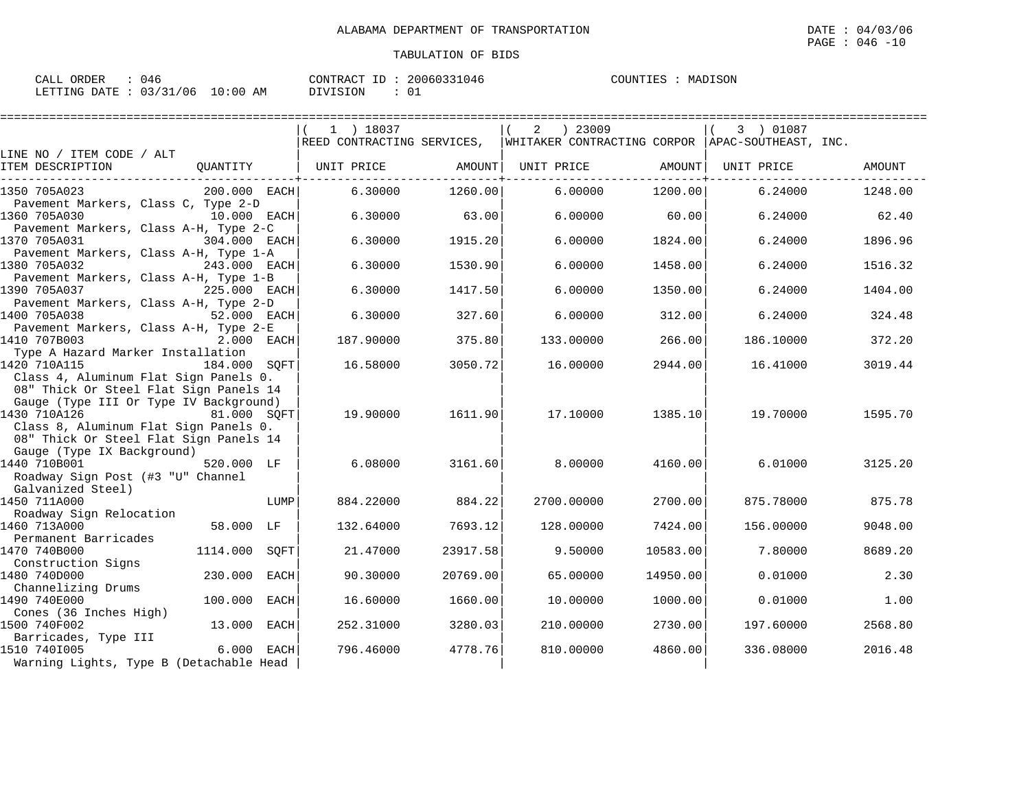ALABAMA DEPARTMENT OF TRANSPORTATION

DATE : 04/03/06

TABULATION OF BIDS

CALL ORDER : 046 &nbsp;&nbsp;&nbsp; CONTRACT ID : 20060331046 &nbsp;&nbsp;&nbsp; COUNTIES : MADISON

LETTING DATE : 03/31/06 10:00 AM &nbsp;&nbsp;&nbsp; DIVISION : 01

| LINE NO / ITEM CODE / ALT / ITEM DESCRIPTION | QUANTITY | (1) 18037 REED CONTRACTING SERVICES, UNIT PRICE | AMOUNT | (2) 23009 WHITAKER CONTRACTING CORPOR UNIT PRICE | AMOUNT | (3) 01087 APAC-SOUTHEAST, INC. UNIT PRICE | AMOUNT |
|---|---|---|---|---|---|---|---|
| 1350 705A023 Pavement Markers, Class C, Type 2-D | 200.000 EACH | 6.30000 | 1260.00 | 6.00000 | 1200.00 | 6.24000 | 1248.00 |
| 1360 705A030 Pavement Markers, Class A-H, Type 2-C | 10.000 EACH | 6.30000 | 63.00 | 6.00000 | 60.00 | 6.24000 | 62.40 |
| 1370 705A031 Pavement Markers, Class A-H, Type 1-A | 304.000 EACH | 6.30000 | 1915.20 | 6.00000 | 1824.00 | 6.24000 | 1896.96 |
| 1380 705A032 Pavement Markers, Class A-H, Type 1-B | 243.000 EACH | 6.30000 | 1530.90 | 6.00000 | 1458.00 | 6.24000 | 1516.32 |
| 1390 705A037 Pavement Markers, Class A-H, Type 2-D | 225.000 EACH | 6.30000 | 1417.50 | 6.00000 | 1350.00 | 6.24000 | 1404.00 |
| 1400 705A038 Pavement Markers, Class A-H, Type 2-E | 52.000 EACH | 6.30000 | 327.60 | 6.00000 | 312.00 | 6.24000 | 324.48 |
| 1410 707B003 Type A Hazard Marker Installation | 2.000 EACH | 187.90000 | 375.80 | 133.00000 | 266.00 | 186.10000 | 372.20 |
| 1420 710A115 Class 4, Aluminum Flat Sign Panels 0. 08" Thick Or Steel Flat Sign Panels 14 Gauge (Type III Or Type IV Background) | 184.000 SQFT | 16.58000 | 3050.72 | 16.00000 | 2944.00 | 16.41000 | 3019.44 |
| 1430 710A126 Class 8, Aluminum Flat Sign Panels 0. 08" Thick Or Steel Flat Sign Panels 14 Gauge (Type IX Background) | 81.000 SQFT | 19.90000 | 1611.90 | 17.10000 | 1385.10 | 19.70000 | 1595.70 |
| 1440 710B001 Roadway Sign Post (#3 "U" Channel Galvanized Steel) | 520.000 LF | 6.08000 | 3161.60 | 8.00000 | 4160.00 | 6.01000 | 3125.20 |
| 1450 711A000 Roadway Sign Relocation | LUMP | 884.22000 | 884.22 | 2700.00000 | 2700.00 | 875.78000 | 875.78 |
| 1460 713A000 Permanent Barricades | 58.000 LF | 132.64000 | 7693.12 | 128.00000 | 7424.00 | 156.00000 | 9048.00 |
| 1470 740B000 Construction Signs | 1114.000 SQFT | 21.47000 | 23917.58 | 9.50000 | 10583.00 | 7.80000 | 8689.20 |
| 1480 740D000 Channelizing Drums | 230.000 EACH | 90.30000 | 20769.00 | 65.00000 | 14950.00 | 0.01000 | 2.30 |
| 1490 740E000 Cones (36 Inches High) | 100.000 EACH | 16.60000 | 1660.00 | 10.00000 | 1000.00 | 0.01000 | 1.00 |
| 1500 740F002 Barricades, Type III | 13.000 EACH | 252.31000 | 3280.03 | 210.00000 | 2730.00 | 197.60000 | 2568.80 |
| 1510 740I005 Warning Lights, Type B (Detachable Head | 6.000 EACH | 796.46000 | 4778.76 | 810.00000 | 4860.00 | 336.08000 | 2016.48 |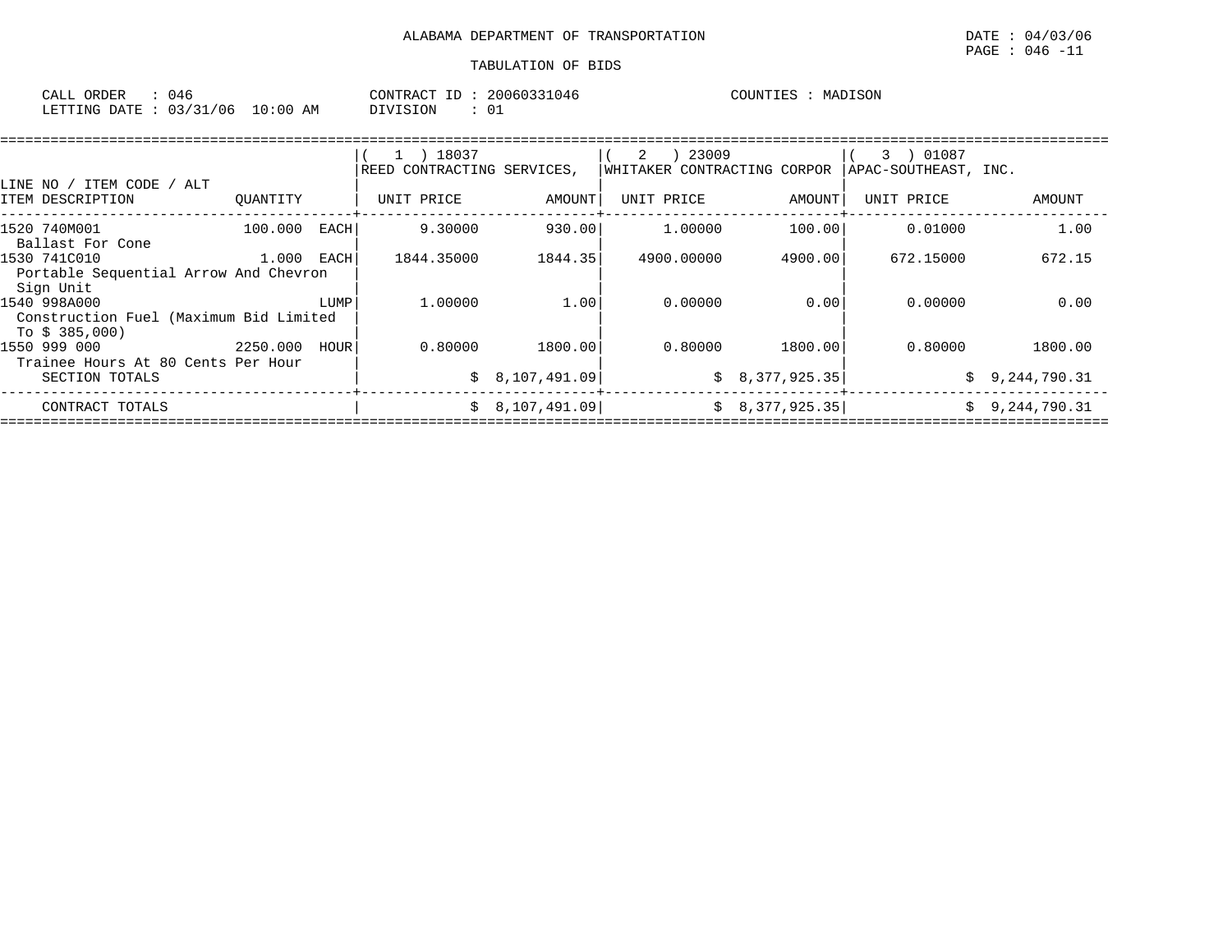ALABAMA DEPARTMENT OF TRANSPORTATION

DATE : 04/03/06

TABULATION OF BIDS

CALL ORDER : 046 CONTRACT ID : 20060331046 COUNTIES : MADISON

LETTING DATE : 03/31/06 10:00 AM DIVISION : 01

| LINE NO / ITEM CODE / ALT ITEM DESCRIPTION | QUANTITY | ( 1 ) 18037 REED CONTRACTING SERVICES, UNIT PRICE | AMOUNT | ( 2 ) 23009 WHITAKER CONTRACTING CORPOR UNIT PRICE | AMOUNT | ( 3 ) 01087 APAC-SOUTHEAST, INC. UNIT PRICE | AMOUNT |
|---|---|---|---|---|---|---|---|
| 1520 740M001 Ballast For Cone | 100.000 EACH | 9.30000 | 930.00 | 1.00000 | 100.00 | 0.01000 | 1.00 |
| 1530 741C010 Portable Sequential Arrow And Chevron Sign Unit | 1.000 EACH | 1844.35000 | 1844.35 | 4900.00000 | 4900.00 | 672.15000 | 672.15 |
| 1540 998A000 Construction Fuel (Maximum Bid Limited To $ 385,000) | LUMP | 1.00000 | 1.00 | 0.00000 | 0.00 | 0.00000 | 0.00 |
| 1550 999 000 Trainee Hours At 80 Cents Per Hour | 2250.000 HOUR | 0.80000 | 1800.00 | 0.80000 | 1800.00 | 0.80000 | 1800.00 |
| SECTION TOTALS | | | $ 8,107,491.09 | | $ 8,377,925.35 | | $ 9,244,790.31 |
| CONTRACT TOTALS | | | $ 8,107,491.09 | | $ 8,377,925.35 | | $ 9,244,790.31 |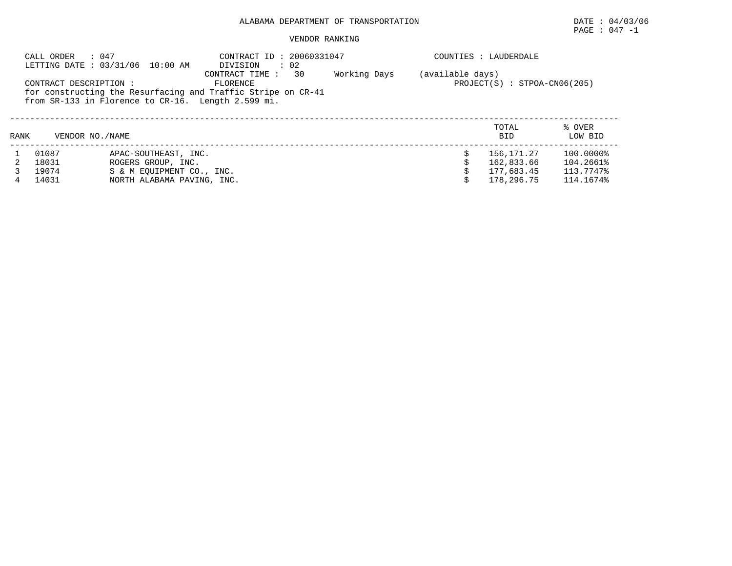ALABAMA DEPARTMENT OF TRANSPORTATION

DATE : 04/03/06

PAGE : 047 -1

VENDOR RANKING

CALL ORDER : 047
LETTING DATE : 03/31/06 10:00 AM

CONTRACT ID : 20060331047
DIVISION : 02
CONTRACT TIME : 30 Working Days (available days)

COUNTIES : LAUDERDALE

CONTRACT DESCRIPTION : FLORENCE
for constructing the Resurfacing and Traffic Stripe on CR-41
from SR-133 in Florence to CR-16. Length 2.599 mi.

PROJECT(S) : STPOA-CN06(205)

| RANK | VENDOR NO./NAME | | TOTAL BID | % OVER LOW BID |
|---|---|---|---|---|
| 1 | 01087 | APAC-SOUTHEAST, INC. | $ 156,171.27 | 100.0000% |
| 2 | 18031 | ROGERS GROUP, INC. | $ 162,833.66 | 104.2661% |
| 3 | 19074 | S & M EQUIPMENT CO., INC. | $ 177,683.45 | 113.7747% |
| 4 | 14031 | NORTH ALABAMA PAVING, INC. | $ 178,296.75 | 114.1674% |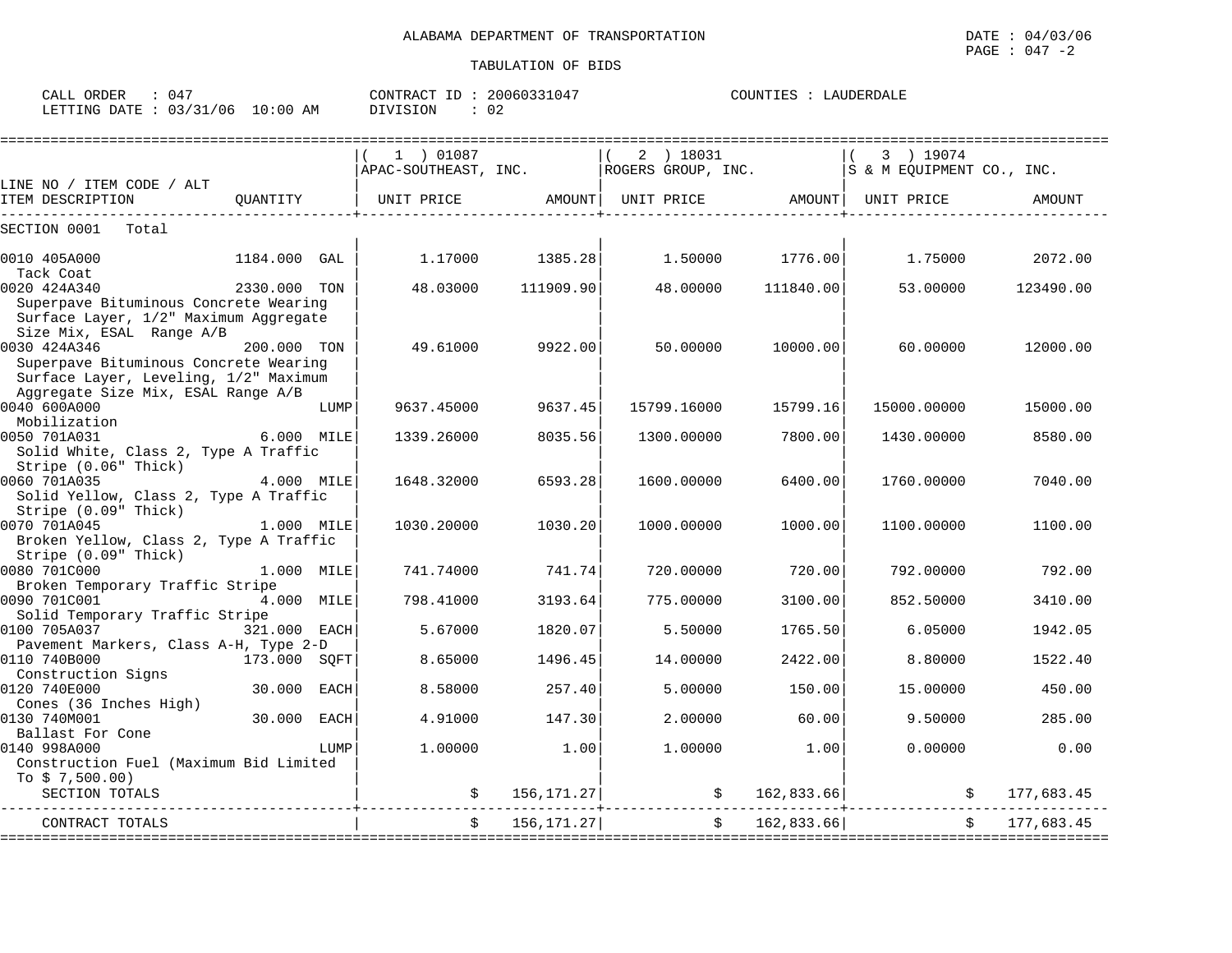# ALABAMA DEPARTMENT OF TRANSPORTATION

DATE : 04/03/06
PAGE : 047 -2

## TABULATION OF BIDS

CALL ORDER : 047
LETTING DATE : 03/31/06 10:00 AM

CONTRACT ID : 20060331047
DIVISION : 02

COUNTIES : LAUDERDALE

| LINE NO / ITEM CODE / ALT ITEM DESCRIPTION | QUANTITY | ( 1 ) 01087 APAC-SOUTHEAST, INC. UNIT PRICE | AMOUNT | ( 2 ) 18031 ROGERS GROUP, INC. UNIT PRICE | AMOUNT | ( 3 ) 19074 S & M EQUIPMENT CO., INC. UNIT PRICE | AMOUNT |
|---|---|---|---|---|---|---|---|
| SECTION 0001 Total | | | | | | | |
| 0010 405A000 Tack Coat | 1184.000 GAL | 1.17000 | 1385.28 | 1.50000 | 1776.00 | 1.75000 | 2072.00 |
| 0020 424A340 Superpave Bituminous Concrete Wearing Surface Layer, 1/2" Maximum Aggregate Size Mix, ESAL Range A/B | 2330.000 TON | 48.03000 | 111909.90 | 48.00000 | 111840.00 | 53.00000 | 123490.00 |
| 0030 424A346 Superpave Bituminous Concrete Wearing Surface Layer, Leveling, 1/2" Maximum Aggregate Size Mix, ESAL Range A/B | 200.000 TON | 49.61000 | 9922.00 | 50.00000 | 10000.00 | 60.00000 | 12000.00 |
| 0040 600A000 Mobilization | LUMP | 9637.45000 | 9637.45 | 15799.16000 | 15799.16 | 15000.00000 | 15000.00 |
| 0050 701A031 Solid White, Class 2, Type A Traffic Stripe (0.06" Thick) | 6.000 MILE | 1339.26000 | 8035.56 | 1300.00000 | 7800.00 | 1430.00000 | 8580.00 |
| 0060 701A035 Solid Yellow, Class 2, Type A Traffic Stripe (0.09" Thick) | 4.000 MILE | 1648.32000 | 6593.28 | 1600.00000 | 6400.00 | 1760.00000 | 7040.00 |
| 0070 701A045 Broken Yellow, Class 2, Type A Traffic Stripe (0.09" Thick) | 1.000 MILE | 1030.20000 | 1030.20 | 1000.00000 | 1000.00 | 1100.00000 | 1100.00 |
| 0080 701C000 Broken Temporary Traffic Stripe | 1.000 MILE | 741.74000 | 741.74 | 720.00000 | 720.00 | 792.00000 | 792.00 |
| 0090 701C001 Solid Temporary Traffic Stripe | 4.000 MILE | 798.41000 | 3193.64 | 775.00000 | 3100.00 | 852.50000 | 3410.00 |
| 0100 705A037 Pavement Markers, Class A-H, Type 2-D | 321.000 EACH | 5.67000 | 1820.07 | 5.50000 | 1765.50 | 6.05000 | 1942.05 |
| 0110 740B000 Construction Signs | 173.000 SQFT | 8.65000 | 1496.45 | 14.00000 | 2422.00 | 8.80000 | 1522.40 |
| 0120 740E000 Cones (36 Inches High) | 30.000 EACH | 8.58000 | 257.40 | 5.00000 | 150.00 | 15.00000 | 450.00 |
| 0130 740M001 Ballast For Cone | 30.000 EACH | 4.91000 | 147.30 | 2.00000 | 60.00 | 9.50000 | 285.00 |
| 0140 998A000 Construction Fuel (Maximum Bid Limited To $ 7,500.00) | LUMP | 1.00000 | 1.00 | 1.00000 | 1.00 | 0.00000 | 0.00 |
| SECTION TOTALS | | | $ 156,171.27 | | $ 162,833.66 | | $ 177,683.45 |
| CONTRACT TOTALS | | | $ 156,171.27 | | $ 162,833.66 | | $ 177,683.45 |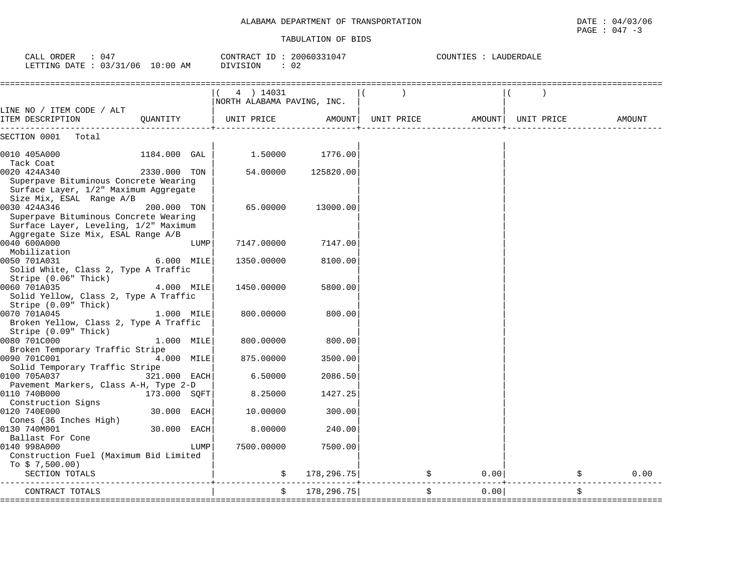ALABAMA DEPARTMENT OF TRANSPORTATION

DATE : 04/03/06

PAGE : 047 -3

TABULATION OF BIDS

CALL ORDER : 047 CONTRACT ID : 20060331047 COUNTIES : LAUDERDALE

LETTING DATE : 03/31/06 10:00 AM DIVISION : 02

| LINE NO / ITEM CODE / ALT ITEM DESCRIPTION | QUANTITY | ( 4 ) 14031 NORTH ALABAMA PAVING, INC. UNIT PRICE | AMOUNT | ( ) UNIT PRICE | AMOUNT | ( ) UNIT PRICE | AMOUNT |
|---|---|---|---|---|---|---|---|
| SECTION 0001 Total | | | | | | | |
| 0010 405A000 Tack Coat | 1184.000 GAL | 1.50000 | 1776.00 | | | | |
| 0020 424A340 Superpave Bituminous Concrete Wearing Surface Layer, 1/2" Maximum Aggregate Size Mix, ESAL Range A/B | 2330.000 TON | 54.00000 | 125820.00 | | | | |
| 0030 424A346 Superpave Bituminous Concrete Wearing Surface Layer, Leveling, 1/2" Maximum Aggregate Size Mix, ESAL Range A/B | 200.000 TON | 65.00000 | 13000.00 | | | | |
| 0040 600A000 Mobilization | LUMP | 7147.00000 | 7147.00 | | | | |
| 0050 701A031 Solid White, Class 2, Type A Traffic Stripe (0.06" Thick) | 6.000 MILE | 1350.00000 | 8100.00 | | | | |
| 0060 701A035 Solid Yellow, Class 2, Type A Traffic Stripe (0.09" Thick) | 4.000 MILE | 1450.00000 | 5800.00 | | | | |
| 0070 701A045 Broken Yellow, Class 2, Type A Traffic Stripe (0.09" Thick) | 1.000 MILE | 800.00000 | 800.00 | | | | |
| 0080 701C000 Broken Temporary Traffic Stripe | 1.000 MILE | 800.00000 | 800.00 | | | | |
| 0090 701C001 Solid Temporary Traffic Stripe | 4.000 MILE | 875.00000 | 3500.00 | | | | |
| 0100 705A037 Pavement Markers, Class A-H, Type 2-D | 321.000 EACH | 6.50000 | 2086.50 | | | | |
| 0110 740B000 Construction Signs | 173.000 SQFT | 8.25000 | 1427.25 | | | | |
| 0120 740E000 Cones (36 Inches High) | 30.000 EACH | 10.00000 | 300.00 | | | | |
| 0130 740M001 Ballast For Cone | 30.000 EACH | 8.00000 | 240.00 | | | | |
| 0140 998A000 Construction Fuel (Maximum Bid Limited To $ 7,500.00) | LUMP | 7500.00000 | 7500.00 | | | | |
| SECTION TOTALS | | $ | 178,296.75 | $ | 0.00 | $ | 0.00 |
| CONTRACT TOTALS | | $ | 178,296.75 | $ | 0.00 | $ | |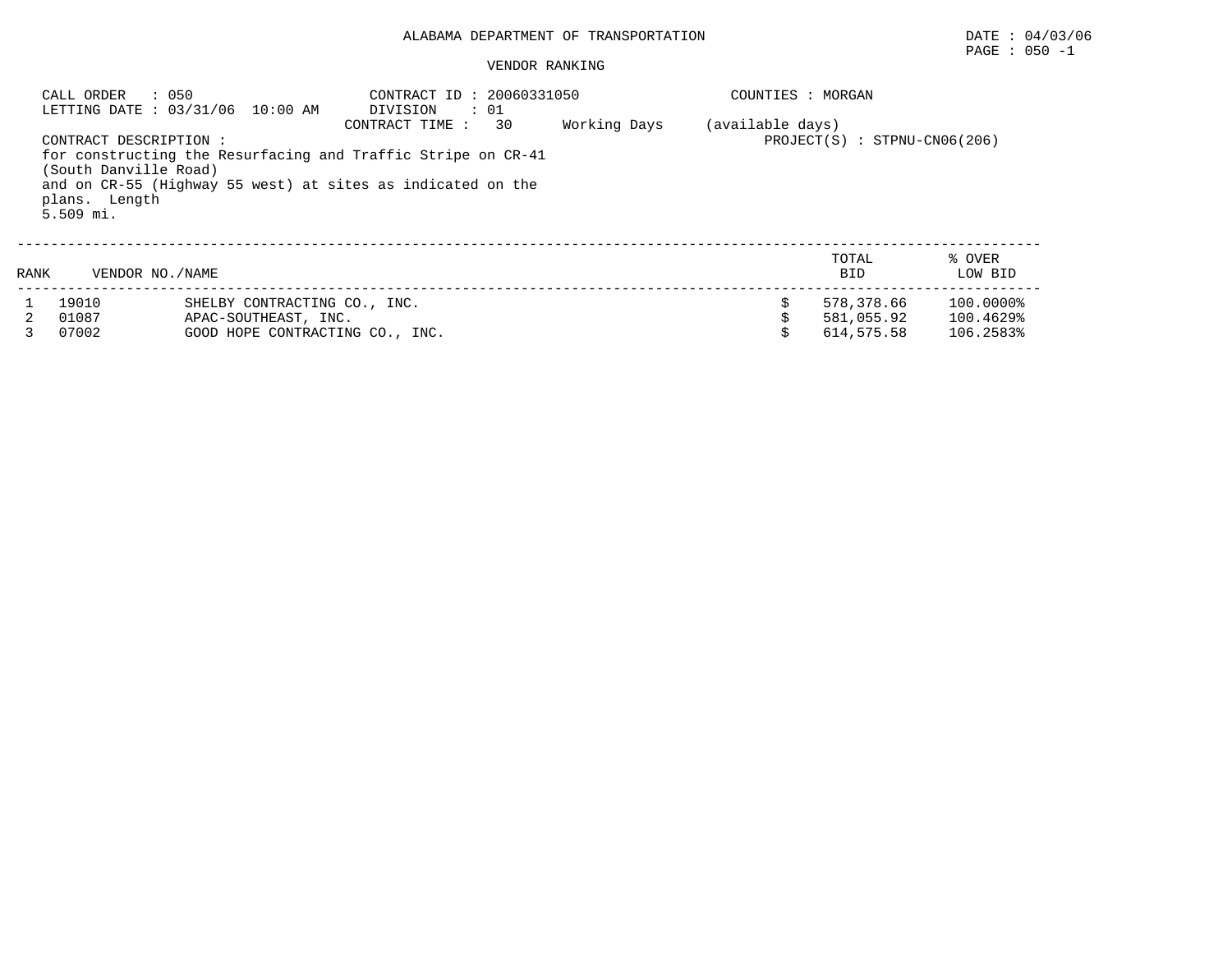ALABAMA DEPARTMENT OF TRANSPORTATION

DATE : 04/03/06
PAGE : 050 -1

VENDOR RANKING

CALL ORDER : 050
LETTING DATE : 03/31/06 10:00 AM
CONTRACT ID : 20060331050
DIVISION : 01
CONTRACT TIME : 30 Working Days (available days)
COUNTIES : MORGAN
PROJECT(S) : STPNU-CN06(206)

CONTRACT DESCRIPTION :
for constructing the Resurfacing and Traffic Stripe on CR-41 (South Danville Road) and on CR-55 (Highway 55 west) at sites as indicated on the plans. Length 5.509 mi.

| RANK | VENDOR NO./NAME | | TOTAL BID | % OVER LOW BID |
|---|---|---|---|---|
| 1 | 19010 | SHELBY CONTRACTING CO., INC. | $ 578,378.66 | 100.0000% |
| 2 | 01087 | APAC-SOUTHEAST, INC. | $ 581,055.92 | 100.4629% |
| 3 | 07002 | GOOD HOPE CONTRACTING CO., INC. | $ 614,575.58 | 106.2583% |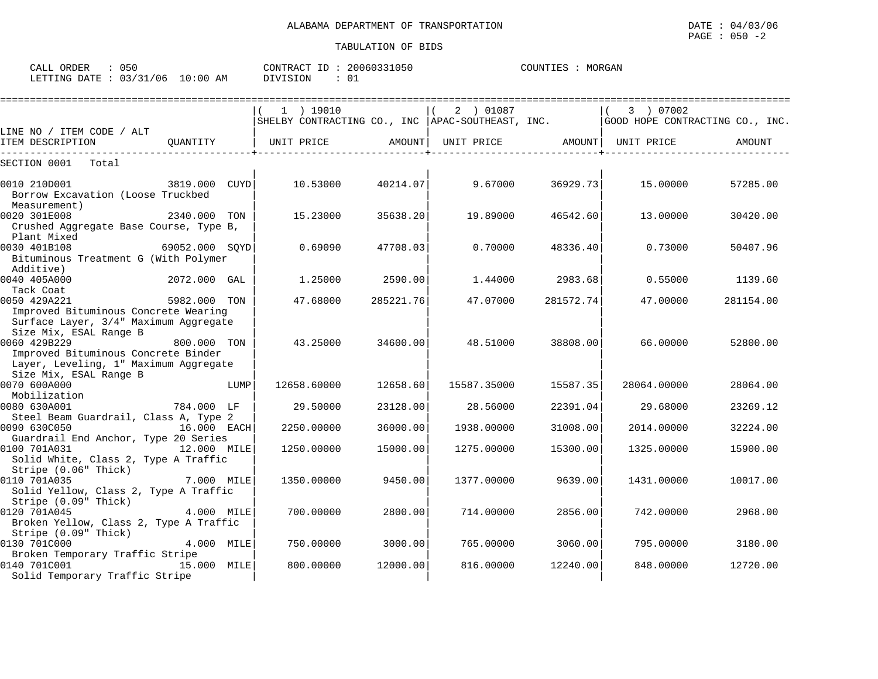ALABAMA DEPARTMENT OF TRANSPORTATION

DATE : 04/03/06

TABULATION OF BIDS

CALL ORDER : 050
LETTING DATE : 03/31/06 10:00 AM

CONTRACT ID : 20060331050
DIVISION : 01

COUNTIES : MORGAN

| LINE NO / ITEM CODE / ALT ITEM DESCRIPTION | QUANTITY | ( 1 ) 19010 SHELBY CONTRACTING CO., INC UNIT PRICE | AMOUNT | ( 2 ) 01087 APAC-SOUTHEAST, INC. UNIT PRICE | AMOUNT | ( 3 ) 07002 GOOD HOPE CONTRACTING CO., INC. UNIT PRICE | AMOUNT |
|---|---|---|---|---|---|---|---|
| SECTION 0001 Total | | | | | | | |
| 0010 210D001 Borrow Excavation (Loose Truckbed Measurement) | 3819.000 CUYD | 10.53000 | 40214.07 | 9.67000 | 36929.73 | 15.00000 | 57285.00 |
| 0020 301E008 Crushed Aggregate Base Course, Type B, Plant Mixed | 2340.000 TON | 15.23000 | 35638.20 | 19.89000 | 46542.60 | 13.00000 | 30420.00 |
| 0030 401B108 Bituminous Treatment G (With Polymer Additive) | 69052.000 SQYD | 0.69090 | 47708.03 | 0.70000 | 48336.40 | 0.73000 | 50407.96 |
| 0040 405A000 Tack Coat | 2072.000 GAL | 1.25000 | 2590.00 | 1.44000 | 2983.68 | 0.55000 | 1139.60 |
| 0050 429A221 Improved Bituminous Concrete Wearing Surface Layer, 3/4" Maximum Aggregate Size Mix, ESAL Range B | 5982.000 TON | 47.68000 | 285221.76 | 47.07000 | 281572.74 | 47.00000 | 281154.00 |
| 0060 429B229 Improved Bituminous Concrete Binder Layer, Leveling, 1" Maximum Aggregate Size Mix, ESAL Range B | 800.000 TON | 43.25000 | 34600.00 | 48.51000 | 38808.00 | 66.00000 | 52800.00 |
| 0070 600A000 Mobilization | LUMP | 12658.60000 | 12658.60 | 15587.35000 | 15587.35 | 28064.00000 | 28064.00 |
| 0080 630A001 Steel Beam Guardrail, Class A, Type 2 | 784.000 LF | 29.50000 | 23128.00 | 28.56000 | 22391.04 | 29.68000 | 23269.12 |
| 0090 630C050 Guardrail End Anchor, Type 20 Series | 16.000 EACH | 2250.00000 | 36000.00 | 1938.00000 | 31008.00 | 2014.00000 | 32224.00 |
| 0100 701A031 Solid White, Class 2, Type A Traffic Stripe (0.06" Thick) | 12.000 MILE | 1250.00000 | 15000.00 | 1275.00000 | 15300.00 | 1325.00000 | 15900.00 |
| 0110 701A035 Solid Yellow, Class 2, Type A Traffic Stripe (0.09" Thick) | 7.000 MILE | 1350.00000 | 9450.00 | 1377.00000 | 9639.00 | 1431.00000 | 10017.00 |
| 0120 701A045 Broken Yellow, Class 2, Type A Traffic Stripe (0.09" Thick) | 4.000 MILE | 700.00000 | 2800.00 | 714.00000 | 2856.00 | 742.00000 | 2968.00 |
| 0130 701C000 Broken Temporary Traffic Stripe | 4.000 MILE | 750.00000 | 3000.00 | 765.00000 | 3060.00 | 795.00000 | 3180.00 |
| 0140 701C001 Solid Temporary Traffic Stripe | 15.000 MILE | 800.00000 | 12000.00 | 816.00000 | 12240.00 | 848.00000 | 12720.00 |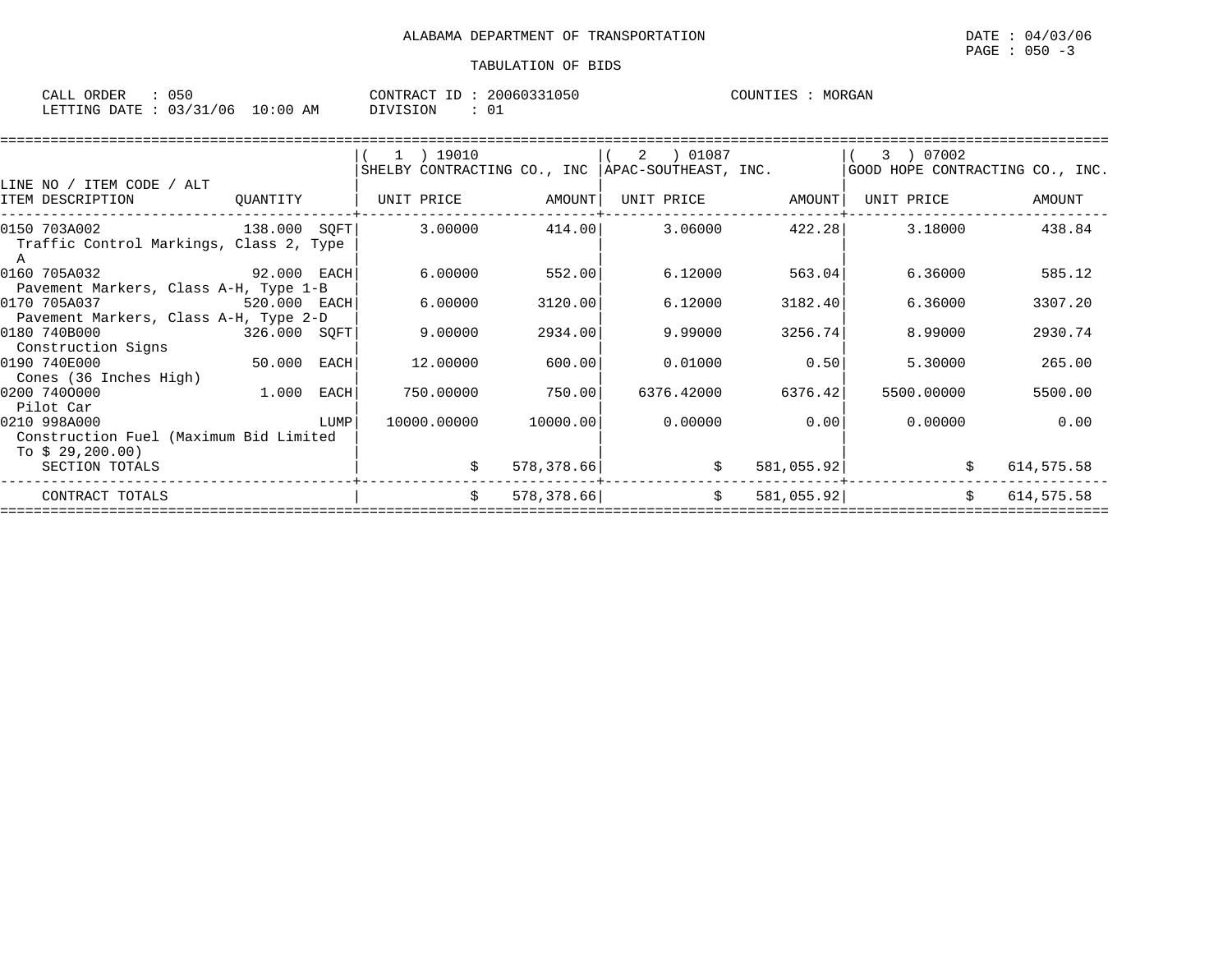ALABAMA DEPARTMENT OF TRANSPORTATION

DATE : 04/03/06

PAGE : 050 -3

TABULATION OF BIDS

CALL ORDER : 050
LETTING DATE : 03/31/06 10:00 AM

CONTRACT ID : 20060331050
DIVISION : 01

COUNTIES : MORGAN

| LINE NO / ITEM CODE / ALT<br>ITEM DESCRIPTION | QUANTITY | ( 1 ) 19010<br>SHELBY CONTRACTING CO., INC<br>UNIT PRICE | <br><br>AMOUNT | ( 2 ) 01087<br>APAC-SOUTHEAST, INC.<br>UNIT PRICE | <br><br>AMOUNT | ( 3 ) 07002<br>GOOD HOPE CONTRACTING CO., INC.<br>UNIT PRICE | <br><br>AMOUNT |
|---|---|---|---|---|---|---|---|
| 0150 703A002<br>Traffic Control Markings, Class 2, Type A | 138.000 SQFT | 3.00000 | 414.00 | 3.06000 | 422.28 | 3.18000 | 438.84 |
| 0160 705A032<br>Pavement Markers, Class A-H, Type 1-B | 92.000 EACH | 6.00000 | 552.00 | 6.12000 | 563.04 | 6.36000 | 585.12 |
| 0170 705A037<br>Pavement Markers, Class A-H, Type 2-D | 520.000 EACH | 6.00000 | 3120.00 | 6.12000 | 3182.40 | 6.36000 | 3307.20 |
| 0180 740B000<br>Construction Signs | 326.000 SQFT | 9.00000 | 2934.00 | 9.99000 | 3256.74 | 8.99000 | 2930.74 |
| 0190 740E000<br>Cones (36 Inches High) | 50.000 EACH | 12.00000 | 600.00 | 0.01000 | 0.50 | 5.30000 | 265.00 |
| 0200 740O000<br>Pilot Car | 1.000 EACH | 750.00000 | 750.00 | 6376.42000 | 6376.42 | 5500.00000 | 5500.00 |
| 0210 998A000<br>Construction Fuel (Maximum Bid Limited To $ 29,200.00) | LUMP | 10000.00000 | 10000.00 | 0.00000 | 0.00 | 0.00000 | 0.00 |
| SECTION TOTALS | | $ | 578,378.66 | $ | 581,055.92 | $ | 614,575.58 |
| CONTRACT TOTALS | | $ | 578,378.66 | $ | 581,055.92 | $ | 614,575.58 |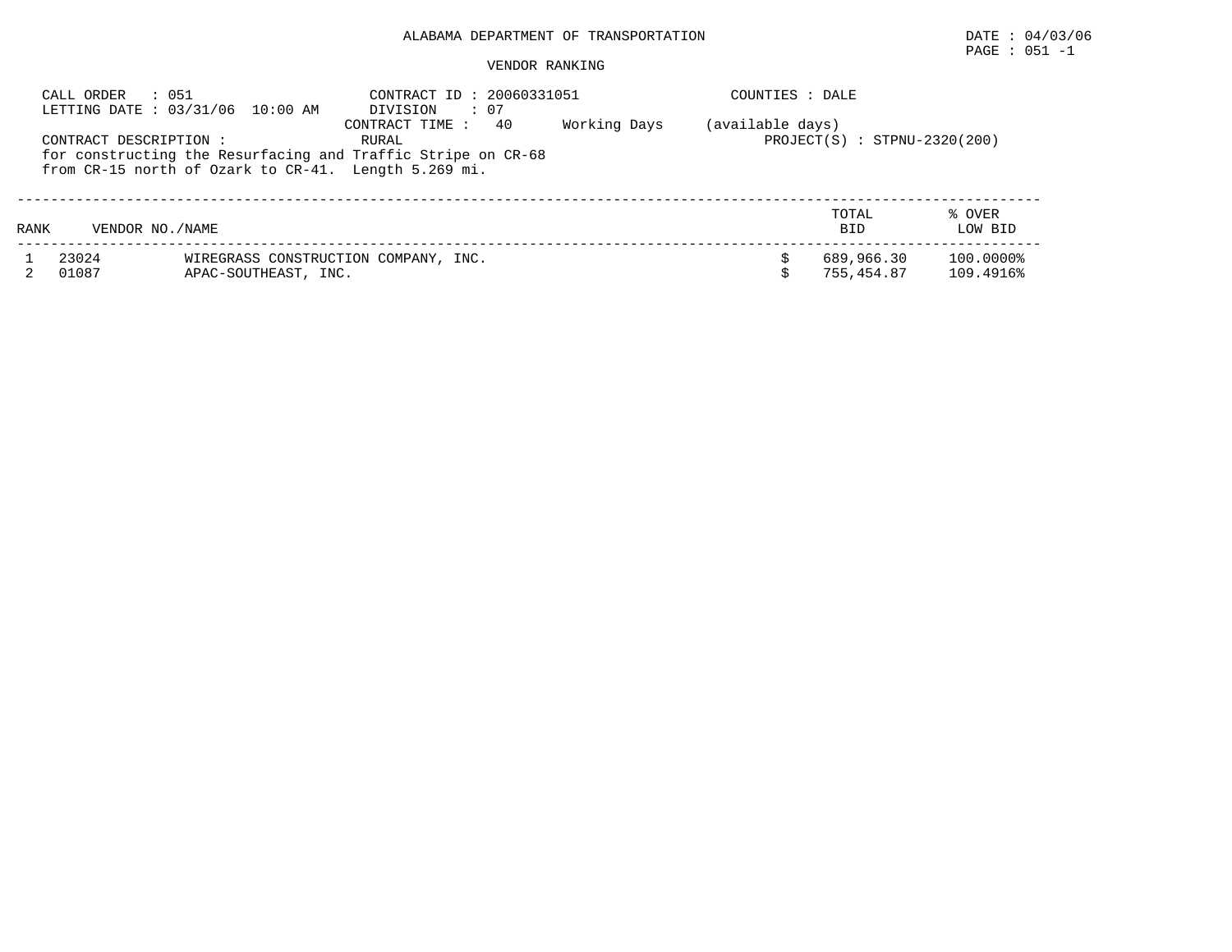ALABAMA DEPARTMENT OF TRANSPORTATION

DATE : 04/03/06

PAGE : 051 -1

VENDOR RANKING

CALL ORDER : 051
LETTING DATE : 03/31/06 10:00 AM

CONTRACT ID : 20060331051
DIVISION : 07
CONTRACT TIME : 40 Working Days (available days)

COUNTIES : DALE

CONTRACT DESCRIPTION : RURAL

PROJECT(S) : STPNU-2320(200)

for constructing the Resurfacing and Traffic Stripe on CR-68 from CR-15 north of Ozark to CR-41. Length 5.269 mi.

| RANK | VENDOR NO./NAME | | TOTAL BID | % OVER LOW BID |
|---|---|---|---|---|
| 1 | 23024 | WIREGRASS CONSTRUCTION COMPANY, INC. | $ 689,966.30 | 100.0000% |
| 2 | 01087 | APAC-SOUTHEAST, INC. | $ 755,454.87 | 109.4916% |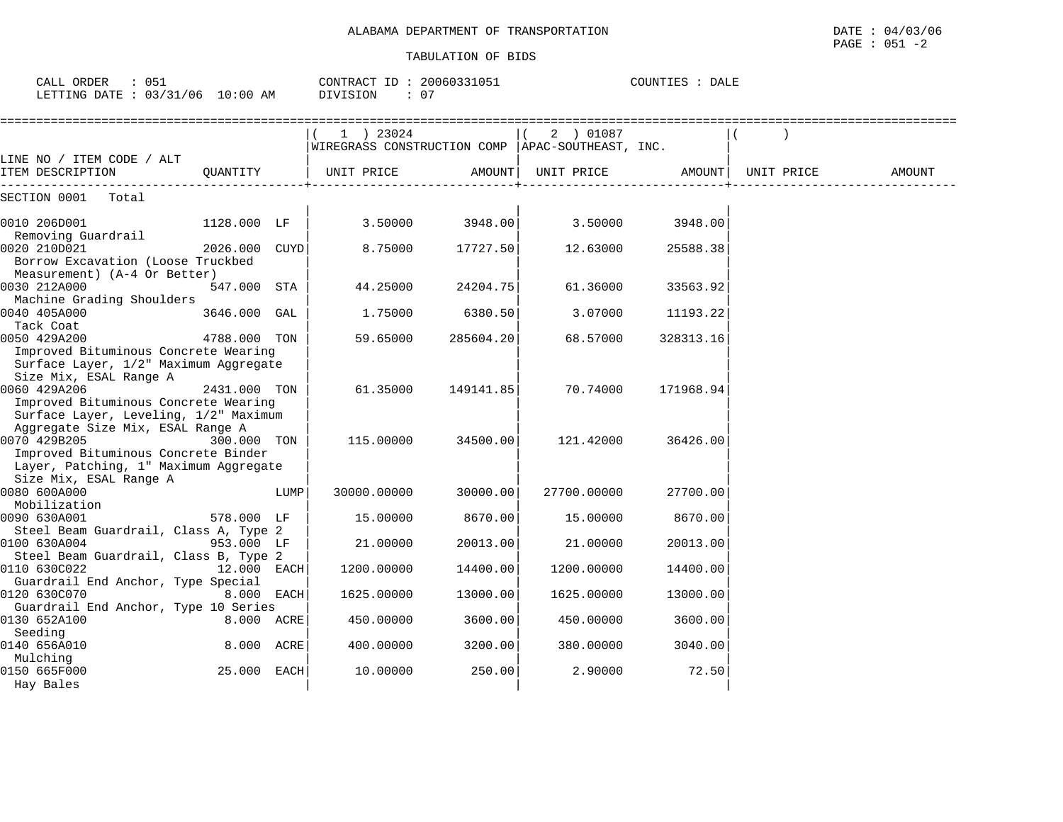ALABAMA DEPARTMENT OF TRANSPORTATION

DATE : 04/03/06

PAGE : 051 -2

TABULATION OF BIDS

CALL ORDER : 051 CONTRACT ID : 20060331051 COUNTIES : DALE

LETTING DATE : 03/31/06 10:00 AM DIVISION : 07

| LINE NO / ITEM CODE / ALT ITEM DESCRIPTION | QUANTITY | ( 1 ) 23024 WIREGRASS CONSTRUCTION COMP UNIT PRICE | AMOUNT | ( 2 ) 01087 APAC-SOUTHEAST, INC. UNIT PRICE | AMOUNT | ( ) UNIT PRICE | AMOUNT |
|---|---|---|---|---|---|---|---|
| SECTION 0001 Total | | | | | | | |
| 0010 206D001 Removing Guardrail | 1128.000 LF | 3.50000 | 3948.00 | 3.50000 | 3948.00 | | |
| 0020 210D021 Borrow Excavation (Loose Truckbed Measurement) (A-4 Or Better) | 2026.000 CUYD | 8.75000 | 17727.50 | 12.63000 | 25588.38 | | |
| 0030 212A000 Machine Grading Shoulders | 547.000 STA | 44.25000 | 24204.75 | 61.36000 | 33563.92 | | |
| 0040 405A000 Tack Coat | 3646.000 GAL | 1.75000 | 6380.50 | 3.07000 | 11193.22 | | |
| 0050 429A200 Improved Bituminous Concrete Wearing Surface Layer, 1/2" Maximum Aggregate Size Mix, ESAL Range A | 4788.000 TON | 59.65000 | 285604.20 | 68.57000 | 328313.16 | | |
| 0060 429A206 Improved Bituminous Concrete Wearing Surface Layer, Leveling, 1/2" Maximum Aggregate Size Mix, ESAL Range A | 2431.000 TON | 61.35000 | 149141.85 | 70.74000 | 171968.94 | | |
| 0070 429B205 Improved Bituminous Concrete Binder Layer, Patching, 1" Maximum Aggregate Size Mix, ESAL Range A | 300.000 TON | 115.00000 | 34500.00 | 121.42000 | 36426.00 | | |
| 0080 600A000 Mobilization | LUMP | 30000.00000 | 30000.00 | 27700.00000 | 27700.00 | | |
| 0090 630A001 Steel Beam Guardrail, Class A, Type 2 | 578.000 LF | 15.00000 | 8670.00 | 15.00000 | 8670.00 | | |
| 0100 630A004 Steel Beam Guardrail, Class B, Type 2 | 953.000 LF | 21.00000 | 20013.00 | 21.00000 | 20013.00 | | |
| 0110 630C022 Guardrail End Anchor, Type Special | 12.000 EACH | 1200.00000 | 14400.00 | 1200.00000 | 14400.00 | | |
| 0120 630C070 Guardrail End Anchor, Type 10 Series | 8.000 EACH | 1625.00000 | 13000.00 | 1625.00000 | 13000.00 | | |
| 0130 652A100 Seeding | 8.000 ACRE | 450.00000 | 3600.00 | 450.00000 | 3600.00 | | |
| 0140 656A010 Mulching | 8.000 ACRE | 400.00000 | 3200.00 | 380.00000 | 3040.00 | | |
| 0150 665F000 Hay Bales | 25.000 EACH | 10.00000 | 250.00 | 2.90000 | 72.50 | | |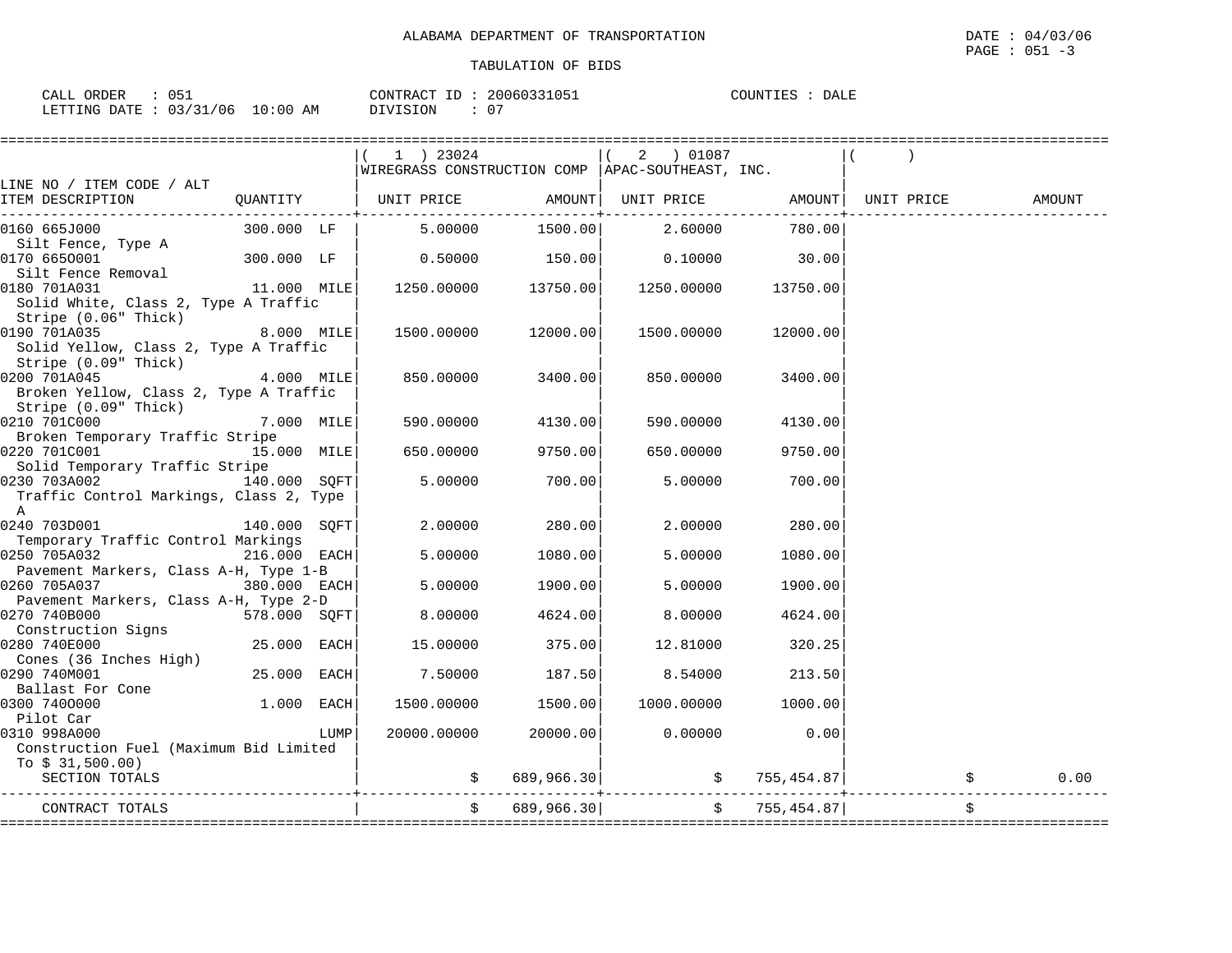ALABAMA DEPARTMENT OF TRANSPORTATION

DATE : 04/03/06

PAGE : 051 -3

TABULATION OF BIDS

CALL ORDER : 051 CONTRACT ID : 20060331051 COUNTIES : DALE

LETTING DATE : 03/31/06 10:00 AM DIVISION : 07

| LINE NO / ITEM CODE / ALT ITEM DESCRIPTION | QUANTITY | ( 1 ) 23024 WIREGRASS CONSTRUCTION COMP UNIT PRICE | AMOUNT | ( 2 ) 01087 APAC-SOUTHEAST, INC. UNIT PRICE | AMOUNT | ( ) UNIT PRICE | AMOUNT |
|---|---|---|---|---|---|---|---|
| 0160 665J000 Silt Fence, Type A | 300.000 LF | 5.00000 | 1500.00 | 2.60000 | 780.00 | | |
| 0170 665O001 Silt Fence Removal | 300.000 LF | 0.50000 | 150.00 | 0.10000 | 30.00 | | |
| 0180 701A031 Solid White, Class 2, Type A Traffic Stripe (0.06" Thick) | 11.000 MILE | 1250.00000 | 13750.00 | 1250.00000 | 13750.00 | | |
| 0190 701A035 Solid Yellow, Class 2, Type A Traffic Stripe (0.09" Thick) | 8.000 MILE | 1500.00000 | 12000.00 | 1500.00000 | 12000.00 | | |
| 0200 701A045 Broken Yellow, Class 2, Type A Traffic Stripe (0.09" Thick) | 4.000 MILE | 850.00000 | 3400.00 | 850.00000 | 3400.00 | | |
| 0210 701C000 Broken Temporary Traffic Stripe | 7.000 MILE | 590.00000 | 4130.00 | 590.00000 | 4130.00 | | |
| 0220 701C001 Solid Temporary Traffic Stripe | 15.000 MILE | 650.00000 | 9750.00 | 650.00000 | 9750.00 | | |
| 0230 703A002 Traffic Control Markings, Class 2, Type A | 140.000 SQFT | 5.00000 | 700.00 | 5.00000 | 700.00 | | |
| 0240 703D001 Temporary Traffic Control Markings | 140.000 SQFT | 2.00000 | 280.00 | 2.00000 | 280.00 | | |
| 0250 705A032 Pavement Markers, Class A-H, Type 1-B | 216.000 EACH | 5.00000 | 1080.00 | 5.00000 | 1080.00 | | |
| 0260 705A037 Pavement Markers, Class A-H, Type 2-D | 380.000 EACH | 5.00000 | 1900.00 | 5.00000 | 1900.00 | | |
| 0270 740B000 Construction Signs | 578.000 SQFT | 8.00000 | 4624.00 | 8.00000 | 4624.00 | | |
| 0280 740E000 Cones (36 Inches High) | 25.000 EACH | 15.00000 | 375.00 | 12.81000 | 320.25 | | |
| 0290 740M001 Ballast For Cone | 25.000 EACH | 7.50000 | 187.50 | 8.54000 | 213.50 | | |
| 0300 740O000 Pilot Car | 1.000 EACH | 1500.00000 | 1500.00 | 1000.00000 | 1000.00 | | |
| 0310 998A000 Construction Fuel (Maximum Bid Limited To $ 31,500.00) | LUMP | 20000.00000 | 20000.00 | 0.00000 | 0.00 | | |
| SECTION TOTALS | | $ | 689,966.30 | $ | 755,454.87 | $ | 0.00 |
| CONTRACT TOTALS | | $ | 689,966.30 | $ | 755,454.87 | $ | |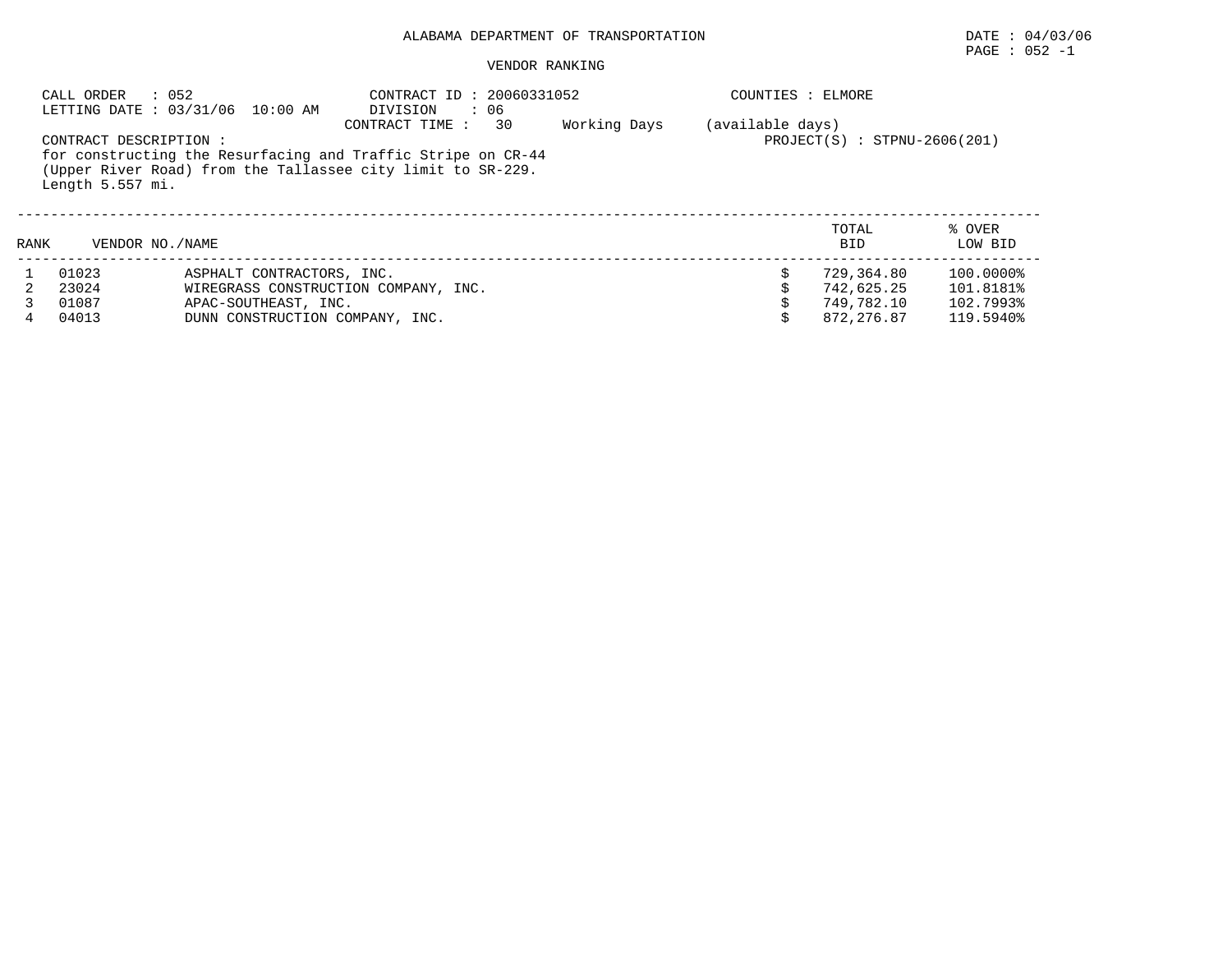ALABAMA DEPARTMENT OF TRANSPORTATION

DATE : 04/03/06

PAGE : 052 -1

VENDOR RANKING

CALL ORDER : 052
LETTING DATE : 03/31/06 10:00 AM

CONTRACT ID : 20060331052
DIVISION : 06
CONTRACT TIME : 30 Working Days (available days)

COUNTIES : ELMORE

PROJECT(S) : STPNU-2606(201)

CONTRACT DESCRIPTION :
for constructing the Resurfacing and Traffic Stripe on CR-44 (Upper River Road) from the Tallassee city limit to SR-229.
Length 5.557 mi.

| RANK | VENDOR NO./NAME | | TOTAL BID | % OVER LOW BID |
|---|---|---|---|---|
| 1 | 01023 | ASPHALT CONTRACTORS, INC. | $ 729,364.80 | 100.0000% |
| 2 | 23024 | WIREGRASS CONSTRUCTION COMPANY, INC. | $ 742,625.25 | 101.8181% |
| 3 | 01087 | APAC-SOUTHEAST, INC. | $ 749,782.10 | 102.7993% |
| 4 | 04013 | DUNN CONSTRUCTION COMPANY, INC. | $ 872,276.87 | 119.5940% |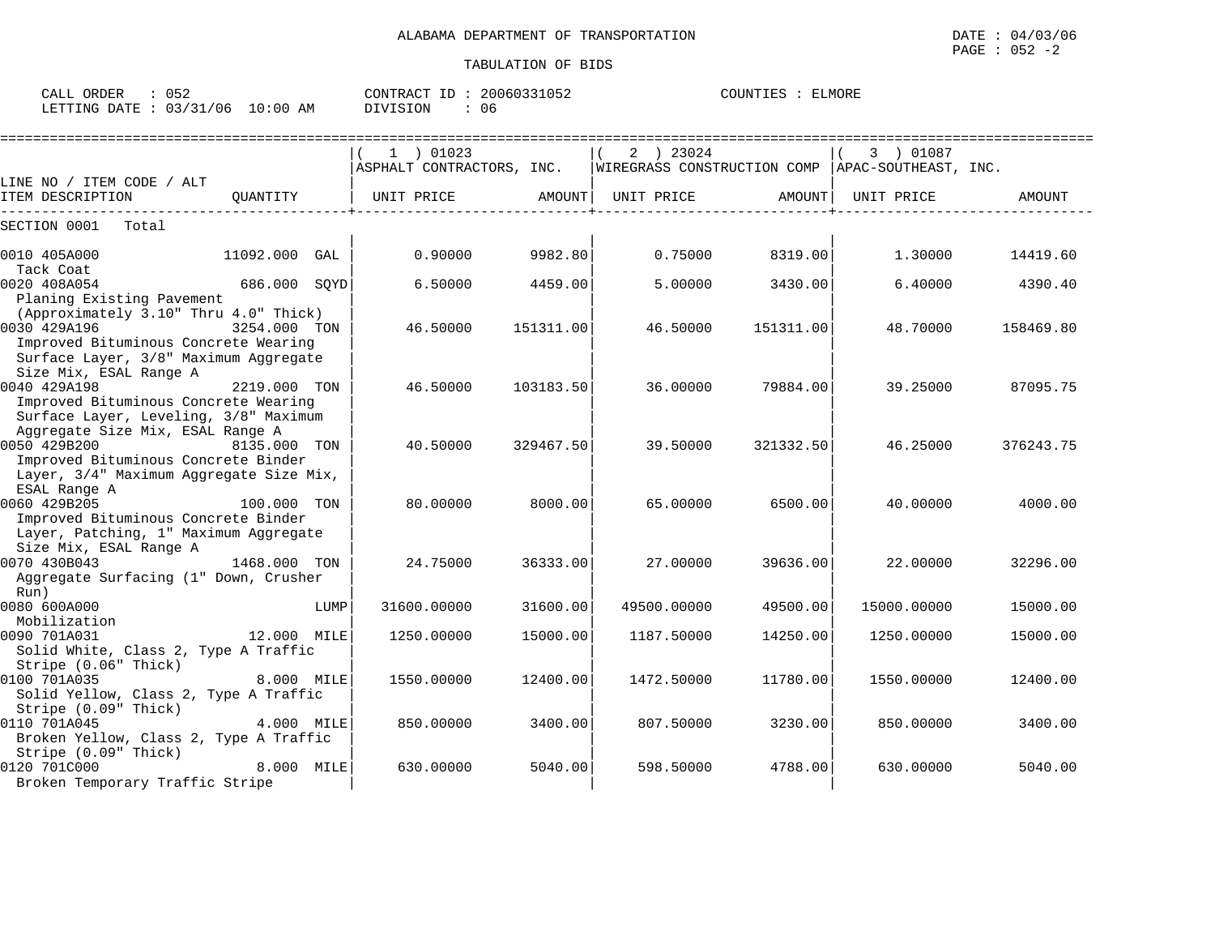ALABAMA DEPARTMENT OF TRANSPORTATION

TABULATION OF BIDS

DATE : 04/03/06
PAGE : 052 -2

CALL ORDER : 052
LETTING DATE : 03/31/06 10:00 AM
CONTRACT ID : 20060331052
DIVISION : 06
COUNTIES : ELMORE

| LINE NO / ITEM CODE / ALT ITEM DESCRIPTION | QUANTITY | (1) 01023 ASPHALT CONTRACTORS, INC. UNIT PRICE | AMOUNT | (2) 23024 WIREGRASS CONSTRUCTION COMP UNIT PRICE | AMOUNT | (3) 01087 APAC-SOUTHEAST, INC. UNIT PRICE | AMOUNT |
|---|---|---|---|---|---|---|---|
| SECTION 0001 Total | | | | | | | |
| 0010 405A000 Tack Coat | 11092.000 GAL | 0.90000 | 9982.80 | 0.75000 | 8319.00 | 1.30000 | 14419.60 |
| 0020 408A054 Planing Existing Pavement (Approximately 3.10" Thru 4.0" Thick) | 686.000 SQYD | 6.50000 | 4459.00 | 5.00000 | 3430.00 | 6.40000 | 4390.40 |
| 0030 429A196 Improved Bituminous Concrete Wearing Surface Layer, 3/8" Maximum Aggregate Size Mix, ESAL Range A | 3254.000 TON | 46.50000 | 151311.00 | 46.50000 | 151311.00 | 48.70000 | 158469.80 |
| 0040 429A198 Improved Bituminous Concrete Wearing Surface Layer, Leveling, 3/8" Maximum Aggregate Size Mix, ESAL Range A | 2219.000 TON | 46.50000 | 103183.50 | 36.00000 | 79884.00 | 39.25000 | 87095.75 |
| 0050 429B200 Improved Bituminous Concrete Binder Layer, 3/4" Maximum Aggregate Size Mix, ESAL Range A | 8135.000 TON | 40.50000 | 329467.50 | 39.50000 | 321332.50 | 46.25000 | 376243.75 |
| 0060 429B205 Improved Bituminous Concrete Binder Layer, Patching, 1" Maximum Aggregate Size Mix, ESAL Range A | 100.000 TON | 80.00000 | 8000.00 | 65.00000 | 6500.00 | 40.00000 | 4000.00 |
| 0070 430B043 Aggregate Surfacing (1" Down, Crusher Run) | 1468.000 TON | 24.75000 | 36333.00 | 27.00000 | 39636.00 | 22.00000 | 32296.00 |
| 0080 600A000 Mobilization | LUMP | 31600.00000 | 31600.00 | 49500.00000 | 49500.00 | 15000.00000 | 15000.00 |
| 0090 701A031 Solid White, Class 2, Type A Traffic Stripe (0.06" Thick) | 12.000 MILE | 1250.00000 | 15000.00 | 1187.50000 | 14250.00 | 1250.00000 | 15000.00 |
| 0100 701A035 Solid Yellow, Class 2, Type A Traffic Stripe (0.09" Thick) | 8.000 MILE | 1550.00000 | 12400.00 | 1472.50000 | 11780.00 | 1550.00000 | 12400.00 |
| 0110 701A045 Broken Yellow, Class 2, Type A Traffic Stripe (0.09" Thick) | 4.000 MILE | 850.00000 | 3400.00 | 807.50000 | 3230.00 | 850.00000 | 3400.00 |
| 0120 701C000 Broken Temporary Traffic Stripe | 8.000 MILE | 630.00000 | 5040.00 | 598.50000 | 4788.00 | 630.00000 | 5040.00 |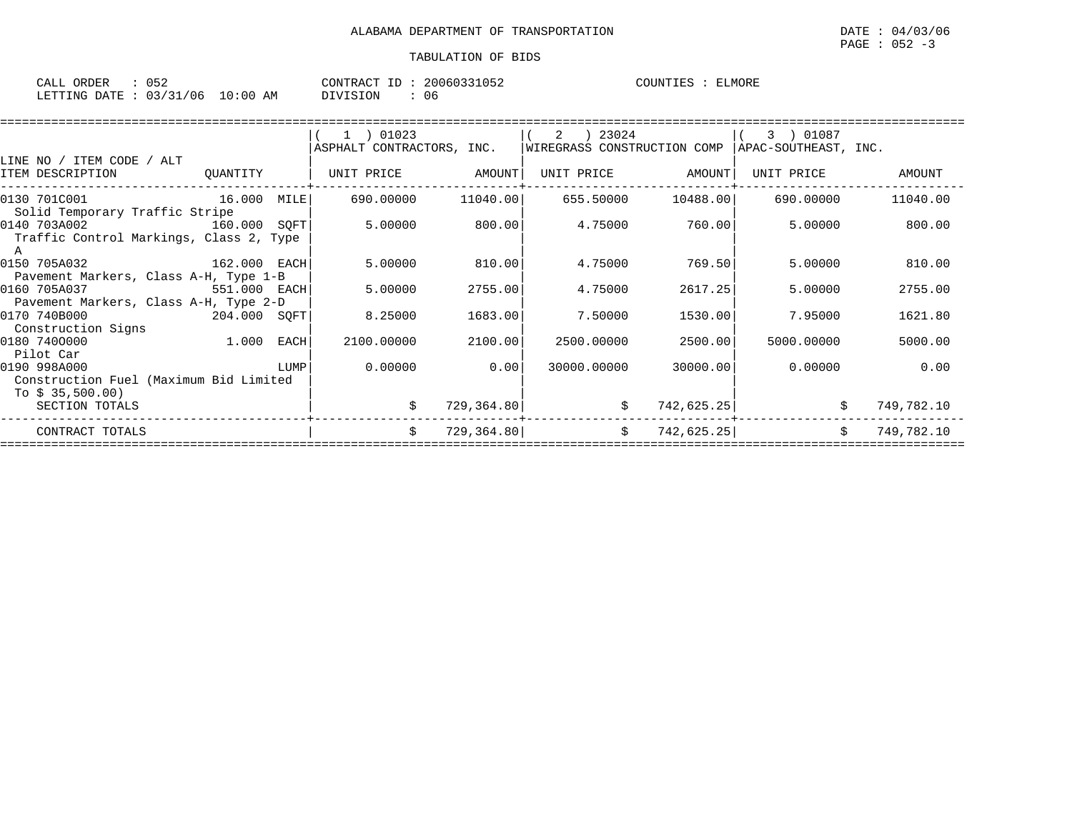ALABAMA DEPARTMENT OF TRANSPORTATION

TABULATION OF BIDS

DATE : 04/03/06
PAGE : 052 -3

CALL ORDER : 052
LETTING DATE : 03/31/06 10:00 AM

CONTRACT ID : 20060331052
DIVISION : 06

COUNTIES : ELMORE

| LINE NO / ITEM CODE / ALT<br>ITEM DESCRIPTION | QUANTITY | ( 1 ) 01023 ASPHALT CONTRACTORS, INC.<br>UNIT PRICE | AMOUNT | ( 2 ) 23024 WIREGRASS CONSTRUCTION COMP<br>UNIT PRICE | AMOUNT | ( 3 ) 01087 APAC-SOUTHEAST, INC.<br>UNIT PRICE | AMOUNT |
|---|---|---|---|---|---|---|---|
| 0130 701C001<br>Solid Temporary Traffic Stripe | 16.000 MILE | 690.00000 | 11040.00 | 655.50000 | 10488.00 | 690.00000 | 11040.00 |
| 0140 703A002<br>Traffic Control Markings, Class 2, Type A | 160.000 SQFT | 5.00000 | 800.00 | 4.75000 | 760.00 | 5.00000 | 800.00 |
| 0150 705A032<br>Pavement Markers, Class A-H, Type 1-B | 162.000 EACH | 5.00000 | 810.00 | 4.75000 | 769.50 | 5.00000 | 810.00 |
| 0160 705A037<br>Pavement Markers, Class A-H, Type 2-D | 551.000 EACH | 5.00000 | 2755.00 | 4.75000 | 2617.25 | 5.00000 | 2755.00 |
| 0170 740B000<br>Construction Signs | 204.000 SQFT | 8.25000 | 1683.00 | 7.50000 | 1530.00 | 7.95000 | 1621.80 |
| 0180 740O000<br>Pilot Car | 1.000 EACH | 2100.00000 | 2100.00 | 2500.00000 | 2500.00 | 5000.00000 | 5000.00 |
| 0190 998A000<br>Construction Fuel (Maximum Bid Limited To $ 35,500.00) | LUMP | 0.00000 | 0.00 | 30000.00000 | 30000.00 | 0.00000 | 0.00 |
| SECTION TOTALS | | | $ 729,364.80 | | $ 742,625.25 | | $ 749,782.10 |
| CONTRACT TOTALS | | | $ 729,364.80 | | $ 742,625.25 | | $ 749,782.10 |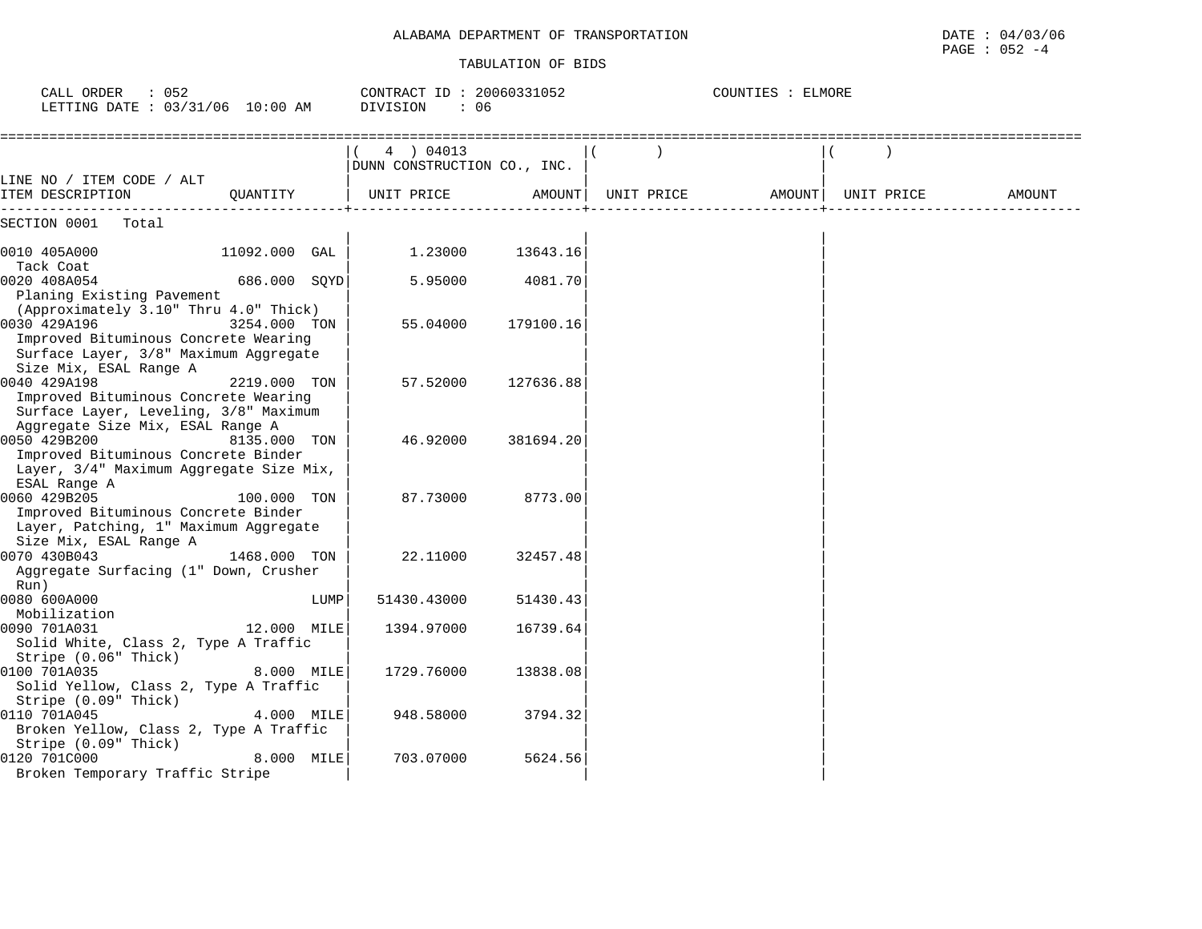ALABAMA DEPARTMENT OF TRANSPORTATION

DATE : 04/03/06

TABULATION OF BIDS

CALL ORDER : 052 CONTRACT ID : 20060331052 COUNTIES : ELMORE
LETTING DATE : 03/31/06 10:00 AM DIVISION : 06

| LINE NO / ITEM CODE / ALT ITEM DESCRIPTION | QUANTITY | ( 4 ) 04013 DUNN CONSTRUCTION CO., INC. UNIT PRICE | AMOUNT | ( ) UNIT PRICE | AMOUNT | ( ) UNIT PRICE | AMOUNT |
|---|---|---|---|---|---|---|---|
| SECTION 0001 Total | | | | | | | |
| 0010 405A000 Tack Coat | 11092.000 GAL | 1.23000 | 13643.16 | | | | |
| 0020 408A054 Planing Existing Pavement (Approximately 3.10" Thru 4.0" Thick) | 686.000 SQYD | 5.95000 | 4081.70 | | | | |
| 0030 429A196 Improved Bituminous Concrete Wearing Surface Layer, 3/8" Maximum Aggregate Size Mix, ESAL Range A | 3254.000 TON | 55.04000 | 179100.16 | | | | |
| 0040 429A198 Improved Bituminous Concrete Wearing Surface Layer, Leveling, 3/8" Maximum Aggregate Size Mix, ESAL Range A | 2219.000 TON | 57.52000 | 127636.88 | | | | |
| 0050 429B200 Improved Bituminous Concrete Binder Layer, 3/4" Maximum Aggregate Size Mix, ESAL Range A | 8135.000 TON | 46.92000 | 381694.20 | | | | |
| 0060 429B205 Improved Bituminous Concrete Binder Layer, Patching, 1" Maximum Aggregate Size Mix, ESAL Range A | 100.000 TON | 87.73000 | 8773.00 | | | | |
| 0070 430B043 Aggregate Surfacing (1" Down, Crusher Run) | 1468.000 TON | 22.11000 | 32457.48 | | | | |
| 0080 600A000 Mobilization | LUMP | 51430.43000 | 51430.43 | | | | |
| 0090 701A031 Solid White, Class 2, Type A Traffic Stripe (0.06" Thick) | 12.000 MILE | 1394.97000 | 16739.64 | | | | |
| 0100 701A035 Solid Yellow, Class 2, Type A Traffic Stripe (0.09" Thick) | 8.000 MILE | 1729.76000 | 13838.08 | | | | |
| 0110 701A045 Broken Yellow, Class 2, Type A Traffic Stripe (0.09" Thick) | 4.000 MILE | 948.58000 | 3794.32 | | | | |
| 0120 701C000 Broken Temporary Traffic Stripe | 8.000 MILE | 703.07000 | 5624.56 | | | | |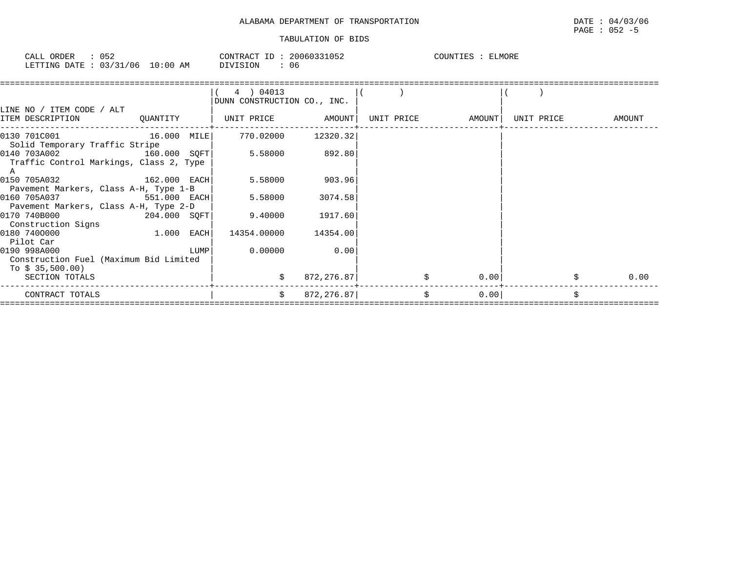ALABAMA DEPARTMENT OF TRANSPORTATION

DATE : 04/03/06

PAGE : 052 -5

TABULATION OF BIDS

CALL ORDER : 052 &nbsp;&nbsp;&nbsp;&nbsp; CONTRACT ID : 20060331052 &nbsp;&nbsp;&nbsp;&nbsp; COUNTIES : ELMORE

LETTING DATE : 03/31/06 10:00 AM &nbsp;&nbsp;&nbsp;&nbsp; DIVISION : 06

| LINE NO / ITEM CODE / ALT ITEM DESCRIPTION | QUANTITY | ( 4 ) 04013 DUNN CONSTRUCTION CO., INC. UNIT PRICE | AMOUNT | ( ) UNIT PRICE | AMOUNT | ( ) UNIT PRICE | AMOUNT |
|---|---|---|---|---|---|---|---|
| 0130 701C001 Solid Temporary Traffic Stripe | 16.000 MILE | 770.02000 | 12320.32 | | | | |
| 0140 703A002 Traffic Control Markings, Class 2, Type A | 160.000 SQFT | 5.58000 | 892.80 | | | | |
| 0150 705A032 Pavement Markers, Class A-H, Type 1-B | 162.000 EACH | 5.58000 | 903.96 | | | | |
| 0160 705A037 Pavement Markers, Class A-H, Type 2-D | 551.000 EACH | 5.58000 | 3074.58 | | | | |
| 0170 740B000 Construction Signs | 204.000 SQFT | 9.40000 | 1917.60 | | | | |
| 0180 7400000 Pilot Car | 1.000 EACH | 14354.00000 | 14354.00 | | | | |
| 0190 998A000 Construction Fuel (Maximum Bid Limited To $ 35,500.00) | LUMP | 0.00000 | 0.00 | | | | |
| SECTION TOTALS | | $ | 872,276.87 | $ | 0.00 | $ | 0.00 |
| CONTRACT TOTALS | | $ | 872,276.87 | $ | 0.00 | $ | |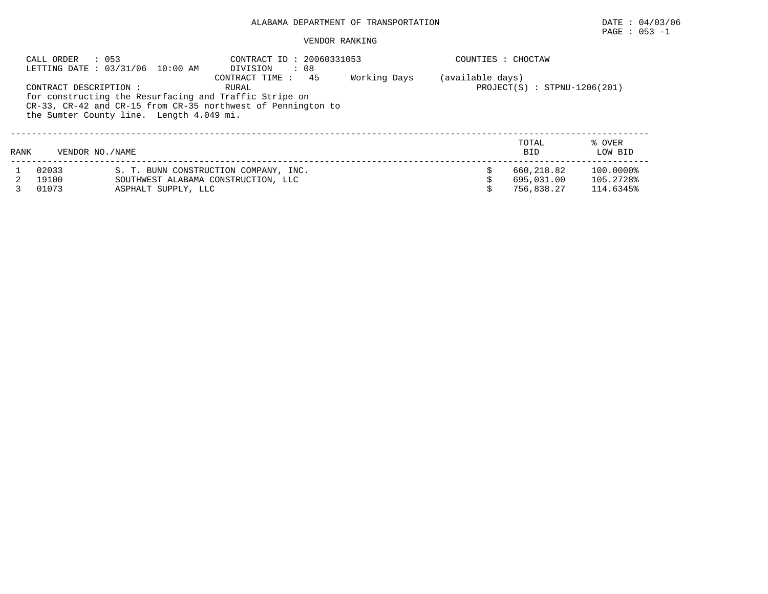ALABAMA DEPARTMENT OF TRANSPORTATION

DATE : 04/03/06

PAGE : 053 -1

VENDOR RANKING

CALL ORDER : 053
LETTING DATE : 03/31/06 10:00 AM

CONTRACT ID : 20060331053
DIVISION : 08
CONTRACT TIME : 45 Working Days (available days)

COUNTIES : CHOCTAW

CONTRACT DESCRIPTION : RURAL

PROJECT(S) : STPNU-1206(201)

for constructing the Resurfacing and Traffic Stripe on CR-33, CR-42 and CR-15 from CR-35 northwest of Pennington to the Sumter County line. Length 4.049 mi.

| RANK | VENDOR NO./NAME | | TOTAL BID | % OVER LOW BID |
|---|---|---|---|---|
| 1 | 02033 | S. T. BUNN CONSTRUCTION COMPANY, INC. | $ 660,218.82 | 100.0000% |
| 2 | 19100 | SOUTHWEST ALABAMA CONSTRUCTION, LLC | $ 695,031.00 | 105.2728% |
| 3 | 01073 | ASPHALT SUPPLY, LLC | $ 756,838.27 | 114.6345% |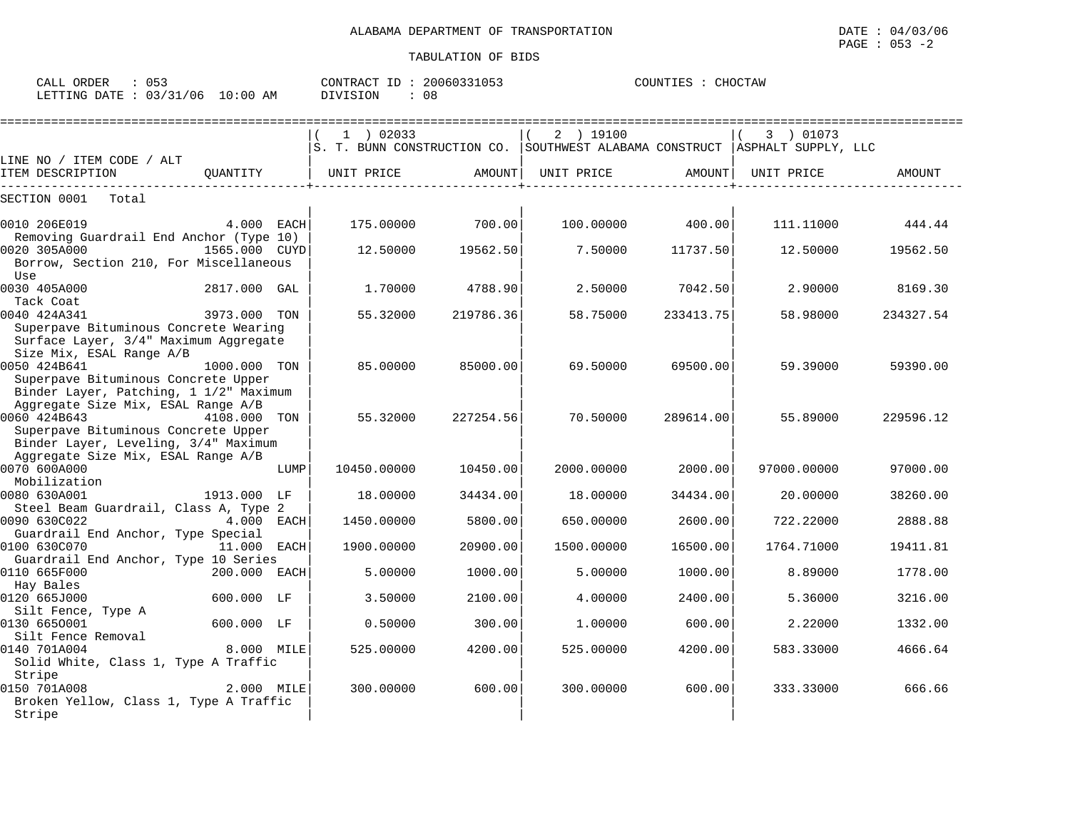ALABAMA DEPARTMENT OF TRANSPORTATION

DATE : 04/03/06

TABULATION OF BIDS

CALL ORDER : 053 CONTRACT ID : 20060331053 COUNTIES : CHOCTAW
LETTING DATE : 03/31/06 10:00 AM DIVISION : 08

| LINE NO / ITEM CODE / ALT<br>ITEM DESCRIPTION | QUANTITY | ( 1 ) 02033<br>S. T. BUNN CONSTRUCTION CO.<br>UNIT PRICE | AMOUNT | ( 2 ) 19100<br>SOUTHWEST ALABAMA CONSTRUCT<br>UNIT PRICE | AMOUNT | ( 3 ) 01073<br>ASPHALT SUPPLY, LLC<br>UNIT PRICE | AMOUNT |
|---|---|---|---|---|---|---|---|
| SECTION 0001 Total | | | | | | | |
| 0010 206E019<br>Removing Guardrail End Anchor (Type 10) | 4.000 EACH | 175.00000 | 700.00 | 100.00000 | 400.00 | 111.11000 | 444.44 |
| 0020 305A000<br>Borrow, Section 210, For Miscellaneous Use | 1565.000 CUYD | 12.50000 | 19562.50 | 7.50000 | 11737.50 | 12.50000 | 19562.50 |
| 0030 405A000<br>Tack Coat | 2817.000 GAL | 1.70000 | 4788.90 | 2.50000 | 7042.50 | 2.90000 | 8169.30 |
| 0040 424A341<br>Superpave Bituminous Concrete Wearing Surface Layer, 3/4" Maximum Aggregate Size Mix, ESAL Range A/B | 3973.000 TON | 55.32000 | 219786.36 | 58.75000 | 233413.75 | 58.98000 | 234327.54 |
| 0050 424B641<br>Superpave Bituminous Concrete Upper Binder Layer, Patching, 1 1/2" Maximum Aggregate Size Mix, ESAL Range A/B | 1000.000 TON | 85.00000 | 85000.00 | 69.50000 | 69500.00 | 59.39000 | 59390.00 |
| 0060 424B643<br>Superpave Bituminous Concrete Upper Binder Layer, Leveling, 3/4" Maximum Aggregate Size Mix, ESAL Range A/B | 4108.000 TON | 55.32000 | 227254.56 | 70.50000 | 289614.00 | 55.89000 | 229596.12 |
| 0070 600A000<br>Mobilization | LUMP | 10450.00000 | 10450.00 | 2000.00000 | 2000.00 | 97000.00000 | 97000.00 |
| 0080 630A001<br>Steel Beam Guardrail, Class A, Type 2 | 1913.000 LF | 18.00000 | 34434.00 | 18.00000 | 34434.00 | 20.00000 | 38260.00 |
| 0090 630C022<br>Guardrail End Anchor, Type Special | 4.000 EACH | 1450.00000 | 5800.00 | 650.00000 | 2600.00 | 722.22000 | 2888.88 |
| 0100 630C070<br>Guardrail End Anchor, Type 10 Series | 11.000 EACH | 1900.00000 | 20900.00 | 1500.00000 | 16500.00 | 1764.71000 | 19411.81 |
| 0110 665F000<br>Hay Bales | 200.000 EACH | 5.00000 | 1000.00 | 5.00000 | 1000.00 | 8.89000 | 1778.00 |
| 0120 665J000<br>Silt Fence, Type A | 600.000 LF | 3.50000 | 2100.00 | 4.00000 | 2400.00 | 5.36000 | 3216.00 |
| 0130 665O001<br>Silt Fence Removal | 600.000 LF | 0.50000 | 300.00 | 1.00000 | 600.00 | 2.22000 | 1332.00 |
| 0140 701A004<br>Solid White, Class 1, Type A Traffic Stripe | 8.000 MILE | 525.00000 | 4200.00 | 525.00000 | 4200.00 | 583.33000 | 4666.64 |
| 0150 701A008<br>Broken Yellow, Class 1, Type A Traffic Stripe | 2.000 MILE | 300.00000 | 600.00 | 300.00000 | 600.00 | 333.33000 | 666.66 |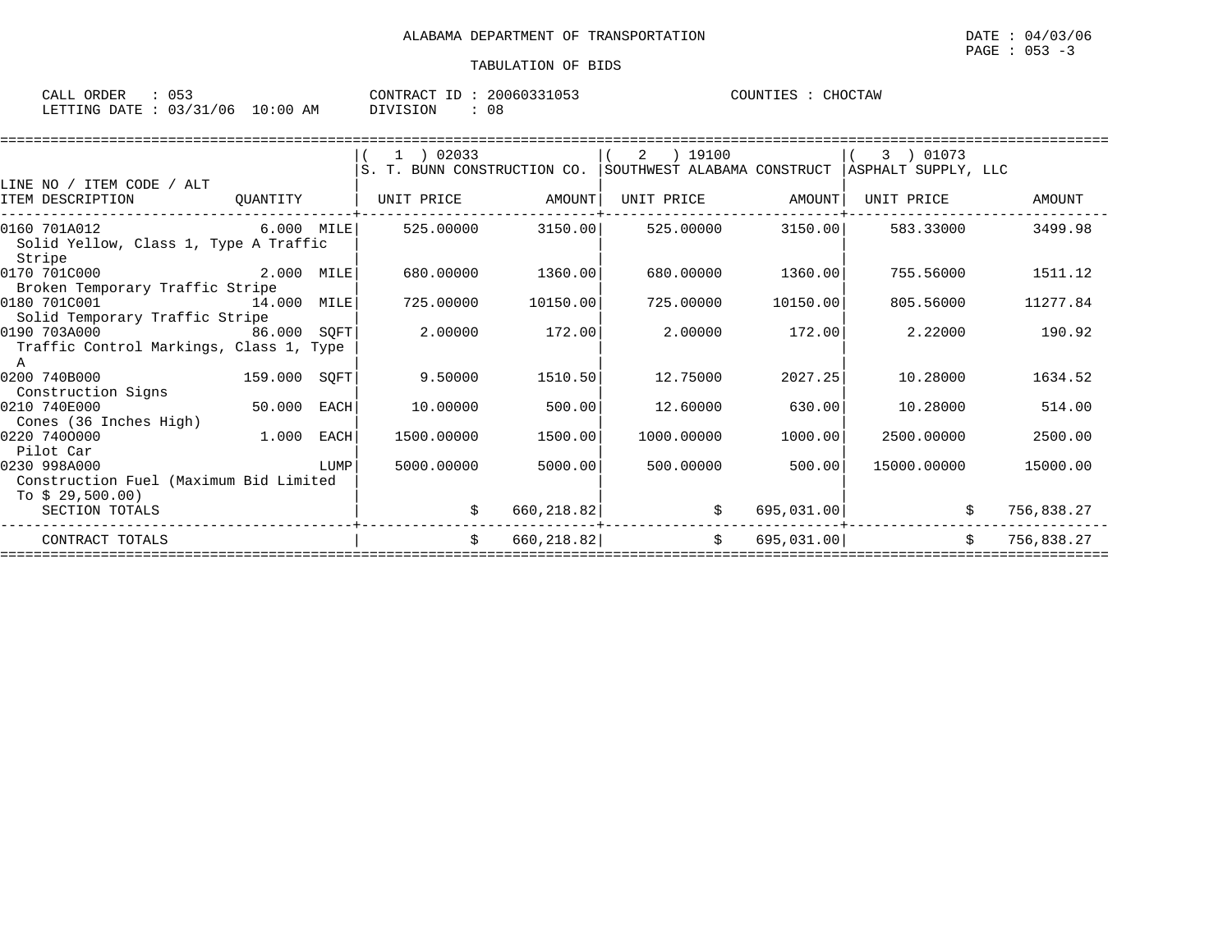ALABAMA DEPARTMENT OF TRANSPORTATION

DATE : 04/03/06

TABULATION OF BIDS

CALL ORDER : 053    CONTRACT ID : 20060331053    COUNTIES : CHOCTAW
LETTING DATE : 03/31/06 10:00 AM    DIVISION : 08

| LINE NO / ITEM CODE / ALT ITEM DESCRIPTION | QUANTITY | (1) 02033 S. T. BUNN CONSTRUCTION CO. UNIT PRICE | AMOUNT | (2) 19100 SOUTHWEST ALABAMA CONSTRUCT UNIT PRICE | AMOUNT | (3) 01073 ASPHALT SUPPLY, LLC UNIT PRICE | AMOUNT |
|---|---|---|---|---|---|---|---|
| 0160 701A012 Solid Yellow, Class 1, Type A Traffic Stripe | 6.000 MILE | 525.00000 | 3150.00 | 525.00000 | 3150.00 | 583.33000 | 3499.98 |
| 0170 701C000 Broken Temporary Traffic Stripe | 2.000 MILE | 680.00000 | 1360.00 | 680.00000 | 1360.00 | 755.56000 | 1511.12 |
| 0180 701C001 Solid Temporary Traffic Stripe | 14.000 MILE | 725.00000 | 10150.00 | 725.00000 | 10150.00 | 805.56000 | 11277.84 |
| 0190 703A000 Traffic Control Markings, Class 1, Type A | 86.000 SQFT | 2.00000 | 172.00 | 2.00000 | 172.00 | 2.22000 | 190.92 |
| 0200 740B000 Construction Signs | 159.000 SQFT | 9.50000 | 1510.50 | 12.75000 | 2027.25 | 10.28000 | 1634.52 |
| 0210 740E000 Cones (36 Inches High) | 50.000 EACH | 10.00000 | 500.00 | 12.60000 | 630.00 | 10.28000 | 514.00 |
| 0220 740O000 Pilot Car | 1.000 EACH | 1500.00000 | 1500.00 | 1000.00000 | 1000.00 | 2500.00000 | 2500.00 |
| 0230 998A000 Construction Fuel (Maximum Bid Limited To $ 29,500.00) | LUMP | 5000.00000 | 5000.00 | 500.00000 | 500.00 | 15000.00000 | 15000.00 |
| SECTION TOTALS | | | $ 660,218.82 | | $ 695,031.00 | | $ 756,838.27 |
| CONTRACT TOTALS | | | $ 660,218.82 | | $ 695,031.00 | | $ 756,838.27 |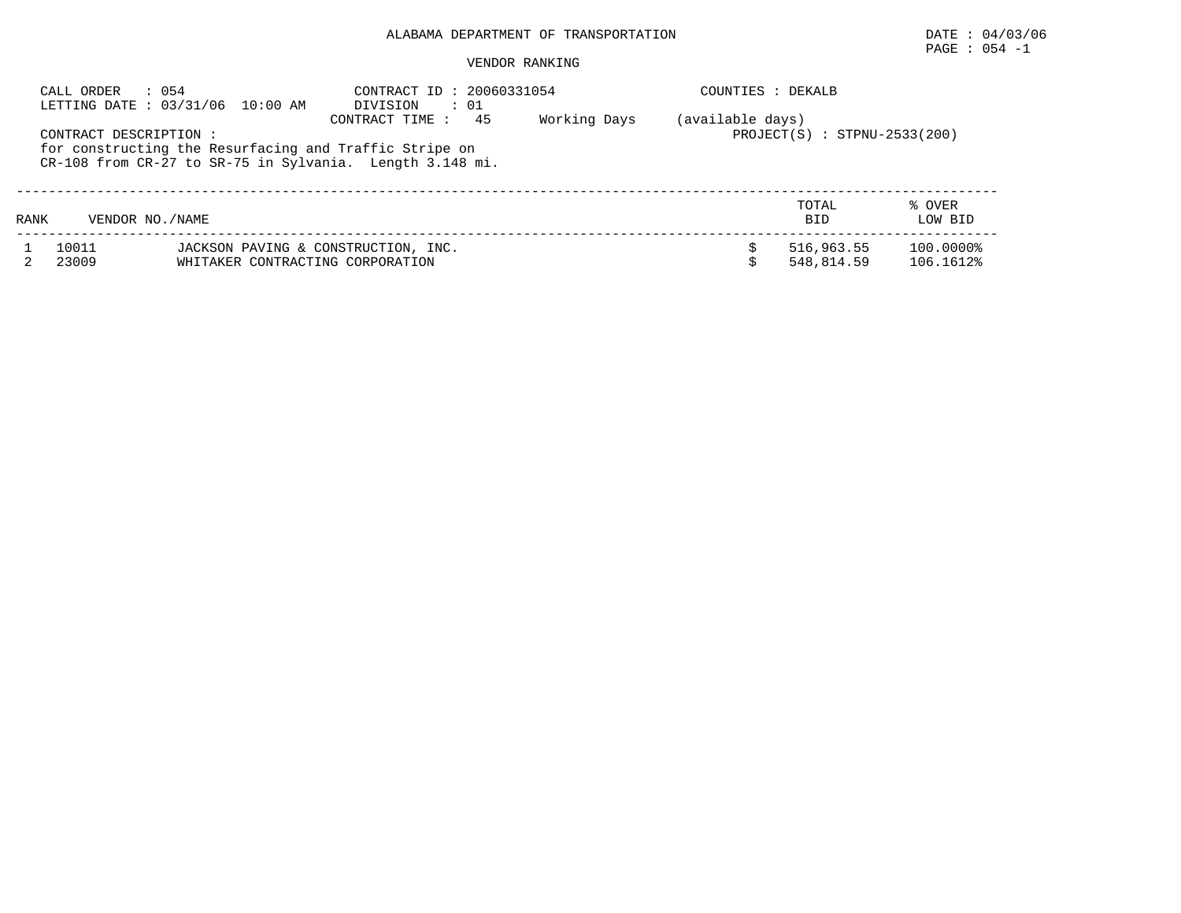ALABAMA DEPARTMENT OF TRANSPORTATION

DATE : 04/03/06

PAGE : 054 -1

VENDOR RANKING

CALL ORDER : 054
LETTING DATE : 03/31/06 10:00 AM

CONTRACT ID : 20060331054
DIVISION : 01
CONTRACT TIME : 45 Working Days (available days)

COUNTIES : DEKALB

PROJECT(S) : STPNU-2533(200)

CONTRACT DESCRIPTION :
for constructing the Resurfacing and Traffic Stripe on
CR-108 from CR-27 to SR-75 in Sylvania. Length 3.148 mi.

| RANK | VENDOR NO./NAME | | TOTAL BID | % OVER LOW BID |
|---|---|---|---|---|
| 1 | 10011 | JACKSON PAVING & CONSTRUCTION, INC. | $ 516,963.55 | 100.0000% |
| 2 | 23009 | WHITAKER CONTRACTING CORPORATION | $ 548,814.59 | 106.1612% |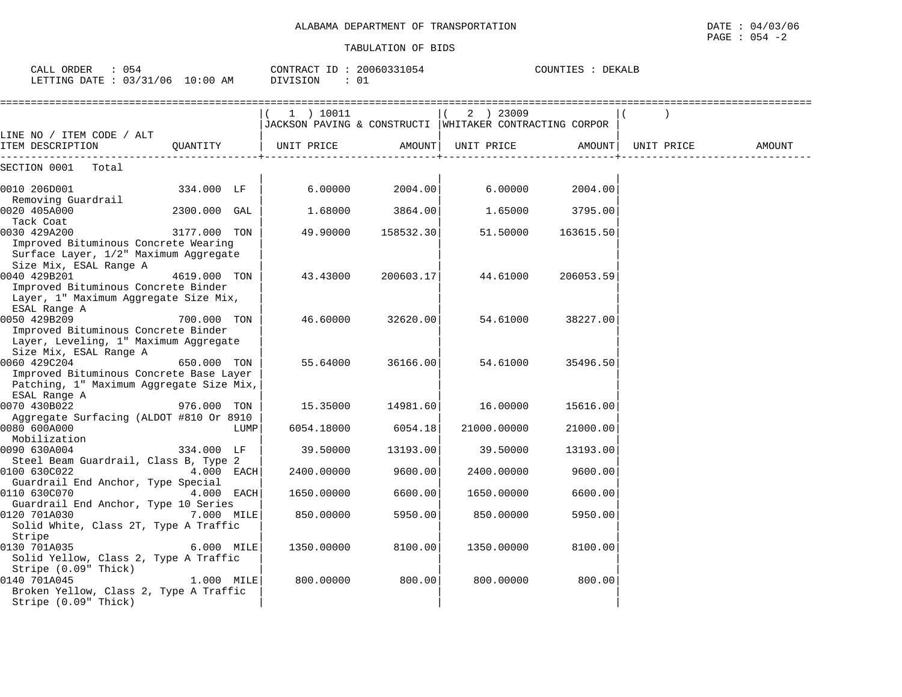ALABAMA DEPARTMENT OF TRANSPORTATION

TABULATION OF BIDS

DATE : 04/03/06
PAGE : 054 -2

CALL ORDER : 054 CONTRACT ID : 20060331054 COUNTIES : DEKALB
LETTING DATE : 03/31/06 10:00 AM DIVISION : 01

| LINE NO / ITEM CODE / ALT ITEM DESCRIPTION | QUANTITY | ( 1 ) 10011 JACKSON PAVING & CONSTRUCTI UNIT PRICE | AMOUNT | ( 2 ) 23009 WHITAKER CONTRACTING CORPOR UNIT PRICE | AMOUNT | ( ) UNIT PRICE | AMOUNT |
|---|---|---|---|---|---|---|---|
| SECTION 0001 Total | | | | | | | |
| 0010 206D001 Removing Guardrail | 334.000 LF | 6.00000 | 2004.00 | 6.00000 | 2004.00 | | |
| 0020 405A000 Tack Coat | 2300.000 GAL | 1.68000 | 3864.00 | 1.65000 | 3795.00 | | |
| 0030 429A200 Improved Bituminous Concrete Wearing Surface Layer, 1/2" Maximum Aggregate Size Mix, ESAL Range A | 3177.000 TON | 49.90000 | 158532.30 | 51.50000 | 163615.50 | | |
| 0040 429B201 Improved Bituminous Concrete Binder Layer, 1" Maximum Aggregate Size Mix, ESAL Range A | 4619.000 TON | 43.43000 | 200603.17 | 44.61000 | 206053.59 | | |
| 0050 429B209 Improved Bituminous Concrete Binder Layer, Leveling, 1" Maximum Aggregate Size Mix, ESAL Range A | 700.000 TON | 46.60000 | 32620.00 | 54.61000 | 38227.00 | | |
| 0060 429C204 Improved Bituminous Concrete Base Layer Patching, 1" Maximum Aggregate Size Mix, ESAL Range A | 650.000 TON | 55.64000 | 36166.00 | 54.61000 | 35496.50 | | |
| 0070 430B022 Aggregate Surfacing (ALDOT #810 Or 8910 | 976.000 TON | 15.35000 | 14981.60 | 16.00000 | 15616.00 | | |
| 0080 600A000 Mobilization | LUMP | 6054.18000 | 6054.18 | 21000.00000 | 21000.00 | | |
| 0090 630A004 Steel Beam Guardrail, Class B, Type 2 | 334.000 LF | 39.50000 | 13193.00 | 39.50000 | 13193.00 | | |
| 0100 630C022 Guardrail End Anchor, Type Special | 4.000 EACH | 2400.00000 | 9600.00 | 2400.00000 | 9600.00 | | |
| 0110 630C070 Guardrail End Anchor, Type 10 Series | 4.000 EACH | 1650.00000 | 6600.00 | 1650.00000 | 6600.00 | | |
| 0120 701A030 Solid White, Class 2T, Type A Traffic Stripe | 7.000 MILE | 850.00000 | 5950.00 | 850.00000 | 5950.00 | | |
| 0130 701A035 Solid Yellow, Class 2, Type A Traffic Stripe (0.09" Thick) | 6.000 MILE | 1350.00000 | 8100.00 | 1350.00000 | 8100.00 | | |
| 0140 701A045 Broken Yellow, Class 2, Type A Traffic Stripe (0.09" Thick) | 1.000 MILE | 800.00000 | 800.00 | 800.00000 | 800.00 | | |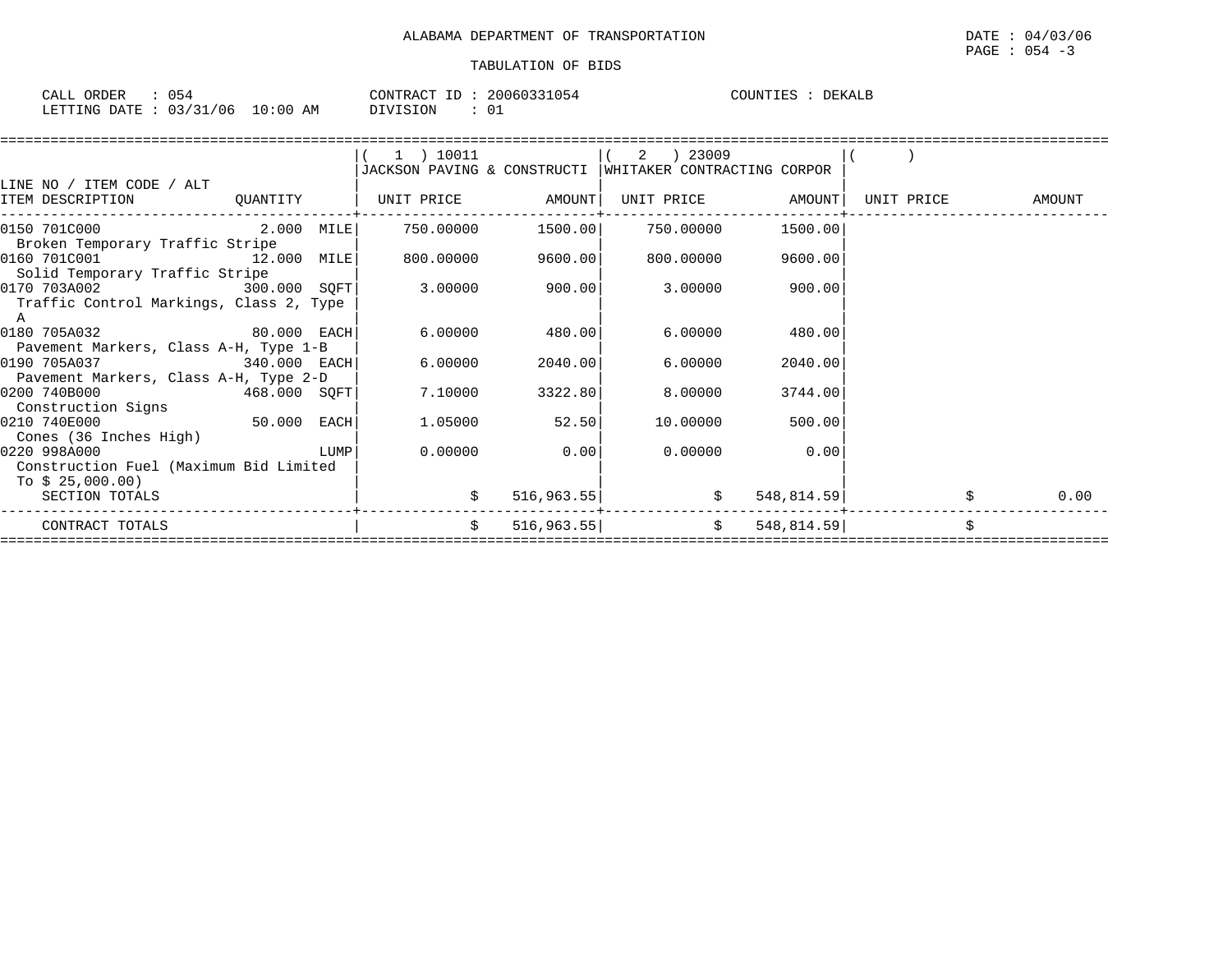ALABAMA DEPARTMENT OF TRANSPORTATION

TABULATION OF BIDS

DATE : 04/03/06
PAGE : 054 -3

CALL ORDER : 054
LETTING DATE : 03/31/06 10:00 AM

CONTRACT ID : 20060331054
DIVISION : 01

COUNTIES : DEKALB

| LINE NO / ITEM CODE / ALT<br>ITEM DESCRIPTION | QUANTITY | ( 1 ) 10011<br>JACKSON PAVING & CONSTRUCTI<br>UNIT PRICE | AMOUNT | ( 2 ) 23009<br>WHITAKER CONTRACTING CORPOR<br>UNIT PRICE | AMOUNT | ( )<br>UNIT PRICE | AMOUNT |
|---|---|---|---|---|---|---|---|
| 0150 701C000<br>Broken Temporary Traffic Stripe | 2.000 MILE | 750.00000 | 1500.00 | 750.00000 | 1500.00 | | |
| 0160 701C001<br>Solid Temporary Traffic Stripe | 12.000 MILE | 800.00000 | 9600.00 | 800.00000 | 9600.00 | | |
| 0170 703A002<br>Traffic Control Markings, Class 2, Type A | 300.000 SQFT | 3.00000 | 900.00 | 3.00000 | 900.00 | | |
| 0180 705A032<br>Pavement Markers, Class A-H, Type 1-B | 80.000 EACH | 6.00000 | 480.00 | 6.00000 | 480.00 | | |
| 0190 705A037<br>Pavement Markers, Class A-H, Type 2-D | 340.000 EACH | 6.00000 | 2040.00 | 6.00000 | 2040.00 | | |
| 0200 740B000<br>Construction Signs | 468.000 SQFT | 7.10000 | 3322.80 | 8.00000 | 3744.00 | | |
| 0210 740E000<br>Cones (36 Inches High) | 50.000 EACH | 1.05000 | 52.50 | 10.00000 | 500.00 | | |
| 0220 998A000<br>Construction Fuel (Maximum Bid Limited To $ 25,000.00) | LUMP | 0.00000 | 0.00 | 0.00000 | 0.00 | | |
| SECTION TOTALS | | $ | 516,963.55 | $ | 548,814.59 | $ | 0.00 |
| CONTRACT TOTALS | | $ | 516,963.55 | $ | 548,814.59 | $ | |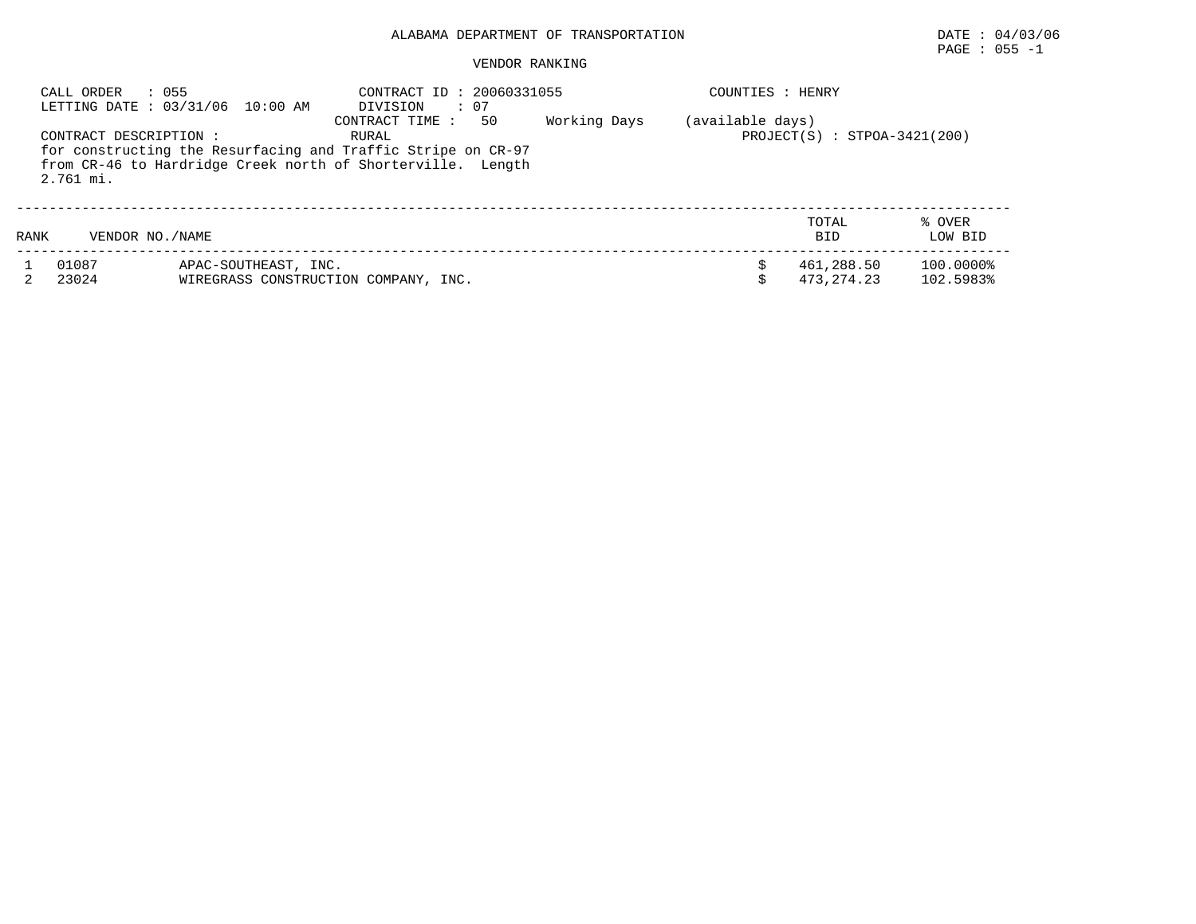ALABAMA DEPARTMENT OF TRANSPORTATION

DATE : 04/03/06
PAGE : 055 -1

VENDOR RANKING

CALL ORDER : 055
LETTING DATE : 03/31/06 10:00 AM

CONTRACT ID : 20060331055
DIVISION : 07
CONTRACT TIME : 50 Working Days (available days)

COUNTIES : HENRY

CONTRACT DESCRIPTION : RURAL

PROJECT(S) : STPOA-3421(200)

for constructing the Resurfacing and Traffic Stripe on CR-97 from CR-46 to Hardridge Creek north of Shorterville. Length 2.761 mi.

| RANK | VENDOR NO./NAME | | | TOTAL BID | % OVER LOW BID |
|---|---|---|---|---|---|
| 1 | 01087 | APAC-SOUTHEAST, INC. | $ | 461,288.50 | 100.0000% |
| 2 | 23024 | WIREGRASS CONSTRUCTION COMPANY, INC. | $ | 473,274.23 | 102.5983% |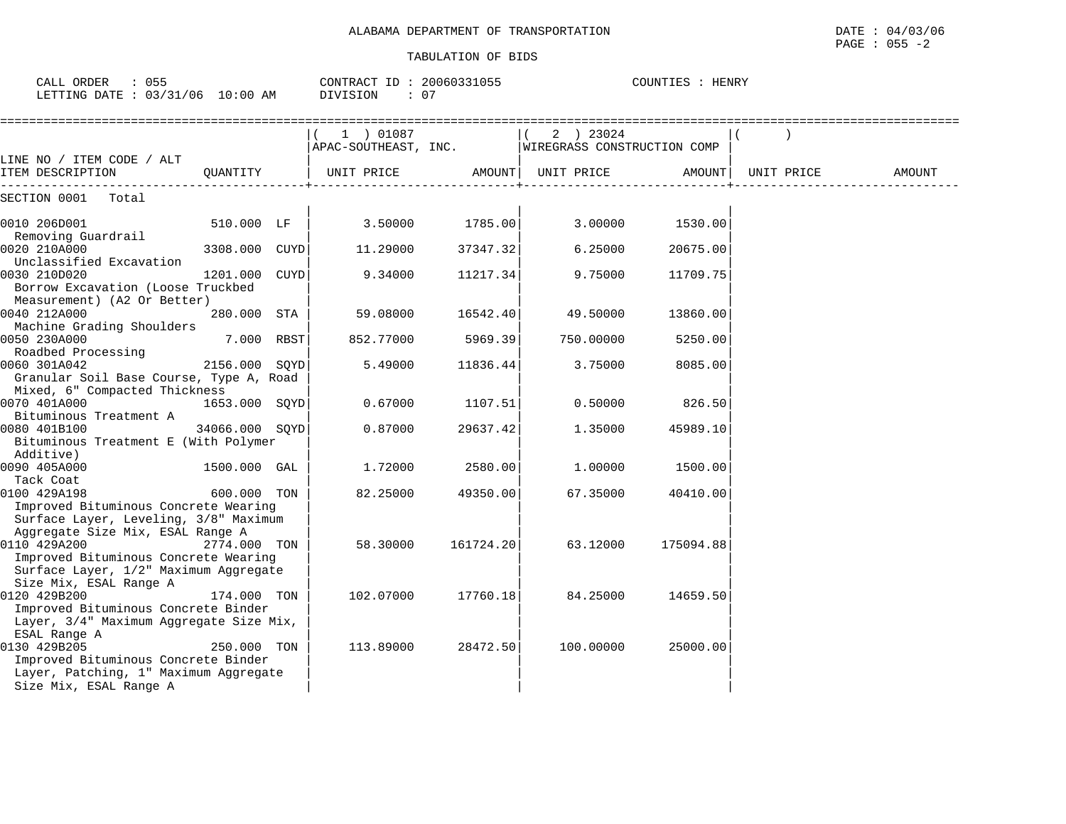ALABAMA DEPARTMENT OF TRANSPORTATION

DATE : 04/03/06

PAGE : 055 -2

TABULATION OF BIDS

CALL ORDER : 055 CONTRACT ID : 20060331055 COUNTIES : HENRY

LETTING DATE : 03/31/06 10:00 AM DIVISION : 07

| LINE NO / ITEM CODE / ALT ITEM DESCRIPTION | QUANTITY | (1) 01087 APAC-SOUTHEAST, INC. UNIT PRICE | AMOUNT | (2) 23024 WIREGRASS CONSTRUCTION COMP UNIT PRICE | AMOUNT | ( ) UNIT PRICE | AMOUNT |
|---|---|---|---|---|---|---|---|
| SECTION 0001 Total | | | | | | | |
| 0010 206D001 Removing Guardrail | 510.000 LF | 3.50000 | 1785.00 | 3.00000 | 1530.00 | | |
| 0020 210A000 Unclassified Excavation | 3308.000 CUYD | 11.29000 | 37347.32 | 6.25000 | 20675.00 | | |
| 0030 210D020 Borrow Excavation (Loose Truckbed Measurement) (A2 Or Better) | 1201.000 CUYD | 9.34000 | 11217.34 | 9.75000 | 11709.75 | | |
| 0040 212A000 Machine Grading Shoulders | 280.000 STA | 59.08000 | 16542.40 | 49.50000 | 13860.00 | | |
| 0050 230A000 Roadbed Processing | 7.000 RBST | 852.77000 | 5969.39 | 750.00000 | 5250.00 | | |
| 0060 301A042 Granular Soil Base Course, Type A, Road Mixed, 6" Compacted Thickness | 2156.000 SQYD | 5.49000 | 11836.44 | 3.75000 | 8085.00 | | |
| 0070 401A000 Bituminous Treatment A | 1653.000 SQYD | 0.67000 | 1107.51 | 0.50000 | 826.50 | | |
| 0080 401B100 Bituminous Treatment E (With Polymer Additive) | 34066.000 SQYD | 0.87000 | 29637.42 | 1.35000 | 45989.10 | | |
| 0090 405A000 Tack Coat | 1500.000 GAL | 1.72000 | 2580.00 | 1.00000 | 1500.00 | | |
| 0100 429A198 Improved Bituminous Concrete Wearing Surface Layer, Leveling, 3/8" Maximum Aggregate Size Mix, ESAL Range A | 600.000 TON | 82.25000 | 49350.00 | 67.35000 | 40410.00 | | |
| 0110 429A200 Improved Bituminous Concrete Wearing Surface Layer, 1/2" Maximum Aggregate Size Mix, ESAL Range A | 2774.000 TON | 58.30000 | 161724.20 | 63.12000 | 175094.88 | | |
| 0120 429B200 Improved Bituminous Concrete Binder Layer, 3/4" Maximum Aggregate Size Mix, ESAL Range A | 174.000 TON | 102.07000 | 17760.18 | 84.25000 | 14659.50 | | |
| 0130 429B205 Improved Bituminous Concrete Binder Layer, Patching, 1" Maximum Aggregate Size Mix, ESAL Range A | 250.000 TON | 113.89000 | 28472.50 | 100.00000 | 25000.00 | | |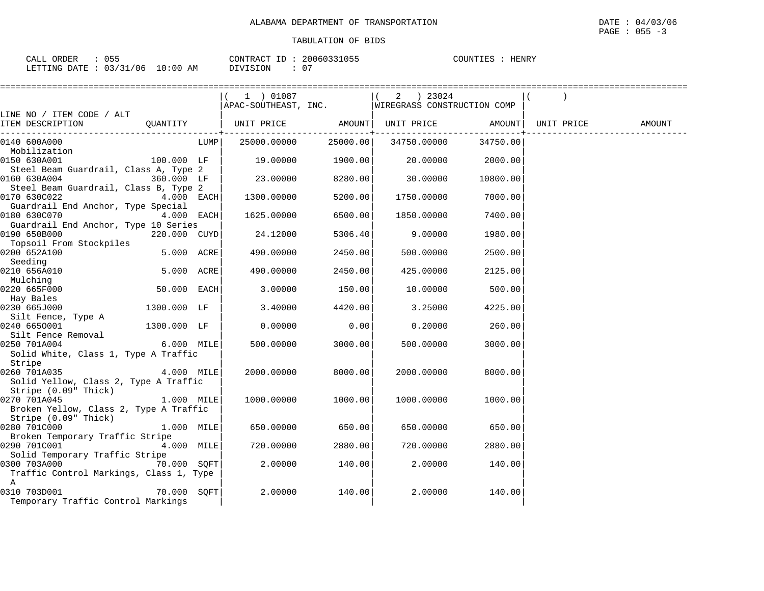ALABAMA DEPARTMENT OF TRANSPORTATION

DATE : 04/03/06
PAGE : 055 -3

TABULATION OF BIDS

CALL ORDER : 055 CONTRACT ID : 20060331055 COUNTIES : HENRY
LETTING DATE : 03/31/06 10:00 AM DIVISION : 07

| LINE NO / ITEM CODE / ALT ITEM DESCRIPTION | QUANTITY | (1) 01087 APAC-SOUTHEAST, INC. UNIT PRICE | AMOUNT | (2) 23024 WIREGRASS CONSTRUCTION COMP UNIT PRICE | AMOUNT | ( ) UNIT PRICE | AMOUNT |
|---|---|---|---|---|---|---|---|
| 0140 600A000 Mobilization | LUMP | 25000.00000 | 25000.00 | 34750.00000 | 34750.00 | | |
| 0150 630A001 Steel Beam Guardrail, Class A, Type 2 | 100.000 LF | 19.00000 | 1900.00 | 20.00000 | 2000.00 | | |
| 0160 630A004 Steel Beam Guardrail, Class B, Type 2 | 360.000 LF | 23.00000 | 8280.00 | 30.00000 | 10800.00 | | |
| 0170 630C022 Guardrail End Anchor, Type Special | 4.000 EACH | 1300.00000 | 5200.00 | 1750.00000 | 7000.00 | | |
| 0180 630C070 Guardrail End Anchor, Type 10 Series | 4.000 EACH | 1625.00000 | 6500.00 | 1850.00000 | 7400.00 | | |
| 0190 650B000 Topsoil From Stockpiles | 220.000 CUYD | 24.12000 | 5306.40 | 9.00000 | 1980.00 | | |
| 0200 652A100 Seeding | 5.000 ACRE | 490.00000 | 2450.00 | 500.00000 | 2500.00 | | |
| 0210 656A010 Mulching | 5.000 ACRE | 490.00000 | 2450.00 | 425.00000 | 2125.00 | | |
| 0220 665F000 Hay Bales | 50.000 EACH | 3.00000 | 150.00 | 10.00000 | 500.00 | | |
| 0230 665J000 Silt Fence, Type A | 1300.000 LF | 3.40000 | 4420.00 | 3.25000 | 4225.00 | | |
| 0240 665O001 Silt Fence Removal | 1300.000 LF | 0.00000 | 0.00 | 0.20000 | 260.00 | | |
| 0250 701A004 Solid White, Class 1, Type A Traffic Stripe | 6.000 MILE | 500.00000 | 3000.00 | 500.00000 | 3000.00 | | |
| 0260 701A035 Solid Yellow, Class 2, Type A Traffic Stripe (0.09" Thick) | 4.000 MILE | 2000.00000 | 8000.00 | 2000.00000 | 8000.00 | | |
| 0270 701A045 Broken Yellow, Class 2, Type A Traffic Stripe (0.09" Thick) | 1.000 MILE | 1000.00000 | 1000.00 | 1000.00000 | 1000.00 | | |
| 0280 701C000 Broken Temporary Traffic Stripe | 1.000 MILE | 650.00000 | 650.00 | 650.00000 | 650.00 | | |
| 0290 701C001 Solid Temporary Traffic Stripe | 4.000 MILE | 720.00000 | 2880.00 | 720.00000 | 2880.00 | | |
| 0300 703A000 Traffic Control Markings, Class 1, Type A | 70.000 SQFT | 2.00000 | 140.00 | 2.00000 | 140.00 | | |
| 0310 703D001 Temporary Traffic Control Markings | 70.000 SQFT | 2.00000 | 140.00 | 2.00000 | 140.00 | | |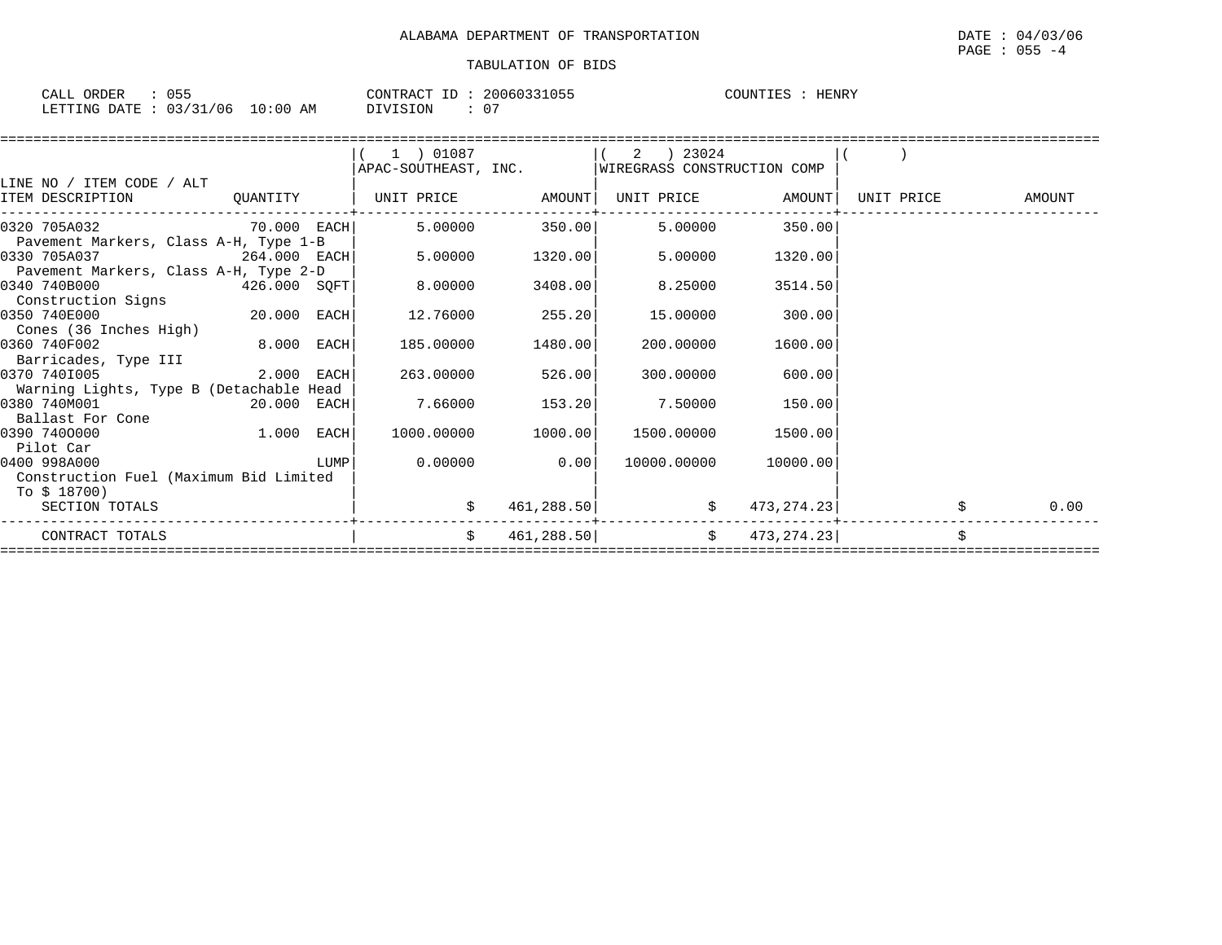ALABAMA DEPARTMENT OF TRANSPORTATION

DATE : 04/03/06

PAGE : 055 -4

TABULATION OF BIDS

CALL ORDER : 055 CONTRACT ID : 20060331055 COUNTIES : HENRY

LETTING DATE : 03/31/06 10:00 AM DIVISION : 07

| LINE NO / ITEM CODE / ALT ITEM DESCRIPTION | QUANTITY | ( 1 ) 01087 APAC-SOUTHEAST, INC. UNIT PRICE | AMOUNT | ( 2 ) 23024 WIREGRASS CONSTRUCTION COMP UNIT PRICE | AMOUNT | ( ) UNIT PRICE | AMOUNT |
|---|---|---|---|---|---|---|---|
| 0320 705A032 Pavement Markers, Class A-H, Type 1-B | 70.000 EACH | 5.00000 | 350.00 | 5.00000 | 350.00 | | |
| 0330 705A037 Pavement Markers, Class A-H, Type 2-D | 264.000 EACH | 5.00000 | 1320.00 | 5.00000 | 1320.00 | | |
| 0340 740B000 Construction Signs | 426.000 SQFT | 8.00000 | 3408.00 | 8.25000 | 3514.50 | | |
| 0350 740E000 Cones (36 Inches High) | 20.000 EACH | 12.76000 | 255.20 | 15.00000 | 300.00 | | |
| 0360 740F002 Barricades, Type III | 8.000 EACH | 185.00000 | 1480.00 | 200.00000 | 1600.00 | | |
| 0370 740I005 Warning Lights, Type B (Detachable Head | 2.000 EACH | 263.00000 | 526.00 | 300.00000 | 600.00 | | |
| 0380 740M001 Ballast For Cone | 20.000 EACH | 7.66000 | 153.20 | 7.50000 | 150.00 | | |
| 0390 740O000 Pilot Car | 1.000 EACH | 1000.00000 | 1000.00 | 1500.00000 | 1500.00 | | |
| 0400 998A000 Construction Fuel (Maximum Bid Limited To $ 18700) | LUMP | 0.00000 | 0.00 | 10000.00000 | 10000.00 | | |
| SECTION TOTALS | | $ | 461,288.50 | $ | 473,274.23 | $ | 0.00 |
| CONTRACT TOTALS | | $ | 461,288.50 | $ | 473,274.23 | $ | |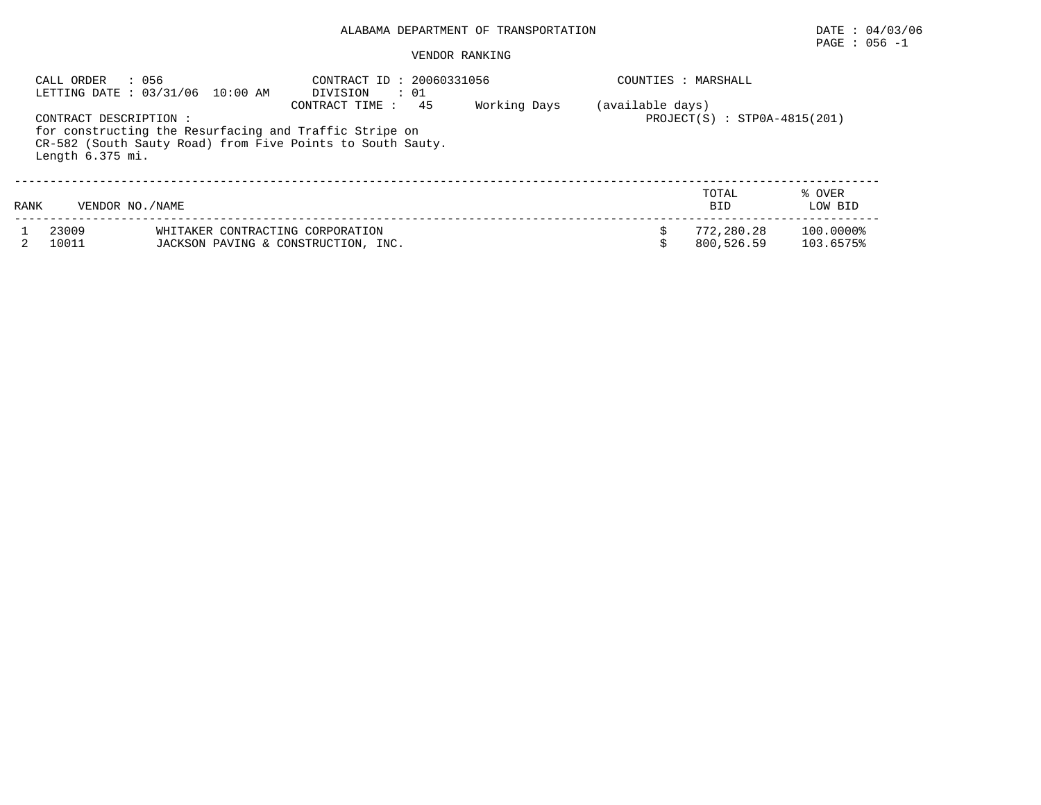# ALABAMA DEPARTMENT OF TRANSPORTATION

DATE : 04/03/06

PAGE : 056 -1

## VENDOR RANKING

CALL ORDER : 056
LETTING DATE : 03/31/06 10:00 AM

CONTRACT ID : 20060331056
DIVISION : 01
CONTRACT TIME : 45 Working Days (available days)

COUNTIES : MARSHALL

PROJECT(S) : STP0A-4815(201)

CONTRACT DESCRIPTION :
for constructing the Resurfacing and Traffic Stripe on
CR-582 (South Sauty Road) from Five Points to South Sauty.
Length 6.375 mi.

| RANK | VENDOR NO. | NAME | TOTAL BID | % OVER LOW BID |
|---|---|---|---|---|
| 1 | 23009 | WHITAKER CONTRACTING CORPORATION | $ 772,280.28 | 100.0000% |
| 2 | 10011 | JACKSON PAVING & CONSTRUCTION, INC. | $ 800,526.59 | 103.6575% |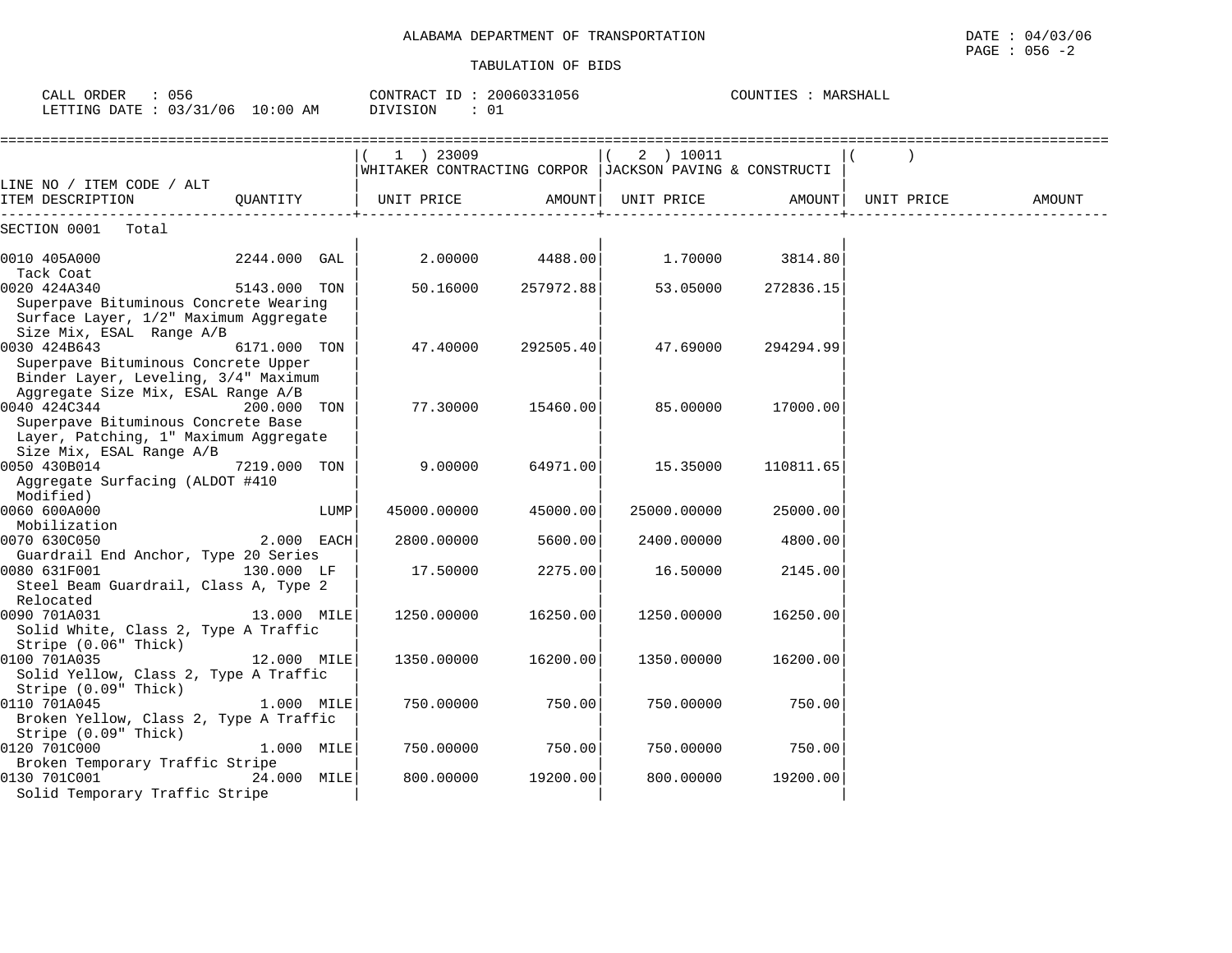ALABAMA DEPARTMENT OF TRANSPORTATION

DATE : 04/03/06

PAGE : 056 -2

TABULATION OF BIDS

CALL ORDER : 056    CONTRACT ID : 20060331056    COUNTIES : MARSHALL

LETTING DATE : 03/31/06 10:00 AM    DIVISION : 01

| LINE NO / ITEM CODE / ALT ITEM DESCRIPTION | QUANTITY | (1) 23009 WHITAKER CONTRACTING CORPOR UNIT PRICE | AMOUNT | (2) 10011 JACKSON PAVING & CONSTRUCTI UNIT PRICE | AMOUNT | ( ) UNIT PRICE | AMOUNT |
|---|---|---|---|---|---|---|---|
| SECTION 0001 Total | | | | | | | |
| 0010 405A000 Tack Coat | 2244.000 GAL | 2.00000 | 4488.00 | 1.70000 | 3814.80 | | |
| 0020 424A340 Superpave Bituminous Concrete Wearing Surface Layer, 1/2" Maximum Aggregate Size Mix, ESAL Range A/B | 5143.000 TON | 50.16000 | 257972.88 | 53.05000 | 272836.15 | | |
| 0030 424B643 Superpave Bituminous Concrete Upper Binder Layer, Leveling, 3/4" Maximum Aggregate Size Mix, ESAL Range A/B | 6171.000 TON | 47.40000 | 292505.40 | 47.69000 | 294294.99 | | |
| 0040 424C344 Superpave Bituminous Concrete Base Layer, Patching, 1" Maximum Aggregate Size Mix, ESAL Range A/B | 200.000 TON | 77.30000 | 15460.00 | 85.00000 | 17000.00 | | |
| 0050 430B014 Aggregate Surfacing (ALDOT #410 Modified) | 7219.000 TON | 9.00000 | 64971.00 | 15.35000 | 110811.65 | | |
| 0060 600A000 Mobilization | LUMP | 45000.00000 | 45000.00 | 25000.00000 | 25000.00 | | |
| 0070 630C050 Guardrail End Anchor, Type 20 Series | 2.000 EACH | 2800.00000 | 5600.00 | 2400.00000 | 4800.00 | | |
| 0080 631F001 Steel Beam Guardrail, Class A, Type 2 Relocated | 130.000 LF | 17.50000 | 2275.00 | 16.50000 | 2145.00 | | |
| 0090 701A031 Solid White, Class 2, Type A Traffic Stripe (0.06" Thick) | 13.000 MILE | 1250.00000 | 16250.00 | 1250.00000 | 16250.00 | | |
| 0100 701A035 Solid Yellow, Class 2, Type A Traffic Stripe (0.09" Thick) | 12.000 MILE | 1350.00000 | 16200.00 | 1350.00000 | 16200.00 | | |
| 0110 701A045 Broken Yellow, Class 2, Type A Traffic Stripe (0.09" Thick) | 1.000 MILE | 750.00000 | 750.00 | 750.00000 | 750.00 | | |
| 0120 701C000 Broken Temporary Traffic Stripe | 1.000 MILE | 750.00000 | 750.00 | 750.00000 | 750.00 | | |
| 0130 701C001 Solid Temporary Traffic Stripe | 24.000 MILE | 800.00000 | 19200.00 | 800.00000 | 19200.00 | | |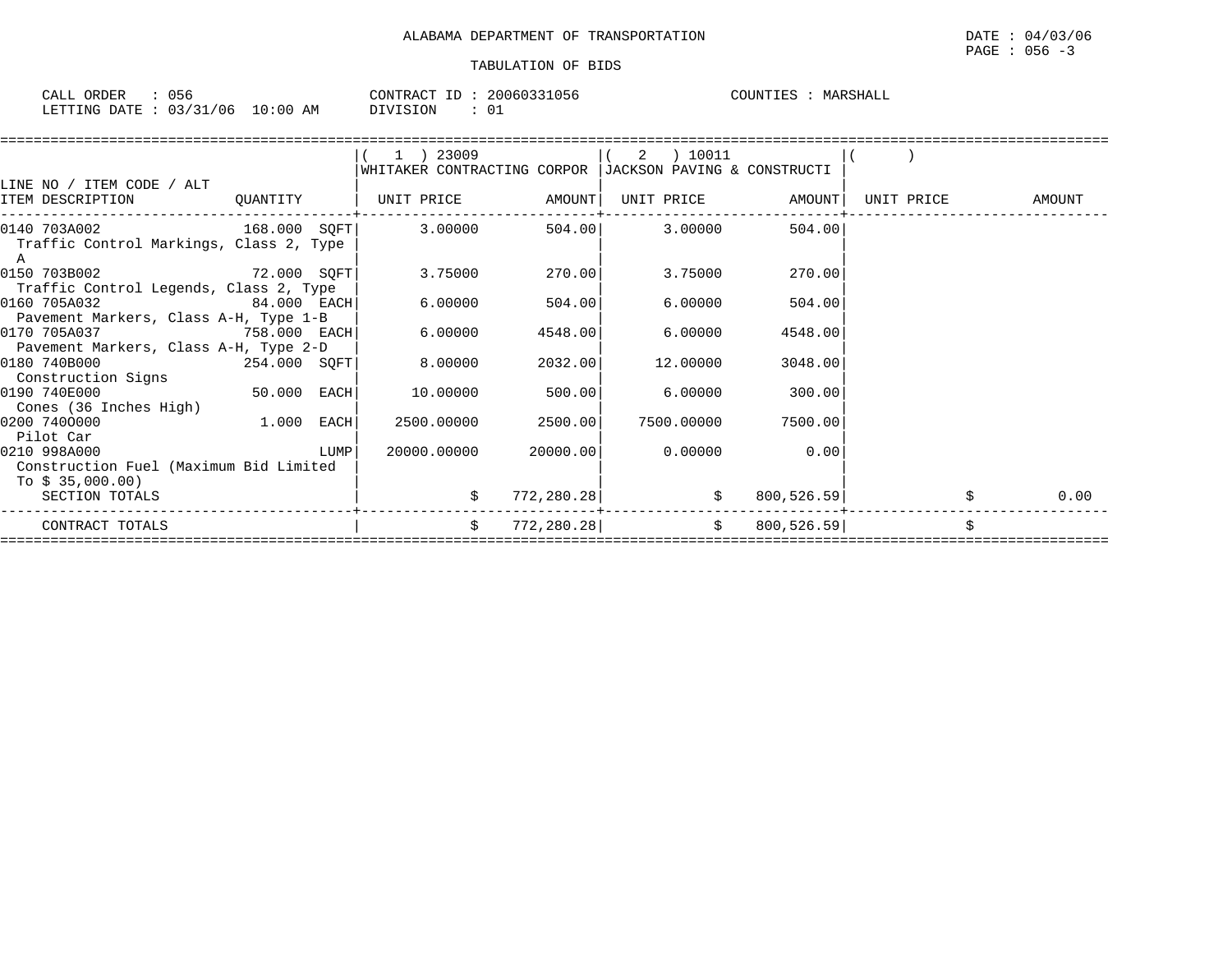ALABAMA DEPARTMENT OF TRANSPORTATION

TABULATION OF BIDS

CALL ORDER : 056 CONTRACT ID : 20060331056 COUNTIES : MARSHALL
LETTING DATE : 03/31/06 10:00 AM DIVISION : 01

| LINE NO / ITEM CODE / ALT ITEM DESCRIPTION | QUANTITY | ( 1 ) 23009 WHITAKER CONTRACTING CORPOR UNIT PRICE | AMOUNT | ( 2 ) 10011 JACKSON PAVING & CONSTRUCTI UNIT PRICE | AMOUNT | ( ) UNIT PRICE | AMOUNT |
|---|---|---|---|---|---|---|---|
| 0140 703A002 Traffic Control Markings, Class 2, Type A | 168.000 SQFT | 3.00000 | 504.00 | 3.00000 | 504.00 | | |
| 0150 703B002 Traffic Control Legends, Class 2, Type | 72.000 SQFT | 3.75000 | 270.00 | 3.75000 | 270.00 | | |
| 0160 705A032 Pavement Markers, Class A-H, Type 1-B | 84.000 EACH | 6.00000 | 504.00 | 6.00000 | 504.00 | | |
| 0170 705A037 Pavement Markers, Class A-H, Type 2-D | 758.000 EACH | 6.00000 | 4548.00 | 6.00000 | 4548.00 | | |
| 0180 740B000 Construction Signs | 254.000 SQFT | 8.00000 | 2032.00 | 12.00000 | 3048.00 | | |
| 0190 740E000 Cones (36 Inches High) | 50.000 EACH | 10.00000 | 500.00 | 6.00000 | 300.00 | | |
| 0200 740O000 Pilot Car | 1.000 EACH | 2500.00000 | 2500.00 | 7500.00000 | 7500.00 | | |
| 0210 998A000 Construction Fuel (Maximum Bid Limited To $ 35,000.00) | LUMP | 20000.00000 | 20000.00 | 0.00000 | 0.00 | | |
| SECTION TOTALS | | $ | 772,280.28 | $ | 800,526.59 | $ | 0.00 |
| CONTRACT TOTALS | | $ | 772,280.28 | $ | 800,526.59 | $ | |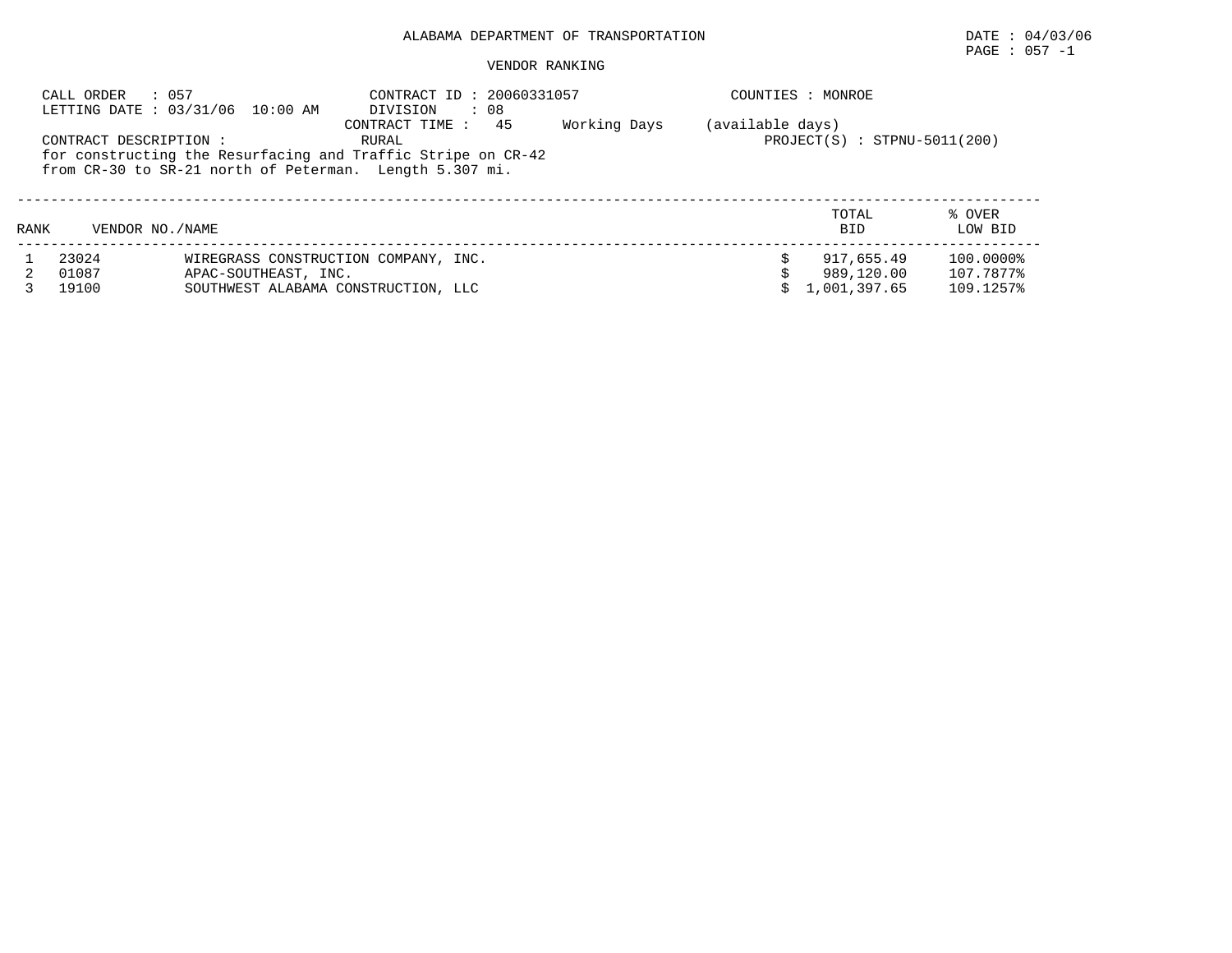ALABAMA DEPARTMENT OF TRANSPORTATION

DATE : 04/03/06

PAGE : 057 -1

VENDOR RANKING

CALL ORDER : 057
LETTING DATE : 03/31/06 10:00 AM

CONTRACT ID : 20060331057
DIVISION : 08
CONTRACT TIME : 45 Working Days (available days)

COUNTIES : MONROE

CONTRACT DESCRIPTION : RURAL

PROJECT(S) : STPNU-5011(200)

for constructing the Resurfacing and Traffic Stripe on CR-42 from CR-30 to SR-21 north of Peterman. Length 5.307 mi.

| RANK | VENDOR NO./NAME | | TOTAL BID | % OVER LOW BID |
|---|---|---|---|---|
| 1 | 23024 | WIREGRASS CONSTRUCTION COMPANY, INC. | $ 917,655.49 | 100.0000% |
| 2 | 01087 | APAC-SOUTHEAST, INC. | $ 989,120.00 | 107.7877% |
| 3 | 19100 | SOUTHWEST ALABAMA CONSTRUCTION, LLC | $ 1,001,397.65 | 109.1257% |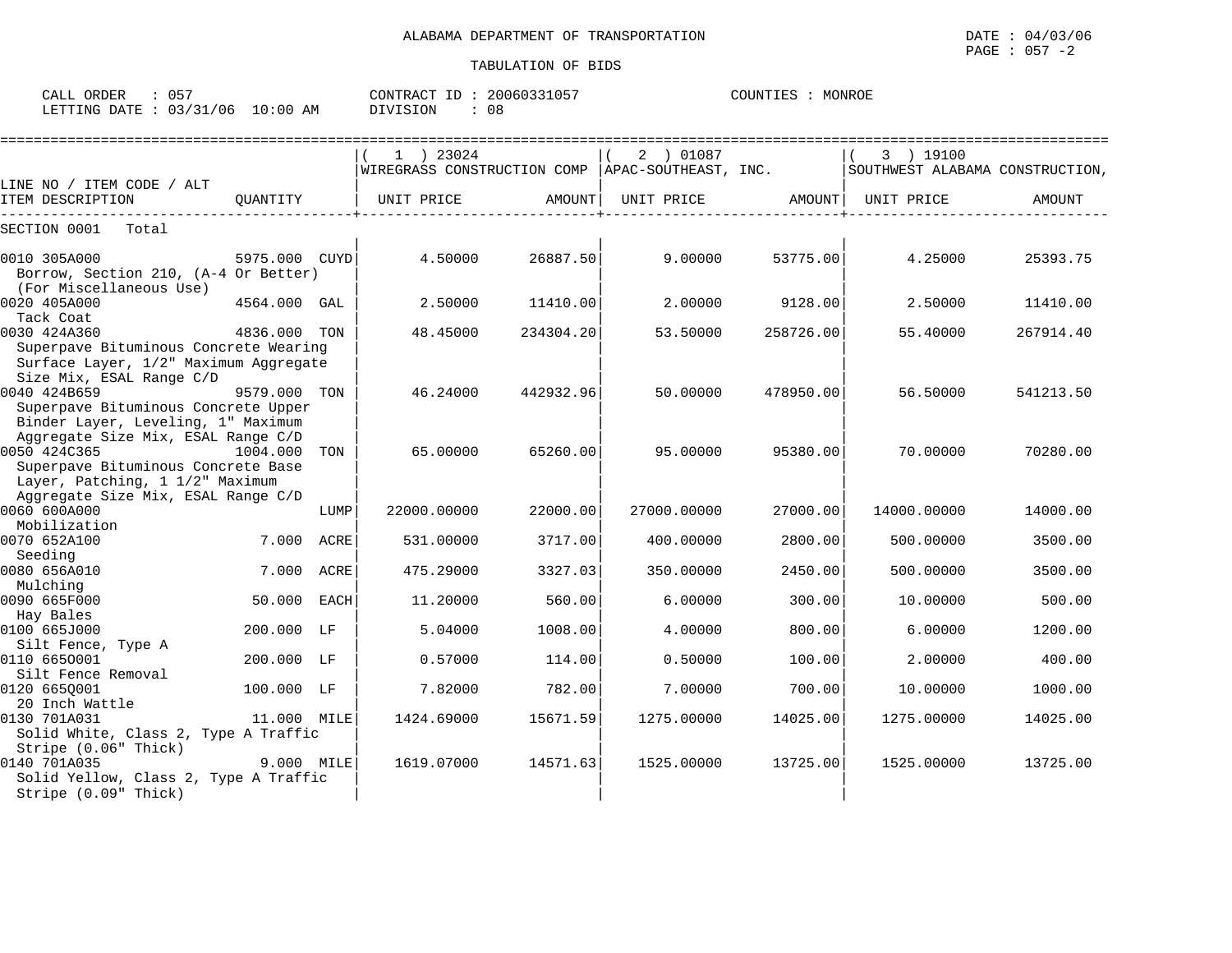ALABAMA DEPARTMENT OF TRANSPORTATION

TABULATION OF BIDS

DATE : 04/03/06
PAGE : 057 -2

CALL ORDER : 057
LETTING DATE : 03/31/06 10:00 AM

CONTRACT ID : 20060331057
DIVISION : 08

COUNTIES : MONROE

| LINE NO / ITEM CODE / ALT<br>ITEM DESCRIPTION | QUANTITY | ( 1 ) 23024<br>WIREGRASS CONSTRUCTION COMP<br>UNIT PRICE | AMOUNT | ( 2 ) 01087<br>APAC-SOUTHEAST, INC.<br>UNIT PRICE | AMOUNT | ( 3 ) 19100<br>SOUTHWEST ALABAMA CONSTRUCTION,<br>UNIT PRICE | AMOUNT |
|---|---|---|---|---|---|---|---|
| SECTION 0001 Total | | | | | | | |
| 0010 305A000<br>Borrow, Section 210, (A-4 Or Better) (For Miscellaneous Use) | 5975.000 CUYD | 4.50000 | 26887.50 | 9.00000 | 53775.00 | 4.25000 | 25393.75 |
| 0020 405A000<br>Tack Coat | 4564.000 GAL | 2.50000 | 11410.00 | 2.00000 | 9128.00 | 2.50000 | 11410.00 |
| 0030 424A360<br>Superpave Bituminous Concrete Wearing Surface Layer, 1/2" Maximum Aggregate Size Mix, ESAL Range C/D | 4836.000 TON | 48.45000 | 234304.20 | 53.50000 | 258726.00 | 55.40000 | 267914.40 |
| 0040 424B659<br>Superpave Bituminous Concrete Upper Binder Layer, Leveling, 1" Maximum Aggregate Size Mix, ESAL Range C/D | 9579.000 TON | 46.24000 | 442932.96 | 50.00000 | 478950.00 | 56.50000 | 541213.50 |
| 0050 424C365<br>Superpave Bituminous Concrete Base Layer, Patching, 1 1/2" Maximum Aggregate Size Mix, ESAL Range C/D | 1004.000 TON | 65.00000 | 65260.00 | 95.00000 | 95380.00 | 70.00000 | 70280.00 |
| 0060 600A000<br>Mobilization | LUMP | 22000.00000 | 22000.00 | 27000.00000 | 27000.00 | 14000.00000 | 14000.00 |
| 0070 652A100<br>Seeding | 7.000 ACRE | 531.00000 | 3717.00 | 400.00000 | 2800.00 | 500.00000 | 3500.00 |
| 0080 656A010<br>Mulching | 7.000 ACRE | 475.29000 | 3327.03 | 350.00000 | 2450.00 | 500.00000 | 3500.00 |
| 0090 665F000<br>Hay Bales | 50.000 EACH | 11.20000 | 560.00 | 6.00000 | 300.00 | 10.00000 | 500.00 |
| 0100 665J000<br>Silt Fence, Type A | 200.000 LF | 5.04000 | 1008.00 | 4.00000 | 800.00 | 6.00000 | 1200.00 |
| 0110 665O001<br>Silt Fence Removal | 200.000 LF | 0.57000 | 114.00 | 0.50000 | 100.00 | 2.00000 | 400.00 |
| 0120 665Q001<br>20 Inch Wattle | 100.000 LF | 7.82000 | 782.00 | 7.00000 | 700.00 | 10.00000 | 1000.00 |
| 0130 701A031<br>Solid White, Class 2, Type A Traffic Stripe (0.06" Thick) | 11.000 MILE | 1424.69000 | 15671.59 | 1275.00000 | 14025.00 | 1275.00000 | 14025.00 |
| 0140 701A035<br>Solid Yellow, Class 2, Type A Traffic Stripe (0.09" Thick) | 9.000 MILE | 1619.07000 | 14571.63 | 1525.00000 | 13725.00 | 1525.00000 | 13725.00 |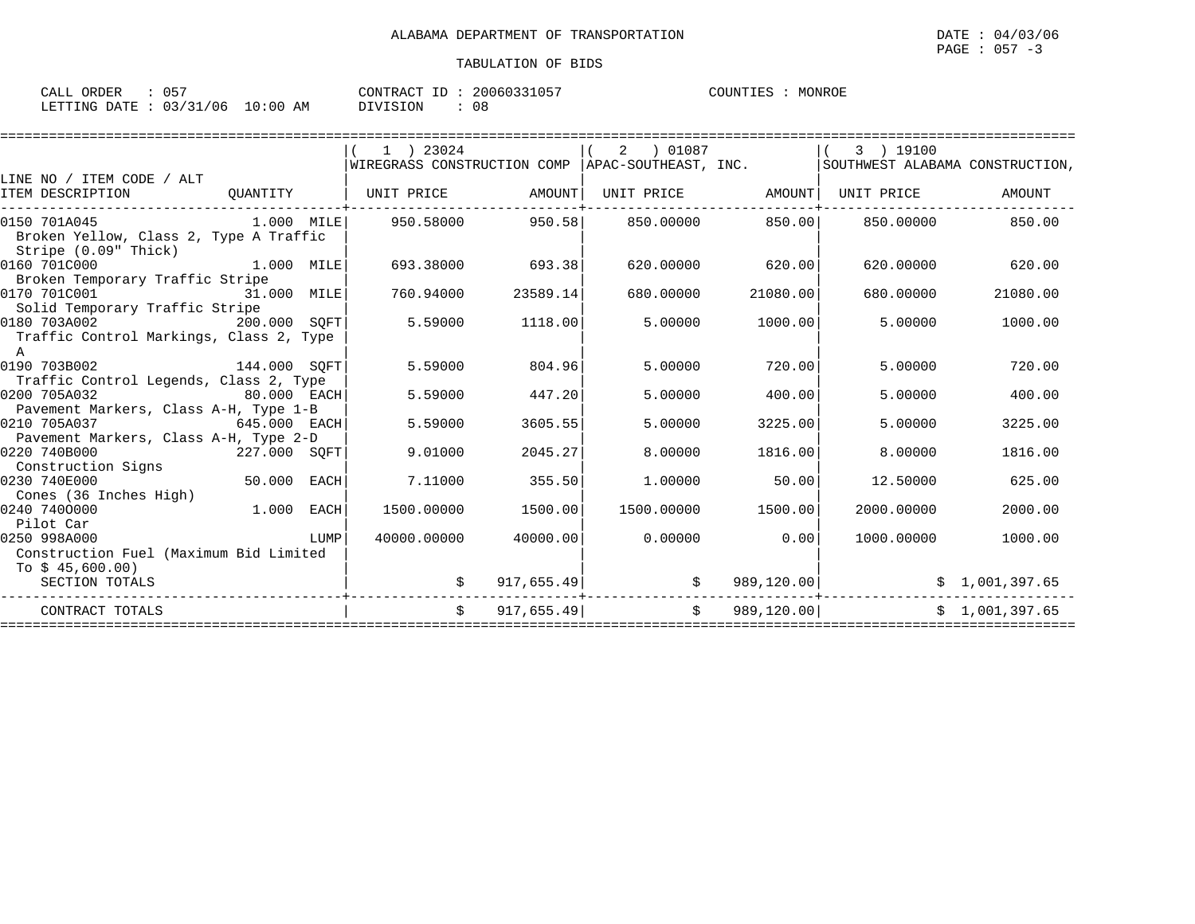ALABAMA DEPARTMENT OF TRANSPORTATION

DATE : 04/03/06

TABULATION OF BIDS

CALL ORDER : 057 CONTRACT ID : 20060331057 COUNTIES : MONROE
LETTING DATE : 03/31/06 10:00 AM DIVISION : 08

| LINE NO / ITEM CODE / ALT ITEM DESCRIPTION | QUANTITY | (1) 23024 WIREGRASS CONSTRUCTION COMP UNIT PRICE | AMOUNT | (2) 01087 APAC-SOUTHEAST, INC. UNIT PRICE | AMOUNT | (3) 19100 SOUTHWEST ALABAMA CONSTRUCTION, UNIT PRICE | AMOUNT |
|---|---|---|---|---|---|---|---|
| 0150 701A045 Broken Yellow, Class 2, Type A Traffic Stripe (0.09" Thick) | 1.000 MILE | 950.58000 | 950.58 | 850.00000 | 850.00 | 850.00000 | 850.00 |
| 0160 701C000 Broken Temporary Traffic Stripe | 1.000 MILE | 693.38000 | 693.38 | 620.00000 | 620.00 | 620.00000 | 620.00 |
| 0170 701C001 Solid Temporary Traffic Stripe | 31.000 MILE | 760.94000 | 23589.14 | 680.00000 | 21080.00 | 680.00000 | 21080.00 |
| 0180 703A002 Traffic Control Markings, Class 2, Type A | 200.000 SQFT | 5.59000 | 1118.00 | 5.00000 | 1000.00 | 5.00000 | 1000.00 |
| 0190 703B002 Traffic Control Legends, Class 2, Type | 144.000 SQFT | 5.59000 | 804.96 | 5.00000 | 720.00 | 5.00000 | 720.00 |
| 0200 705A032 Pavement Markers, Class A-H, Type 1-B | 80.000 EACH | 5.59000 | 447.20 | 5.00000 | 400.00 | 5.00000 | 400.00 |
| 0210 705A037 Pavement Markers, Class A-H, Type 2-D | 645.000 EACH | 5.59000 | 3605.55 | 5.00000 | 3225.00 | 5.00000 | 3225.00 |
| 0220 740B000 Construction Signs | 227.000 SQFT | 9.01000 | 2045.27 | 8.00000 | 1816.00 | 8.00000 | 1816.00 |
| 0230 740E000 Cones (36 Inches High) | 50.000 EACH | 7.11000 | 355.50 | 1.00000 | 50.00 | 12.50000 | 625.00 |
| 0240 740O000 Pilot Car | 1.000 EACH | 1500.00000 | 1500.00 | 1500.00000 | 1500.00 | 2000.00000 | 2000.00 |
| 0250 998A000 Construction Fuel (Maximum Bid Limited To $ 45,600.00) | LUMP | 40000.00000 | 40000.00 | 0.00000 | 0.00 | 1000.00000 | 1000.00 |
| SECTION TOTALS | | | $ 917,655.49 | | $ 989,120.00 | | $ 1,001,397.65 |
| CONTRACT TOTALS | | | $ 917,655.49 | | $ 989,120.00 | | $ 1,001,397.65 |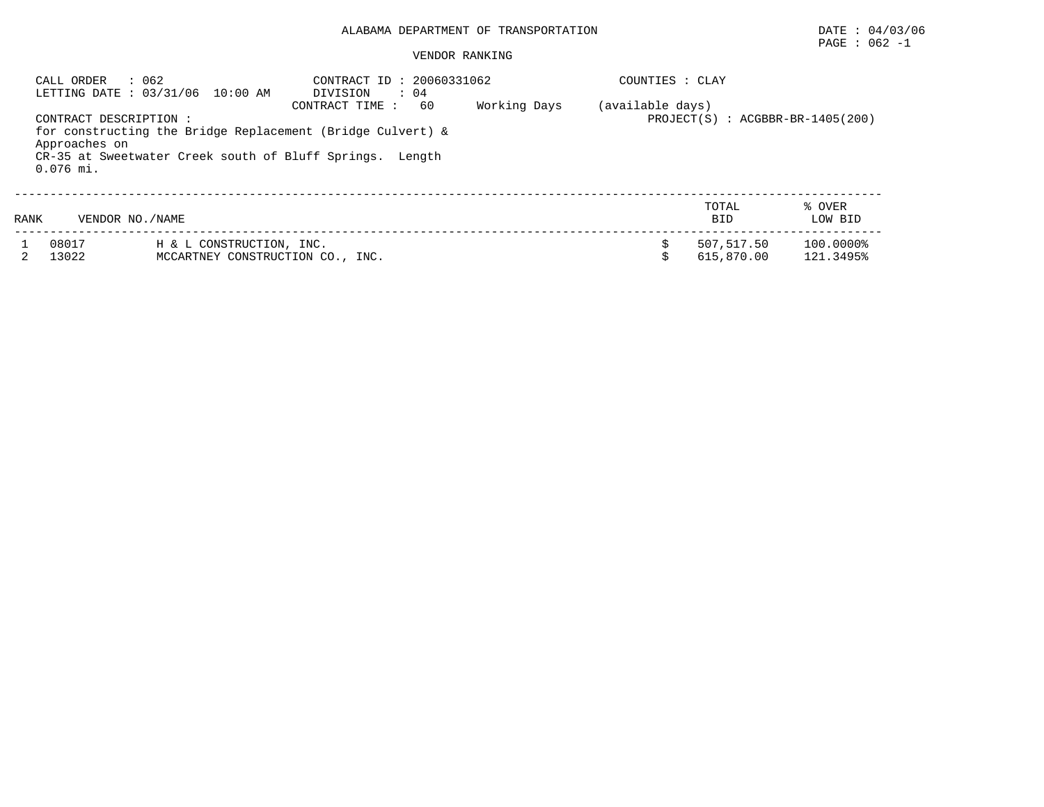ALABAMA DEPARTMENT OF TRANSPORTATION

DATE : 04/03/06

PAGE : 062 -1

VENDOR RANKING

CALL ORDER : 062
LETTING DATE : 03/31/06 10:00 AM

CONTRACT ID : 20060331062
DIVISION : 04
CONTRACT TIME : 60 Working Days (available days)

COUNTIES : CLAY

PROJECT(S) : ACGBBR-BR-1405(200)

CONTRACT DESCRIPTION :
for constructing the Bridge Replacement (Bridge Culvert) & Approaches on CR-35 at Sweetwater Creek south of Bluff Springs. Length 0.076 mi.

| RANK | VENDOR NO./NAME | | TOTAL BID | % OVER LOW BID |
|---|---|---|---|---|
| 1 | 08017 | H & L CONSTRUCTION, INC. | $ 507,517.50 | 100.0000% |
| 2 | 13022 | MCCARTNEY CONSTRUCTION CO., INC. | $ 615,870.00 | 121.3495% |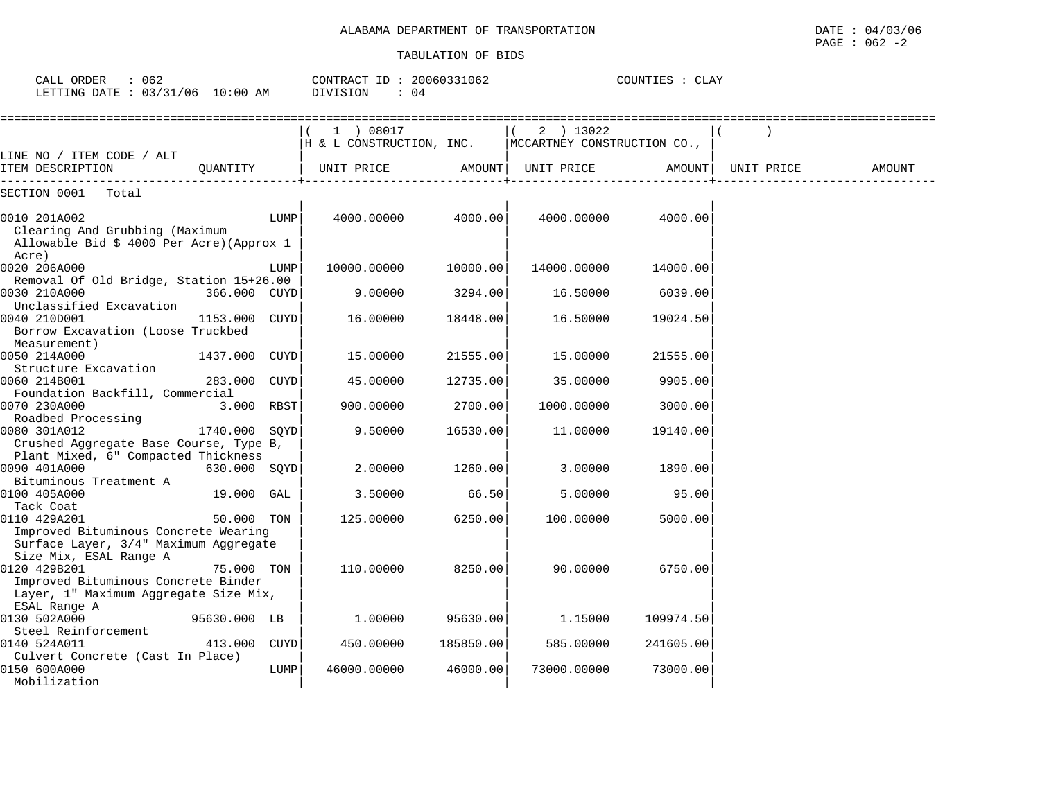ALABAMA DEPARTMENT OF TRANSPORTATION

TABULATION OF BIDS

DATE : 04/03/06
PAGE : 062 -2

CALL ORDER : 062
LETTING DATE : 03/31/06 10:00 AM

CONTRACT ID : 20060331062
DIVISION : 04

COUNTIES : CLAY

| LINE NO / ITEM CODE / ALT ITEM DESCRIPTION | QUANTITY | ( 1 ) 08017 H & L CONSTRUCTION, INC. UNIT PRICE | AMOUNT | ( 2 ) 13022 MCCARTNEY CONSTRUCTION CO., UNIT PRICE | AMOUNT | ( ) UNIT PRICE | AMOUNT |
|---|---|---|---|---|---|---|---|
| SECTION 0001 Total | | | | | | | |
| 0010 201A002 Clearing And Grubbing (Maximum Allowable Bid $ 4000 Per Acre)(Approx 1 Acre) | LUMP | 4000.00000 | 4000.00 | 4000.00000 | 4000.00 | | |
| 0020 206A000 Removal Of Old Bridge, Station 15+26.00 | LUMP | 10000.00000 | 10000.00 | 14000.00000 | 14000.00 | | |
| 0030 210A000 Unclassified Excavation | 366.000 CUYD | 9.00000 | 3294.00 | 16.50000 | 6039.00 | | |
| 0040 210D001 Borrow Excavation (Loose Truckbed Measurement) | 1153.000 CUYD | 16.00000 | 18448.00 | 16.50000 | 19024.50 | | |
| 0050 214A000 Structure Excavation | 1437.000 CUYD | 15.00000 | 21555.00 | 15.00000 | 21555.00 | | |
| 0060 214B001 Foundation Backfill, Commercial | 283.000 CUYD | 45.00000 | 12735.00 | 35.00000 | 9905.00 | | |
| 0070 230A000 Roadbed Processing | 3.000 RBST | 900.00000 | 2700.00 | 1000.00000 | 3000.00 | | |
| 0080 301A012 Crushed Aggregate Base Course, Type B, Plant Mixed, 6" Compacted Thickness | 1740.000 SQYD | 9.50000 | 16530.00 | 11.00000 | 19140.00 | | |
| 0090 401A000 Bituminous Treatment A | 630.000 SQYD | 2.00000 | 1260.00 | 3.00000 | 1890.00 | | |
| 0100 405A000 Tack Coat | 19.000 GAL | 3.50000 | 66.50 | 5.00000 | 95.00 | | |
| 0110 429A201 Improved Bituminous Concrete Wearing Surface Layer, 3/4" Maximum Aggregate Size Mix, ESAL Range A | 50.000 TON | 125.00000 | 6250.00 | 100.00000 | 5000.00 | | |
| 0120 429B201 Improved Bituminous Concrete Binder Layer, 1" Maximum Aggregate Size Mix, ESAL Range A | 75.000 TON | 110.00000 | 8250.00 | 90.00000 | 6750.00 | | |
| 0130 502A000 Steel Reinforcement | 95630.000 LB | 1.00000 | 95630.00 | 1.15000 | 109974.50 | | |
| 0140 524A011 Culvert Concrete (Cast In Place) | 413.000 CUYD | 450.00000 | 185850.00 | 585.00000 | 241605.00 | | |
| 0150 600A000 Mobilization | LUMP | 46000.00000 | 46000.00 | 73000.00000 | 73000.00 | | |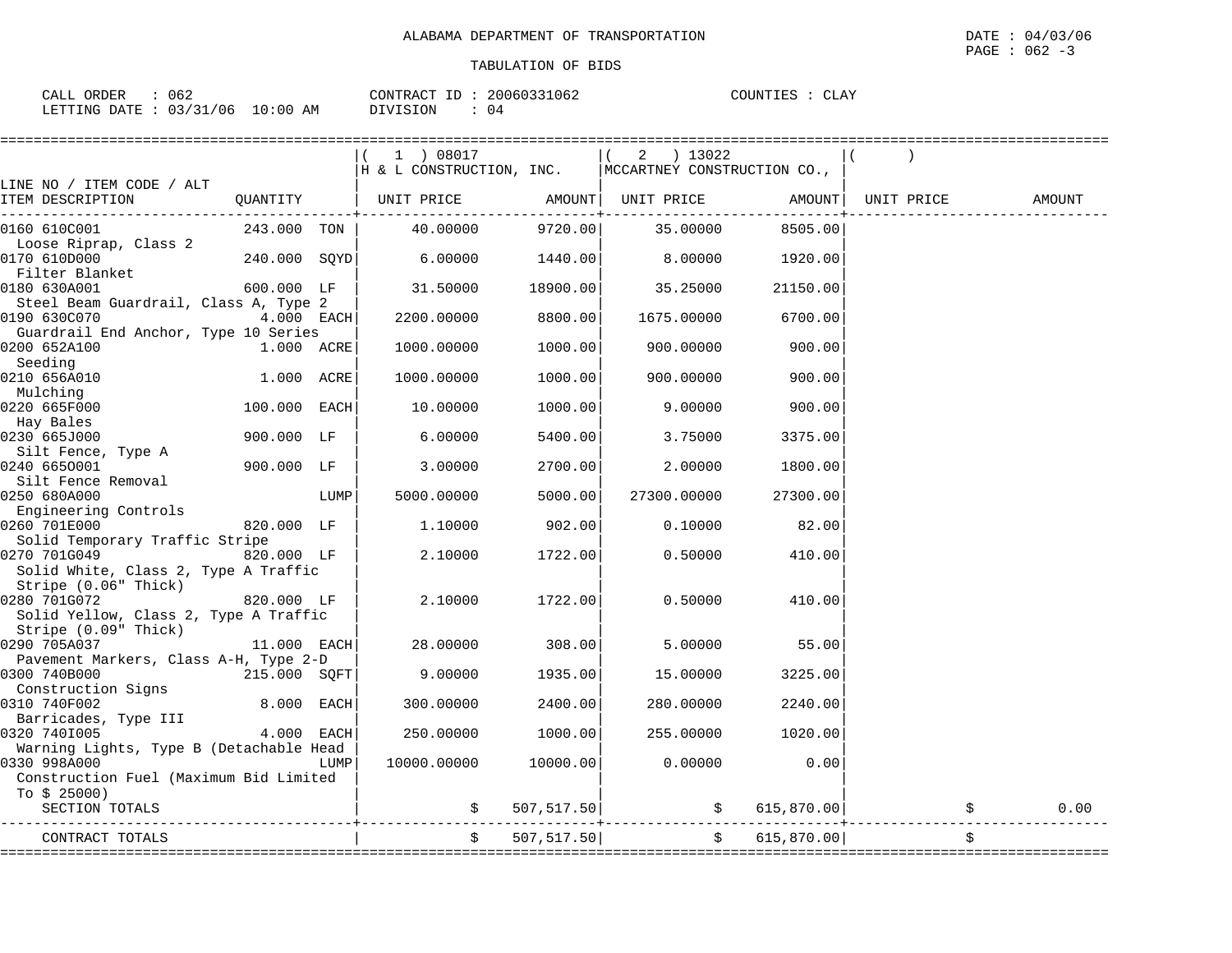ALABAMA DEPARTMENT OF TRANSPORTATION

DATE : 04/03/06

PAGE : 062 -3

TABULATION OF BIDS

CALL ORDER : 062 CONTRACT ID : 20060331062 COUNTIES : CLAY

LETTING DATE : 03/31/06 10:00 AM DIVISION : 04

| LINE NO / ITEM CODE / ALT ITEM DESCRIPTION | QUANTITY | (1) 08017 H & L CONSTRUCTION, INC. UNIT PRICE | AMOUNT | (2) 13022 MCCARTNEY CONSTRUCTION CO., UNIT PRICE | AMOUNT | ( ) UNIT PRICE | AMOUNT |
|---|---|---|---|---|---|---|---|
| 0160 610C001 Loose Riprap, Class 2 | 243.000 TON | 40.00000 | 9720.00 | 35.00000 | 8505.00 | | |
| 0170 610D000 Filter Blanket | 240.000 SQYD | 6.00000 | 1440.00 | 8.00000 | 1920.00 | | |
| 0180 630A001 Steel Beam Guardrail, Class A, Type 2 | 600.000 LF | 31.50000 | 18900.00 | 35.25000 | 21150.00 | | |
| 0190 630C070 Guardrail End Anchor, Type 10 Series | 4.000 EACH | 2200.00000 | 8800.00 | 1675.00000 | 6700.00 | | |
| 0200 652A100 Seeding | 1.000 ACRE | 1000.00000 | 1000.00 | 900.00000 | 900.00 | | |
| 0210 656A010 Mulching | 1.000 ACRE | 1000.00000 | 1000.00 | 900.00000 | 900.00 | | |
| 0220 665F000 Hay Bales | 100.000 EACH | 10.00000 | 1000.00 | 9.00000 | 900.00 | | |
| 0230 665J000 Silt Fence, Type A | 900.000 LF | 6.00000 | 5400.00 | 3.75000 | 3375.00 | | |
| 0240 665O001 Silt Fence Removal | 900.000 LF | 3.00000 | 2700.00 | 2.00000 | 1800.00 | | |
| 0250 680A000 Engineering Controls | LUMP | 5000.00000 | 5000.00 | 27300.00000 | 27300.00 | | |
| 0260 701E000 Solid Temporary Traffic Stripe | 820.000 LF | 1.10000 | 902.00 | 0.10000 | 82.00 | | |
| 0270 701G049 Solid White, Class 2, Type A Traffic Stripe (0.06" Thick) | 820.000 LF | 2.10000 | 1722.00 | 0.50000 | 410.00 | | |
| 0280 701G072 Solid Yellow, Class 2, Type A Traffic Stripe (0.09" Thick) | 820.000 LF | 2.10000 | 1722.00 | 0.50000 | 410.00 | | |
| 0290 705A037 Pavement Markers, Class A-H, Type 2-D | 11.000 EACH | 28.00000 | 308.00 | 5.00000 | 55.00 | | |
| 0300 740B000 Construction Signs | 215.000 SQFT | 9.00000 | 1935.00 | 15.00000 | 3225.00 | | |
| 0310 740F002 Barricades, Type III | 8.000 EACH | 300.00000 | 2400.00 | 280.00000 | 2240.00 | | |
| 0320 740I005 Warning Lights, Type B (Detachable Head | 4.000 EACH | 250.00000 | 1000.00 | 255.00000 | 1020.00 | | |
| 0330 998A000 Construction Fuel (Maximum Bid Limited To $ 25000) | LUMP | 10000.00000 | 10000.00 | 0.00000 | 0.00 | | |
| SECTION TOTALS | | $ | 507,517.50 | $ | 615,870.00 | $ | 0.00 |
| CONTRACT TOTALS | | $ | 507,517.50 | $ | 615,870.00 | $ | |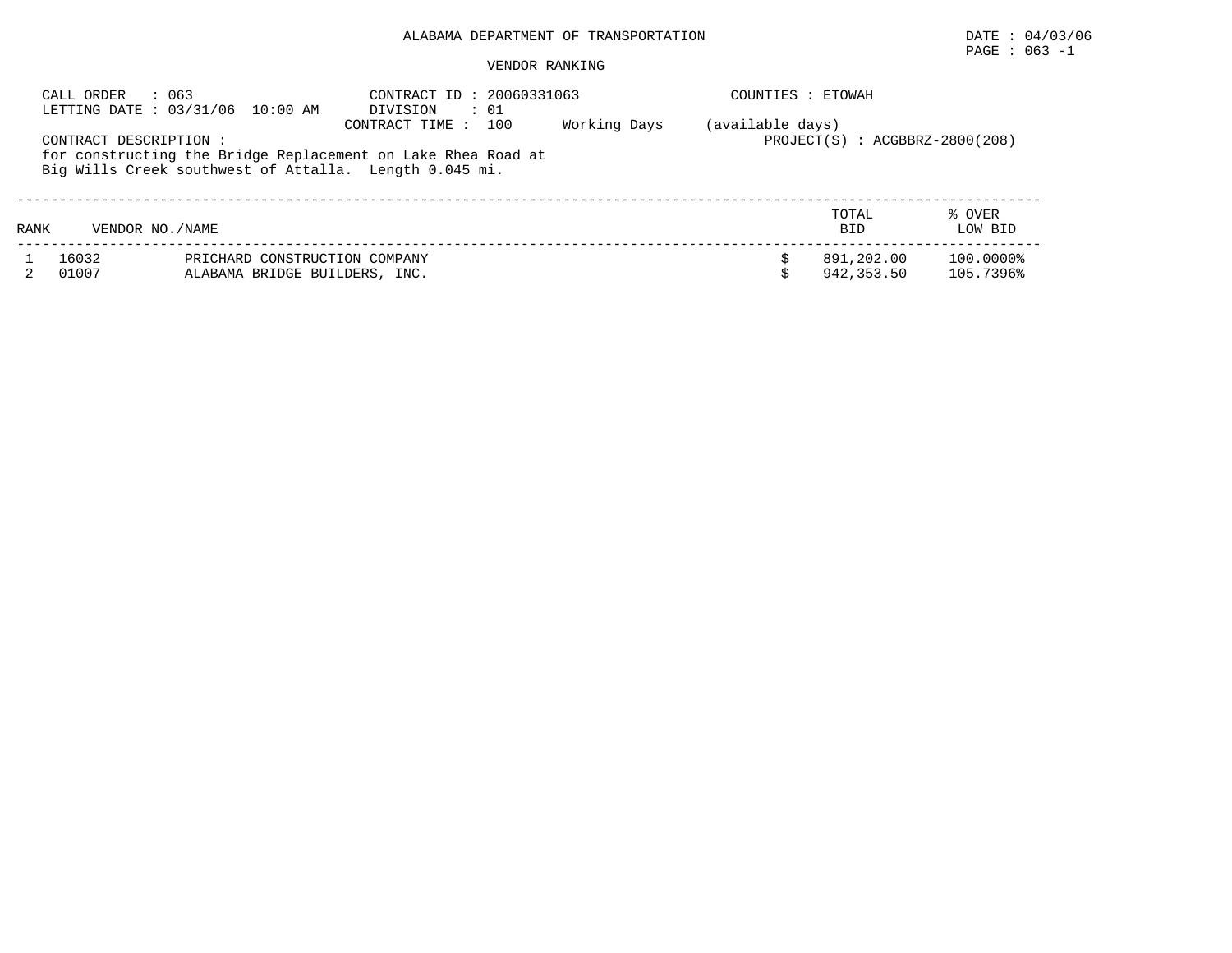ALABAMA DEPARTMENT OF TRANSPORTATION

DATE : 04/03/06

PAGE : 063 -1

VENDOR RANKING

CALL ORDER : 063 CONTRACT ID : 20060331063 COUNTIES : ETOWAH
LETTING DATE : 03/31/06 10:00 AM DIVISION : 01
CONTRACT TIME : 100 Working Days (available days)
CONTRACT DESCRIPTION : PROJECT(S) : ACGBBRZ-2800(208)
for constructing the Bridge Replacement on Lake Rhea Road at
Big Wills Creek southwest of Attalla. Length 0.045 mi.

| RANK | VENDOR NO./NAME | | TOTAL BID | % OVER LOW BID |
|---|---|---|---|---|
| 1 | 16032 | PRICHARD CONSTRUCTION COMPANY | $ 891,202.00 | 100.0000% |
| 2 | 01007 | ALABAMA BRIDGE BUILDERS, INC. | $ 942,353.50 | 105.7396% |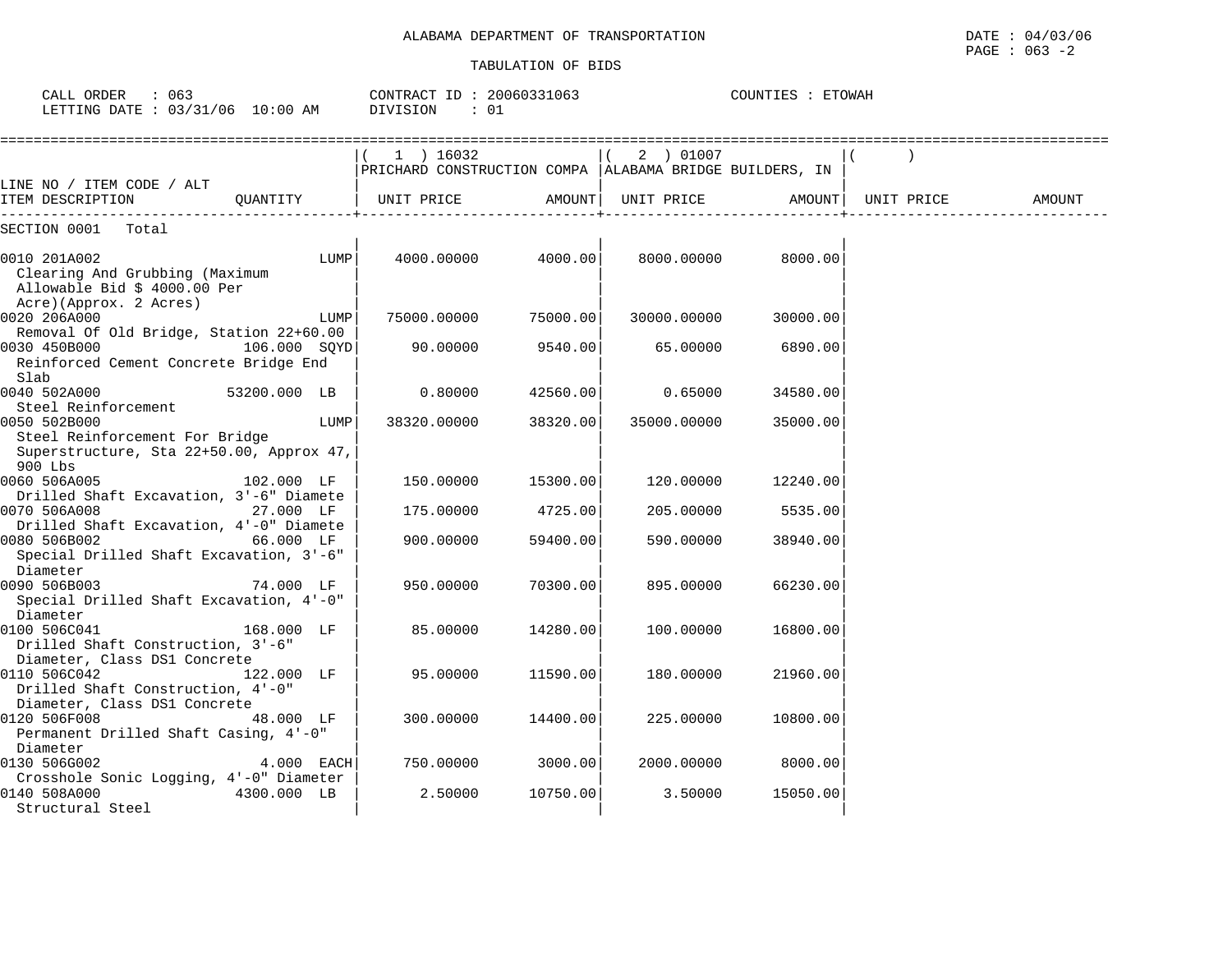ALABAMA DEPARTMENT OF TRANSPORTATION

TABULATION OF BIDS

DATE : 04/03/06
PAGE : 063 -2

CALL ORDER : 063
LETTING DATE : 03/31/06 10:00 AM

CONTRACT ID : 20060331063
DIVISION : 01

COUNTIES : ETOWAH

| LINE NO / ITEM CODE / ALT ITEM DESCRIPTION | QUANTITY | ( 1 ) 16032 PRICHARD CONSTRUCTION COMPA UNIT PRICE | AMOUNT | ( 2 ) 01007 ALABAMA BRIDGE BUILDERS, IN UNIT PRICE | AMOUNT | ( ) UNIT PRICE | AMOUNT |
|---|---|---|---|---|---|---|---|
| SECTION 0001 Total | | | | | | | |
| 0010 201A002 Clearing And Grubbing (Maximum Allowable Bid $ 4000.00 Per Acre)(Approx. 2 Acres) | LUMP | 4000.00000 | 4000.00 | 8000.00000 | 8000.00 | | |
| 0020 206A000 Removal Of Old Bridge, Station 22+60.00 | LUMP | 75000.00000 | 75000.00 | 30000.00000 | 30000.00 | | |
| 0030 450B000 Reinforced Cement Concrete Bridge End Slab | 106.000 SQYD | 90.00000 | 9540.00 | 65.00000 | 6890.00 | | |
| 0040 502A000 Steel Reinforcement | 53200.000 LB | 0.80000 | 42560.00 | 0.65000 | 34580.00 | | |
| 0050 502B000 Steel Reinforcement For Bridge Superstructure, Sta 22+50.00, Approx 47, 900 Lbs | LUMP | 38320.00000 | 38320.00 | 35000.00000 | 35000.00 | | |
| 0060 506A005 Drilled Shaft Excavation, 3'-6" Diamete | 102.000 LF | 150.00000 | 15300.00 | 120.00000 | 12240.00 | | |
| 0070 506A008 Drilled Shaft Excavation, 4'-0" Diamete | 27.000 LF | 175.00000 | 4725.00 | 205.00000 | 5535.00 | | |
| 0080 506B002 Special Drilled Shaft Excavation, 3'-6" Diameter | 66.000 LF | 900.00000 | 59400.00 | 590.00000 | 38940.00 | | |
| 0090 506B003 Special Drilled Shaft Excavation, 4'-0" Diameter | 74.000 LF | 950.00000 | 70300.00 | 895.00000 | 66230.00 | | |
| 0100 506C041 Drilled Shaft Construction, 3'-6" Diameter, Class DS1 Concrete | 168.000 LF | 85.00000 | 14280.00 | 100.00000 | 16800.00 | | |
| 0110 506C042 Drilled Shaft Construction, 4'-0" Diameter, Class DS1 Concrete | 122.000 LF | 95.00000 | 11590.00 | 180.00000 | 21960.00 | | |
| 0120 506F008 Permanent Drilled Shaft Casing, 4'-0" Diameter | 48.000 LF | 300.00000 | 14400.00 | 225.00000 | 10800.00 | | |
| 0130 506G002 Crosshole Sonic Logging, 4'-0" Diameter | 4.000 EACH | 750.00000 | 3000.00 | 2000.00000 | 8000.00 | | |
| 0140 508A000 Structural Steel | 4300.000 LB | 2.50000 | 10750.00 | 3.50000 | 15050.00 | | |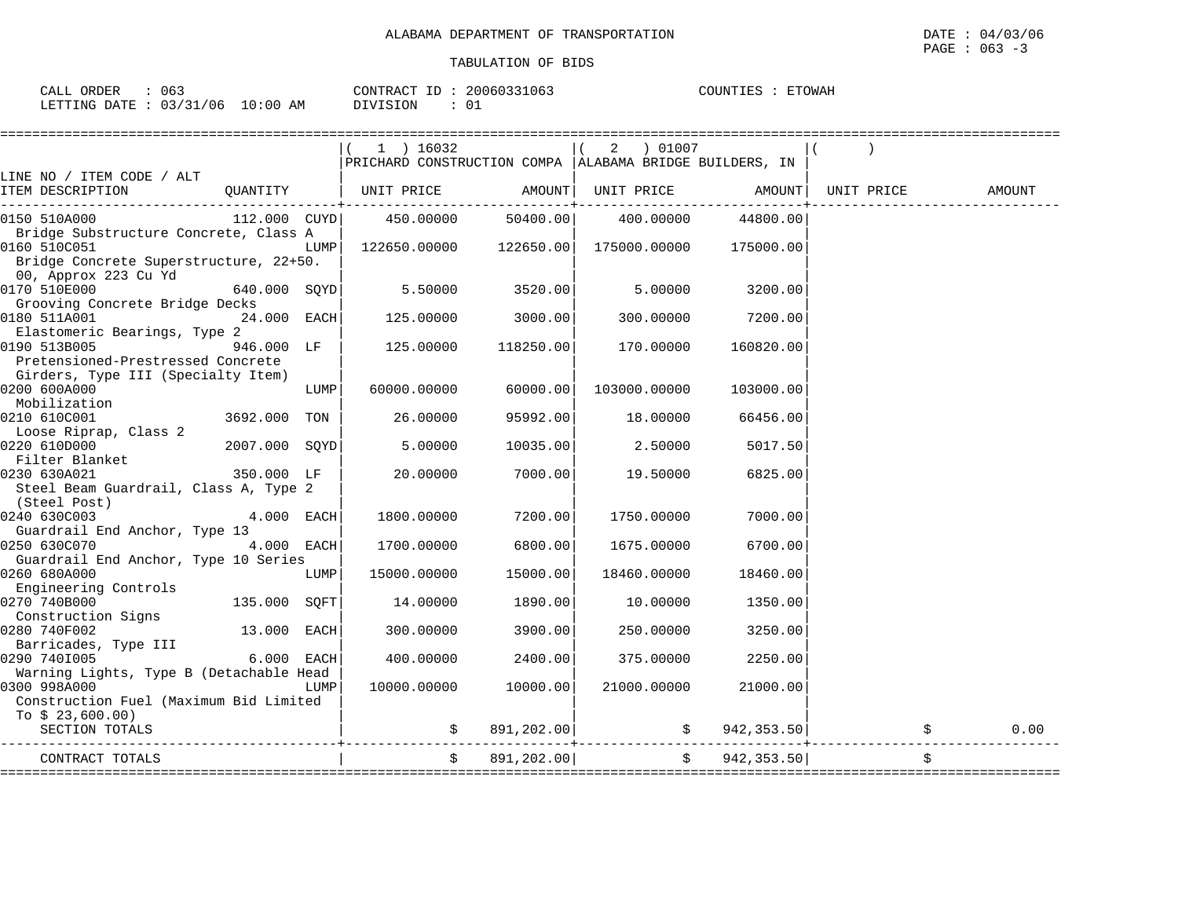ALABAMA DEPARTMENT OF TRANSPORTATION

TABULATION OF BIDS

DATE : 04/03/06
PAGE : 063 -3

CALL ORDER : 063 CONTRACT ID : 20060331063 COUNTIES : ETOWAH
LETTING DATE : 03/31/06 10:00 AM DIVISION : 01

| LINE NO / ITEM CODE / ALT<br>ITEM DESCRIPTION | QUANTITY | ( 1 ) 16032<br>PRICHARD CONSTRUCTION COMPA<br>UNIT PRICE | AMOUNT | ( 2 ) 01007<br>ALABAMA BRIDGE BUILDERS, IN<br>UNIT PRICE | AMOUNT | ( )<br>UNIT PRICE | AMOUNT |
|---|---|---|---|---|---|---|---|
| 0150 510A000<br>Bridge Substructure Concrete, Class A | 112.000 CUYD | 450.00000 | 50400.00 | 400.00000 | 44800.00 | | |
| 0160 510C051<br>Bridge Concrete Superstructure, 22+50.00, Approx 223 Cu Yd | LUMP | 122650.00000 | 122650.00 | 175000.00000 | 175000.00 | | |
| 0170 510E000<br>Grooving Concrete Bridge Decks | 640.000 SQYD | 5.50000 | 3520.00 | 5.00000 | 3200.00 | | |
| 0180 511A001<br>Elastomeric Bearings, Type 2 | 24.000 EACH | 125.00000 | 3000.00 | 300.00000 | 7200.00 | | |
| 0190 513B005<br>Pretensioned-Prestressed Concrete Girders, Type III (Specialty Item) | 946.000 LF | 125.00000 | 118250.00 | 170.00000 | 160820.00 | | |
| 0200 600A000<br>Mobilization | LUMP | 60000.00000 | 60000.00 | 103000.00000 | 103000.00 | | |
| 0210 610C001<br>Loose Riprap, Class 2 | 3692.000 TON | 26.00000 | 95992.00 | 18.00000 | 66456.00 | | |
| 0220 610D000<br>Filter Blanket | 2007.000 SQYD | 5.00000 | 10035.00 | 2.50000 | 5017.50 | | |
| 0230 630A021<br>Steel Beam Guardrail, Class A, Type 2 (Steel Post) | 350.000 LF | 20.00000 | 7000.00 | 19.50000 | 6825.00 | | |
| 0240 630C003<br>Guardrail End Anchor, Type 13 | 4.000 EACH | 1800.00000 | 7200.00 | 1750.00000 | 7000.00 | | |
| 0250 630C070<br>Guardrail End Anchor, Type 10 Series | 4.000 EACH | 1700.00000 | 6800.00 | 1675.00000 | 6700.00 | | |
| 0260 680A000<br>Engineering Controls | LUMP | 15000.00000 | 15000.00 | 18460.00000 | 18460.00 | | |
| 0270 740B000<br>Construction Signs | 135.000 SQFT | 14.00000 | 1890.00 | 10.00000 | 1350.00 | | |
| 0280 740F002<br>Barricades, Type III | 13.000 EACH | 300.00000 | 3900.00 | 250.00000 | 3250.00 | | |
| 0290 740I005<br>Warning Lights, Type B (Detachable Head | 6.000 EACH | 400.00000 | 2400.00 | 375.00000 | 2250.00 | | |
| 0300 998A000<br>Construction Fuel (Maximum Bid Limited To $ 23,600.00) | LUMP | 10000.00000 | 10000.00 | 21000.00000 | 21000.00 | | |
| SECTION TOTALS | | | $ 891,202.00 | | $ 942,353.50 | | $ 0.00 |
| CONTRACT TOTALS | | | $ 891,202.00 | | $ 942,353.50 | | $ |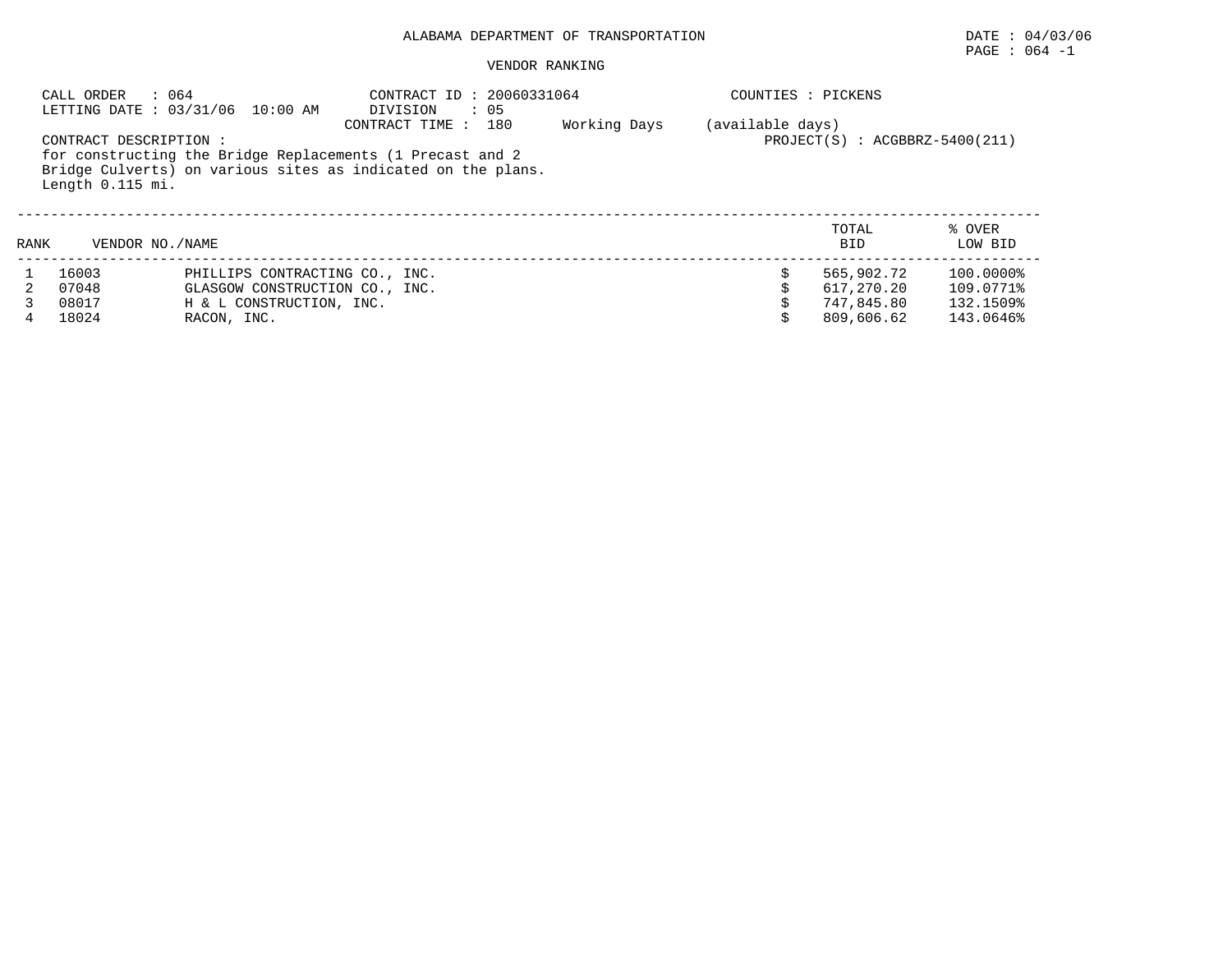ALABAMA DEPARTMENT OF TRANSPORTATION

DATE : 04/03/06

PAGE : 064 -1

VENDOR RANKING

CALL ORDER : 064
LETTING DATE : 03/31/06 10:00 AM

CONTRACT ID : 20060331064
DIVISION : 05
CONTRACT TIME : 180 Working Days (available days)

COUNTIES : PICKENS

PROJECT(S) : ACGBBRZ-5400(211)

CONTRACT DESCRIPTION :
for constructing the Bridge Replacements (1 Precast and 2 Bridge Culverts) on various sites as indicated on the plans. Length 0.115 mi.

| RANK | VENDOR NO./NAME | | TOTAL BID | % OVER LOW BID |
|---|---|---|---|---|
| 1 | 16003 | PHILLIPS CONTRACTING CO., INC. | $ 565,902.72 | 100.0000% |
| 2 | 07048 | GLASGOW CONSTRUCTION CO., INC. | $ 617,270.20 | 109.0771% |
| 3 | 08017 | H & L CONSTRUCTION, INC. | $ 747,845.80 | 132.1509% |
| 4 | 18024 | RACON, INC. | $ 809,606.62 | 143.0646% |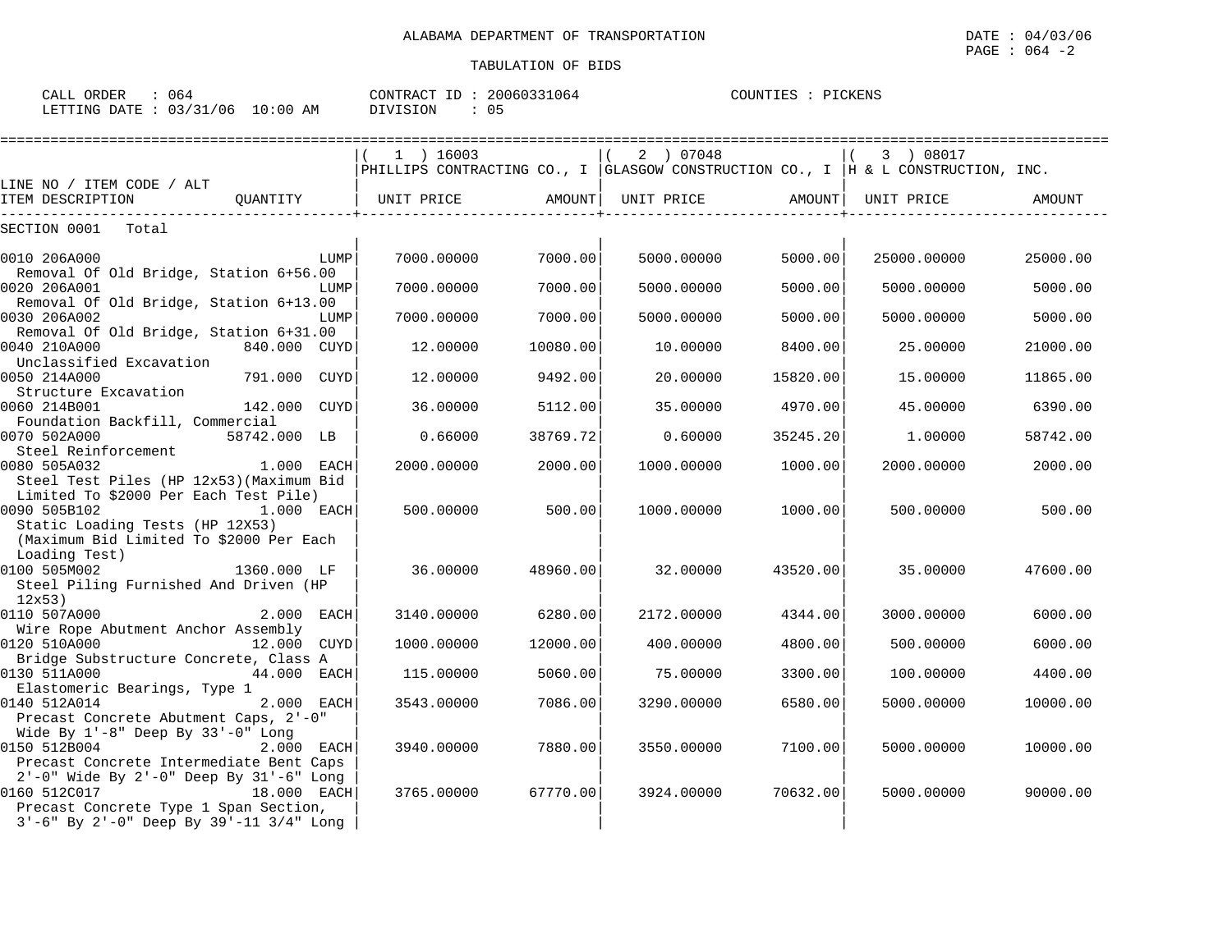ALABAMA DEPARTMENT OF TRANSPORTATION

DATE : 04/03/06

TABULATION OF BIDS

CALL ORDER : 064 CONTRACT ID : 20060331064 COUNTIES : PICKENS
LETTING DATE : 03/31/06 10:00 AM DIVISION : 05

| LINE NO / ITEM CODE / ALT | QUANTITY | (1) 16003 PHILLIPS CONTRACTING CO., I UNIT PRICE | AMOUNT | (2) 07048 GLASGOW CONSTRUCTION CO., I UNIT PRICE | AMOUNT | (3) 08017 H & L CONSTRUCTION, INC. UNIT PRICE | AMOUNT |
|---|---|---|---|---|---|---|---|
| SECTION 0001 Total | | | | | | | |
| 0010 206A000 Removal Of Old Bridge, Station 6+56.00 | LUMP | 7000.00000 | 7000.00 | 5000.00000 | 5000.00 | 25000.00000 | 25000.00 |
| 0020 206A001 Removal Of Old Bridge, Station 6+13.00 | LUMP | 7000.00000 | 7000.00 | 5000.00000 | 5000.00 | 5000.00000 | 5000.00 |
| 0030 206A002 Removal Of Old Bridge, Station 6+31.00 | LUMP | 7000.00000 | 7000.00 | 5000.00000 | 5000.00 | 5000.00000 | 5000.00 |
| 0040 210A000 Unclassified Excavation | 840.000 CUYD | 12.00000 | 10080.00 | 10.00000 | 8400.00 | 25.00000 | 21000.00 |
| 0050 214A000 Structure Excavation | 791.000 CUYD | 12.00000 | 9492.00 | 20.00000 | 15820.00 | 15.00000 | 11865.00 |
| 0060 214B001 Foundation Backfill, Commercial | 142.000 CUYD | 36.00000 | 5112.00 | 35.00000 | 4970.00 | 45.00000 | 6390.00 |
| 0070 502A000 Steel Reinforcement | 58742.000 LB | 0.66000 | 38769.72 | 0.60000 | 35245.20 | 1.00000 | 58742.00 |
| 0080 505A032 Steel Test Piles (HP 12x53)(Maximum Bid Limited To $2000 Per Each Test Pile) | 1.000 EACH | 2000.00000 | 2000.00 | 1000.00000 | 1000.00 | 2000.00000 | 2000.00 |
| 0090 505B102 Static Loading Tests (HP 12X53) (Maximum Bid Limited To $2000 Per Each Loading Test) | 1.000 EACH | 500.00000 | 500.00 | 1000.00000 | 1000.00 | 500.00000 | 500.00 |
| 0100 505M002 Steel Piling Furnished And Driven (HP 12x53) | 1360.000 LF | 36.00000 | 48960.00 | 32.00000 | 43520.00 | 35.00000 | 47600.00 |
| 0110 507A000 Wire Rope Abutment Anchor Assembly | 2.000 EACH | 3140.00000 | 6280.00 | 2172.00000 | 4344.00 | 3000.00000 | 6000.00 |
| 0120 510A000 Bridge Substructure Concrete, Class A | 12.000 CUYD | 1000.00000 | 12000.00 | 400.00000 | 4800.00 | 500.00000 | 6000.00 |
| 0130 511A000 Elastomeric Bearings, Type 1 | 44.000 EACH | 115.00000 | 5060.00 | 75.00000 | 3300.00 | 100.00000 | 4400.00 |
| 0140 512A014 Precast Concrete Abutment Caps, 2'-0" Wide By 1'-8" Deep By 33'-0" Long | 2.000 EACH | 3543.00000 | 7086.00 | 3290.00000 | 6580.00 | 5000.00000 | 10000.00 |
| 0150 512B004 Precast Concrete Intermediate Bent Caps 2'-0" Wide By 2'-0" Deep By 31'-6" Long | 2.000 EACH | 3940.00000 | 7880.00 | 3550.00000 | 7100.00 | 5000.00000 | 10000.00 |
| 0160 512C017 Precast Concrete Type 1 Span Section, 3'-6" By 2'-0" Deep By 39'-11 3/4" Long | 18.000 EACH | 3765.00000 | 67770.00 | 3924.00000 | 70632.00 | 5000.00000 | 90000.00 |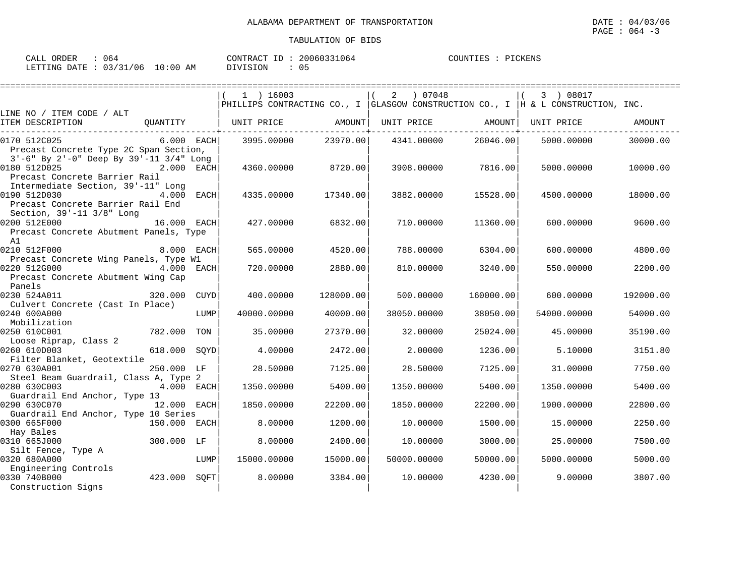ALABAMA DEPARTMENT OF TRANSPORTATION

TABULATION OF BIDS

DATE : 04/03/06
PAGE : 064 -3

CALL ORDER : 064
LETTING DATE : 03/31/06 10:00 AM

CONTRACT ID : 20060331064
DIVISION : 05

COUNTIES : PICKENS

| LINE NO / ITEM CODE / ALT<br>ITEM DESCRIPTION | QUANTITY | ( 1 ) 16003<br>PHILLIPS CONTRACTING CO., I<br>UNIT PRICE | AMOUNT | ( 2 ) 07048<br>GLASGOW CONSTRUCTION CO., I<br>UNIT PRICE | AMOUNT | ( 3 ) 08017<br>H & L CONSTRUCTION, INC.<br>UNIT PRICE | AMOUNT |
|---|---|---|---|---|---|---|---|
| 0170 512C025<br>Precast Concrete Type 2C Span Section, 3'-6" By 2'-0" Deep By 39'-11 3/4" Long | 6.000 EACH | 3995.00000 | 23970.00 | 4341.00000 | 26046.00 | 5000.00000 | 30000.00 |
| 0180 512D025<br>Precast Concrete Barrier Rail Intermediate Section, 39'-11" Long | 2.000 EACH | 4360.00000 | 8720.00 | 3908.00000 | 7816.00 | 5000.00000 | 10000.00 |
| 0190 512D030<br>Precast Concrete Barrier Rail End Section, 39'-11 3/8" Long | 4.000 EACH | 4335.00000 | 17340.00 | 3882.00000 | 15528.00 | 4500.00000 | 18000.00 |
| 0200 512E000<br>Precast Concrete Abutment Panels, Type A1 | 16.000 EACH | 427.00000 | 6832.00 | 710.00000 | 11360.00 | 600.00000 | 9600.00 |
| 0210 512F000<br>Precast Concrete Wing Panels, Type W1 | 8.000 EACH | 565.00000 | 4520.00 | 788.00000 | 6304.00 | 600.00000 | 4800.00 |
| 0220 512G000<br>Precast Concrete Abutment Wing Cap Panels | 4.000 EACH | 720.00000 | 2880.00 | 810.00000 | 3240.00 | 550.00000 | 2200.00 |
| 0230 524A011<br>Culvert Concrete (Cast In Place) | 320.000 CUYD | 400.00000 | 128000.00 | 500.00000 | 160000.00 | 600.00000 | 192000.00 |
| 0240 600A000<br>Mobilization | LUMP | 40000.00000 | 40000.00 | 38050.00000 | 38050.00 | 54000.00000 | 54000.00 |
| 0250 610C001<br>Loose Riprap, Class 2 | 782.000 TON | 35.00000 | 27370.00 | 32.00000 | 25024.00 | 45.00000 | 35190.00 |
| 0260 610D003<br>Filter Blanket, Geotextile | 618.000 SQYD | 4.00000 | 2472.00 | 2.00000 | 1236.00 | 5.10000 | 3151.80 |
| 0270 630A001<br>Steel Beam Guardrail, Class A, Type 2 | 250.000 LF | 28.50000 | 7125.00 | 28.50000 | 7125.00 | 31.00000 | 7750.00 |
| 0280 630C003<br>Guardrail End Anchor, Type 13 | 4.000 EACH | 1350.00000 | 5400.00 | 1350.00000 | 5400.00 | 1350.00000 | 5400.00 |
| 0290 630C070<br>Guardrail End Anchor, Type 10 Series | 12.000 EACH | 1850.00000 | 22200.00 | 1850.00000 | 22200.00 | 1900.00000 | 22800.00 |
| 0300 665F000<br>Hay Bales | 150.000 EACH | 8.00000 | 1200.00 | 10.00000 | 1500.00 | 15.00000 | 2250.00 |
| 0310 665J000<br>Silt Fence, Type A | 300.000 LF | 8.00000 | 2400.00 | 10.00000 | 3000.00 | 25.00000 | 7500.00 |
| 0320 680A000<br>Engineering Controls | LUMP | 15000.00000 | 15000.00 | 50000.00000 | 50000.00 | 5000.00000 | 5000.00 |
| 0330 740B000<br>Construction Signs | 423.000 SQFT | 8.00000 | 3384.00 | 10.00000 | 4230.00 | 9.00000 | 3807.00 |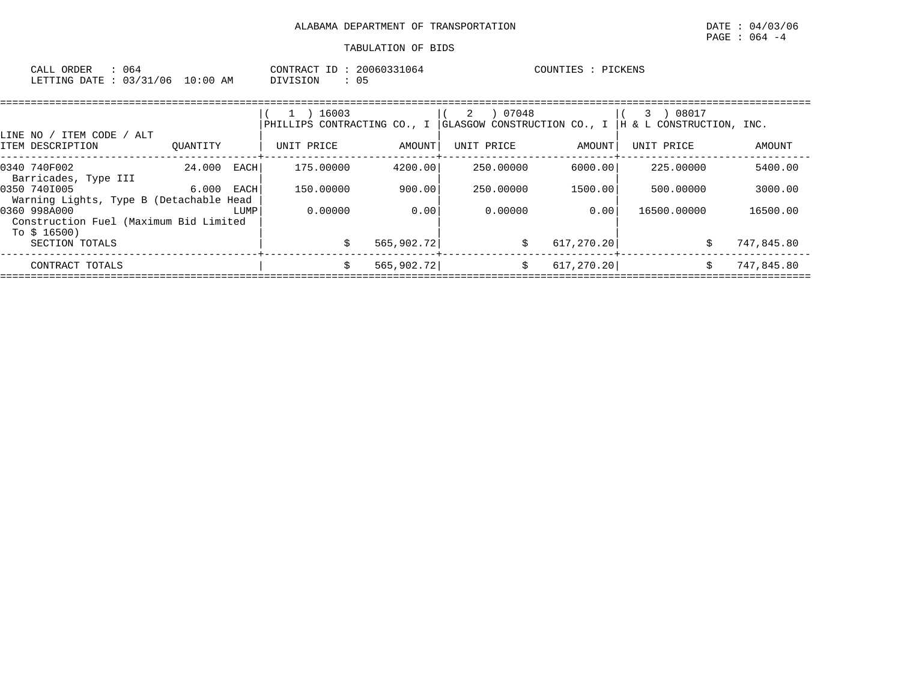ALABAMA DEPARTMENT OF TRANSPORTATION

TABULATION OF BIDS

DATE : 04/03/06
PAGE : 064 -4

CALL ORDER : 064
LETTING DATE : 03/31/06 10:00 AM

CONTRACT ID : 20060331064
DIVISION : 05

COUNTIES : PICKENS

| LINE NO / ITEM CODE / ALT ITEM DESCRIPTION | QUANTITY | (1) 16003 PHILLIPS CONTRACTING CO., I UNIT PRICE | AMOUNT | (2) 07048 GLASGOW CONSTRUCTION CO., I UNIT PRICE | AMOUNT | (3) 08017 H & L CONSTRUCTION, INC. UNIT PRICE | AMOUNT |
|---|---|---|---|---|---|---|---|
| 0340 740F002 Barricades, Type III | 24.000 EACH | 175.00000 | 4200.00 | 250.00000 | 6000.00 | 225.00000 | 5400.00 |
| 0350 740I005 Warning Lights, Type B (Detachable Head | 6.000 EACH | 150.00000 | 900.00 | 250.00000 | 1500.00 | 500.00000 | 3000.00 |
| 0360 998A000 Construction Fuel (Maximum Bid Limited To $ 16500) | LUMP | 0.00000 | 0.00 | 0.00000 | 0.00 | 16500.00000 | 16500.00 |
| SECTION TOTALS | | | $ 565,902.72 | | $ 617,270.20 | | $ 747,845.80 |
| CONTRACT TOTALS | | | $ 565,902.72 | | $ 617,270.20 | | $ 747,845.80 |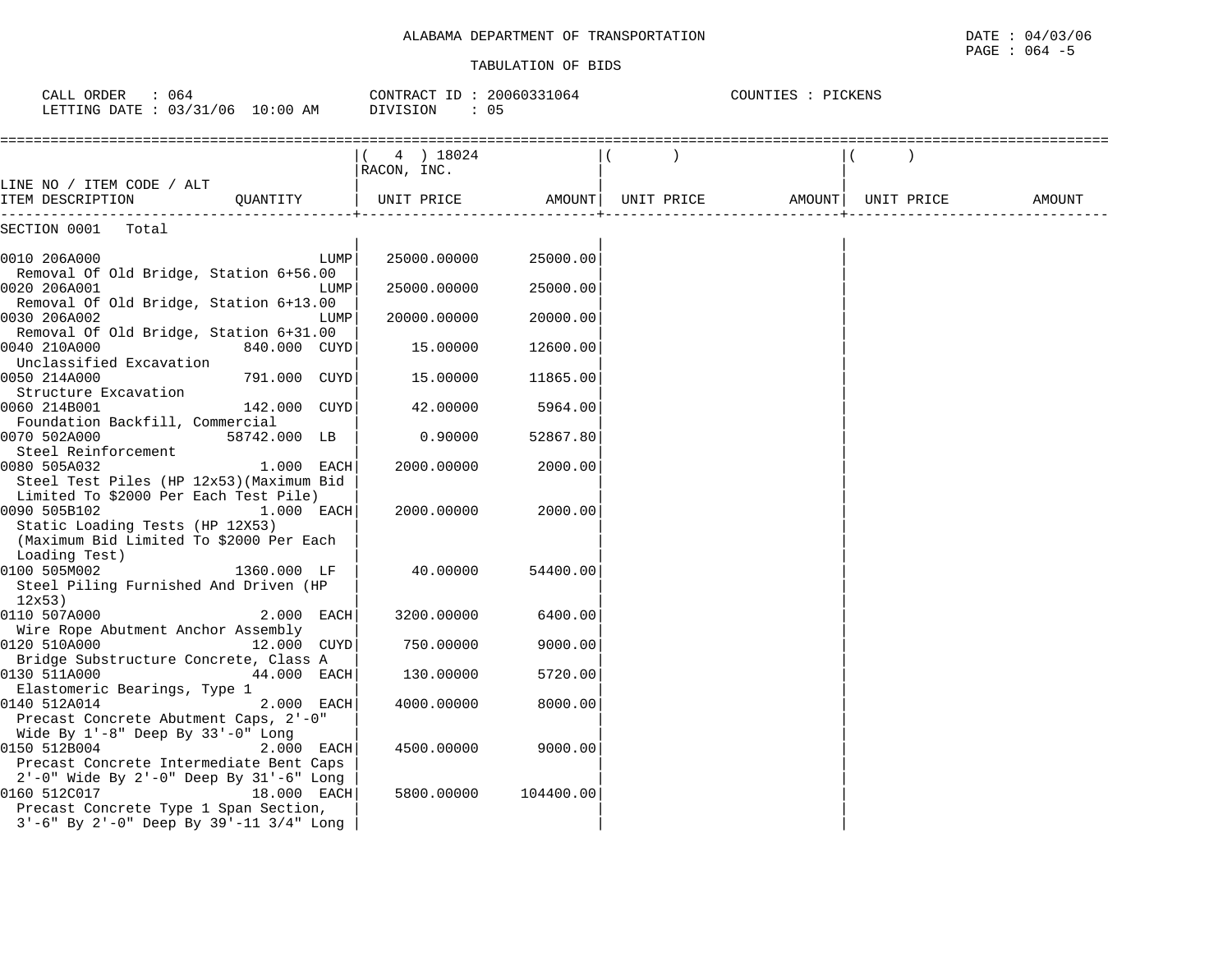ALABAMA DEPARTMENT OF TRANSPORTATION

TABULATION OF BIDS

CALL ORDER : 064 CONTRACT ID : 20060331064 COUNTIES : PICKENS
LETTING DATE : 03/31/06 10:00 AM DIVISION : 05

| LINE NO / ITEM CODE / ALT ITEM DESCRIPTION | QUANTITY | ( 4 ) 18024 RACON, INC. UNIT PRICE | AMOUNT | ( ) UNIT PRICE | AMOUNT | ( ) UNIT PRICE | AMOUNT |
|---|---|---|---|---|---|---|---|
| SECTION 0001 Total | | | | | | | |
| 0010 206A000 Removal Of Old Bridge, Station 6+56.00 | LUMP | 25000.00000 | 25000.00 | | | | |
| 0020 206A001 Removal Of Old Bridge, Station 6+13.00 | LUMP | 25000.00000 | 25000.00 | | | | |
| 0030 206A002 Removal Of Old Bridge, Station 6+31.00 | LUMP | 20000.00000 | 20000.00 | | | | |
| 0040 210A000 Unclassified Excavation | 840.000 CUYD | 15.00000 | 12600.00 | | | | |
| 0050 214A000 Structure Excavation | 791.000 CUYD | 15.00000 | 11865.00 | | | | |
| 0060 214B001 Foundation Backfill, Commercial | 142.000 CUYD | 42.00000 | 5964.00 | | | | |
| 0070 502A000 Steel Reinforcement | 58742.000 LB | 0.90000 | 52867.80 | | | | |
| 0080 505A032 Steel Test Piles (HP 12x53)(Maximum Bid Limited To $2000 Per Each Test Pile) | 1.000 EACH | 2000.00000 | 2000.00 | | | | |
| 0090 505B102 Static Loading Tests (HP 12X53) (Maximum Bid Limited To $2000 Per Each Loading Test) | 1.000 EACH | 2000.00000 | 2000.00 | | | | |
| 0100 505M002 Steel Piling Furnished And Driven (HP 12x53) | 1360.000 LF | 40.00000 | 54400.00 | | | | |
| 0110 507A000 Wire Rope Abutment Anchor Assembly | 2.000 EACH | 3200.00000 | 6400.00 | | | | |
| 0120 510A000 Bridge Substructure Concrete, Class A | 12.000 CUYD | 750.00000 | 9000.00 | | | | |
| 0130 511A000 Elastomeric Bearings, Type 1 | 44.000 EACH | 130.00000 | 5720.00 | | | | |
| 0140 512A014 Precast Concrete Abutment Caps, 2'-0" Wide By 1'-8" Deep By 33'-0" Long | 2.000 EACH | 4000.00000 | 8000.00 | | | | |
| 0150 512B004 Precast Concrete Intermediate Bent Caps 2'-0" Wide By 2'-0" Deep By 31'-6" Long | 2.000 EACH | 4500.00000 | 9000.00 | | | | |
| 0160 512C017 Precast Concrete Type 1 Span Section, 3'-6" By 2'-0" Deep By 39'-11 3/4" Long | 18.000 EACH | 5800.00000 | 104400.00 | | | | |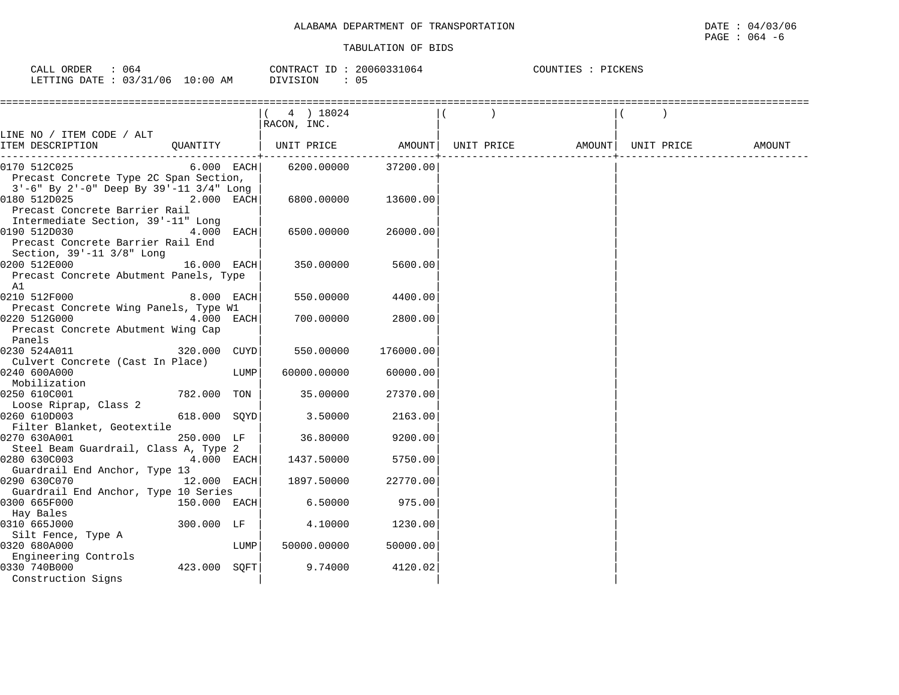ALABAMA DEPARTMENT OF TRANSPORTATION

TABULATION OF BIDS

CALL ORDER : 064 | CONTRACT ID : 20060331064 | COUNTIES : PICKENS
LETTING DATE : 03/31/06 10:00 AM | DIVISION : 05

| LINE NO / ITEM CODE / ALT ITEM DESCRIPTION | QUANTITY | ( 4 ) 18024 RACON, INC. UNIT PRICE | AMOUNT | ( ) UNIT PRICE | AMOUNT | ( ) UNIT PRICE | AMOUNT |
|---|---|---|---|---|---|---|---|
| 0170 512C025 Precast Concrete Type 2C Span Section, 3'-6" By 2'-0" Deep By 39'-11 3/4" Long | 6.000 EACH | 6200.00000 | 37200.00 | | | | |
| 0180 512D025 Precast Concrete Barrier Rail Intermediate Section, 39'-11" Long | 2.000 EACH | 6800.00000 | 13600.00 | | | | |
| 0190 512D030 Precast Concrete Barrier Rail End Section, 39'-11 3/8" Long | 4.000 EACH | 6500.00000 | 26000.00 | | | | |
| 0200 512E000 Precast Concrete Abutment Panels, Type A1 | 16.000 EACH | 350.00000 | 5600.00 | | | | |
| 0210 512F000 Precast Concrete Wing Panels, Type W1 | 8.000 EACH | 550.00000 | 4400.00 | | | | |
| 0220 512G000 Precast Concrete Abutment Wing Cap Panels | 4.000 EACH | 700.00000 | 2800.00 | | | | |
| 0230 524A011 Culvert Concrete (Cast In Place) | 320.000 CUYD | 550.00000 | 176000.00 | | | | |
| 0240 600A000 Mobilization | LUMP | 60000.00000 | 60000.00 | | | | |
| 0250 610C001 Loose Riprap, Class 2 | 782.000 TON | 35.00000 | 27370.00 | | | | |
| 0260 610D003 Filter Blanket, Geotextile | 618.000 SQYD | 3.50000 | 2163.00 | | | | |
| 0270 630A001 Steel Beam Guardrail, Class A, Type 2 | 250.000 LF | 36.80000 | 9200.00 | | | | |
| 0280 630C003 Guardrail End Anchor, Type 13 | 4.000 EACH | 1437.50000 | 5750.00 | | | | |
| 0290 630C070 Guardrail End Anchor, Type 10 Series | 12.000 EACH | 1897.50000 | 22770.00 | | | | |
| 0300 665F000 Hay Bales | 150.000 EACH | 6.50000 | 975.00 | | | | |
| 0310 665J000 Silt Fence, Type A | 300.000 LF | 4.10000 | 1230.00 | | | | |
| 0320 680A000 Engineering Controls | LUMP | 50000.00000 | 50000.00 | | | | |
| 0330 740B000 Construction Signs | 423.000 SQFT | 9.74000 | 4120.02 | | | | |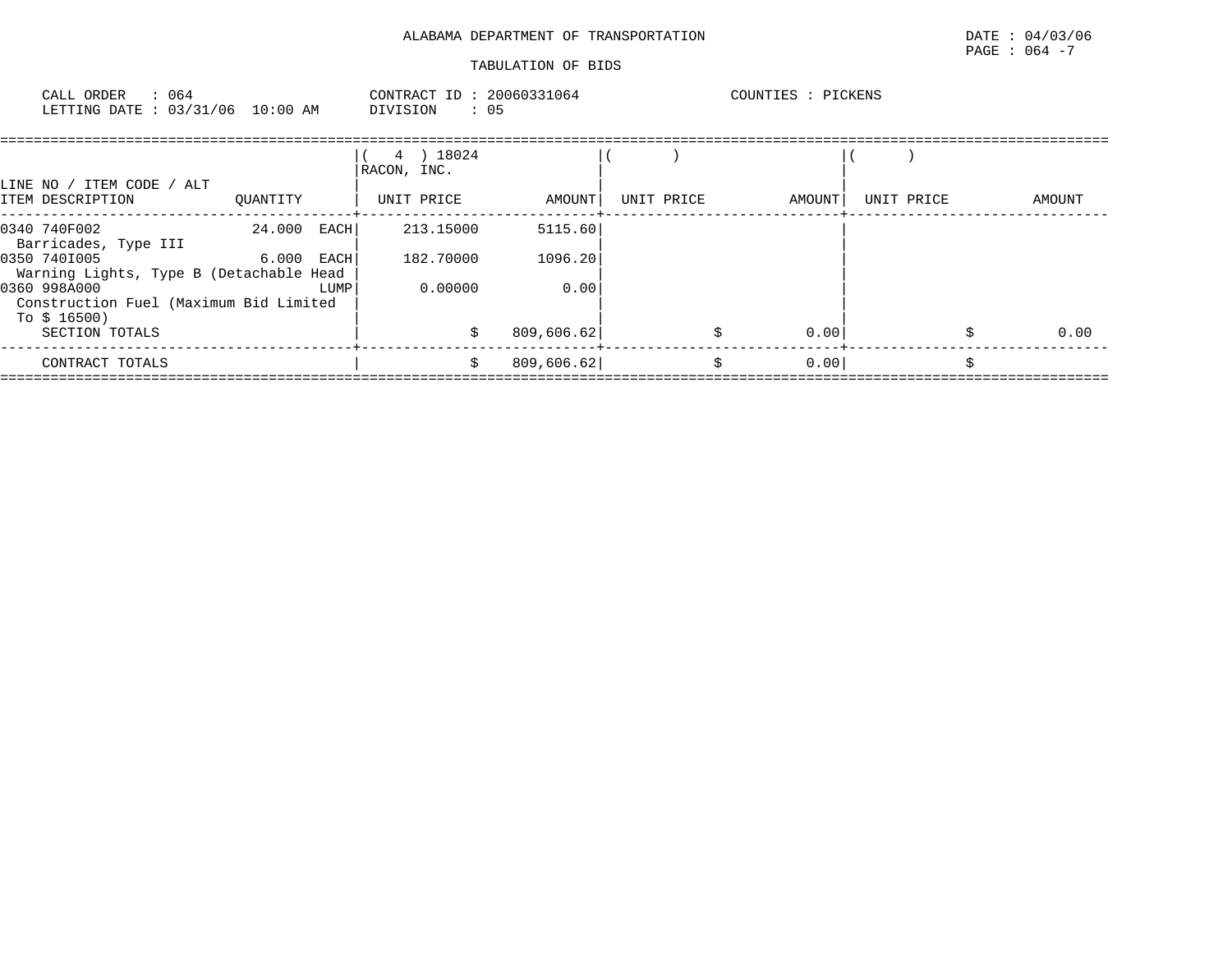ALABAMA DEPARTMENT OF TRANSPORTATION

DATE : 04/03/06

PAGE : 064 -7

TABULATION OF BIDS

CALL ORDER : 064 CONTRACT ID : 20060331064 COUNTIES : PICKENS

LETTING DATE : 03/31/06 10:00 AM DIVISION : 05

| LINE NO / ITEM CODE / ALT<br>ITEM DESCRIPTION | QUANTITY | ( 4 ) 18024<br>RACON, INC.<br>UNIT PRICE | AMOUNT | ( )<br>UNIT PRICE | AMOUNT | ( )<br>UNIT PRICE | AMOUNT |
|---|---|---|---|---|---|---|---|
| 0340 740F002<br>Barricades, Type III | 24.000 EACH | 213.15000 | 5115.60 | | | | |
| 0350 740I005<br>Warning Lights, Type B (Detachable Head | 6.000 EACH | 182.70000 | 1096.20 | | | | |
| 0360 998A000<br>Construction Fuel (Maximum Bid Limited To $ 16500) | LUMP | 0.00000 | 0.00 | | | | |
| SECTION TOTALS | | $ | 809,606.62 | $ | 0.00 | $ | 0.00 |
| CONTRACT TOTALS | | $ | 809,606.62 | $ | 0.00 | $ | |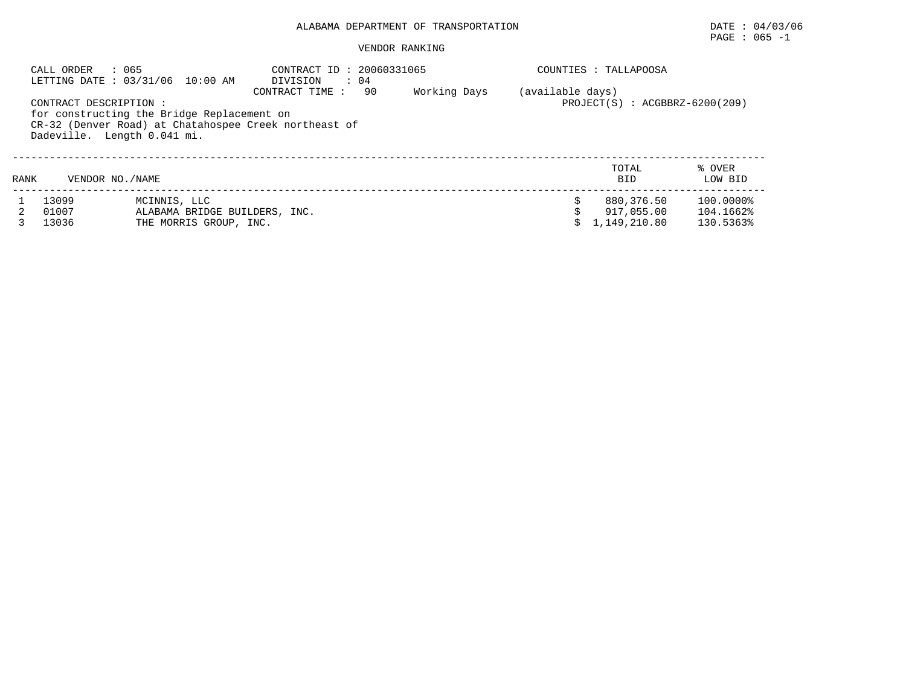ALABAMA DEPARTMENT OF TRANSPORTATION

DATE : 04/03/06

PAGE : 065 -1

VENDOR RANKING

CALL ORDER : 065
LETTING DATE : 03/31/06 10:00 AM

CONTRACT ID : 20060331065
DIVISION : 04
CONTRACT TIME : 90 Working Days (available days)

COUNTIES : TALLAPOOSA

PROJECT(S) : ACGBBRZ-6200(209)

CONTRACT DESCRIPTION :
for constructing the Bridge Replacement on CR-32 (Denver Road) at Chatahospee Creek northeast of Dadeville. Length 0.041 mi.

| RANK | VENDOR NO./NAME | | TOTAL BID | % OVER LOW BID |
|---|---|---|---|---|
| 1 | 13099 | MCINNIS, LLC | $ 880,376.50 | 100.0000% |
| 2 | 01007 | ALABAMA BRIDGE BUILDERS, INC. | $ 917,055.00 | 104.1662% |
| 3 | 13036 | THE MORRIS GROUP, INC. | $ 1,149,210.80 | 130.5363% |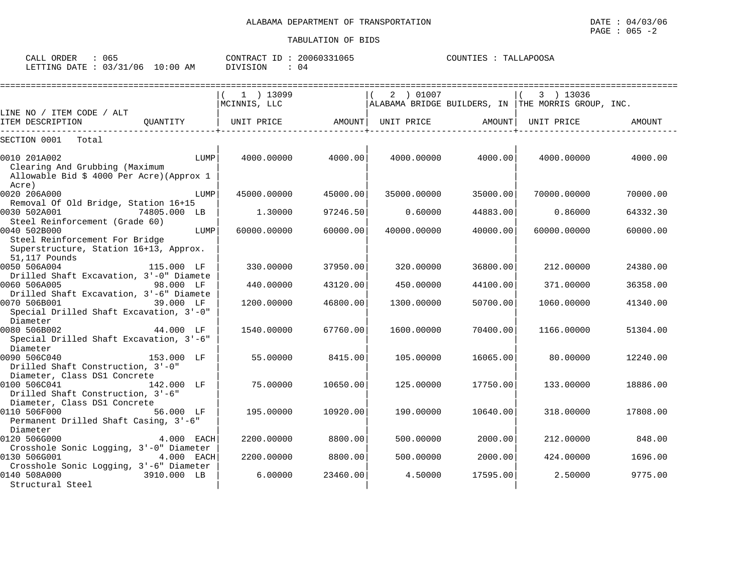ALABAMA DEPARTMENT OF TRANSPORTATION

DATE : 04/03/06

TABULATION OF BIDS

CALL ORDER : 065 CONTRACT ID : 20060331065 COUNTIES : TALLAPOOSA
LETTING DATE : 03/31/06 10:00 AM DIVISION : 04

| LINE NO / ITEM CODE / ALT ITEM DESCRIPTION | QUANTITY | ( 1 ) 13099 MCINNIS, LLC UNIT PRICE | AMOUNT | ( 2 ) 01007 ALABAMA BRIDGE BUILDERS, IN UNIT PRICE | AMOUNT | ( 3 ) 13036 THE MORRIS GROUP, INC. UNIT PRICE | AMOUNT |
|---|---|---|---|---|---|---|---|
| SECTION 0001 Total | | | | | | | |
| 0010 201A002 Clearing And Grubbing (Maximum Allowable Bid $ 4000 Per Acre)(Approx 1 Acre) | LUMP | 4000.00000 | 4000.00 | 4000.00000 | 4000.00 | 4000.00000 | 4000.00 |
| 0020 206A000 Removal Of Old Bridge, Station 16+15 | LUMP | 45000.00000 | 45000.00 | 35000.00000 | 35000.00 | 70000.00000 | 70000.00 |
| 0030 502A001 Steel Reinforcement (Grade 60) | 74805.000 LB | 1.30000 | 97246.50 | 0.60000 | 44883.00 | 0.86000 | 64332.30 |
| 0040 502B000 Steel Reinforcement For Bridge Superstructure, Station 16+13, Approx. 51,117 Pounds | LUMP | 60000.00000 | 60000.00 | 40000.00000 | 40000.00 | 60000.00000 | 60000.00 |
| 0050 506A004 Drilled Shaft Excavation, 3'-0" Diamete | 115.000 LF | 330.00000 | 37950.00 | 320.00000 | 36800.00 | 212.00000 | 24380.00 |
| 0060 506A005 Drilled Shaft Excavation, 3'-6" Diamete | 98.000 LF | 440.00000 | 43120.00 | 450.00000 | 44100.00 | 371.00000 | 36358.00 |
| 0070 506B001 Special Drilled Shaft Excavation, 3'-0" Diameter | 39.000 LF | 1200.00000 | 46800.00 | 1300.00000 | 50700.00 | 1060.00000 | 41340.00 |
| 0080 506B002 Special Drilled Shaft Excavation, 3'-6" Diameter | 44.000 LF | 1540.00000 | 67760.00 | 1600.00000 | 70400.00 | 1166.00000 | 51304.00 |
| 0090 506C040 Drilled Shaft Construction, 3'-0" Diameter, Class DS1 Concrete | 153.000 LF | 55.00000 | 8415.00 | 105.00000 | 16065.00 | 80.00000 | 12240.00 |
| 0100 506C041 Drilled Shaft Construction, 3'-6" Diameter, Class DS1 Concrete | 142.000 LF | 75.00000 | 10650.00 | 125.00000 | 17750.00 | 133.00000 | 18886.00 |
| 0110 506F000 Permanent Drilled Shaft Casing, 3'-6" Diameter | 56.000 LF | 195.00000 | 10920.00 | 190.00000 | 10640.00 | 318.00000 | 17808.00 |
| 0120 506G000 Crosshole Sonic Logging, 3'-0" Diameter | 4.000 EACH | 2200.00000 | 8800.00 | 500.00000 | 2000.00 | 212.00000 | 848.00 |
| 0130 506G001 Crosshole Sonic Logging, 3'-6" Diameter | 4.000 EACH | 2200.00000 | 8800.00 | 500.00000 | 2000.00 | 424.00000 | 1696.00 |
| 0140 508A000 Structural Steel | 3910.000 LB | 6.00000 | 23460.00 | 4.50000 | 17595.00 | 2.50000 | 9775.00 |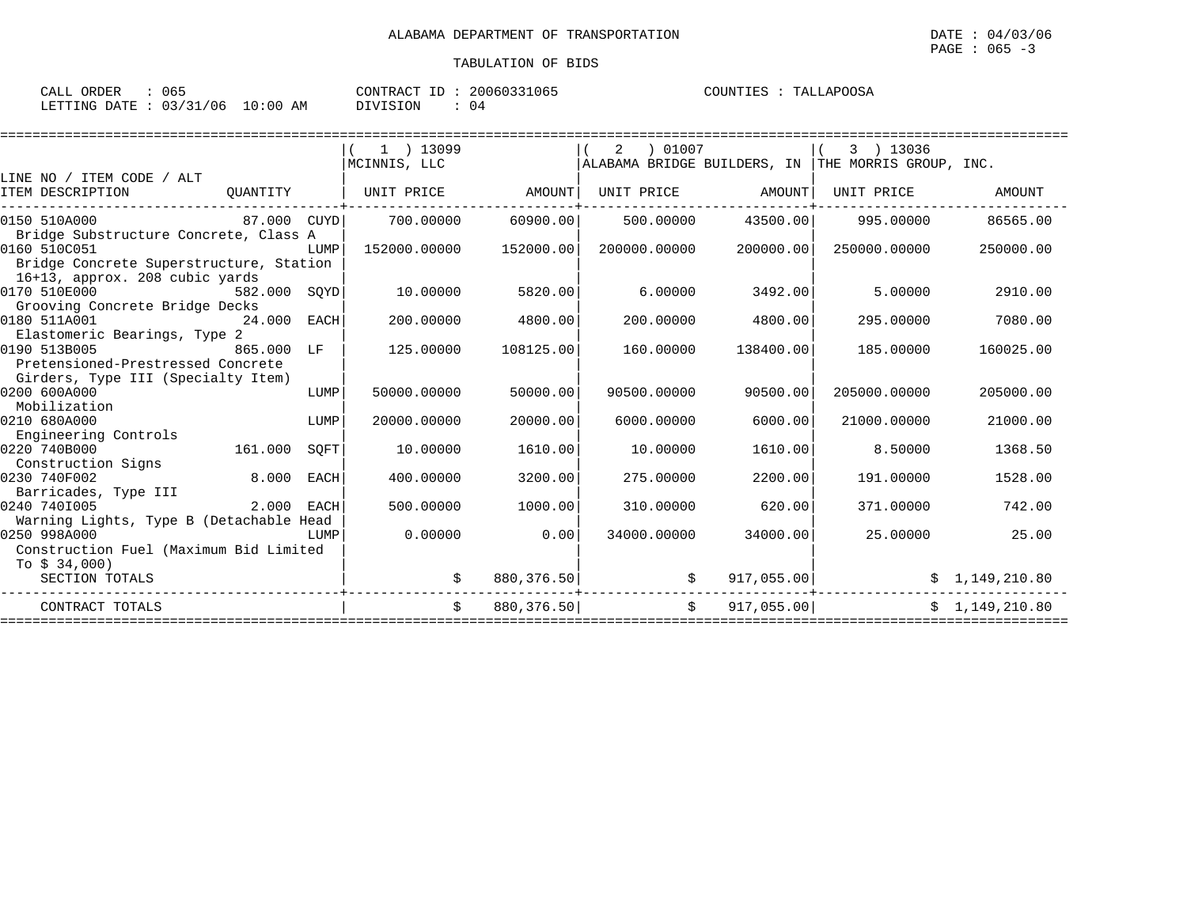ALABAMA DEPARTMENT OF TRANSPORTATION

DATE : 04/03/06

TABULATION OF BIDS

CALL ORDER : 065 CONTRACT ID : 20060331065 COUNTIES : TALLAPOOSA
LETTING DATE : 03/31/06 10:00 AM DIVISION : 04

| LINE NO / ITEM CODE / ALT ITEM DESCRIPTION | QUANTITY | ( 1 ) 13099 MCINNIS, LLC UNIT PRICE | AMOUNT | ( 2 ) 01007 ALABAMA BRIDGE BUILDERS, IN UNIT PRICE | AMOUNT | ( 3 ) 13036 THE MORRIS GROUP, INC. UNIT PRICE | AMOUNT |
|---|---|---|---|---|---|---|---|
| 0150 510A000 Bridge Substructure Concrete, Class A | 87.000 CUYD | 700.00000 | 60900.00 | 500.00000 | 43500.00 | 995.00000 | 86565.00 |
| 0160 510C051 Bridge Concrete Superstructure, Station 16+13, approx. 208 cubic yards | LUMP | 152000.00000 | 152000.00 | 200000.00000 | 200000.00 | 250000.00000 | 250000.00 |
| 0170 510E000 Grooving Concrete Bridge Decks | 582.000 SQYD | 10.00000 | 5820.00 | 6.00000 | 3492.00 | 5.00000 | 2910.00 |
| 0180 511A001 Elastomeric Bearings, Type 2 | 24.000 EACH | 200.00000 | 4800.00 | 200.00000 | 4800.00 | 295.00000 | 7080.00 |
| 0190 513B005 Pretensioned-Prestressed Concrete Girders, Type III (Specialty Item) | 865.000 LF | 125.00000 | 108125.00 | 160.00000 | 138400.00 | 185.00000 | 160025.00 |
| 0200 600A000 Mobilization | LUMP | 50000.00000 | 50000.00 | 90500.00000 | 90500.00 | 205000.00000 | 205000.00 |
| 0210 680A000 Engineering Controls | LUMP | 20000.00000 | 20000.00 | 6000.00000 | 6000.00 | 21000.00000 | 21000.00 |
| 0220 740B000 Construction Signs | 161.000 SQFT | 10.00000 | 1610.00 | 10.00000 | 1610.00 | 8.50000 | 1368.50 |
| 0230 740F002 Barricades, Type III | 8.000 EACH | 400.00000 | 3200.00 | 275.00000 | 2200.00 | 191.00000 | 1528.00 |
| 0240 740I005 Warning Lights, Type B (Detachable Head | 2.000 EACH | 500.00000 | 1000.00 | 310.00000 | 620.00 | 371.00000 | 742.00 |
| 0250 998A000 Construction Fuel (Maximum Bid Limited To $ 34,000) | LUMP | 0.00000 | 0.00 | 34000.00000 | 34000.00 | 25.00000 | 25.00 |
| SECTION TOTALS | | | $ 880,376.50 | | $ 917,055.00 | | $ 1,149,210.80 |
| CONTRACT TOTALS | | | $ 880,376.50 | | $ 917,055.00 | | $ 1,149,210.80 |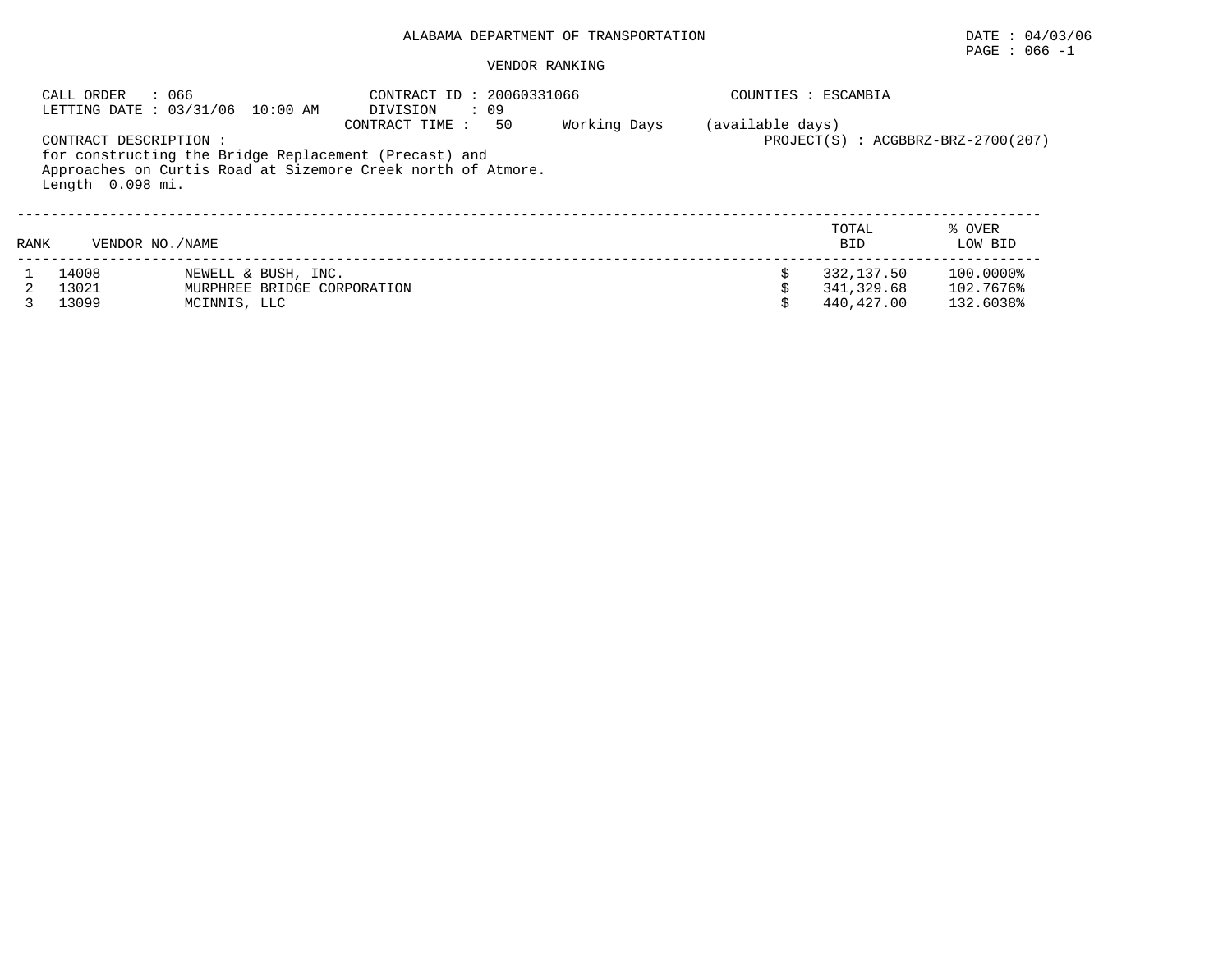ALABAMA DEPARTMENT OF TRANSPORTATION

DATE : 04/03/06
PAGE : 066 -1

VENDOR RANKING

CALL ORDER : 066
LETTING DATE : 03/31/06 10:00 AM

CONTRACT ID : 20060331066
DIVISION : 09
CONTRACT TIME : 50 Working Days (available days)

COUNTIES : ESCAMBIA

PROJECT(S) : ACGBBRZ-BRZ-2700(207)

CONTRACT DESCRIPTION :
for constructing the Bridge Replacement (Precast) and Approaches on Curtis Road at Sizemore Creek north of Atmore. Length 0.098 mi.

| RANK | VENDOR NO./NAME | | TOTAL BID | % OVER LOW BID |
|---|---|---|---|---|
| 1 | 14008 | NEWELL & BUSH, INC. | $ 332,137.50 | 100.0000% |
| 2 | 13021 | MURPHREE BRIDGE CORPORATION | $ 341,329.68 | 102.7676% |
| 3 | 13099 | MCINNIS, LLC | $ 440,427.00 | 132.6038% |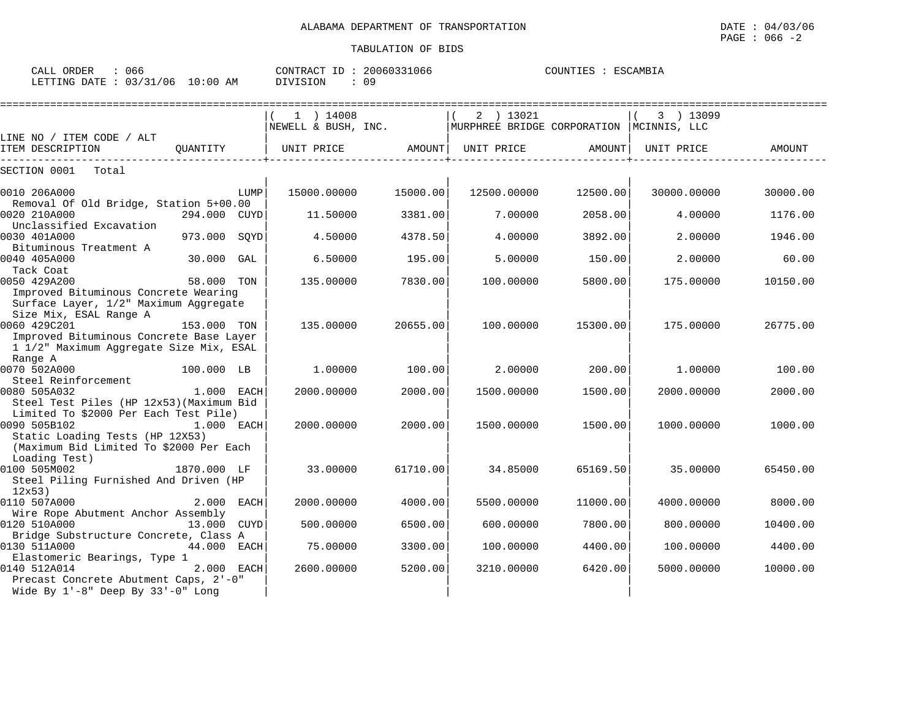ALABAMA DEPARTMENT OF TRANSPORTATION

DATE : 04/03/06

TABULATION OF BIDS

CALL ORDER : 066 CONTRACT ID : 20060331066 COUNTIES : ESCAMBIA
LETTING DATE : 03/31/06 10:00 AM DIVISION : 09

| LINE NO / ITEM CODE / ALT ITEM DESCRIPTION | QUANTITY | ( 1 ) 14008 NEWELL & BUSH, INC. UNIT PRICE | AMOUNT | ( 2 ) 13021 MURPHREE BRIDGE CORPORATION UNIT PRICE | AMOUNT | ( 3 ) 13099 MCINNIS, LLC UNIT PRICE | AMOUNT |
|---|---|---|---|---|---|---|---|
| SECTION 0001 Total | | | | | | | |
| 0010 206A000 Removal Of Old Bridge, Station 5+00.00 | LUMP | 15000.00000 | 15000.00 | 12500.00000 | 12500.00 | 30000.00000 | 30000.00 |
| 0020 210A000 Unclassified Excavation | 294.000 CUYD | 11.50000 | 3381.00 | 7.00000 | 2058.00 | 4.00000 | 1176.00 |
| 0030 401A000 Bituminous Treatment A | 973.000 SQYD | 4.50000 | 4378.50 | 4.00000 | 3892.00 | 2.00000 | 1946.00 |
| 0040 405A000 Tack Coat | 30.000 GAL | 6.50000 | 195.00 | 5.00000 | 150.00 | 2.00000 | 60.00 |
| 0050 429A200 Improved Bituminous Concrete Wearing Surface Layer, 1/2" Maximum Aggregate Size Mix, ESAL Range A | 58.000 TON | 135.00000 | 7830.00 | 100.00000 | 5800.00 | 175.00000 | 10150.00 |
| 0060 429C201 Improved Bituminous Concrete Base Layer 1 1/2" Maximum Aggregate Size Mix, ESAL Range A | 153.000 TON | 135.00000 | 20655.00 | 100.00000 | 15300.00 | 175.00000 | 26775.00 |
| 0070 502A000 Steel Reinforcement | 100.000 LB | 1.00000 | 100.00 | 2.00000 | 200.00 | 1.00000 | 100.00 |
| 0080 505A032 Steel Test Piles (HP 12x53)(Maximum Bid Limited To $2000 Per Each Test Pile) | 1.000 EACH | 2000.00000 | 2000.00 | 1500.00000 | 1500.00 | 2000.00000 | 2000.00 |
| 0090 505B102 Static Loading Tests (HP 12X53) (Maximum Bid Limited To $2000 Per Each Loading Test) | 1.000 EACH | 2000.00000 | 2000.00 | 1500.00000 | 1500.00 | 1000.00000 | 1000.00 |
| 0100 505M002 Steel Piling Furnished And Driven (HP 12x53) | 1870.000 LF | 33.00000 | 61710.00 | 34.85000 | 65169.50 | 35.00000 | 65450.00 |
| 0110 507A000 Wire Rope Abutment Anchor Assembly | 2.000 EACH | 2000.00000 | 4000.00 | 5500.00000 | 11000.00 | 4000.00000 | 8000.00 |
| 0120 510A000 Bridge Substructure Concrete, Class A | 13.000 CUYD | 500.00000 | 6500.00 | 600.00000 | 7800.00 | 800.00000 | 10400.00 |
| 0130 511A000 Elastomeric Bearings, Type 1 | 44.000 EACH | 75.00000 | 3300.00 | 100.00000 | 4400.00 | 100.00000 | 4400.00 |
| 0140 512A014 Precast Concrete Abutment Caps, 2'-0" Wide By 1'-8" Deep By 33'-0" Long | 2.000 EACH | 2600.00000 | 5200.00 | 3210.00000 | 6420.00 | 5000.00000 | 10000.00 |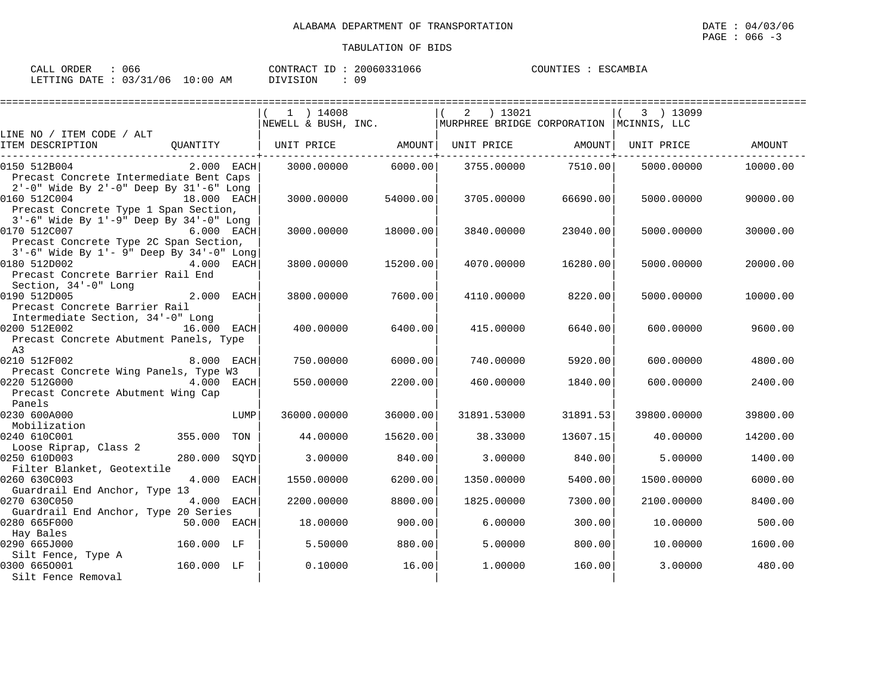ALABAMA DEPARTMENT OF TRANSPORTATION

TABULATION OF BIDS

DATE : 04/03/06
PAGE : 066 -3

CALL ORDER : 066 CONTRACT ID : 20060331066 COUNTIES : ESCAMBIA
LETTING DATE : 03/31/06 10:00 AM DIVISION : 09

| LINE NO / ITEM CODE / ALT ITEM DESCRIPTION | QUANTITY | (1) 14008 NEWELL & BUSH, INC. UNIT PRICE | AMOUNT | (2) 13021 MURPHREE BRIDGE CORPORATION UNIT PRICE | AMOUNT | (3) 13099 MCINNIS, LLC UNIT PRICE | AMOUNT |
|---|---|---|---|---|---|---|---|
| 0150 512B004 Precast Concrete Intermediate Bent Caps 2'-0" Wide By 2'-0" Deep By 31'-6" Long | 2.000 EACH | 3000.00000 | 6000.00 | 3755.00000 | 7510.00 | 5000.00000 | 10000.00 |
| 0160 512C004 Precast Concrete Type 1 Span Section, 3'-6" Wide By 1'-9" Deep By 34'-0" Long | 18.000 EACH | 3000.00000 | 54000.00 | 3705.00000 | 66690.00 | 5000.00000 | 90000.00 |
| 0170 512C007 Precast Concrete Type 2C Span Section, 3'-6" Wide By 1'- 9" Deep By 34'-0" Long | 6.000 EACH | 3000.00000 | 18000.00 | 3840.00000 | 23040.00 | 5000.00000 | 30000.00 |
| 0180 512D002 Precast Concrete Barrier Rail End Section, 34'-0" Long | 4.000 EACH | 3800.00000 | 15200.00 | 4070.00000 | 16280.00 | 5000.00000 | 20000.00 |
| 0190 512D005 Precast Concrete Barrier Rail Intermediate Section, 34'-0" Long | 2.000 EACH | 3800.00000 | 7600.00 | 4110.00000 | 8220.00 | 5000.00000 | 10000.00 |
| 0200 512E002 Precast Concrete Abutment Panels, Type A3 | 16.000 EACH | 400.00000 | 6400.00 | 415.00000 | 6640.00 | 600.00000 | 9600.00 |
| 0210 512F002 Precast Concrete Wing Panels, Type W3 | 8.000 EACH | 750.00000 | 6000.00 | 740.00000 | 5920.00 | 600.00000 | 4800.00 |
| 0220 512G000 Precast Concrete Abutment Wing Cap Panels | 4.000 EACH | 550.00000 | 2200.00 | 460.00000 | 1840.00 | 600.00000 | 2400.00 |
| 0230 600A000 Mobilization | LUMP | 36000.00000 | 36000.00 | 31891.53000 | 31891.53 | 39800.00000 | 39800.00 |
| 0240 610C001 Loose Riprap, Class 2 | 355.000 TON | 44.00000 | 15620.00 | 38.33000 | 13607.15 | 40.00000 | 14200.00 |
| 0250 610D003 Filter Blanket, Geotextile | 280.000 SQYD | 3.00000 | 840.00 | 3.00000 | 840.00 | 5.00000 | 1400.00 |
| 0260 630C003 Guardrail End Anchor, Type 13 | 4.000 EACH | 1550.00000 | 6200.00 | 1350.00000 | 5400.00 | 1500.00000 | 6000.00 |
| 0270 630C050 Guardrail End Anchor, Type 20 Series | 4.000 EACH | 2200.00000 | 8800.00 | 1825.00000 | 7300.00 | 2100.00000 | 8400.00 |
| 0280 665F000 Hay Bales | 50.000 EACH | 18.00000 | 900.00 | 6.00000 | 300.00 | 10.00000 | 500.00 |
| 0290 665J000 Silt Fence, Type A | 160.000 LF | 5.50000 | 880.00 | 5.00000 | 800.00 | 10.00000 | 1600.00 |
| 0300 665O001 Silt Fence Removal | 160.000 LF | 0.10000 | 16.00 | 1.00000 | 160.00 | 3.00000 | 480.00 |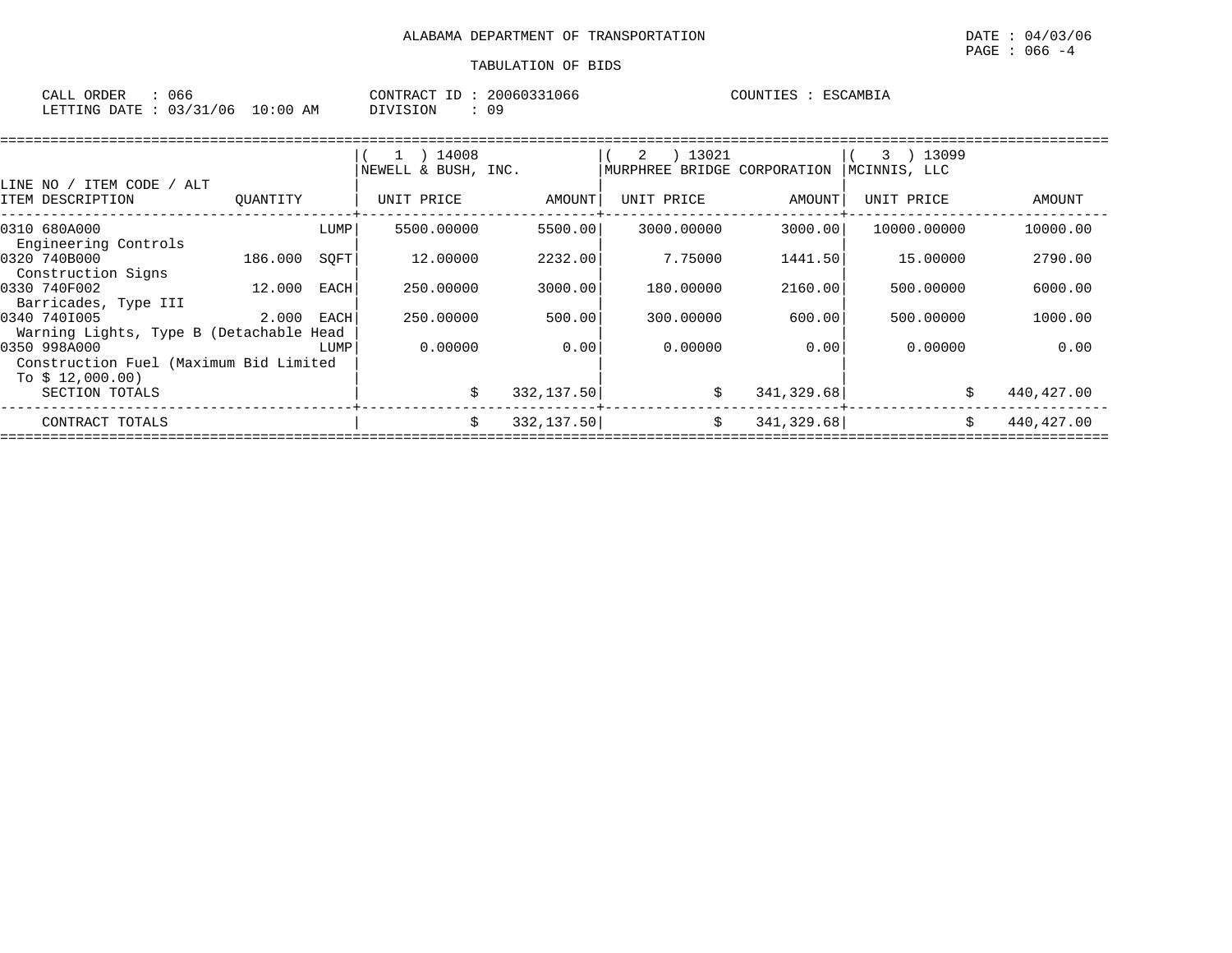ALABAMA DEPARTMENT OF TRANSPORTATION

TABULATION OF BIDS

DATE : 04/03/06

CALL ORDER : 066 | CONTRACT ID : 20060331066 | COUNTIES : ESCAMBIA

LETTING DATE : 03/31/06 10:00 AM | DIVISION : 09

| LINE NO / ITEM CODE / ALT ITEM DESCRIPTION | QUANTITY | ( 1 ) 14008 NEWELL & BUSH, INC. UNIT PRICE | AMOUNT | ( 2 ) 13021 MURPHREE BRIDGE CORPORATION UNIT PRICE | AMOUNT | ( 3 ) 13099 MCINNIS, LLC UNIT PRICE | AMOUNT |
|---|---|---|---|---|---|---|---|
| 0310 680A000 Engineering Controls | LUMP | 5500.00000 | 5500.00 | 3000.00000 | 3000.00 | 10000.00000 | 10000.00 |
| 0320 740B000 Construction Signs | 186.000 SQFT | 12.00000 | 2232.00 | 7.75000 | 1441.50 | 15.00000 | 2790.00 |
| 0330 740F002 Barricades, Type III | 12.000 EACH | 250.00000 | 3000.00 | 180.00000 | 2160.00 | 500.00000 | 6000.00 |
| 0340 740I005 Warning Lights, Type B (Detachable Head | 2.000 EACH | 250.00000 | 500.00 | 300.00000 | 600.00 | 500.00000 | 1000.00 |
| 0350 998A000 Construction Fuel (Maximum Bid Limited To $ 12,000.00) | LUMP | 0.00000 | 0.00 | 0.00000 | 0.00 | 0.00000 | 0.00 |
| SECTION TOTALS | | | $ 332,137.50 | | $ 341,329.68 | | $ 440,427.00 |
| CONTRACT TOTALS | | | $ 332,137.50 | | $ 341,329.68 | | $ 440,427.00 |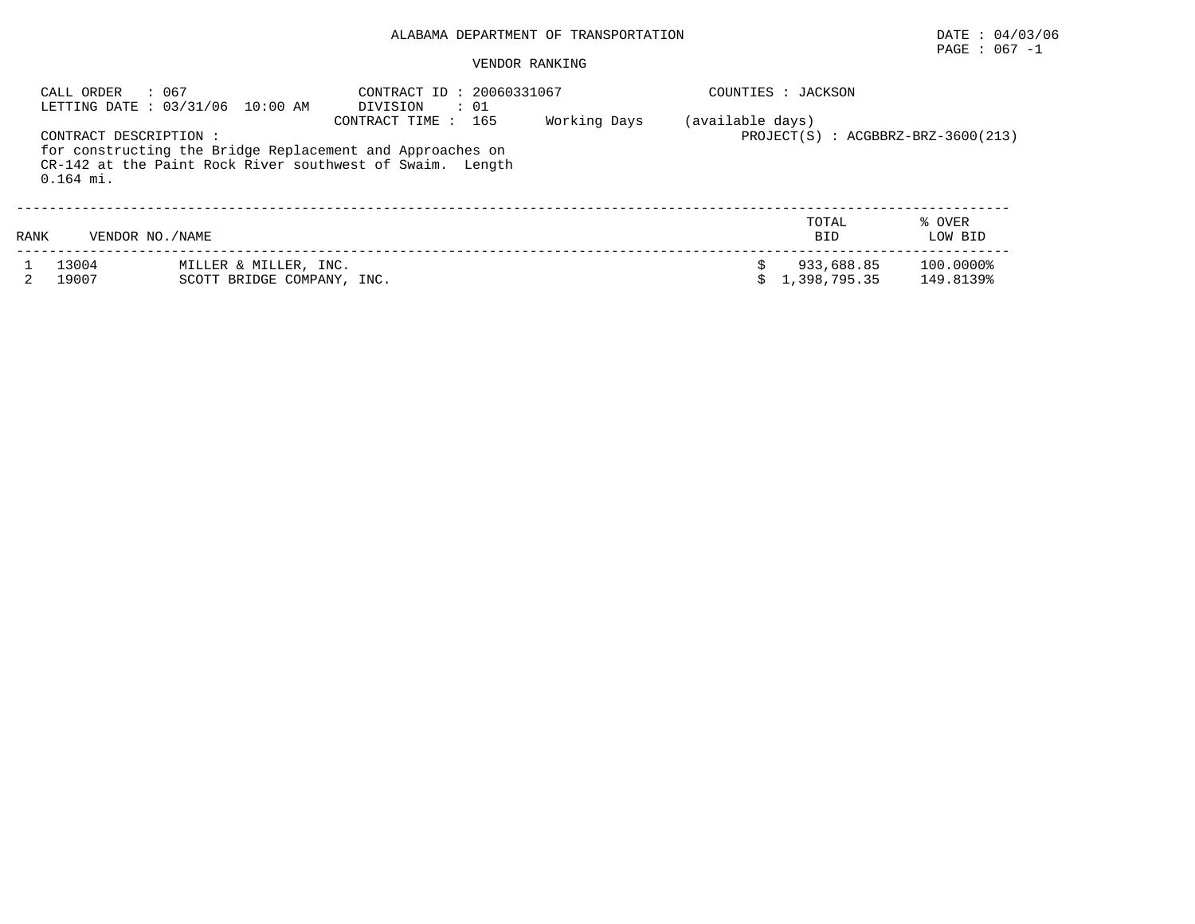ALABAMA DEPARTMENT OF TRANSPORTATION

DATE : 04/03/06

PAGE : 067 -1

VENDOR RANKING

CALL ORDER : 067
LETTING DATE : 03/31/06 10:00 AM

CONTRACT ID : 20060331067
DIVISION : 01
CONTRACT TIME : 165 Working Days (available days)

COUNTIES : JACKSON

PROJECT(S) : ACGBBRZ-BRZ-3600(213)

CONTRACT DESCRIPTION :
for constructing the Bridge Replacement and Approaches on CR-142 at the Paint Rock River southwest of Swaim. Length 0.164 mi.

| RANK | VENDOR NO./NAME | | TOTAL BID | % OVER LOW BID |
|---|---|---|---|---|
| 1 | 13004 | MILLER & MILLER, INC. | $ 933,688.85 | 100.0000% |
| 2 | 19007 | SCOTT BRIDGE COMPANY, INC. | $ 1,398,795.35 | 149.8139% |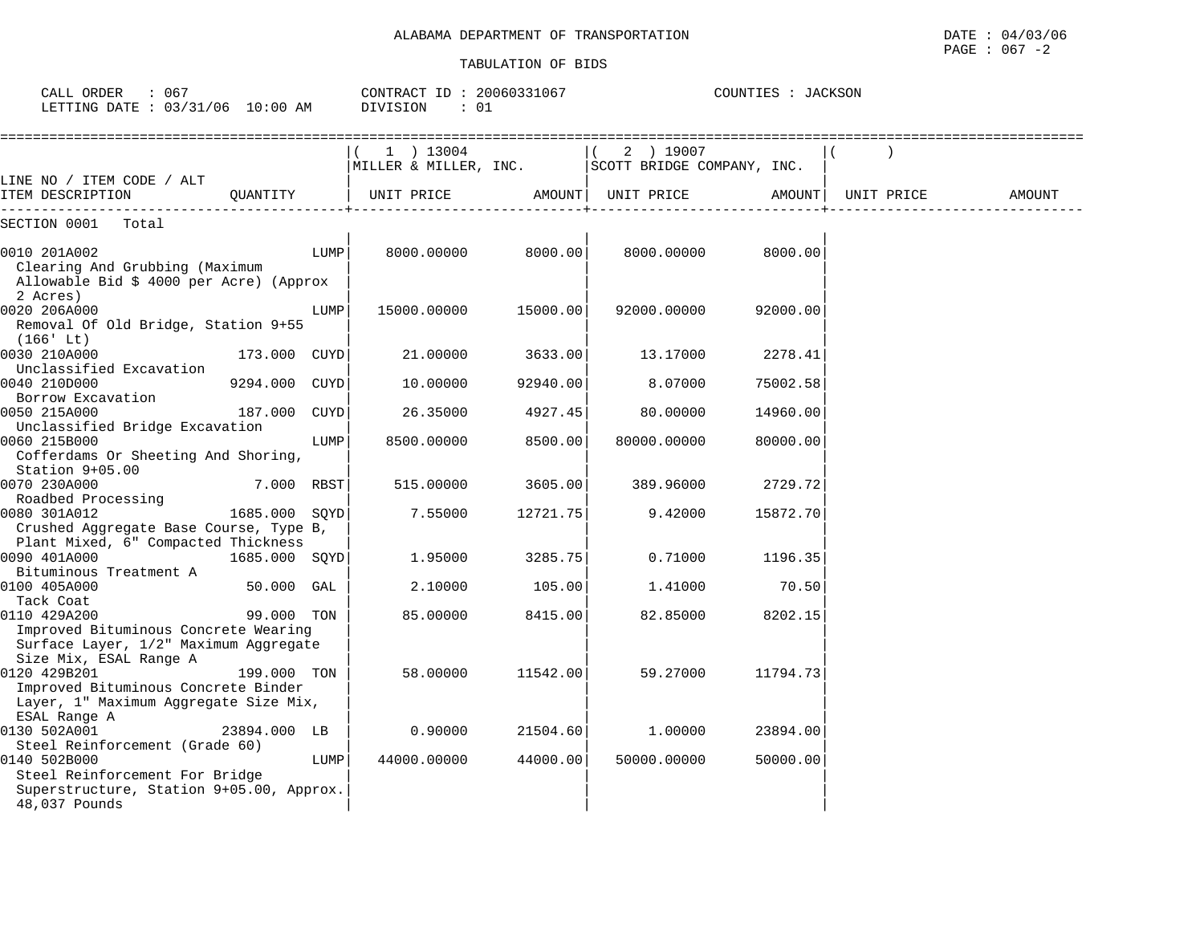ALABAMA DEPARTMENT OF TRANSPORTATION

DATE : 04/03/06

TABULATION OF BIDS

CALL ORDER : 067 CONTRACT ID : 20060331067 COUNTIES : JACKSON
LETTING DATE : 03/31/06 10:00 AM DIVISION : 01

| LINE NO / ITEM CODE / ALT ITEM DESCRIPTION | QUANTITY | (1) 13004 MILLER & MILLER, INC. UNIT PRICE | AMOUNT | (2) 19007 SCOTT BRIDGE COMPANY, INC. UNIT PRICE | AMOUNT | ( ) UNIT PRICE | AMOUNT |
|---|---|---|---|---|---|---|---|
| SECTION 0001 Total | | | | | | | |
| 0010 201A002 Clearing And Grubbing (Maximum Allowable Bid $ 4000 per Acre) (Approx 2 Acres) | LUMP | 8000.00000 | 8000.00 | 8000.00000 | 8000.00 | | |
| 0020 206A000 Removal Of Old Bridge, Station 9+55 (166' Lt) | LUMP | 15000.00000 | 15000.00 | 92000.00000 | 92000.00 | | |
| 0030 210A000 Unclassified Excavation | 173.000 CUYD | 21.00000 | 3633.00 | 13.17000 | 2278.41 | | |
| 0040 210D000 Borrow Excavation | 9294.000 CUYD | 10.00000 | 92940.00 | 8.07000 | 75002.58 | | |
| 0050 215A000 Unclassified Bridge Excavation | 187.000 CUYD | 26.35000 | 4927.45 | 80.00000 | 14960.00 | | |
| 0060 215B000 Cofferdams Or Sheeting And Shoring, Station 9+05.00 | LUMP | 8500.00000 | 8500.00 | 80000.00000 | 80000.00 | | |
| 0070 230A000 Roadbed Processing | 7.000 RBST | 515.00000 | 3605.00 | 389.96000 | 2729.72 | | |
| 0080 301A012 Crushed Aggregate Base Course, Type B, Plant Mixed, 6" Compacted Thickness | 1685.000 SQYD | 7.55000 | 12721.75 | 9.42000 | 15872.70 | | |
| 0090 401A000 Bituminous Treatment A | 1685.000 SQYD | 1.95000 | 3285.75 | 0.71000 | 1196.35 | | |
| 0100 405A000 Tack Coat | 50.000 GAL | 2.10000 | 105.00 | 1.41000 | 70.50 | | |
| 0110 429A200 Improved Bituminous Concrete Wearing Surface Layer, 1/2" Maximum Aggregate Size Mix, ESAL Range A | 99.000 TON | 85.00000 | 8415.00 | 82.85000 | 8202.15 | | |
| 0120 429B201 Improved Bituminous Concrete Binder Layer, 1" Maximum Aggregate Size Mix, ESAL Range A | 199.000 TON | 58.00000 | 11542.00 | 59.27000 | 11794.73 | | |
| 0130 502A001 Steel Reinforcement (Grade 60) | 23894.000 LB | 0.90000 | 21504.60 | 1.00000 | 23894.00 | | |
| 0140 502B000 Steel Reinforcement For Bridge Superstructure, Station 9+05.00, Approx. 48,037 Pounds | LUMP | 44000.00000 | 44000.00 | 50000.00000 | 50000.00 | | |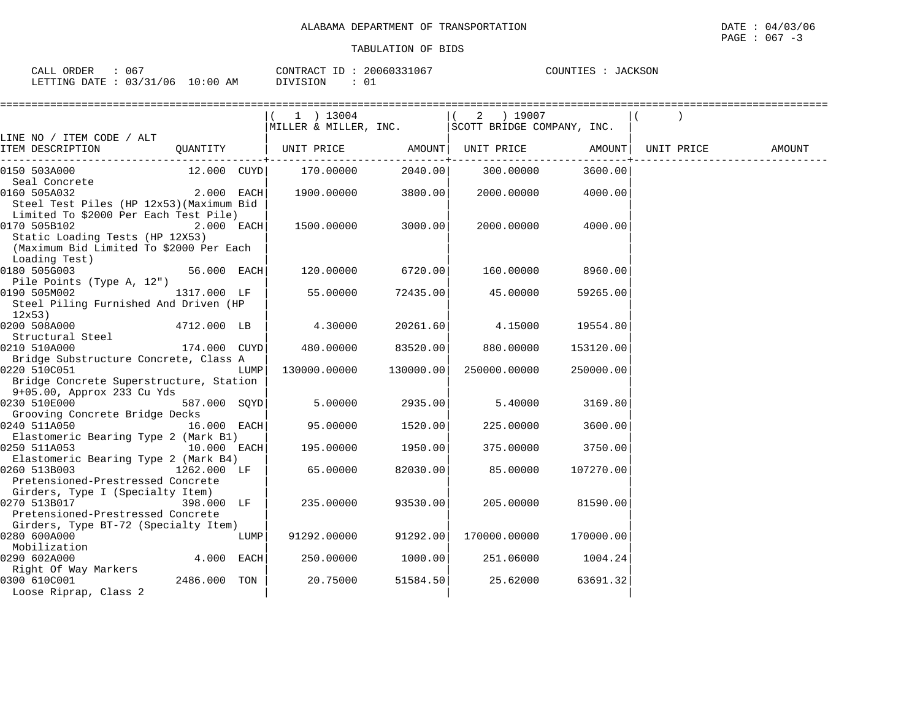ALABAMA DEPARTMENT OF TRANSPORTATION

TABULATION OF BIDS

DATE : 04/03/06
PAGE : 067 -3

CALL ORDER : 067
LETTING DATE : 03/31/06 10:00 AM

CONTRACT ID : 20060331067
DIVISION : 01

COUNTIES : JACKSON

| LINE NO / ITEM CODE / ALT ITEM DESCRIPTION | QUANTITY | (1) 13004 MILLER & MILLER, INC. UNIT PRICE | AMOUNT | (2) 19007 SCOTT BRIDGE COMPANY, INC. UNIT PRICE | AMOUNT | ( ) UNIT PRICE | AMOUNT |
|---|---|---|---|---|---|---|---|
| 0150 503A000 Seal Concrete | 12.000 CUYD | 170.00000 | 2040.00 | 300.00000 | 3600.00 | | |
| 0160 505A032 Steel Test Piles (HP 12x53)(Maximum Bid Limited To $2000 Per Each Test Pile) | 2.000 EACH | 1900.00000 | 3800.00 | 2000.00000 | 4000.00 | | |
| 0170 505B102 Static Loading Tests (HP 12X53) (Maximum Bid Limited To $2000 Per Each Loading Test) | 2.000 EACH | 1500.00000 | 3000.00 | 2000.00000 | 4000.00 | | |
| 0180 505G003 Pile Points (Type A, 12") | 56.000 EACH | 120.00000 | 6720.00 | 160.00000 | 8960.00 | | |
| 0190 505M002 Steel Piling Furnished And Driven (HP 12x53) | 1317.000 LF | 55.00000 | 72435.00 | 45.00000 | 59265.00 | | |
| 0200 508A000 Structural Steel | 4712.000 LB | 4.30000 | 20261.60 | 4.15000 | 19554.80 | | |
| 0210 510A000 Bridge Substructure Concrete, Class A | 174.000 CUYD | 480.00000 | 83520.00 | 880.00000 | 153120.00 | | |
| 0220 510C051 Bridge Concrete Superstructure, Station 9+05.00, Approx 233 Cu Yds | LUMP | 130000.00000 | 130000.00 | 250000.00000 | 250000.00 | | |
| 0230 510E000 Grooving Concrete Bridge Decks | 587.000 SQYD | 5.00000 | 2935.00 | 5.40000 | 3169.80 | | |
| 0240 511A050 Elastomeric Bearing Type 2 (Mark B1) | 16.000 EACH | 95.00000 | 1520.00 | 225.00000 | 3600.00 | | |
| 0250 511A053 Elastomeric Bearing Type 2 (Mark B4) | 10.000 EACH | 195.00000 | 1950.00 | 375.00000 | 3750.00 | | |
| 0260 513B003 Pretensioned-Prestressed Concrete Girders, Type I (Specialty Item) | 1262.000 LF | 65.00000 | 82030.00 | 85.00000 | 107270.00 | | |
| 0270 513B017 Pretensioned-Prestressed Concrete Girders, Type BT-72 (Specialty Item) | 398.000 LF | 235.00000 | 93530.00 | 205.00000 | 81590.00 | | |
| 0280 600A000 Mobilization | LUMP | 91292.00000 | 91292.00 | 170000.00000 | 170000.00 | | |
| 0290 602A000 Right Of Way Markers | 4.000 EACH | 250.00000 | 1000.00 | 251.06000 | 1004.24 | | |
| 0300 610C001 Loose Riprap, Class 2 | 2486.000 TON | 20.75000 | 51584.50 | 25.62000 | 63691.32 | | |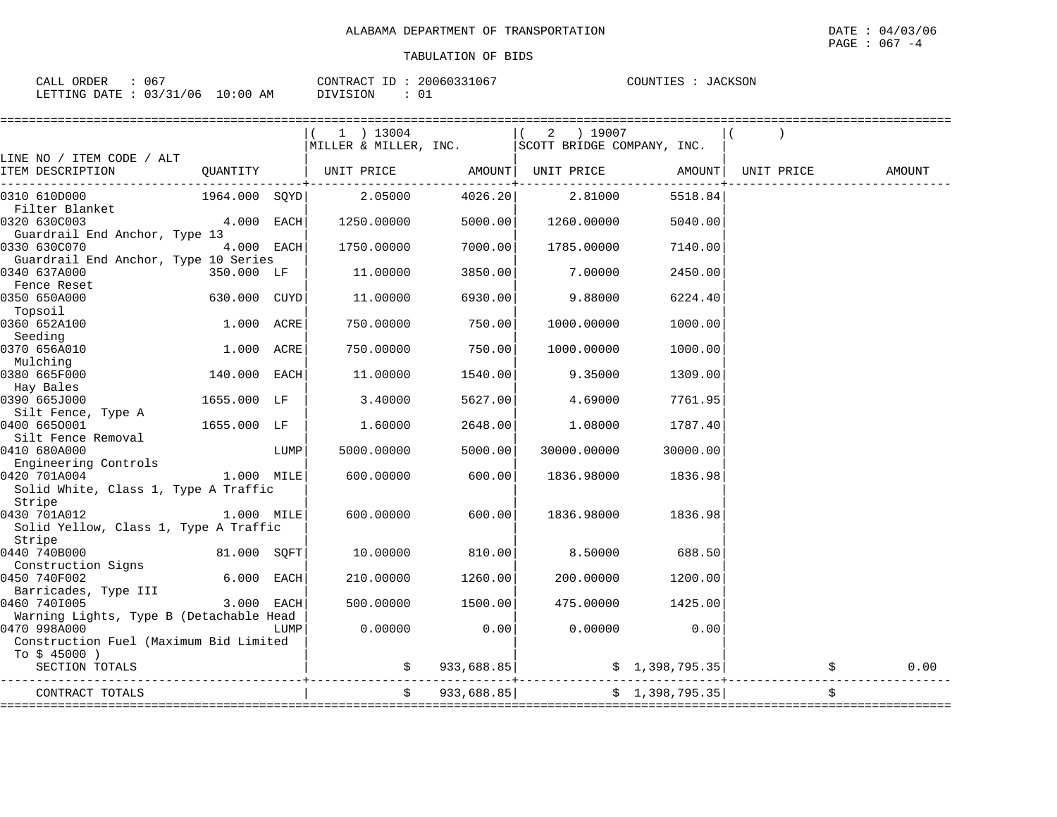ALABAMA DEPARTMENT OF TRANSPORTATION

TABULATION OF BIDS

DATE : 04/03/06
PAGE : 067 -4

CALL ORDER : 067
LETTING DATE : 03/31/06 10:00 AM

CONTRACT ID : 20060331067
DIVISION : 01

COUNTIES : JACKSON

| LINE NO / ITEM CODE / ALT ITEM DESCRIPTION | QUANTITY | ( 1 ) 13004 MILLER & MILLER, INC. UNIT PRICE | AMOUNT | ( 2 ) 19007 SCOTT BRIDGE COMPANY, INC. UNIT PRICE | AMOUNT | ( ) UNIT PRICE | AMOUNT |
|---|---|---|---|---|---|---|---|
| 0310 610D000 Filter Blanket | 1964.000 SQYD | 2.05000 | 4026.20 | 2.81000 | 5518.84 | | |
| 0320 630C003 Guardrail End Anchor, Type 13 | 4.000 EACH | 1250.00000 | 5000.00 | 1260.00000 | 5040.00 | | |
| 0330 630C070 Guardrail End Anchor, Type 10 Series | 4.000 EACH | 1750.00000 | 7000.00 | 1785.00000 | 7140.00 | | |
| 0340 637A000 Fence Reset | 350.000 LF | 11.00000 | 3850.00 | 7.00000 | 2450.00 | | |
| 0350 650A000 Topsoil | 630.000 CUYD | 11.00000 | 6930.00 | 9.88000 | 6224.40 | | |
| 0360 652A100 Seeding | 1.000 ACRE | 750.00000 | 750.00 | 1000.00000 | 1000.00 | | |
| 0370 656A010 Mulching | 1.000 ACRE | 750.00000 | 750.00 | 1000.00000 | 1000.00 | | |
| 0380 665F000 Hay Bales | 140.000 EACH | 11.00000 | 1540.00 | 9.35000 | 1309.00 | | |
| 0390 665J000 Silt Fence, Type A | 1655.000 LF | 3.40000 | 5627.00 | 4.69000 | 7761.95 | | |
| 0400 665O001 Silt Fence Removal | 1655.000 LF | 1.60000 | 2648.00 | 1.08000 | 1787.40 | | |
| 0410 680A000 Engineering Controls | LUMP | 5000.00000 | 5000.00 | 30000.00000 | 30000.00 | | |
| 0420 701A004 Solid White, Class 1, Type A Traffic Stripe | 1.000 MILE | 600.00000 | 600.00 | 1836.98000 | 1836.98 | | |
| 0430 701A012 Solid Yellow, Class 1, Type A Traffic Stripe | 1.000 MILE | 600.00000 | 600.00 | 1836.98000 | 1836.98 | | |
| 0440 740B000 Construction Signs | 81.000 SQFT | 10.00000 | 810.00 | 8.50000 | 688.50 | | |
| 0450 740F002 Barricades, Type III | 6.000 EACH | 210.00000 | 1260.00 | 200.00000 | 1200.00 | | |
| 0460 740I005 Warning Lights, Type B (Detachable Head | 3.000 EACH | 500.00000 | 1500.00 | 475.00000 | 1425.00 | | |
| 0470 998A000 Construction Fuel (Maximum Bid Limited To $ 45000 ) | LUMP | 0.00000 | 0.00 | 0.00000 | 0.00 | | |
| SECTION TOTALS | | | $ 933,688.85 | | $ 1,398,795.35 | | $ 0.00 |
| CONTRACT TOTALS | | | $ 933,688.85 | | $ 1,398,795.35 | | $ |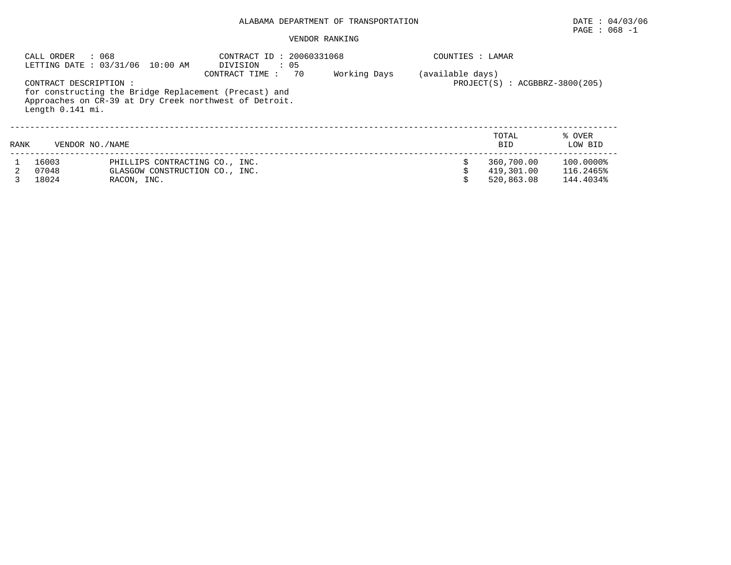ALABAMA DEPARTMENT OF TRANSPORTATION

DATE : 04/03/06

PAGE : 068 -1

VENDOR RANKING

CALL ORDER : 068
LETTING DATE : 03/31/06 10:00 AM

CONTRACT ID : 20060331068
DIVISION : 05
CONTRACT TIME : 70 Working Days (available days)

COUNTIES : LAMAR

PROJECT(S) : ACGBBRZ-3800(205)

CONTRACT DESCRIPTION :
for constructing the Bridge Replacement (Precast) and Approaches on CR-39 at Dry Creek northwest of Detroit. Length 0.141 mi.

| RANK | VENDOR NO./NAME | | TOTAL BID | % OVER LOW BID |
|---|---|---|---|---|
| 1 | 16003 | PHILLIPS CONTRACTING CO., INC. | $ 360,700.00 | 100.0000% |
| 2 | 07048 | GLASGOW CONSTRUCTION CO., INC. | $ 419,301.00 | 116.2465% |
| 3 | 18024 | RACON, INC. | $ 520,863.08 | 144.4034% |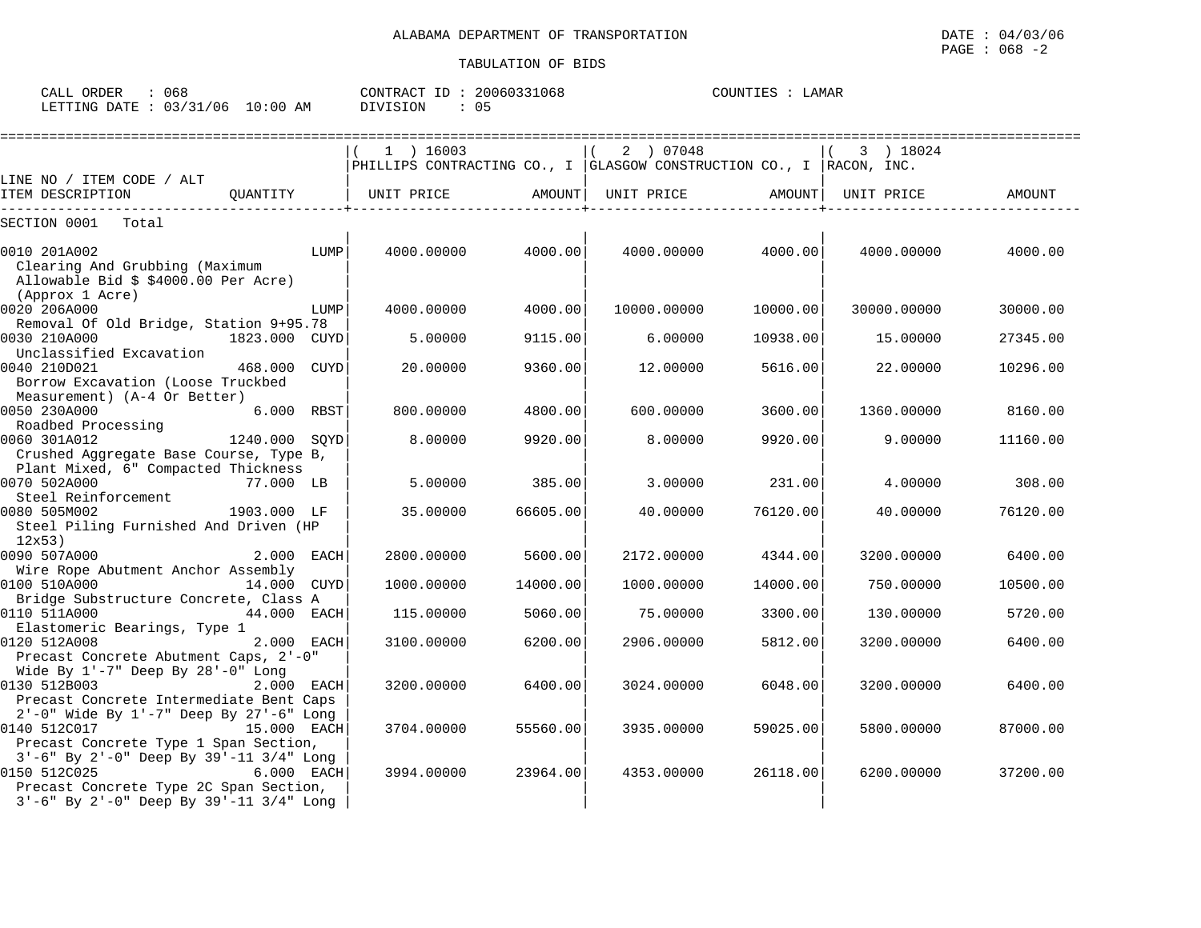ALABAMA DEPARTMENT OF TRANSPORTATION

DATE : 04/03/06

TABULATION OF BIDS

CALL ORDER : 068 CONTRACT ID : 20060331068 COUNTIES : LAMAR

LETTING DATE : 03/31/06 10:00 AM DIVISION : 05

| LINE NO / ITEM CODE / ALT ITEM DESCRIPTION | QUANTITY | ( 1 ) 16003 PHILLIPS CONTRACTING CO., I UNIT PRICE | AMOUNT | ( 2 ) 07048 GLASGOW CONSTRUCTION CO., I UNIT PRICE | AMOUNT | ( 3 ) 18024 RACON, INC. UNIT PRICE | AMOUNT |
|---|---|---|---|---|---|---|---|
| SECTION 0001 Total | | | | | | | |
| 0010 201A002 Clearing And Grubbing (Maximum Allowable Bid $ $4000.00 Per Acre) (Approx 1 Acre) | LUMP | 4000.00000 | 4000.00 | 4000.00000 | 4000.00 | 4000.00000 | 4000.00 |
| 0020 206A000 Removal Of Old Bridge, Station 9+95.78 | LUMP | 4000.00000 | 4000.00 | 10000.00000 | 10000.00 | 30000.00000 | 30000.00 |
| 0030 210A000 Unclassified Excavation | 1823.000 CUYD | 5.00000 | 9115.00 | 6.00000 | 10938.00 | 15.00000 | 27345.00 |
| 0040 210D021 Borrow Excavation (Loose Truckbed Measurement) (A-4 Or Better) | 468.000 CUYD | 20.00000 | 9360.00 | 12.00000 | 5616.00 | 22.00000 | 10296.00 |
| 0050 230A000 Roadbed Processing | 6.000 RBST | 800.00000 | 4800.00 | 600.00000 | 3600.00 | 1360.00000 | 8160.00 |
| 0060 301A012 Crushed Aggregate Base Course, Type B, Plant Mixed, 6" Compacted Thickness | 1240.000 SQYD | 8.00000 | 9920.00 | 8.00000 | 9920.00 | 9.00000 | 11160.00 |
| 0070 502A000 Steel Reinforcement | 77.000 LB | 5.00000 | 385.00 | 3.00000 | 231.00 | 4.00000 | 308.00 |
| 0080 505M002 Steel Piling Furnished And Driven (HP 12x53) | 1903.000 LF | 35.00000 | 66605.00 | 40.00000 | 76120.00 | 40.00000 | 76120.00 |
| 0090 507A000 Wire Rope Abutment Anchor Assembly | 2.000 EACH | 2800.00000 | 5600.00 | 2172.00000 | 4344.00 | 3200.00000 | 6400.00 |
| 0100 510A000 Bridge Substructure Concrete, Class A | 14.000 CUYD | 1000.00000 | 14000.00 | 1000.00000 | 14000.00 | 750.00000 | 10500.00 |
| 0110 511A000 Elastomeric Bearings, Type 1 | 44.000 EACH | 115.00000 | 5060.00 | 75.00000 | 3300.00 | 130.00000 | 5720.00 |
| 0120 512A008 Precast Concrete Abutment Caps, 2'-0" Wide By 1'-7" Deep By 28'-0" Long | 2.000 EACH | 3100.00000 | 6200.00 | 2906.00000 | 5812.00 | 3200.00000 | 6400.00 |
| 0130 512B003 Precast Concrete Intermediate Bent Caps 2'-0" Wide By 1'-7" Deep By 27'-6" Long | 2.000 EACH | 3200.00000 | 6400.00 | 3024.00000 | 6048.00 | 3200.00000 | 6400.00 |
| 0140 512C017 Precast Concrete Type 1 Span Section, 3'-6" By 2'-0" Deep By 39'-11 3/4" Long | 15.000 EACH | 3704.00000 | 55560.00 | 3935.00000 | 59025.00 | 5800.00000 | 87000.00 |
| 0150 512C025 Precast Concrete Type 2C Span Section, 3'-6" By 2'-0" Deep By 39'-11 3/4" Long | 6.000 EACH | 3994.00000 | 23964.00 | 4353.00000 | 26118.00 | 6200.00000 | 37200.00 |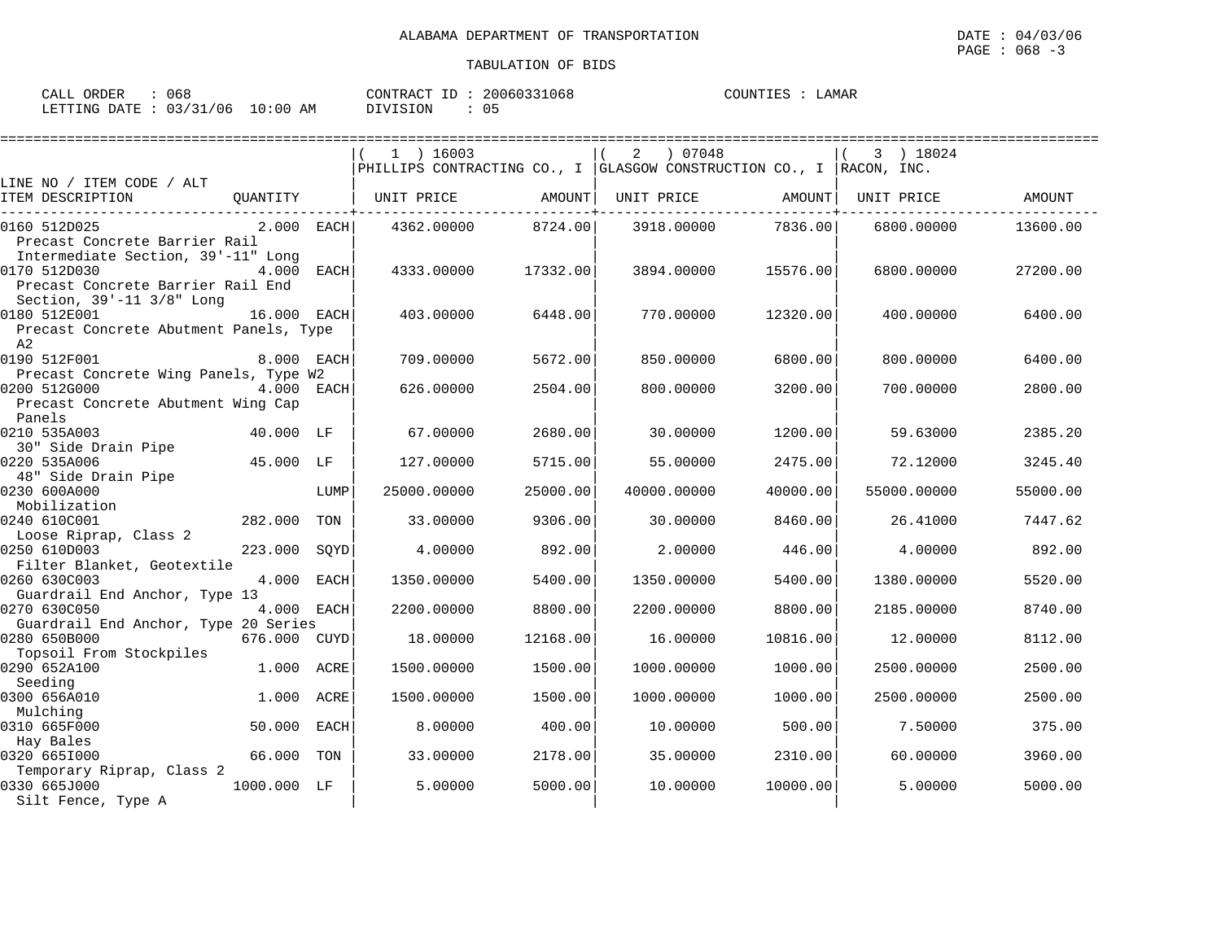ALABAMA DEPARTMENT OF TRANSPORTATION

DATE : 04/03/06

TABULATION OF BIDS

CALL ORDER : 068 CONTRACT ID : 20060331068 COUNTIES : LAMAR
LETTING DATE : 03/31/06 10:00 AM DIVISION : 05

| LINE NO / ITEM CODE / ALT ITEM DESCRIPTION | QUANTITY | | (1) 16003 PHILLIPS CONTRACTING CO., I UNIT PRICE | AMOUNT | (2) 07048 GLASGOW CONSTRUCTION CO., I UNIT PRICE | AMOUNT | (3) 18024 RACON, INC. UNIT PRICE | AMOUNT |
|---|---|---|---|---|---|---|---|---|
| 0160 512D025 Precast Concrete Barrier Rail Intermediate Section, 39'-11" Long | 2.000 | EACH | 4362.00000 | 8724.00 | 3918.00000 | 7836.00 | 6800.00000 | 13600.00 |
| 0170 512D030 Precast Concrete Barrier Rail End Section, 39'-11 3/8" Long | 4.000 | EACH | 4333.00000 | 17332.00 | 3894.00000 | 15576.00 | 6800.00000 | 27200.00 |
| 0180 512E001 Precast Concrete Abutment Panels, Type A2 | 16.000 | EACH | 403.00000 | 6448.00 | 770.00000 | 12320.00 | 400.00000 | 6400.00 |
| 0190 512F001 Precast Concrete Wing Panels, Type W2 | 8.000 | EACH | 709.00000 | 5672.00 | 850.00000 | 6800.00 | 800.00000 | 6400.00 |
| 0200 512G000 Precast Concrete Abutment Wing Cap Panels | 4.000 | EACH | 626.00000 | 2504.00 | 800.00000 | 3200.00 | 700.00000 | 2800.00 |
| 0210 535A003 30" Side Drain Pipe | 40.000 | LF | 67.00000 | 2680.00 | 30.00000 | 1200.00 | 59.63000 | 2385.20 |
| 0220 535A006 48" Side Drain Pipe | 45.000 | LF | 127.00000 | 5715.00 | 55.00000 | 2475.00 | 72.12000 | 3245.40 |
| 0230 600A000 Mobilization | | LUMP | 25000.00000 | 25000.00 | 40000.00000 | 40000.00 | 55000.00000 | 55000.00 |
| 0240 610C001 Loose Riprap, Class 2 | 282.000 | TON | 33.00000 | 9306.00 | 30.00000 | 8460.00 | 26.41000 | 7447.62 |
| 0250 610D003 Filter Blanket, Geotextile | 223.000 | SQYD | 4.00000 | 892.00 | 2.00000 | 446.00 | 4.00000 | 892.00 |
| 0260 630C003 Guardrail End Anchor, Type 13 | 4.000 | EACH | 1350.00000 | 5400.00 | 1350.00000 | 5400.00 | 1380.00000 | 5520.00 |
| 0270 630C050 Guardrail End Anchor, Type 20 Series | 4.000 | EACH | 2200.00000 | 8800.00 | 2200.00000 | 8800.00 | 2185.00000 | 8740.00 |
| 0280 650B000 Topsoil From Stockpiles | 676.000 | CUYD | 18.00000 | 12168.00 | 16.00000 | 10816.00 | 12.00000 | 8112.00 |
| 0290 652A100 Seeding | 1.000 | ACRE | 1500.00000 | 1500.00 | 1000.00000 | 1000.00 | 2500.00000 | 2500.00 |
| 0300 656A010 Mulching | 1.000 | ACRE | 1500.00000 | 1500.00 | 1000.00000 | 1000.00 | 2500.00000 | 2500.00 |
| 0310 665F000 Hay Bales | 50.000 | EACH | 8.00000 | 400.00 | 10.00000 | 500.00 | 7.50000 | 375.00 |
| 0320 665I000 Temporary Riprap, Class 2 | 66.000 | TON | 33.00000 | 2178.00 | 35.00000 | 2310.00 | 60.00000 | 3960.00 |
| 0330 665J000 Silt Fence, Type A | 1000.000 | LF | 5.00000 | 5000.00 | 10.00000 | 10000.00 | 5.00000 | 5000.00 |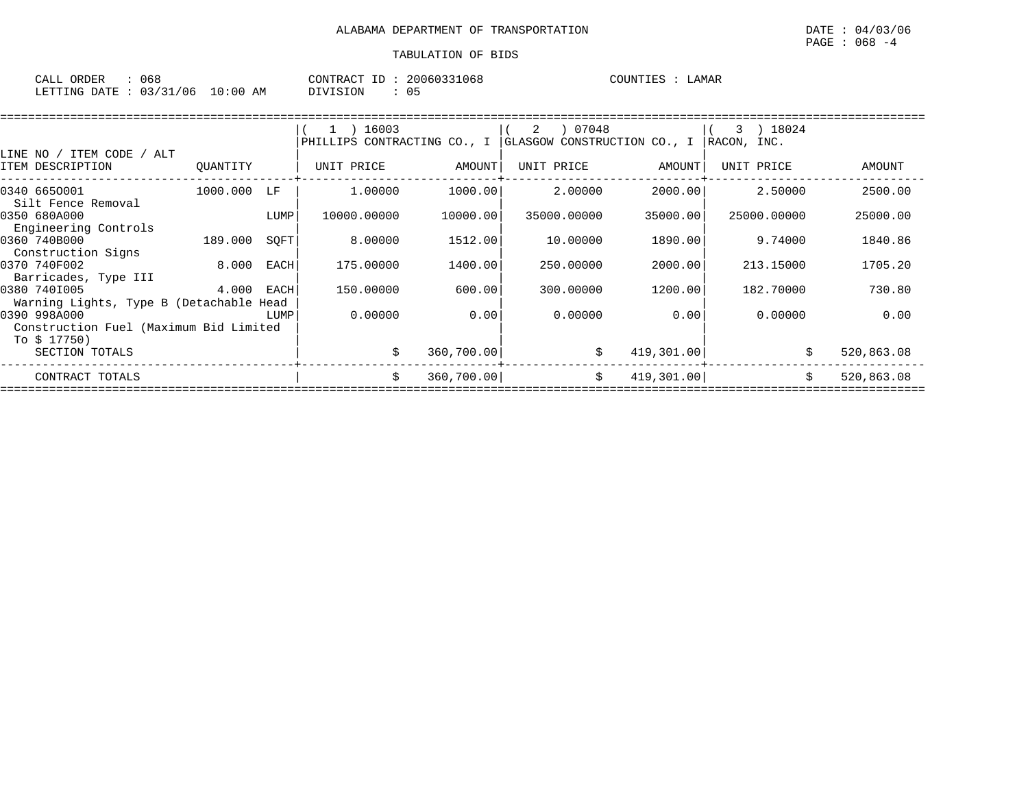ALABAMA DEPARTMENT OF TRANSPORTATION

DATE : 04/03/06
PAGE : 068 -4

TABULATION OF BIDS

CALL ORDER : 068
LETTING DATE : 03/31/06 10:00 AM

CONTRACT ID : 20060331068
DIVISION : 05

COUNTIES : LAMAR

| LINE NO / ITEM CODE / ALT ITEM DESCRIPTION | QUANTITY | | ( 1 ) 16003 PHILLIPS CONTRACTING CO., I UNIT PRICE | AMOUNT | ( 2 ) 07048 GLASGOW CONSTRUCTION CO., I UNIT PRICE | AMOUNT | ( 3 ) 18024 RACON, INC. UNIT PRICE | AMOUNT |
|---|---|---|---|---|---|---|---|---|
| 0340 665O001 Silt Fence Removal | 1000.000 | LF | 1.00000 | 1000.00 | 2.00000 | 2000.00 | 2.50000 | 2500.00 |
| 0350 680A000 Engineering Controls | | LUMP | 10000.00000 | 10000.00 | 35000.00000 | 35000.00 | 25000.00000 | 25000.00 |
| 0360 740B000 Construction Signs | 189.000 | SQFT | 8.00000 | 1512.00 | 10.00000 | 1890.00 | 9.74000 | 1840.86 |
| 0370 740F002 Barricades, Type III | 8.000 | EACH | 175.00000 | 1400.00 | 250.00000 | 2000.00 | 213.15000 | 1705.20 |
| 0380 740I005 Warning Lights, Type B (Detachable Head | 4.000 | EACH | 150.00000 | 600.00 | 300.00000 | 1200.00 | 182.70000 | 730.80 |
| 0390 998A000 Construction Fuel (Maximum Bid Limited To $ 17750) | | LUMP | 0.00000 | 0.00 | 0.00000 | 0.00 | 0.00000 | 0.00 |
| SECTION TOTALS | | | | $ 360,700.00 | | $ 419,301.00 | | $ 520,863.08 |
| CONTRACT TOTALS | | | | $ 360,700.00 | | $ 419,301.00 | | $ 520,863.08 |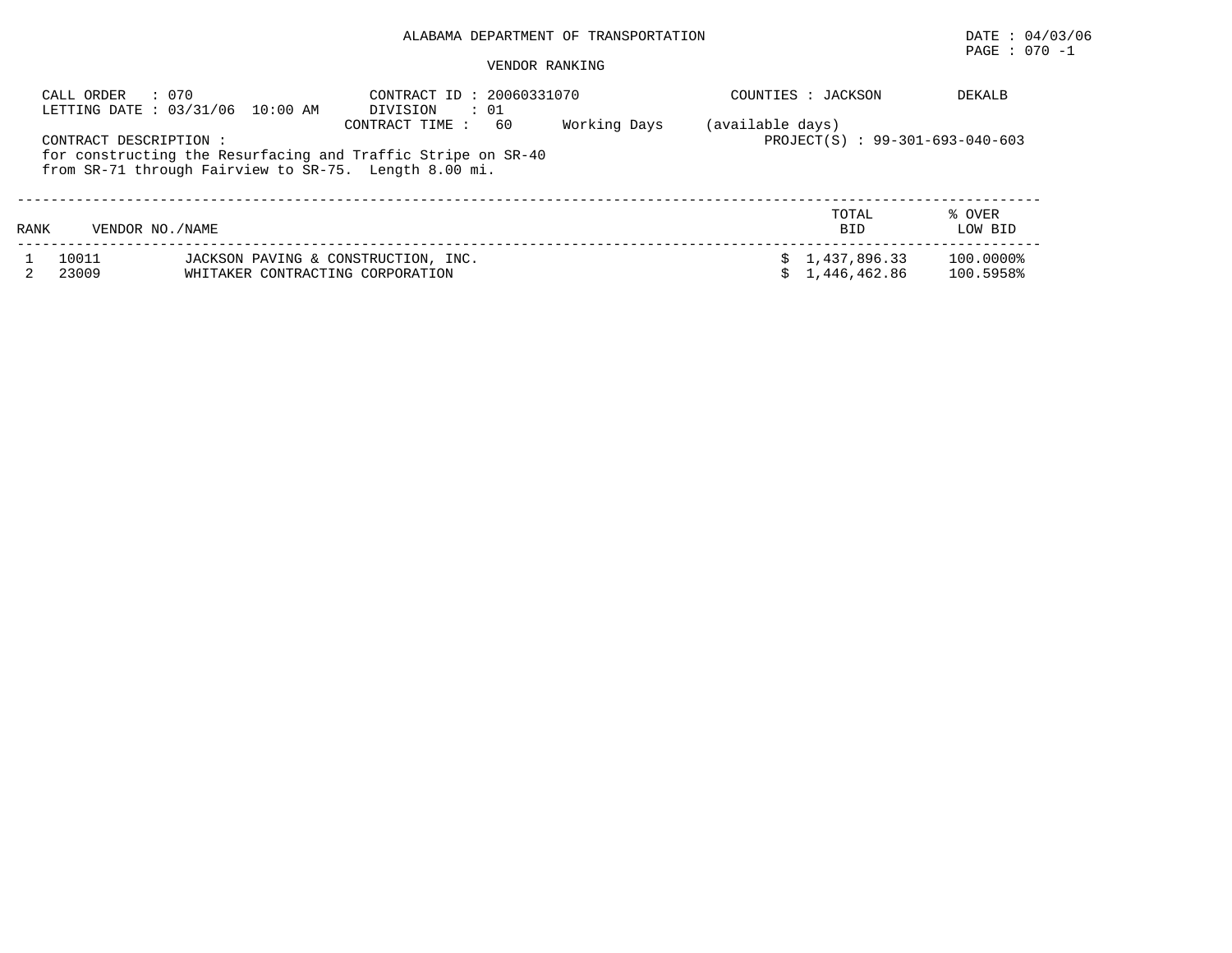ALABAMA DEPARTMENT OF TRANSPORTATION

DATE : 04/03/06

PAGE : 070 -1

VENDOR RANKING

CALL ORDER : 070
LETTING DATE : 03/31/06 10:00 AM

CONTRACT ID : 20060331070
DIVISION : 01
CONTRACT TIME : 60 Working Days (available days)

COUNTIES : JACKSON DEKALB

PROJECT(S) : 99-301-693-040-603

CONTRACT DESCRIPTION :
for constructing the Resurfacing and Traffic Stripe on SR-40 from SR-71 through Fairview to SR-75. Length 8.00 mi.

| RANK | VENDOR NO. | NAME | TOTAL BID | % OVER LOW BID |
|---|---|---|---|---|
| 1 | 10011 | JACKSON PAVING & CONSTRUCTION, INC. | $ 1,437,896.33 | 100.0000% |
| 2 | 23009 | WHITAKER CONTRACTING CORPORATION | $ 1,446,462.86 | 100.5958% |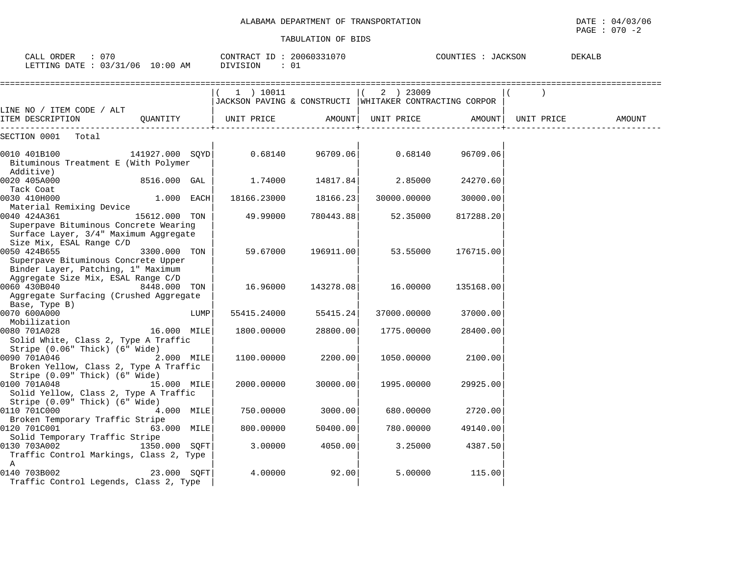ALABAMA DEPARTMENT OF TRANSPORTATION

TABULATION OF BIDS

DATE : 04/03/06
PAGE : 070 -2

CALL ORDER : 070 | CONTRACT ID : 20060331070 | COUNTIES : JACKSON DEKALB
LETTING DATE : 03/31/06 10:00 AM | DIVISION : 01

| LINE NO / ITEM CODE / ALT / ITEM DESCRIPTION | QUANTITY | ( 1 ) 10011 JACKSON PAVING & CONSTRUCTI UNIT PRICE | AMOUNT | ( 2 ) 23009 WHITAKER CONTRACTING CORPOR UNIT PRICE | AMOUNT | ( ) UNIT PRICE | AMOUNT |
|---|---|---|---|---|---|---|---|
| SECTION 0001 Total | | | | | | | |
| 0010 401B100 Bituminous Treatment E (With Polymer Additive) | 141927.000 SQYD | 0.68140 | 96709.06 | 0.68140 | 96709.06 | | |
| 0020 405A000 Tack Coat | 8516.000 GAL | 1.74000 | 14817.84 | 2.85000 | 24270.60 | | |
| 0030 410H000 Material Remixing Device | 1.000 EACH | 18166.23000 | 18166.23 | 30000.00000 | 30000.00 | | |
| 0040 424A361 Superpave Bituminous Concrete Wearing Surface Layer, 3/4" Maximum Aggregate Size Mix, ESAL Range C/D | 15612.000 TON | 49.99000 | 780443.88 | 52.35000 | 817288.20 | | |
| 0050 424B655 Superpave Bituminous Concrete Upper Binder Layer, Patching, 1" Maximum Aggregate Size Mix, ESAL Range C/D | 3300.000 TON | 59.67000 | 196911.00 | 53.55000 | 176715.00 | | |
| 0060 430B040 Aggregate Surfacing (Crushed Aggregate Base, Type B) | 8448.000 TON | 16.96000 | 143278.08 | 16.00000 | 135168.00 | | |
| 0070 600A000 Mobilization | LUMP | 55415.24000 | 55415.24 | 37000.00000 | 37000.00 | | |
| 0080 701A028 Solid White, Class 2, Type A Traffic Stripe (0.06" Thick) (6" Wide) | 16.000 MILE | 1800.00000 | 28800.00 | 1775.00000 | 28400.00 | | |
| 0090 701A046 Broken Yellow, Class 2, Type A Traffic Stripe (0.09" Thick) (6" Wide) | 2.000 MILE | 1100.00000 | 2200.00 | 1050.00000 | 2100.00 | | |
| 0100 701A048 Solid Yellow, Class 2, Type A Traffic Stripe (0.09" Thick) (6" Wide) | 15.000 MILE | 2000.00000 | 30000.00 | 1995.00000 | 29925.00 | | |
| 0110 701C000 Broken Temporary Traffic Stripe | 4.000 MILE | 750.00000 | 3000.00 | 680.00000 | 2720.00 | | |
| 0120 701C001 Solid Temporary Traffic Stripe | 63.000 MILE | 800.00000 | 50400.00 | 780.00000 | 49140.00 | | |
| 0130 703A002 Traffic Control Markings, Class 2, Type A | 1350.000 SQFT | 3.00000 | 4050.00 | 3.25000 | 4387.50 | | |
| 0140 703B002 Traffic Control Legends, Class 2, Type | 23.000 SQFT | 4.00000 | 92.00 | 5.00000 | 115.00 | | |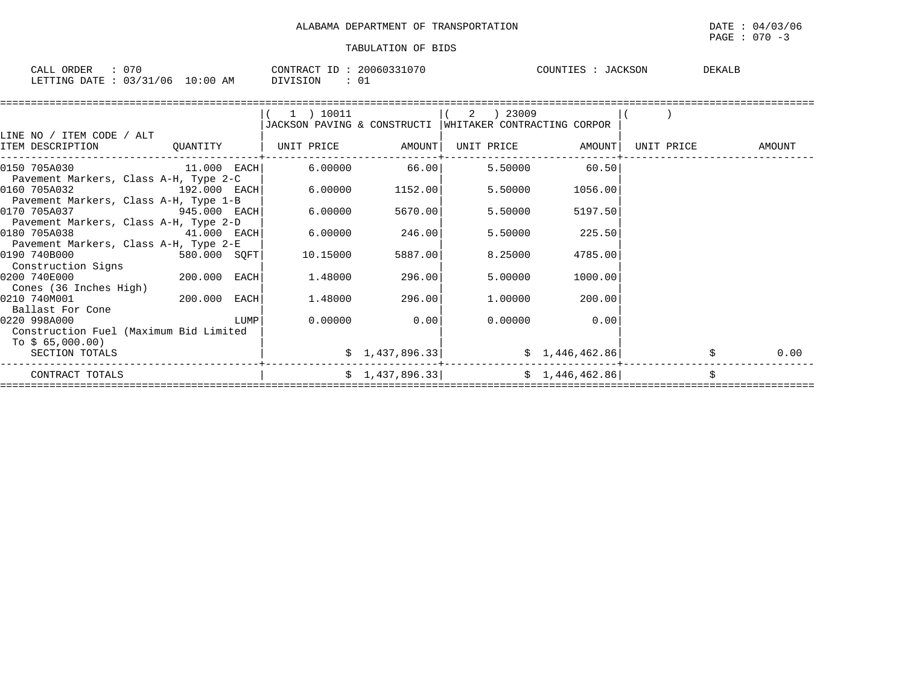ALABAMA DEPARTMENT OF TRANSPORTATION

DATE : 04/03/06

TABULATION OF BIDS

CALL ORDER : 070
LETTING DATE : 03/31/06 10:00 AM

CONTRACT ID : 20060331070
DIVISION : 01

COUNTIES : JACKSON DEKALB

| LINE NO / ITEM CODE / ALT ITEM DESCRIPTION | QUANTITY | (1) 10011 JACKSON PAVING & CONSTRUCTI UNIT PRICE | AMOUNT | (2) 23009 WHITAKER CONTRACTING CORPOR UNIT PRICE | AMOUNT | ( ) UNIT PRICE | AMOUNT |
|---|---|---|---|---|---|---|---|
| 0150 705A030 Pavement Markers, Class A-H, Type 2-C | 11.000 EACH | 6.00000 | 66.00 | 5.50000 | 60.50 | | |
| 0160 705A032 Pavement Markers, Class A-H, Type 1-B | 192.000 EACH | 6.00000 | 1152.00 | 5.50000 | 1056.00 | | |
| 0170 705A037 Pavement Markers, Class A-H, Type 2-D | 945.000 EACH | 6.00000 | 5670.00 | 5.50000 | 5197.50 | | |
| 0180 705A038 Pavement Markers, Class A-H, Type 2-E | 41.000 EACH | 6.00000 | 246.00 | 5.50000 | 225.50 | | |
| 0190 740B000 Construction Signs | 580.000 SQFT | 10.15000 | 5887.00 | 8.25000 | 4785.00 | | |
| 0200 740E000 Cones (36 Inches High) | 200.000 EACH | 1.48000 | 296.00 | 5.00000 | 1000.00 | | |
| 0210 740M001 Ballast For Cone | 200.000 EACH | 1.48000 | 296.00 | 1.00000 | 200.00 | | |
| 0220 998A000 Construction Fuel (Maximum Bid Limited To $ 65,000.00) | LUMP | 0.00000 | 0.00 | 0.00000 | 0.00 | | |
| SECTION TOTALS | | | $ 1,437,896.33 | | $ 1,446,462.86 | | $ 0.00 |
| CONTRACT TOTALS | | | $ 1,437,896.33 | | $ 1,446,462.86 | | $ |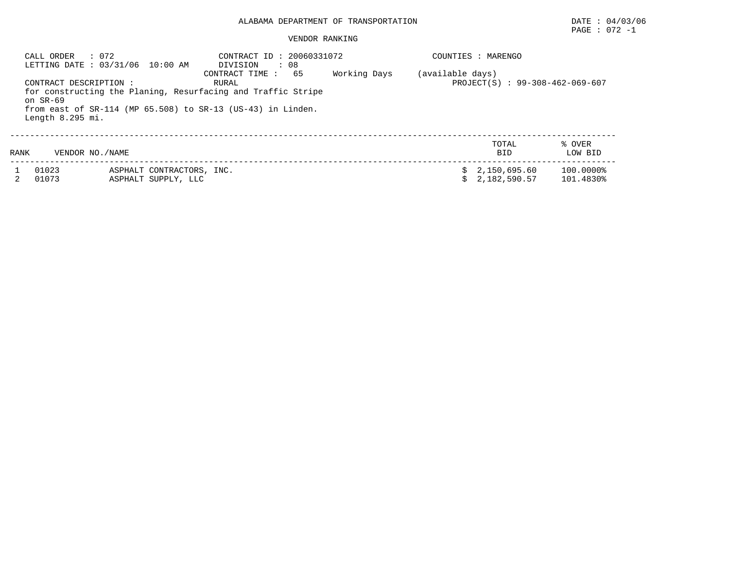ALABAMA DEPARTMENT OF TRANSPORTATION

DATE : 04/03/06

PAGE : 072 -1

VENDOR RANKING

CALL ORDER : 072
LETTING DATE : 03/31/06 10:00 AM

CONTRACT ID : 20060331072
DIVISION : 08
CONTRACT TIME : 65 Working Days (available days)

COUNTIES : MARENGO

CONTRACT DESCRIPTION : RURAL

PROJECT(S) : 99-308-462-069-607

for constructing the Planing, Resurfacing and Traffic Stripe on SR-69
from east of SR-114 (MP 65.508) to SR-13 (US-43) in Linden.
Length 8.295 mi.

| RANK | VENDOR NO./NAME | | TOTAL BID | % OVER LOW BID |
|---|---|---|---|---|
| 1 | 01023 | ASPHALT CONTRACTORS, INC. | $ 2,150,695.60 | 100.0000% |
| 2 | 01073 | ASPHALT SUPPLY, LLC | $ 2,182,590.57 | 101.4830% |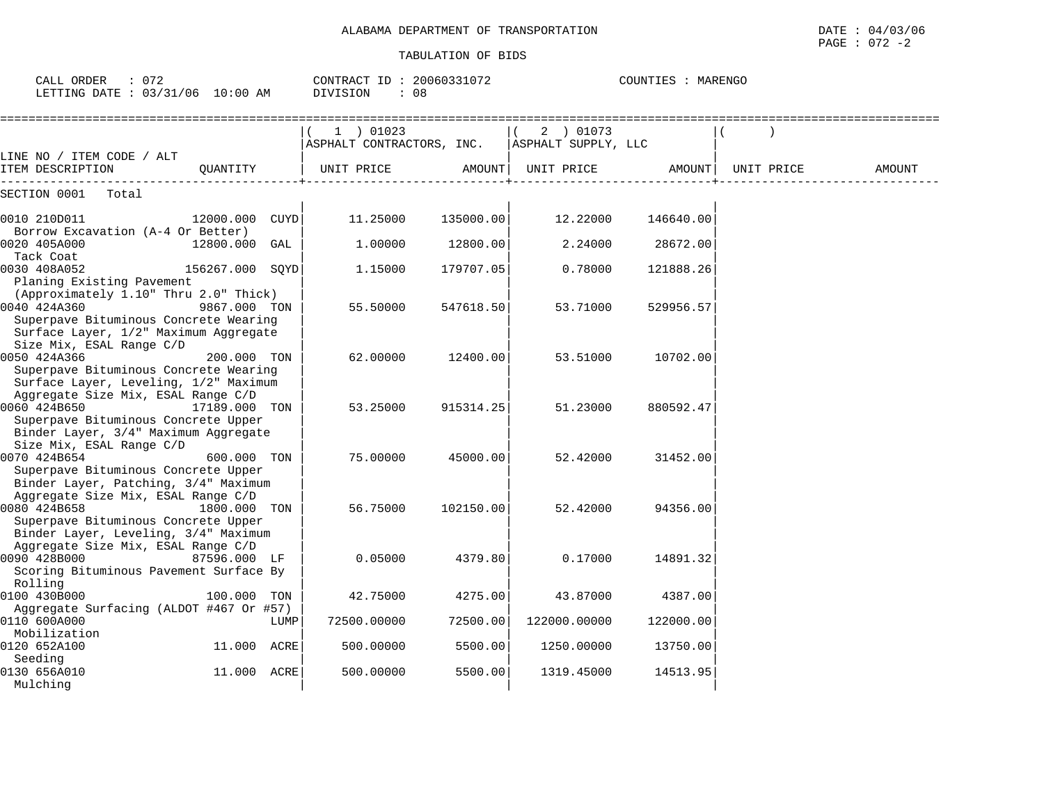ALABAMA DEPARTMENT OF TRANSPORTATION

DATE : 04/03/06

PAGE : 072 -2

TABULATION OF BIDS

CALL ORDER : 072 CONTRACT ID : 20060331072 COUNTIES : MARENGO

LETTING DATE : 03/31/06 10:00 AM DIVISION : 08

| LINE NO / ITEM CODE / ALT ITEM DESCRIPTION | QUANTITY | ( 1 ) 01023 ASPHALT CONTRACTORS, INC. UNIT PRICE | AMOUNT | ( 2 ) 01073 ASPHALT SUPPLY, LLC UNIT PRICE | AMOUNT | ( ) UNIT PRICE | AMOUNT |
|---|---|---|---|---|---|---|---|
| SECTION 0001 Total | | | | | | | |
| 0010 210D011 Borrow Excavation (A-4 Or Better) | 12000.000 CUYD | 11.25000 | 135000.00 | 12.22000 | 146640.00 | | |
| 0020 405A000 Tack Coat | 12800.000 GAL | 1.00000 | 12800.00 | 2.24000 | 28672.00 | | |
| 0030 408A052 Planing Existing Pavement (Approximately 1.10" Thru 2.0" Thick) | 156267.000 SQYD | 1.15000 | 179707.05 | 0.78000 | 121888.26 | | |
| 0040 424A360 Superpave Bituminous Concrete Wearing Surface Layer, 1/2" Maximum Aggregate Size Mix, ESAL Range C/D | 9867.000 TON | 55.50000 | 547618.50 | 53.71000 | 529956.57 | | |
| 0050 424A366 Superpave Bituminous Concrete Wearing Surface Layer, Leveling, 1/2" Maximum Aggregate Size Mix, ESAL Range C/D | 200.000 TON | 62.00000 | 12400.00 | 53.51000 | 10702.00 | | |
| 0060 424B650 Superpave Bituminous Concrete Upper Binder Layer, 3/4" Maximum Aggregate Size Mix, ESAL Range C/D | 17189.000 TON | 53.25000 | 915314.25 | 51.23000 | 880592.47 | | |
| 0070 424B654 Superpave Bituminous Concrete Upper Binder Layer, Patching, 3/4" Maximum Aggregate Size Mix, ESAL Range C/D | 600.000 TON | 75.00000 | 45000.00 | 52.42000 | 31452.00 | | |
| 0080 424B658 Superpave Bituminous Concrete Upper Binder Layer, Leveling, 3/4" Maximum Aggregate Size Mix, ESAL Range C/D | 1800.000 TON | 56.75000 | 102150.00 | 52.42000 | 94356.00 | | |
| 0090 428B000 Scoring Bituminous Pavement Surface By Rolling | 87596.000 LF | 0.05000 | 4379.80 | 0.17000 | 14891.32 | | |
| 0100 430B000 Aggregate Surfacing (ALDOT #467 Or #57) | 100.000 TON | 42.75000 | 4275.00 | 43.87000 | 4387.00 | | |
| 0110 600A000 Mobilization | LUMP | 72500.00000 | 72500.00 | 122000.00000 | 122000.00 | | |
| 0120 652A100 Seeding | 11.000 ACRE | 500.00000 | 5500.00 | 1250.00000 | 13750.00 | | |
| 0130 656A010 Mulching | 11.000 ACRE | 500.00000 | 5500.00 | 1319.45000 | 14513.95 | | |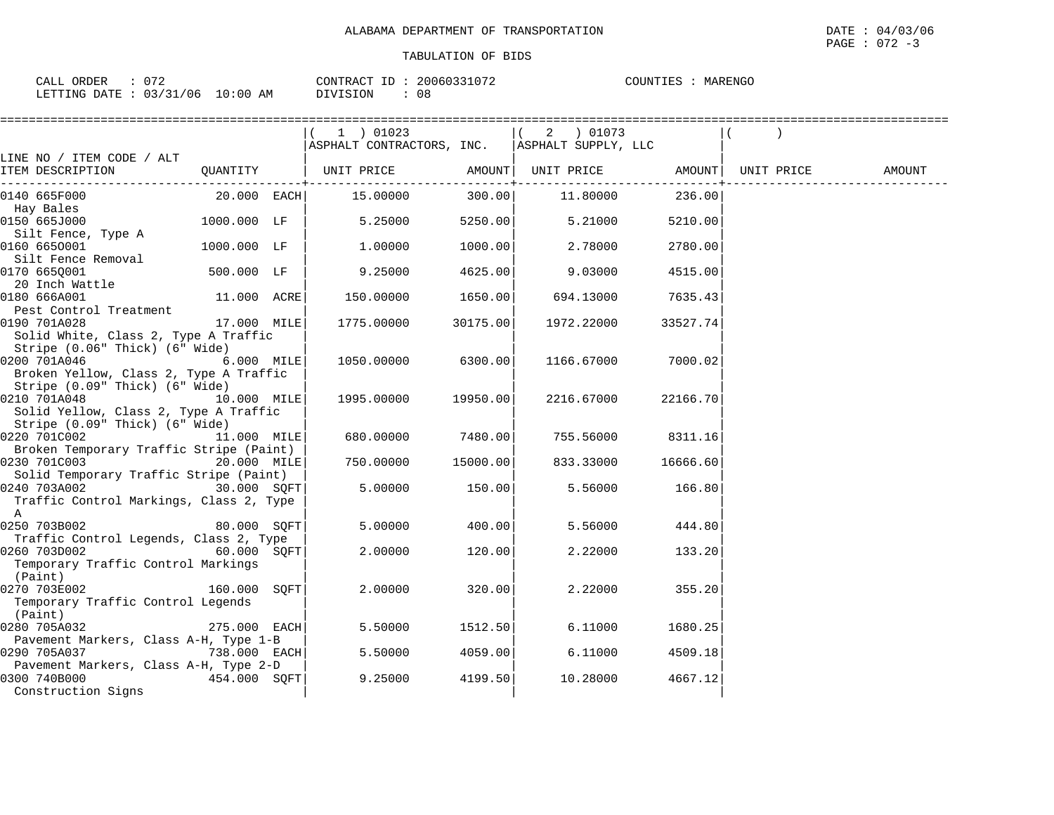ALABAMA DEPARTMENT OF TRANSPORTATION

DATE : 04/03/06

PAGE : 072 -3

TABULATION OF BIDS

CALL ORDER : 072 CONTRACT ID : 20060331072 COUNTIES : MARENGO

LETTING DATE : 03/31/06 10:00 AM DIVISION : 08

| LINE NO / ITEM CODE / ALT ITEM DESCRIPTION | QUANTITY | ( 1 ) 01023 ASPHALT CONTRACTORS, INC. UNIT PRICE | AMOUNT | ( 2 ) 01073 ASPHALT SUPPLY, LLC UNIT PRICE | AMOUNT | ( ) UNIT PRICE | AMOUNT |
|---|---|---|---|---|---|---|---|
| 0140 665F000 Hay Bales | 20.000 EACH | 15.00000 | 300.00 | 11.80000 | 236.00 | | |
| 0150 665J000 Silt Fence, Type A | 1000.000 LF | 5.25000 | 5250.00 | 5.21000 | 5210.00 | | |
| 0160 665O001 Silt Fence Removal | 1000.000 LF | 1.00000 | 1000.00 | 2.78000 | 2780.00 | | |
| 0170 665Q001 20 Inch Wattle | 500.000 LF | 9.25000 | 4625.00 | 9.03000 | 4515.00 | | |
| 0180 666A001 Pest Control Treatment | 11.000 ACRE | 150.00000 | 1650.00 | 694.13000 | 7635.43 | | |
| 0190 701A028 Solid White, Class 2, Type A Traffic Stripe (0.06" Thick) (6" Wide) | 17.000 MILE | 1775.00000 | 30175.00 | 1972.22000 | 33527.74 | | |
| 0200 701A046 Broken Yellow, Class 2, Type A Traffic Stripe (0.09" Thick) (6" Wide) | 6.000 MILE | 1050.00000 | 6300.00 | 1166.67000 | 7000.02 | | |
| 0210 701A048 Solid Yellow, Class 2, Type A Traffic Stripe (0.09" Thick) (6" Wide) | 10.000 MILE | 1995.00000 | 19950.00 | 2216.67000 | 22166.70 | | |
| 0220 701C002 Broken Temporary Traffic Stripe (Paint) | 11.000 MILE | 680.00000 | 7480.00 | 755.56000 | 8311.16 | | |
| 0230 701C003 Solid Temporary Traffic Stripe (Paint) | 20.000 MILE | 750.00000 | 15000.00 | 833.33000 | 16666.60 | | |
| 0240 703A002 Traffic Control Markings, Class 2, Type A | 30.000 SQFT | 5.00000 | 150.00 | 5.56000 | 166.80 | | |
| 0250 703B002 Traffic Control Legends, Class 2, Type | 80.000 SQFT | 5.00000 | 400.00 | 5.56000 | 444.80 | | |
| 0260 703D002 Temporary Traffic Control Markings (Paint) | 60.000 SQFT | 2.00000 | 120.00 | 2.22000 | 133.20 | | |
| 0270 703E002 Temporary Traffic Control Legends (Paint) | 160.000 SQFT | 2.00000 | 320.00 | 2.22000 | 355.20 | | |
| 0280 705A032 Pavement Markers, Class A-H, Type 1-B | 275.000 EACH | 5.50000 | 1512.50 | 6.11000 | 1680.25 | | |
| 0290 705A037 Pavement Markers, Class A-H, Type 2-D | 738.000 EACH | 5.50000 | 4059.00 | 6.11000 | 4509.18 | | |
| 0300 740B000 Construction Signs | 454.000 SQFT | 9.25000 | 4199.50 | 10.28000 | 4667.12 | | |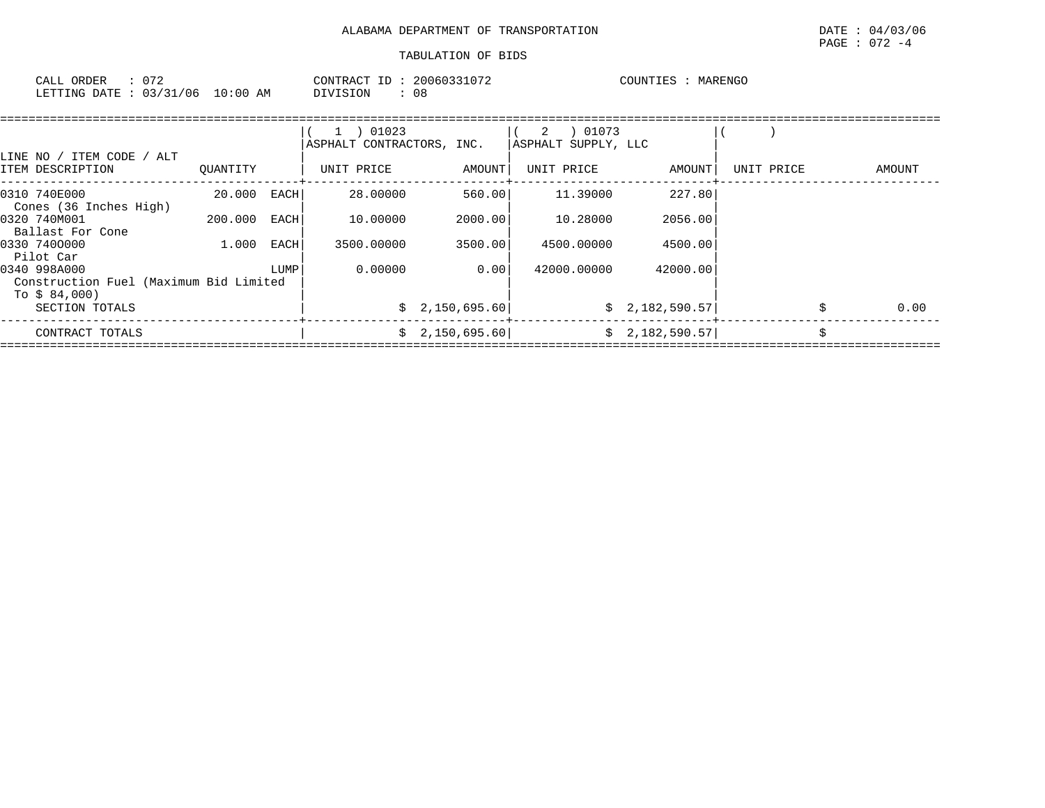ALABAMA DEPARTMENT OF TRANSPORTATION

DATE : 04/03/06
PAGE : 072 -4

TABULATION OF BIDS

CALL ORDER : 072
LETTING DATE : 03/31/06 10:00 AM

CONTRACT ID : 20060331072
DIVISION : 08

COUNTIES : MARENGO

| LINE NO / ITEM CODE / ALT ITEM DESCRIPTION | QUANTITY | ( 1 ) 01023 ASPHALT CONTRACTORS, INC. UNIT PRICE | AMOUNT | ( 2 ) 01073 ASPHALT SUPPLY, LLC UNIT PRICE | AMOUNT | ( ) UNIT PRICE | AMOUNT |
|---|---|---|---|---|---|---|---|
| 0310 740E000 Cones (36 Inches High) | 20.000 EACH | 28.00000 | 560.00 | 11.39000 | 227.80 | | |
| 0320 740M001 Ballast For Cone | 200.000 EACH | 10.00000 | 2000.00 | 10.28000 | 2056.00 | | |
| 0330 740O000 Pilot Car | 1.000 EACH | 3500.00000 | 3500.00 | 4500.00000 | 4500.00 | | |
| 0340 998A000 Construction Fuel (Maximum Bid Limited To $ 84,000) | LUMP | 0.00000 | 0.00 | 42000.00000 | 42000.00 | | |
| SECTION TOTALS | | | $ 2,150,695.60 | | $ 2,182,590.57 | | $ 0.00 |
| CONTRACT TOTALS | | | $ 2,150,695.60 | | $ 2,182,590.57 | | $ |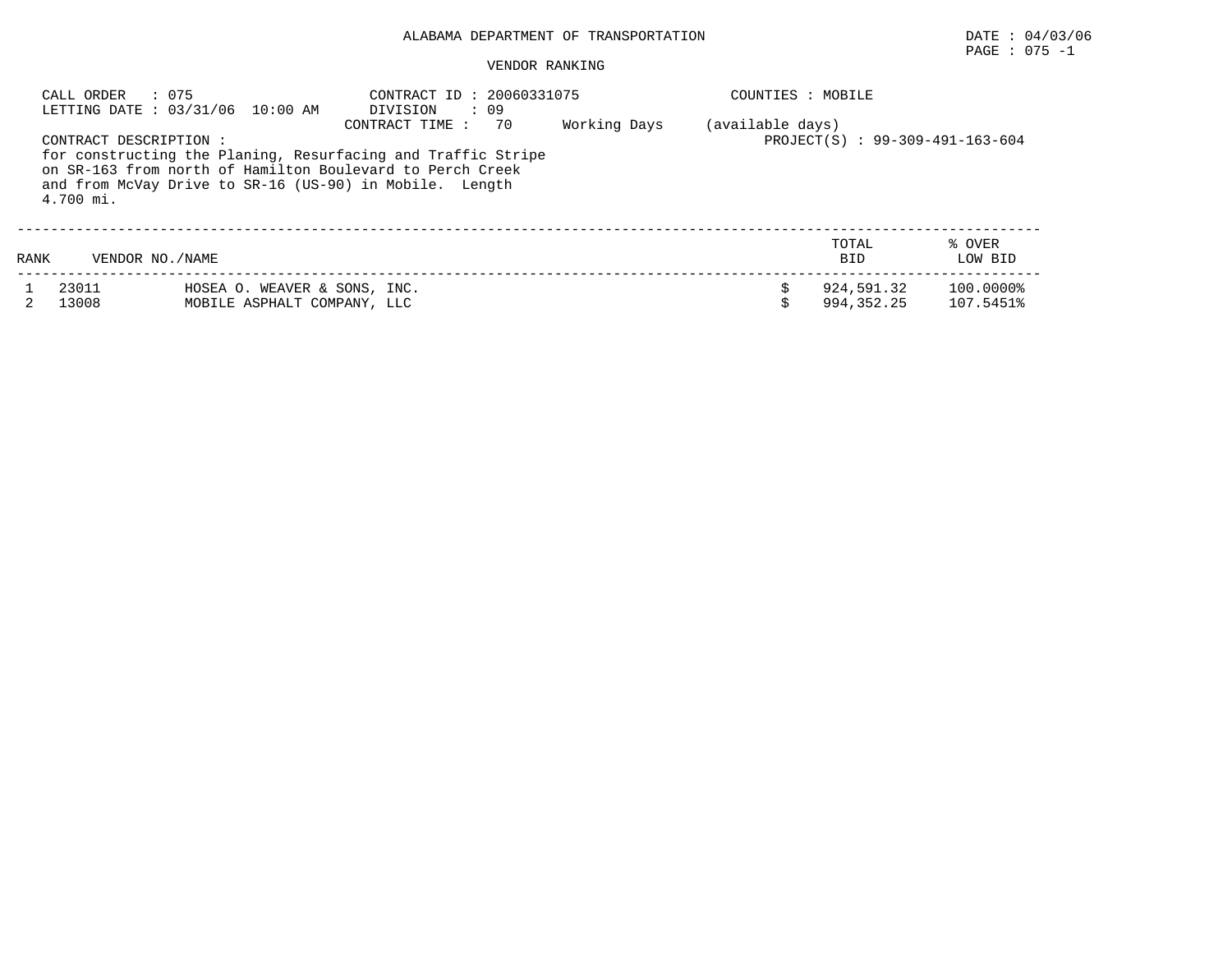ALABAMA DEPARTMENT OF TRANSPORTATION

DATE : 04/03/06

PAGE : 075 -1

VENDOR RANKING

CALL ORDER : 075
LETTING DATE : 03/31/06 10:00 AM

CONTRACT ID : 20060331075
DIVISION : 09
CONTRACT TIME : 70 Working Days (available days)

COUNTIES : MOBILE

PROJECT(S) : 99-309-491-163-604

CONTRACT DESCRIPTION :
for constructing the Planing, Resurfacing and Traffic Stripe on SR-163 from north of Hamilton Boulevard to Perch Creek and from McVay Drive to SR-16 (US-90) in Mobile. Length 4.700 mi.

| RANK | VENDOR NO./NAME | | TOTAL BID | % OVER LOW BID |
|---|---|---|---|---|
| 1 | 23011 | HOSEA O. WEAVER & SONS, INC. | $ 924,591.32 | 100.0000% |
| 2 | 13008 | MOBILE ASPHALT COMPANY, LLC | $ 994,352.25 | 107.5451% |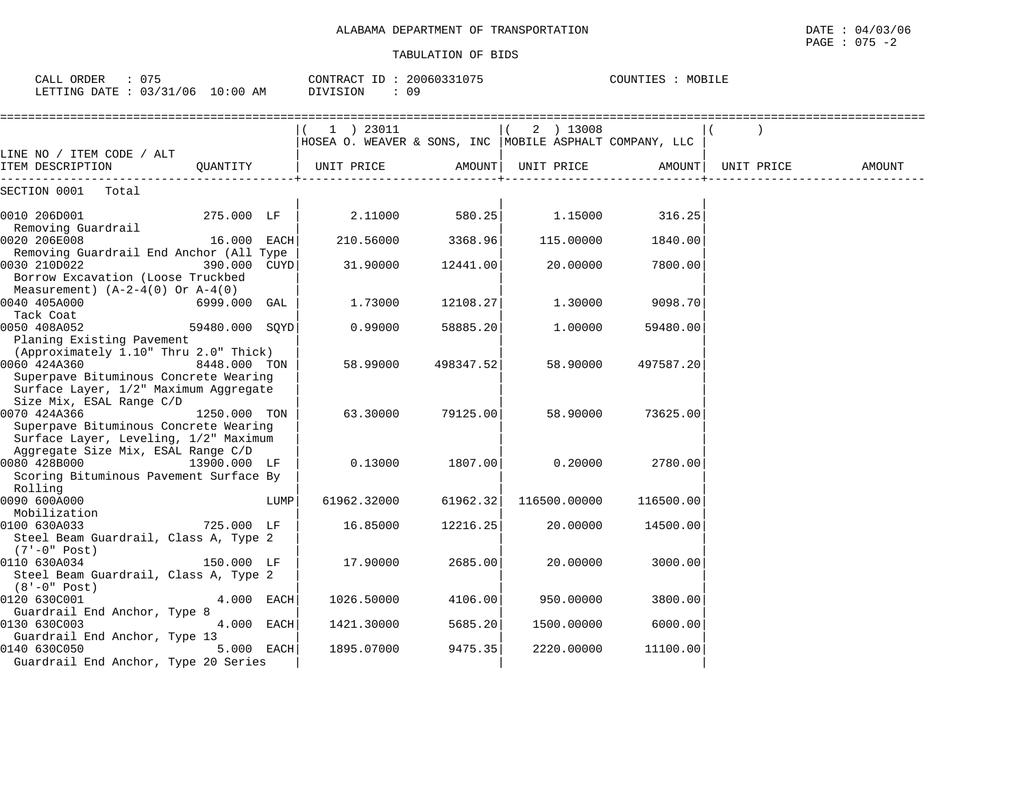ALABAMA DEPARTMENT OF TRANSPORTATION

TABULATION OF BIDS

DATE : 04/03/06
PAGE : 075 -2

CALL ORDER : 075
LETTING DATE : 03/31/06 10:00 AM

CONTRACT ID : 20060331075
DIVISION : 09

COUNTIES : MOBILE

| LINE NO / ITEM CODE / ALT ITEM DESCRIPTION | QUANTITY | (1) 23011 HOSEA O. WEAVER & SONS, INC UNIT PRICE | AMOUNT | (2) 13008 MOBILE ASPHALT COMPANY, LLC UNIT PRICE | AMOUNT | ( ) UNIT PRICE | AMOUNT |
|---|---|---|---|---|---|---|---|
| SECTION 0001 Total | | | | | | | |
| 0010 206D001 Removing Guardrail | 275.000 LF | 2.11000 | 580.25 | 1.15000 | 316.25 | | |
| 0020 206E008 Removing Guardrail End Anchor (All Type | 16.000 EACH | 210.56000 | 3368.96 | 115.00000 | 1840.00 | | |
| 0030 210D022 Borrow Excavation (Loose Truckbed Measurement) (A-2-4(0) Or A-4(0) | 390.000 CUYD | 31.90000 | 12441.00 | 20.00000 | 7800.00 | | |
| 0040 405A000 Tack Coat | 6999.000 GAL | 1.73000 | 12108.27 | 1.30000 | 9098.70 | | |
| 0050 408A052 Planing Existing Pavement (Approximately 1.10" Thru 2.0" Thick) | 59480.000 SQYD | 0.99000 | 58885.20 | 1.00000 | 59480.00 | | |
| 0060 424A360 Superpave Bituminous Concrete Wearing Surface Layer, 1/2" Maximum Aggregate Size Mix, ESAL Range C/D | 8448.000 TON | 58.99000 | 498347.52 | 58.90000 | 497587.20 | | |
| 0070 424A366 Superpave Bituminous Concrete Wearing Surface Layer, Leveling, 1/2" Maximum Aggregate Size Mix, ESAL Range C/D | 1250.000 TON | 63.30000 | 79125.00 | 58.90000 | 73625.00 | | |
| 0080 428B000 Scoring Bituminous Pavement Surface By Rolling | 13900.000 LF | 0.13000 | 1807.00 | 0.20000 | 2780.00 | | |
| 0090 600A000 Mobilization | LUMP | 61962.32000 | 61962.32 | 116500.00000 | 116500.00 | | |
| 0100 630A033 Steel Beam Guardrail, Class A, Type 2 (7'-0" Post) | 725.000 LF | 16.85000 | 12216.25 | 20.00000 | 14500.00 | | |
| 0110 630A034 Steel Beam Guardrail, Class A, Type 2 (8'-0" Post) | 150.000 LF | 17.90000 | 2685.00 | 20.00000 | 3000.00 | | |
| 0120 630C001 Guardrail End Anchor, Type 8 | 4.000 EACH | 1026.50000 | 4106.00 | 950.00000 | 3800.00 | | |
| 0130 630C003 Guardrail End Anchor, Type 13 | 4.000 EACH | 1421.30000 | 5685.20 | 1500.00000 | 6000.00 | | |
| 0140 630C050 Guardrail End Anchor, Type 20 Series | 5.000 EACH | 1895.07000 | 9475.35 | 2220.00000 | 11100.00 | | |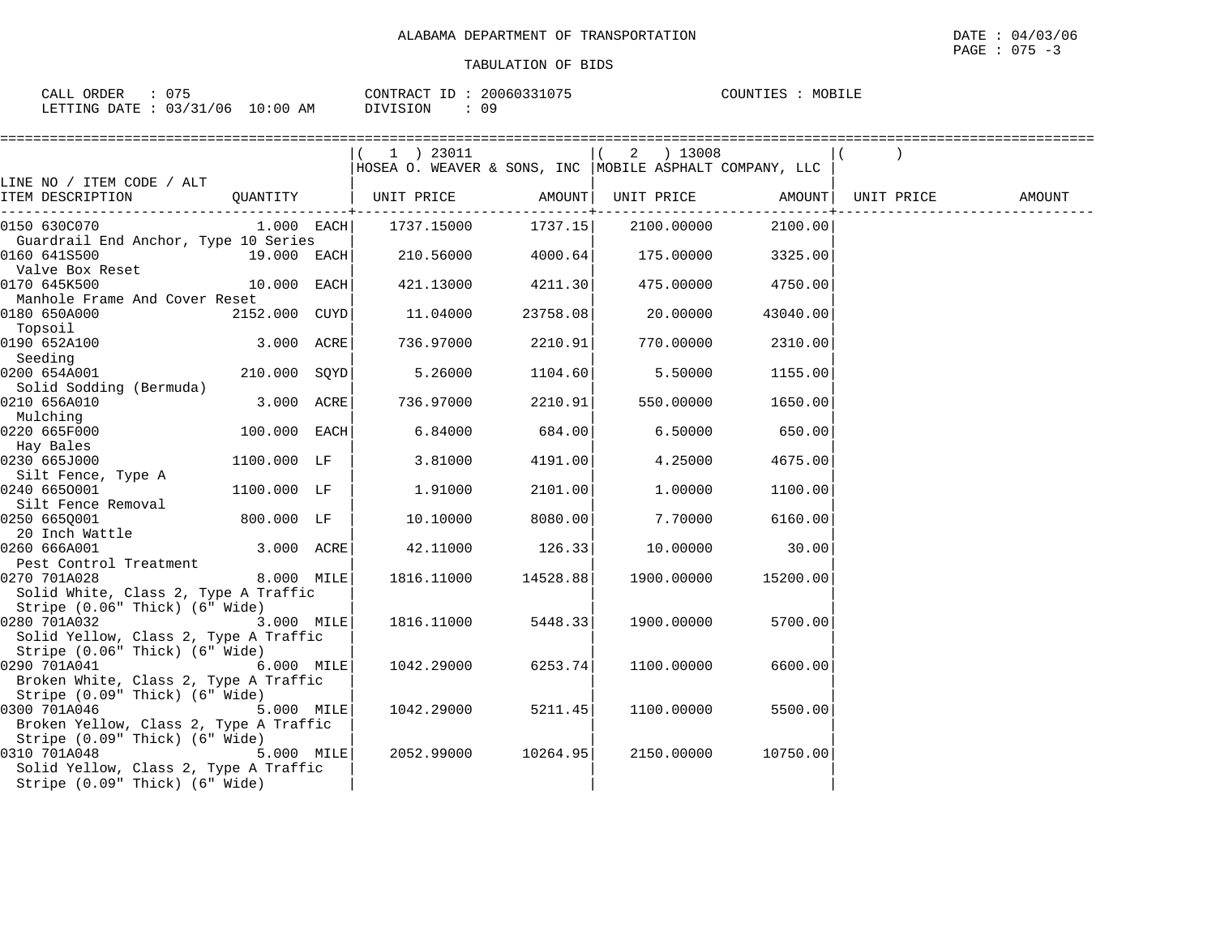ALABAMA DEPARTMENT OF TRANSPORTATION

TABULATION OF BIDS

DATE : 04/03/06
PAGE : 075 -3

CALL ORDER : 075
LETTING DATE : 03/31/06 10:00 AM

CONTRACT ID : 20060331075
DIVISION : 09

COUNTIES : MOBILE

| LINE NO / ITEM CODE / ALT / ITEM DESCRIPTION | QUANTITY | (1) 23011 HOSEA O. WEAVER & SONS, INC UNIT PRICE | AMOUNT | (2) 13008 MOBILE ASPHALT COMPANY, LLC UNIT PRICE | AMOUNT | ( ) UNIT PRICE | AMOUNT |
|---|---|---|---|---|---|---|---|
| 0150 630C070 Guardrail End Anchor, Type 10 Series | 1.000 EACH | 1737.15000 | 1737.15 | 2100.00000 | 2100.00 | | |
| 0160 641S500 Valve Box Reset | 19.000 EACH | 210.56000 | 4000.64 | 175.00000 | 3325.00 | | |
| 0170 645K500 Manhole Frame And Cover Reset | 10.000 EACH | 421.13000 | 4211.30 | 475.00000 | 4750.00 | | |
| 0180 650A000 Topsoil | 2152.000 CUYD | 11.04000 | 23758.08 | 20.00000 | 43040.00 | | |
| 0190 652A100 Seeding | 3.000 ACRE | 736.97000 | 2210.91 | 770.00000 | 2310.00 | | |
| 0200 654A001 Solid Sodding (Bermuda) | 210.000 SQYD | 5.26000 | 1104.60 | 5.50000 | 1155.00 | | |
| 0210 656A010 Mulching | 3.000 ACRE | 736.97000 | 2210.91 | 550.00000 | 1650.00 | | |
| 0220 665F000 Hay Bales | 100.000 EACH | 6.84000 | 684.00 | 6.50000 | 650.00 | | |
| 0230 665J000 Silt Fence, Type A | 1100.000 LF | 3.81000 | 4191.00 | 4.25000 | 4675.00 | | |
| 0240 665O001 Silt Fence Removal | 1100.000 LF | 1.91000 | 2101.00 | 1.00000 | 1100.00 | | |
| 0250 665Q001 20 Inch Wattle | 800.000 LF | 10.10000 | 8080.00 | 7.70000 | 6160.00 | | |
| 0260 666A001 Pest Control Treatment | 3.000 ACRE | 42.11000 | 126.33 | 10.00000 | 30.00 | | |
| 0270 701A028 Solid White, Class 2, Type A Traffic Stripe (0.06" Thick) (6" Wide) | 8.000 MILE | 1816.11000 | 14528.88 | 1900.00000 | 15200.00 | | |
| 0280 701A032 Solid Yellow, Class 2, Type A Traffic Stripe (0.06" Thick) (6" Wide) | 3.000 MILE | 1816.11000 | 5448.33 | 1900.00000 | 5700.00 | | |
| 0290 701A041 Broken White, Class 2, Type A Traffic Stripe (0.09" Thick) (6" Wide) | 6.000 MILE | 1042.29000 | 6253.74 | 1100.00000 | 6600.00 | | |
| 0300 701A046 Broken Yellow, Class 2, Type A Traffic Stripe (0.09" Thick) (6" Wide) | 5.000 MILE | 1042.29000 | 5211.45 | 1100.00000 | 5500.00 | | |
| 0310 701A048 Solid Yellow, Class 2, Type A Traffic Stripe (0.09" Thick) (6" Wide) | 5.000 MILE | 2052.99000 | 10264.95 | 2150.00000 | 10750.00 | | |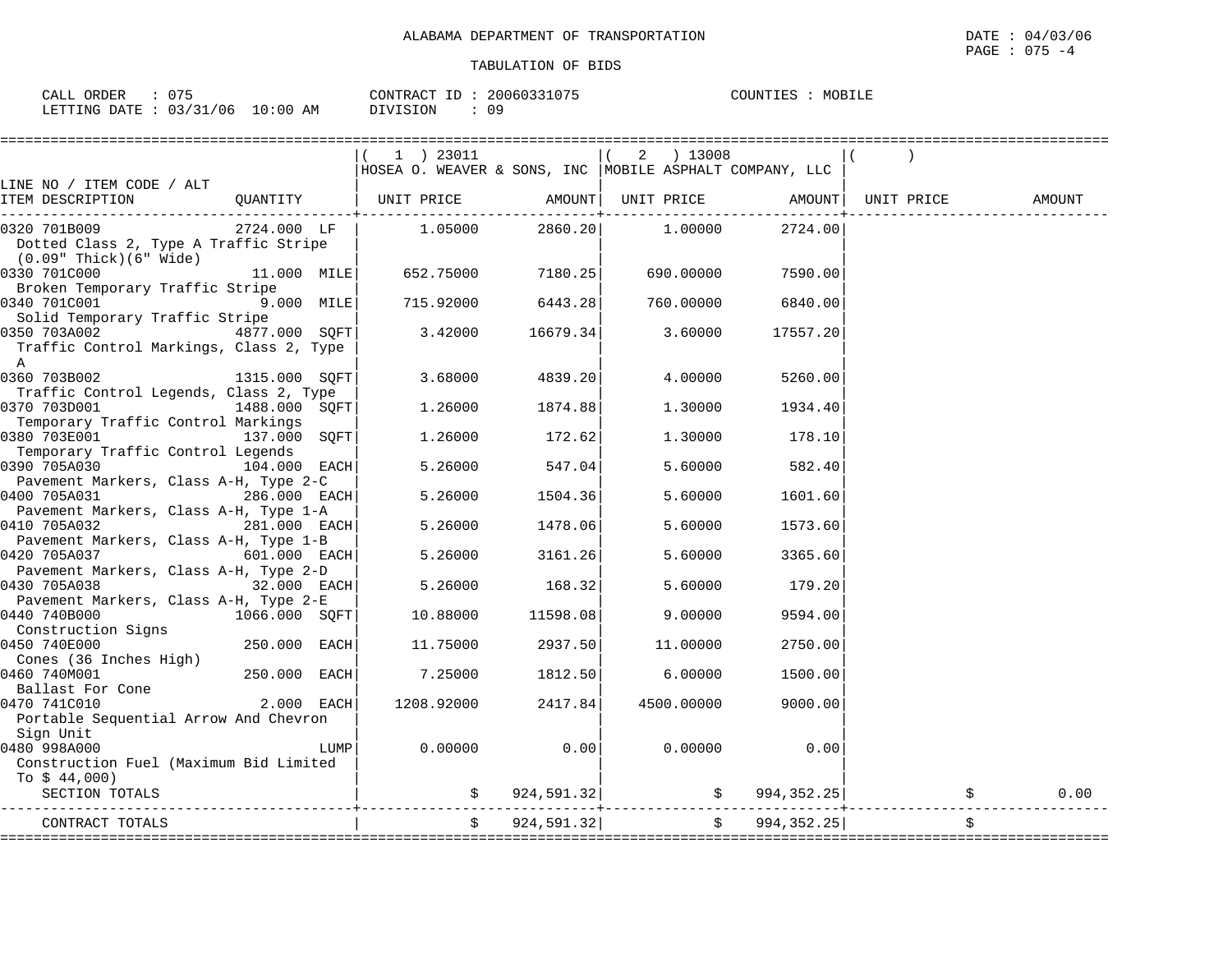ALABAMA DEPARTMENT OF TRANSPORTATION

TABULATION OF BIDS

DATE : 04/03/06

CALL ORDER : 075 CONTRACT ID : 20060331075 COUNTIES : MOBILE
LETTING DATE : 03/31/06 10:00 AM DIVISION : 09

| LINE NO / ITEM CODE / ALT ITEM DESCRIPTION | QUANTITY | (1) 23011 HOSEA O. WEAVER & SONS, INC UNIT PRICE | AMOUNT | (2) 13008 MOBILE ASPHALT COMPANY, LLC UNIT PRICE | AMOUNT | ( ) UNIT PRICE | AMOUNT |
|---|---|---|---|---|---|---|---|
| 0320 701B009 Dotted Class 2, Type A Traffic Stripe (0.09" Thick)(6" Wide) | 2724.000 LF | 1.05000 | 2860.20 | 1.00000 | 2724.00 | | |
| 0330 701C000 Broken Temporary Traffic Stripe | 11.000 MILE | 652.75000 | 7180.25 | 690.00000 | 7590.00 | | |
| 0340 701C001 Solid Temporary Traffic Stripe | 9.000 MILE | 715.92000 | 6443.28 | 760.00000 | 6840.00 | | |
| 0350 703A002 Traffic Control Markings, Class 2, Type A | 4877.000 SQFT | 3.42000 | 16679.34 | 3.60000 | 17557.20 | | |
| 0360 703B002 Traffic Control Legends, Class 2, Type | 1315.000 SQFT | 3.68000 | 4839.20 | 4.00000 | 5260.00 | | |
| 0370 703D001 Temporary Traffic Control Markings | 1488.000 SQFT | 1.26000 | 1874.88 | 1.30000 | 1934.40 | | |
| 0380 703E001 Temporary Traffic Control Legends | 137.000 SQFT | 1.26000 | 172.62 | 1.30000 | 178.10 | | |
| 0390 705A030 Pavement Markers, Class A-H, Type 2-C | 104.000 EACH | 5.26000 | 547.04 | 5.60000 | 582.40 | | |
| 0400 705A031 Pavement Markers, Class A-H, Type 1-A | 286.000 EACH | 5.26000 | 1504.36 | 5.60000 | 1601.60 | | |
| 0410 705A032 Pavement Markers, Class A-H, Type 1-B | 281.000 EACH | 5.26000 | 1478.06 | 5.60000 | 1573.60 | | |
| 0420 705A037 Pavement Markers, Class A-H, Type 2-D | 601.000 EACH | 5.26000 | 3161.26 | 5.60000 | 3365.60 | | |
| 0430 705A038 Pavement Markers, Class A-H, Type 2-E | 32.000 EACH | 5.26000 | 168.32 | 5.60000 | 179.20 | | |
| 0440 740B000 Construction Signs | 1066.000 SQFT | 10.88000 | 11598.08 | 9.00000 | 9594.00 | | |
| 0450 740E000 Cones (36 Inches High) | 250.000 EACH | 11.75000 | 2937.50 | 11.00000 | 2750.00 | | |
| 0460 740M001 Ballast For Cone | 250.000 EACH | 7.25000 | 1812.50 | 6.00000 | 1500.00 | | |
| 0470 741C010 Portable Sequential Arrow And Chevron Sign Unit | 2.000 EACH | 1208.92000 | 2417.84 | 4500.00000 | 9000.00 | | |
| 0480 998A000 Construction Fuel (Maximum Bid Limited To $ 44,000) | LUMP | 0.00000 | 0.00 | 0.00000 | 0.00 | | |
| SECTION TOTALS | | | $ 924,591.32 | | $ 994,352.25 | | $ 0.00 |
| CONTRACT TOTALS | | | $ 924,591.32 | | $ 994,352.25 | | $ |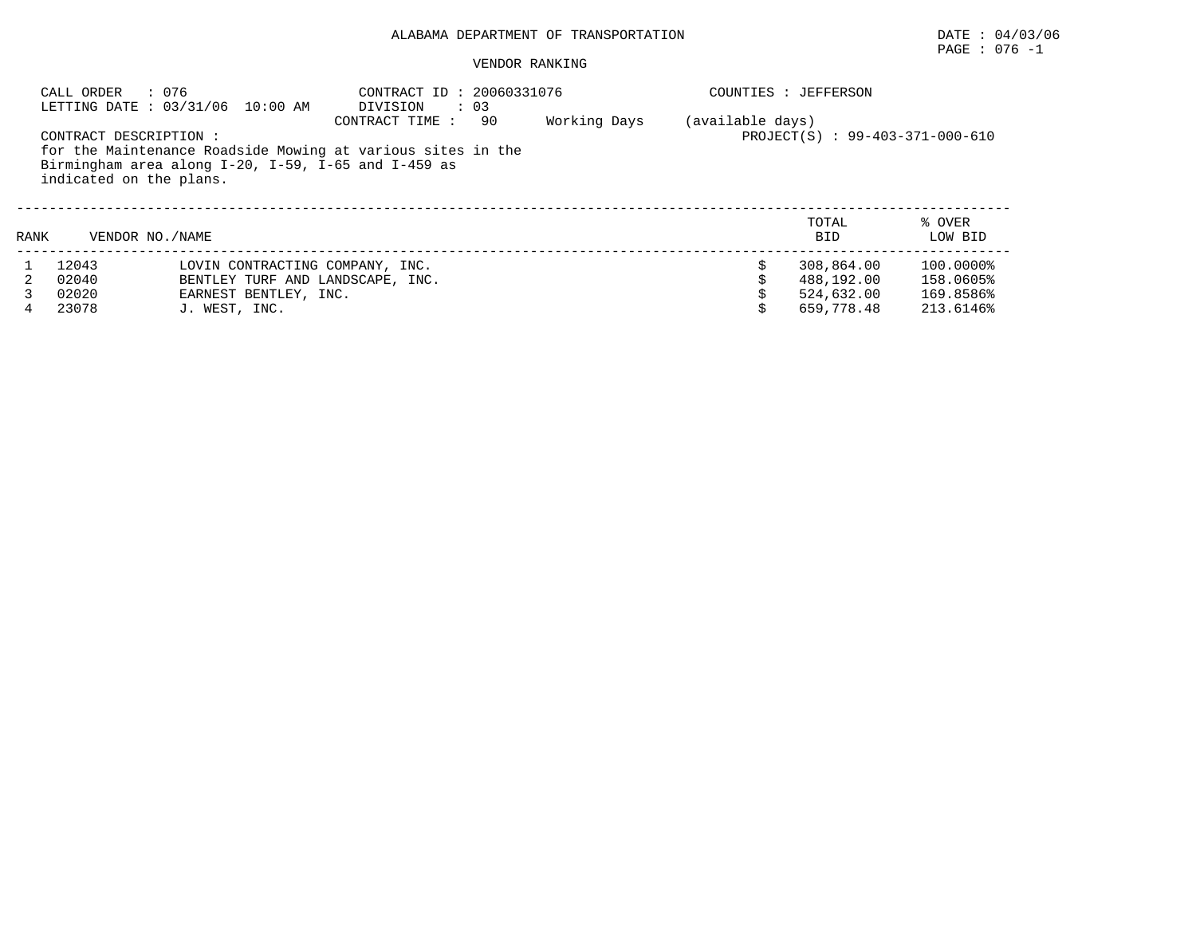ALABAMA DEPARTMENT OF TRANSPORTATION

DATE : 04/03/06

PAGE : 076 -1

VENDOR RANKING

CALL ORDER : 076
LETTING DATE : 03/31/06 10:00 AM

CONTRACT ID : 20060331076
DIVISION : 03
CONTRACT TIME : 90 Working Days (available days)

COUNTIES : JEFFERSON

PROJECT(S) : 99-403-371-000-610

CONTRACT DESCRIPTION :
for the Maintenance Roadside Mowing at various sites in the Birmingham area along I-20, I-59, I-65 and I-459 as indicated on the plans.

| RANK | VENDOR NO./NAME | | TOTAL BID | % OVER LOW BID |
|---|---|---|---|---|
| 1 | 12043 | LOVIN CONTRACTING COMPANY, INC. | $ 308,864.00 | 100.0000% |
| 2 | 02040 | BENTLEY TURF AND LANDSCAPE, INC. | $ 488,192.00 | 158.0605% |
| 3 | 02020 | EARNEST BENTLEY, INC. | $ 524,632.00 | 169.8586% |
| 4 | 23078 | J. WEST, INC. | $ 659,778.48 | 213.6146% |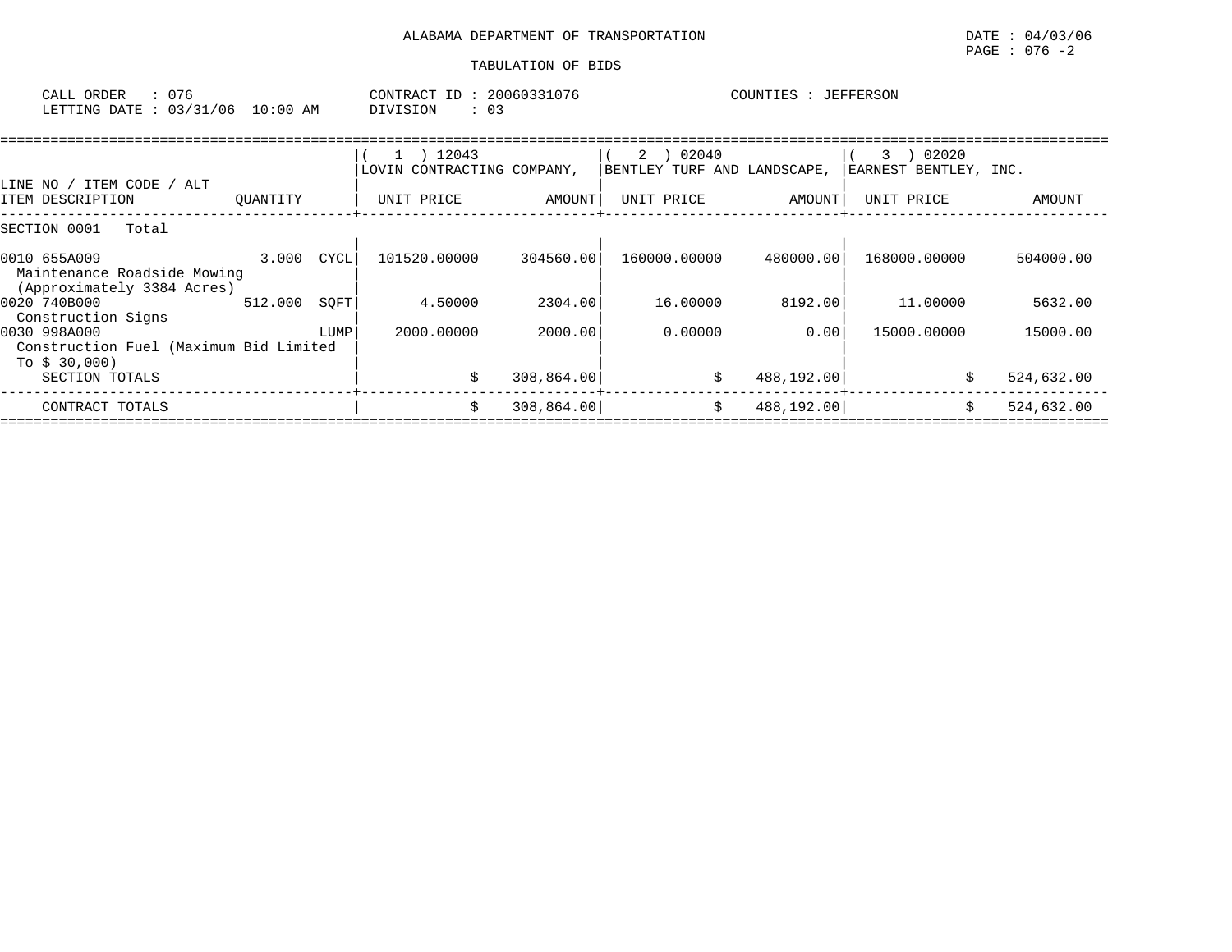ALABAMA DEPARTMENT OF TRANSPORTATION

DATE : 04/03/06

PAGE : 076 -2

TABULATION OF BIDS

CALL ORDER : 076 &nbsp;&nbsp;&nbsp; CONTRACT ID : 20060331076 &nbsp;&nbsp;&nbsp; COUNTIES : JEFFERSON

LETTING DATE : 03/31/06 10:00 AM &nbsp;&nbsp;&nbsp; DIVISION : 03

| LINE NO / ITEM CODE / ALT<br>ITEM DESCRIPTION | QUANTITY | | ( 1 ) 12043<br>LOVIN CONTRACTING COMPANY,<br>UNIT PRICE | <br><br>AMOUNT | ( 2 ) 02040<br>BENTLEY TURF AND LANDSCAPE,<br>UNIT PRICE | <br><br>AMOUNT | ( 3 ) 02020<br>EARNEST BENTLEY, INC.<br>UNIT PRICE | <br><br>AMOUNT |
|---|---|---|---|---|---|---|---|---|
| SECTION 0001 Total | | | | | | | | |
| 0010 655A009<br>Maintenance Roadside Mowing<br>(Approximately 3384 Acres) | 3.000 | CYCL | 101520.00000 | 304560.00 | 160000.00000 | 480000.00 | 168000.00000 | 504000.00 |
| 0020 740B000<br>Construction Signs | 512.000 | SQFT | 4.50000 | 2304.00 | 16.00000 | 8192.00 | 11.00000 | 5632.00 |
| 0030 998A000<br>Construction Fuel (Maximum Bid Limited To $ 30,000) | | LUMP | 2000.00000 | 2000.00 | 0.00000 | 0.00 | 15000.00000 | 15000.00 |
| SECTION TOTALS | | | | $ 308,864.00 | | $ 488,192.00 | | $ 524,632.00 |
| CONTRACT TOTALS | | | | $ 308,864.00 | | $ 488,192.00 | | $ 524,632.00 |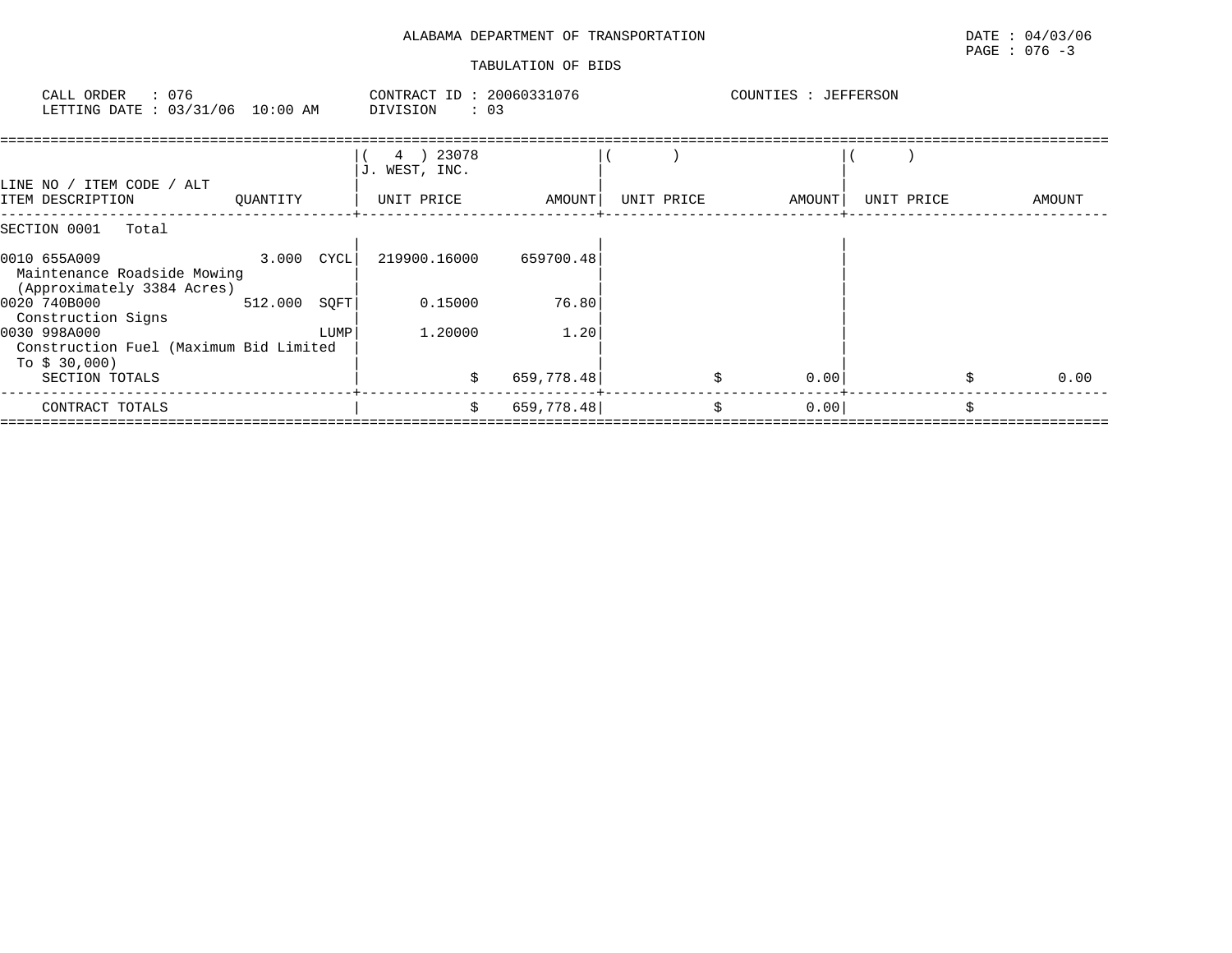ALABAMA DEPARTMENT OF TRANSPORTATION

DATE : 04/03/06

TABULATION OF BIDS

CALL ORDER : 076 CONTRACT ID : 20060331076 COUNTIES : JEFFERSON

LETTING DATE : 03/31/06 10:00 AM DIVISION : 03

| LINE NO / ITEM CODE / ALT ITEM DESCRIPTION | QUANTITY | ( 4 ) 23078 J. WEST, INC. UNIT PRICE | AMOUNT | ( ) UNIT PRICE | AMOUNT | ( ) UNIT PRICE | AMOUNT |
|---|---|---|---|---|---|---|---|
| SECTION 0001 Total | | | | | | | |
| 0010 655A009 Maintenance Roadside Mowing (Approximately 3384 Acres) | 3.000 CYCL | 219900.16000 | 659700.48 | | | | |
| 0020 740B000 Construction Signs | 512.000 SQFT | 0.15000 | 76.80 | | | | |
| 0030 998A000 Construction Fuel (Maximum Bid Limited To $ 30,000) | LUMP | 1.20000 | 1.20 | | | | |
| SECTION TOTALS | | $ | 659,778.48 | $ | 0.00 | $ | 0.00 |
| CONTRACT TOTALS | | $ | 659,778.48 | $ | 0.00 | $ | |